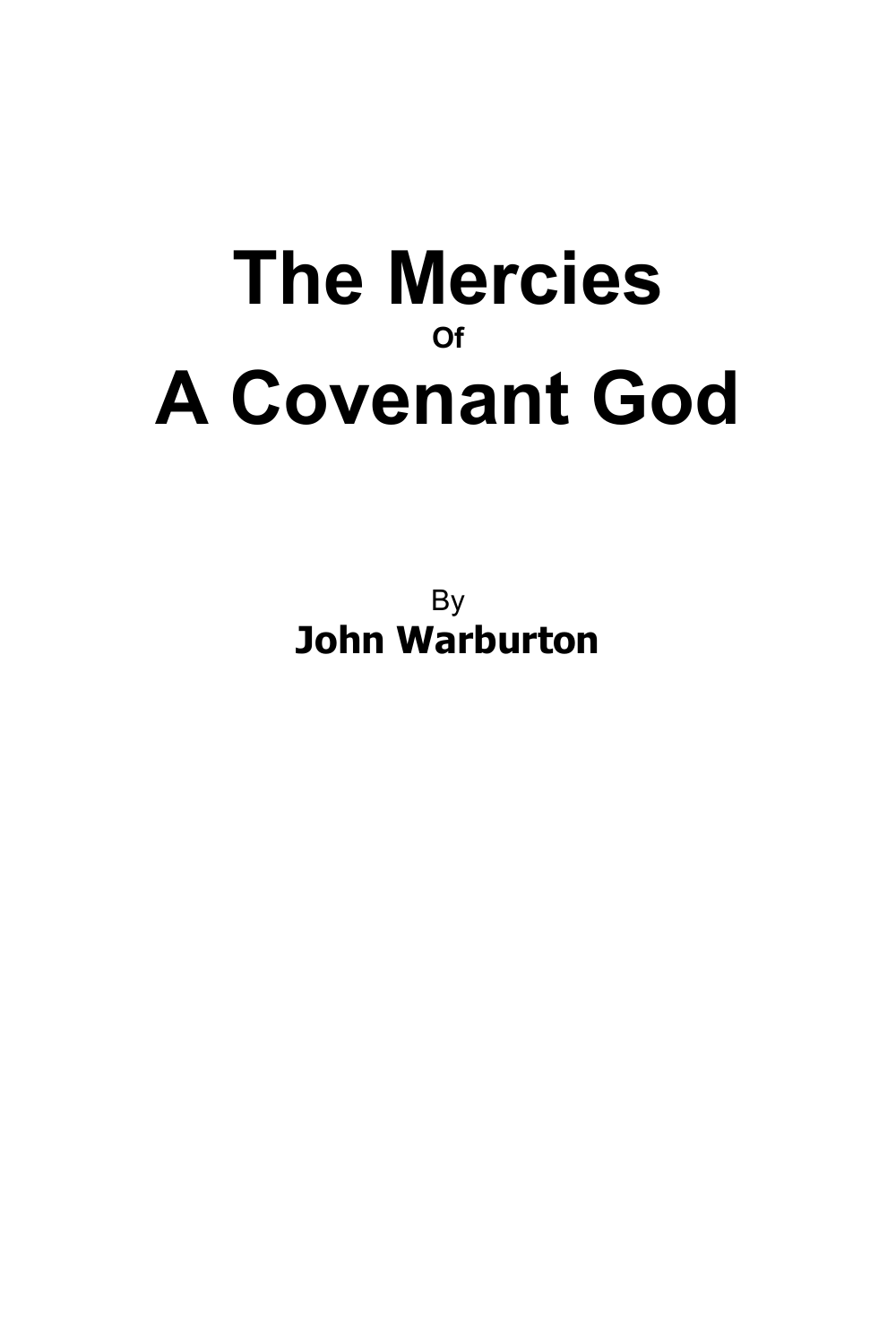# The Mercies

Of

# A Covenant God

By

**John Warburton**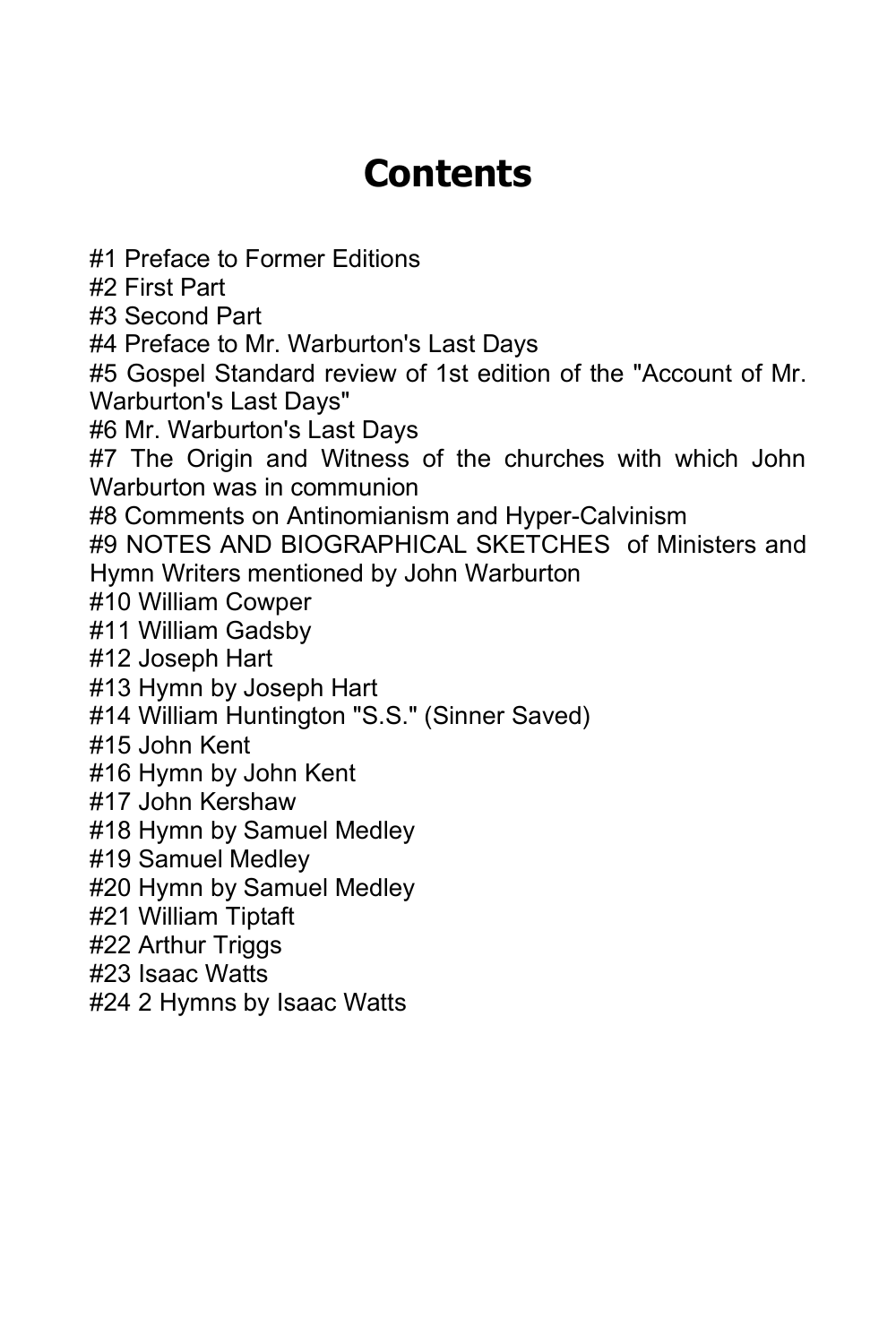# Contents

#1 Preface to Former Editions
#2 First Part
#3 Second Part
#4 Preface to Mr. Warburton's Last Days
#5 Gospel Standard review of 1st edition of the "Account of Mr. Warburton's Last Days"
#6 Mr. Warburton's Last Days
#7 The Origin and Witness of the churches with which John Warburton was in communion
#8 Comments on Antinomianism and Hyper-Calvinism
#9 NOTES AND BIOGRAPHICAL SKETCHES of Ministers and Hymn Writers mentioned by John Warburton
#10 William Cowper
#11 William Gadsby
#12 Joseph Hart
#13 Hymn by Joseph Hart
#14 William Huntington "S.S." (Sinner Saved)
#15 John Kent
#16 Hymn by John Kent
#17 John Kershaw
#18 Hymn by Samuel Medley
#19 Samuel Medley
#20 Hymn by Samuel Medley
#21 William Tiptaft
#22 Arthur Triggs
#23 Isaac Watts
#24 2 Hymns by Isaac Watts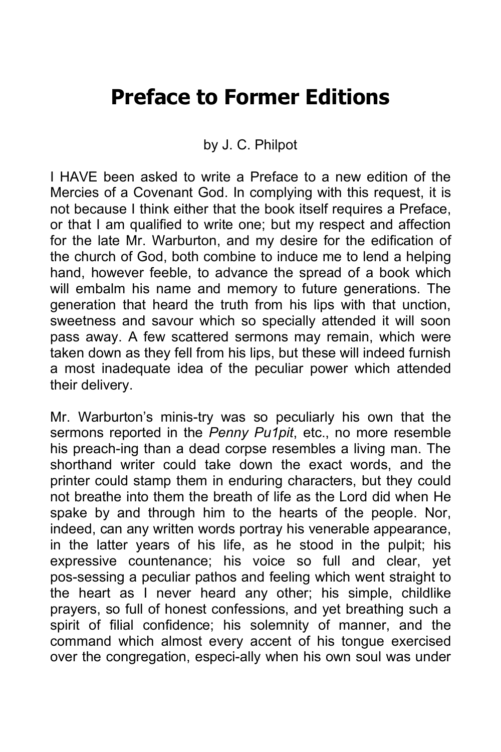# Preface to Former Editions

by J. C. Philpot

I HAVE been asked to write a Preface to a new edition of the Mercies of a Covenant God. In complying with this request, it is not because I think either that the book itself requires a Preface, or that I am qualified to write one; but my respect and affection for the late Mr. Warburton, and my desire for the edification of the church of God, both combine to induce me to lend a helping hand, however feeble, to advance the spread of a book which will embalm his name and memory to future generations. The generation that heard the truth from his lips with that unction, sweetness and savour which so specially attended it will soon pass away. A few scattered sermons may remain, which were taken down as they fell from his lips, but these will indeed furnish a most inadequate idea of the peculiar power which attended their delivery.

Mr. Warburton's minis-try was so peculiarly his own that the sermons reported in the *Penny Pu1pit*, etc., no more resemble his preach-ing than a dead corpse resembles a living man. The shorthand writer could take down the exact words, and the printer could stamp them in enduring characters, but they could not breathe into them the breath of life as the Lord did when He spake by and through him to the hearts of the people. Nor, indeed, can any written words portray his venerable appearance, in the latter years of his life, as he stood in the pulpit; his expressive countenance; his voice so full and clear, yet pos-sessing a peculiar pathos and feeling which went straight to the heart as I never heard any other; his simple, childlike prayers, so full of honest confessions, and yet breathing such a spirit of filial confidence; his solemnity of manner, and the command which almost every accent of his tongue exercised over the congregation, especi-ally when his own soul was under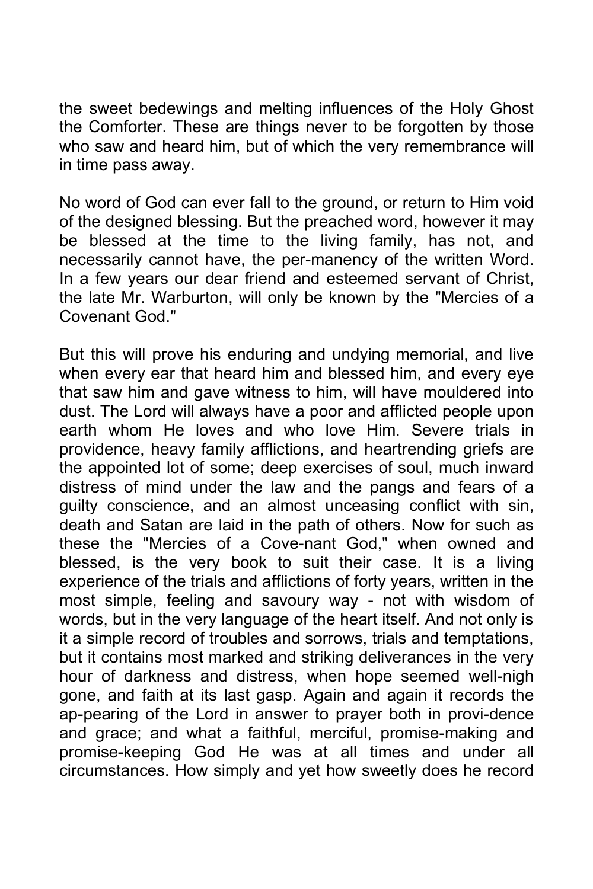the sweet bedewings and melting influences of the Holy Ghost the Comforter. These are things never to be forgotten by those who saw and heard him, but of which the very remembrance will in time pass away.

No word of God can ever fall to the ground, or return to Him void of the designed blessing. But the preached word, however it may be blessed at the time to the living family, has not, and necessarily cannot have, the per-manency of the written Word. In a few years our dear friend and esteemed servant of Christ, the late Mr. Warburton, will only be known by the "Mercies of a Covenant God."

But this will prove his enduring and undying memorial, and live when every ear that heard him and blessed him, and every eye that saw him and gave witness to him, will have mouldered into dust. The Lord will always have a poor and afflicted people upon earth whom He loves and who love Him. Severe trials in providence, heavy family afflictions, and heartrending griefs are the appointed lot of some; deep exercises of soul, much inward distress of mind under the law and the pangs and fears of a guilty conscience, and an almost unceasing conflict with sin, death and Satan are laid in the path of others. Now for such as these the "Mercies of a Cove-nant God," when owned and blessed, is the very book to suit their case. It is a living experience of the trials and afflictions of forty years, written in the most simple, feeling and savoury way - not with wisdom of words, but in the very language of the heart itself. And not only is it a simple record of troubles and sorrows, trials and temptations, but it contains most marked and striking deliverances in the very hour of darkness and distress, when hope seemed well-nigh gone, and faith at its last gasp. Again and again it records the ap-pearing of the Lord in answer to prayer both in provi-dence and grace; and what a faithful, merciful, promise-making and promise-keeping God He was at all times and under all circumstances. How simply and yet how sweetly does he record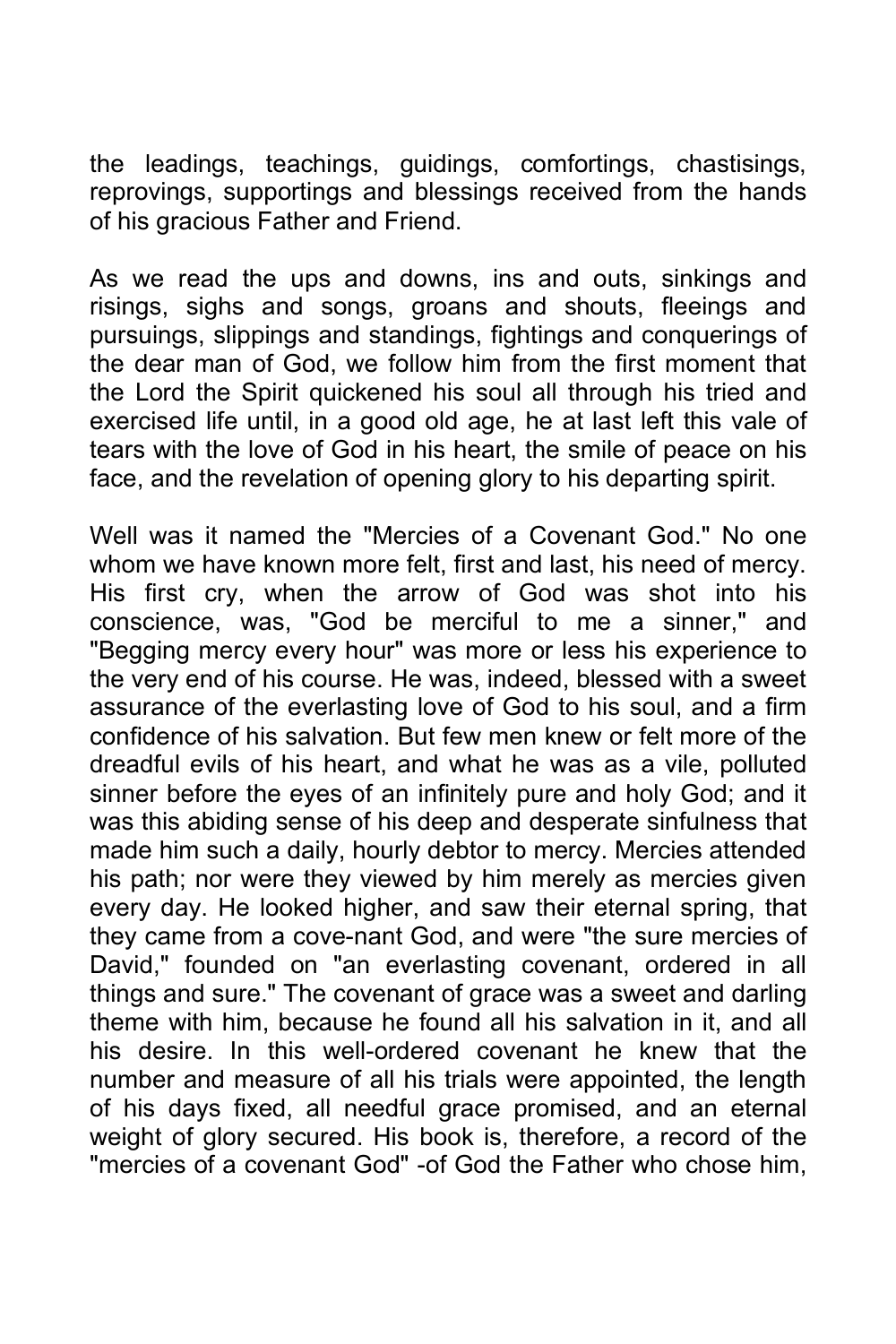the leadings, teachings, guidings, comfortings, chastisings, reprovings, supportings and blessings received from the hands of his gracious Father and Friend.

As we read the ups and downs, ins and outs, sinkings and risings, sighs and songs, groans and shouts, fleeings and pursuings, slippings and standings, fightings and conquerings of the dear man of God, we follow him from the first moment that the Lord the Spirit quickened his soul all through his tried and exercised life until, in a good old age, he at last left this vale of tears with the love of God in his heart, the smile of peace on his face, and the revelation of opening glory to his departing spirit.

Well was it named the "Mercies of a Covenant God." No one whom we have known more felt, first and last, his need of mercy. His first cry, when the arrow of God was shot into his conscience, was, "God be merciful to me a sinner," and "Begging mercy every hour" was more or less his experience to the very end of his course. He was, indeed, blessed with a sweet assurance of the everlasting love of God to his soul, and a firm confidence of his salvation. But few men knew or felt more of the dreadful evils of his heart, and what he was as a vile, polluted sinner before the eyes of an infinitely pure and holy God; and it was this abiding sense of his deep and desperate sinfulness that made him such a daily, hourly debtor to mercy. Mercies attended his path; nor were they viewed by him merely as mercies given every day. He looked higher, and saw their eternal spring, that they came from a cove-nant God, and were "the sure mercies of David," founded on "an everlasting covenant, ordered in all things and sure." The covenant of grace was a sweet and darling theme with him, because he found all his salvation in it, and all his desire. In this well-ordered covenant he knew that the number and measure of all his trials were appointed, the length of his days fixed, all needful grace promised, and an eternal weight of glory secured. His book is, therefore, a record of the "mercies of a covenant God" -of God the Father who chose him,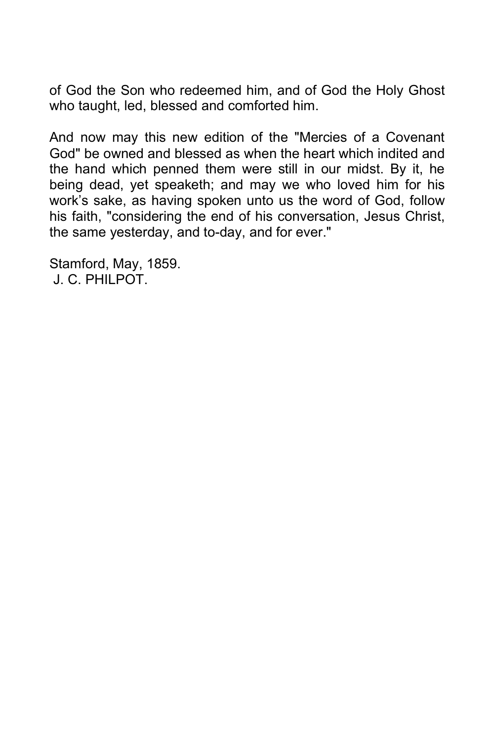of God the Son who redeemed him, and of God the Holy Ghost who taught, led, blessed and comforted him.

And now may this new edition of the "Mercies of a Covenant God" be owned and blessed as when the heart which indited and the hand which penned them were still in our midst. By it, he being dead, yet speaketh; and may we who loved him for his work's sake, as having spoken unto us the word of God, follow his faith, "considering the end of his conversation, Jesus Christ, the same yesterday, and to-day, and for ever."

Stamford, May, 1859.
J. C. PHILPOT.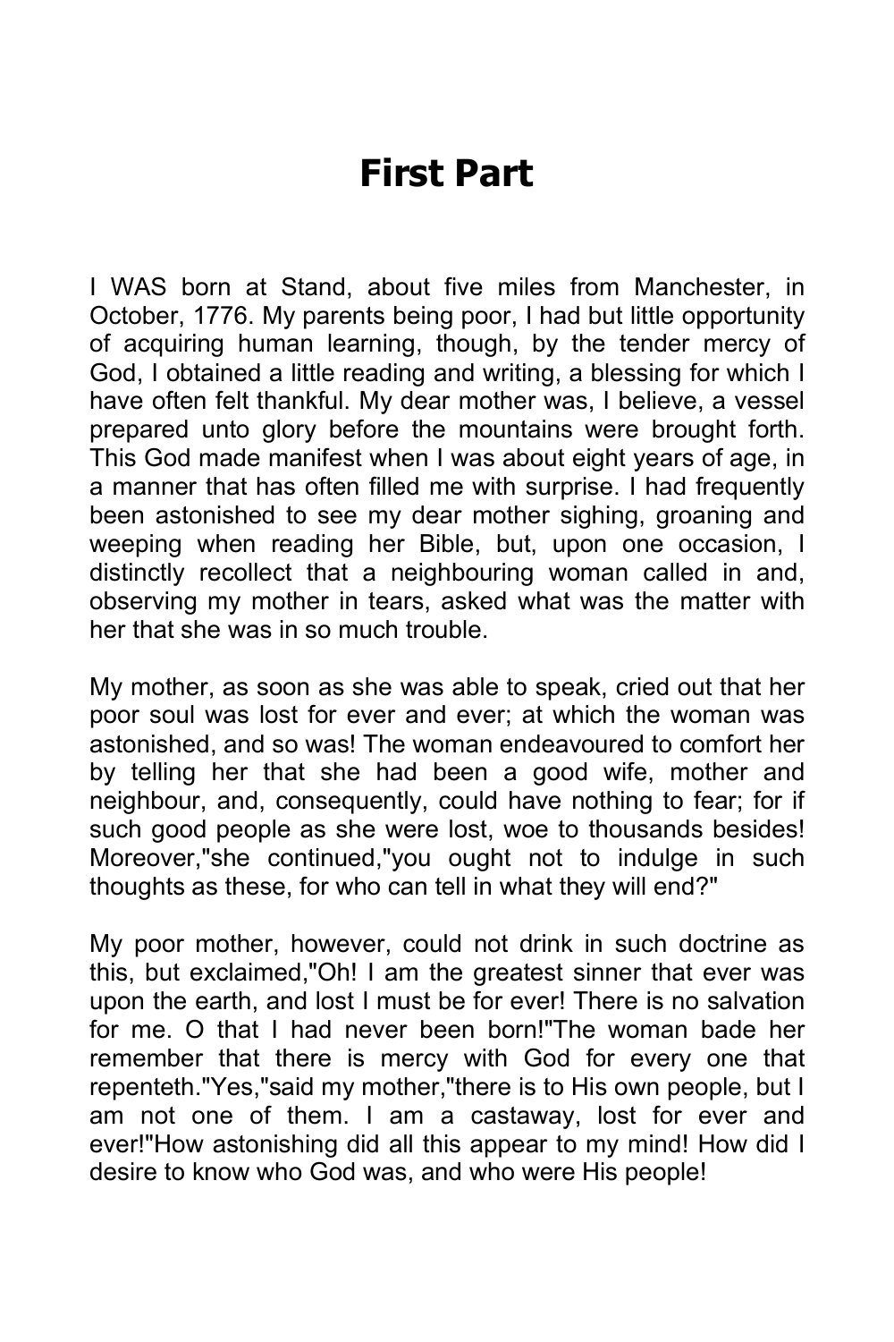# First Part

I WAS born at Stand, about five miles from Manchester, in October, 1776. My parents being poor, I had but little opportunity of acquiring human learning, though, by the tender mercy of God, I obtained a little reading and writing, a blessing for which I have often felt thankful. My dear mother was, I believe, a vessel prepared unto glory before the mountains were brought forth. This God made manifest when I was about eight years of age, in a manner that has often filled me with surprise. I had frequently been astonished to see my dear mother sighing, groaning and weeping when reading her Bible, but, upon one occasion, I distinctly recollect that a neighbouring woman called in and, observing my mother in tears, asked what was the matter with her that she was in so much trouble.

My mother, as soon as she was able to speak, cried out that her poor soul was lost for ever and ever; at which the woman was astonished, and so was! The woman endeavoured to comfort her by telling her that she had been a good wife, mother and neighbour, and, consequently, could have nothing to fear; for if such good people as she were lost, woe to thousands besides! Moreover,"she continued,"you ought not to indulge in such thoughts as these, for who can tell in what they will end?"

My poor mother, however, could not drink in such doctrine as this, but exclaimed,"Oh! I am the greatest sinner that ever was upon the earth, and lost I must be for ever! There is no salvation for me. O that I had never been born!"The woman bade her remember that there is mercy with God for every one that repenteth."Yes,"said my mother,"there is to His own people, but I am not one of them. I am a castaway, lost for ever and ever!"How astonishing did all this appear to my mind! How did I desire to know who God was, and who were His people!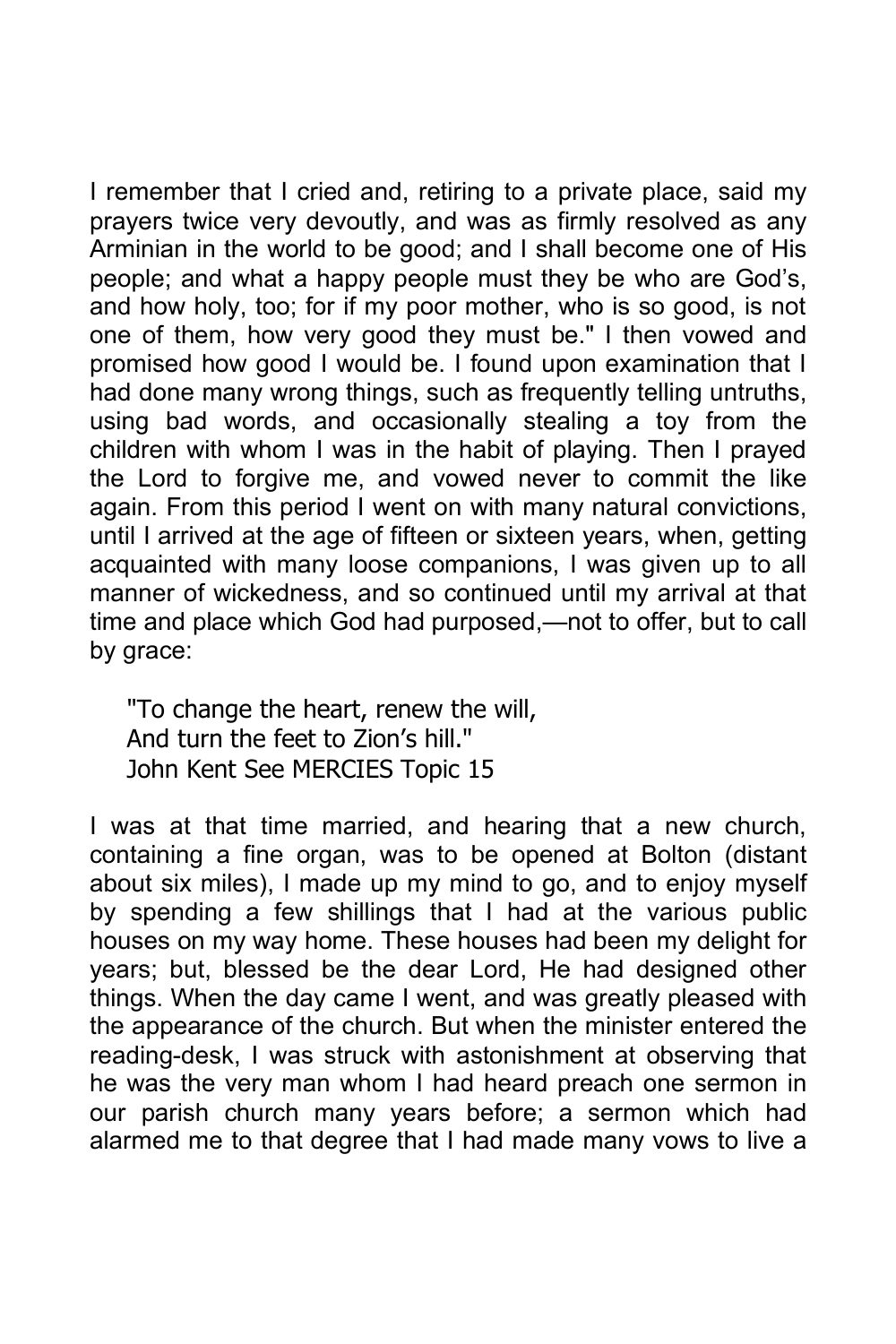I remember that I cried and, retiring to a private place, said my prayers twice very devoutly, and was as firmly resolved as any Arminian in the world to be good; and I shall become one of His people; and what a happy people must they be who are God's, and how holy, too; for if my poor mother, who is so good, is not one of them, how very good they must be." I then vowed and promised how good I would be. I found upon examination that I had done many wrong things, such as frequently telling untruths, using bad words, and occasionally stealing a toy from the children with whom I was in the habit of playing. Then I prayed the Lord to forgive me, and vowed never to commit the like again. From this period I went on with many natural convictions, until I arrived at the age of fifteen or sixteen years, when, getting acquainted with many loose companions, I was given up to all manner of wickedness, and so continued until my arrival at that time and place which God had purposed,—not to offer, but to call by grace:

> "To change the heart, renew the will,
> And turn the feet to Zion's hill."
> John Kent See MERCIES Topic 15

I was at that time married, and hearing that a new church, containing a fine organ, was to be opened at Bolton (distant about six miles), I made up my mind to go, and to enjoy myself by spending a few shillings that I had at the various public houses on my way home. These houses had been my delight for years; but, blessed be the dear Lord, He had designed other things. When the day came I went, and was greatly pleased with the appearance of the church. But when the minister entered the reading-desk, I was struck with astonishment at observing that he was the very man whom I had heard preach one sermon in our parish church many years before; a sermon which had alarmed me to that degree that I had made many vows to live a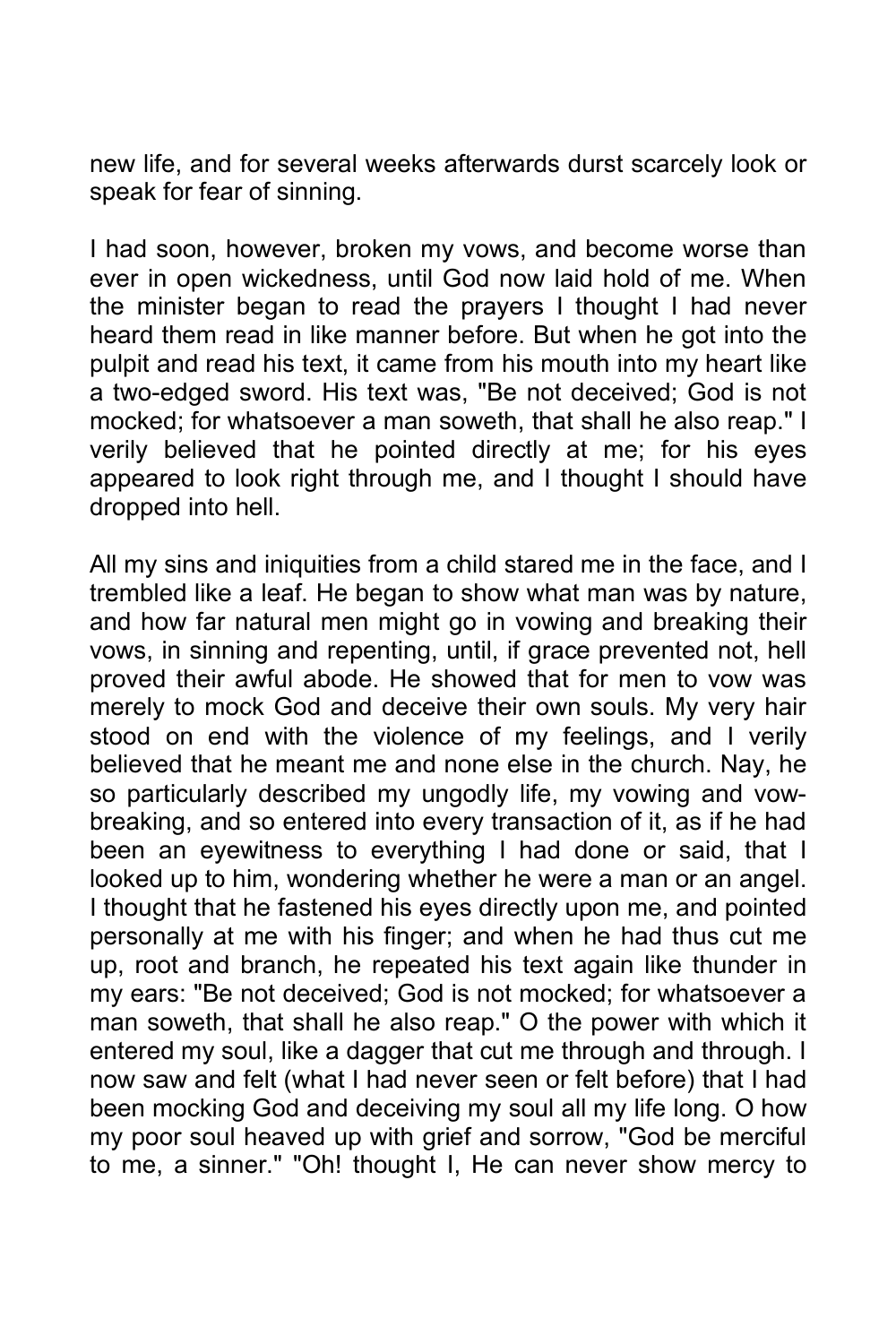new life, and for several weeks afterwards durst scarcely look or speak for fear of sinning.

I had soon, however, broken my vows, and become worse than ever in open wickedness, until God now laid hold of me. When the minister began to read the prayers I thought I had never heard them read in like manner before. But when he got into the pulpit and read his text, it came from his mouth into my heart like a two-edged sword. His text was, "Be not deceived; God is not mocked; for whatsoever a man soweth, that shall he also reap." I verily believed that he pointed directly at me; for his eyes appeared to look right through me, and I thought I should have dropped into hell.

All my sins and iniquities from a child stared me in the face, and I trembled like a leaf. He began to show what man was by nature, and how far natural men might go in vowing and breaking their vows, in sinning and repenting, until, if grace prevented not, hell proved their awful abode. He showed that for men to vow was merely to mock God and deceive their own souls. My very hair stood on end with the violence of my feelings, and I verily believed that he meant me and none else in the church. Nay, he so particularly described my ungodly life, my vowing and vow-breaking, and so entered into every transaction of it, as if he had been an eyewitness to everything I had done or said, that I looked up to him, wondering whether he were a man or an angel. I thought that he fastened his eyes directly upon me, and pointed personally at me with his finger; and when he had thus cut me up, root and branch, he repeated his text again like thunder in my ears: "Be not deceived; God is not mocked; for whatsoever a man soweth, that shall he also reap." O the power with which it entered my soul, like a dagger that cut me through and through. I now saw and felt (what I had never seen or felt before) that I had been mocking God and deceiving my soul all my life long. O how my poor soul heaved up with grief and sorrow, "God be merciful to me, a sinner." "Oh! thought I, He can never show mercy to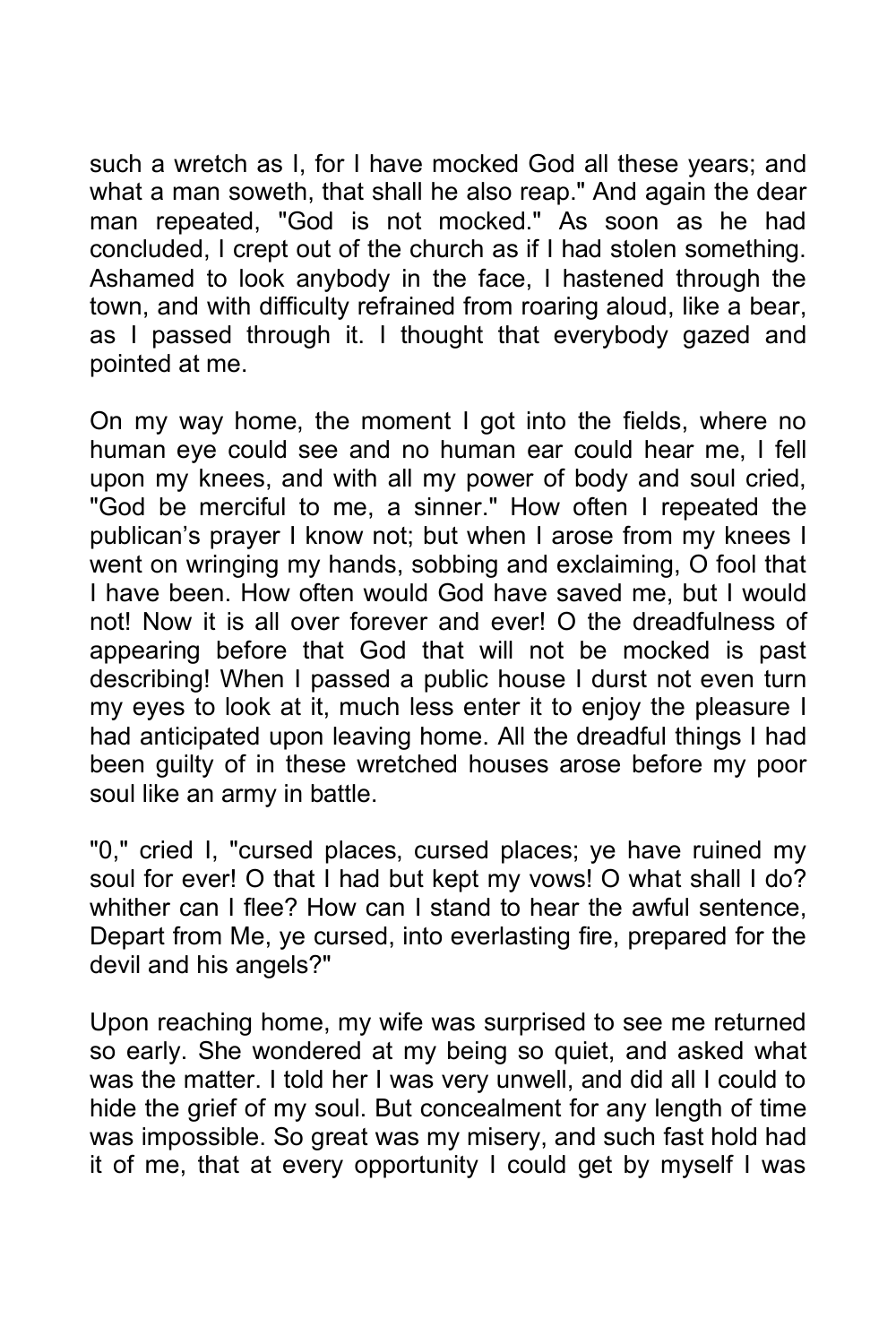such a wretch as I, for I have mocked God all these years; and what a man soweth, that shall he also reap." And again the dear man repeated, "God is not mocked." As soon as he had concluded, I crept out of the church as if I had stolen something. Ashamed to look anybody in the face, I hastened through the town, and with difficulty refrained from roaring aloud, like a bear, as I passed through it. I thought that everybody gazed and pointed at me.

On my way home, the moment I got into the fields, where no human eye could see and no human ear could hear me, I fell upon my knees, and with all my power of body and soul cried, "God be merciful to me, a sinner." How often I repeated the publican's prayer I know not; but when I arose from my knees I went on wringing my hands, sobbing and exclaiming, O fool that I have been. How often would God have saved me, but I would not! Now it is all over forever and ever! O the dreadfulness of appearing before that God that will not be mocked is past describing! When I passed a public house I durst not even turn my eyes to look at it, much less enter it to enjoy the pleasure I had anticipated upon leaving home. All the dreadful things I had been guilty of in these wretched houses arose before my poor soul like an army in battle.

"0," cried I, "cursed places, cursed places; ye have ruined my soul for ever! O that I had but kept my vows! O what shall I do? whither can I flee? How can I stand to hear the awful sentence, Depart from Me, ye cursed, into everlasting fire, prepared for the devil and his angels?"

Upon reaching home, my wife was surprised to see me returned so early. She wondered at my being so quiet, and asked what was the matter. I told her I was very unwell, and did all I could to hide the grief of my soul. But concealment for any length of time was impossible. So great was my misery, and such fast hold had it of me, that at every opportunity I could get by myself I was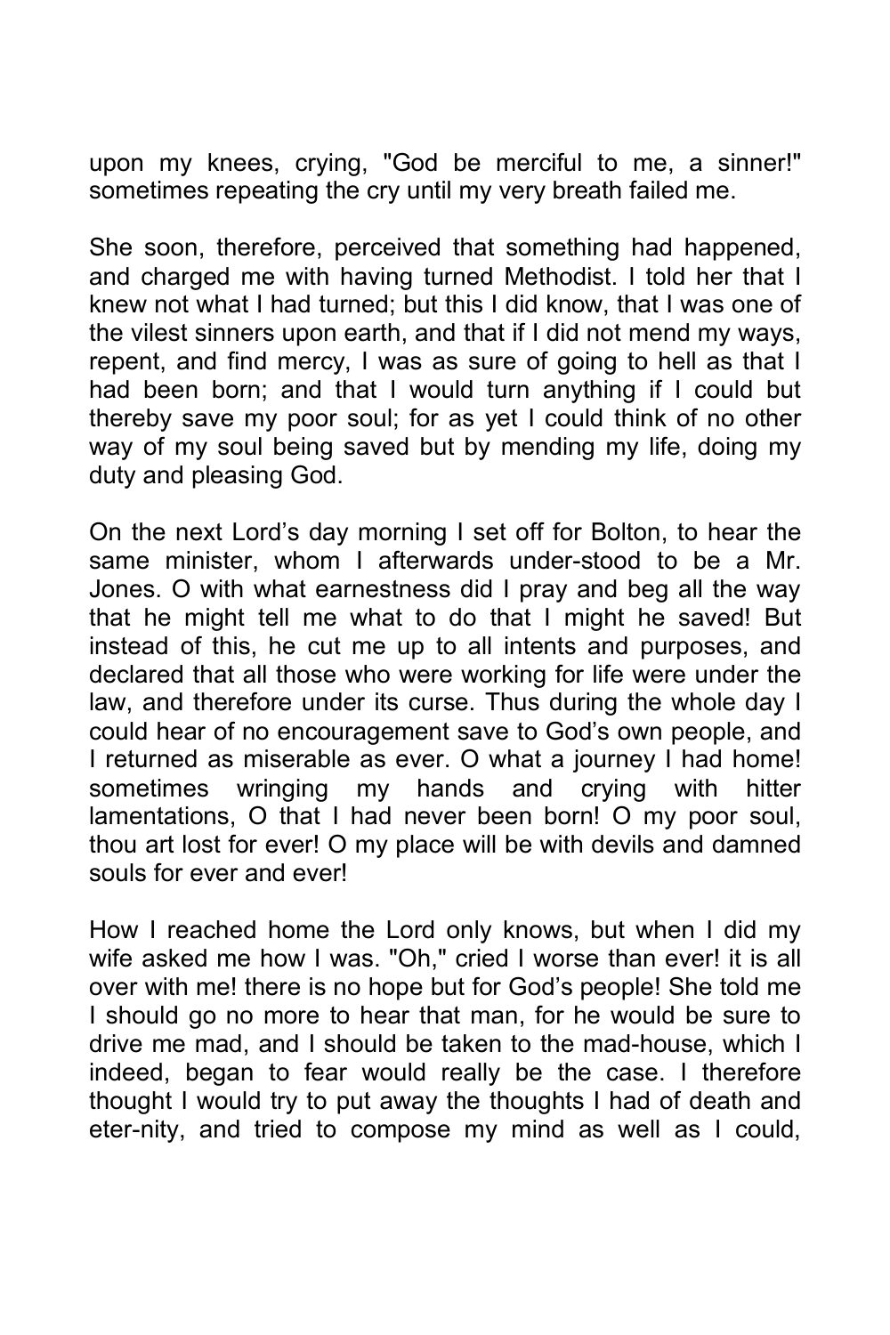upon my knees, crying, "God be merciful to me, a sinner!" sometimes repeating the cry until my very breath failed me.

She soon, therefore, perceived that something had happened, and charged me with having turned Methodist. I told her that I knew not what I had turned; but this I did know, that I was one of the vilest sinners upon earth, and that if I did not mend my ways, repent, and find mercy, I was as sure of going to hell as that I had been born; and that I would turn anything if I could but thereby save my poor soul; for as yet I could think of no other way of my soul being saved but by mending my life, doing my duty and pleasing God.

On the next Lord's day morning I set off for Bolton, to hear the same minister, whom I afterwards under-stood to be a Mr. Jones. O with what earnestness did I pray and beg all the way that he might tell me what to do that I might he saved! But instead of this, he cut me up to all intents and purposes, and declared that all those who were working for life were under the law, and therefore under its curse. Thus during the whole day I could hear of no encouragement save to God's own people, and I returned as miserable as ever. O what a journey I had home! sometimes wringing my hands and crying with hitter lamentations, O that I had never been born! O my poor soul, thou art lost for ever! O my place will be with devils and damned souls for ever and ever!

How I reached home the Lord only knows, but when I did my wife asked me how I was. "Oh," cried I worse than ever! it is all over with me! there is no hope but for God's people! She told me I should go no more to hear that man, for he would be sure to drive me mad, and I should be taken to the mad-house, which I indeed, began to fear would really be the case. I therefore thought I would try to put away the thoughts I had of death and eter-nity, and tried to compose my mind as well as I could,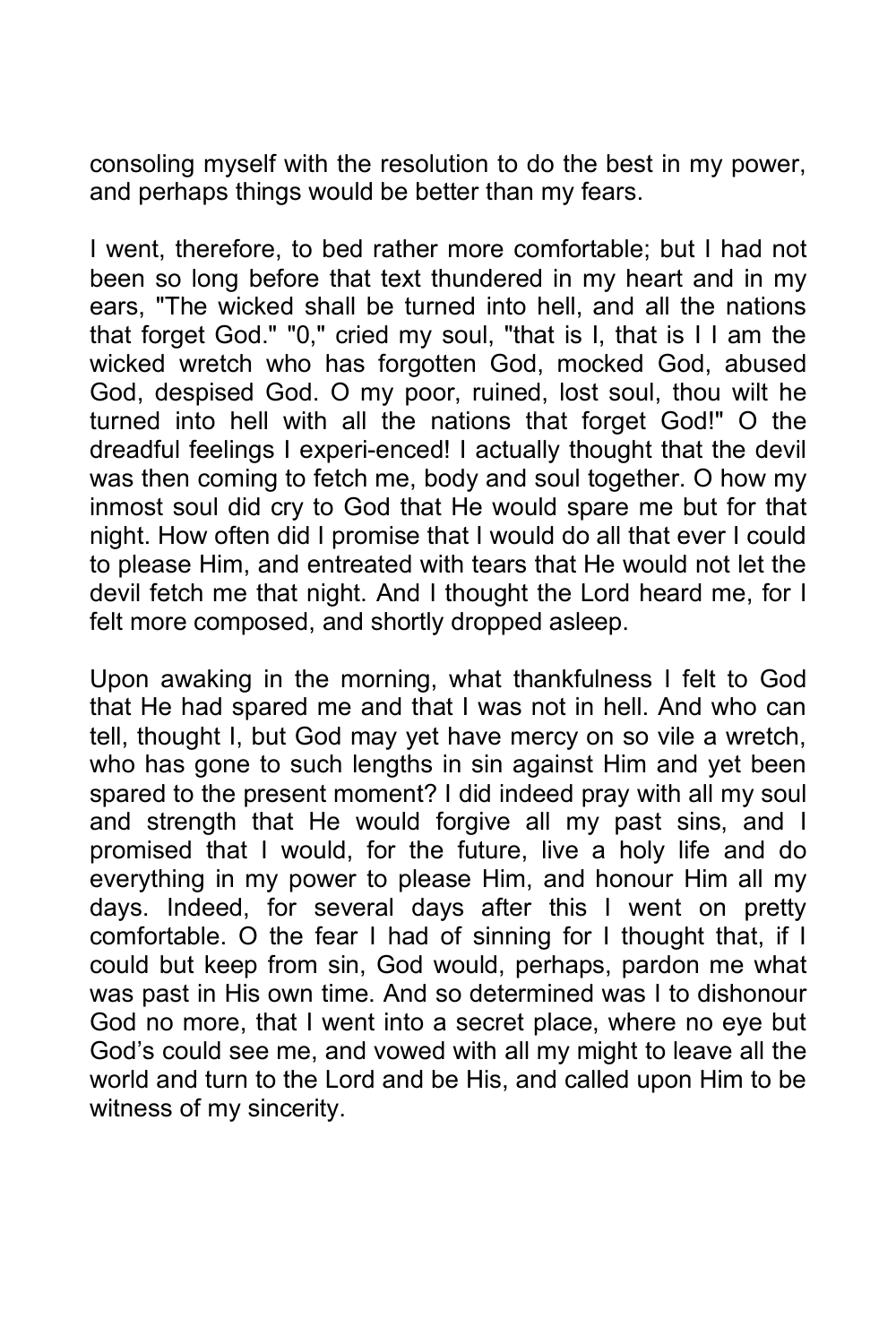consoling myself with the resolution to do the best in my power, and perhaps things would be better than my fears.

I went, therefore, to bed rather more comfortable; but I had not been so long before that text thundered in my heart and in my ears, "The wicked shall be turned into hell, and all the nations that forget God." "0," cried my soul, "that is I, that is I I am the wicked wretch who has forgotten God, mocked God, abused God, despised God. O my poor, ruined, lost soul, thou wilt he turned into hell with all the nations that forget God!" O the dreadful feelings I experi-enced! I actually thought that the devil was then coming to fetch me, body and soul together. O how my inmost soul did cry to God that He would spare me but for that night. How often did I promise that I would do all that ever I could to please Him, and entreated with tears that He would not let the devil fetch me that night. And I thought the Lord heard me, for I felt more composed, and shortly dropped asleep.

Upon awaking in the morning, what thankfulness I felt to God that He had spared me and that I was not in hell. And who can tell, thought I, but God may yet have mercy on so vile a wretch, who has gone to such lengths in sin against Him and yet been spared to the present moment? I did indeed pray with all my soul and strength that He would forgive all my past sins, and I promised that I would, for the future, live a holy life and do everything in my power to please Him, and honour Him all my days. Indeed, for several days after this I went on pretty comfortable. O the fear I had of sinning for I thought that, if I could but keep from sin, God would, perhaps, pardon me what was past in His own time. And so determined was I to dishonour God no more, that I went into a secret place, where no eye but God's could see me, and vowed with all my might to leave all the world and turn to the Lord and be His, and called upon Him to be witness of my sincerity.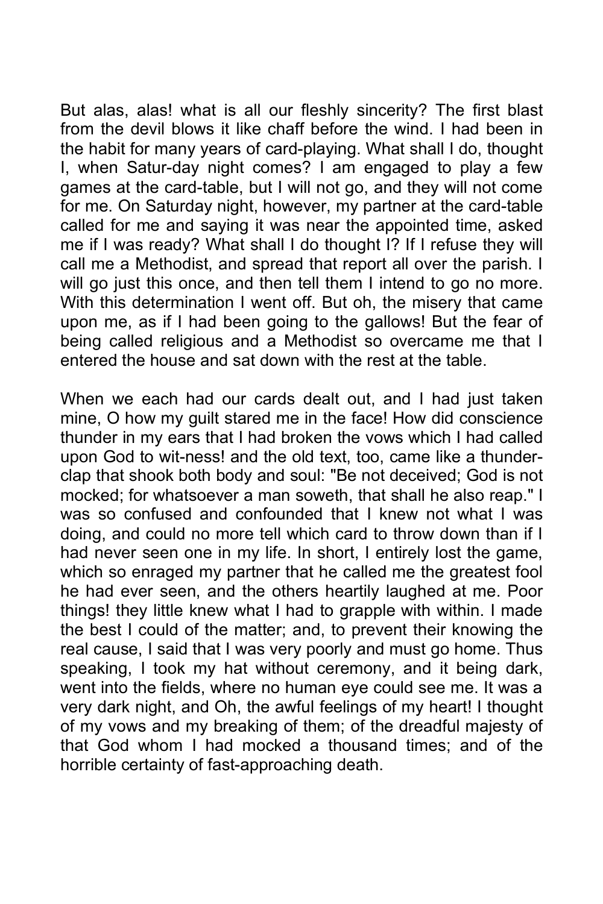But alas, alas! what is all our fleshly sincerity? The first blast from the devil blows it like chaff before the wind. I had been in the habit for many years of card-playing. What shall I do, thought I, when Satur-day night comes? I am engaged to play a few games at the card-table, but I will not go, and they will not come for me. On Saturday night, however, my partner at the card-table called for me and saying it was near the appointed time, asked me if I was ready? What shall I do thought I? If I refuse they will call me a Methodist, and spread that report all over the parish. I will go just this once, and then tell them I intend to go no more. With this determination I went off. But oh, the misery that came upon me, as if I had been going to the gallows! But the fear of being called religious and a Methodist so overcame me that I entered the house and sat down with the rest at the table.

When we each had our cards dealt out, and I had just taken mine, O how my guilt stared me in the face! How did conscience thunder in my ears that I had broken the vows which I had called upon God to wit-ness! and the old text, too, came like a thunder-clap that shook both body and soul: "Be not deceived; God is not mocked; for whatsoever a man soweth, that shall he also reap." I was so confused and confounded that I knew not what I was doing, and could no more tell which card to throw down than if I had never seen one in my life. In short, I entirely lost the game, which so enraged my partner that he called me the greatest fool he had ever seen, and the others heartily laughed at me. Poor things! they little knew what I had to grapple with within. I made the best I could of the matter; and, to prevent their knowing the real cause, I said that I was very poorly and must go home. Thus speaking, I took my hat without ceremony, and it being dark, went into the fields, where no human eye could see me. It was a very dark night, and Oh, the awful feelings of my heart! I thought of my vows and my breaking of them; of the dreadful majesty of that God whom I had mocked a thousand times; and of the horrible certainty of fast-approaching death.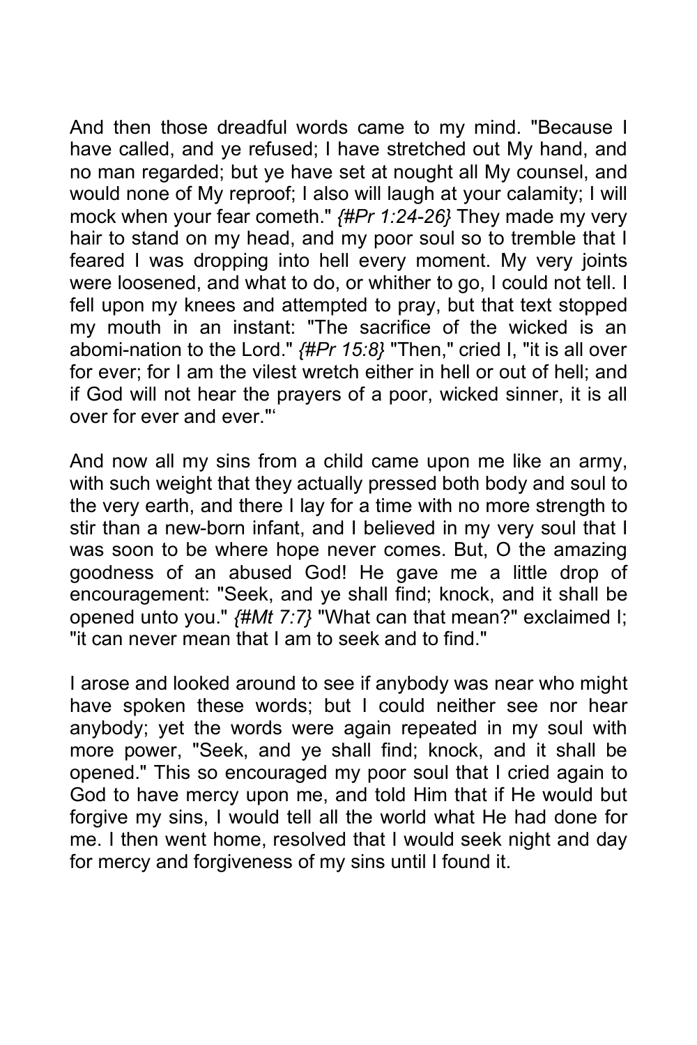And then those dreadful words came to my mind. "Because I have called, and ye refused; I have stretched out My hand, and no man regarded; but ye have set at nought all My counsel, and would none of My reproof; I also will laugh at your calamity; I will mock when your fear cometh." *{#Pr 1:24-26}* They made my very hair to stand on my head, and my poor soul so to tremble that I feared I was dropping into hell every moment. My very joints were loosened, and what to do, or whither to go, I could not tell. I fell upon my knees and attempted to pray, but that text stopped my mouth in an instant: "The sacrifice of the wicked is an abomi-nation to the Lord." *{#Pr 15:8}* "Then," cried I, "it is all over for ever; for I am the vilest wretch either in hell or out of hell; and if God will not hear the prayers of a poor, wicked sinner, it is all over for ever and ever."'

And now all my sins from a child came upon me like an army, with such weight that they actually pressed both body and soul to the very earth, and there I lay for a time with no more strength to stir than a new-born infant, and I believed in my very soul that I was soon to be where hope never comes. But, O the amazing goodness of an abused God! He gave me a little drop of encouragement: "Seek, and ye shall find; knock, and it shall be opened unto you." *{#Mt 7:7}* "What can that mean?" exclaimed I; "it can never mean that I am to seek and to find."

I arose and looked around to see if anybody was near who might have spoken these words; but I could neither see nor hear anybody; yet the words were again repeated in my soul with more power, "Seek, and ye shall find; knock, and it shall be opened." This so encouraged my poor soul that I cried again to God to have mercy upon me, and told Him that if He would but forgive my sins, I would tell all the world what He had done for me. I then went home, resolved that I would seek night and day for mercy and forgiveness of my sins until I found it.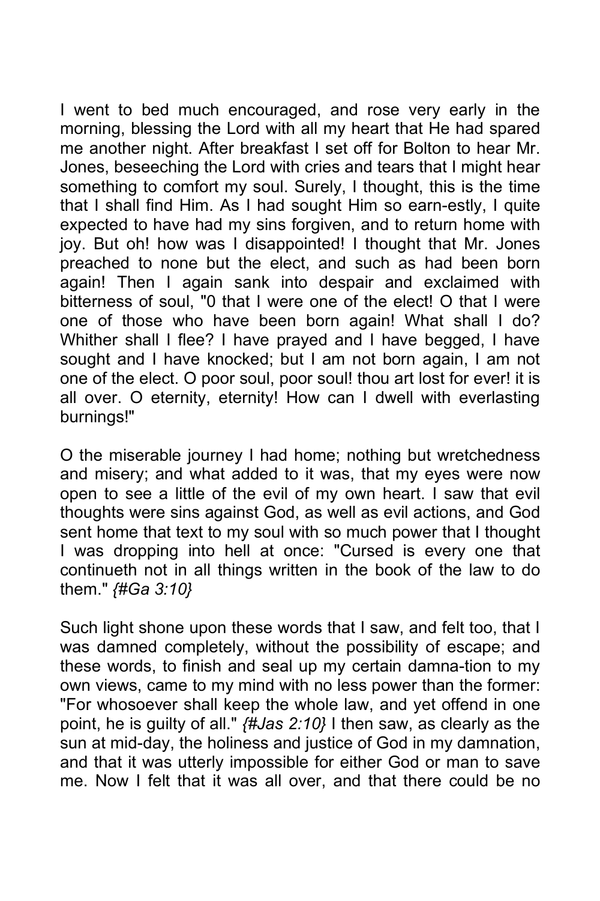I went to bed much encouraged, and rose very early in the morning, blessing the Lord with all my heart that He had spared me another night. After breakfast I set off for Bolton to hear Mr. Jones, beseeching the Lord with cries and tears that I might hear something to comfort my soul. Surely, I thought, this is the time that I shall find Him. As I had sought Him so earn-estly, I quite expected to have had my sins forgiven, and to return home with joy. But oh! how was I disappointed! I thought that Mr. Jones preached to none but the elect, and such as had been born again! Then I again sank into despair and exclaimed with bitterness of soul, "0 that I were one of the elect! O that I were one of those who have been born again! What shall I do? Whither shall I flee? I have prayed and I have begged, I have sought and I have knocked; but I am not born again, I am not one of the elect. O poor soul, poor soul! thou art lost for ever! it is all over. O eternity, eternity! How can I dwell with everlasting burnings!"

O the miserable journey I had home; nothing but wretchedness and misery; and what added to it was, that my eyes were now open to see a little of the evil of my own heart. I saw that evil thoughts were sins against God, as well as evil actions, and God sent home that text to my soul with so much power that I thought I was dropping into hell at once: "Cursed is every one that continueth not in all things written in the book of the law to do them." *{#Ga 3:10}*

Such light shone upon these words that I saw, and felt too, that I was damned completely, without the possibility of escape; and these words, to finish and seal up my certain damna-tion to my own views, came to my mind with no less power than the former: "For whosoever shall keep the whole law, and yet offend in one point, he is guilty of all." *{#Jas 2:10}* I then saw, as clearly as the sun at mid-day, the holiness and justice of God in my damnation, and that it was utterly impossible for either God or man to save me. Now I felt that it was all over, and that there could be no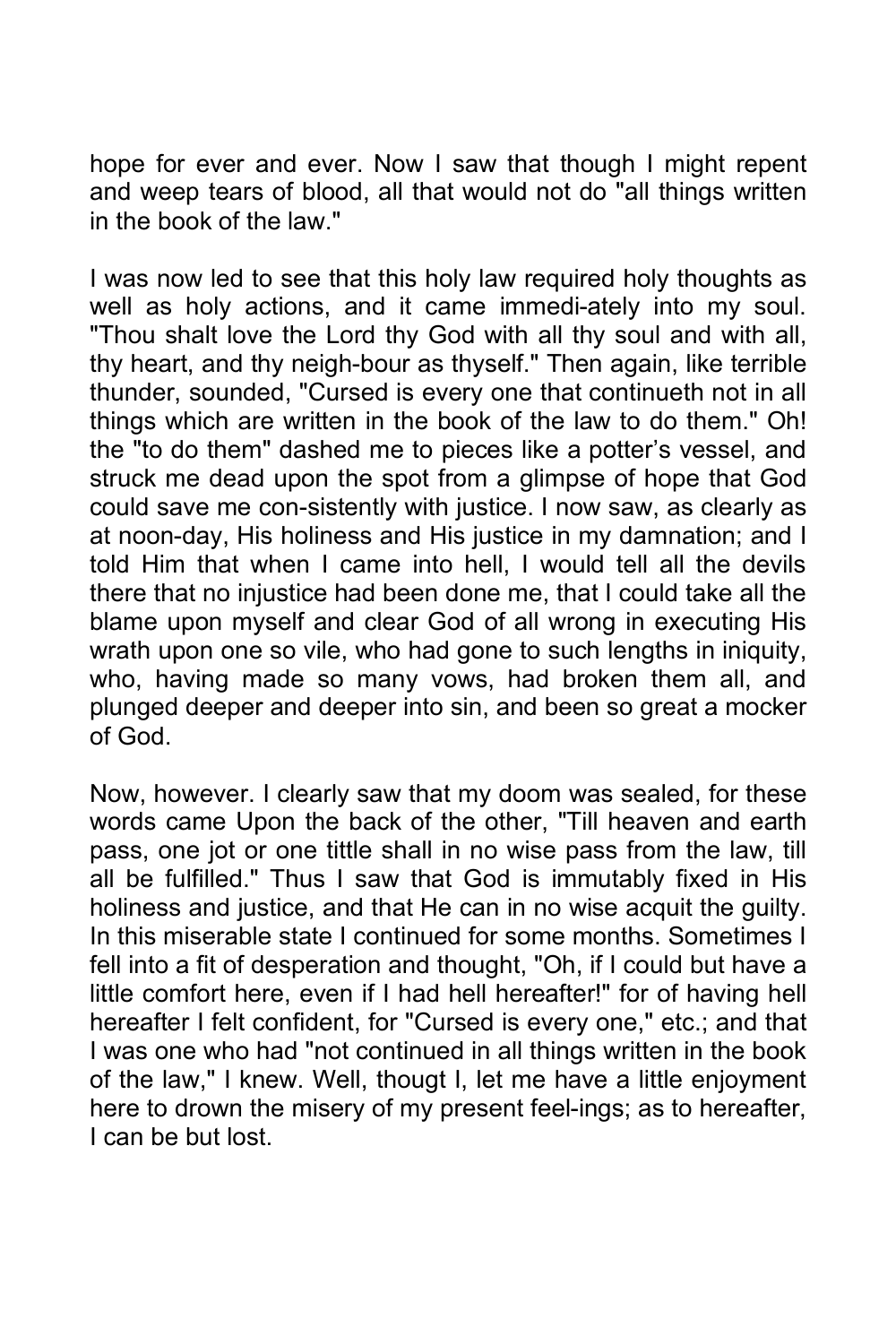hope for ever and ever. Now I saw that though I might repent and weep tears of blood, all that would not do "all things written in the book of the law."

I was now led to see that this holy law required holy thoughts as well as holy actions, and it came immedi-ately into my soul. "Thou shalt love the Lord thy God with all thy soul and with all, thy heart, and thy neigh-bour as thyself." Then again, like terrible thunder, sounded, "Cursed is every one that continueth not in all things which are written in the book of the law to do them." Oh! the "to do them" dashed me to pieces like a potter's vessel, and struck me dead upon the spot from a glimpse of hope that God could save me con-sistently with justice. I now saw, as clearly as at noon-day, His holiness and His justice in my damnation; and I told Him that when I came into hell, I would tell all the devils there that no injustice had been done me, that I could take all the blame upon myself and clear God of all wrong in executing His wrath upon one so vile, who had gone to such lengths in iniquity, who, having made so many vows, had broken them all, and plunged deeper and deeper into sin, and been so great a mocker of God.

Now, however. I clearly saw that my doom was sealed, for these words came Upon the back of the other, "Till heaven and earth pass, one jot or one tittle shall in no wise pass from the law, till all be fulfilled." Thus I saw that God is immutably fixed in His holiness and justice, and that He can in no wise acquit the guilty. In this miserable state I continued for some months. Sometimes I fell into a fit of desperation and thought, "Oh, if I could but have a little comfort here, even if I had hell hereafter!" for of having hell hereafter I felt confident, for "Cursed is every one," etc.; and that I was one who had "not continued in all things written in the book of the law," I knew. Well, thougt I, let me have a little enjoyment here to drown the misery of my present feel-ings; as to hereafter, I can be but lost.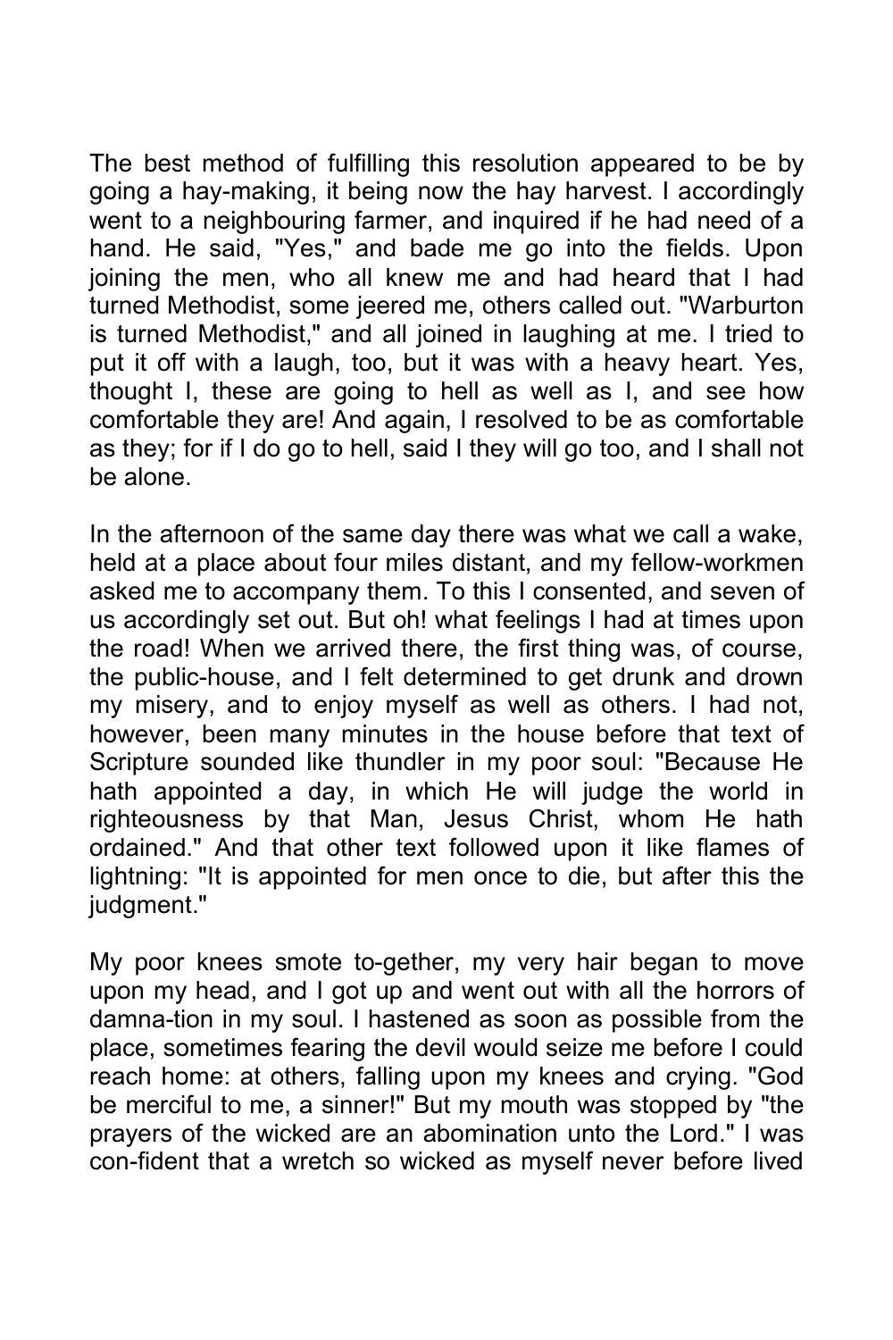The best method of fulfilling this resolution appeared to be by going a hay-making, it being now the hay harvest. I accordingly went to a neighbouring farmer, and inquired if he had need of a hand. He said, "Yes," and bade me go into the fields. Upon joining the men, who all knew me and had heard that I had turned Methodist, some jeered me, others called out. "Warburton is turned Methodist," and all joined in laughing at me. I tried to put it off with a laugh, too, but it was with a heavy heart. Yes, thought I, these are going to hell as well as I, and see how comfortable they are! And again, I resolved to be as comfortable as they; for if I do go to hell, said I they will go too, and I shall not be alone.

In the afternoon of the same day there was what we call a wake, held at a place about four miles distant, and my fellow-workmen asked me to accompany them. To this I consented, and seven of us accordingly set out. But oh! what feelings I had at times upon the road! When we arrived there, the first thing was, of course, the public-house, and I felt determined to get drunk and drown my misery, and to enjoy myself as well as others. I had not, however, been many minutes in the house before that text of Scripture sounded like thundler in my poor soul: "Because He hath appointed a day, in which He will judge the world in righteousness by that Man, Jesus Christ, whom He hath ordained." And that other text followed upon it like flames of lightning: "It is appointed for men once to die, but after this the judgment."

My poor knees smote to-gether, my very hair began to move upon my head, and I got up and went out with all the horrors of damna-tion in my soul. I hastened as soon as possible from the place, sometimes fearing the devil would seize me before I could reach home: at others, falling upon my knees and crying. "God be merciful to me, a sinner!" But my mouth was stopped by "the prayers of the wicked are an abomination unto the Lord." I was con-fident that a wretch so wicked as myself never before lived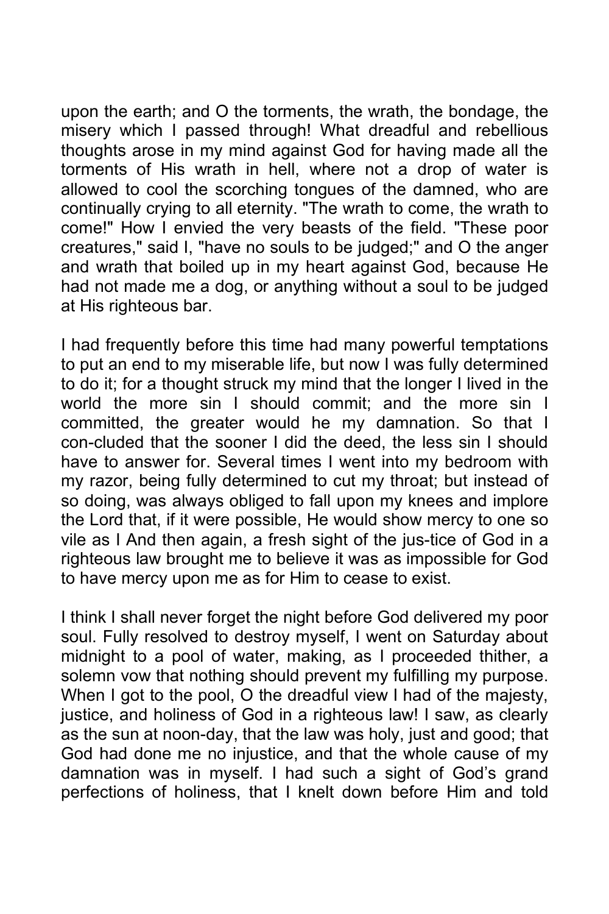upon the earth; and O the torments, the wrath, the bondage, the misery which I passed through! What dreadful and rebellious thoughts arose in my mind against God for having made all the torments of His wrath in hell, where not a drop of water is allowed to cool the scorching tongues of the damned, who are continually crying to all eternity. "The wrath to come, the wrath to come!" How I envied the very beasts of the field. "These poor creatures," said I, "have no souls to be judged;" and O the anger and wrath that boiled up in my heart against God, because He had not made me a dog, or anything without a soul to be judged at His righteous bar.

I had frequently before this time had many powerful temptations to put an end to my miserable life, but now I was fully determined to do it; for a thought struck my mind that the longer I lived in the world the more sin I should commit; and the more sin I committed, the greater would he my damnation. So that I con-cluded that the sooner I did the deed, the less sin I should have to answer for. Several times I went into my bedroom with my razor, being fully determined to cut my throat; but instead of so doing, was always obliged to fall upon my knees and implore the Lord that, if it were possible, He would show mercy to one so vile as I And then again, a fresh sight of the jus-tice of God in a righteous law brought me to believe it was as impossible for God to have mercy upon me as for Him to cease to exist.

I think I shall never forget the night before God delivered my poor soul. Fully resolved to destroy myself, I went on Saturday about midnight to a pool of water, making, as I proceeded thither, a solemn vow that nothing should prevent my fulfilling my purpose. When I got to the pool, O the dreadful view I had of the majesty, justice, and holiness of God in a righteous law! I saw, as clearly as the sun at noon-day, that the law was holy, just and good; that God had done me no injustice, and that the whole cause of my damnation was in myself. I had such a sight of God's grand perfections of holiness, that I knelt down before Him and told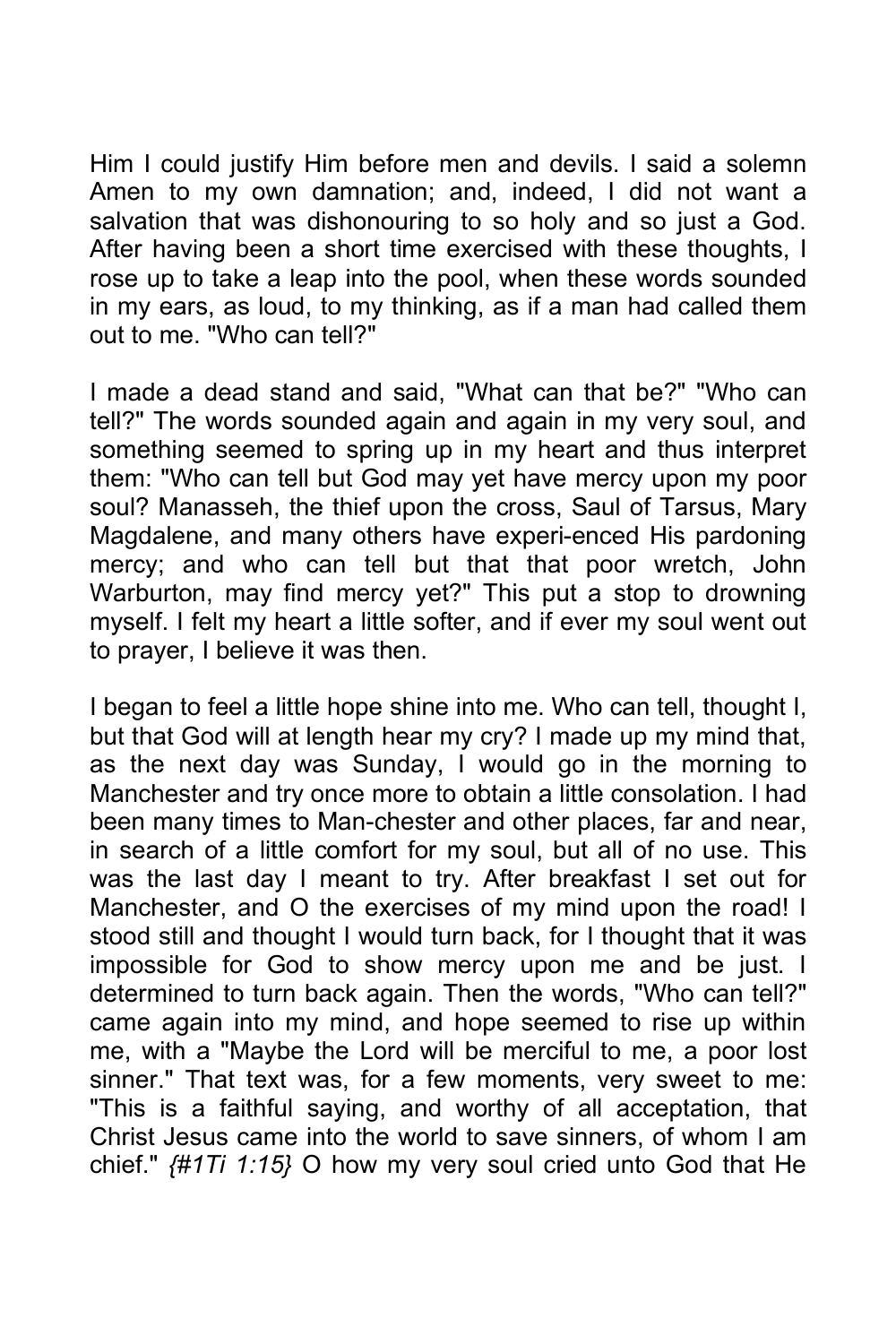Him I could justify Him before men and devils. I said a solemn Amen to my own damnation; and, indeed, I did not want a salvation that was dishonouring to so holy and so just a God. After having been a short time exercised with these thoughts, I rose up to take a leap into the pool, when these words sounded in my ears, as loud, to my thinking, as if a man had called them out to me. "Who can tell?"

I made a dead stand and said, "What can that be?" "Who can tell?" The words sounded again and again in my very soul, and something seemed to spring up in my heart and thus interpret them: "Who can tell but God may yet have mercy upon my poor soul? Manasseh, the thief upon the cross, Saul of Tarsus, Mary Magdalene, and many others have experi-enced His pardoning mercy; and who can tell but that that poor wretch, John Warburton, may find mercy yet?" This put a stop to drowning myself. I felt my heart a little softer, and if ever my soul went out to prayer, I believe it was then.

I began to feel a little hope shine into me. Who can tell, thought I, but that God will at length hear my cry? I made up my mind that, as the next day was Sunday, I would go in the morning to Manchester and try once more to obtain a little consolation. I had been many times to Man-chester and other places, far and near, in search of a little comfort for my soul, but all of no use. This was the last day I meant to try. After breakfast I set out for Manchester, and O the exercises of my mind upon the road! I stood still and thought I would turn back, for I thought that it was impossible for God to show mercy upon me and be just. I determined to turn back again. Then the words, "Who can tell?" came again into my mind, and hope seemed to rise up within me, with a "Maybe the Lord will be merciful to me, a poor lost sinner." That text was, for a few moments, very sweet to me: "This is a faithful saying, and worthy of all acceptation, that Christ Jesus came into the world to save sinners, of whom I am chief." *{#1Ti 1:15}* O how my very soul cried unto God that He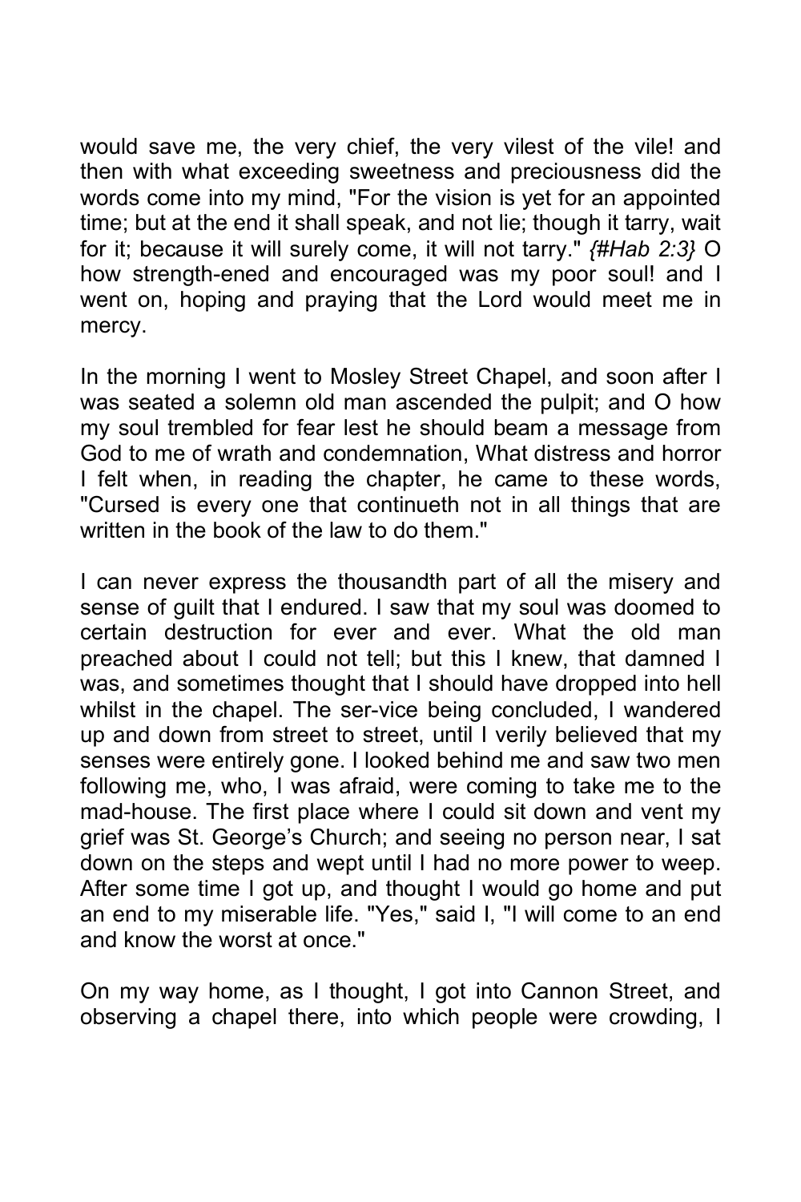would save me, the very chief, the very vilest of the vile! and then with what exceeding sweetness and preciousness did the words come into my mind, "For the vision is yet for an appointed time; but at the end it shall speak, and not lie; though it tarry, wait for it; because it will surely come, it will not tarry." *{#Hab 2:3}* O how strength-ened and encouraged was my poor soul! and I went on, hoping and praying that the Lord would meet me in mercy.

In the morning I went to Mosley Street Chapel, and soon after I was seated a solemn old man ascended the pulpit; and O how my soul trembled for fear lest he should beam a message from God to me of wrath and condemnation, What distress and horror I felt when, in reading the chapter, he came to these words, "Cursed is every one that continueth not in all things that are written in the book of the law to do them."

I can never express the thousandth part of all the misery and sense of guilt that I endured. I saw that my soul was doomed to certain destruction for ever and ever. What the old man preached about I could not tell; but this I knew, that damned I was, and sometimes thought that I should have dropped into hell whilst in the chapel. The ser-vice being concluded, I wandered up and down from street to street, until I verily believed that my senses were entirely gone. I looked behind me and saw two men following me, who, I was afraid, were coming to take me to the mad-house. The first place where I could sit down and vent my grief was St. George's Church; and seeing no person near, I sat down on the steps and wept until I had no more power to weep. After some time I got up, and thought I would go home and put an end to my miserable life. "Yes," said I, "I will come to an end and know the worst at once."

On my way home, as I thought, I got into Cannon Street, and observing a chapel there, into which people were crowding, I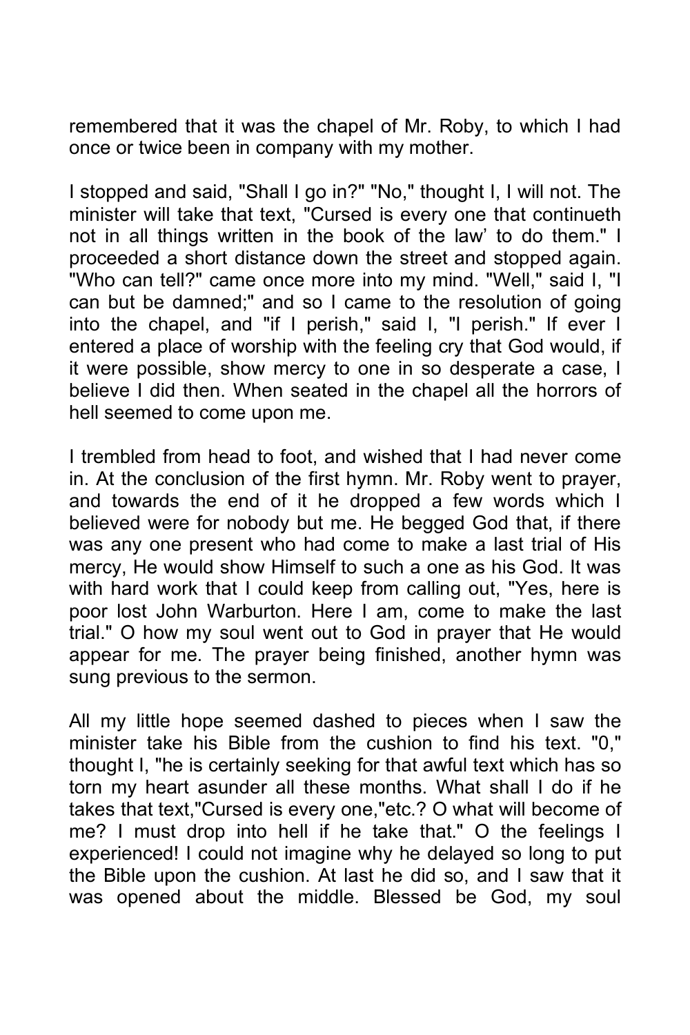remembered that it was the chapel of Mr. Roby, to which I had once or twice been in company with my mother.

I stopped and said, "Shall I go in?" "No," thought I, I will not. The minister will take that text, "Cursed is every one that continueth not in all things written in the book of the law' to do them." I proceeded a short distance down the street and stopped again. "Who can tell?" came once more into my mind. "Well," said I, "I can but be damned;" and so I came to the resolution of going into the chapel, and "if I perish," said I, "I perish." If ever I entered a place of worship with the feeling cry that God would, if it were possible, show mercy to one in so desperate a case, I believe I did then. When seated in the chapel all the horrors of hell seemed to come upon me.

I trembled from head to foot, and wished that I had never come in. At the conclusion of the first hymn. Mr. Roby went to prayer, and towards the end of it he dropped a few words which I believed were for nobody but me. He begged God that, if there was any one present who had come to make a last trial of His mercy, He would show Himself to such a one as his God. It was with hard work that I could keep from calling out, "Yes, here is poor lost John Warburton. Here I am, come to make the last trial." O how my soul went out to God in prayer that He would appear for me. The prayer being finished, another hymn was sung previous to the sermon.

All my little hope seemed dashed to pieces when I saw the minister take his Bible from the cushion to find his text. "0," thought I, "he is certainly seeking for that awful text which has so torn my heart asunder all these months. What shall I do if he takes that text,"Cursed is every one,"etc.? O what will become of me? I must drop into hell if he take that." O the feelings I experienced! I could not imagine why he delayed so long to put the Bible upon the cushion. At last he did so, and I saw that it was opened about the middle. Blessed be God, my soul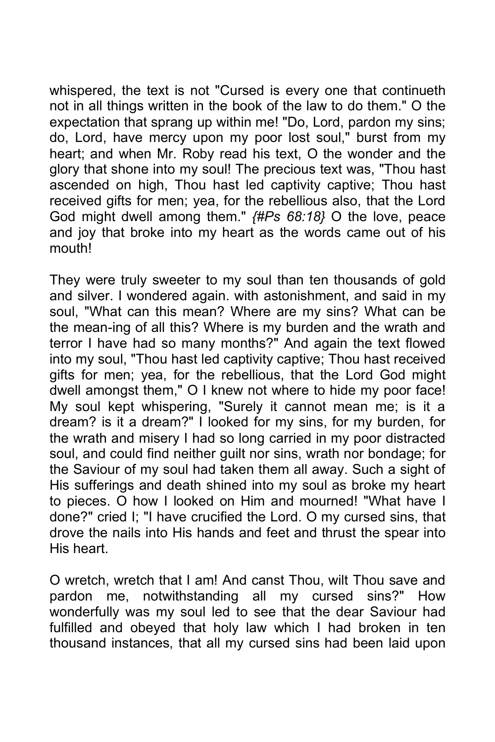whispered, the text is not "Cursed is every one that continueth not in all things written in the book of the law to do them." O the expectation that sprang up within me! "Do, Lord, pardon my sins; do, Lord, have mercy upon my poor lost soul," burst from my heart; and when Mr. Roby read his text, O the wonder and the glory that shone into my soul! The precious text was, "Thou hast ascended on high, Thou hast led captivity captive; Thou hast received gifts for men; yea, for the rebellious also, that the Lord God might dwell among them." *{#Ps 68:18}* O the love, peace and joy that broke into my heart as the words came out of his mouth!

They were truly sweeter to my soul than ten thousands of gold and silver. I wondered again. with astonishment, and said in my soul, "What can this mean? Where are my sins? What can be the mean-ing of all this? Where is my burden and the wrath and terror I have had so many months?" And again the text flowed into my soul, "Thou hast led captivity captive; Thou hast received gifts for men; yea, for the rebellious, that the Lord God might dwell amongst them," O I knew not where to hide my poor face! My soul kept whispering, "Surely it cannot mean me; is it a dream? is it a dream?" I looked for my sins, for my burden, for the wrath and misery I had so long carried in my poor distracted soul, and could find neither guilt nor sins, wrath nor bondage; for the Saviour of my soul had taken them all away. Such a sight of His sufferings and death shined into my soul as broke my heart to pieces. O how I looked on Him and mourned! "What have I done?" cried I; "I have crucified the Lord. O my cursed sins, that drove the nails into His hands and feet and thrust the spear into His heart.

O wretch, wretch that I am! And canst Thou, wilt Thou save and pardon me, notwithstanding all my cursed sins?" How wonderfully was my soul led to see that the dear Saviour had fulfilled and obeyed that holy law which I had broken in ten thousand instances, that all my cursed sins had been laid upon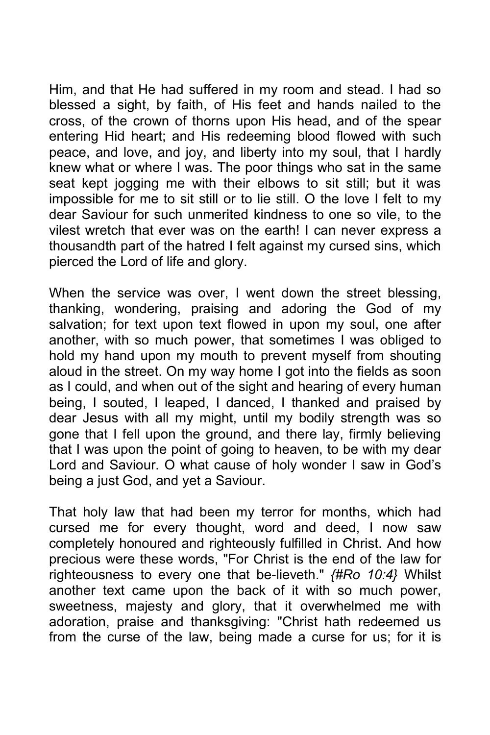Him, and that He had suffered in my room and stead. I had so blessed a sight, by faith, of His feet and hands nailed to the cross, of the crown of thorns upon His head, and of the spear entering Hid heart; and His redeeming blood flowed with such peace, and love, and joy, and liberty into my soul, that I hardly knew what or where I was. The poor things who sat in the same seat kept jogging me with their elbows to sit still; but it was impossible for me to sit still or to lie still. O the love I felt to my dear Saviour for such unmerited kindness to one so vile, to the vilest wretch that ever was on the earth! I can never express a thousandth part of the hatred I felt against my cursed sins, which pierced the Lord of life and glory.

When the service was over, I went down the street blessing, thanking, wondering, praising and adoring the God of my salvation; for text upon text flowed in upon my soul, one after another, with so much power, that sometimes I was obliged to hold my hand upon my mouth to prevent myself from shouting aloud in the street. On my way home I got into the fields as soon as I could, and when out of the sight and hearing of every human being, I souted, I leaped, I danced, I thanked and praised by dear Jesus with all my might, until my bodily strength was so gone that I fell upon the ground, and there lay, firmly believing that I was upon the point of going to heaven, to be with my dear Lord and Saviour. O what cause of holy wonder I saw in God's being a just God, and yet a Saviour.

That holy law that had been my terror for months, which had cursed me for every thought, word and deed, I now saw completely honoured and righteously fulfilled in Christ. And how precious were these words, "For Christ is the end of the law for righteousness to every one that be-lieveth." *{#Ro 10:4}* Whilst another text came upon the back of it with so much power, sweetness, majesty and glory, that it overwhelmed me with adoration, praise and thanksgiving: "Christ hath redeemed us from the curse of the law, being made a curse for us; for it is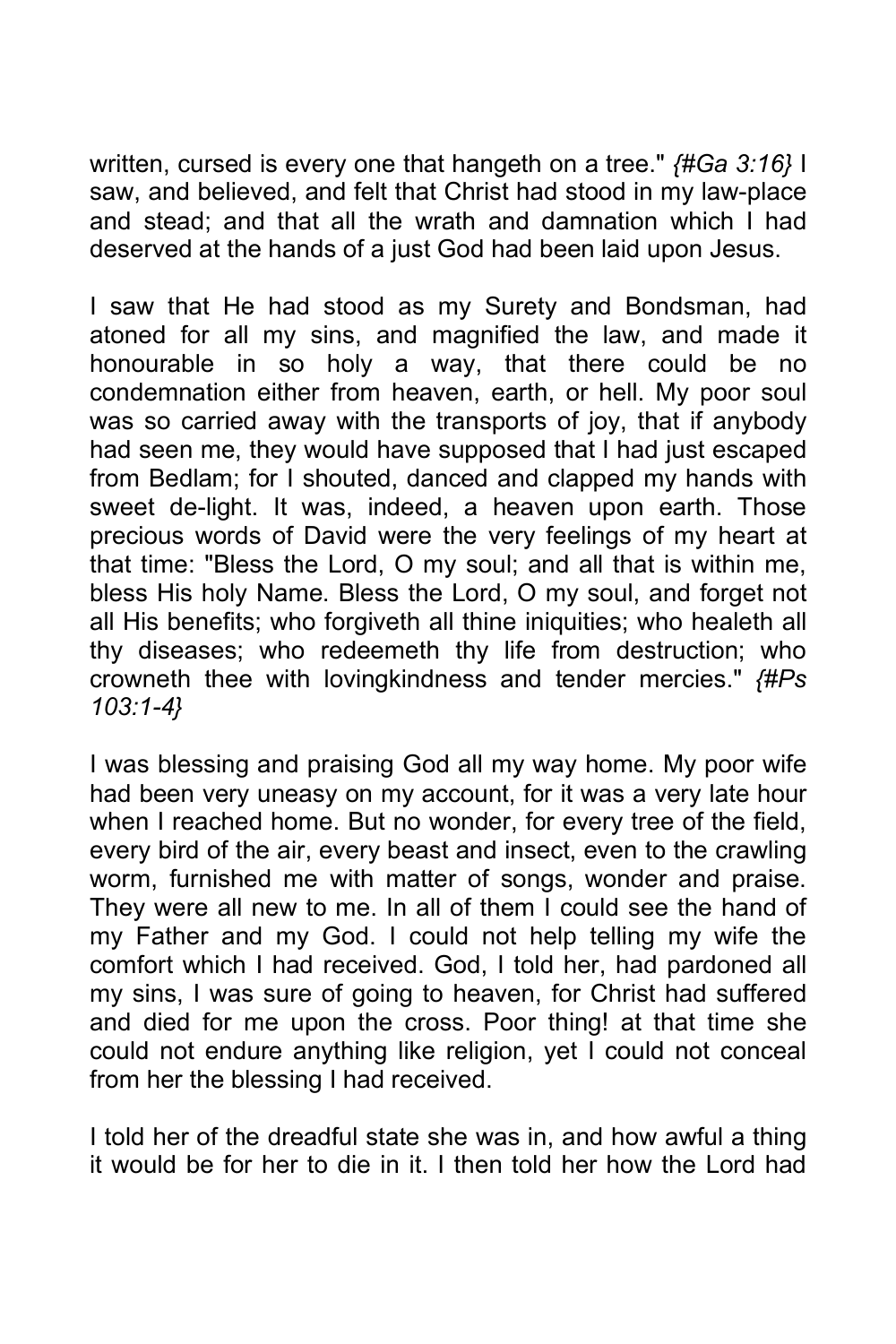written, cursed is every one that hangeth on a tree." *{#Ga 3:16}* I saw, and believed, and felt that Christ had stood in my law-place and stead; and that all the wrath and damnation which I had deserved at the hands of a just God had been laid upon Jesus.

I saw that He had stood as my Surety and Bondsman, had atoned for all my sins, and magnified the law, and made it honourable in so holy a way, that there could be no condemnation either from heaven, earth, or hell. My poor soul was so carried away with the transports of joy, that if anybody had seen me, they would have supposed that I had just escaped from Bedlam; for I shouted, danced and clapped my hands with sweet de-light. It was, indeed, a heaven upon earth. Those precious words of David were the very feelings of my heart at that time: "Bless the Lord, O my soul; and all that is within me, bless His holy Name. Bless the Lord, O my soul, and forget not all His benefits; who forgiveth all thine iniquities; who healeth all thy diseases; who redeemeth thy life from destruction; who crowneth thee with lovingkindness and tender mercies." *{#Ps 103:1-4}*

I was blessing and praising God all my way home. My poor wife had been very uneasy on my account, for it was a very late hour when I reached home. But no wonder, for every tree of the field, every bird of the air, every beast and insect, even to the crawling worm, furnished me with matter of songs, wonder and praise. They were all new to me. In all of them I could see the hand of my Father and my God. I could not help telling my wife the comfort which I had received. God, I told her, had pardoned all my sins, I was sure of going to heaven, for Christ had suffered and died for me upon the cross. Poor thing! at that time she could not endure anything like religion, yet I could not conceal from her the blessing I had received.

I told her of the dreadful state she was in, and how awful a thing it would be for her to die in it. I then told her how the Lord had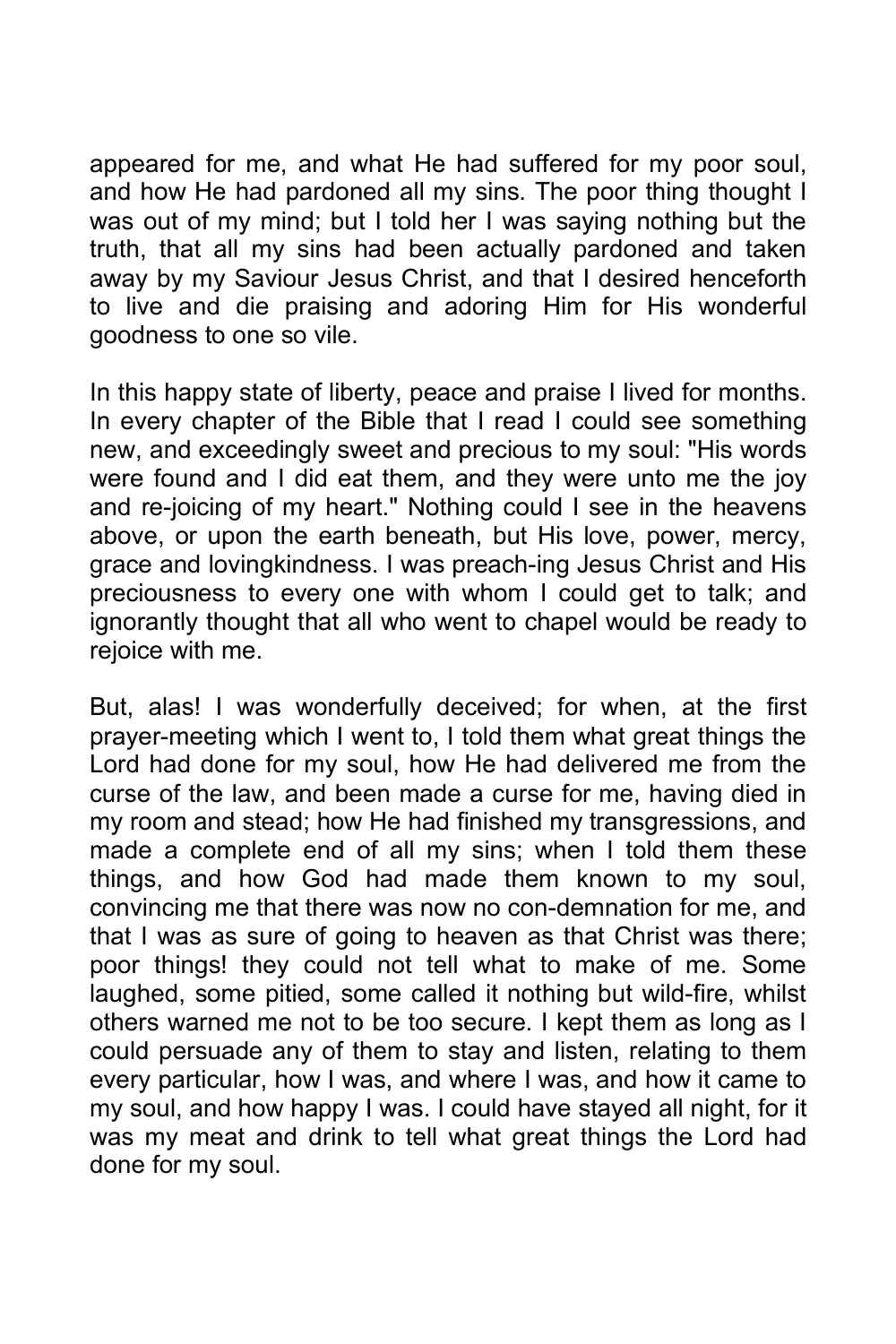appeared for me, and what He had suffered for my poor soul, and how He had pardoned all my sins. The poor thing thought I was out of my mind; but I told her I was saying nothing but the truth, that all my sins had been actually pardoned and taken away by my Saviour Jesus Christ, and that I desired henceforth to live and die praising and adoring Him for His wonderful goodness to one so vile.

In this happy state of liberty, peace and praise I lived for months. In every chapter of the Bible that I read I could see something new, and exceedingly sweet and precious to my soul: "His words were found and I did eat them, and they were unto me the joy and re-joicing of my heart." Nothing could I see in the heavens above, or upon the earth beneath, but His love, power, mercy, grace and lovingkindness. I was preach-ing Jesus Christ and His preciousness to every one with whom I could get to talk; and ignorantly thought that all who went to chapel would be ready to rejoice with me.

But, alas! I was wonderfully deceived; for when, at the first prayer-meeting which I went to, I told them what great things the Lord had done for my soul, how He had delivered me from the curse of the law, and been made a curse for me, having died in my room and stead; how He had finished my transgressions, and made a complete end of all my sins; when I told them these things, and how God had made them known to my soul, convincing me that there was now no con-demnation for me, and that I was as sure of going to heaven as that Christ was there; poor things! they could not tell what to make of me. Some laughed, some pitied, some called it nothing but wild-fire, whilst others warned me not to be too secure. I kept them as long as I could persuade any of them to stay and listen, relating to them every particular, how I was, and where I was, and how it came to my soul, and how happy I was. I could have stayed all night, for it was my meat and drink to tell what great things the Lord had done for my soul.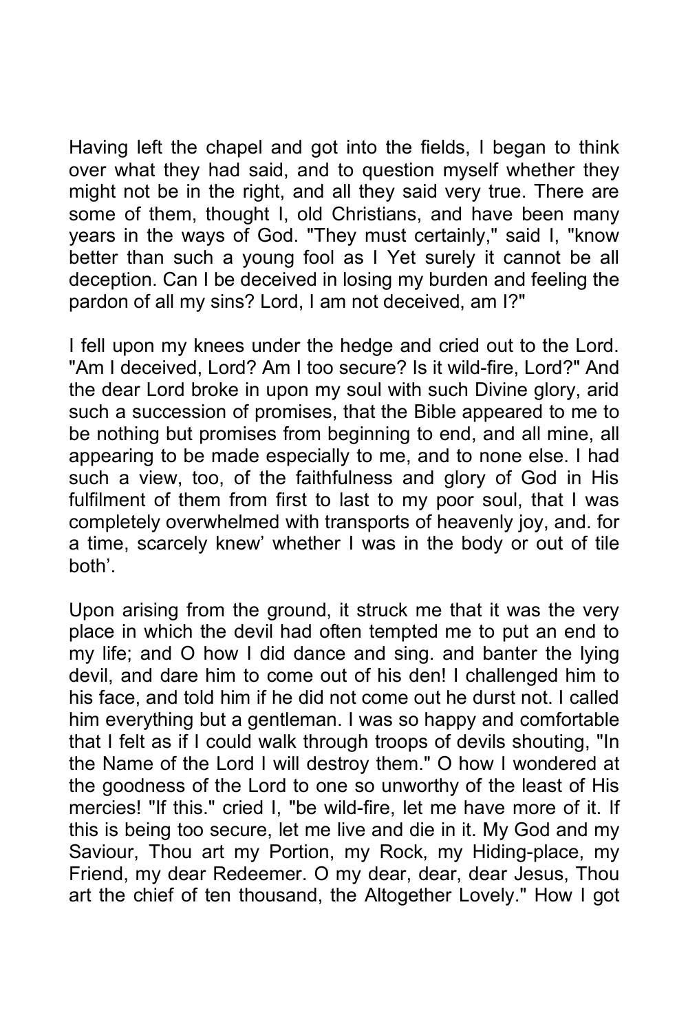Having left the chapel and got into the fields, I began to think over what they had said, and to question myself whether they might not be in the right, and all they said very true. There are some of them, thought I, old Christians, and have been many years in the ways of God. "They must certainly," said I, "know better than such a young fool as I Yet surely it cannot be all deception. Can I be deceived in losing my burden and feeling the pardon of all my sins? Lord, I am not deceived, am I?"

I fell upon my knees under the hedge and cried out to the Lord. "Am I deceived, Lord? Am I too secure? Is it wild-fire, Lord?" And the dear Lord broke in upon my soul with such Divine glory, arid such a succession of promises, that the Bible appeared to me to be nothing but promises from beginning to end, and all mine, all appearing to be made especially to me, and to none else. I had such a view, too, of the faithfulness and glory of God in His fulfilment of them from first to last to my poor soul, that I was completely overwhelmed with transports of heavenly joy, and. for a time, scarcely knew' whether I was in the body or out of tile both'.

Upon arising from the ground, it struck me that it was the very place in which the devil had often tempted me to put an end to my life; and O how I did dance and sing. and banter the lying devil, and dare him to come out of his den! I challenged him to his face, and told him if he did not come out he durst not. I called him everything but a gentleman. I was so happy and comfortable that I felt as if I could walk through troops of devils shouting, "In the Name of the Lord I will destroy them." O how I wondered at the goodness of the Lord to one so unworthy of the least of His mercies! "If this." cried I, "be wild-fire, let me have more of it. If this is being too secure, let me live and die in it. My God and my Saviour, Thou art my Portion, my Rock, my Hiding-place, my Friend, my dear Redeemer. O my dear, dear, dear Jesus, Thou art the chief of ten thousand, the Altogether Lovely." How I got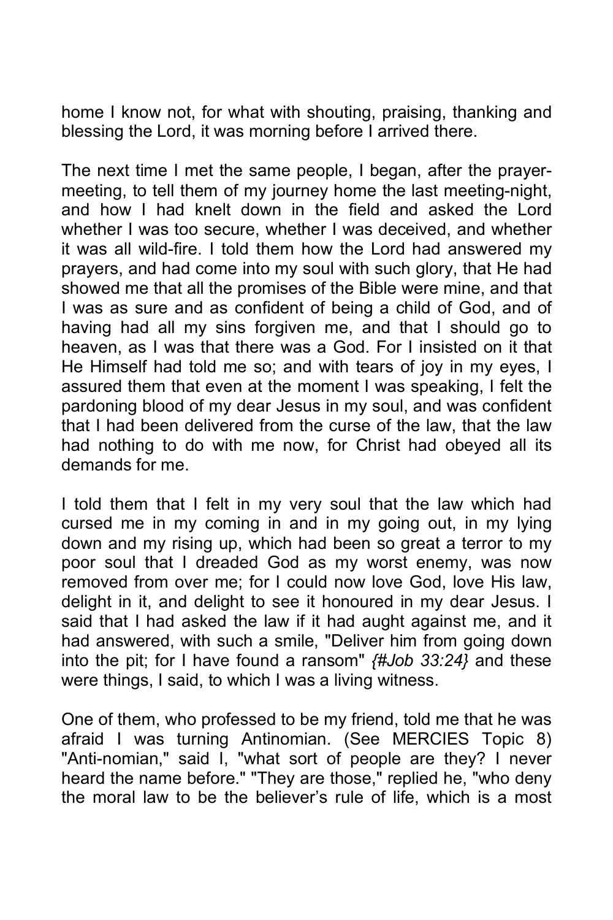home I know not, for what with shouting, praising, thanking and blessing the Lord, it was morning before I arrived there.

The next time I met the same people, I began, after the prayer-meeting, to tell them of my journey home the last meeting-night, and how I had knelt down in the field and asked the Lord whether I was too secure, whether I was deceived, and whether it was all wild-fire. I told them how the Lord had answered my prayers, and had come into my soul with such glory, that He had showed me that all the promises of the Bible were mine, and that I was as sure and as confident of being a child of God, and of having had all my sins forgiven me, and that I should go to heaven, as I was that there was a God. For I insisted on it that He Himself had told me so; and with tears of joy in my eyes, I assured them that even at the moment I was speaking, I felt the pardoning blood of my dear Jesus in my soul, and was confident that I had been delivered from the curse of the law, that the law had nothing to do with me now, for Christ had obeyed all its demands for me.

I told them that I felt in my very soul that the law which had cursed me in my coming in and in my going out, in my lying down and my rising up, which had been so great a terror to my poor soul that I dreaded God as my worst enemy, was now removed from over me; for I could now love God, love His law, delight in it, and delight to see it honoured in my dear Jesus. I said that I had asked the law if it had aught against me, and it had answered, with such a smile, "Deliver him from going down into the pit; for I have found a ransom" *{#Job 33:24}* and these were things, I said, to which I was a living witness.

One of them, who professed to be my friend, told me that he was afraid I was turning Antinomian. (See MERCIES Topic 8) "Anti-nomian," said I, "what sort of people are they? I never heard the name before." "They are those," replied he, "who deny the moral law to be the believer's rule of life, which is a most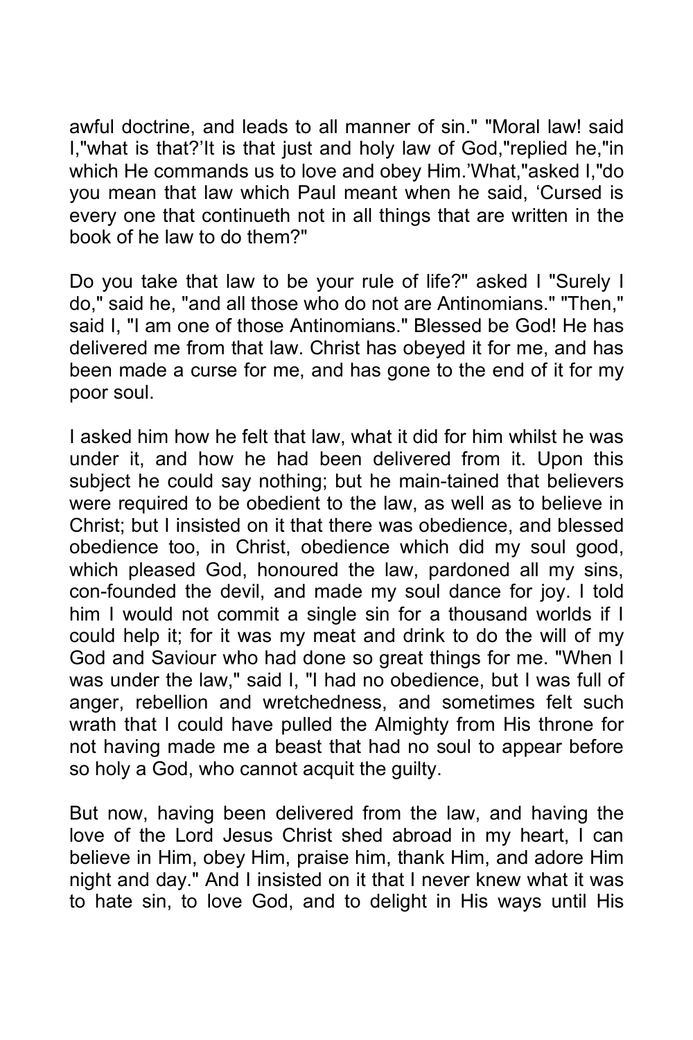awful doctrine, and leads to all manner of sin." "Moral law! said I,"what is that?'It is that just and holy law of God,"replied he,"in which He commands us to love and obey Him.'What,"asked I,"do you mean that law which Paul meant when he said, 'Cursed is every one that continueth not in all things that are written in the book of he law to do them?"

Do you take that law to be your rule of life?" asked I "Surely I do," said he, "and all those who do not are Antinomians." "Then," said I, "I am one of those Antinomians." Blessed be God! He has delivered me from that law. Christ has obeyed it for me, and has been made a curse for me, and has gone to the end of it for my poor soul.

I asked him how he felt that law, what it did for him whilst he was under it, and how he had been delivered from it. Upon this subject he could say nothing; but he main-tained that believers were required to be obedient to the law, as well as to believe in Christ; but I insisted on it that there was obedience, and blessed obedience too, in Christ, obedience which did my soul good, which pleased God, honoured the law, pardoned all my sins, con-founded the devil, and made my soul dance for joy. I told him I would not commit a single sin for a thousand worlds if I could help it; for it was my meat and drink to do the will of my God and Saviour who had done so great things for me. "When I was under the law," said I, "I had no obedience, but I was full of anger, rebellion and wretchedness, and sometimes felt such wrath that I could have pulled the Almighty from His throne for not having made me a beast that had no soul to appear before so holy a God, who cannot acquit the guilty.

But now, having been delivered from the law, and having the love of the Lord Jesus Christ shed abroad in my heart, I can believe in Him, obey Him, praise him, thank Him, and adore Him night and day." And I insisted on it that I never knew what it was to hate sin, to love God, and to delight in His ways until His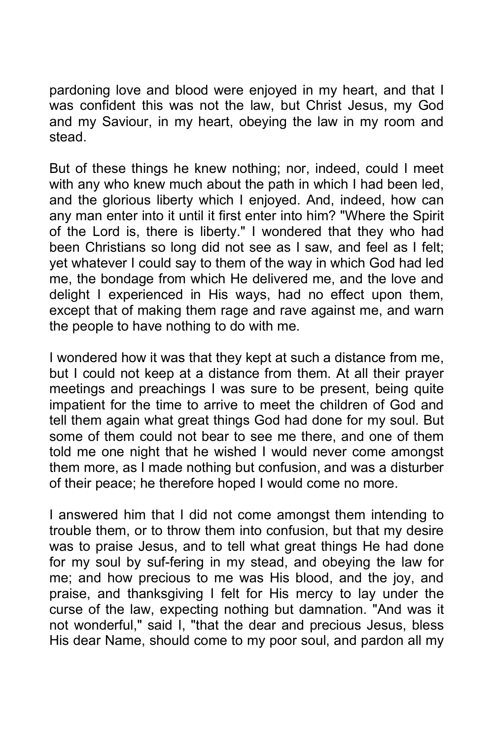pardoning love and blood were enjoyed in my heart, and that I was confident this was not the law, but Christ Jesus, my God and my Saviour, in my heart, obeying the law in my room and stead.

But of these things he knew nothing; nor, indeed, could I meet with any who knew much about the path in which I had been led, and the glorious liberty which I enjoyed. And, indeed, how can any man enter into it until it first enter into him? "Where the Spirit of the Lord is, there is liberty." I wondered that they who had been Christians so long did not see as I saw, and feel as I felt; yet whatever I could say to them of the way in which God had led me, the bondage from which He delivered me, and the love and delight I experienced in His ways, had no effect upon them, except that of making them rage and rave against me, and warn the people to have nothing to do with me.

I wondered how it was that they kept at such a distance from me, but I could not keep at a distance from them. At all their prayer meetings and preachings I was sure to be present, being quite impatient for the time to arrive to meet the children of God and tell them again what great things God had done for my soul. But some of them could not bear to see me there, and one of them told me one night that he wished I would never come amongst them more, as I made nothing but confusion, and was a disturber of their peace; he therefore hoped I would come no more.

I answered him that I did not come amongst them intending to trouble them, or to throw them into confusion, but that my desire was to praise Jesus, and to tell what great things He had done for my soul by suf-fering in my stead, and obeying the law for me; and how precious to me was His blood, and the joy, and praise, and thanksgiving I felt for His mercy to lay under the curse of the law, expecting nothing but damnation. "And was it not wonderful," said I, "that the dear and precious Jesus, bless His dear Name, should come to my poor soul, and pardon all my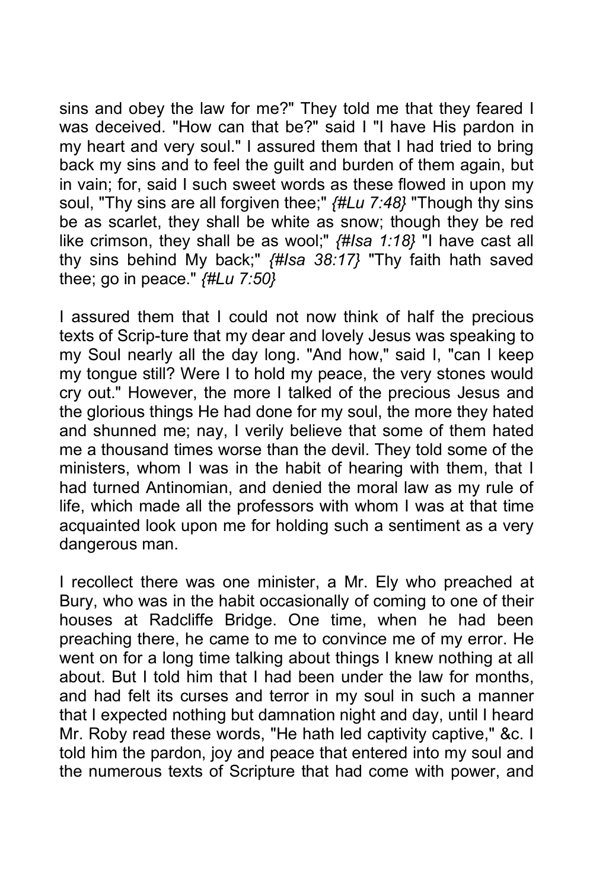sins and obey the law for me?" They told me that they feared I was deceived. "How can that be?" said I "I have His pardon in my heart and very soul." I assured them that I had tried to bring back my sins and to feel the guilt and burden of them again, but in vain; for, said I such sweet words as these flowed in upon my soul, "Thy sins are all forgiven thee;" *{#Lu 7:48}* "Though thy sins be as scarlet, they shall be white as snow; though they be red like crimson, they shall be as wool;" *{#Isa 1:18}* "I have cast all thy sins behind My back;" *{#Isa 38:17}* "Thy faith hath saved thee; go in peace." *{#Lu 7:50}*

I assured them that I could not now think of half the precious texts of Scrip-ture that my dear and lovely Jesus was speaking to my Soul nearly all the day long. "And how," said I, "can I keep my tongue still? Were I to hold my peace, the very stones would cry out." However, the more I talked of the precious Jesus and the glorious things He had done for my soul, the more they hated and shunned me; nay, I verily believe that some of them hated me a thousand times worse than the devil. They told some of the ministers, whom I was in the habit of hearing with them, that I had turned Antinomian, and denied the moral law as my rule of life, which made all the professors with whom I was at that time acquainted look upon me for holding such a sentiment as a very dangerous man.

I recollect there was one minister, a Mr. Ely who preached at Bury, who was in the habit occasionally of coming to one of their houses at Radcliffe Bridge. One time, when he had been preaching there, he came to me to convince me of my error. He went on for a long time talking about things I knew nothing at all about. But I told him that I had been under the law for months, and had felt its curses and terror in my soul in such a manner that I expected nothing but damnation night and day, until I heard Mr. Roby read these words, "He hath led captivity captive," &c. I told him the pardon, joy and peace that entered into my soul and the numerous texts of Scripture that had come with power, and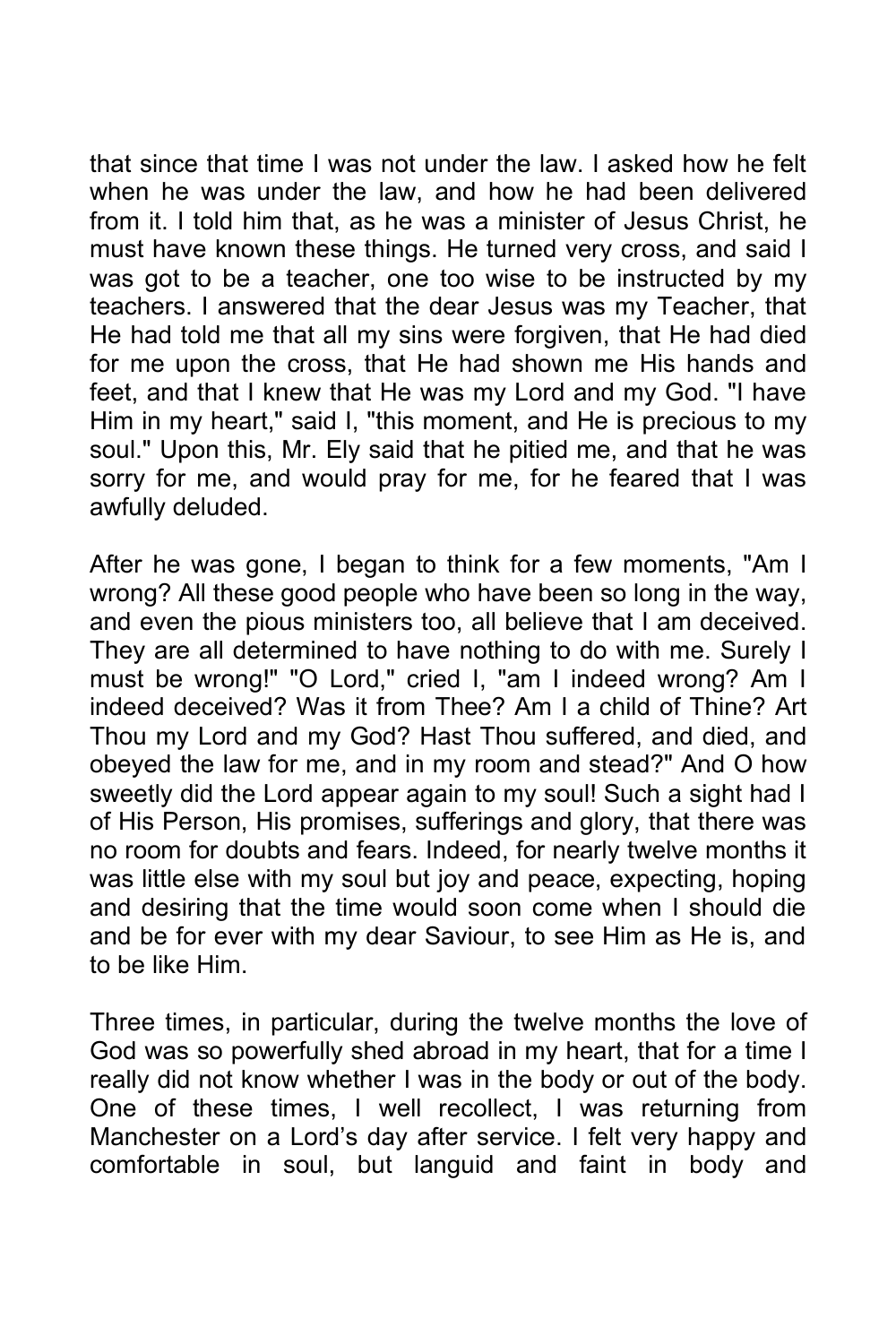that since that time I was not under the law. I asked how he felt when he was under the law, and how he had been delivered from it. I told him that, as he was a minister of Jesus Christ, he must have known these things. He turned very cross, and said I was got to be a teacher, one too wise to be instructed by my teachers. I answered that the dear Jesus was my Teacher, that He had told me that all my sins were forgiven, that He had died for me upon the cross, that He had shown me His hands and feet, and that I knew that He was my Lord and my God. "I have Him in my heart," said I, "this moment, and He is precious to my soul." Upon this, Mr. Ely said that he pitied me, and that he was sorry for me, and would pray for me, for he feared that I was awfully deluded.

After he was gone, I began to think for a few moments, "Am I wrong? All these good people who have been so long in the way, and even the pious ministers too, all believe that I am deceived. They are all determined to have nothing to do with me. Surely I must be wrong!" "O Lord," cried I, "am I indeed wrong? Am I indeed deceived? Was it from Thee? Am I a child of Thine? Art Thou my Lord and my God? Hast Thou suffered, and died, and obeyed the law for me, and in my room and stead?" And O how sweetly did the Lord appear again to my soul! Such a sight had I of His Person, His promises, sufferings and glory, that there was no room for doubts and fears. Indeed, for nearly twelve months it was little else with my soul but joy and peace, expecting, hoping and desiring that the time would soon come when I should die and be for ever with my dear Saviour, to see Him as He is, and to be like Him.

Three times, in particular, during the twelve months the love of God was so powerfully shed abroad in my heart, that for a time I really did not know whether I was in the body or out of the body. One of these times, I well recollect, I was returning from Manchester on a Lord's day after service. I felt very happy and comfortable in soul, but languid and faint in body and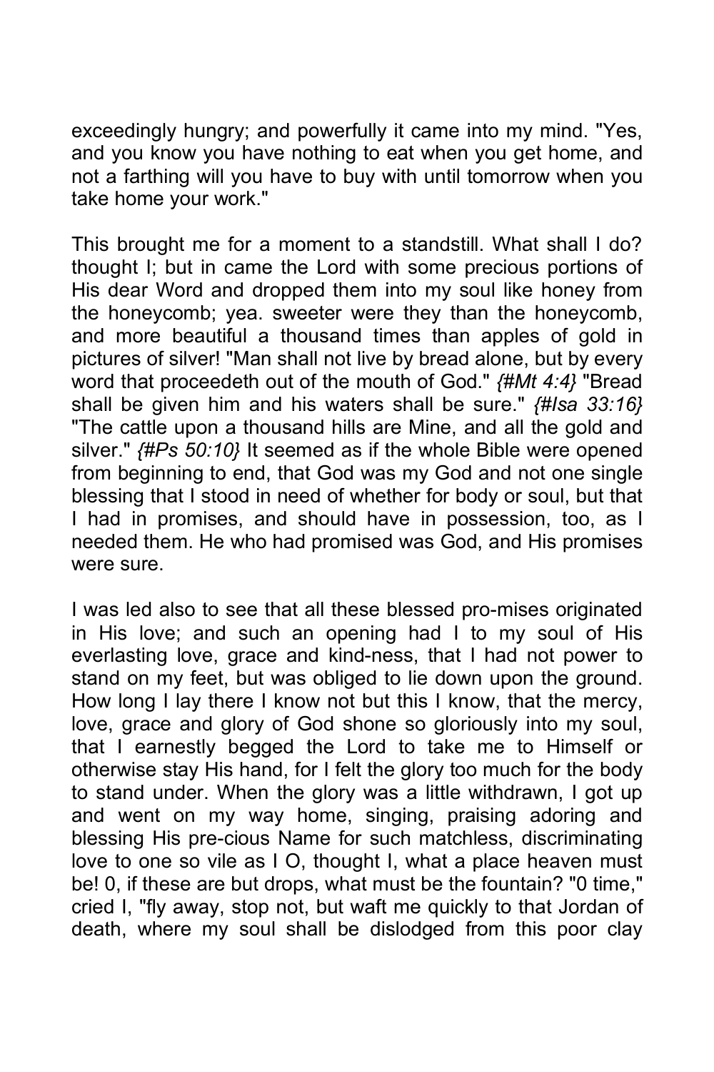exceedingly hungry; and powerfully it came into my mind. "Yes, and you know you have nothing to eat when you get home, and not a farthing will you have to buy with until tomorrow when you take home your work."

This brought me for a moment to a standstill. What shall I do? thought I; but in came the Lord with some precious portions of His dear Word and dropped them into my soul like honey from the honeycomb; yea. sweeter were they than the honeycomb, and more beautiful a thousand times than apples of gold in pictures of silver! "Man shall not live by bread alone, but by every word that proceedeth out of the mouth of God." *{#Mt 4:4}* "Bread shall be given him and his waters shall be sure." *{#Isa 33:16}* "The cattle upon a thousand hills are Mine, and all the gold and silver." *{#Ps 50:10}* It seemed as if the whole Bible were opened from beginning to end, that God was my God and not one single blessing that I stood in need of whether for body or soul, but that I had in promises, and should have in possession, too, as I needed them. He who had promised was God, and His promises were sure.

I was led also to see that all these blessed pro-mises originated in His love; and such an opening had I to my soul of His everlasting love, grace and kind-ness, that I had not power to stand on my feet, but was obliged to lie down upon the ground. How long I lay there I know not but this I know, that the mercy, love, grace and glory of God shone so gloriously into my soul, that I earnestly begged the Lord to take me to Himself or otherwise stay His hand, for I felt the glory too much for the body to stand under. When the glory was a little withdrawn, I got up and went on my way home, singing, praising adoring and blessing His pre-cious Name for such matchless, discriminating love to one so vile as I O, thought I, what a place heaven must be! 0, if these are but drops, what must be the fountain? "0 time," cried I, "fly away, stop not, but waft me quickly to that Jordan of death, where my soul shall be dislodged from this poor clay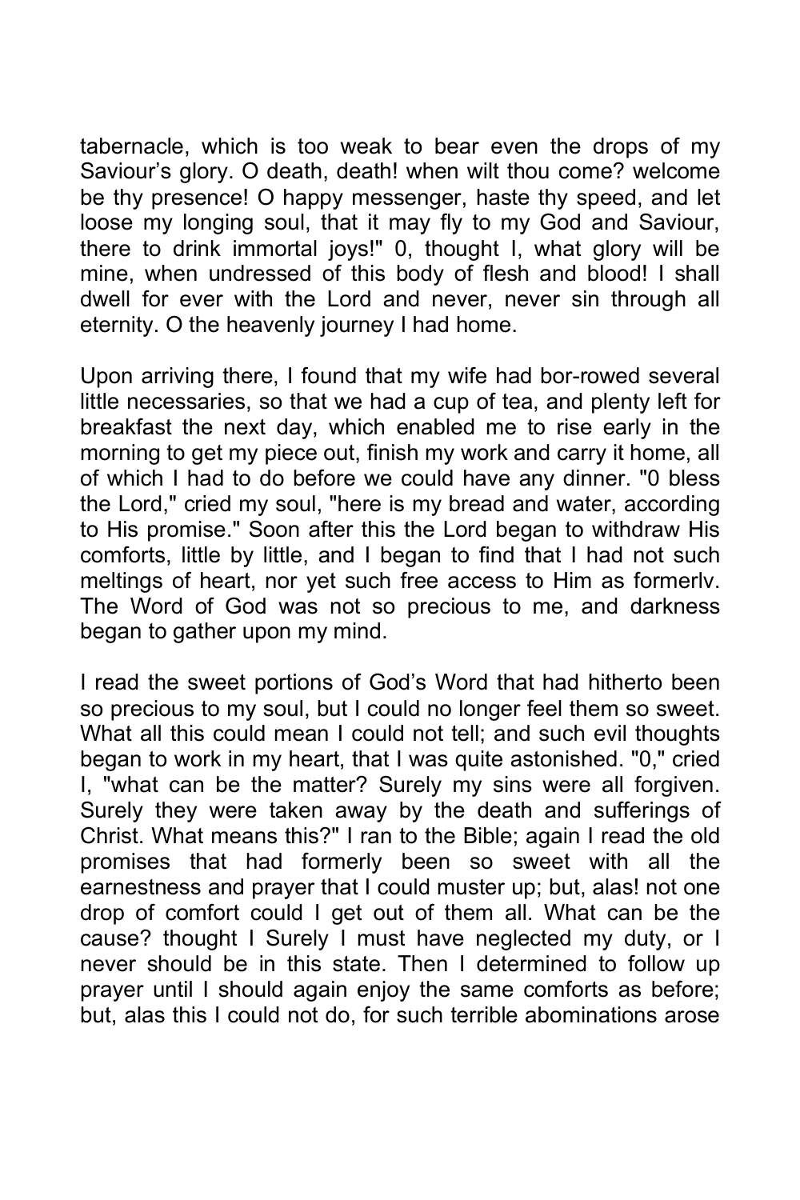tabernacle, which is too weak to bear even the drops of my Saviour's glory. O death, death! when wilt thou come? welcome be thy presence! O happy messenger, haste thy speed, and let loose my longing soul, that it may fly to my God and Saviour, there to drink immortal joys!" 0, thought I, what glory will be mine, when undressed of this body of flesh and blood! I shall dwell for ever with the Lord and never, never sin through all eternity. O the heavenly journey I had home.

Upon arriving there, I found that my wife had bor-rowed several little necessaries, so that we had a cup of tea, and plenty left for breakfast the next day, which enabled me to rise early in the morning to get my piece out, finish my work and carry it home, all of which I had to do before we could have any dinner. "0 bless the Lord," cried my soul, "here is my bread and water, according to His promise." Soon after this the Lord began to withdraw His comforts, little by little, and I began to find that I had not such meltings of heart, nor yet such free access to Him as formerlv. The Word of God was not so precious to me, and darkness began to gather upon my mind.

I read the sweet portions of God's Word that had hitherto been so precious to my soul, but I could no longer feel them so sweet. What all this could mean I could not tell; and such evil thoughts began to work in my heart, that I was quite astonished. "0," cried I, "what can be the matter? Surely my sins were all forgiven. Surely they were taken away by the death and sufferings of Christ. What means this?" I ran to the Bible; again I read the old promises that had formerly been so sweet with all the earnestness and prayer that I could muster up; but, alas! not one drop of comfort could I get out of them all. What can be the cause? thought I Surely I must have neglected my duty, or I never should be in this state. Then I determined to follow up prayer until I should again enjoy the same comforts as before; but, alas this I could not do, for such terrible abominations arose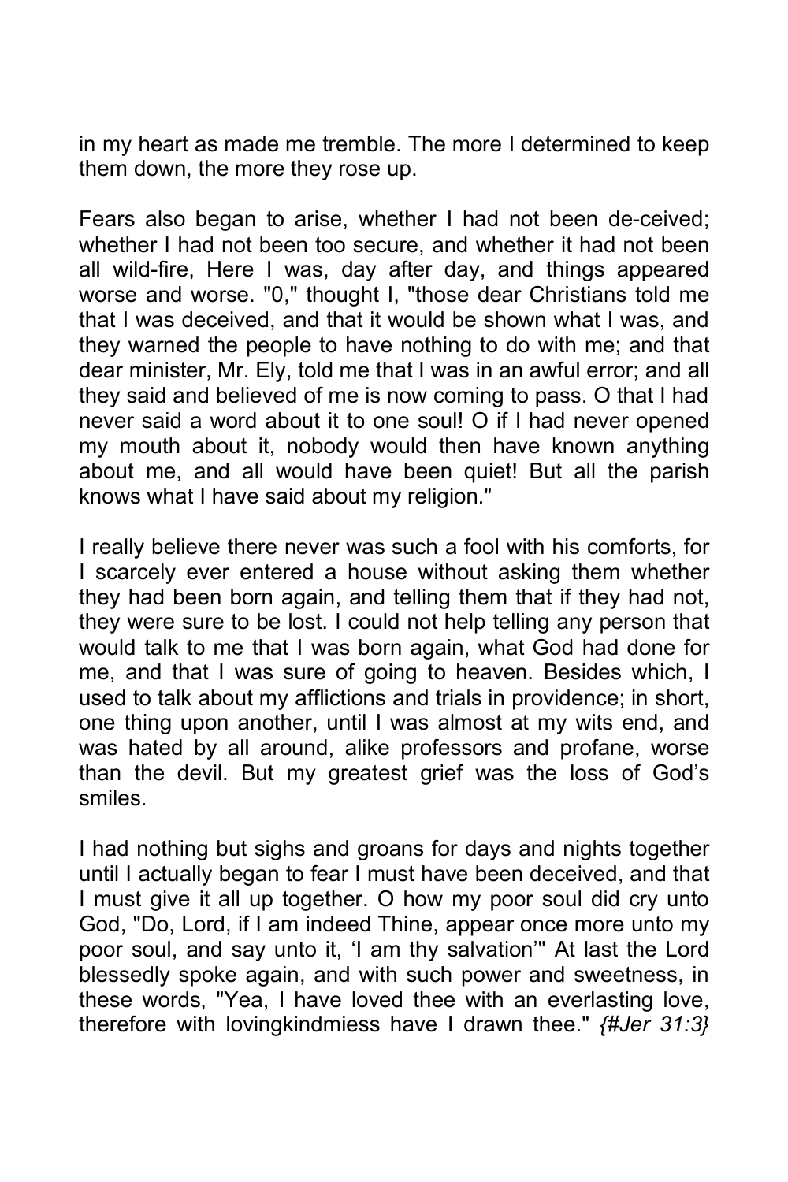in my heart as made me tremble. The more I determined to keep them down, the more they rose up.

Fears also began to arise, whether I had not been de-ceived; whether I had not been too secure, and whether it had not been all wild-fire, Here I was, day after day, and things appeared worse and worse. "0," thought I, "those dear Christians told me that I was deceived, and that it would be shown what I was, and they warned the people to have nothing to do with me; and that dear minister, Mr. Ely, told me that I was in an awful error; and all they said and believed of me is now coming to pass. O that I had never said a word about it to one soul! O if I had never opened my mouth about it, nobody would then have known anything about me, and all would have been quiet! But all the parish knows what I have said about my religion."

I really believe there never was such a fool with his comforts, for I scarcely ever entered a house without asking them whether they had been born again, and telling them that if they had not, they were sure to be lost. I could not help telling any person that would talk to me that I was born again, what God had done for me, and that I was sure of going to heaven. Besides which, I used to talk about my afflictions and trials in providence; in short, one thing upon another, until I was almost at my wits end, and was hated by all around, alike professors and profane, worse than the devil. But my greatest grief was the loss of God's smiles.

I had nothing but sighs and groans for days and nights together until I actually began to fear I must have been deceived, and that I must give it all up together. O how my poor soul did cry unto God, "Do, Lord, if I am indeed Thine, appear once more unto my poor soul, and say unto it, 'I am thy salvation'" At last the Lord blessedly spoke again, and with such power and sweetness, in these words, "Yea, I have loved thee with an everlasting love, therefore with lovingkindmiess have I drawn thee." *{#Jer 31:3}*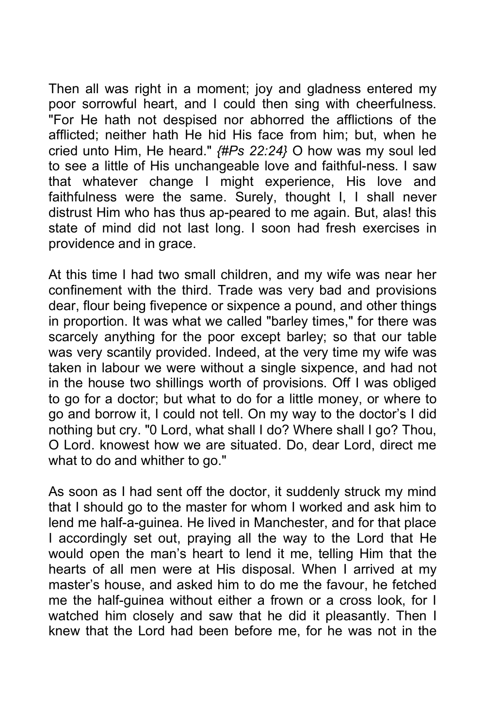Then all was right in a moment; joy and gladness entered my poor sorrowful heart, and I could then sing with cheerfulness. "For He hath not despised nor abhorred the afflictions of the afflicted; neither hath He hid His face from him; but, when he cried unto Him, He heard." *{#Ps 22:24}* O how was my soul led to see a little of His unchangeable love and faithful-ness. I saw that whatever change I might experience, His love and faithfulness were the same. Surely, thought I, I shall never distrust Him who has thus ap-peared to me again. But, alas! this state of mind did not last long. I soon had fresh exercises in providence and in grace.

At this time I had two small children, and my wife was near her confinement with the third. Trade was very bad and provisions dear, flour being fivepence or sixpence a pound, and other things in proportion. It was what we called "barley times," for there was scarcely anything for the poor except barley; so that our table was very scantily provided. Indeed, at the very time my wife was taken in labour we were without a single sixpence, and had not in the house two shillings worth of provisions. Off I was obliged to go for a doctor; but what to do for a little money, or where to go and borrow it, I could not tell. On my way to the doctor's I did nothing but cry. "0 Lord, what shall I do? Where shall I go? Thou, O Lord. knowest how we are situated. Do, dear Lord, direct me what to do and whither to go."

As soon as I had sent off the doctor, it suddenly struck my mind that I should go to the master for whom I worked and ask him to lend me half-a-guinea. He lived in Manchester, and for that place I accordingly set out, praying all the way to the Lord that He would open the man's heart to lend it me, telling Him that the hearts of all men were at His disposal. When I arrived at my master's house, and asked him to do me the favour, he fetched me the half-guinea without either a frown or a cross look, for I watched him closely and saw that he did it pleasantly. Then I knew that the Lord had been before me, for he was not in the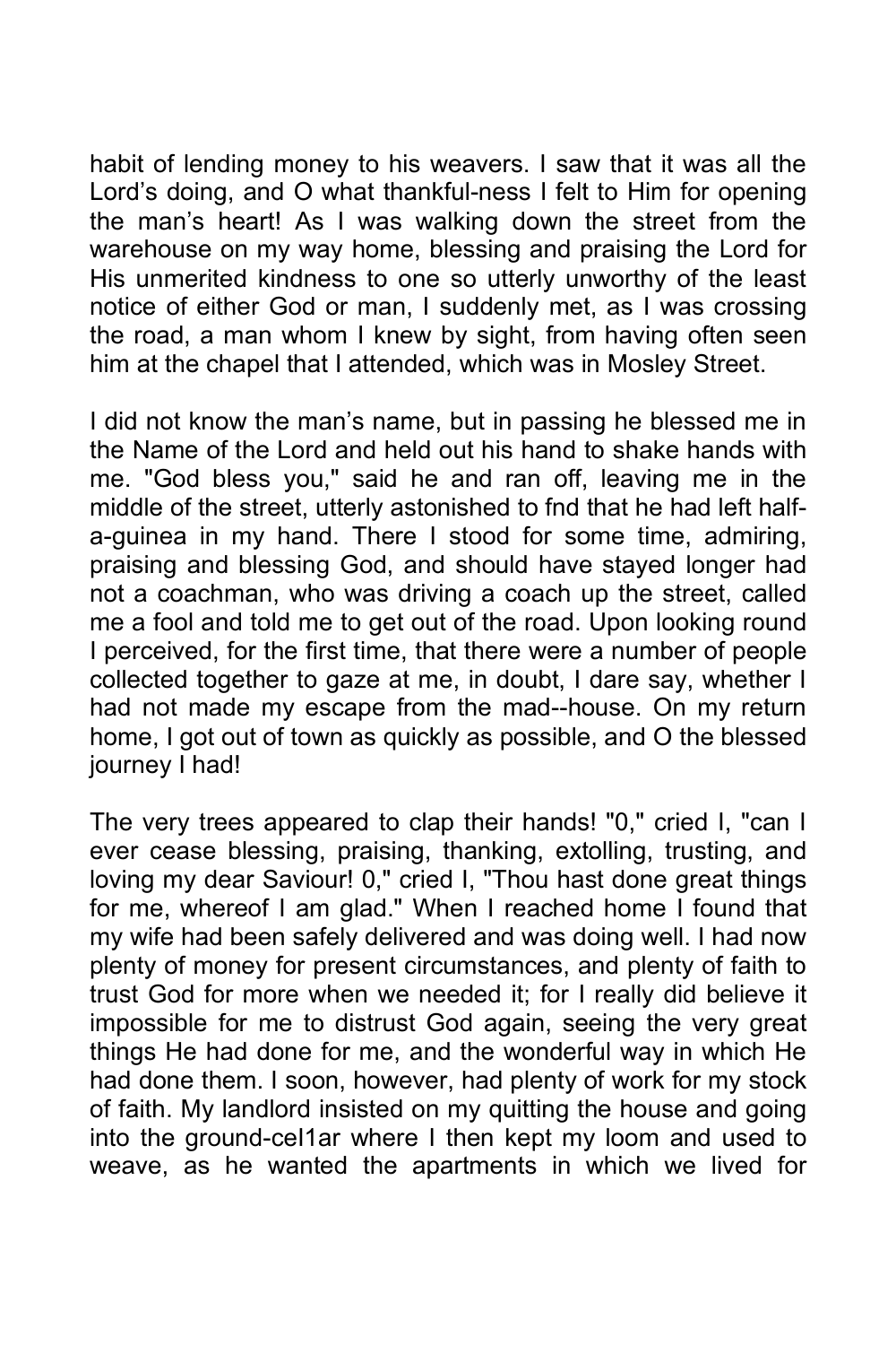habit of lending money to his weavers. I saw that it was all the Lord's doing, and O what thankful-ness I felt to Him for opening the man's heart! As I was walking down the street from the warehouse on my way home, blessing and praising the Lord for His unmerited kindness to one so utterly unworthy of the least notice of either God or man, I suddenly met, as I was crossing the road, a man whom I knew by sight, from having often seen him at the chapel that I attended, which was in Mosley Street.

I did not know the man's name, but in passing he blessed me in the Name of the Lord and held out his hand to shake hands with me. "God bless you," said he and ran off, leaving me in the middle of the street, utterly astonished to fnd that he had left half-a-guinea in my hand. There I stood for some time, admiring, praising and blessing God, and should have stayed longer had not a coachman, who was driving a coach up the street, called me a fool and told me to get out of the road. Upon looking round I perceived, for the first time, that there were a number of people collected together to gaze at me, in doubt, I dare say, whether I had not made my escape from the mad--house. On my return home, I got out of town as quickly as possible, and O the blessed journey I had!

The very trees appeared to clap their hands! "0," cried I, "can I ever cease blessing, praising, thanking, extolling, trusting, and loving my dear Saviour! 0," cried I, "Thou hast done great things for me, whereof I am glad." When I reached home I found that my wife had been safely delivered and was doing well. I had now plenty of money for present circumstances, and plenty of faith to trust God for more when we needed it; for I really did believe it impossible for me to distrust God again, seeing the very great things He had done for me, and the wonderful way in which He had done them. I soon, however, had plenty of work for my stock of faith. My landlord insisted on my quitting the house and going into the ground-cel1ar where I then kept my loom and used to weave, as he wanted the apartments in which we lived for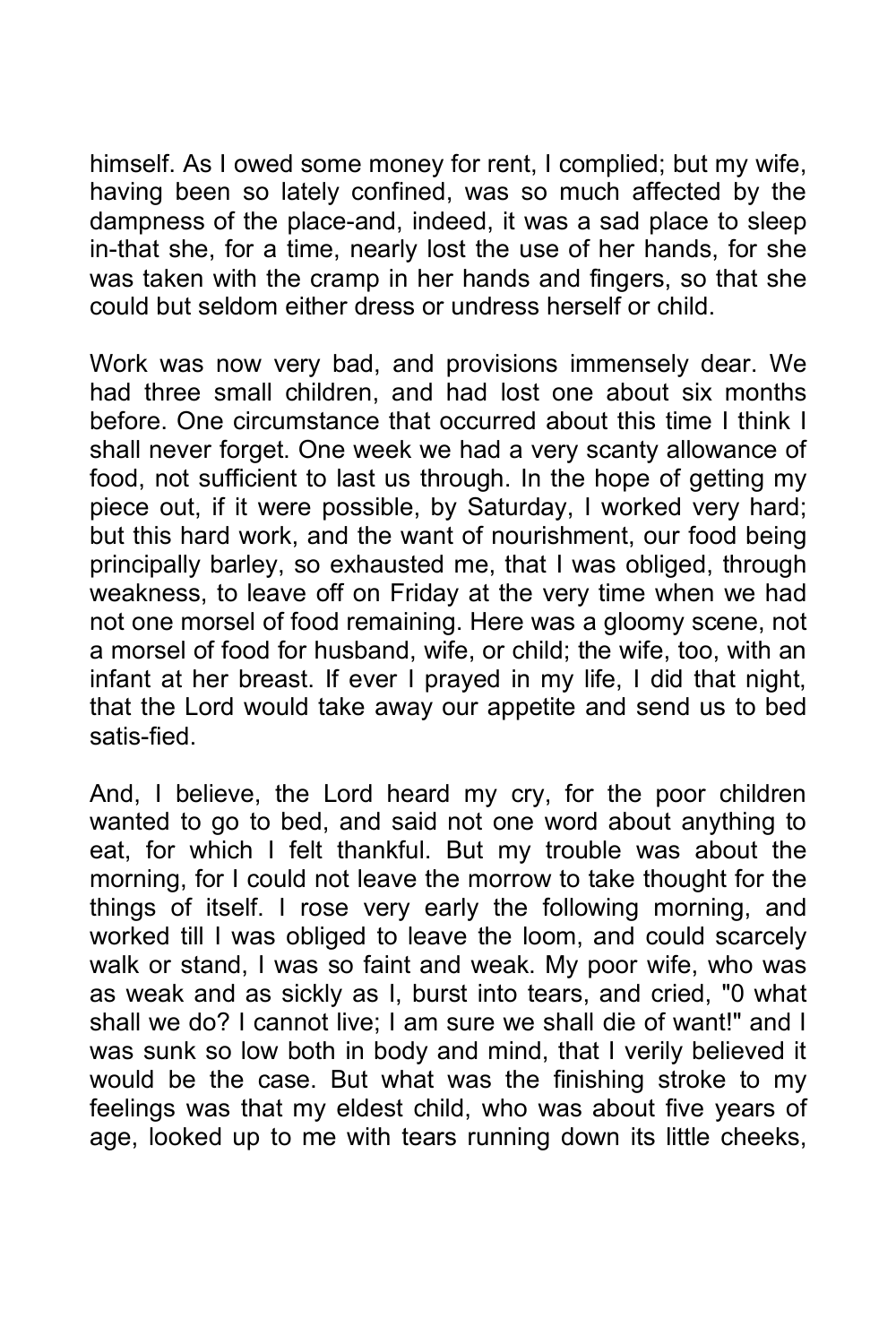himself. As I owed some money for rent, I complied; but my wife, having been so lately confined, was so much affected by the dampness of the place-and, indeed, it was a sad place to sleep in-that she, for a time, nearly lost the use of her hands, for she was taken with the cramp in her hands and fingers, so that she could but seldom either dress or undress herself or child.

Work was now very bad, and provisions immensely dear. We had three small children, and had lost one about six months before. One circumstance that occurred about this time I think I shall never forget. One week we had a very scanty allowance of food, not sufficient to last us through. In the hope of getting my piece out, if it were possible, by Saturday, I worked very hard; but this hard work, and the want of nourishment, our food being principally barley, so exhausted me, that I was obliged, through weakness, to leave off on Friday at the very time when we had not one morsel of food remaining. Here was a gloomy scene, not a morsel of food for husband, wife, or child; the wife, too, with an infant at her breast. If ever I prayed in my life, I did that night, that the Lord would take away our appetite and send us to bed satis-fied.

And, I believe, the Lord heard my cry, for the poor children wanted to go to bed, and said not one word about anything to eat, for which I felt thankful. But my trouble was about the morning, for I could not leave the morrow to take thought for the things of itself. I rose very early the following morning, and worked till I was obliged to leave the loom, and could scarcely walk or stand, I was so faint and weak. My poor wife, who was as weak and as sickly as I, burst into tears, and cried, "0 what shall we do? I cannot live; I am sure we shall die of want!" and I was sunk so low both in body and mind, that I verily believed it would be the case. But what was the finishing stroke to my feelings was that my eldest child, who was about five years of age, looked up to me with tears running down its little cheeks,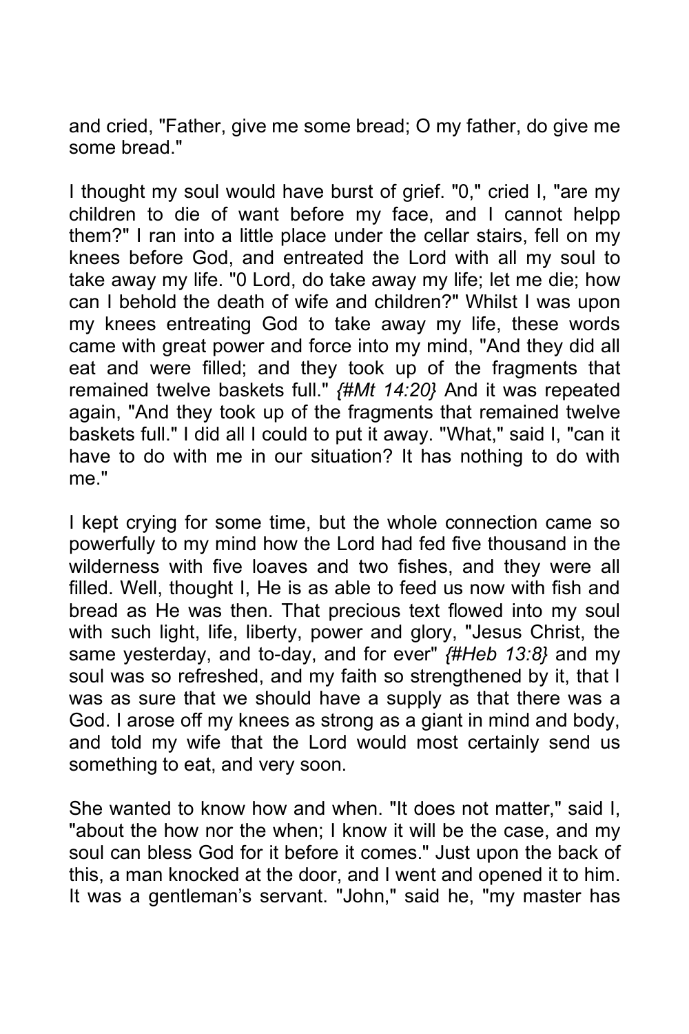and cried, "Father, give me some bread; O my father, do give me some bread."

I thought my soul would have burst of grief. "0," cried I, "are my children to die of want before my face, and I cannot helpp them?" I ran into a little place under the cellar stairs, fell on my knees before God, and entreated the Lord with all my soul to take away my life. "0 Lord, do take away my life; let me die; how can I behold the death of wife and children?" Whilst I was upon my knees entreating God to take away my life, these words came with great power and force into my mind, "And they did all eat and were filled; and they took up of the fragments that remained twelve baskets full." *{#Mt 14:20}* And it was repeated again, "And they took up of the fragments that remained twelve baskets full." I did all I could to put it away. "What," said I, "can it have to do with me in our situation? It has nothing to do with me."

I kept crying for some time, but the whole connection came so powerfully to my mind how the Lord had fed five thousand in the wilderness with five loaves and two fishes, and they were all filled. Well, thought I, He is as able to feed us now with fish and bread as He was then. That precious text flowed into my soul with such light, life, liberty, power and glory, "Jesus Christ, the same yesterday, and to-day, and for ever" *{#Heb 13:8}* and my soul was so refreshed, and my faith so strengthened by it, that I was as sure that we should have a supply as that there was a God. I arose off my knees as strong as a giant in mind and body, and told my wife that the Lord would most certainly send us something to eat, and very soon.

She wanted to know how and when. "It does not matter," said I, "about the how nor the when; I know it will be the case, and my soul can bless God for it before it comes." Just upon the back of this, a man knocked at the door, and I went and opened it to him. It was a gentleman's servant. "John," said he, "my master has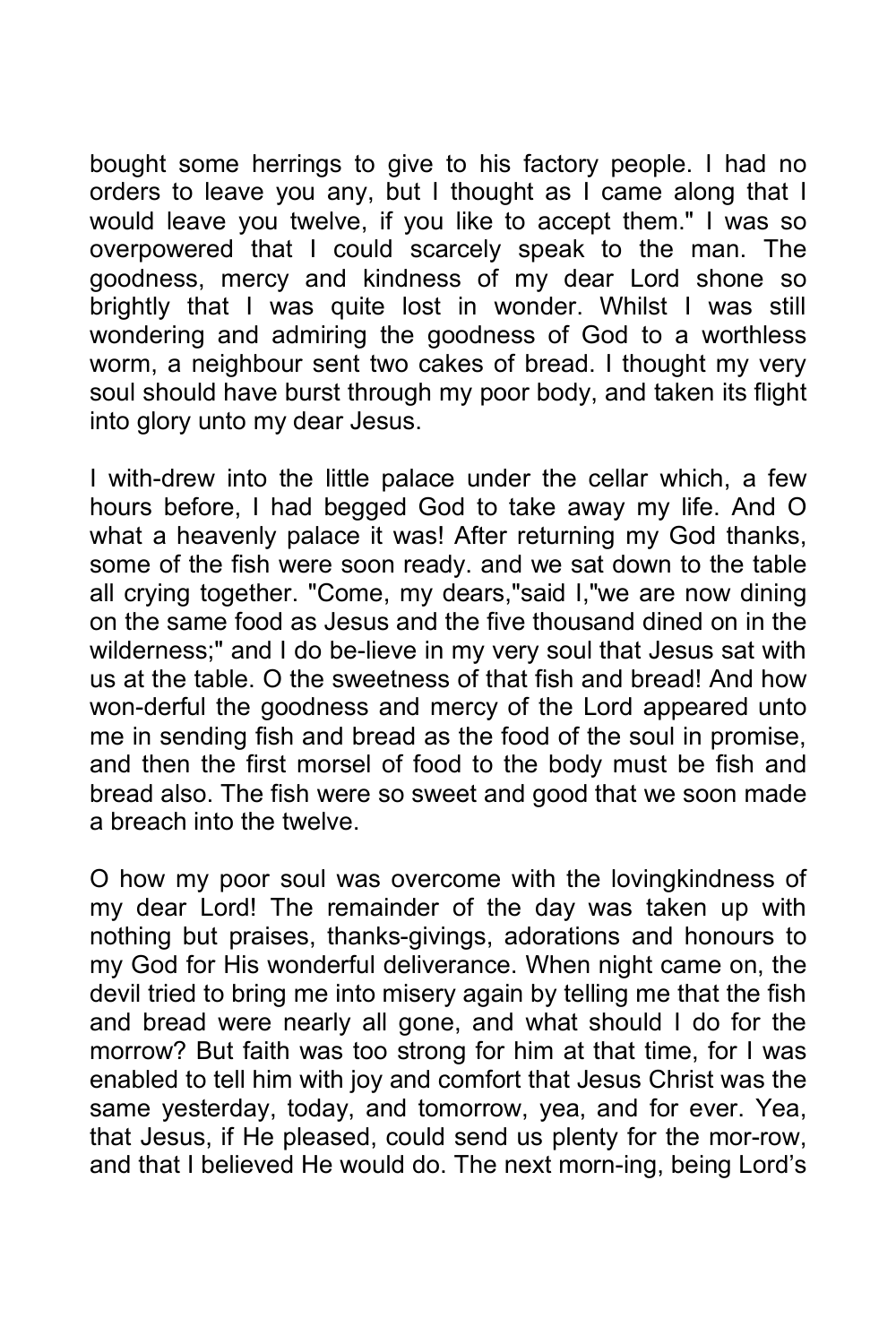bought some herrings to give to his factory people. I had no orders to leave you any, but I thought as I came along that I would leave you twelve, if you like to accept them." I was so overpowered that I could scarcely speak to the man. The goodness, mercy and kindness of my dear Lord shone so brightly that I was quite lost in wonder. Whilst I was still wondering and admiring the goodness of God to a worthless worm, a neighbour sent two cakes of bread. I thought my very soul should have burst through my poor body, and taken its flight into glory unto my dear Jesus.

I with-drew into the little palace under the cellar which, a few hours before, I had begged God to take away my life. And O what a heavenly palace it was! After returning my God thanks, some of the fish were soon ready. and we sat down to the table all crying together. "Come, my dears,"said I,"we are now dining on the same food as Jesus and the five thousand dined on in the wilderness;" and I do be-lieve in my very soul that Jesus sat with us at the table. O the sweetness of that fish and bread! And how won-derful the goodness and mercy of the Lord appeared unto me in sending fish and bread as the food of the soul in promise, and then the first morsel of food to the body must be fish and bread also. The fish were so sweet and good that we soon made a breach into the twelve.

O how my poor soul was overcome with the lovingkindness of my dear Lord! The remainder of the day was taken up with nothing but praises, thanks-givings, adorations and honours to my God for His wonderful deliverance. When night came on, the devil tried to bring me into misery again by telling me that the fish and bread were nearly all gone, and what should I do for the morrow? But faith was too strong for him at that time, for I was enabled to tell him with joy and comfort that Jesus Christ was the same yesterday, today, and tomorrow, yea, and for ever. Yea, that Jesus, if He pleased, could send us plenty for the mor-row, and that I believed He would do. The next morn-ing, being Lord's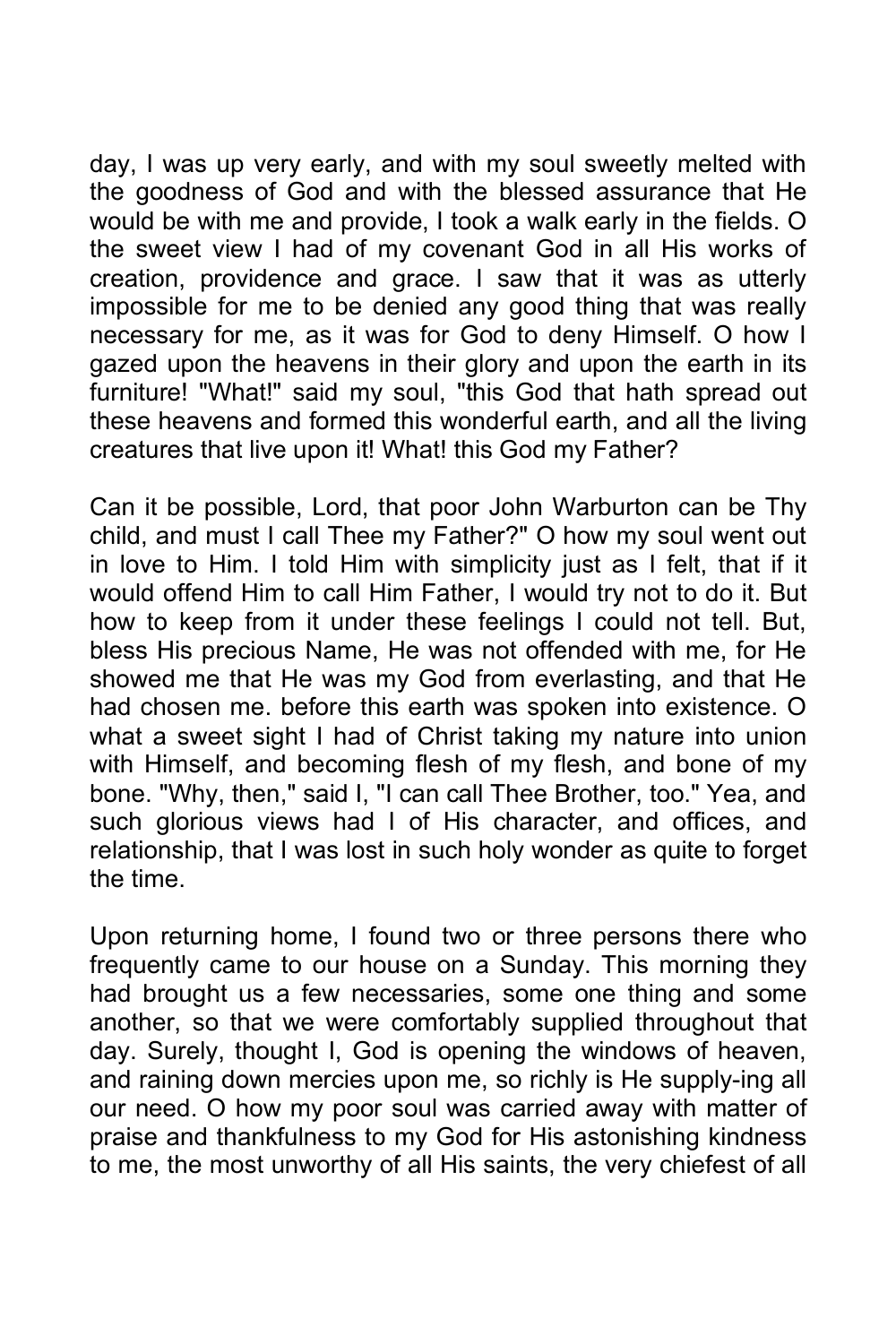day, I was up very early, and with my soul sweetly melted with the goodness of God and with the blessed assurance that He would be with me and provide, I took a walk early in the fields. O the sweet view I had of my covenant God in all His works of creation, providence and grace. I saw that it was as utterly impossible for me to be denied any good thing that was really necessary for me, as it was for God to deny Himself. O how I gazed upon the heavens in their glory and upon the earth in its furniture! "What!" said my soul, "this God that hath spread out these heavens and formed this wonderful earth, and all the living creatures that live upon it! What! this God my Father?

Can it be possible, Lord, that poor John Warburton can be Thy child, and must I call Thee my Father?" O how my soul went out in love to Him. I told Him with simplicity just as I felt, that if it would offend Him to call Him Father, I would try not to do it. But how to keep from it under these feelings I could not tell. But, bless His precious Name, He was not offended with me, for He showed me that He was my God from everlasting, and that He had chosen me. before this earth was spoken into existence. O what a sweet sight I had of Christ taking my nature into union with Himself, and becoming flesh of my flesh, and bone of my bone. "Why, then," said I, "I can call Thee Brother, too." Yea, and such glorious views had I of His character, and offices, and relationship, that I was lost in such holy wonder as quite to forget the time.

Upon returning home, I found two or three persons there who frequently came to our house on a Sunday. This morning they had brought us a few necessaries, some one thing and some another, so that we were comfortably supplied throughout that day. Surely, thought I, God is opening the windows of heaven, and raining down mercies upon me, so richly is He supply-ing all our need. O how my poor soul was carried away with matter of praise and thankfulness to my God for His astonishing kindness to me, the most unworthy of all His saints, the very chiefest of all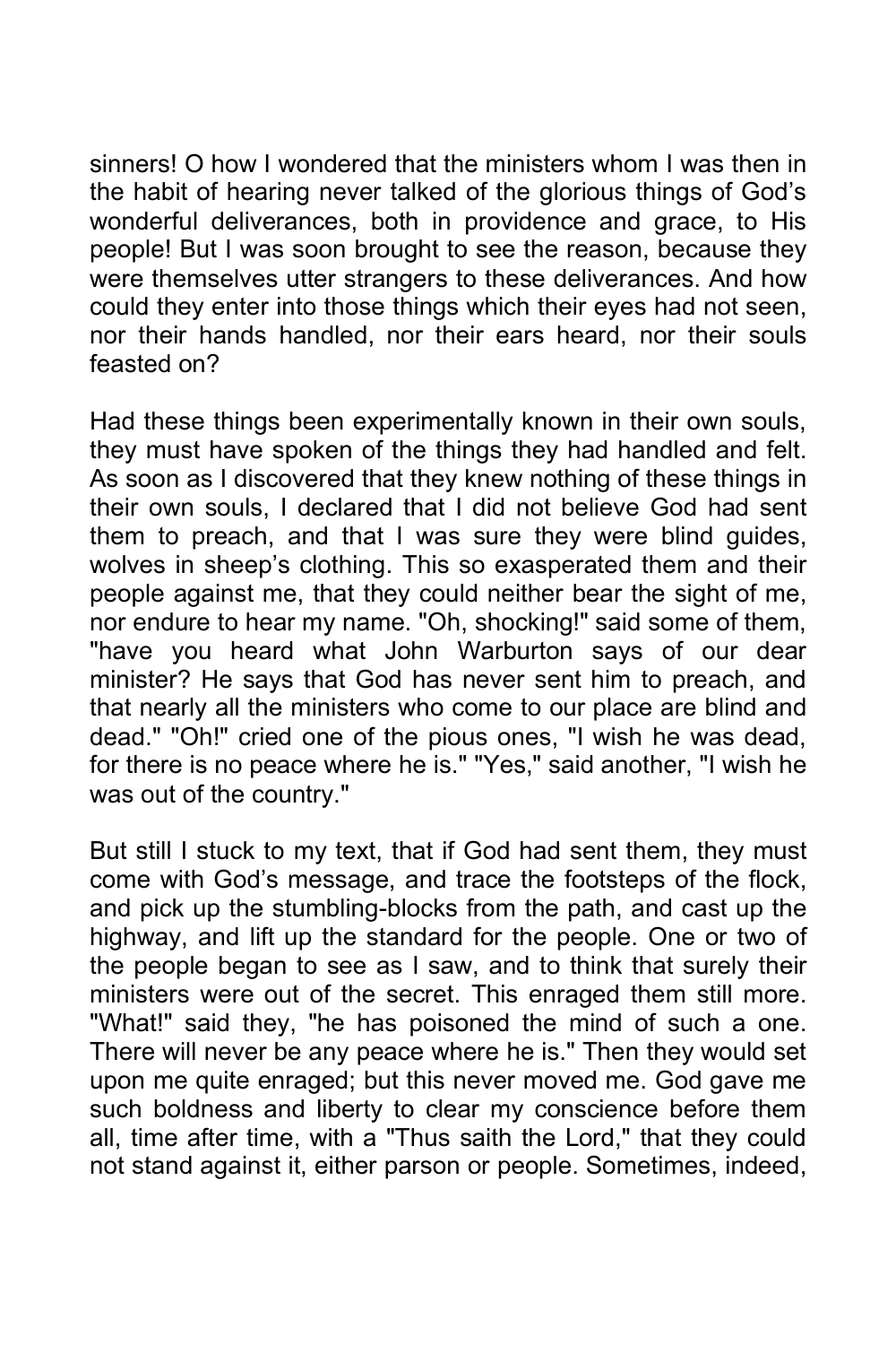sinners! O how I wondered that the ministers whom I was then in the habit of hearing never talked of the glorious things of God's wonderful deliverances, both in providence and grace, to His people! But I was soon brought to see the reason, because they were themselves utter strangers to these deliverances. And how could they enter into those things which their eyes had not seen, nor their hands handled, nor their ears heard, nor their souls feasted on?

Had these things been experimentally known in their own souls, they must have spoken of the things they had handled and felt. As soon as I discovered that they knew nothing of these things in their own souls, I declared that I did not believe God had sent them to preach, and that I was sure they were blind guides, wolves in sheep's clothing. This so exasperated them and their people against me, that they could neither bear the sight of me, nor endure to hear my name. "Oh, shocking!" said some of them, "have you heard what John Warburton says of our dear minister? He says that God has never sent him to preach, and that nearly all the ministers who come to our place are blind and dead." "Oh!" cried one of the pious ones, "I wish he was dead, for there is no peace where he is." "Yes," said another, "I wish he was out of the country."

But still I stuck to my text, that if God had sent them, they must come with God's message, and trace the footsteps of the flock, and pick up the stumbling-blocks from the path, and cast up the highway, and lift up the standard for the people. One or two of the people began to see as I saw, and to think that surely their ministers were out of the secret. This enraged them still more. "What!" said they, "he has poisoned the mind of such a one. There will never be any peace where he is." Then they would set upon me quite enraged; but this never moved me. God gave me such boldness and liberty to clear my conscience before them all, time after time, with a "Thus saith the Lord," that they could not stand against it, either parson or people. Sometimes, indeed,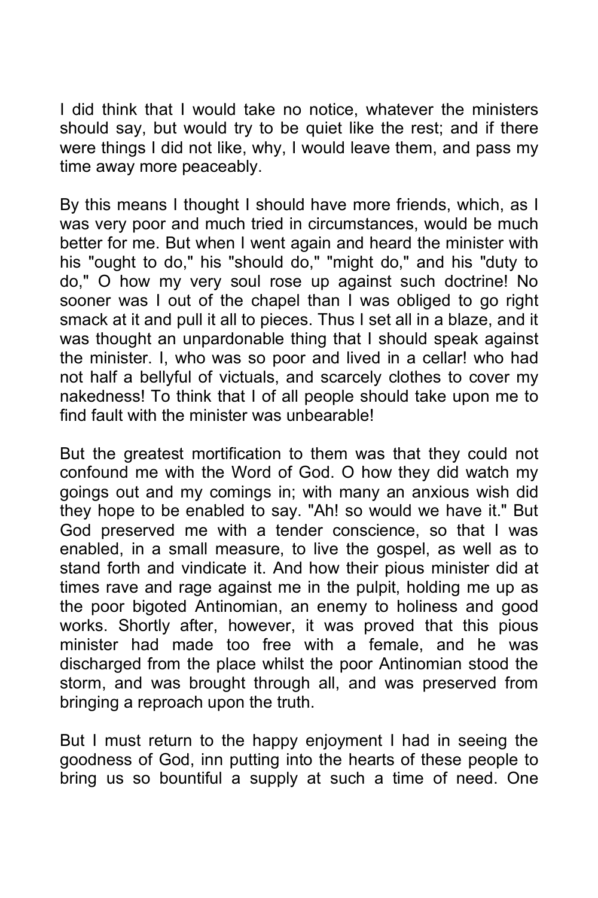I did think that I would take no notice, whatever the ministers should say, but would try to be quiet like the rest; and if there were things I did not like, why, I would leave them, and pass my time away more peaceably.

By this means I thought I should have more friends, which, as I was very poor and much tried in circumstances, would be much better for me. But when I went again and heard the minister with his "ought to do," his "should do," "might do," and his "duty to do," O how my very soul rose up against such doctrine! No sooner was I out of the chapel than I was obliged to go right smack at it and pull it all to pieces. Thus I set all in a blaze, and it was thought an unpardonable thing that I should speak against the minister. I, who was so poor and lived in a cellar! who had not half a bellyful of victuals, and scarcely clothes to cover my nakedness! To think that I of all people should take upon me to find fault with the minister was unbearable!

But the greatest mortification to them was that they could not confound me with the Word of God. O how they did watch my goings out and my comings in; with many an anxious wish did they hope to be enabled to say. "Ah! so would we have it." But God preserved me with a tender conscience, so that I was enabled, in a small measure, to live the gospel, as well as to stand forth and vindicate it. And how their pious minister did at times rave and rage against me in the pulpit, holding me up as the poor bigoted Antinomian, an enemy to holiness and good works. Shortly after, however, it was proved that this pious minister had made too free with a female, and he was discharged from the place whilst the poor Antinomian stood the storm, and was brought through all, and was preserved from bringing a reproach upon the truth.

But I must return to the happy enjoyment I had in seeing the goodness of God, inn putting into the hearts of these people to bring us so bountiful a supply at such a time of need. One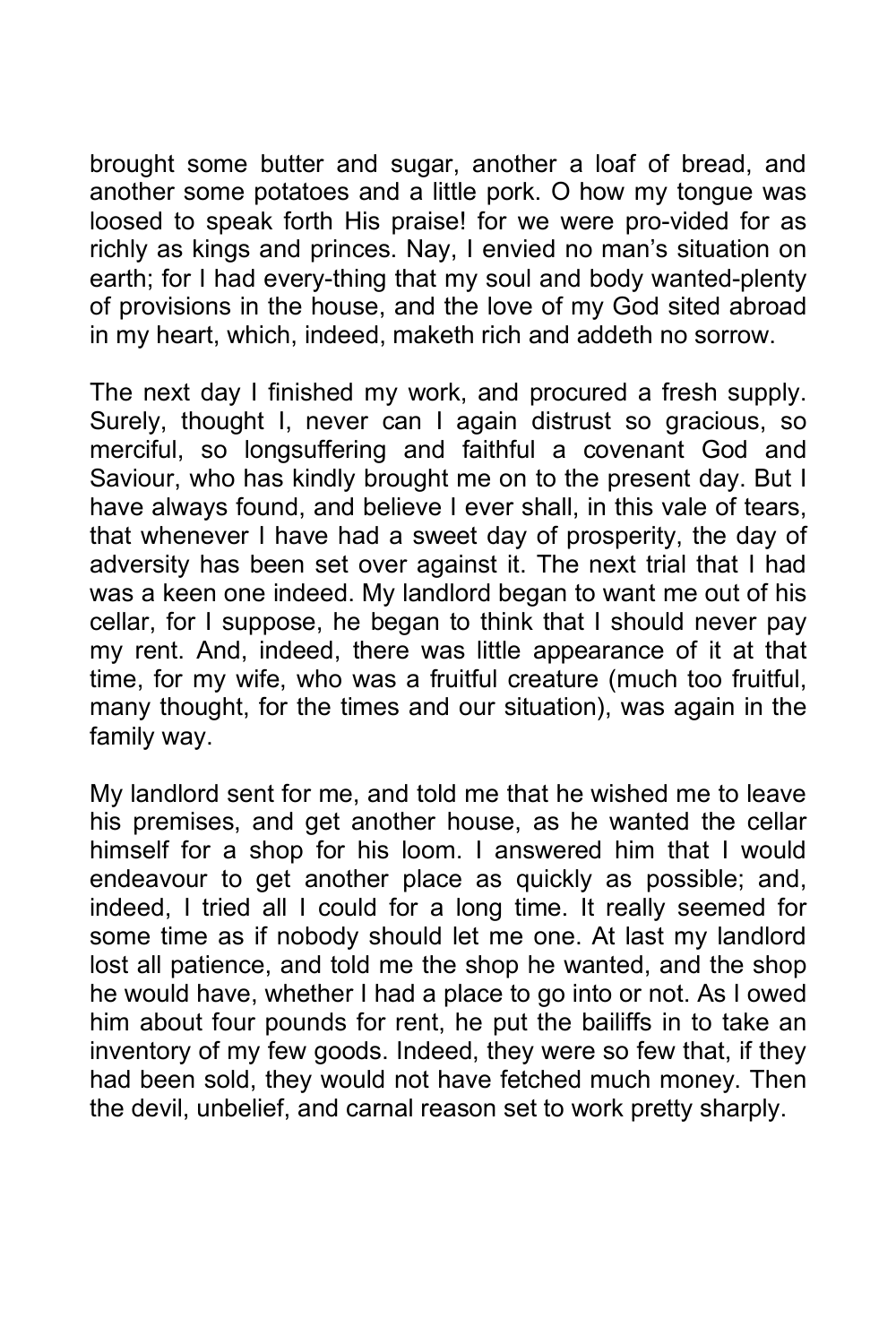brought some butter and sugar, another a loaf of bread, and another some potatoes and a little pork. O how my tongue was loosed to speak forth His praise! for we were pro-vided for as richly as kings and princes. Nay, I envied no man's situation on earth; for I had every-thing that my soul and body wanted-plenty of provisions in the house, and the love of my God sited abroad in my heart, which, indeed, maketh rich and addeth no sorrow.

The next day I finished my work, and procured a fresh supply. Surely, thought I, never can I again distrust so gracious, so merciful, so longsuffering and faithful a covenant God and Saviour, who has kindly brought me on to the present day. But I have always found, and believe I ever shall, in this vale of tears, that whenever I have had a sweet day of prosperity, the day of adversity has been set over against it. The next trial that I had was a keen one indeed. My landlord began to want me out of his cellar, for I suppose, he began to think that I should never pay my rent. And, indeed, there was little appearance of it at that time, for my wife, who was a fruitful creature (much too fruitful, many thought, for the times and our situation), was again in the family way.

My landlord sent for me, and told me that he wished me to leave his premises, and get another house, as he wanted the cellar himself for a shop for his loom. I answered him that I would endeavour to get another place as quickly as possible; and, indeed, I tried all I could for a long time. It really seemed for some time as if nobody should let me one. At last my landlord lost all patience, and told me the shop he wanted, and the shop he would have, whether I had a place to go into or not. As I owed him about four pounds for rent, he put the bailiffs in to take an inventory of my few goods. Indeed, they were so few that, if they had been sold, they would not have fetched much money. Then the devil, unbelief, and carnal reason set to work pretty sharply.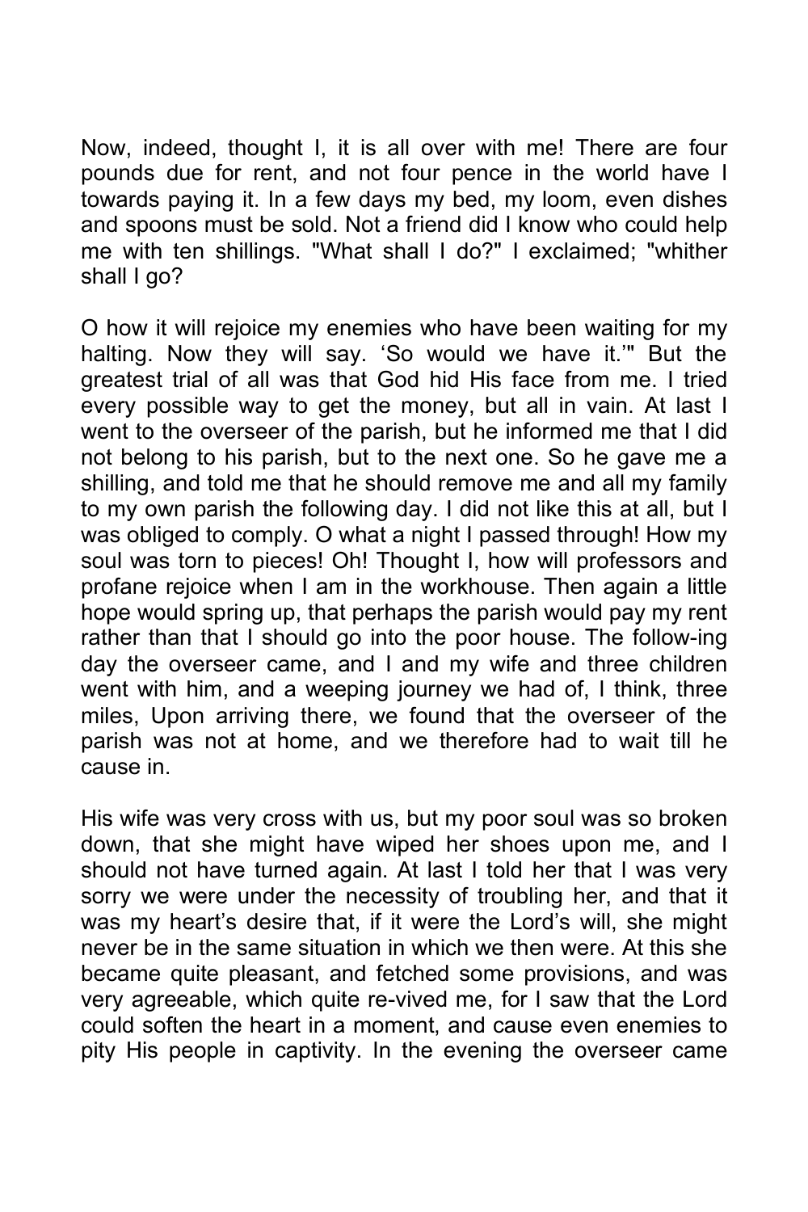Now, indeed, thought I, it is all over with me! There are four pounds due for rent, and not four pence in the world have I towards paying it. In a few days my bed, my loom, even dishes and spoons must be sold. Not a friend did I know who could help me with ten shillings. "What shall I do?" I exclaimed; "whither shall I go?

O how it will rejoice my enemies who have been waiting for my halting. Now they will say. 'So would we have it.'" But the greatest trial of all was that God hid His face from me. I tried every possible way to get the money, but all in vain. At last I went to the overseer of the parish, but he informed me that I did not belong to his parish, but to the next one. So he gave me a shilling, and told me that he should remove me and all my family to my own parish the following day. I did not like this at all, but I was obliged to comply. O what a night I passed through! How my soul was torn to pieces! Oh! Thought I, how will professors and profane rejoice when I am in the workhouse. Then again a little hope would spring up, that perhaps the parish would pay my rent rather than that I should go into the poor house. The follow-ing day the overseer came, and I and my wife and three children went with him, and a weeping journey we had of, I think, three miles, Upon arriving there, we found that the overseer of the parish was not at home, and we therefore had to wait till he cause in.

His wife was very cross with us, but my poor soul was so broken down, that she might have wiped her shoes upon me, and I should not have turned again. At last I told her that I was very sorry we were under the necessity of troubling her, and that it was my heart's desire that, if it were the Lord's will, she might never be in the same situation in which we then were. At this she became quite pleasant, and fetched some provisions, and was very agreeable, which quite re-vived me, for I saw that the Lord could soften the heart in a moment, and cause even enemies to pity His people in captivity. In the evening the overseer came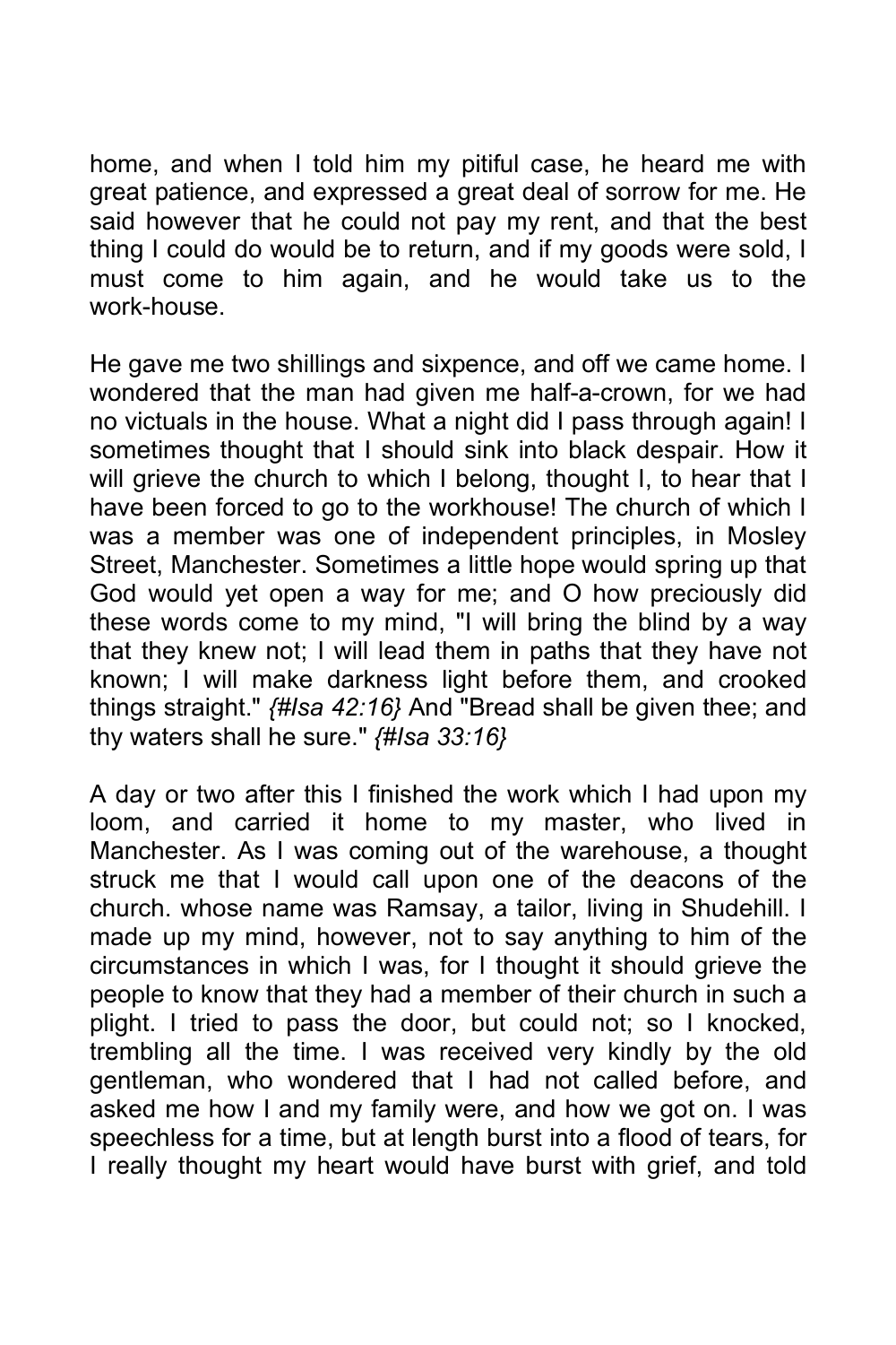home, and when I told him my pitiful case, he heard me with great patience, and expressed a great deal of sorrow for me. He said however that he could not pay my rent, and that the best thing I could do would be to return, and if my goods were sold, I must come to him again, and he would take us to the work-house.

He gave me two shillings and sixpence, and off we came home. I wondered that the man had given me half-a-crown, for we had no victuals in the house. What a night did I pass through again! I sometimes thought that I should sink into black despair. How it will grieve the church to which I belong, thought I, to hear that I have been forced to go to the workhouse! The church of which I was a member was one of independent principles, in Mosley Street, Manchester. Sometimes a little hope would spring up that God would yet open a way for me; and O how preciously did these words come to my mind, "I will bring the blind by a way that they knew not; I will lead them in paths that they have not known; I will make darkness light before them, and crooked things straight." *{#Isa 42:16}* And "Bread shall be given thee; and thy waters shall he sure." *{#Isa 33:16}*

A day or two after this I finished the work which I had upon my loom, and carried it home to my master, who lived in Manchester. As I was coming out of the warehouse, a thought struck me that I would call upon one of the deacons of the church. whose name was Ramsay, a tailor, living in Shudehill. I made up my mind, however, not to say anything to him of the circumstances in which I was, for I thought it should grieve the people to know that they had a member of their church in such a plight. I tried to pass the door, but could not; so I knocked, trembling all the time. I was received very kindly by the old gentleman, who wondered that I had not called before, and asked me how I and my family were, and how we got on. I was speechless for a time, but at length burst into a flood of tears, for I really thought my heart would have burst with grief, and told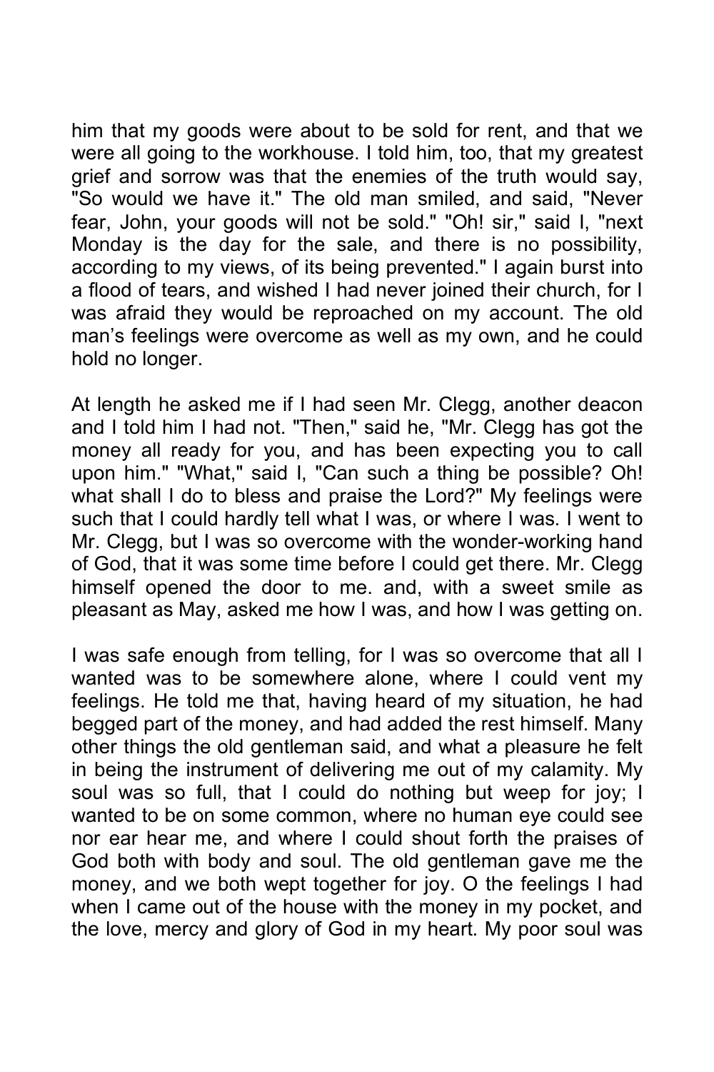him that my goods were about to be sold for rent, and that we were all going to the workhouse. I told him, too, that my greatest grief and sorrow was that the enemies of the truth would say, "So would we have it." The old man smiled, and said, "Never fear, John, your goods will not be sold." "Oh! sir," said I, "next Monday is the day for the sale, and there is no possibility, according to my views, of its being prevented." I again burst into a flood of tears, and wished I had never joined their church, for I was afraid they would be reproached on my account. The old man's feelings were overcome as well as my own, and he could hold no longer.

At length he asked me if I had seen Mr. Clegg, another deacon and I told him I had not. "Then," said he, "Mr. Clegg has got the money all ready for you, and has been expecting you to call upon him." "What," said I, "Can such a thing be possible? Oh! what shall I do to bless and praise the Lord?" My feelings were such that I could hardly tell what I was, or where I was. I went to Mr. Clegg, but I was so overcome with the wonder-working hand of God, that it was some time before I could get there. Mr. Clegg himself opened the door to me. and, with a sweet smile as pleasant as May, asked me how I was, and how I was getting on.

I was safe enough from telling, for I was so overcome that all I wanted was to be somewhere alone, where I could vent my feelings. He told me that, having heard of my situation, he had begged part of the money, and had added the rest himself. Many other things the old gentleman said, and what a pleasure he felt in being the instrument of delivering me out of my calamity. My soul was so full, that I could do nothing but weep for joy; I wanted to be on some common, where no human eye could see nor ear hear me, and where I could shout forth the praises of God both with body and soul. The old gentleman gave me the money, and we both wept together for joy. O the feelings I had when I came out of the house with the money in my pocket, and the love, mercy and glory of God in my heart. My poor soul was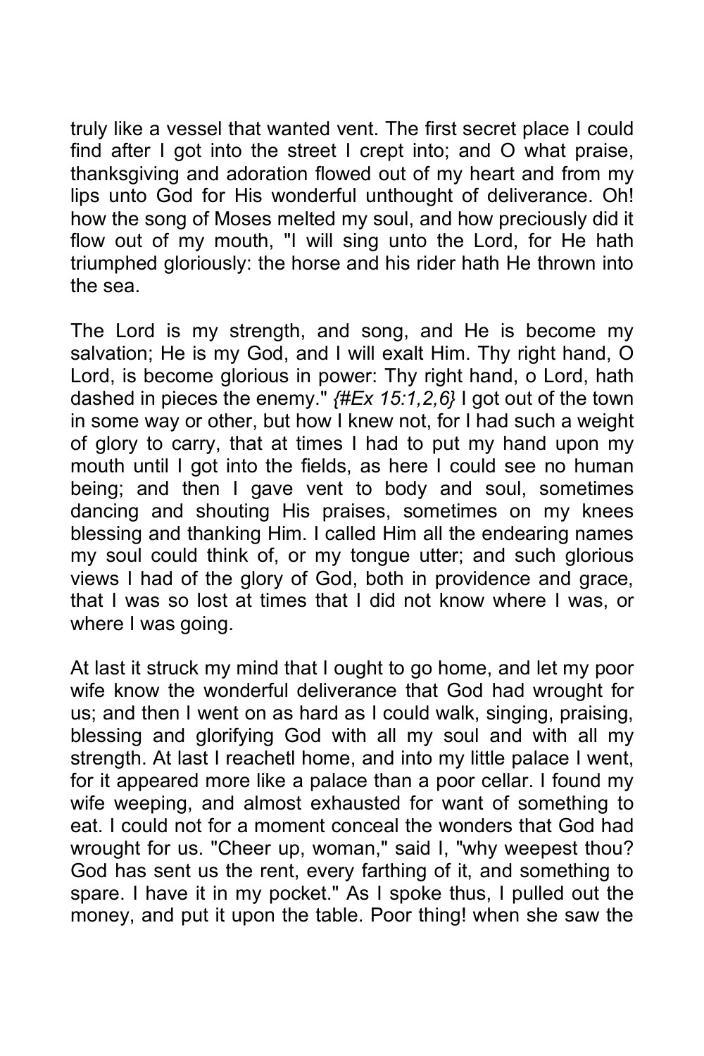truly like a vessel that wanted vent. The first secret place I could find after I got into the street I crept into; and O what praise, thanksgiving and adoration flowed out of my heart and from my lips unto God for His wonderful unthought of deliverance. Oh! how the song of Moses melted my soul, and how preciously did it flow out of my mouth, "I will sing unto the Lord, for He hath triumphed gloriously: the horse and his rider hath He thrown into the sea.

The Lord is my strength, and song, and He is become my salvation; He is my God, and I will exalt Him. Thy right hand, O Lord, is become glorious in power: Thy right hand, o Lord, hath dashed in pieces the enemy." *{#Ex 15:1,2,6}* I got out of the town in some way or other, but how I knew not, for I had such a weight of glory to carry, that at times I had to put my hand upon my mouth until I got into the fields, as here I could see no human being; and then I gave vent to body and soul, sometimes dancing and shouting His praises, sometimes on my knees blessing and thanking Him. I called Him all the endearing names my soul could think of, or my tongue utter; and such glorious views I had of the glory of God, both in providence and grace, that I was so lost at times that I did not know where I was, or where I was going.

At last it struck my mind that I ought to go home, and let my poor wife know the wonderful deliverance that God had wrought for us; and then I went on as hard as I could walk, singing, praising, blessing and glorifying God with all my soul and with all my strength. At last I reachetl home, and into my little palace I went, for it appeared more like a palace than a poor cellar. I found my wife weeping, and almost exhausted for want of something to eat. I could not for a moment conceal the wonders that God had wrought for us. "Cheer up, woman," said I, "why weepest thou? God has sent us the rent, every farthing of it, and something to spare. I have it in my pocket." As I spoke thus, I pulled out the money, and put it upon the table. Poor thing! when she saw the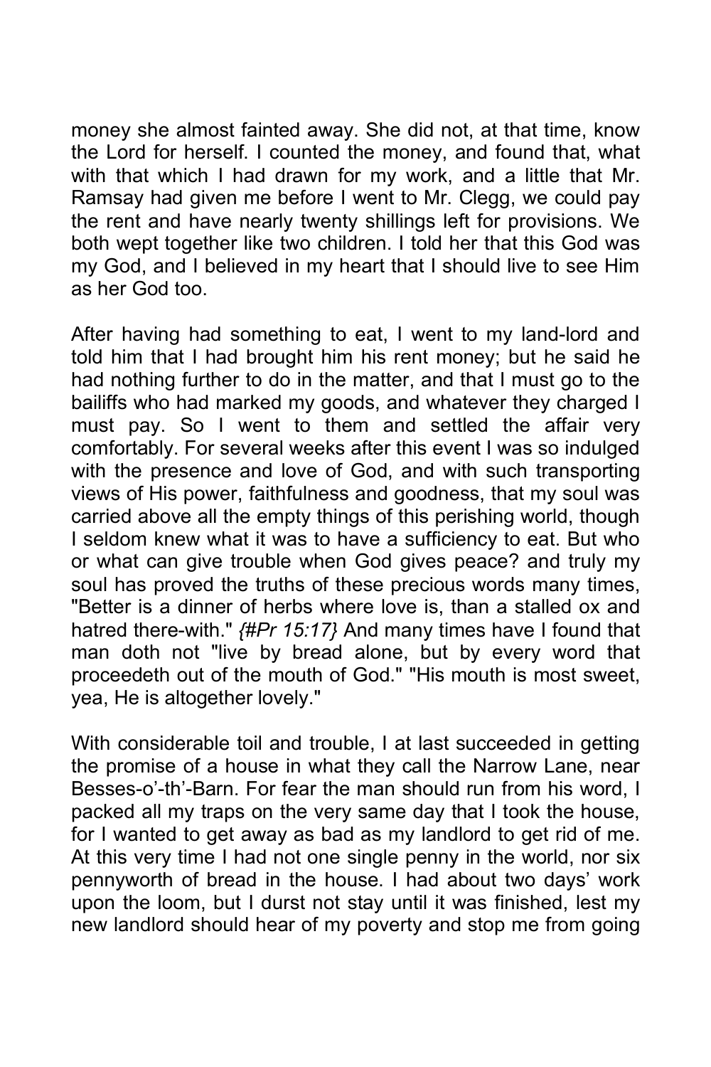money she almost fainted away. She did not, at that time, know the Lord for herself. I counted the money, and found that, what with that which I had drawn for my work, and a little that Mr. Ramsay had given me before I went to Mr. Clegg, we could pay the rent and have nearly twenty shillings left for provisions. We both wept together like two children. I told her that this God was my God, and I believed in my heart that I should live to see Him as her God too.

After having had something to eat, I went to my land-lord and told him that I had brought him his rent money; but he said he had nothing further to do in the matter, and that I must go to the bailiffs who had marked my goods, and whatever they charged I must pay. So I went to them and settled the affair very comfortably. For several weeks after this event I was so indulged with the presence and love of God, and with such transporting views of His power, faithfulness and goodness, that my soul was carried above all the empty things of this perishing world, though I seldom knew what it was to have a sufficiency to eat. But who or what can give trouble when God gives peace? and truly my soul has proved the truths of these precious words many times, "Better is a dinner of herbs where love is, than a stalled ox and hatred there-with." *{#Pr 15:17}* And many times have I found that man doth not "live by bread alone, but by every word that proceedeth out of the mouth of God." "His mouth is most sweet, yea, He is altogether lovely."

With considerable toil and trouble, I at last succeeded in getting the promise of a house in what they call the Narrow Lane, near Besses-o'-th'-Barn. For fear the man should run from his word, I packed all my traps on the very same day that I took the house, for I wanted to get away as bad as my landlord to get rid of me. At this very time I had not one single penny in the world, nor six pennyworth of bread in the house. I had about two days' work upon the loom, but I durst not stay until it was finished, lest my new landlord should hear of my poverty and stop me from going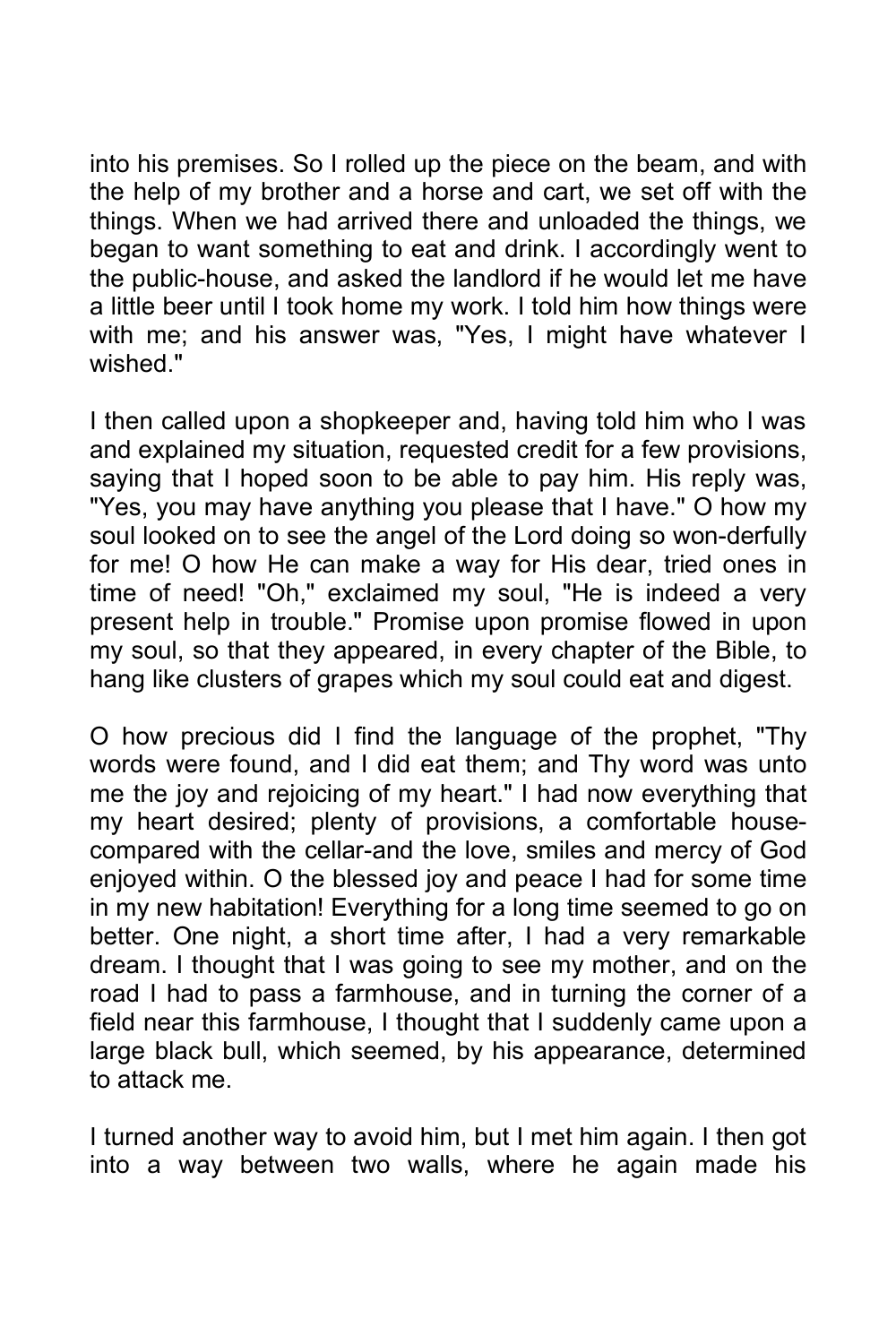into his premises. So I rolled up the piece on the beam, and with the help of my brother and a horse and cart, we set off with the things. When we had arrived there and unloaded the things, we began to want something to eat and drink. I accordingly went to the public-house, and asked the landlord if he would let me have a little beer until I took home my work. I told him how things were with me; and his answer was, "Yes, I might have whatever I wished."

I then called upon a shopkeeper and, having told him who I was and explained my situation, requested credit for a few provisions, saying that I hoped soon to be able to pay him. His reply was, "Yes, you may have anything you please that I have." O how my soul looked on to see the angel of the Lord doing so won-derfully for me! O how He can make a way for His dear, tried ones in time of need! "Oh," exclaimed my soul, "He is indeed a very present help in trouble." Promise upon promise flowed in upon my soul, so that they appeared, in every chapter of the Bible, to hang like clusters of grapes which my soul could eat and digest.

O how precious did I find the language of the prophet, "Thy words were found, and I did eat them; and Thy word was unto me the joy and rejoicing of my heart." I had now everything that my heart desired; plenty of provisions, a comfortable house-compared with the cellar-and the love, smiles and mercy of God enjoyed within. O the blessed joy and peace I had for some time in my new habitation! Everything for a long time seemed to go on better. One night, a short time after, I had a very remarkable dream. I thought that I was going to see my mother, and on the road I had to pass a farmhouse, and in turning the corner of a field near this farmhouse, I thought that I suddenly came upon a large black bull, which seemed, by his appearance, determined to attack me.

I turned another way to avoid him, but I met him again. I then got into a way between two walls, where he again made his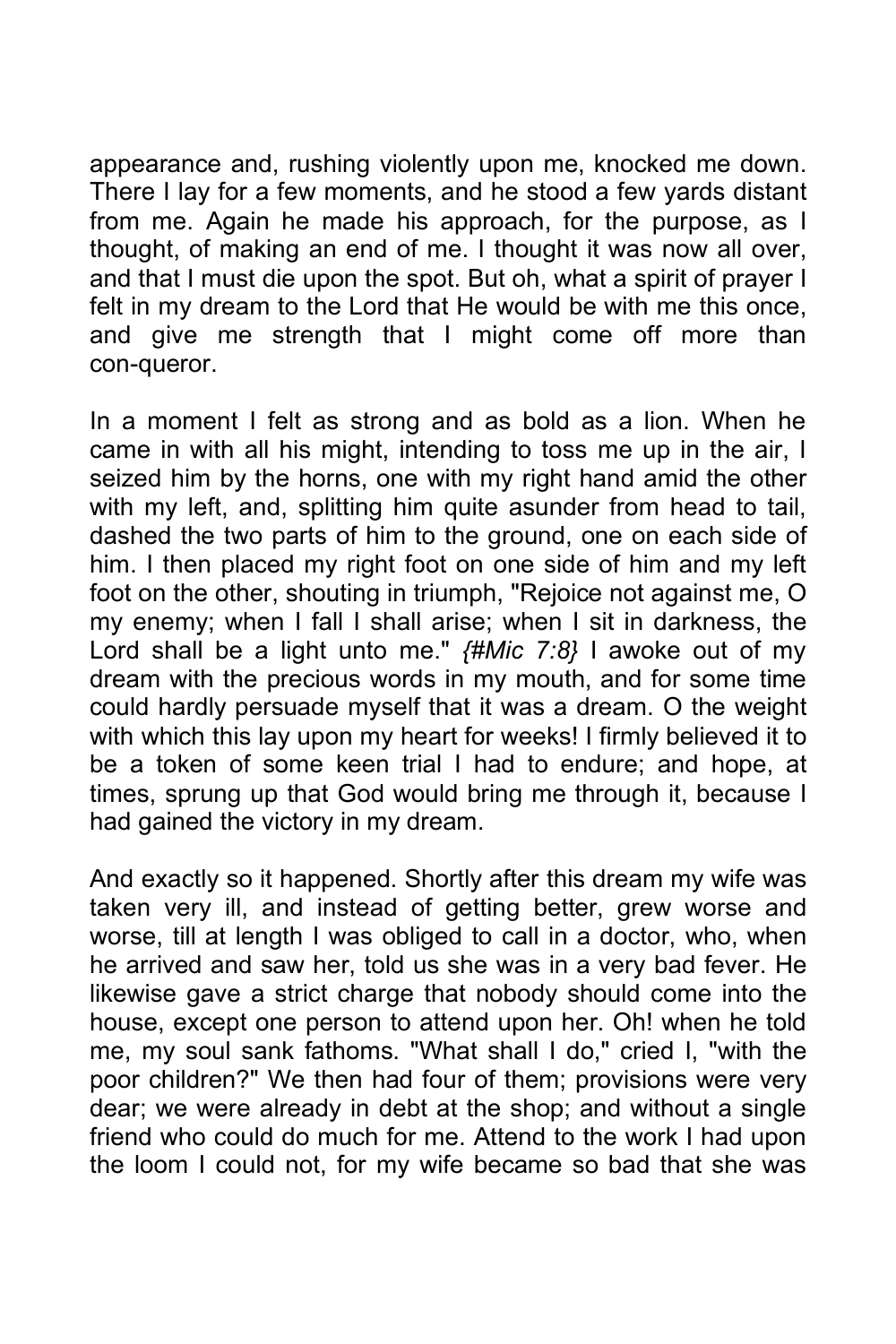appearance and, rushing violently upon me, knocked me down. There I lay for a few moments, and he stood a few yards distant from me. Again he made his approach, for the purpose, as I thought, of making an end of me. I thought it was now all over, and that I must die upon the spot. But oh, what a spirit of prayer I felt in my dream to the Lord that He would be with me this once, and give me strength that I might come off more than con-queror.

In a moment I felt as strong and as bold as a lion. When he came in with all his might, intending to toss me up in the air, I seized him by the horns, one with my right hand amid the other with my left, and, splitting him quite asunder from head to tail, dashed the two parts of him to the ground, one on each side of him. I then placed my right foot on one side of him and my left foot on the other, shouting in triumph, "Rejoice not against me, O my enemy; when I fall I shall arise; when I sit in darkness, the Lord shall be a light unto me." *{#Mic 7:8}* I awoke out of my dream with the precious words in my mouth, and for some time could hardly persuade myself that it was a dream. O the weight with which this lay upon my heart for weeks! I firmly believed it to be a token of some keen trial I had to endure; and hope, at times, sprung up that God would bring me through it, because I had gained the victory in my dream.

And exactly so it happened. Shortly after this dream my wife was taken very ill, and instead of getting better, grew worse and worse, till at length I was obliged to call in a doctor, who, when he arrived and saw her, told us she was in a very bad fever. He likewise gave a strict charge that nobody should come into the house, except one person to attend upon her. Oh! when he told me, my soul sank fathoms. "What shall I do," cried I, "with the poor children?" We then had four of them; provisions were very dear; we were already in debt at the shop; and without a single friend who could do much for me. Attend to the work I had upon the loom I could not, for my wife became so bad that she was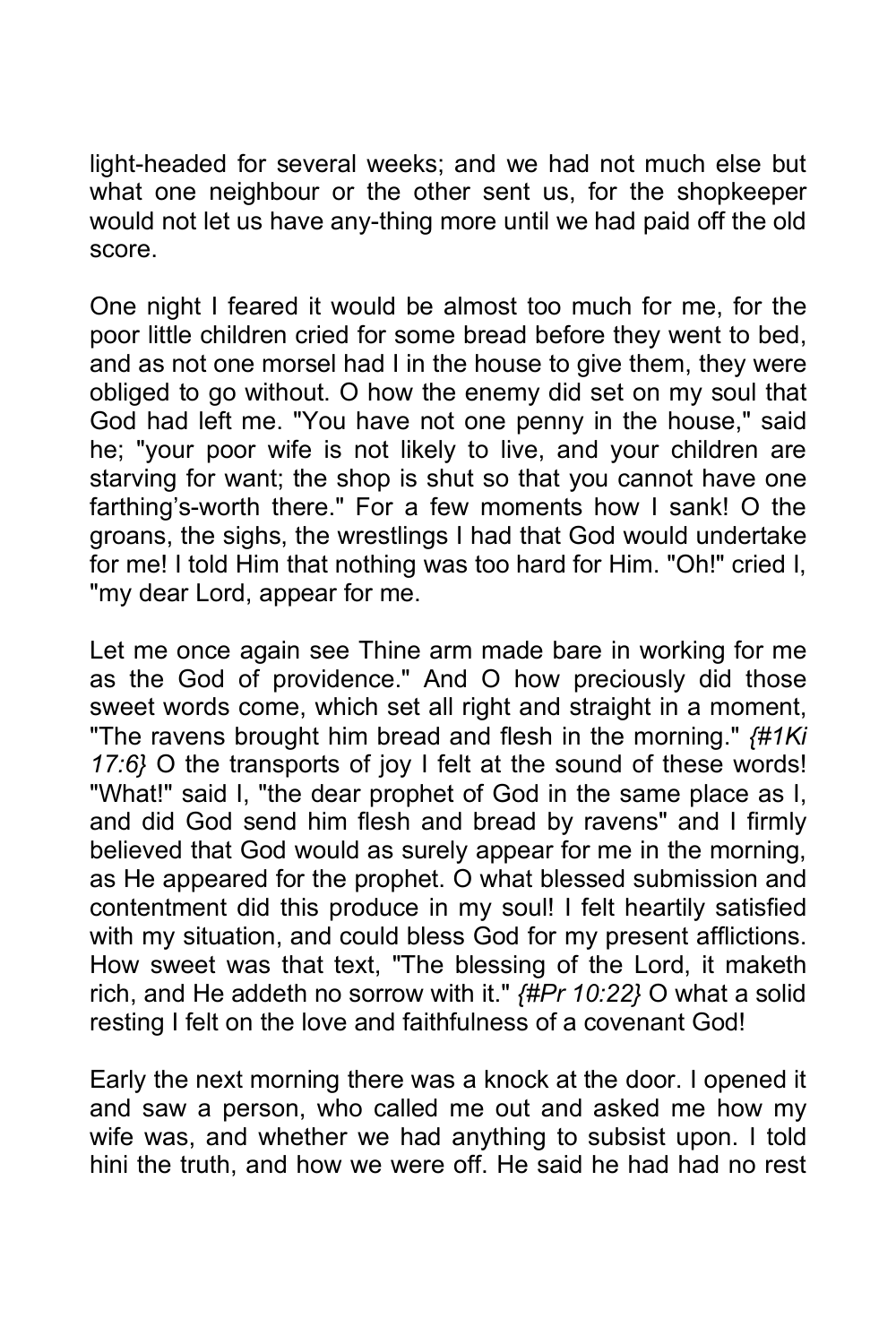light-headed for several weeks; and we had not much else but what one neighbour or the other sent us, for the shopkeeper would not let us have any-thing more until we had paid off the old score.

One night I feared it would be almost too much for me, for the poor little children cried for some bread before they went to bed, and as not one morsel had I in the house to give them, they were obliged to go without. O how the enemy did set on my soul that God had left me. "You have not one penny in the house," said he; "your poor wife is not likely to live, and your children are starving for want; the shop is shut so that you cannot have one farthing's-worth there." For a few moments how I sank! O the groans, the sighs, the wrestlings I had that God would undertake for me! I told Him that nothing was too hard for Him. "Oh!" cried I, "my dear Lord, appear for me.

Let me once again see Thine arm made bare in working for me as the God of providence." And O how preciously did those sweet words come, which set all right and straight in a moment, "The ravens brought him bread and flesh in the morning." *{#1Ki 17:6}* O the transports of joy I felt at the sound of these words! "What!" said I, "the dear prophet of God in the same place as I, and did God send him flesh and bread by ravens" and I firmly believed that God would as surely appear for me in the morning, as He appeared for the prophet. O what blessed submission and contentment did this produce in my soul! I felt heartily satisfied with my situation, and could bless God for my present afflictions. How sweet was that text, "The blessing of the Lord, it maketh rich, and He addeth no sorrow with it." *{#Pr 10:22}* O what a solid resting I felt on the love and faithfulness of a covenant God!

Early the next morning there was a knock at the door. I opened it and saw a person, who called me out and asked me how my wife was, and whether we had anything to subsist upon. I told hini the truth, and how we were off. He said he had had no rest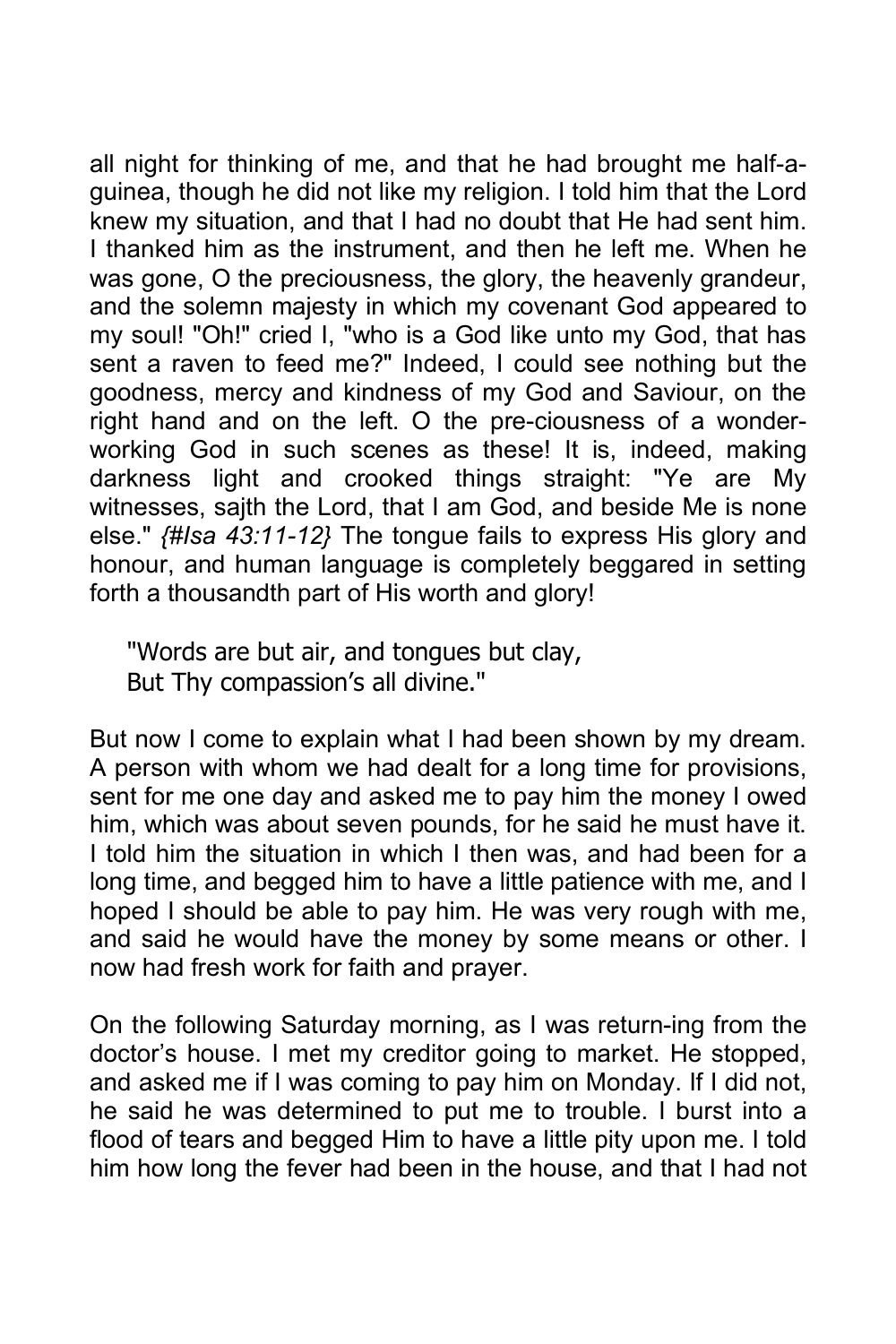all night for thinking of me, and that he had brought me half-a-guinea, though he did not like my religion. I told him that the Lord knew my situation, and that I had no doubt that He had sent him. I thanked him as the instrument, and then he left me. When he was gone, O the preciousness, the glory, the heavenly grandeur, and the solemn majesty in which my covenant God appeared to my soul! "Oh!" cried I, "who is a God like unto my God, that has sent a raven to feed me?" Indeed, I could see nothing but the goodness, mercy and kindness of my God and Saviour, on the right hand and on the left. O the pre-ciousness of a wonder-working God in such scenes as these! It is, indeed, making darkness light and crooked things straight: "Ye are My witnesses, sajth the Lord, that I am God, and beside Me is none else." *{#Isa 43:11-12}* The tongue fails to express His glory and honour, and human language is completely beggared in setting forth a thousandth part of His worth and glory!

> "Words are but air, and tongues but clay,
> But Thy compassion's all divine."

But now I come to explain what I had been shown by my dream. A person with whom we had dealt for a long time for provisions, sent for me one day and asked me to pay him the money I owed him, which was about seven pounds, for he said he must have it. I told him the situation in which I then was, and had been for a long time, and begged him to have a little patience with me, and I hoped I should be able to pay him. He was very rough with me, and said he would have the money by some means or other. I now had fresh work for faith and prayer.

On the following Saturday morning, as I was return-ing from the doctor's house. I met my creditor going to market. He stopped, and asked me if I was coming to pay him on Monday. If I did not, he said he was determined to put me to trouble. I burst into a flood of tears and begged Him to have a little pity upon me. I told him how long the fever had been in the house, and that I had not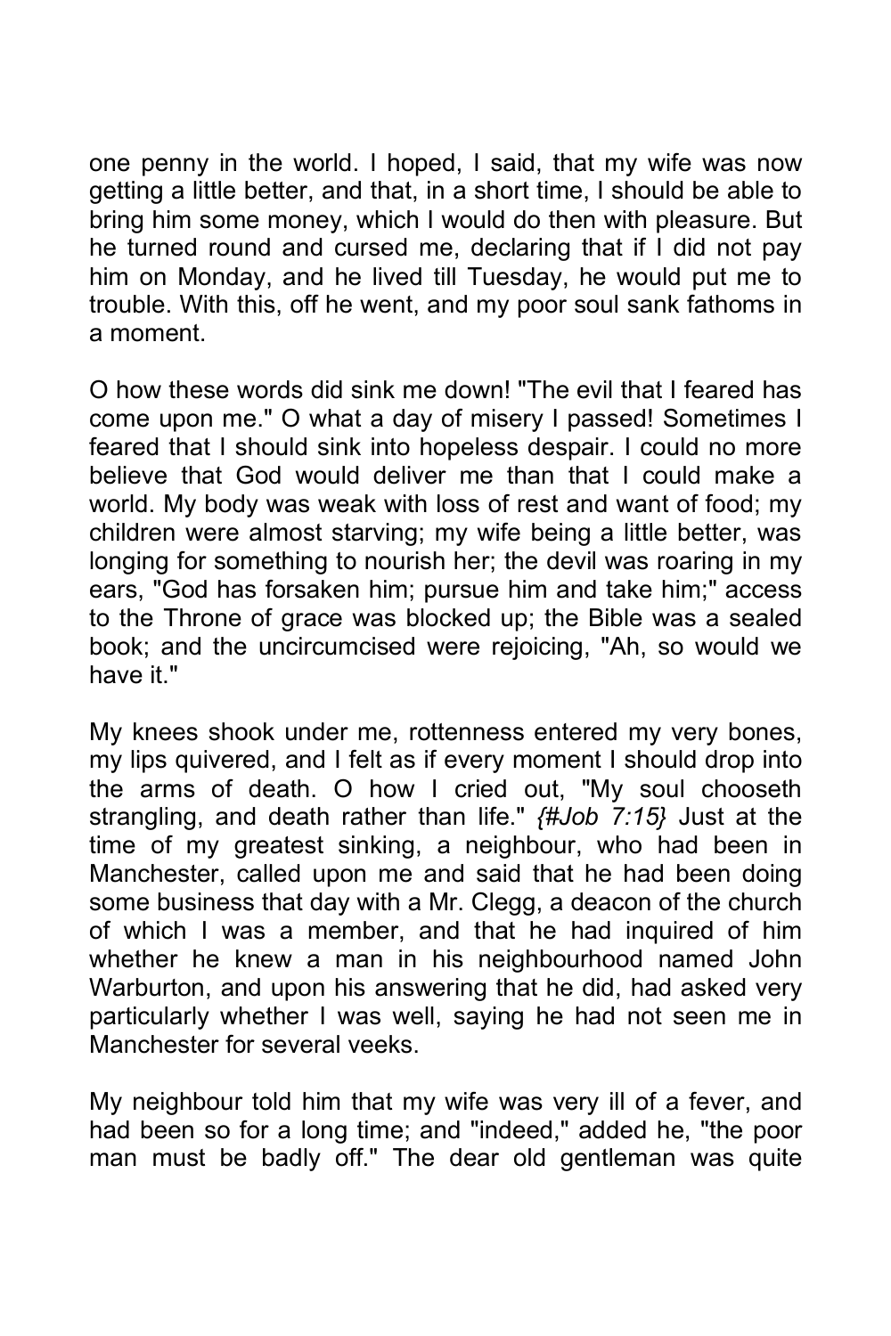one penny in the world. I hoped, I said, that my wife was now getting a little better, and that, in a short time, I should be able to bring him some money, which I would do then with pleasure. But he turned round and cursed me, declaring that if I did not pay him on Monday, and he lived till Tuesday, he would put me to trouble. With this, off he went, and my poor soul sank fathoms in a moment.

O how these words did sink me down! "The evil that I feared has come upon me." O what a day of misery I passed! Sometimes I feared that I should sink into hopeless despair. I could no more believe that God would deliver me than that I could make a world. My body was weak with loss of rest and want of food; my children were almost starving; my wife being a little better, was longing for something to nourish her; the devil was roaring in my ears, "God has forsaken him; pursue him and take him;" access to the Throne of grace was blocked up; the Bible was a sealed book; and the uncircumcised were rejoicing, "Ah, so would we have it."

My knees shook under me, rottenness entered my very bones, my lips quivered, and I felt as if every moment I should drop into the arms of death. O how I cried out, "My soul chooseth strangling, and death rather than life." *{#Job 7:15}* Just at the time of my greatest sinking, a neighbour, who had been in Manchester, called upon me and said that he had been doing some business that day with a Mr. Clegg, a deacon of the church of which I was a member, and that he had inquired of him whether he knew a man in his neighbourhood named John Warburton, and upon his answering that he did, had asked very particularly whether I was well, saying he had not seen me in Manchester for several veeks.

My neighbour told him that my wife was very ill of a fever, and had been so for a long time; and "indeed," added he, "the poor man must be badly off." The dear old gentleman was quite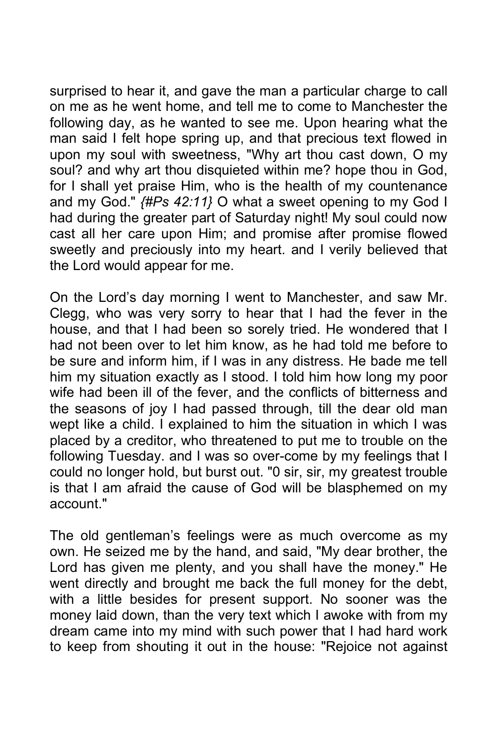surprised to hear it, and gave the man a particular charge to call on me as he went home, and tell me to come to Manchester the following day, as he wanted to see me. Upon hearing what the man said I felt hope spring up, and that precious text flowed in upon my soul with sweetness, "Why art thou cast down, O my soul? and why art thou disquieted within me? hope thou in God, for I shall yet praise Him, who is the health of my countenance and my God." *{#Ps 42:11}* O what a sweet opening to my God I had during the greater part of Saturday night! My soul could now cast all her care upon Him; and promise after promise flowed sweetly and preciously into my heart. and I verily believed that the Lord would appear for me.

On the Lord's day morning I went to Manchester, and saw Mr. Clegg, who was very sorry to hear that I had the fever in the house, and that I had been so sorely tried. He wondered that I had not been over to let him know, as he had told me before to be sure and inform him, if I was in any distress. He bade me tell him my situation exactly as I stood. I told him how long my poor wife had been ill of the fever, and the conflicts of bitterness and the seasons of joy I had passed through, till the dear old man wept like a child. I explained to him the situation in which I was placed by a creditor, who threatened to put me to trouble on the following Tuesday. and I was so over-come by my feelings that I could no longer hold, but burst out. "0 sir, sir, my greatest trouble is that I am afraid the cause of God will be blasphemed on my account."

The old gentleman's feelings were as much overcome as my own. He seized me by the hand, and said, "My dear brother, the Lord has given me plenty, and you shall have the money." He went directly and brought me back the full money for the debt, with a little besides for present support. No sooner was the money laid down, than the very text which I awoke with from my dream came into my mind with such power that I had hard work to keep from shouting it out in the house: "Rejoice not against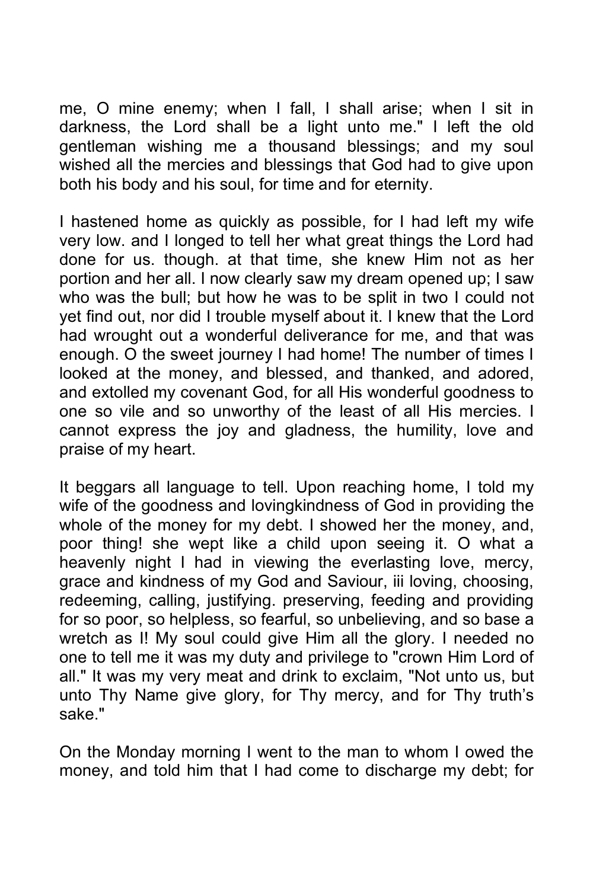me, O mine enemy; when I fall, I shall arise; when I sit in darkness, the Lord shall be a light unto me." I left the old gentleman wishing me a thousand blessings; and my soul wished all the mercies and blessings that God had to give upon both his body and his soul, for time and for eternity.

I hastened home as quickly as possible, for I had left my wife very low. and I longed to tell her what great things the Lord had done for us. though. at that time, she knew Him not as her portion and her all. I now clearly saw my dream opened up; I saw who was the bull; but how he was to be split in two I could not yet find out, nor did I trouble myself about it. I knew that the Lord had wrought out a wonderful deliverance for me, and that was enough. O the sweet journey I had home! The number of times I looked at the money, and blessed, and thanked, and adored, and extolled my covenant God, for all His wonderful goodness to one so vile and so unworthy of the least of all His mercies. I cannot express the joy and gladness, the humility, love and praise of my heart.

It beggars all language to tell. Upon reaching home, I told my wife of the goodness and lovingkindness of God in providing the whole of the money for my debt. I showed her the money, and, poor thing! she wept like a child upon seeing it. O what a heavenly night I had in viewing the everlasting love, mercy, grace and kindness of my God and Saviour, iii loving, choosing, redeeming, calling, justifying. preserving, feeding and providing for so poor, so helpless, so fearful, so unbelieving, and so base a wretch as I! My soul could give Him all the glory. I needed no one to tell me it was my duty and privilege to "crown Him Lord of all." It was my very meat and drink to exclaim, "Not unto us, but unto Thy Name give glory, for Thy mercy, and for Thy truth's sake."

On the Monday morning I went to the man to whom I owed the money, and told him that I had come to discharge my debt; for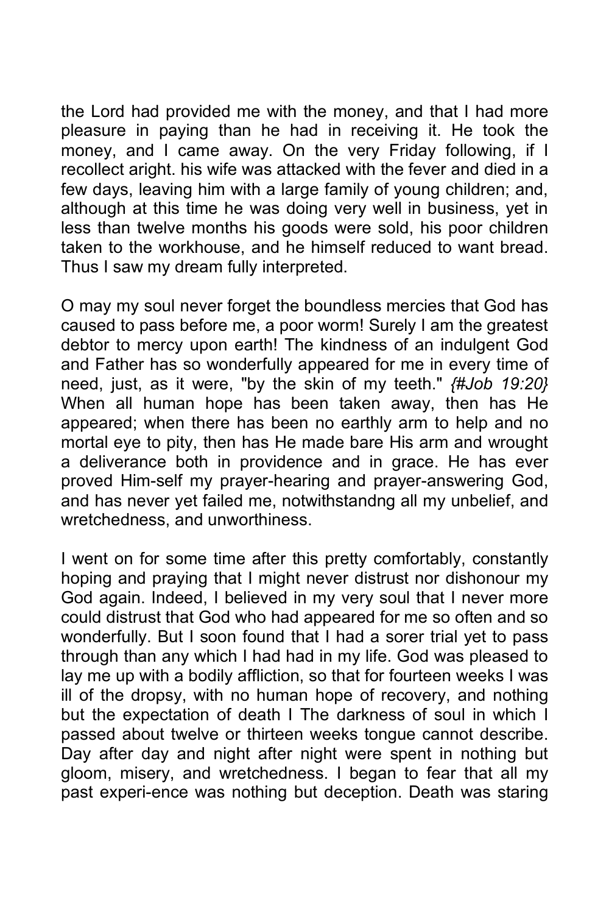the Lord had provided me with the money, and that I had more pleasure in paying than he had in receiving it. He took the money, and I came away. On the very Friday following, if I recollect aright. his wife was attacked with the fever and died in a few days, leaving him with a large family of young children; and, although at this time he was doing very well in business, yet in less than twelve months his goods were sold, his poor children taken to the workhouse, and he himself reduced to want bread. Thus I saw my dream fully interpreted.

O may my soul never forget the boundless mercies that God has caused to pass before me, a poor worm! Surely I am the greatest debtor to mercy upon earth! The kindness of an indulgent God and Father has so wonderfully appeared for me in every time of need, just, as it were, "by the skin of my teeth." *{#Job 19:20}* When all human hope has been taken away, then has He appeared; when there has been no earthly arm to help and no mortal eye to pity, then has He made bare His arm and wrought a deliverance both in providence and in grace. He has ever proved Him-self my prayer-hearing and prayer-answering God, and has never yet failed me, notwithstandng all my unbelief, and wretchedness, and unworthiness.

I went on for some time after this pretty comfortably, constantly hoping and praying that I might never distrust nor dishonour my God again. Indeed, I believed in my very soul that I never more could distrust that God who had appeared for me so often and so wonderfully. But I soon found that I had a sorer trial yet to pass through than any which I had had in my life. God was pleased to lay me up with a bodily affliction, so that for fourteen weeks I was ill of the dropsy, with no human hope of recovery, and nothing but the expectation of death I The darkness of soul in which I passed about twelve or thirteen weeks tongue cannot describe. Day after day and night after night were spent in nothing but gloom, misery, and wretchedness. I began to fear that all my past experi-ence was nothing but deception. Death was staring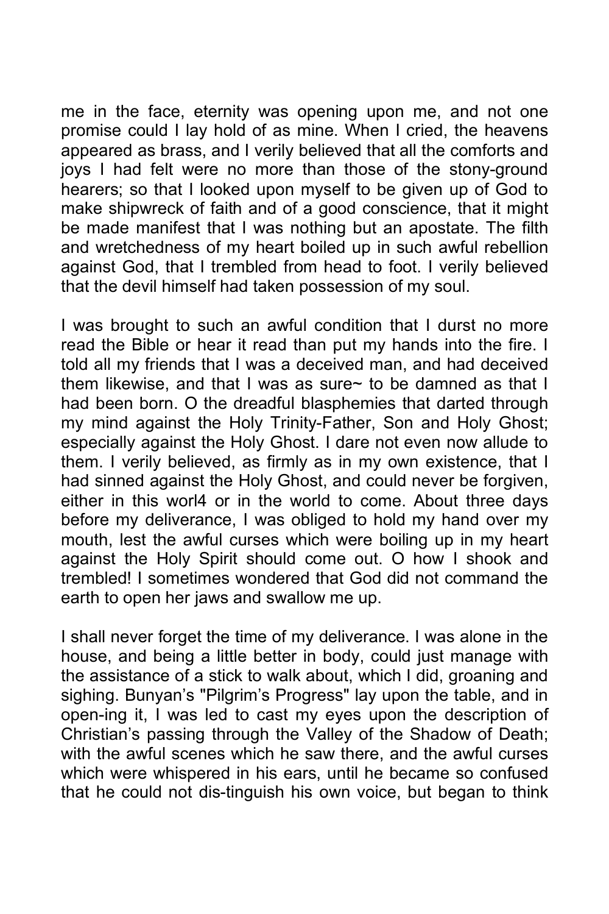me in the face, eternity was opening upon me, and not one promise could I lay hold of as mine. When I cried, the heavens appeared as brass, and I verily believed that all the comforts and joys I had felt were no more than those of the stony-ground hearers; so that I looked upon myself to be given up of God to make shipwreck of faith and of a good conscience, that it might be made manifest that I was nothing but an apostate. The filth and wretchedness of my heart boiled up in such awful rebellion against God, that I trembled from head to foot. I verily believed that the devil himself had taken possession of my soul.

I was brought to such an awful condition that I durst no more read the Bible or hear it read than put my hands into the fire. I told all my friends that I was a deceived man, and had deceived them likewise, and that I was as sure~ to be damned as that I had been born. O the dreadful blasphemies that darted through my mind against the Holy Trinity-Father, Son and Holy Ghost; especially against the Holy Ghost. I dare not even now allude to them. I verily believed, as firmly as in my own existence, that I had sinned against the Holy Ghost, and could never be forgiven, either in this worl4 or in the world to come. About three days before my deliverance, I was obliged to hold my hand over my mouth, lest the awful curses which were boiling up in my heart against the Holy Spirit should come out. O how I shook and trembled! I sometimes wondered that God did not command the earth to open her jaws and swallow me up.

I shall never forget the time of my deliverance. I was alone in the house, and being a little better in body, could just manage with the assistance of a stick to walk about, which I did, groaning and sighing. Bunyan's "Pilgrim's Progress" lay upon the table, and in open-ing it, I was led to cast my eyes upon the description of Christian's passing through the Valley of the Shadow of Death; with the awful scenes which he saw there, and the awful curses which were whispered in his ears, until he became so confused that he could not dis-tinguish his own voice, but began to think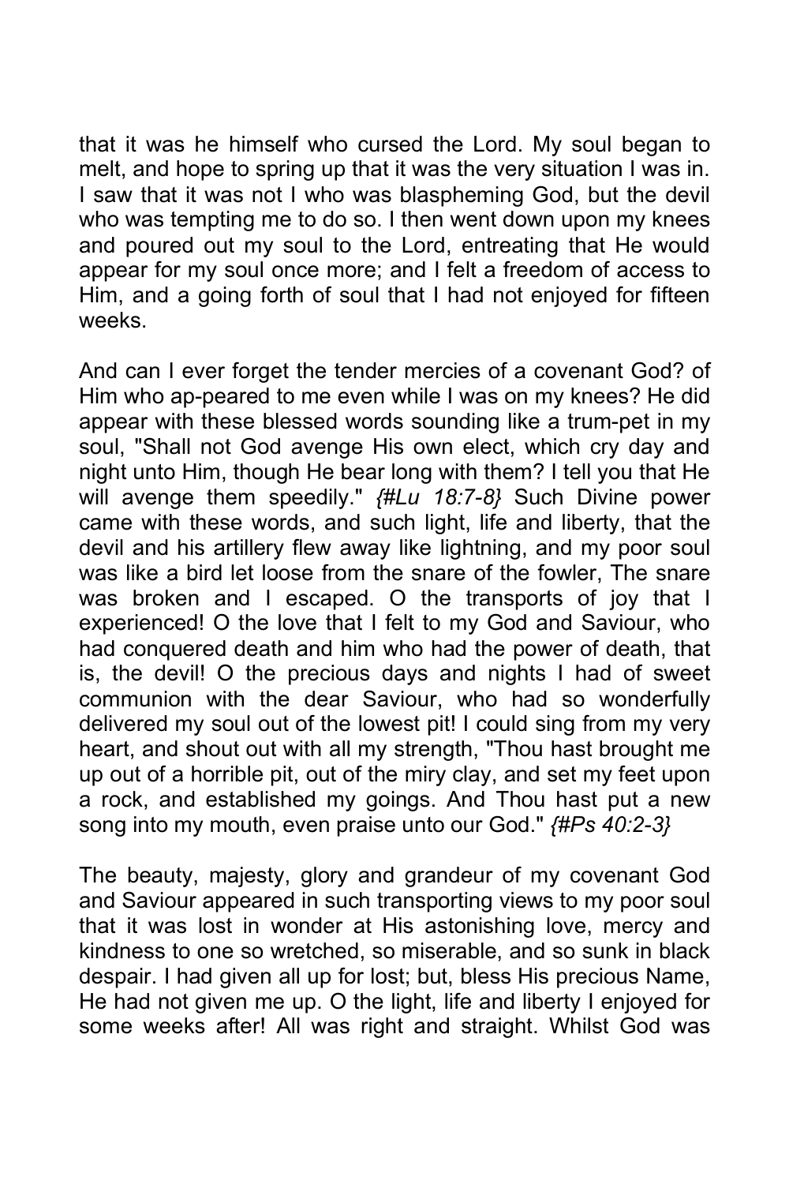that it was he himself who cursed the Lord. My soul began to melt, and hope to spring up that it was the very situation I was in. I saw that it was not I who was blaspheming God, but the devil who was tempting me to do so. I then went down upon my knees and poured out my soul to the Lord, entreating that He would appear for my soul once more; and I felt a freedom of access to Him, and a going forth of soul that I had not enjoyed for fifteen weeks.

And can I ever forget the tender mercies of a covenant God? of Him who ap-peared to me even while I was on my knees? He did appear with these blessed words sounding like a trum-pet in my soul, "Shall not God avenge His own elect, which cry day and night unto Him, though He bear long with them? I tell you that He will avenge them speedily." *{#Lu 18:7-8}* Such Divine power came with these words, and such light, life and liberty, that the devil and his artillery flew away like lightning, and my poor soul was like a bird let loose from the snare of the fowler, The snare was broken and I escaped. O the transports of joy that I experienced! O the love that I felt to my God and Saviour, who had conquered death and him who had the power of death, that is, the devil! O the precious days and nights I had of sweet communion with the dear Saviour, who had so wonderfully delivered my soul out of the lowest pit! I could sing from my very heart, and shout out with all my strength, "Thou hast brought me up out of a horrible pit, out of the miry clay, and set my feet upon a rock, and established my goings. And Thou hast put a new song into my mouth, even praise unto our God." *{#Ps 40:2-3}*

The beauty, majesty, glory and grandeur of my covenant God and Saviour appeared in such transporting views to my poor soul that it was lost in wonder at His astonishing love, mercy and kindness to one so wretched, so miserable, and so sunk in black despair. I had given all up for lost; but, bless His precious Name, He had not given me up. O the light, life and liberty I enjoyed for some weeks after! All was right and straight. Whilst God was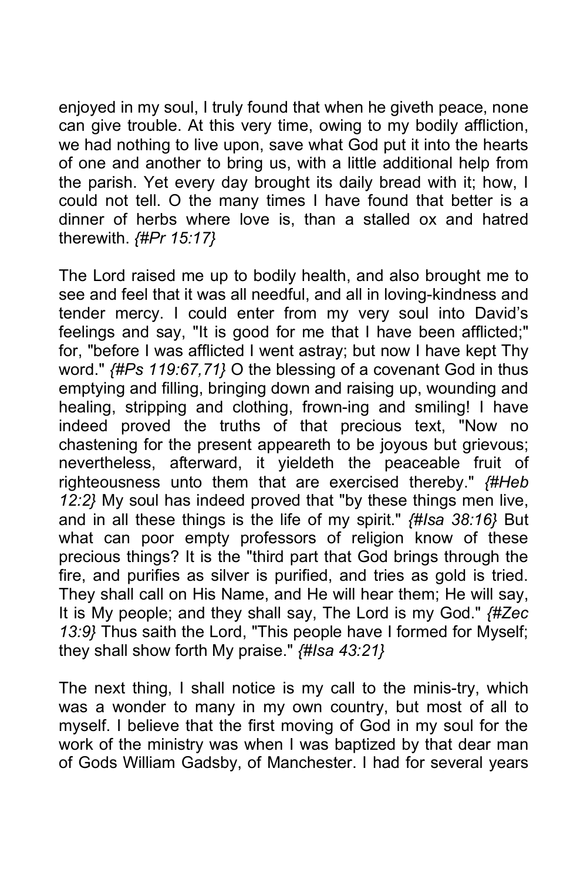enjoyed in my soul, I truly found that when he giveth peace, none can give trouble. At this very time, owing to my bodily affliction, we had nothing to live upon, save what God put it into the hearts of one and another to bring us, with a little additional help from the parish. Yet every day brought its daily bread with it; how, I could not tell. O the many times I have found that better is a dinner of herbs where love is, than a stalled ox and hatred therewith. *{#Pr 15:17}*

The Lord raised me up to bodily health, and also brought me to see and feel that it was all needful, and all in loving-kindness and tender mercy. I could enter from my very soul into David's feelings and say, "It is good for me that I have been afflicted;" for, "before I was afflicted I went astray; but now I have kept Thy word." *{#Ps 119:67,71}* O the blessing of a covenant God in thus emptying and filling, bringing down and raising up, wounding and healing, stripping and clothing, frown-ing and smiling! I have indeed proved the truths of that precious text, "Now no chastening for the present appeareth to be joyous but grievous; nevertheless, afterward, it yieldeth the peaceable fruit of righteousness unto them that are exercised thereby." *{#Heb 12:2}* My soul has indeed proved that "by these things men live, and in all these things is the life of my spirit." *{#Isa 38:16}* But what can poor empty professors of religion know of these precious things? It is the "third part that God brings through the fire, and purifies as silver is purified, and tries as gold is tried. They shall call on His Name, and He will hear them; He will say, It is My people; and they shall say, The Lord is my God." *{#Zec 13:9}* Thus saith the Lord, "This people have I formed for Myself; they shall show forth My praise." *{#Isa 43:21}*

The next thing, I shall notice is my call to the minis-try, which was a wonder to many in my own country, but most of all to myself. I believe that the first moving of God in my soul for the work of the ministry was when I was baptized by that dear man of Gods William Gadsby, of Manchester. I had for several years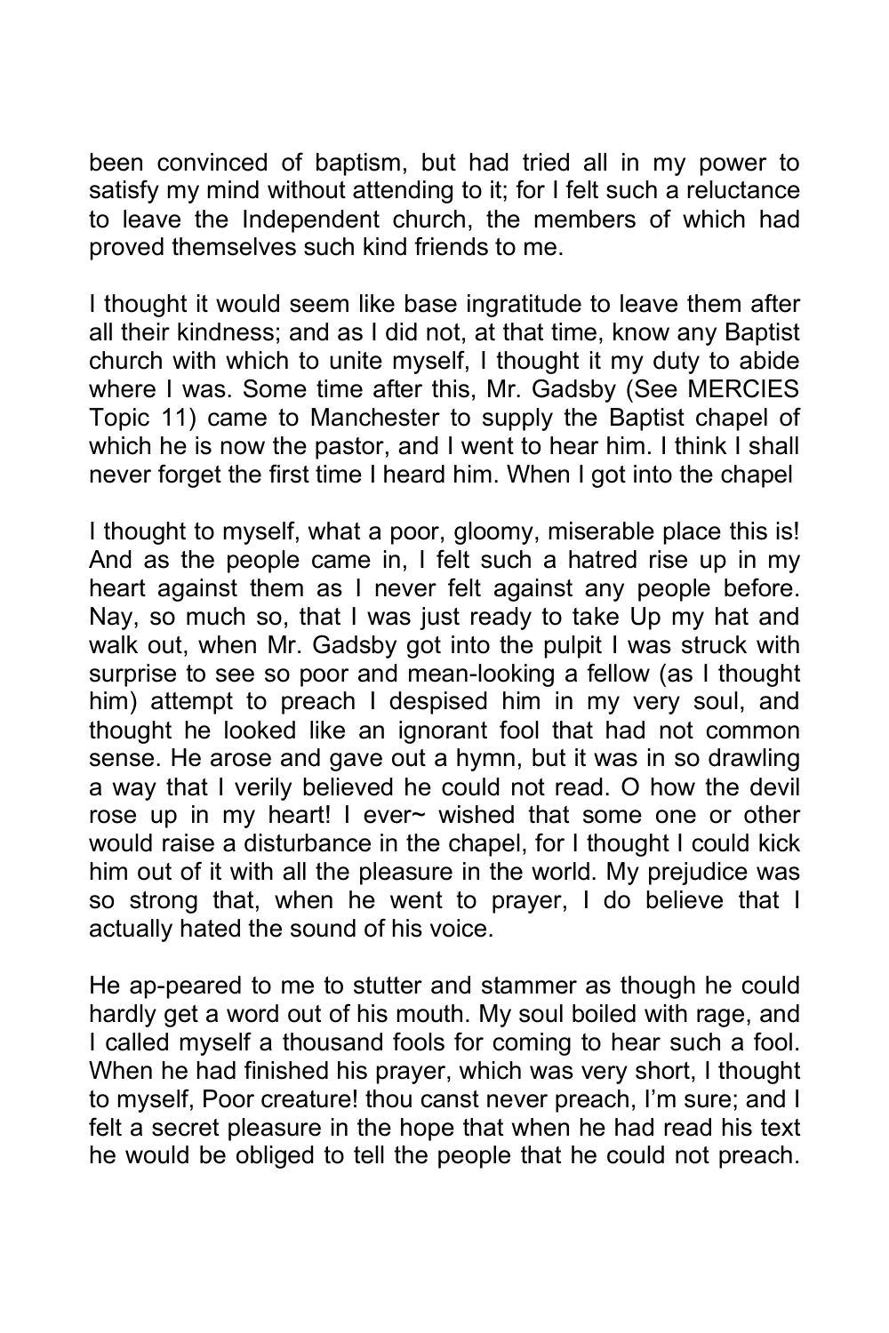been convinced of baptism, but had tried all in my power to satisfy my mind without attending to it; for I felt such a reluctance to leave the Independent church, the members of which had proved themselves such kind friends to me.

I thought it would seem like base ingratitude to leave them after all their kindness; and as I did not, at that time, know any Baptist church with which to unite myself, I thought it my duty to abide where I was. Some time after this, Mr. Gadsby (See MERCIES Topic 11) came to Manchester to supply the Baptist chapel of which he is now the pastor, and I went to hear him. I think I shall never forget the first time I heard him. When I got into the chapel

I thought to myself, what a poor, gloomy, miserable place this is! And as the people came in, I felt such a hatred rise up in my heart against them as I never felt against any people before. Nay, so much so, that I was just ready to take Up my hat and walk out, when Mr. Gadsby got into the pulpit I was struck with surprise to see so poor and mean-looking a fellow (as I thought him) attempt to preach I despised him in my very soul, and thought he looked like an ignorant fool that had not common sense. He arose and gave out a hymn, but it was in so drawling a way that I verily believed he could not read. O how the devil rose up in my heart! I ever~ wished that some one or other would raise a disturbance in the chapel, for I thought I could kick him out of it with all the pleasure in the world. My prejudice was so strong that, when he went to prayer, I do believe that I actually hated the sound of his voice.

He ap-peared to me to stutter and stammer as though he could hardly get a word out of his mouth. My soul boiled with rage, and I called myself a thousand fools for coming to hear such a fool. When he had finished his prayer, which was very short, I thought to myself, Poor creature! thou canst never preach, I'm sure; and I felt a secret pleasure in the hope that when he had read his text he would be obliged to tell the people that he could not preach.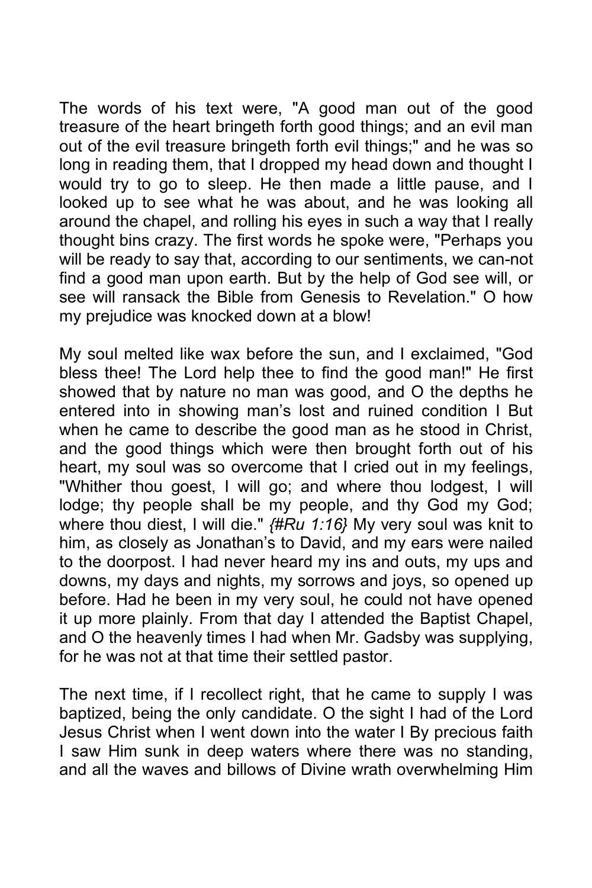The words of his text were, "A good man out of the good treasure of the heart bringeth forth good things; and an evil man out of the evil treasure bringeth forth evil things;" and he was so long in reading them, that I dropped my head down and thought I would try to go to sleep. He then made a little pause, and I looked up to see what he was about, and he was looking all around the chapel, and rolling his eyes in such a way that I really thought bins crazy. The first words he spoke were, "Perhaps you will be ready to say that, according to our sentiments, we can-not find a good man upon earth. But by the help of God see will, or see will ransack the Bible from Genesis to Revelation." O how my prejudice was knocked down at a blow!

My soul melted like wax before the sun, and I exclaimed, "God bless thee! The Lord help thee to find the good man!" He first showed that by nature no man was good, and O the depths he entered into in showing man's lost and ruined condition I But when he came to describe the good man as he stood in Christ, and the good things which were then brought forth out of his heart, my soul was so overcome that I cried out in my feelings, "Whither thou goest, I will go; and where thou lodgest, I will lodge; thy people shall be my people, and thy God my God; where thou diest, I will die." *{#Ru 1:16}* My very soul was knit to him, as closely as Jonathan's to David, and my ears were nailed to the doorpost. I had never heard my ins and outs, my ups and downs, my days and nights, my sorrows and joys, so opened up before. Had he been in my very soul, he could not have opened it up more plainly. From that day I attended the Baptist Chapel, and O the heavenly times I had when Mr. Gadsby was supplying, for he was not at that time their settled pastor.

The next time, if I recollect right, that he came to supply I was baptized, being the only candidate. O the sight I had of the Lord Jesus Christ when I went down into the water I By precious faith I saw Him sunk in deep waters where there was no standing, and all the waves and billows of Divine wrath overwhelming Him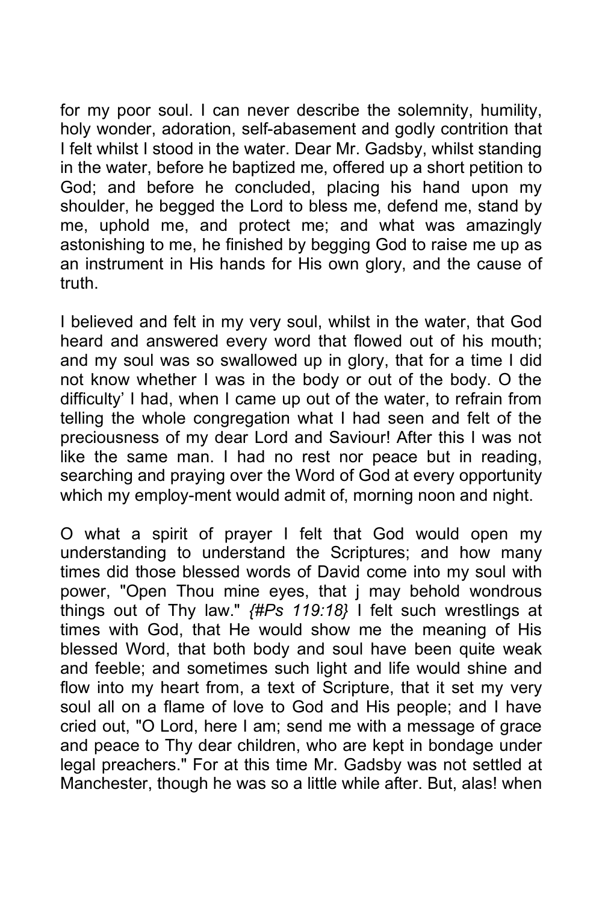for my poor soul. I can never describe the solemnity, humility, holy wonder, adoration, self-abasement and godly contrition that I felt whilst I stood in the water. Dear Mr. Gadsby, whilst standing in the water, before he baptized me, offered up a short petition to God; and before he concluded, placing his hand upon my shoulder, he begged the Lord to bless me, defend me, stand by me, uphold me, and protect me; and what was amazingly astonishing to me, he finished by begging God to raise me up as an instrument in His hands for His own glory, and the cause of truth.

I believed and felt in my very soul, whilst in the water, that God heard and answered every word that flowed out of his mouth; and my soul was so swallowed up in glory, that for a time I did not know whether I was in the body or out of the body. O the difficulty' I had, when I came up out of the water, to refrain from telling the whole congregation what I had seen and felt of the preciousness of my dear Lord and Saviour! After this I was not like the same man. I had no rest nor peace but in reading, searching and praying over the Word of God at every opportunity which my employ-ment would admit of, morning noon and night.

O what a spirit of prayer I felt that God would open my understanding to understand the Scriptures; and how many times did those blessed words of David come into my soul with power, "Open Thou mine eyes, that j may behold wondrous things out of Thy law." *{#Ps 119:18}* I felt such wrestlings at times with God, that He would show me the meaning of His blessed Word, that both body and soul have been quite weak and feeble; and sometimes such light and life would shine and flow into my heart from, a text of Scripture, that it set my very soul all on a flame of love to God and His people; and I have cried out, "O Lord, here I am; send me with a message of grace and peace to Thy dear children, who are kept in bondage under legal preachers." For at this time Mr. Gadsby was not settled at Manchester, though he was so a little while after. But, alas! when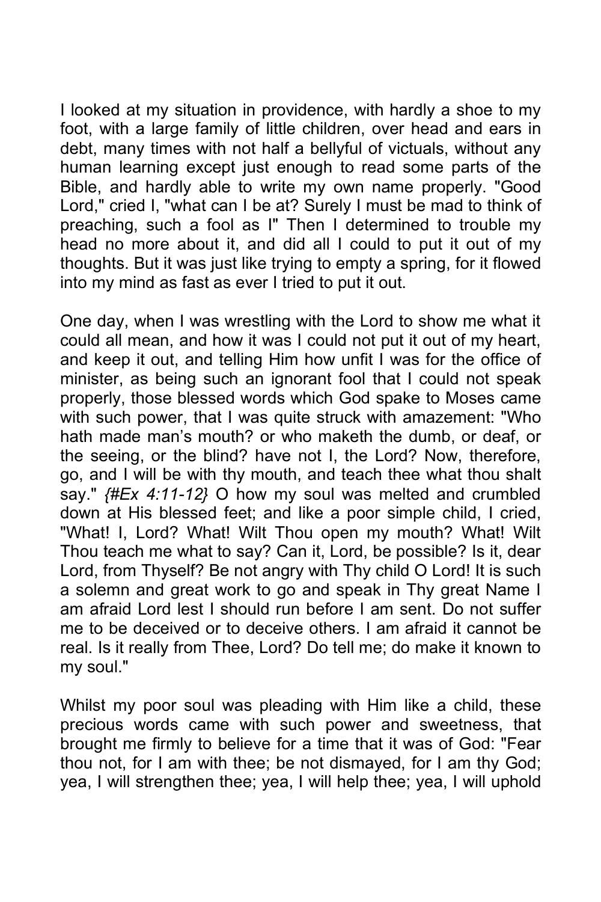I looked at my situation in providence, with hardly a shoe to my foot, with a large family of little children, over head and ears in debt, many times with not half a bellyful of victuals, without any human learning except just enough to read some parts of the Bible, and hardly able to write my own name properly. "Good Lord," cried I, "what can I be at? Surely I must be mad to think of preaching, such a fool as I" Then I determined to trouble my head no more about it, and did all I could to put it out of my thoughts. But it was just like trying to empty a spring, for it flowed into my mind as fast as ever I tried to put it out.

One day, when I was wrestling with the Lord to show me what it could all mean, and how it was I could not put it out of my heart, and keep it out, and telling Him how unfit I was for the office of minister, as being such an ignorant fool that I could not speak properly, those blessed words which God spake to Moses came with such power, that I was quite struck with amazement: "Who hath made man's mouth? or who maketh the dumb, or deaf, or the seeing, or the blind? have not I, the Lord? Now, therefore, go, and I will be with thy mouth, and teach thee what thou shalt say." *{#Ex 4:11-12}* O how my soul was melted and crumbled down at His blessed feet; and like a poor simple child, I cried, "What! I, Lord? What! Wilt Thou open my mouth? What! Wilt Thou teach me what to say? Can it, Lord, be possible? Is it, dear Lord, from Thyself? Be not angry with Thy child O Lord! It is such a solemn and great work to go and speak in Thy great Name I am afraid Lord lest I should run before I am sent. Do not suffer me to be deceived or to deceive others. I am afraid it cannot be real. Is it really from Thee, Lord? Do tell me; do make it known to my soul."

Whilst my poor soul was pleading with Him like a child, these precious words came with such power and sweetness, that brought me firmly to believe for a time that it was of God: "Fear thou not, for I am with thee; be not dismayed, for I am thy God; yea, I will strengthen thee; yea, I will help thee; yea, I will uphold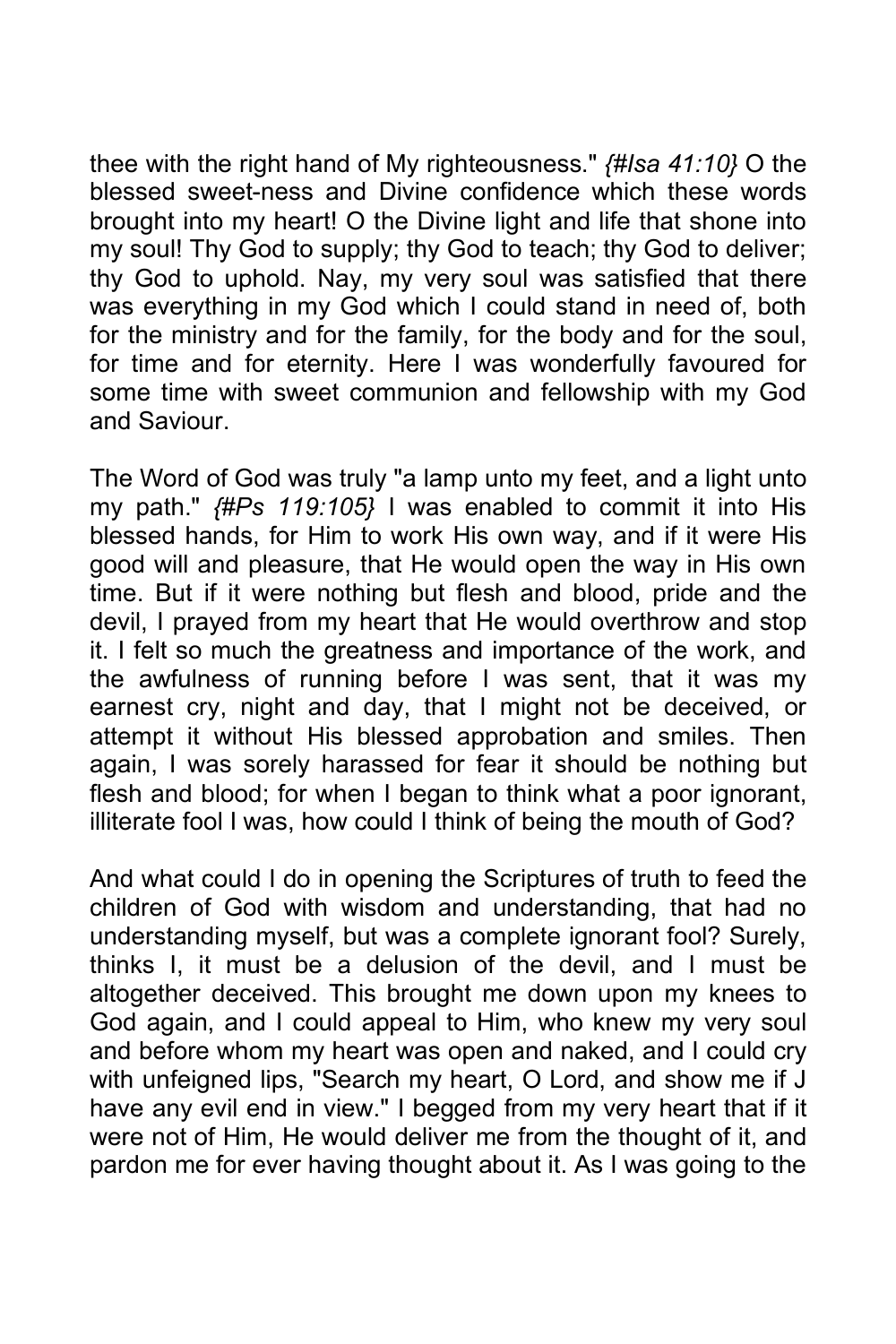thee with the right hand of My righteousness." *{#Isa 41:10}* O the blessed sweet-ness and Divine confidence which these words brought into my heart! O the Divine light and life that shone into my soul! Thy God to supply; thy God to teach; thy God to deliver; thy God to uphold. Nay, my very soul was satisfied that there was everything in my God which I could stand in need of, both for the ministry and for the family, for the body and for the soul, for time and for eternity. Here I was wonderfully favoured for some time with sweet communion and fellowship with my God and Saviour.

The Word of God was truly "a lamp unto my feet, and a light unto my path." *{#Ps 119:105}* I was enabled to commit it into His blessed hands, for Him to work His own way, and if it were His good will and pleasure, that He would open the way in His own time. But if it were nothing but flesh and blood, pride and the devil, I prayed from my heart that He would overthrow and stop it. I felt so much the greatness and importance of the work, and the awfulness of running before I was sent, that it was my earnest cry, night and day, that I might not be deceived, or attempt it without His blessed approbation and smiles. Then again, I was sorely harassed for fear it should be nothing but flesh and blood; for when I began to think what a poor ignorant, illiterate fool I was, how could I think of being the mouth of God?

And what could I do in opening the Scriptures of truth to feed the children of God with wisdom and understanding, that had no understanding myself, but was a complete ignorant fool? Surely, thinks I, it must be a delusion of the devil, and I must be altogether deceived. This brought me down upon my knees to God again, and I could appeal to Him, who knew my very soul and before whom my heart was open and naked, and I could cry with unfeigned lips, "Search my heart, O Lord, and show me if J have any evil end in view." I begged from my very heart that if it were not of Him, He would deliver me from the thought of it, and pardon me for ever having thought about it. As I was going to the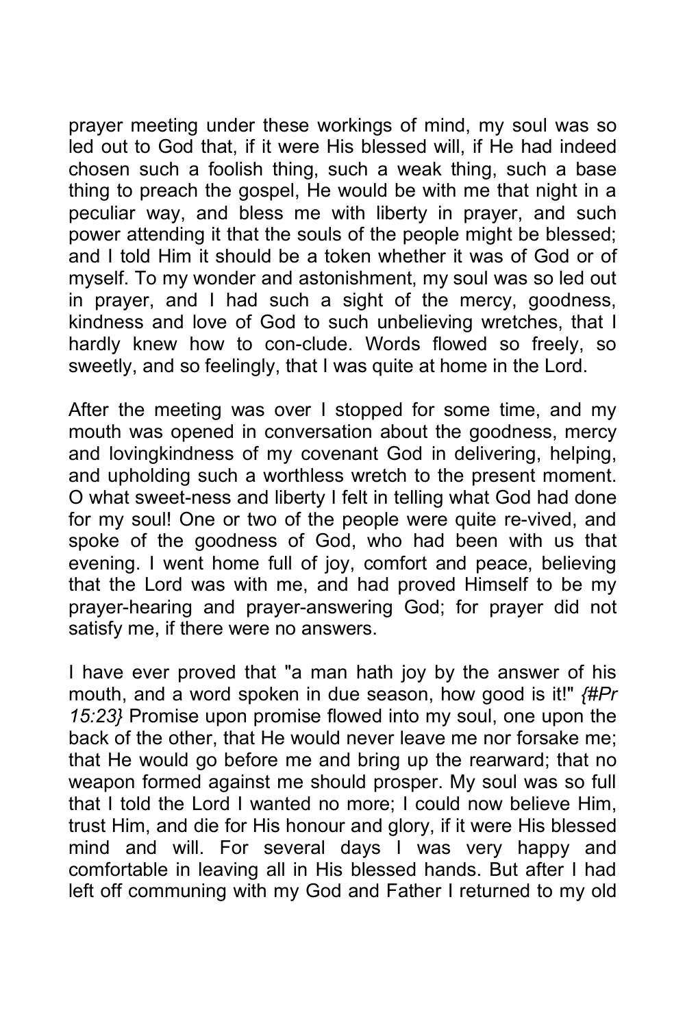prayer meeting under these workings of mind, my soul was so led out to God that, if it were His blessed will, if He had indeed chosen such a foolish thing, such a weak thing, such a base thing to preach the gospel, He would be with me that night in a peculiar way, and bless me with liberty in prayer, and such power attending it that the souls of the people might be blessed; and I told Him it should be a token whether it was of God or of myself. To my wonder and astonishment, my soul was so led out in prayer, and I had such a sight of the mercy, goodness, kindness and love of God to such unbelieving wretches, that I hardly knew how to con-clude. Words flowed so freely, so sweetly, and so feelingly, that I was quite at home in the Lord.

After the meeting was over I stopped for some time, and my mouth was opened in conversation about the goodness, mercy and lovingkindness of my covenant God in delivering, helping, and upholding such a worthless wretch to the present moment. O what sweet-ness and liberty I felt in telling what God had done for my soul! One or two of the people were quite re-vived, and spoke of the goodness of God, who had been with us that evening. I went home full of joy, comfort and peace, believing that the Lord was with me, and had proved Himself to be my prayer-hearing and prayer-answering God; for prayer did not satisfy me, if there were no answers.

I have ever proved that "a man hath joy by the answer of his mouth, and a word spoken in due season, how good is it!" *{#Pr 15:23}* Promise upon promise flowed into my soul, one upon the back of the other, that He would never leave me nor forsake me; that He would go before me and bring up the rearward; that no weapon formed against me should prosper. My soul was so full that I told the Lord I wanted no more; I could now believe Him, trust Him, and die for His honour and glory, if it were His blessed mind and will. For several days I was very happy and comfortable in leaving all in His blessed hands. But after I had left off communing with my God and Father I returned to my old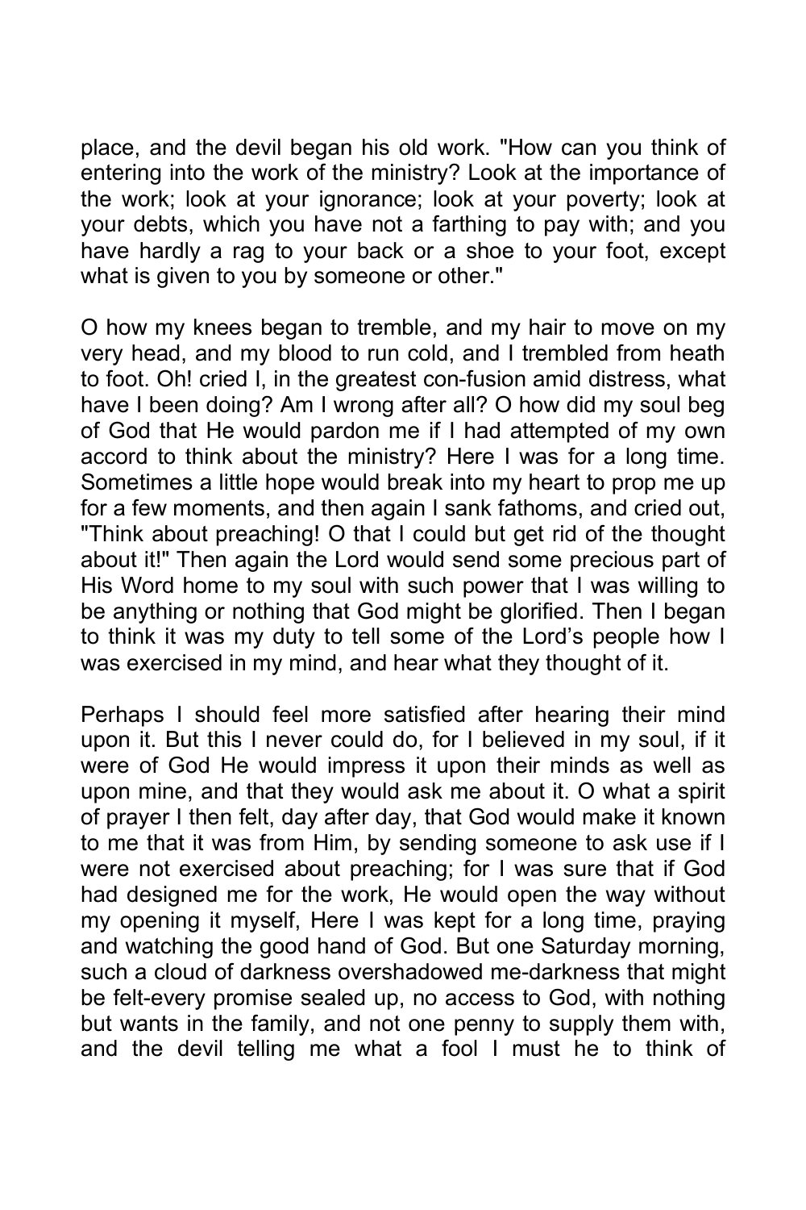place, and the devil began his old work. "How can you think of entering into the work of the ministry? Look at the importance of the work; look at your ignorance; look at your poverty; look at your debts, which you have not a farthing to pay with; and you have hardly a rag to your back or a shoe to your foot, except what is given to you by someone or other."

O how my knees began to tremble, and my hair to move on my very head, and my blood to run cold, and I trembled from heath to foot. Oh! cried I, in the greatest con-fusion amid distress, what have I been doing? Am I wrong after all? O how did my soul beg of God that He would pardon me if I had attempted of my own accord to think about the ministry? Here I was for a long time. Sometimes a little hope would break into my heart to prop me up for a few moments, and then again I sank fathoms, and cried out, "Think about preaching! O that I could but get rid of the thought about it!" Then again the Lord would send some precious part of His Word home to my soul with such power that I was willing to be anything or nothing that God might be glorified. Then I began to think it was my duty to tell some of the Lord's people how I was exercised in my mind, and hear what they thought of it.

Perhaps I should feel more satisfied after hearing their mind upon it. But this I never could do, for I believed in my soul, if it were of God He would impress it upon their minds as well as upon mine, and that they would ask me about it. O what a spirit of prayer I then felt, day after day, that God would make it known to me that it was from Him, by sending someone to ask use if I were not exercised about preaching; for I was sure that if God had designed me for the work, He would open the way without my opening it myself, Here I was kept for a long time, praying and watching the good hand of God. But one Saturday morning, such a cloud of darkness overshadowed me-darkness that might be felt-every promise sealed up, no access to God, with nothing but wants in the family, and not one penny to supply them with, and the devil telling me what a fool I must he to think of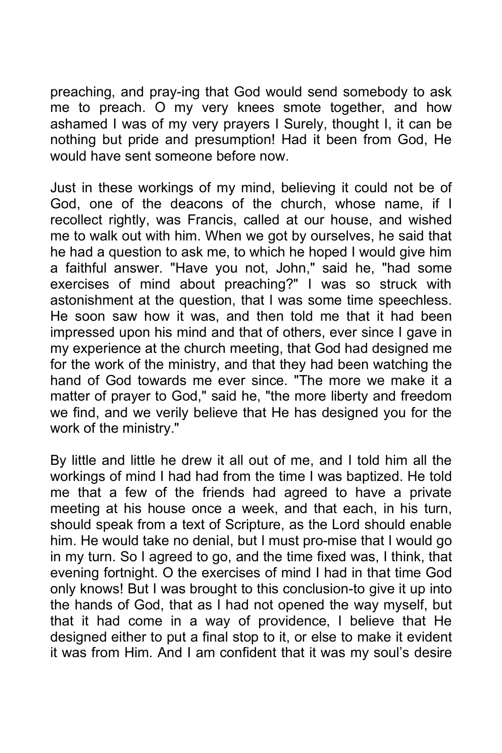preaching, and pray-ing that God would send somebody to ask me to preach. O my very knees smote together, and how ashamed I was of my very prayers I Surely, thought I, it can be nothing but pride and presumption! Had it been from God, He would have sent someone before now.

Just in these workings of my mind, believing it could not be of God, one of the deacons of the church, whose name, if I recollect rightly, was Francis, called at our house, and wished me to walk out with him. When we got by ourselves, he said that he had a question to ask me, to which he hoped I would give him a faithful answer. "Have you not, John," said he, "had some exercises of mind about preaching?" I was so struck with astonishment at the question, that I was some time speechless. He soon saw how it was, and then told me that it had been impressed upon his mind and that of others, ever since I gave in my experience at the church meeting, that God had designed me for the work of the ministry, and that they had been watching the hand of God towards me ever since. "The more we make it a matter of prayer to God," said he, "the more liberty and freedom we find, and we verily believe that He has designed you for the work of the ministry."

By little and little he drew it all out of me, and I told him all the workings of mind I had had from the time I was baptized. He told me that a few of the friends had agreed to have a private meeting at his house once a week, and that each, in his turn, should speak from a text of Scripture, as the Lord should enable him. He would take no denial, but I must pro-mise that I would go in my turn. So I agreed to go, and the time fixed was, I think, that evening fortnight. O the exercises of mind I had in that time God only knows! But I was brought to this conclusion-to give it up into the hands of God, that as I had not opened the way myself, but that it had come in a way of providence, I believe that He designed either to put a final stop to it, or else to make it evident it was from Him. And I am confident that it was my soul's desire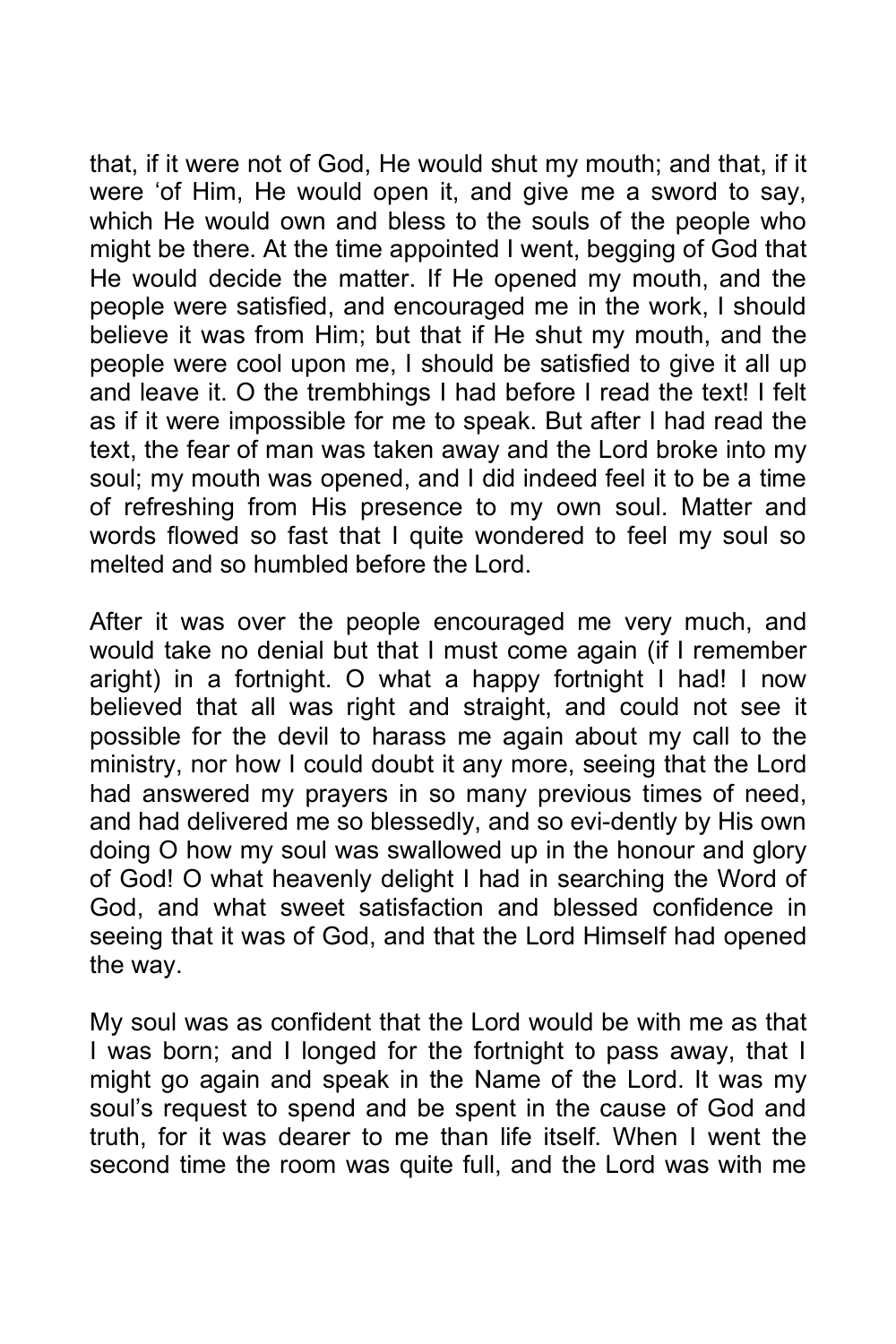that, if it were not of God, He would shut my mouth; and that, if it were ‘of Him, He would open it, and give me a sword to say, which He would own and bless to the souls of the people who might be there. At the time appointed I went, begging of God that He would decide the matter. If He opened my mouth, and the people were satisfied, and encouraged me in the work, I should believe it was from Him; but that if He shut my mouth, and the people were cool upon me, I should be satisfied to give it all up and leave it. O the trembhings I had before I read the text! I felt as if it were impossible for me to speak. But after I had read the text, the fear of man was taken away and the Lord broke into my soul; my mouth was opened, and I did indeed feel it to be a time of refreshing from His presence to my own soul. Matter and words flowed so fast that I quite wondered to feel my soul so melted and so humbled before the Lord.

After it was over the people encouraged me very much, and would take no denial but that I must come again (if I remember aright) in a fortnight. O what a happy fortnight I had! I now believed that all was right and straight, and could not see it possible for the devil to harass me again about my call to the ministry, nor how I could doubt it any more, seeing that the Lord had answered my prayers in so many previous times of need, and had delivered me so blessedly, and so evi-dently by His own doing O how my soul was swallowed up in the honour and glory of God! O what heavenly delight I had in searching the Word of God, and what sweet satisfaction and blessed confidence in seeing that it was of God, and that the Lord Himself had opened the way.

My soul was as confident that the Lord would be with me as that I was born; and I longed for the fortnight to pass away, that I might go again and speak in the Name of the Lord. It was my soul’s request to spend and be spent in the cause of God and truth, for it was dearer to me than life itself. When I went the second time the room was quite full, and the Lord was with me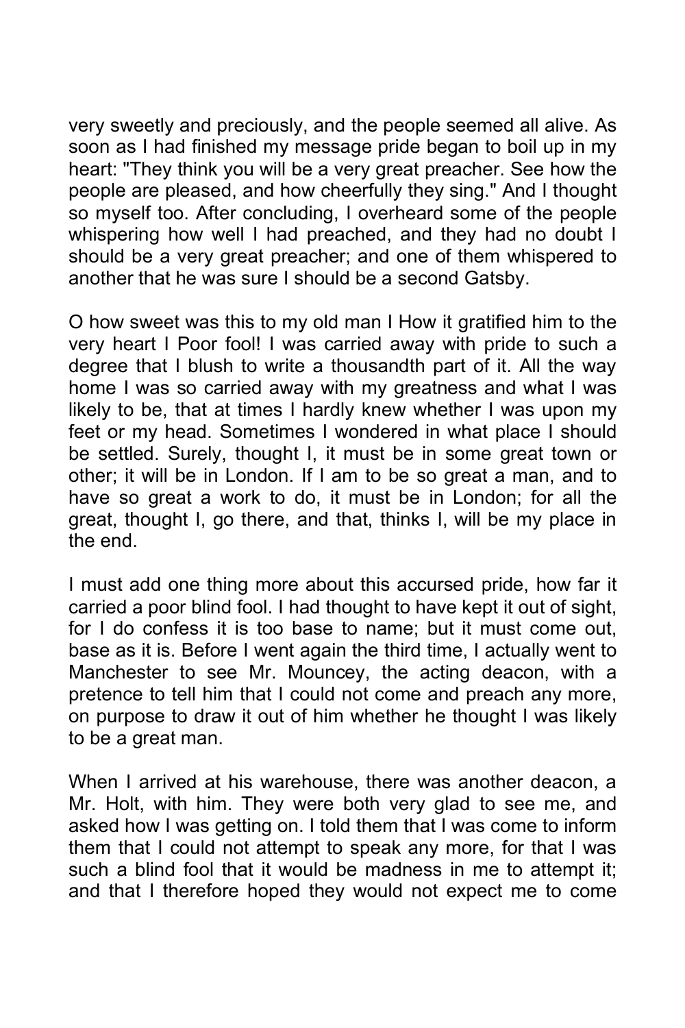very sweetly and preciously, and the people seemed all alive. As soon as I had finished my message pride began to boil up in my heart: "They think you will be a very great preacher. See how the people are pleased, and how cheerfully they sing." And I thought so myself too. After concluding, I overheard some of the people whispering how well I had preached, and they had no doubt I should be a very great preacher; and one of them whispered to another that he was sure I should be a second Gatsby.

O how sweet was this to my old man I How it gratified him to the very heart I Poor fool! I was carried away with pride to such a degree that I blush to write a thousandth part of it. All the way home I was so carried away with my greatness and what I was likely to be, that at times I hardly knew whether I was upon my feet or my head. Sometimes I wondered in what place I should be settled. Surely, thought I, it must be in some great town or other; it will be in London. If I am to be so great a man, and to have so great a work to do, it must be in London; for all the great, thought I, go there, and that, thinks I, will be my place in the end.

I must add one thing more about this accursed pride, how far it carried a poor blind fool. I had thought to have kept it out of sight, for I do confess it is too base to name; but it must come out, base as it is. Before I went again the third time, I actually went to Manchester to see Mr. Mouncey, the acting deacon, with a pretence to tell him that I could not come and preach any more, on purpose to draw it out of him whether he thought I was likely to be a great man.

When I arrived at his warehouse, there was another deacon, a Mr. Holt, with him. They were both very glad to see me, and asked how I was getting on. I told them that I was come to inform them that I could not attempt to speak any more, for that I was such a blind fool that it would be madness in me to attempt it; and that I therefore hoped they would not expect me to come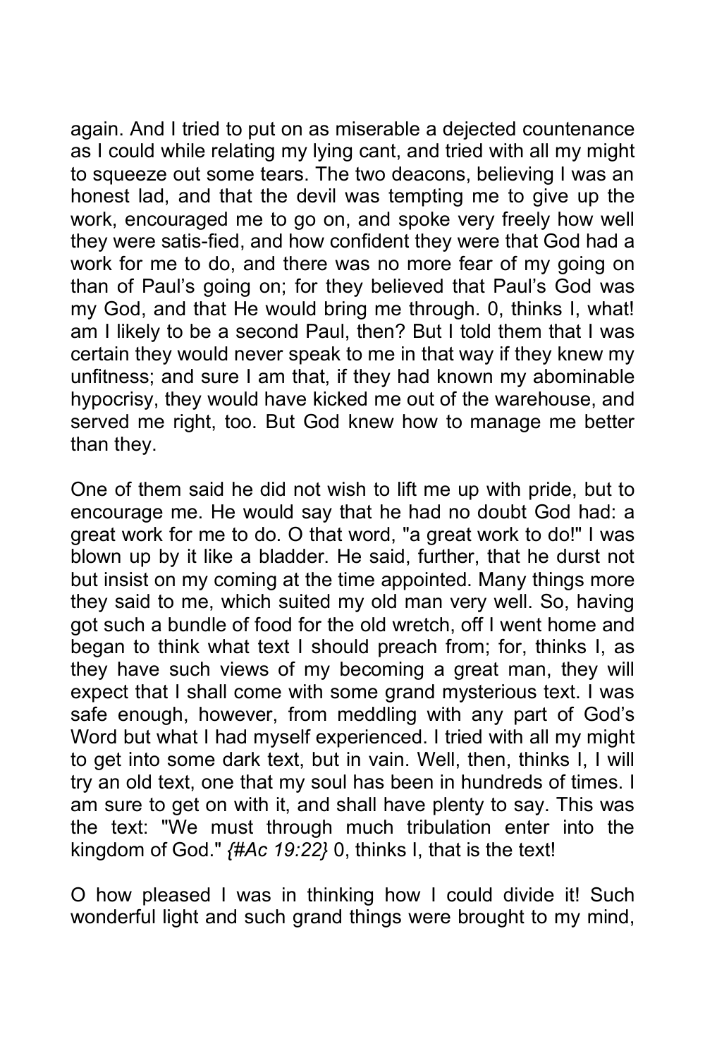again. And I tried to put on as miserable a dejected countenance as I could while relating my lying cant, and tried with all my might to squeeze out some tears. The two deacons, believing I was an honest lad, and that the devil was tempting me to give up the work, encouraged me to go on, and spoke very freely how well they were satis-fied, and how confident they were that God had a work for me to do, and there was no more fear of my going on than of Paul's going on; for they believed that Paul's God was my God, and that He would bring me through. 0, thinks I, what! am I likely to be a second Paul, then? But I told them that I was certain they would never speak to me in that way if they knew my unfitness; and sure I am that, if they had known my abominable hypocrisy, they would have kicked me out of the warehouse, and served me right, too. But God knew how to manage me better than they.

One of them said he did not wish to lift me up with pride, but to encourage me. He would say that he had no doubt God had: a great work for me to do. O that word, "a great work to do!" I was blown up by it like a bladder. He said, further, that he durst not but insist on my coming at the time appointed. Many things more they said to me, which suited my old man very well. So, having got such a bundle of food for the old wretch, off I went home and began to think what text I should preach from; for, thinks I, as they have such views of my becoming a great man, they will expect that I shall come with some grand mysterious text. I was safe enough, however, from meddling with any part of God's Word but what I had myself experienced. I tried with all my might to get into some dark text, but in vain. Well, then, thinks I, I will try an old text, one that my soul has been in hundreds of times. I am sure to get on with it, and shall have plenty to say. This was the text: "We must through much tribulation enter into the kingdom of God." *{#Ac 19:22}* 0, thinks I, that is the text!

O how pleased I was in thinking how I could divide it! Such wonderful light and such grand things were brought to my mind,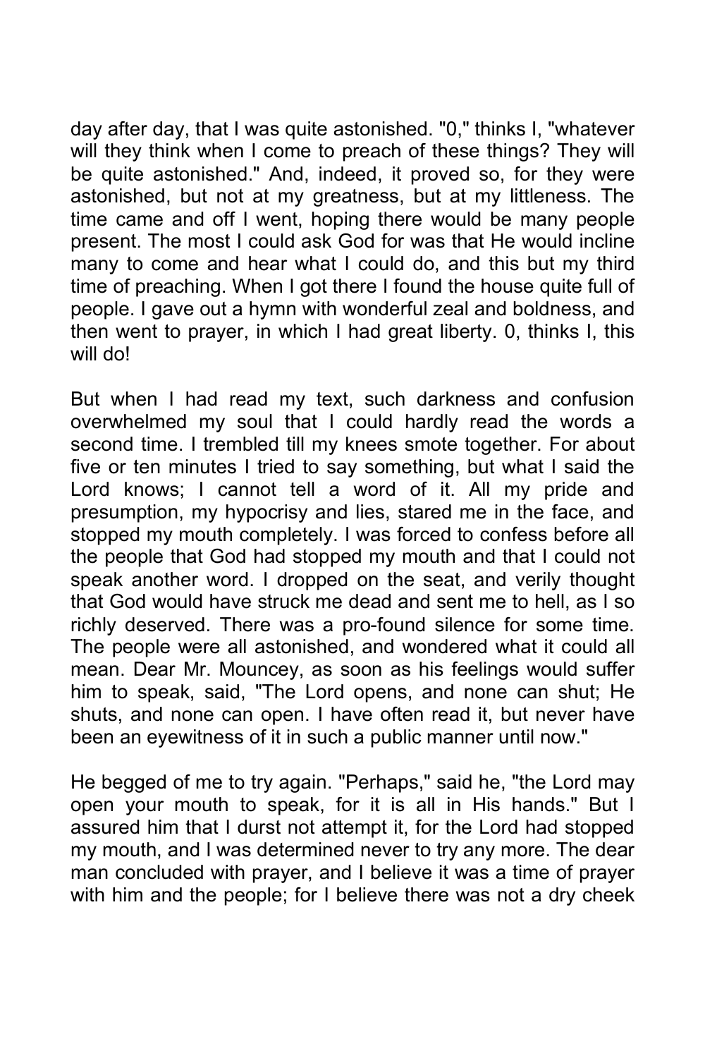day after day, that I was quite astonished. "0," thinks I, "whatever will they think when I come to preach of these things? They will be quite astonished." And, indeed, it proved so, for they were astonished, but not at my greatness, but at my littleness. The time came and off I went, hoping there would be many people present. The most I could ask God for was that He would incline many to come and hear what I could do, and this but my third time of preaching. When I got there I found the house quite full of people. I gave out a hymn with wonderful zeal and boldness, and then went to prayer, in which I had great liberty. 0, thinks I, this will do!

But when I had read my text, such darkness and confusion overwhelmed my soul that I could hardly read the words a second time. I trembled till my knees smote together. For about five or ten minutes I tried to say something, but what I said the Lord knows; I cannot tell a word of it. All my pride and presumption, my hypocrisy and lies, stared me in the face, and stopped my mouth completely. I was forced to confess before all the people that God had stopped my mouth and that I could not speak another word. I dropped on the seat, and verily thought that God would have struck me dead and sent me to hell, as I so richly deserved. There was a pro-found silence for some time. The people were all astonished, and wondered what it could all mean. Dear Mr. Mouncey, as soon as his feelings would suffer him to speak, said, "The Lord opens, and none can shut; He shuts, and none can open. I have often read it, but never have been an eyewitness of it in such a public manner until now."

He begged of me to try again. "Perhaps," said he, "the Lord may open your mouth to speak, for it is all in His hands." But I assured him that I durst not attempt it, for the Lord had stopped my mouth, and I was determined never to try any more. The dear man concluded with prayer, and I believe it was a time of prayer with him and the people; for I believe there was not a dry cheek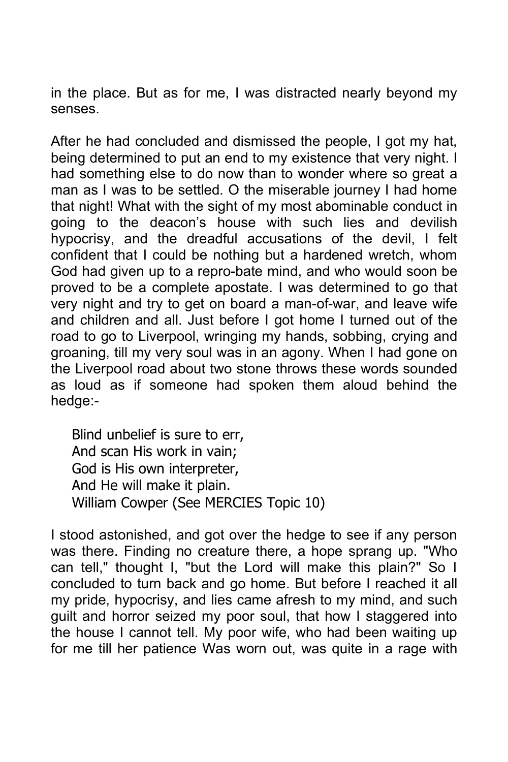in the place. But as for me, I was distracted nearly beyond my senses.

After he had concluded and dismissed the people, I got my hat, being determined to put an end to my existence that very night. I had something else to do now than to wonder where so great a man as I was to be settled. O the miserable journey I had home that night! What with the sight of my most abominable conduct in going to the deacon's house with such lies and devilish hypocrisy, and the dreadful accusations of the devil, I felt confident that I could be nothing but a hardened wretch, whom God had given up to a repro-bate mind, and who would soon be proved to be a complete apostate. I was determined to go that very night and try to get on board a man-of-war, and leave wife and children and all. Just before I got home I turned out of the road to go to Liverpool, wringing my hands, sobbing, crying and groaning, till my very soul was in an agony. When I had gone on the Liverpool road about two stone throws these words sounded as loud as if someone had spoken them aloud behind the hedge:-

> Blind unbelief is sure to err,
> And scan His work in vain;
> God is His own interpreter,
> And He will make it plain.
> William Cowper (See MERCIES Topic 10)

I stood astonished, and got over the hedge to see if any person was there. Finding no creature there, a hope sprang up. "Who can tell," thought I, "but the Lord will make this plain?" So I concluded to turn back and go home. But before I reached it all my pride, hypocrisy, and lies came afresh to my mind, and such guilt and horror seized my poor soul, that how I staggered into the house I cannot tell. My poor wife, who had been waiting up for me till her patience Was worn out, was quite in a rage with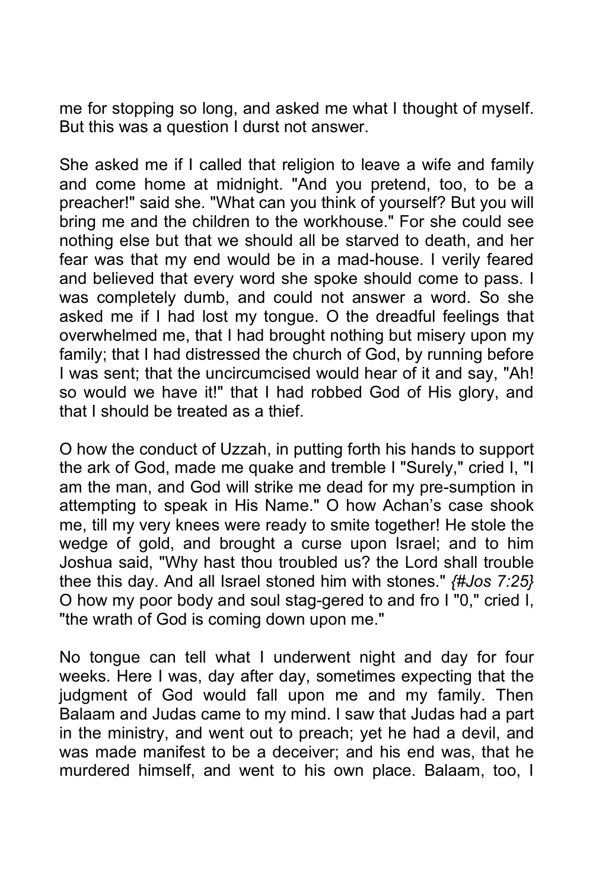me for stopping so long, and asked me what I thought of myself. But this was a question I durst not answer.

She asked me if I called that religion to leave a wife and family and come home at midnight. "And you pretend, too, to be a preacher!" said she. "What can you think of yourself? But you will bring me and the children to the workhouse." For she could see nothing else but that we should all be starved to death, and her fear was that my end would be in a mad-house. I verily feared and believed that every word she spoke should come to pass. I was completely dumb, and could not answer a word. So she asked me if I had lost my tongue. O the dreadful feelings that overwhelmed me, that I had brought nothing but misery upon my family; that I had distressed the church of God, by running before I was sent; that the uncircumcised would hear of it and say, "Ah! so would we have it!" that I had robbed God of His glory, and that I should be treated as a thief.

O how the conduct of Uzzah, in putting forth his hands to support the ark of God, made me quake and tremble I "Surely," cried I, "I am the man, and God will strike me dead for my pre-sumption in attempting to speak in His Name." O how Achan's case shook me, till my very knees were ready to smite together! He stole the wedge of gold, and brought a curse upon Israel; and to him Joshua said, "Why hast thou troubled us? the Lord shall trouble thee this day. And all Israel stoned him with stones." *{#Jos 7:25}* O how my poor body and soul stag-gered to and fro I "0," cried I, "the wrath of God is coming down upon me."

No tongue can tell what I underwent night and day for four weeks. Here I was, day after day, sometimes expecting that the judgment of God would fall upon me and my family. Then Balaam and Judas came to my mind. I saw that Judas had a part in the ministry, and went out to preach; yet he had a devil, and was made manifest to be a deceiver; and his end was, that he murdered himself, and went to his own place. Balaam, too, I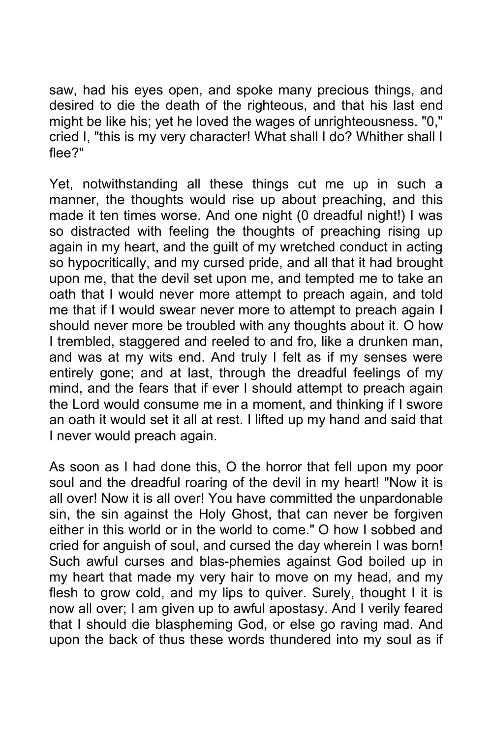saw, had his eyes open, and spoke many precious things, and desired to die the death of the righteous, and that his last end might be like his; yet he loved the wages of unrighteousness. "0," cried I, "this is my very character! What shall I do? Whither shall I flee?"

Yet, notwithstanding all these things cut me up in such a manner, the thoughts would rise up about preaching, and this made it ten times worse. And one night (0 dreadful night!) I was so distracted with feeling the thoughts of preaching rising up again in my heart, and the guilt of my wretched conduct in acting so hypocritically, and my cursed pride, and all that it had brought upon me, that the devil set upon me, and tempted me to take an oath that I would never more attempt to preach again, and told me that if I would swear never more to attempt to preach again I should never more be troubled with any thoughts about it. O how I trembled, staggered and reeled to and fro, like a drunken man, and was at my wits end. And truly I felt as if my senses were entirely gone; and at last, through the dreadful feelings of my mind, and the fears that if ever I should attempt to preach again the Lord would consume me in a moment, and thinking if I swore an oath it would set it all at rest. I lifted up my hand and said that I never would preach again.

As soon as I had done this, O the horror that fell upon my poor soul and the dreadful roaring of the devil in my heart! "Now it is all over! Now it is all over! You have committed the unpardonable sin, the sin against the Holy Ghost, that can never be forgiven either in this world or in the world to come." O how I sobbed and cried for anguish of soul, and cursed the day wherein I was born! Such awful curses and blas-phemies against God boiled up in my heart that made my very hair to move on my head, and my flesh to grow cold, and my lips to quiver. Surely, thought I it is now all over; I am given up to awful apostasy. And I verily feared that I should die blaspheming God, or else go raving mad. And upon the back of thus these words thundered into my soul as if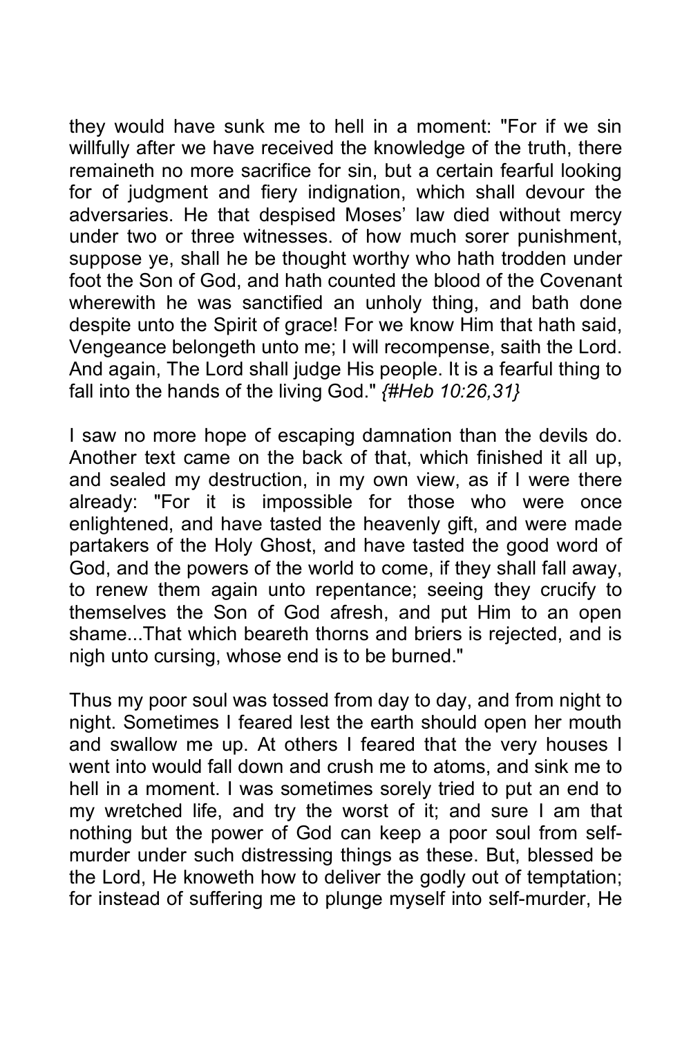they would have sunk me to hell in a moment: "For if we sin willfully after we have received the knowledge of the truth, there remaineth no more sacrifice for sin, but a certain fearful looking for of judgment and fiery indignation, which shall devour the adversaries. He that despised Moses' law died without mercy under two or three witnesses. of how much sorer punishment, suppose ye, shall he be thought worthy who hath trodden under foot the Son of God, and hath counted the blood of the Covenant wherewith he was sanctified an unholy thing, and bath done despite unto the Spirit of grace! For we know Him that hath said, Vengeance belongeth unto me; I will recompense, saith the Lord. And again, The Lord shall judge His people. It is a fearful thing to fall into the hands of the living God." *{#Heb 10:26,31}*

I saw no more hope of escaping damnation than the devils do. Another text came on the back of that, which finished it all up, and sealed my destruction, in my own view, as if I were there already: "For it is impossible for those who were once enlightened, and have tasted the heavenly gift, and were made partakers of the Holy Ghost, and have tasted the good word of God, and the powers of the world to come, if they shall fall away, to renew them again unto repentance; seeing they crucify to themselves the Son of God afresh, and put Him to an open shame...That which beareth thorns and briers is rejected, and is nigh unto cursing, whose end is to be burned."

Thus my poor soul was tossed from day to day, and from night to night. Sometimes I feared lest the earth should open her mouth and swallow me up. At others I feared that the very houses I went into would fall down and crush me to atoms, and sink me to hell in a moment. I was sometimes sorely tried to put an end to my wretched life, and try the worst of it; and sure I am that nothing but the power of God can keep a poor soul from self-murder under such distressing things as these. But, blessed be the Lord, He knoweth how to deliver the godly out of temptation; for instead of suffering me to plunge myself into self-murder, He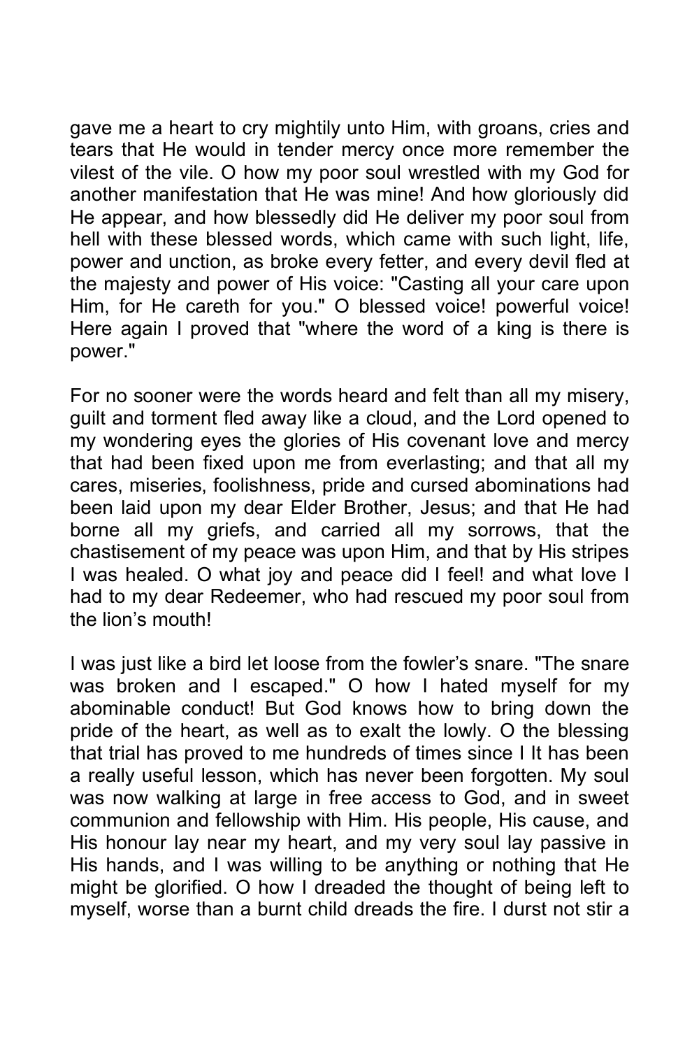gave me a heart to cry mightily unto Him, with groans, cries and tears that He would in tender mercy once more remember the vilest of the vile. O how my poor soul wrestled with my God for another manifestation that He was mine! And how gloriously did He appear, and how blessedly did He deliver my poor soul from hell with these blessed words, which came with such light, life, power and unction, as broke every fetter, and every devil fled at the majesty and power of His voice: "Casting all your care upon Him, for He careth for you." O blessed voice! powerful voice! Here again I proved that "where the word of a king is there is power."

For no sooner were the words heard and felt than all my misery, guilt and torment fled away like a cloud, and the Lord opened to my wondering eyes the glories of His covenant love and mercy that had been fixed upon me from everlasting; and that all my cares, miseries, foolishness, pride and cursed abominations had been laid upon my dear Elder Brother, Jesus; and that He had borne all my griefs, and carried all my sorrows, that the chastisement of my peace was upon Him, and that by His stripes I was healed. O what joy and peace did I feel! and what love I had to my dear Redeemer, who had rescued my poor soul from the lion's mouth!

I was just like a bird let loose from the fowler's snare. "The snare was broken and I escaped." O how I hated myself for my abominable conduct! But God knows how to bring down the pride of the heart, as well as to exalt the lowly. O the blessing that trial has proved to me hundreds of times since I It has been a really useful lesson, which has never been forgotten. My soul was now walking at large in free access to God, and in sweet communion and fellowship with Him. His people, His cause, and His honour lay near my heart, and my very soul lay passive in His hands, and I was willing to be anything or nothing that He might be glorified. O how I dreaded the thought of being left to myself, worse than a burnt child dreads the fire. I durst not stir a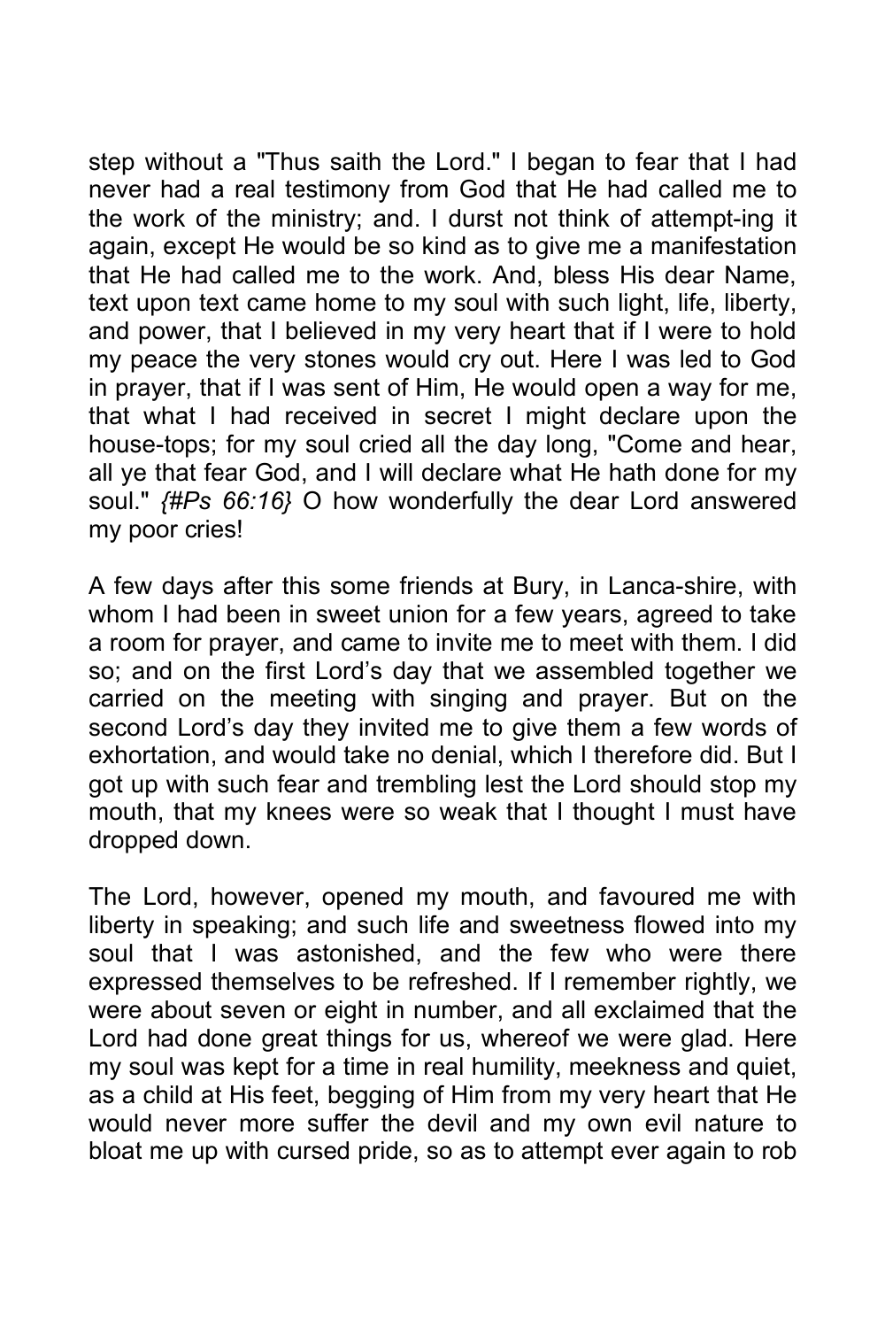step without a "Thus saith the Lord." I began to fear that I had never had a real testimony from God that He had called me to the work of the ministry; and. I durst not think of attempt-ing it again, except He would be so kind as to give me a manifestation that He had called me to the work. And, bless His dear Name, text upon text came home to my soul with such light, life, liberty, and power, that I believed in my very heart that if I were to hold my peace the very stones would cry out. Here I was led to God in prayer, that if I was sent of Him, He would open a way for me, that what I had received in secret I might declare upon the house-tops; for my soul cried all the day long, "Come and hear, all ye that fear God, and I will declare what He hath done for my soul." *{#Ps 66:16}* O how wonderfully the dear Lord answered my poor cries!

A few days after this some friends at Bury, in Lanca-shire, with whom I had been in sweet union for a few years, agreed to take a room for prayer, and came to invite me to meet with them. I did so; and on the first Lord's day that we assembled together we carried on the meeting with singing and prayer. But on the second Lord's day they invited me to give them a few words of exhortation, and would take no denial, which I therefore did. But I got up with such fear and trembling lest the Lord should stop my mouth, that my knees were so weak that I thought I must have dropped down.

The Lord, however, opened my mouth, and favoured me with liberty in speaking; and such life and sweetness flowed into my soul that I was astonished, and the few who were there expressed themselves to be refreshed. If I remember rightly, we were about seven or eight in number, and all exclaimed that the Lord had done great things for us, whereof we were glad. Here my soul was kept for a time in real humility, meekness and quiet, as a child at His feet, begging of Him from my very heart that He would never more suffer the devil and my own evil nature to bloat me up with cursed pride, so as to attempt ever again to rob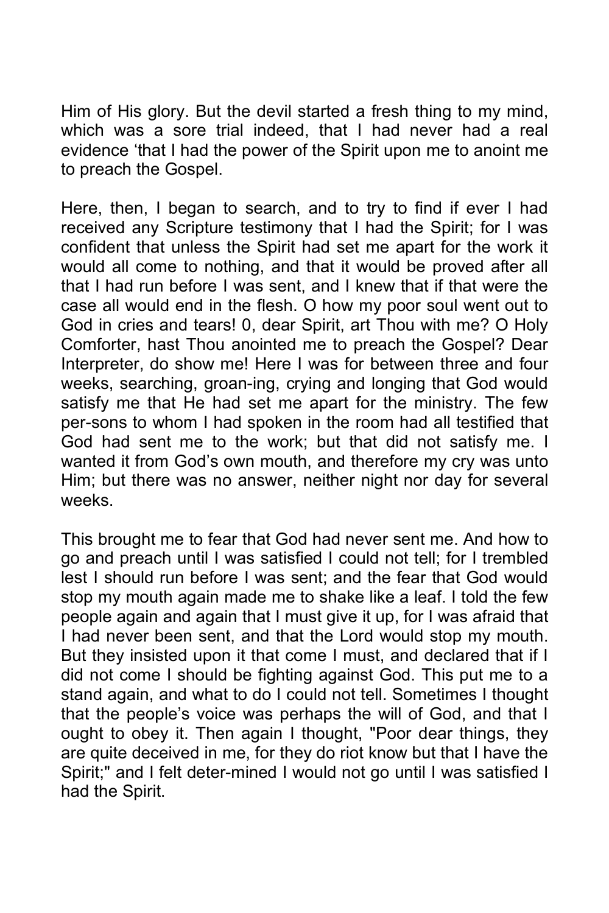Him of His glory. But the devil started a fresh thing to my mind, which was a sore trial indeed, that I had never had a real evidence ‘that I had the power of the Spirit upon me to anoint me to preach the Gospel.

Here, then, I began to search, and to try to find if ever I had received any Scripture testimony that I had the Spirit; for I was confident that unless the Spirit had set me apart for the work it would all come to nothing, and that it would be proved after all that I had run before I was sent, and I knew that if that were the case all would end in the flesh. O how my poor soul went out to God in cries and tears! 0, dear Spirit, art Thou with me? O Holy Comforter, hast Thou anointed me to preach the Gospel? Dear Interpreter, do show me! Here I was for between three and four weeks, searching, groan-ing, crying and longing that God would satisfy me that He had set me apart for the ministry. The few per-sons to whom I had spoken in the room had all testified that God had sent me to the work; but that did not satisfy me. I wanted it from God’s own mouth, and therefore my cry was unto Him; but there was no answer, neither night nor day for several weeks.

This brought me to fear that God had never sent me. And how to go and preach until I was satisfied I could not tell; for I trembled lest I should run before I was sent; and the fear that God would stop my mouth again made me to shake like a leaf. I told the few people again and again that I must give it up, for I was afraid that I had never been sent, and that the Lord would stop my mouth. But they insisted upon it that come I must, and declared that if I did not come I should be fighting against God. This put me to a stand again, and what to do I could not tell. Sometimes I thought that the people’s voice was perhaps the will of God, and that I ought to obey it. Then again I thought, "Poor dear things, they are quite deceived in me, for they do riot know but that I have the Spirit;" and I felt deter-mined I would not go until I was satisfied I had the Spirit.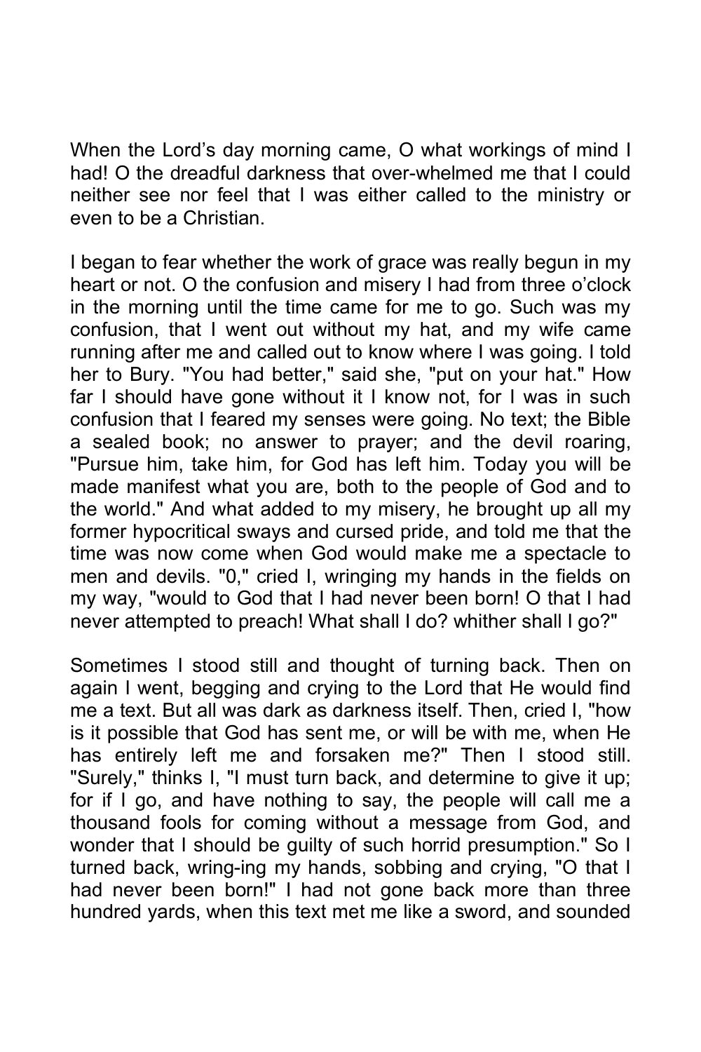When the Lord's day morning came, O what workings of mind I had! O the dreadful darkness that over-whelmed me that I could neither see nor feel that I was either called to the ministry or even to be a Christian.

I began to fear whether the work of grace was really begun in my heart or not. O the confusion and misery I had from three o'clock in the morning until the time came for me to go. Such was my confusion, that I went out without my hat, and my wife came running after me and called out to know where I was going. I told her to Bury. "You had better," said she, "put on your hat." How far I should have gone without it I know not, for I was in such confusion that I feared my senses were going. No text; the Bible a sealed book; no answer to prayer; and the devil roaring, "Pursue him, take him, for God has left him. Today you will be made manifest what you are, both to the people of God and to the world." And what added to my misery, he brought up all my former hypocritical sways and cursed pride, and told me that the time was now come when God would make me a spectacle to men and devils. "0," cried I, wringing my hands in the fields on my way, "would to God that I had never been born! O that I had never attempted to preach! What shall I do? whither shall I go?"

Sometimes I stood still and thought of turning back. Then on again I went, begging and crying to the Lord that He would find me a text. But all was dark as darkness itself. Then, cried I, "how is it possible that God has sent me, or will be with me, when He has entirely left me and forsaken me?" Then I stood still. "Surely," thinks I, "I must turn back, and determine to give it up; for if I go, and have nothing to say, the people will call me a thousand fools for coming without a message from God, and wonder that I should be guilty of such horrid presumption." So I turned back, wring-ing my hands, sobbing and crying, "O that I had never been born!" I had not gone back more than three hundred yards, when this text met me like a sword, and sounded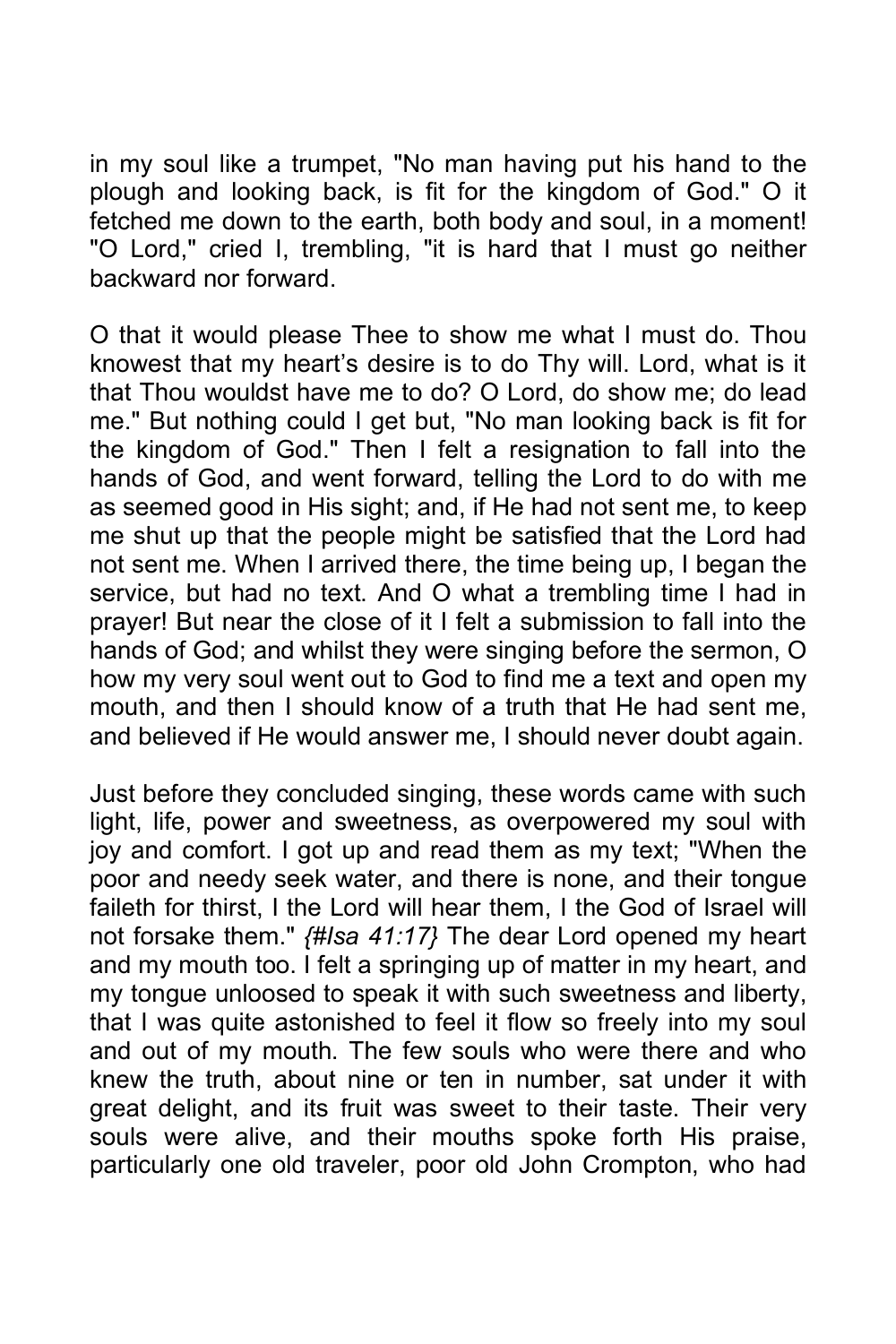in my soul like a trumpet, "No man having put his hand to the plough and looking back, is fit for the kingdom of God." O it fetched me down to the earth, both body and soul, in a moment! "O Lord," cried I, trembling, "it is hard that I must go neither backward nor forward.

O that it would please Thee to show me what I must do. Thou knowest that my heart's desire is to do Thy will. Lord, what is it that Thou wouldst have me to do? O Lord, do show me; do lead me." But nothing could I get but, "No man looking back is fit for the kingdom of God." Then I felt a resignation to fall into the hands of God, and went forward, telling the Lord to do with me as seemed good in His sight; and, if He had not sent me, to keep me shut up that the people might be satisfied that the Lord had not sent me. When I arrived there, the time being up, I began the service, but had no text. And O what a trembling time I had in prayer! But near the close of it I felt a submission to fall into the hands of God; and whilst they were singing before the sermon, O how my very soul went out to God to find me a text and open my mouth, and then I should know of a truth that He had sent me, and believed if He would answer me, I should never doubt again.

Just before they concluded singing, these words came with such light, life, power and sweetness, as overpowered my soul with joy and comfort. I got up and read them as my text; "When the poor and needy seek water, and there is none, and their tongue faileth for thirst, I the Lord will hear them, I the God of Israel will not forsake them." *{#Isa 41:17}* The dear Lord opened my heart and my mouth too. I felt a springing up of matter in my heart, and my tongue unloosed to speak it with such sweetness and liberty, that I was quite astonished to feel it flow so freely into my soul and out of my mouth. The few souls who were there and who knew the truth, about nine or ten in number, sat under it with great delight, and its fruit was sweet to their taste. Their very souls were alive, and their mouths spoke forth His praise, particularly one old traveler, poor old John Crompton, who had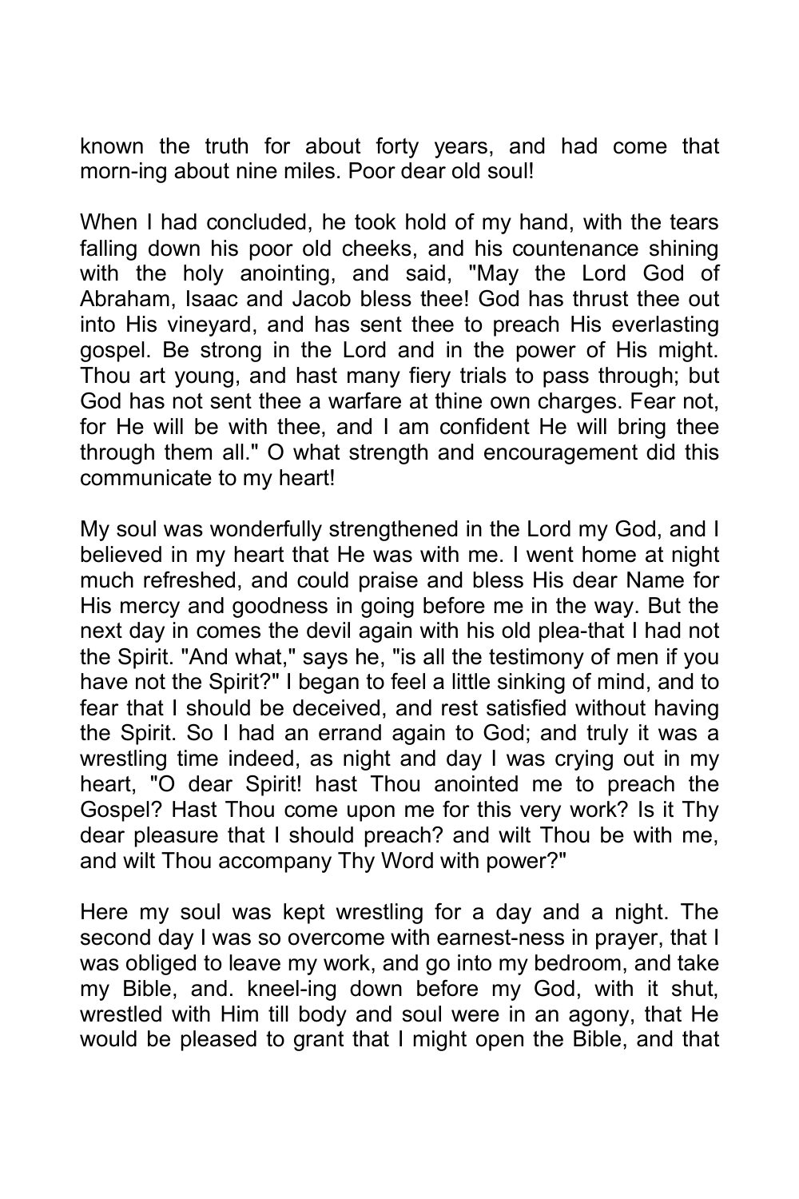known the truth for about forty years, and had come that morn-ing about nine miles. Poor dear old soul!

When I had concluded, he took hold of my hand, with the tears falling down his poor old cheeks, and his countenance shining with the holy anointing, and said, "May the Lord God of Abraham, Isaac and Jacob bless thee! God has thrust thee out into His vineyard, and has sent thee to preach His everlasting gospel. Be strong in the Lord and in the power of His might. Thou art young, and hast many fiery trials to pass through; but God has not sent thee a warfare at thine own charges. Fear not, for He will be with thee, and I am confident He will bring thee through them all." O what strength and encouragement did this communicate to my heart!

My soul was wonderfully strengthened in the Lord my God, and I believed in my heart that He was with me. I went home at night much refreshed, and could praise and bless His dear Name for His mercy and goodness in going before me in the way. But the next day in comes the devil again with his old plea-that I had not the Spirit. "And what," says he, "is all the testimony of men if you have not the Spirit?" I began to feel a little sinking of mind, and to fear that I should be deceived, and rest satisfied without having the Spirit. So I had an errand again to God; and truly it was a wrestling time indeed, as night and day I was crying out in my heart, "O dear Spirit! hast Thou anointed me to preach the Gospel? Hast Thou come upon me for this very work? Is it Thy dear pleasure that I should preach? and wilt Thou be with me, and wilt Thou accompany Thy Word with power?"

Here my soul was kept wrestling for a day and a night. The second day I was so overcome with earnest-ness in prayer, that I was obliged to leave my work, and go into my bedroom, and take my Bible, and. kneel-ing down before my God, with it shut, wrestled with Him till body and soul were in an agony, that He would be pleased to grant that I might open the Bible, and that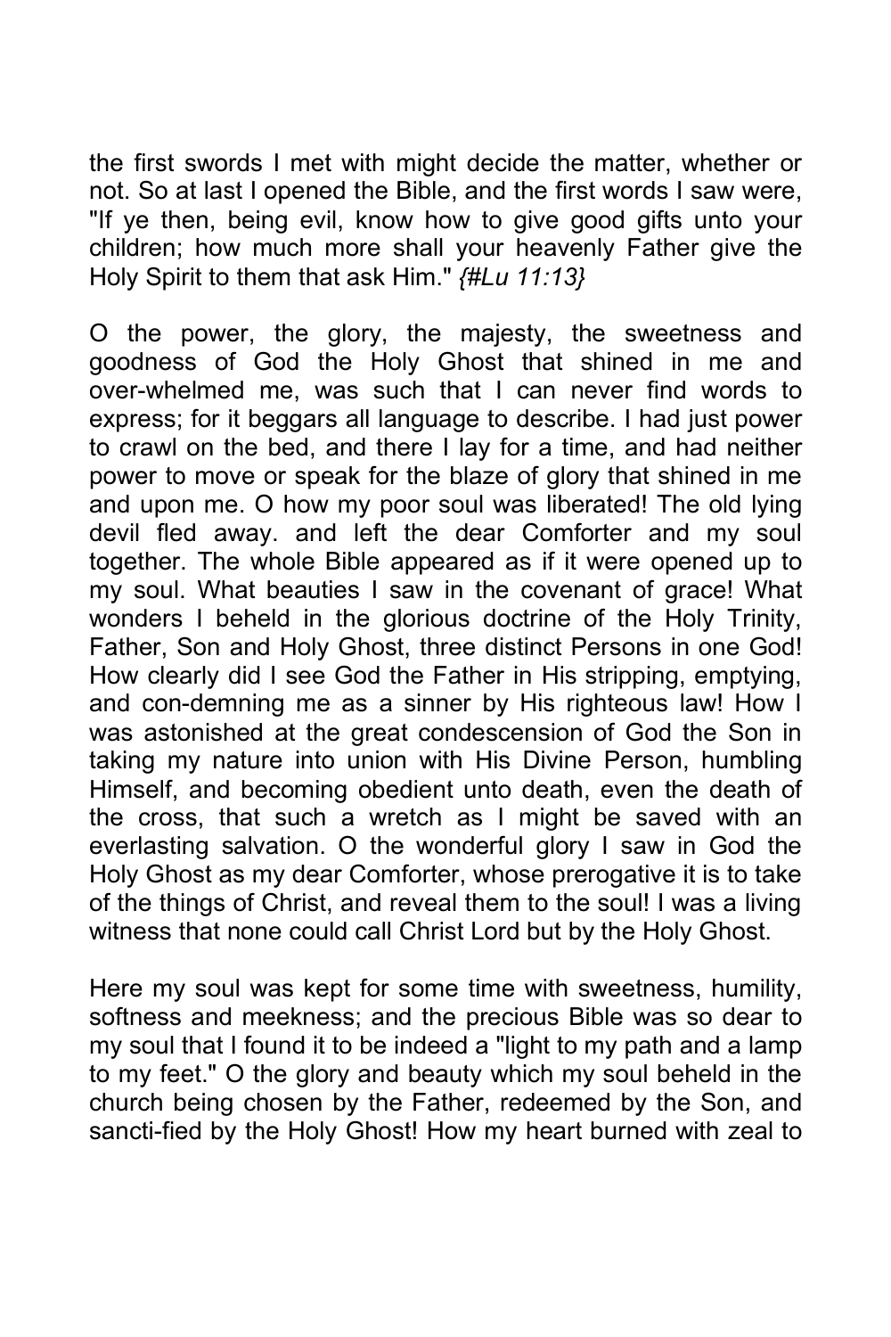the first swords I met with might decide the matter, whether or not. So at last I opened the Bible, and the first words I saw were, "If ye then, being evil, know how to give good gifts unto your children; how much more shall your heavenly Father give the Holy Spirit to them that ask Him." *{#Lu 11:13}*

O the power, the glory, the majesty, the sweetness and goodness of God the Holy Ghost that shined in me and over-whelmed me, was such that I can never find words to express; for it beggars all language to describe. I had just power to crawl on the bed, and there I lay for a time, and had neither power to move or speak for the blaze of glory that shined in me and upon me. O how my poor soul was liberated! The old lying devil fled away. and left the dear Comforter and my soul together. The whole Bible appeared as if it were opened up to my soul. What beauties I saw in the covenant of grace! What wonders I beheld in the glorious doctrine of the Holy Trinity, Father, Son and Holy Ghost, three distinct Persons in one God! How clearly did I see God the Father in His stripping, emptying, and con-demning me as a sinner by His righteous law! How I was astonished at the great condescension of God the Son in taking my nature into union with His Divine Person, humbling Himself, and becoming obedient unto death, even the death of the cross, that such a wretch as I might be saved with an everlasting salvation. O the wonderful glory I saw in God the Holy Ghost as my dear Comforter, whose prerogative it is to take of the things of Christ, and reveal them to the soul! I was a living witness that none could call Christ Lord but by the Holy Ghost.

Here my soul was kept for some time with sweetness, humility, softness and meekness; and the precious Bible was so dear to my soul that I found it to be indeed a "light to my path and a lamp to my feet." O the glory and beauty which my soul beheld in the church being chosen by the Father, redeemed by the Son, and sancti-fied by the Holy Ghost! How my heart burned with zeal to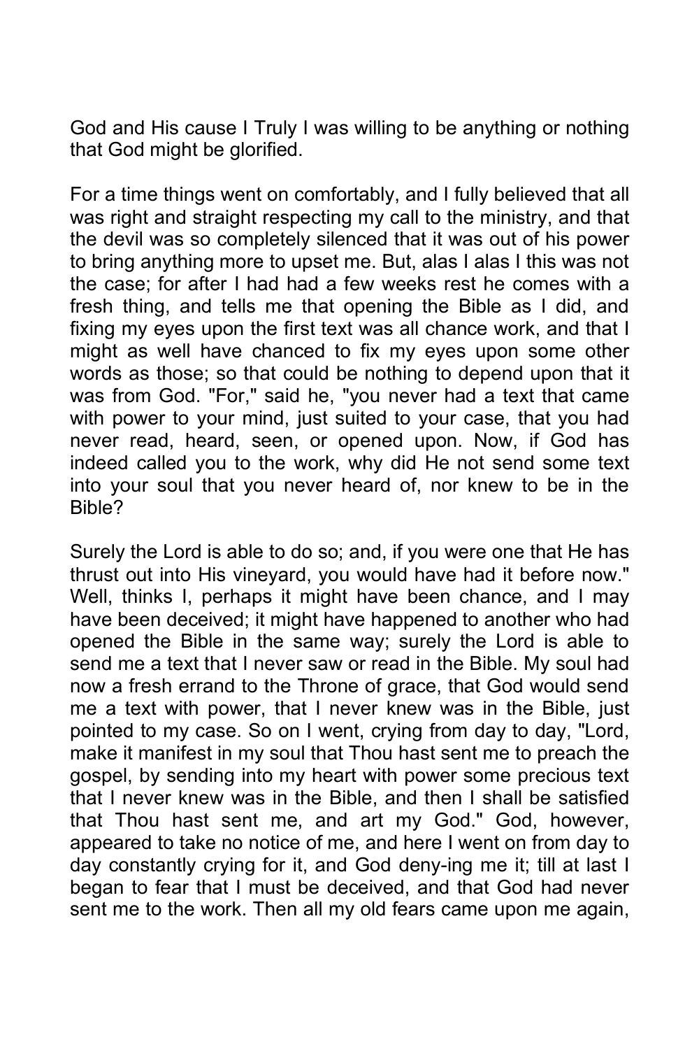God and His cause I Truly I was willing to be anything or nothing that God might be glorified.

For a time things went on comfortably, and I fully believed that all was right and straight respecting my call to the ministry, and that the devil was so completely silenced that it was out of his power to bring anything more to upset me. But, alas I alas I this was not the case; for after I had had a few weeks rest he comes with a fresh thing, and tells me that opening the Bible as I did, and fixing my eyes upon the first text was all chance work, and that I might as well have chanced to fix my eyes upon some other words as those; so that could be nothing to depend upon that it was from God. "For," said he, "you never had a text that came with power to your mind, just suited to your case, that you had never read, heard, seen, or opened upon. Now, if God has indeed called you to the work, why did He not send some text into your soul that you never heard of, nor knew to be in the Bible?

Surely the Lord is able to do so; and, if you were one that He has thrust out into His vineyard, you would have had it before now." Well, thinks I, perhaps it might have been chance, and I may have been deceived; it might have happened to another who had opened the Bible in the same way; surely the Lord is able to send me a text that I never saw or read in the Bible. My soul had now a fresh errand to the Throne of grace, that God would send me a text with power, that I never knew was in the Bible, just pointed to my case. So on I went, crying from day to day, "Lord, make it manifest in my soul that Thou hast sent me to preach the gospel, by sending into my heart with power some precious text that I never knew was in the Bible, and then I shall be satisfied that Thou hast sent me, and art my God." God, however, appeared to take no notice of me, and here I went on from day to day constantly crying for it, and God deny-ing me it; till at last I began to fear that I must be deceived, and that God had never sent me to the work. Then all my old fears came upon me again,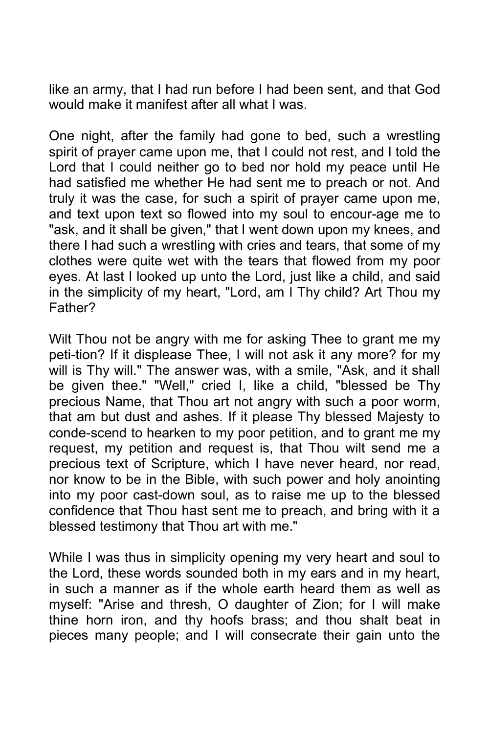like an army, that I had run before I had been sent, and that God would make it manifest after all what I was.

One night, after the family had gone to bed, such a wrestling spirit of prayer came upon me, that I could not rest, and I told the Lord that I could neither go to bed nor hold my peace until He had satisfied me whether He had sent me to preach or not. And truly it was the case, for such a spirit of prayer came upon me, and text upon text so flowed into my soul to encour-age me to "ask, and it shall be given," that I went down upon my knees, and there I had such a wrestling with cries and tears, that some of my clothes were quite wet with the tears that flowed from my poor eyes. At last I looked up unto the Lord, just like a child, and said in the simplicity of my heart, "Lord, am I Thy child? Art Thou my Father?

Wilt Thou not be angry with me for asking Thee to grant me my peti-tion? If it displease Thee, I will not ask it any more? for my will is Thy will." The answer was, with a smile, "Ask, and it shall be given thee." "Well," cried I, like a child, "blessed be Thy precious Name, that Thou art not angry with such a poor worm, that am but dust and ashes. If it please Thy blessed Majesty to conde-scend to hearken to my poor petition, and to grant me my request, my petition and request is, that Thou wilt send me a precious text of Scripture, which I have never heard, nor read, nor know to be in the Bible, with such power and holy anointing into my poor cast-down soul, as to raise me up to the blessed confidence that Thou hast sent me to preach, and bring with it a blessed testimony that Thou art with me."

While I was thus in simplicity opening my very heart and soul to the Lord, these words sounded both in my ears and in my heart, in such a manner as if the whole earth heard them as well as myself: "Arise and thresh, O daughter of Zion; for I will make thine horn iron, and thy hoofs brass; and thou shalt beat in pieces many people; and I will consecrate their gain unto the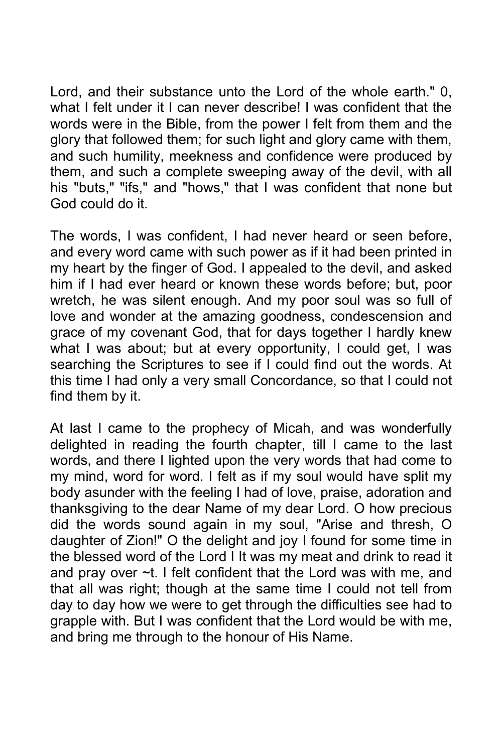Lord, and their substance unto the Lord of the whole earth." 0, what I felt under it I can never describe! I was confident that the words were in the Bible, from the power I felt from them and the glory that followed them; for such light and glory came with them, and such humility, meekness and confidence were produced by them, and such a complete sweeping away of the devil, with all his "buts," "ifs," and "hows," that I was confident that none but God could do it.

The words, I was confident, I had never heard or seen before, and every word came with such power as if it had been printed in my heart by the finger of God. I appealed to the devil, and asked him if I had ever heard or known these words before; but, poor wretch, he was silent enough. And my poor soul was so full of love and wonder at the amazing goodness, condescension and grace of my covenant God, that for days together I hardly knew what I was about; but at every opportunity, I could get, I was searching the Scriptures to see if I could find out the words. At this time I had only a very small Concordance, so that I could not find them by it.

At last I came to the prophecy of Micah, and was wonderfully delighted in reading the fourth chapter, till I came to the last words, and there I lighted upon the very words that had come to my mind, word for word. I felt as if my soul would have split my body asunder with the feeling I had of love, praise, adoration and thanksgiving to the dear Name of my dear Lord. O how precious did the words sound again in my soul, "Arise and thresh, O daughter of Zion!" O the delight and joy I found for some time in the blessed word of the Lord I It was my meat and drink to read it and pray over ~t. I felt confident that the Lord was with me, and that all was right; though at the same time I could not tell from day to day how we were to get through the difficulties see had to grapple with. But I was confident that the Lord would be with me, and bring me through to the honour of His Name.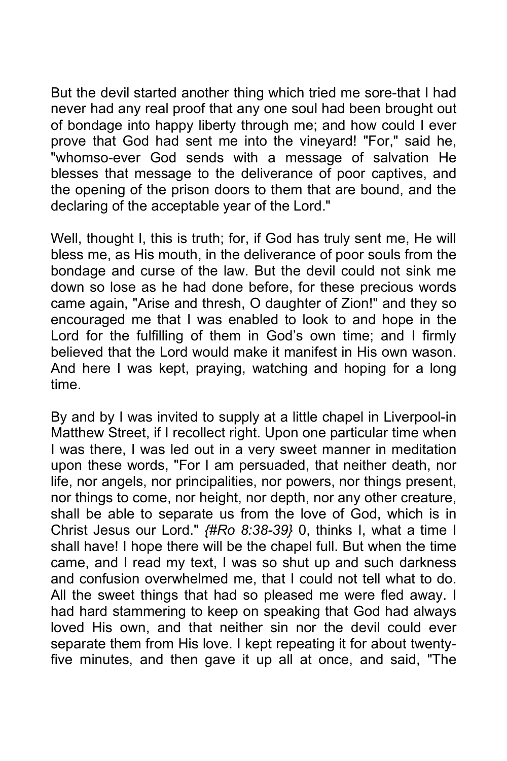But the devil started another thing which tried me sore-that I had never had any real proof that any one soul had been brought out of bondage into happy liberty through me; and how could I ever prove that God had sent me into the vineyard! "For," said he, "whomso-ever God sends with a message of salvation He blesses that message to the deliverance of poor captives, and the opening of the prison doors to them that are bound, and the declaring of the acceptable year of the Lord."

Well, thought I, this is truth; for, if God has truly sent me, He will bless me, as His mouth, in the deliverance of poor souls from the bondage and curse of the law. But the devil could not sink me down so lose as he had done before, for these precious words came again, "Arise and thresh, O daughter of Zion!" and they so encouraged me that I was enabled to look to and hope in the Lord for the fulfilling of them in God's own time; and I firmly believed that the Lord would make it manifest in His own wason. And here I was kept, praying, watching and hoping for a long time.

By and by I was invited to supply at a little chapel in Liverpool-in Matthew Street, if I recollect right. Upon one particular time when I was there, I was led out in a very sweet manner in meditation upon these words, "For I am persuaded, that neither death, nor life, nor angels, nor principalities, nor powers, nor things present, nor things to come, nor height, nor depth, nor any other creature, shall be able to separate us from the love of God, which is in Christ Jesus our Lord." *{#Ro 8:38-39}* 0, thinks I, what a time I shall have! I hope there will be the chapel full. But when the time came, and I read my text, I was so shut up and such darkness and confusion overwhelmed me, that I could not tell what to do. All the sweet things that had so pleased me were fled away. I had hard stammering to keep on speaking that God had always loved His own, and that neither sin nor the devil could ever separate them from His love. I kept repeating it for about twenty-five minutes, and then gave it up all at once, and said, "The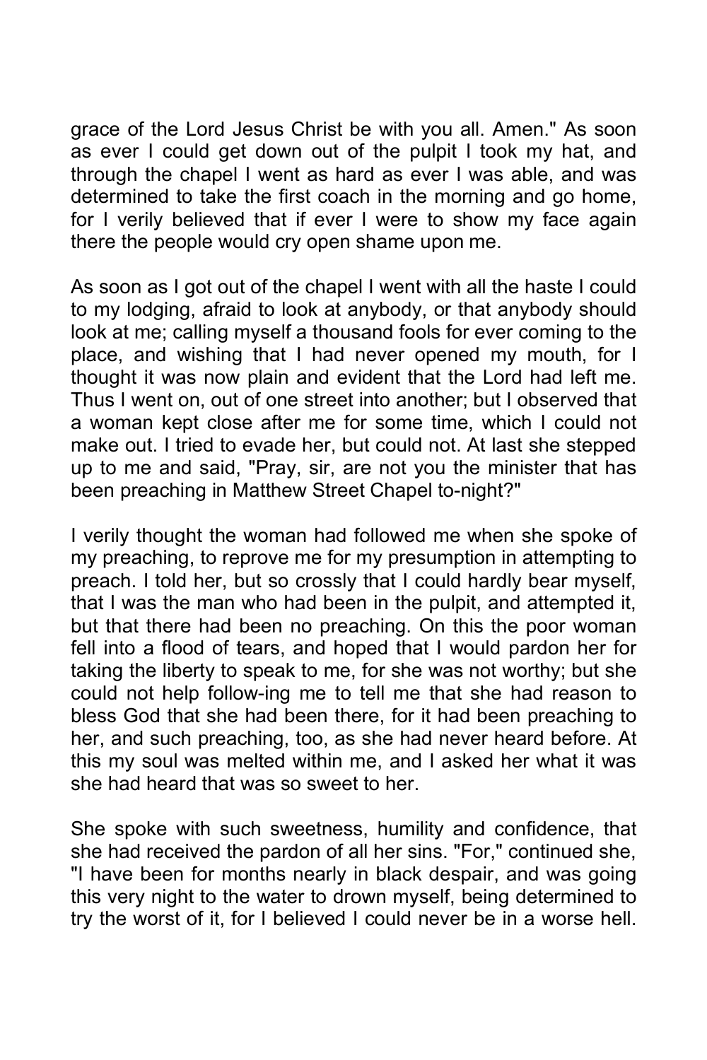grace of the Lord Jesus Christ be with you all. Amen." As soon as ever I could get down out of the pulpit I took my hat, and through the chapel I went as hard as ever I was able, and was determined to take the first coach in the morning and go home, for I verily believed that if ever I were to show my face again there the people would cry open shame upon me.

As soon as I got out of the chapel I went with all the haste I could to my lodging, afraid to look at anybody, or that anybody should look at me; calling myself a thousand fools for ever coming to the place, and wishing that I had never opened my mouth, for I thought it was now plain and evident that the Lord had left me. Thus I went on, out of one street into another; but I observed that a woman kept close after me for some time, which I could not make out. I tried to evade her, but could not. At last she stepped up to me and said, "Pray, sir, are not you the minister that has been preaching in Matthew Street Chapel to-night?"

I verily thought the woman had followed me when she spoke of my preaching, to reprove me for my presumption in attempting to preach. I told her, but so crossly that I could hardly bear myself, that I was the man who had been in the pulpit, and attempted it, but that there had been no preaching. On this the poor woman fell into a flood of tears, and hoped that I would pardon her for taking the liberty to speak to me, for she was not worthy; but she could not help follow-ing me to tell me that she had reason to bless God that she had been there, for it had been preaching to her, and such preaching, too, as she had never heard before. At this my soul was melted within me, and I asked her what it was she had heard that was so sweet to her.

She spoke with such sweetness, humility and confidence, that she had received the pardon of all her sins. "For," continued she, "I have been for months nearly in black despair, and was going this very night to the water to drown myself, being determined to try the worst of it, for I believed I could never be in a worse hell.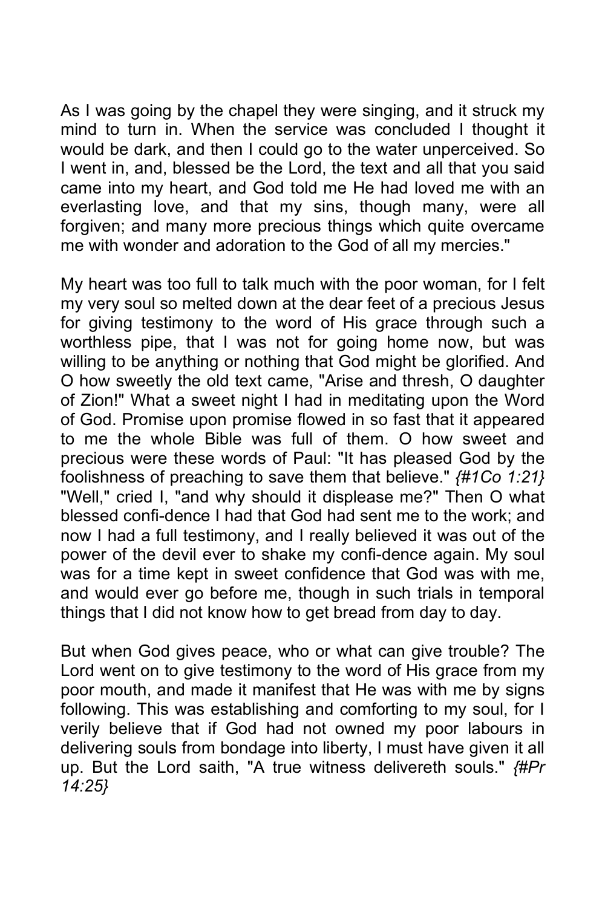As I was going by the chapel they were singing, and it struck my mind to turn in. When the service was concluded I thought it would be dark, and then I could go to the water unperceived. So I went in, and, blessed be the Lord, the text and all that you said came into my heart, and God told me He had loved me with an everlasting love, and that my sins, though many, were all forgiven; and many more precious things which quite overcame me with wonder and adoration to the God of all my mercies."

My heart was too full to talk much with the poor woman, for I felt my very soul so melted down at the dear feet of a precious Jesus for giving testimony to the word of His grace through such a worthless pipe, that I was not for going home now, but was willing to be anything or nothing that God might be glorified. And O how sweetly the old text came, "Arise and thresh, O daughter of Zion!" What a sweet night I had in meditating upon the Word of God. Promise upon promise flowed in so fast that it appeared to me the whole Bible was full of them. O how sweet and precious were these words of Paul: "It has pleased God by the foolishness of preaching to save them that believe." *{#1Co 1:21}* "Well," cried I, "and why should it displease me?" Then O what blessed confi-dence I had that God had sent me to the work; and now I had a full testimony, and I really believed it was out of the power of the devil ever to shake my confi-dence again. My soul was for a time kept in sweet confidence that God was with me, and would ever go before me, though in such trials in temporal things that I did not know how to get bread from day to day.

But when God gives peace, who or what can give trouble? The Lord went on to give testimony to the word of His grace from my poor mouth, and made it manifest that He was with me by signs following. This was establishing and comforting to my soul, for I verily believe that if God had not owned my poor labours in delivering souls from bondage into liberty, I must have given it all up. But the Lord saith, "A true witness delivereth souls." *{#Pr 14:25}*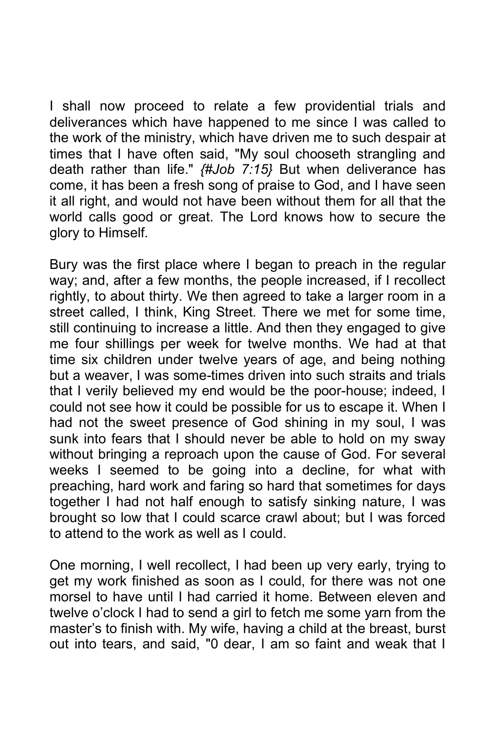I shall now proceed to relate a few providential trials and deliverances which have happened to me since I was called to the work of the ministry, which have driven me to such despair at times that I have often said, "My soul chooseth strangling and death rather than life." *{#Job 7:15}* But when deliverance has come, it has been a fresh song of praise to God, and I have seen it all right, and would not have been without them for all that the world calls good or great. The Lord knows how to secure the glory to Himself.

Bury was the first place where I began to preach in the regular way; and, after a few months, the people increased, if I recollect rightly, to about thirty. We then agreed to take a larger room in a street called, I think, King Street. There we met for some time, still continuing to increase a little. And then they engaged to give me four shillings per week for twelve months. We had at that time six children under twelve years of age, and being nothing but a weaver, I was some-times driven into such straits and trials that I verily believed my end would be the poor-house; indeed, I could not see how it could be possible for us to escape it. When I had not the sweet presence of God shining in my soul, I was sunk into fears that I should never be able to hold on my sway without bringing a reproach upon the cause of God. For several weeks I seemed to be going into a decline, for what with preaching, hard work and faring so hard that sometimes for days together I had not half enough to satisfy sinking nature, I was brought so low that I could scarce crawl about; but I was forced to attend to the work as well as I could.

One morning, I well recollect, I had been up very early, trying to get my work finished as soon as I could, for there was not one morsel to have until I had carried it home. Between eleven and twelve o'clock I had to send a girl to fetch me some yarn from the master's to finish with. My wife, having a child at the breast, burst out into tears, and said, "0 dear, I am so faint and weak that I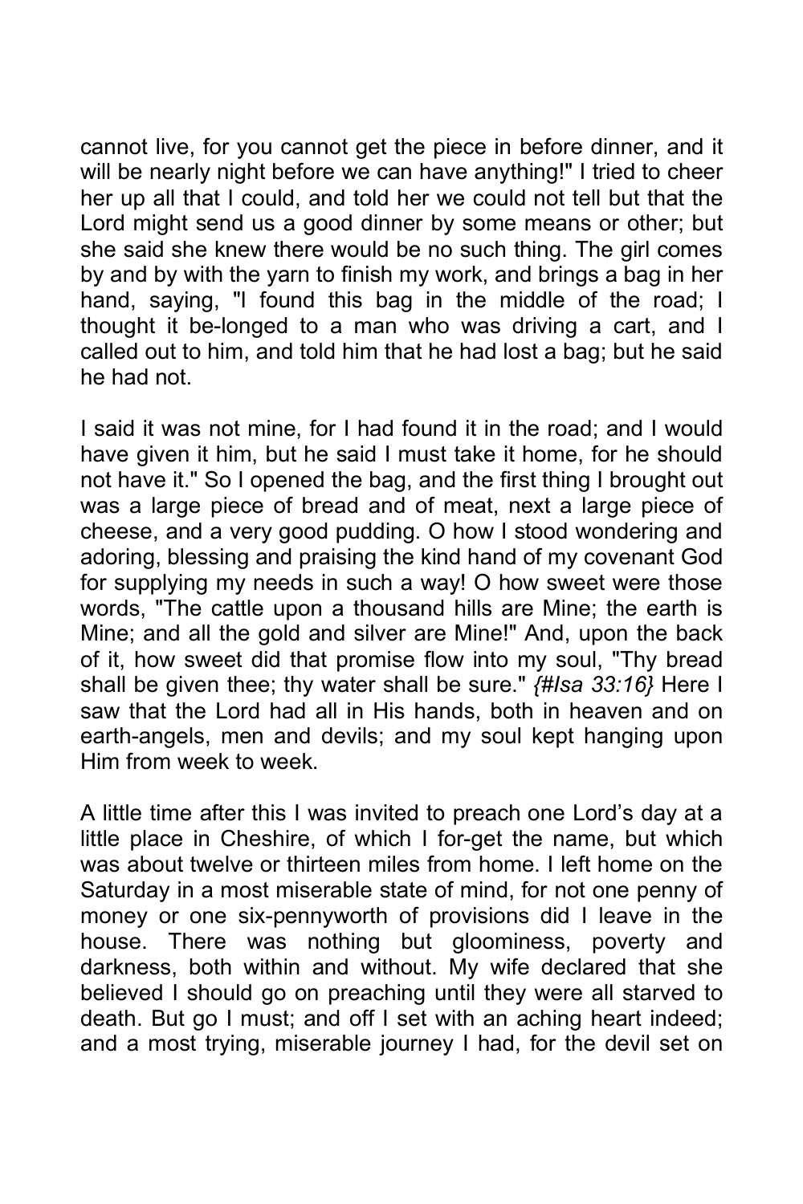cannot live, for you cannot get the piece in before dinner, and it will be nearly night before we can have anything!" I tried to cheer her up all that I could, and told her we could not tell but that the Lord might send us a good dinner by some means or other; but she said she knew there would be no such thing. The girl comes by and by with the yarn to finish my work, and brings a bag in her hand, saying, "I found this bag in the middle of the road; I thought it be-longed to a man who was driving a cart, and I called out to him, and told him that he had lost a bag; but he said he had not.

I said it was not mine, for I had found it in the road; and I would have given it him, but he said I must take it home, for he should not have it." So I opened the bag, and the first thing I brought out was a large piece of bread and of meat, next a large piece of cheese, and a very good pudding. O how I stood wondering and adoring, blessing and praising the kind hand of my covenant God for supplying my needs in such a way! O how sweet were those words, "The cattle upon a thousand hills are Mine; the earth is Mine; and all the gold and silver are Mine!" And, upon the back of it, how sweet did that promise flow into my soul, "Thy bread shall be given thee; thy water shall be sure." *{#Isa 33:16}* Here I saw that the Lord had all in His hands, both in heaven and on earth-angels, men and devils; and my soul kept hanging upon Him from week to week.

A little time after this I was invited to preach one Lord's day at a little place in Cheshire, of which I for-get the name, but which was about twelve or thirteen miles from home. I left home on the Saturday in a most miserable state of mind, for not one penny of money or one six-pennyworth of provisions did I leave in the house. There was nothing but gloominess, poverty and darkness, both within and without. My wife declared that she believed I should go on preaching until they were all starved to death. But go I must; and off I set with an aching heart indeed; and a most trying, miserable journey I had, for the devil set on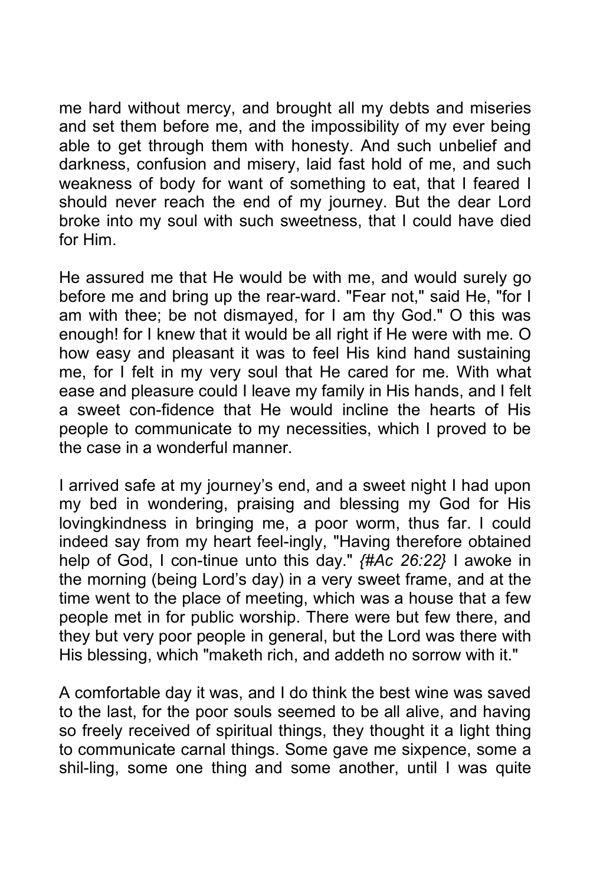me hard without mercy, and brought all my debts and miseries and set them before me, and the impossibility of my ever being able to get through them with honesty. And such unbelief and darkness, confusion and misery, laid fast hold of me, and such weakness of body for want of something to eat, that I feared I should never reach the end of my journey. But the dear Lord broke into my soul with such sweetness, that I could have died for Him.

He assured me that He would be with me, and would surely go before me and bring up the rear-ward. "Fear not," said He, "for I am with thee; be not dismayed, for I am thy God." O this was enough! for I knew that it would be all right if He were with me. O how easy and pleasant it was to feel His kind hand sustaining me, for I felt in my very soul that He cared for me. With what ease and pleasure could I leave my family in His hands, and I felt a sweet con-fidence that He would incline the hearts of His people to communicate to my necessities, which I proved to be the case in a wonderful manner.

I arrived safe at my journey's end, and a sweet night I had upon my bed in wondering, praising and blessing my God for His lovingkindness in bringing me, a poor worm, thus far. I could indeed say from my heart feel-ingly, "Having therefore obtained help of God, I con-tinue unto this day." *{#Ac 26:22}* I awoke in the morning (being Lord's day) in a very sweet frame, and at the time went to the place of meeting, which was a house that a few people met in for public worship. There were but few there, and they but very poor people in general, but the Lord was there with His blessing, which "maketh rich, and addeth no sorrow with it."

A comfortable day it was, and I do think the best wine was saved to the last, for the poor souls seemed to be all alive, and having so freely received of spiritual things, they thought it a light thing to communicate carnal things. Some gave me sixpence, some a shil-ling, some one thing and some another, until I was quite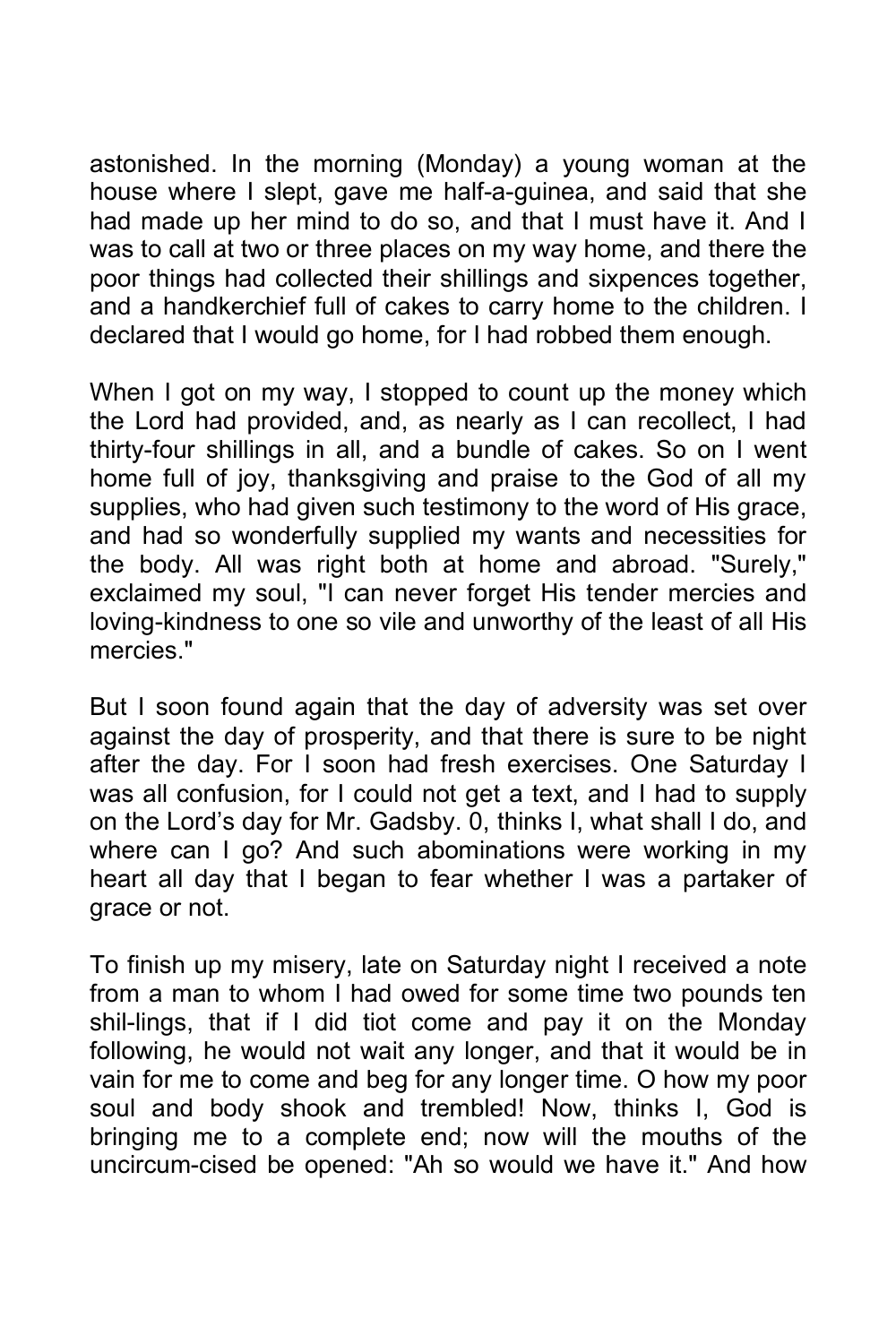astonished. In the morning (Monday) a young woman at the house where I slept, gave me half-a-guinea, and said that she had made up her mind to do so, and that I must have it. And I was to call at two or three places on my way home, and there the poor things had collected their shillings and sixpences together, and a handkerchief full of cakes to carry home to the children. I declared that I would go home, for I had robbed them enough.

When I got on my way, I stopped to count up the money which the Lord had provided, and, as nearly as I can recollect, I had thirty-four shillings in all, and a bundle of cakes. So on I went home full of joy, thanksgiving and praise to the God of all my supplies, who had given such testimony to the word of His grace, and had so wonderfully supplied my wants and necessities for the body. All was right both at home and abroad. "Surely," exclaimed my soul, "I can never forget His tender mercies and loving-kindness to one so vile and unworthy of the least of all His mercies."

But I soon found again that the day of adversity was set over against the day of prosperity, and that there is sure to be night after the day. For I soon had fresh exercises. One Saturday I was all confusion, for I could not get a text, and I had to supply on the Lord's day for Mr. Gadsby. 0, thinks I, what shall I do, and where can I go? And such abominations were working in my heart all day that I began to fear whether I was a partaker of grace or not.

To finish up my misery, late on Saturday night I received a note from a man to whom I had owed for some time two pounds ten shil-lings, that if I did tiot come and pay it on the Monday following, he would not wait any longer, and that it would be in vain for me to come and beg for any longer time. O how my poor soul and body shook and trembled! Now, thinks I, God is bringing me to a complete end; now will the mouths of the uncircum-cised be opened: "Ah so would we have it." And how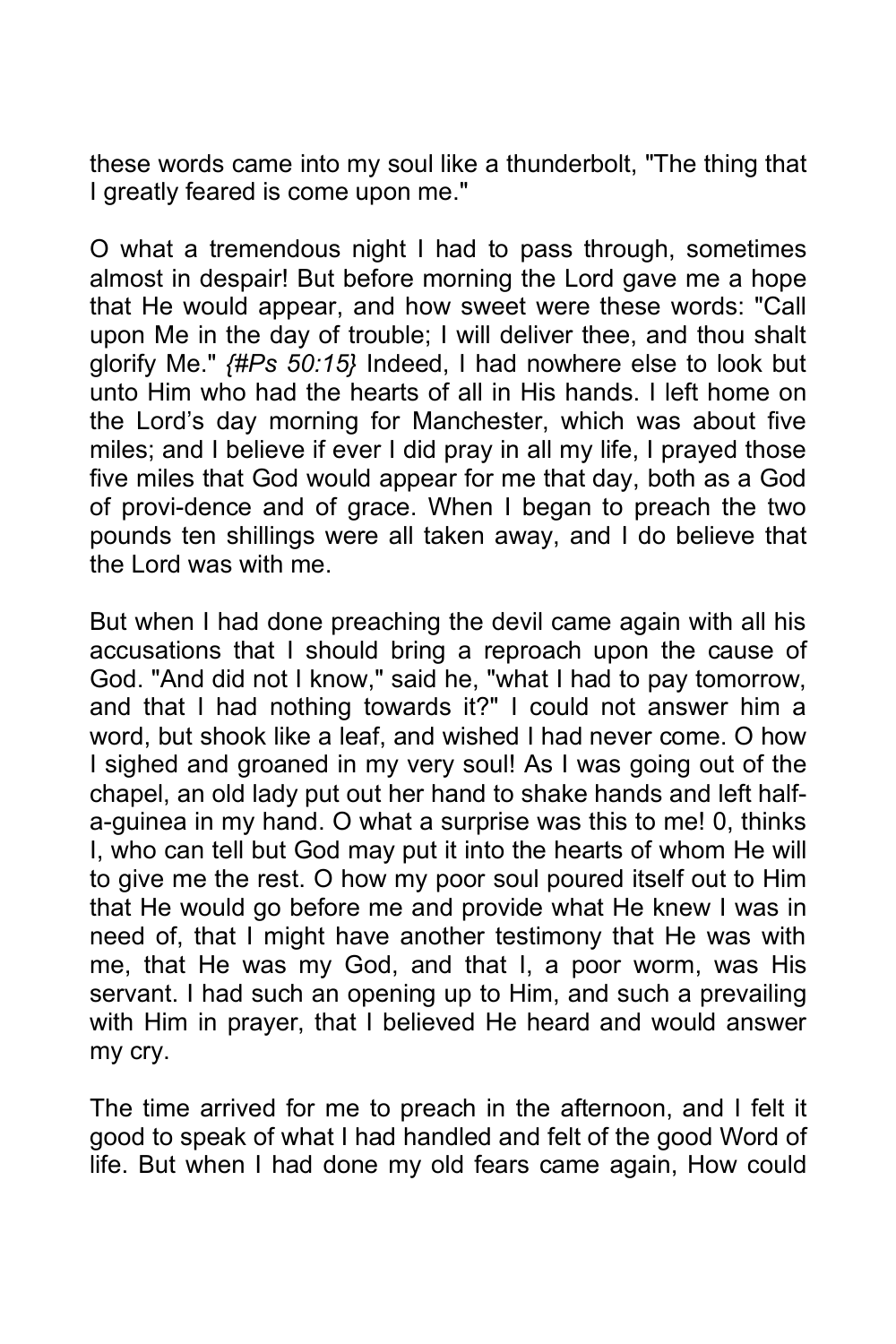these words came into my soul like a thunderbolt, "The thing that I greatly feared is come upon me."

O what a tremendous night I had to pass through, sometimes almost in despair! But before morning the Lord gave me a hope that He would appear, and how sweet were these words: "Call upon Me in the day of trouble; I will deliver thee, and thou shalt glorify Me." *{#Ps 50:15}* Indeed, I had nowhere else to look but unto Him who had the hearts of all in His hands. I left home on the Lord's day morning for Manchester, which was about five miles; and I believe if ever I did pray in all my life, I prayed those five miles that God would appear for me that day, both as a God of provi-dence and of grace. When I began to preach the two pounds ten shillings were all taken away, and I do believe that the Lord was with me.

But when I had done preaching the devil came again with all his accusations that I should bring a reproach upon the cause of God. "And did not I know," said he, "what I had to pay tomorrow, and that I had nothing towards it?" I could not answer him a word, but shook like a leaf, and wished I had never come. O how I sighed and groaned in my very soul! As I was going out of the chapel, an old lady put out her hand to shake hands and left half-a-guinea in my hand. O what a surprise was this to me! 0, thinks I, who can tell but God may put it into the hearts of whom He will to give me the rest. O how my poor soul poured itself out to Him that He would go before me and provide what He knew I was in need of, that I might have another testimony that He was with me, that He was my God, and that I, a poor worm, was His servant. I had such an opening up to Him, and such a prevailing with Him in prayer, that I believed He heard and would answer my cry.

The time arrived for me to preach in the afternoon, and I felt it good to speak of what I had handled and felt of the good Word of life. But when I had done my old fears came again, How could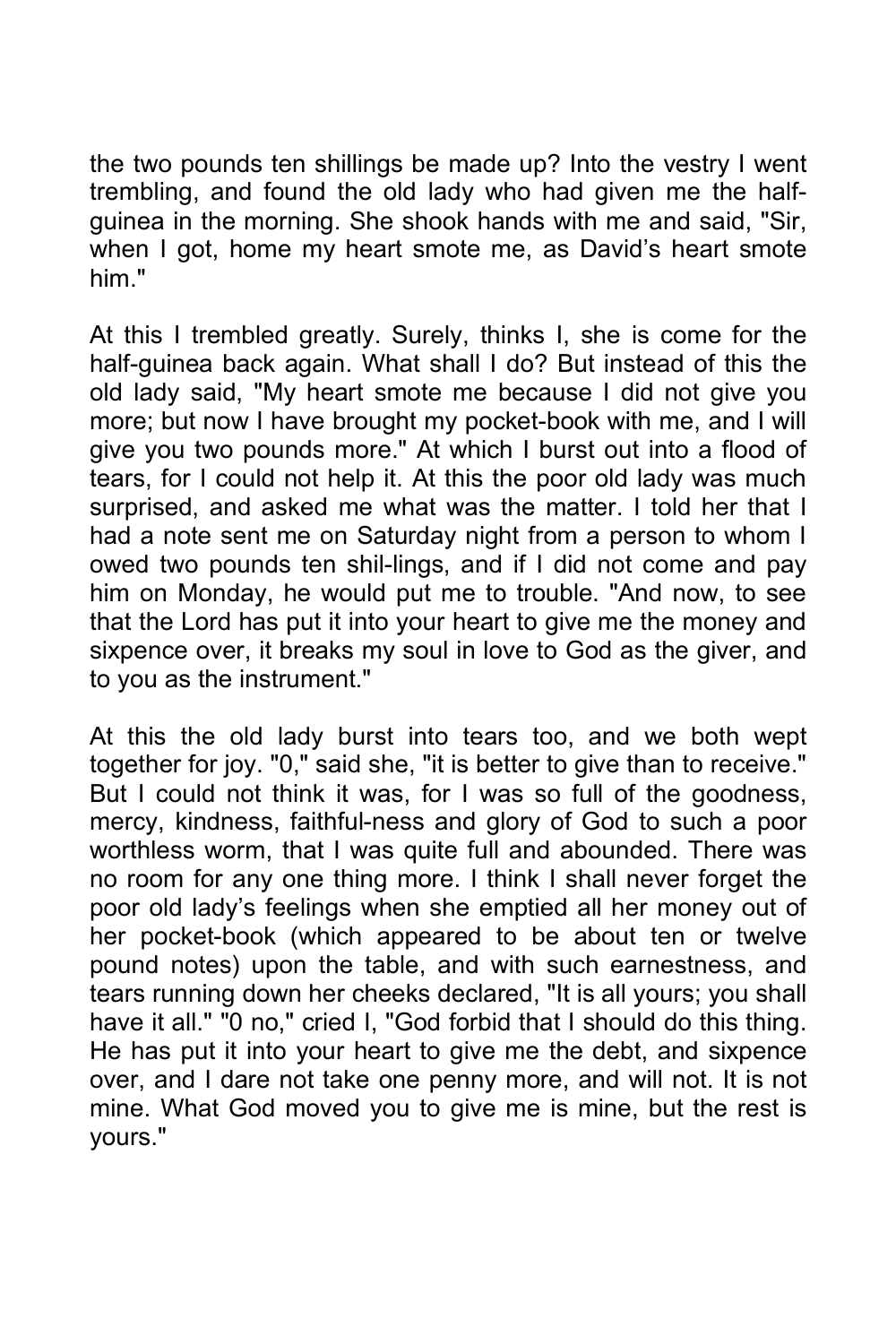the two pounds ten shillings be made up? Into the vestry I went trembling, and found the old lady who had given me the half-guinea in the morning. She shook hands with me and said, "Sir, when I got, home my heart smote me, as David's heart smote him."

At this I trembled greatly. Surely, thinks I, she is come for the half-guinea back again. What shall I do? But instead of this the old lady said, "My heart smote me because I did not give you more; but now I have brought my pocket-book with me, and I will give you two pounds more." At which I burst out into a flood of tears, for I could not help it. At this the poor old lady was much surprised, and asked me what was the matter. I told her that I had a note sent me on Saturday night from a person to whom I owed two pounds ten shil-lings, and if I did not come and pay him on Monday, he would put me to trouble. "And now, to see that the Lord has put it into your heart to give me the money and sixpence over, it breaks my soul in love to God as the giver, and to you as the instrument."

At this the old lady burst into tears too, and we both wept together for joy. "0," said she, "it is better to give than to receive." But I could not think it was, for I was so full of the goodness, mercy, kindness, faithful-ness and glory of God to such a poor worthless worm, that I was quite full and abounded. There was no room for any one thing more. I think I shall never forget the poor old lady's feelings when she emptied all her money out of her pocket-book (which appeared to be about ten or twelve pound notes) upon the table, and with such earnestness, and tears running down her cheeks declared, "It is all yours; you shall have it all." "0 no," cried I, "God forbid that I should do this thing. He has put it into your heart to give me the debt, and sixpence over, and I dare not take one penny more, and will not. It is not mine. What God moved you to give me is mine, but the rest is yours."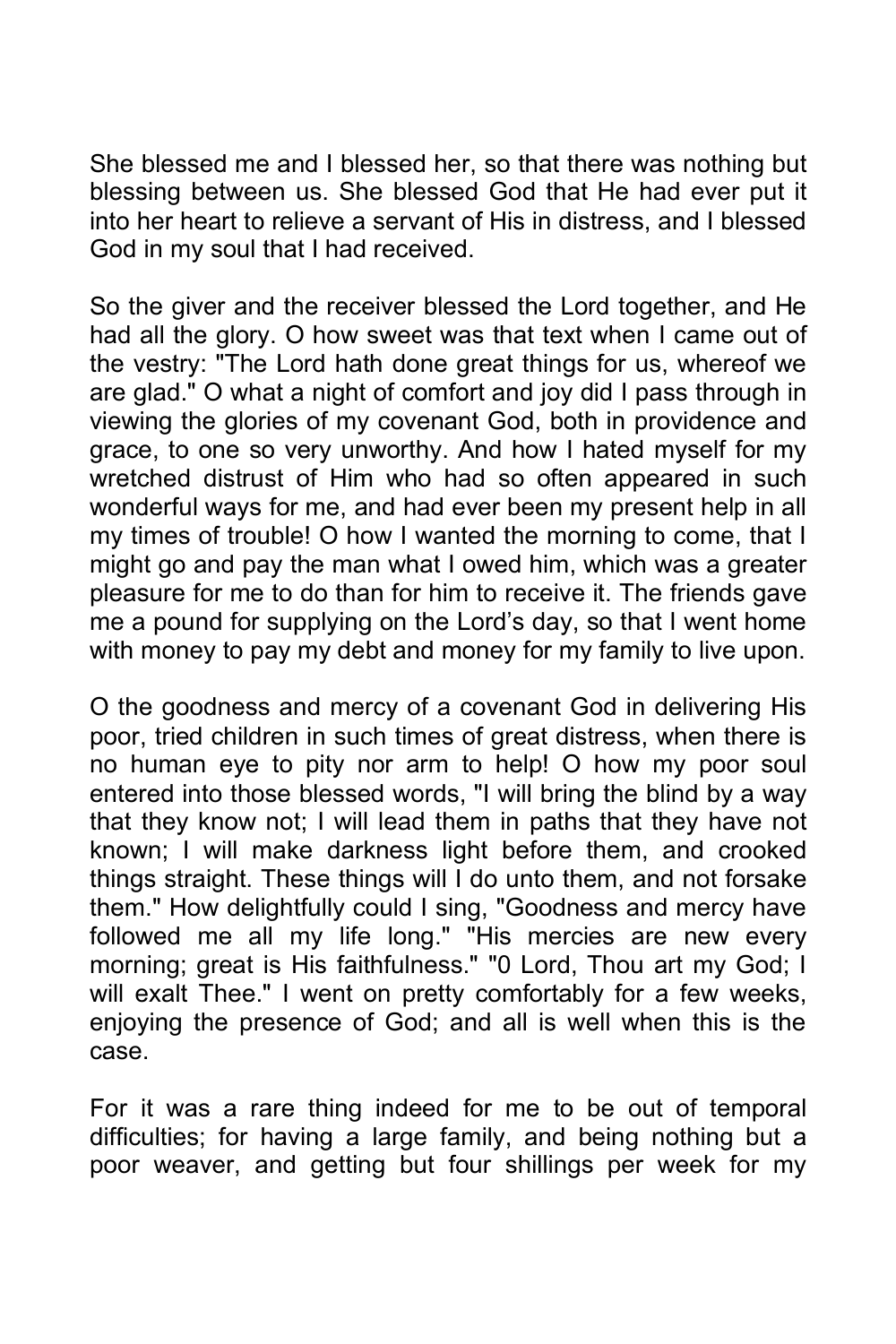She blessed me and I blessed her, so that there was nothing but blessing between us. She blessed God that He had ever put it into her heart to relieve a servant of His in distress, and I blessed God in my soul that I had received.

So the giver and the receiver blessed the Lord together, and He had all the glory. O how sweet was that text when I came out of the vestry: "The Lord hath done great things for us, whereof we are glad." O what a night of comfort and joy did I pass through in viewing the glories of my covenant God, both in providence and grace, to one so very unworthy. And how I hated myself for my wretched distrust of Him who had so often appeared in such wonderful ways for me, and had ever been my present help in all my times of trouble! O how I wanted the morning to come, that I might go and pay the man what I owed him, which was a greater pleasure for me to do than for him to receive it. The friends gave me a pound for supplying on the Lord's day, so that I went home with money to pay my debt and money for my family to live upon.

O the goodness and mercy of a covenant God in delivering His poor, tried children in such times of great distress, when there is no human eye to pity nor arm to help! O how my poor soul entered into those blessed words, "I will bring the blind by a way that they know not; I will lead them in paths that they have not known; I will make darkness light before them, and crooked things straight. These things will I do unto them, and not forsake them." How delightfully could I sing, "Goodness and mercy have followed me all my life long." "His mercies are new every morning; great is His faithfulness." "0 Lord, Thou art my God; I will exalt Thee." I went on pretty comfortably for a few weeks, enjoying the presence of God; and all is well when this is the case.

For it was a rare thing indeed for me to be out of temporal difficulties; for having a large family, and being nothing but a poor weaver, and getting but four shillings per week for my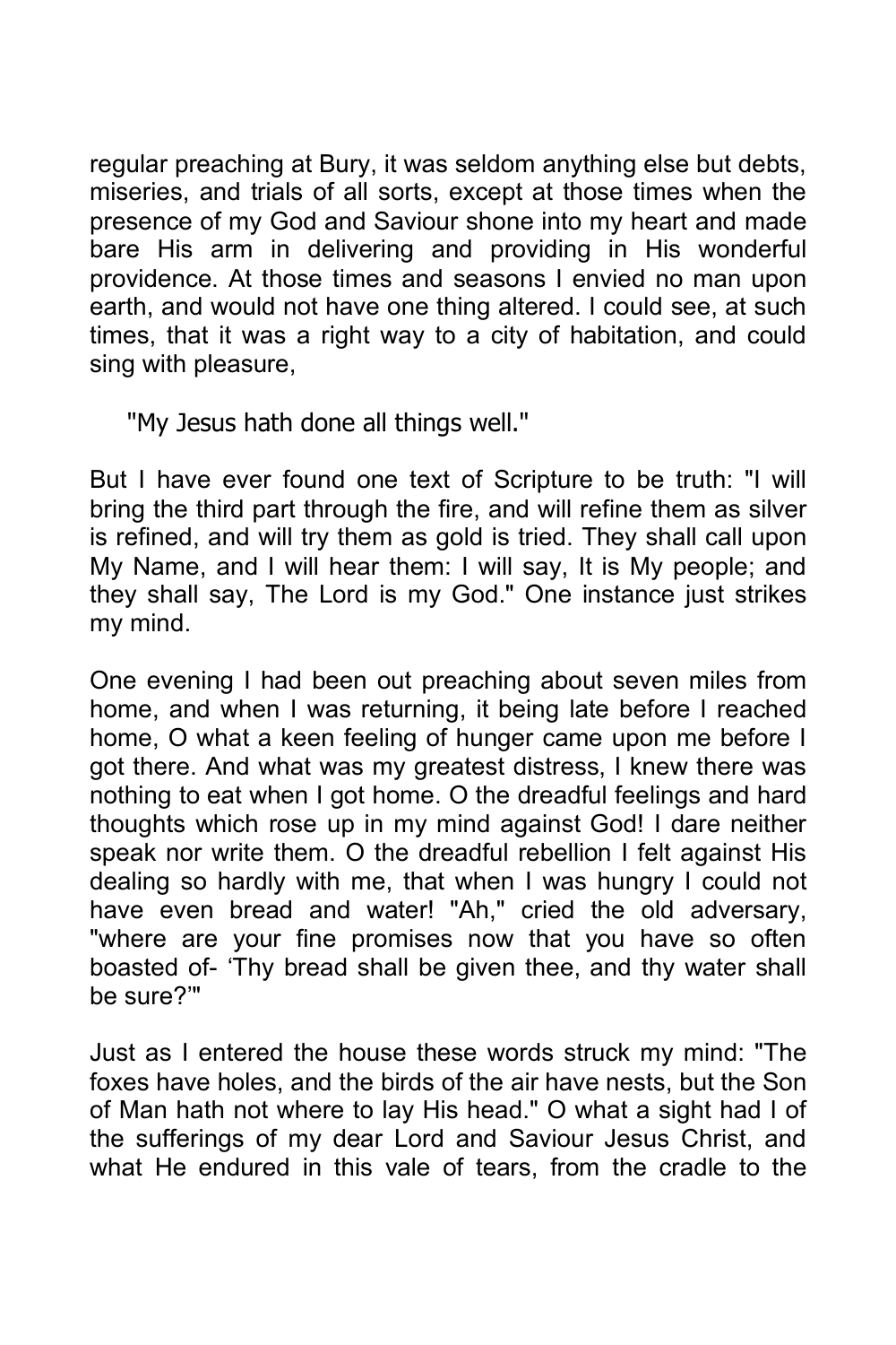regular preaching at Bury, it was seldom anything else but debts, miseries, and trials of all sorts, except at those times when the presence of my God and Saviour shone into my heart and made bare His arm in delivering and providing in His wonderful providence. At those times and seasons I envied no man upon earth, and would not have one thing altered. I could see, at such times, that it was a right way to a city of habitation, and could sing with pleasure,

> "My Jesus hath done all things well."

But I have ever found one text of Scripture to be truth: "I will bring the third part through the fire, and will refine them as silver is refined, and will try them as gold is tried. They shall call upon My Name, and I will hear them: I will say, It is My people; and they shall say, The Lord is my God." One instance just strikes my mind.

One evening I had been out preaching about seven miles from home, and when I was returning, it being late before I reached home, O what a keen feeling of hunger came upon me before I got there. And what was my greatest distress, I knew there was nothing to eat when I got home. O the dreadful feelings and hard thoughts which rose up in my mind against God! I dare neither speak nor write them. O the dreadful rebellion I felt against His dealing so hardly with me, that when I was hungry I could not have even bread and water! "Ah," cried the old adversary, "where are your fine promises now that you have so often boasted of- 'Thy bread shall be given thee, and thy water shall be sure?'"

Just as I entered the house these words struck my mind: "The foxes have holes, and the birds of the air have nests, but the Son of Man hath not where to lay His head." O what a sight had I of the sufferings of my dear Lord and Saviour Jesus Christ, and what He endured in this vale of tears, from the cradle to the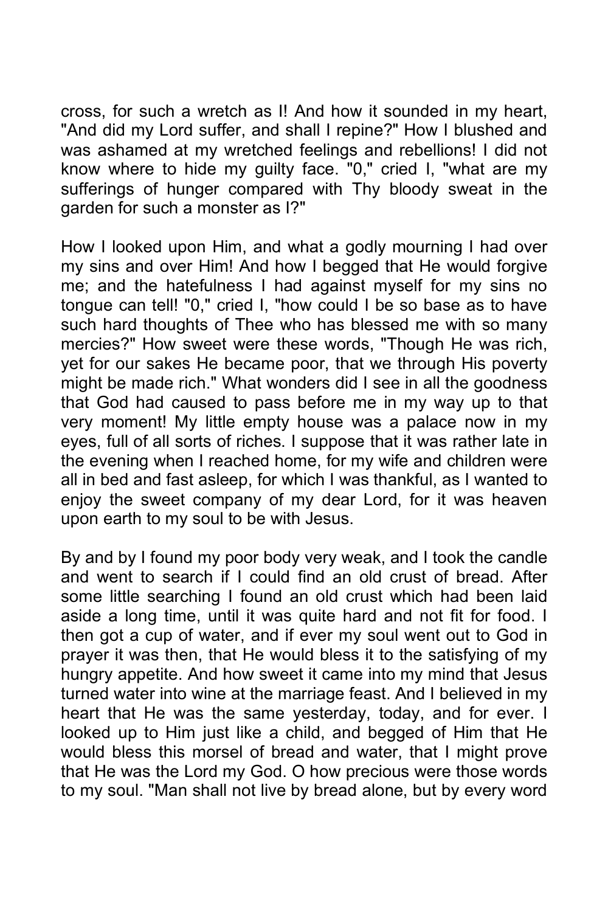cross, for such a wretch as I! And how it sounded in my heart, "And did my Lord suffer, and shall I repine?" How I blushed and was ashamed at my wretched feelings and rebellions! I did not know where to hide my guilty face. "0," cried I, "what are my sufferings of hunger compared with Thy bloody sweat in the garden for such a monster as I?"

How I looked upon Him, and what a godly mourning I had over my sins and over Him! And how I begged that He would forgive me; and the hatefulness I had against myself for my sins no tongue can tell! "0," cried I, "how could I be so base as to have such hard thoughts of Thee who has blessed me with so many mercies?" How sweet were these words, "Though He was rich, yet for our sakes He became poor, that we through His poverty might be made rich." What wonders did I see in all the goodness that God had caused to pass before me in my way up to that very moment! My little empty house was a palace now in my eyes, full of all sorts of riches. I suppose that it was rather late in the evening when I reached home, for my wife and children were all in bed and fast asleep, for which I was thankful, as I wanted to enjoy the sweet company of my dear Lord, for it was heaven upon earth to my soul to be with Jesus.

By and by I found my poor body very weak, and I took the candle and went to search if I could find an old crust of bread. After some little searching I found an old crust which had been laid aside a long time, until it was quite hard and not fit for food. I then got a cup of water, and if ever my soul went out to God in prayer it was then, that He would bless it to the satisfying of my hungry appetite. And how sweet it came into my mind that Jesus turned water into wine at the marriage feast. And I believed in my heart that He was the same yesterday, today, and for ever. I looked up to Him just like a child, and begged of Him that He would bless this morsel of bread and water, that I might prove that He was the Lord my God. O how precious were those words to my soul. "Man shall not live by bread alone, but by every word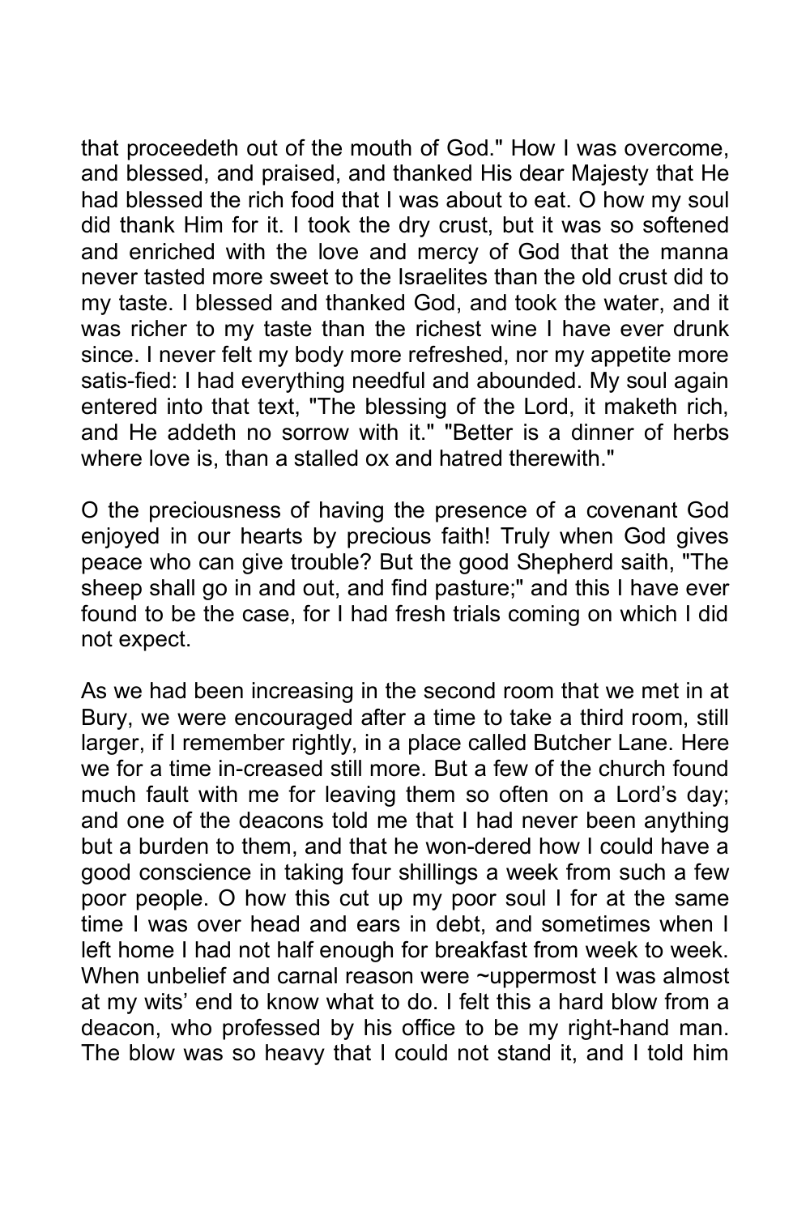that proceedeth out of the mouth of God." How I was overcome, and blessed, and praised, and thanked His dear Majesty that He had blessed the rich food that I was about to eat. O how my soul did thank Him for it. I took the dry crust, but it was so softened and enriched with the love and mercy of God that the manna never tasted more sweet to the Israelites than the old crust did to my taste. I blessed and thanked God, and took the water, and it was richer to my taste than the richest wine I have ever drunk since. I never felt my body more refreshed, nor my appetite more satis-fied: I had everything needful and abounded. My soul again entered into that text, "The blessing of the Lord, it maketh rich, and He addeth no sorrow with it." "Better is a dinner of herbs where love is, than a stalled ox and hatred therewith."

O the preciousness of having the presence of a covenant God enjoyed in our hearts by precious faith! Truly when God gives peace who can give trouble? But the good Shepherd saith, "The sheep shall go in and out, and find pasture;" and this I have ever found to be the case, for I had fresh trials coming on which I did not expect.

As we had been increasing in the second room that we met in at Bury, we were encouraged after a time to take a third room, still larger, if I remember rightly, in a place called Butcher Lane. Here we for a time in-creased still more. But a few of the church found much fault with me for leaving them so often on a Lord's day; and one of the deacons told me that I had never been anything but a burden to them, and that he won-dered how I could have a good conscience in taking four shillings a week from such a few poor people. O how this cut up my poor soul I for at the same time I was over head and ears in debt, and sometimes when I left home I had not half enough for breakfast from week to week. When unbelief and carnal reason were ~uppermost I was almost at my wits' end to know what to do. I felt this a hard blow from a deacon, who professed by his office to be my right-hand man. The blow was so heavy that I could not stand it, and I told him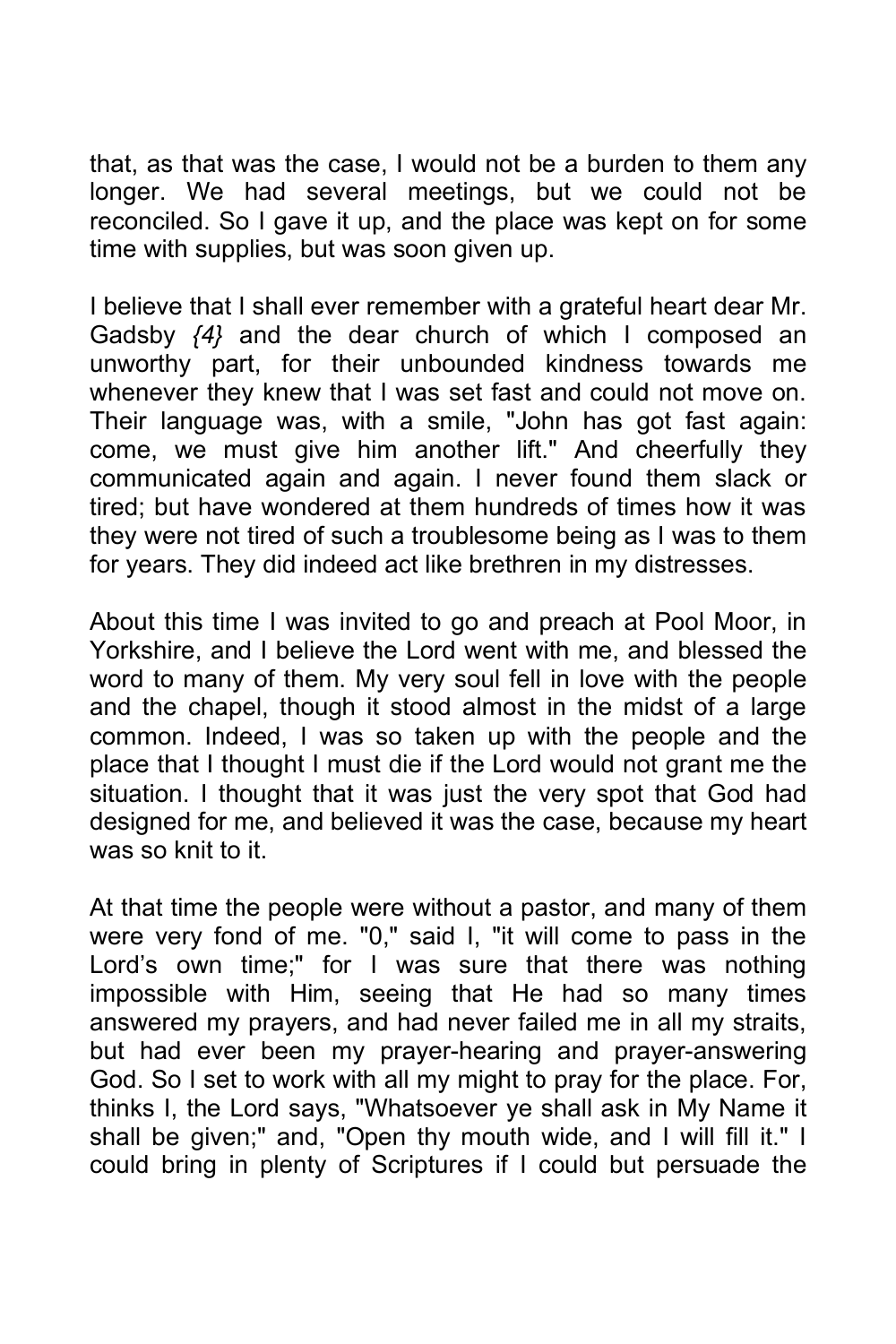that, as that was the case, I would not be a burden to them any longer. We had several meetings, but we could not be reconciled. So I gave it up, and the place was kept on for some time with supplies, but was soon given up.

I believe that I shall ever remember with a grateful heart dear Mr. Gadsby *{4}* and the dear church of which I composed an unworthy part, for their unbounded kindness towards me whenever they knew that I was set fast and could not move on. Their language was, with a smile, "John has got fast again: come, we must give him another lift." And cheerfully they communicated again and again. I never found them slack or tired; but have wondered at them hundreds of times how it was they were not tired of such a troublesome being as I was to them for years. They did indeed act like brethren in my distresses.

About this time I was invited to go and preach at Pool Moor, in Yorkshire, and I believe the Lord went with me, and blessed the word to many of them. My very soul fell in love with the people and the chapel, though it stood almost in the midst of a large common. Indeed, I was so taken up with the people and the place that I thought I must die if the Lord would not grant me the situation. I thought that it was just the very spot that God had designed for me, and believed it was the case, because my heart was so knit to it.

At that time the people were without a pastor, and many of them were very fond of me. "0," said I, "it will come to pass in the Lord's own time;" for I was sure that there was nothing impossible with Him, seeing that He had so many times answered my prayers, and had never failed me in all my straits, but had ever been my prayer-hearing and prayer-answering God. So I set to work with all my might to pray for the place. For, thinks I, the Lord says, "Whatsoever ye shall ask in My Name it shall be given;" and, "Open thy mouth wide, and I will fill it." I could bring in plenty of Scriptures if I could but persuade the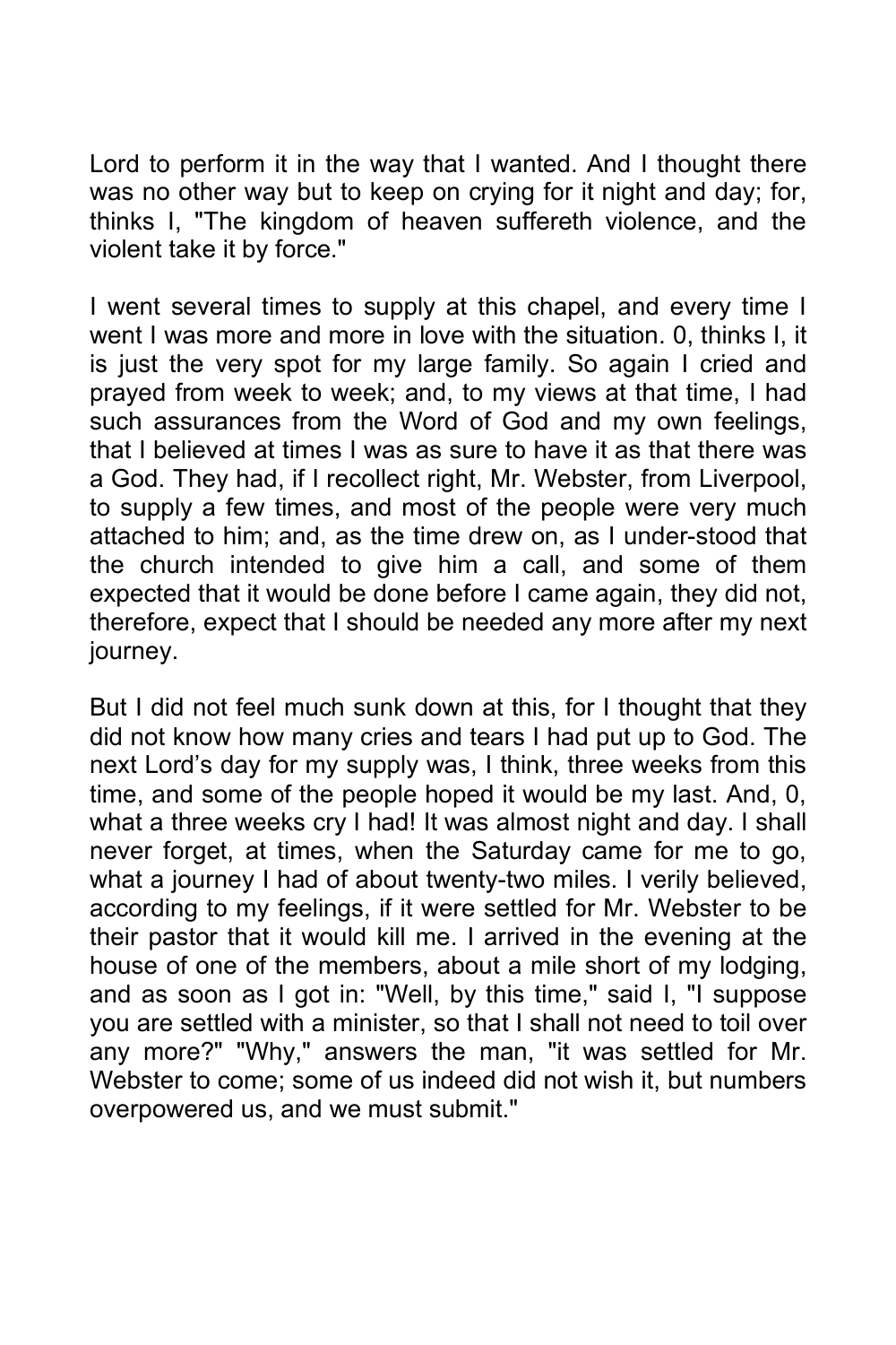Lord to perform it in the way that I wanted. And I thought there was no other way but to keep on crying for it night and day; for, thinks I, "The kingdom of heaven suffereth violence, and the violent take it by force."

I went several times to supply at this chapel, and every time I went I was more and more in love with the situation. 0, thinks I, it is just the very spot for my large family. So again I cried and prayed from week to week; and, to my views at that time, I had such assurances from the Word of God and my own feelings, that I believed at times I was as sure to have it as that there was a God. They had, if I recollect right, Mr. Webster, from Liverpool, to supply a few times, and most of the people were very much attached to him; and, as the time drew on, as I under-stood that the church intended to give him a call, and some of them expected that it would be done before I came again, they did not, therefore, expect that I should be needed any more after my next journey.

But I did not feel much sunk down at this, for I thought that they did not know how many cries and tears I had put up to God. The next Lord's day for my supply was, I think, three weeks from this time, and some of the people hoped it would be my last. And, 0, what a three weeks cry I had! It was almost night and day. I shall never forget, at times, when the Saturday came for me to go, what a journey I had of about twenty-two miles. I verily believed, according to my feelings, if it were settled for Mr. Webster to be their pastor that it would kill me. I arrived in the evening at the house of one of the members, about a mile short of my lodging, and as soon as I got in: "Well, by this time," said I, "I suppose you are settled with a minister, so that I shall not need to toil over any more?" "Why," answers the man, "it was settled for Mr. Webster to come; some of us indeed did not wish it, but numbers overpowered us, and we must submit."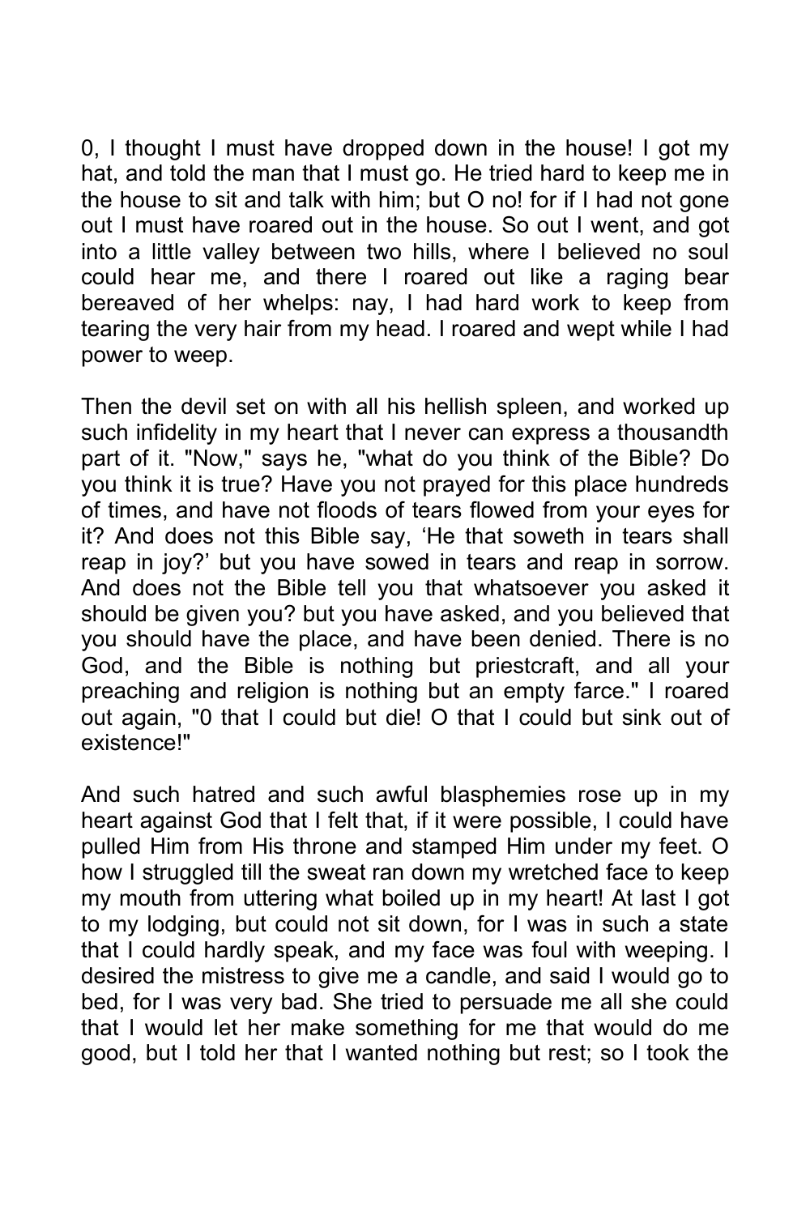0, I thought I must have dropped down in the house! I got my hat, and told the man that I must go. He tried hard to keep me in the house to sit and talk with him; but O no! for if I had not gone out I must have roared out in the house. So out I went, and got into a little valley between two hills, where I believed no soul could hear me, and there I roared out like a raging bear bereaved of her whelps: nay, I had hard work to keep from tearing the very hair from my head. I roared and wept while I had power to weep.

Then the devil set on with all his hellish spleen, and worked up such infidelity in my heart that I never can express a thousandth part of it. "Now," says he, "what do you think of the Bible? Do you think it is true? Have you not prayed for this place hundreds of times, and have not floods of tears flowed from your eyes for it? And does not this Bible say, 'He that soweth in tears shall reap in joy?' but you have sowed in tears and reap in sorrow. And does not the Bible tell you that whatsoever you asked it should be given you? but you have asked, and you believed that you should have the place, and have been denied. There is no God, and the Bible is nothing but priestcraft, and all your preaching and religion is nothing but an empty farce." I roared out again, "0 that I could but die! O that I could but sink out of existence!"

And such hatred and such awful blasphemies rose up in my heart against God that I felt that, if it were possible, I could have pulled Him from His throne and stamped Him under my feet. O how I struggled till the sweat ran down my wretched face to keep my mouth from uttering what boiled up in my heart! At last I got to my lodging, but could not sit down, for I was in such a state that I could hardly speak, and my face was foul with weeping. I desired the mistress to give me a candle, and said I would go to bed, for I was very bad. She tried to persuade me all she could that I would let her make something for me that would do me good, but I told her that I wanted nothing but rest; so I took the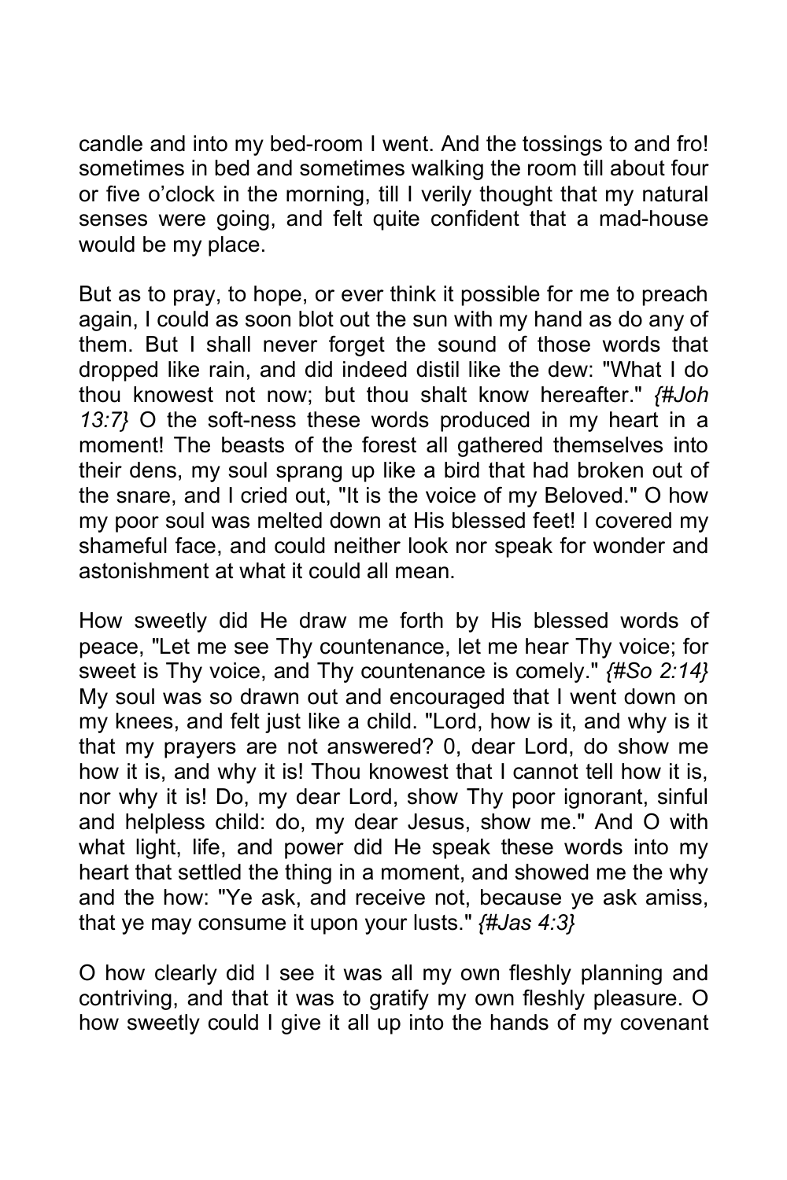candle and into my bed-room I went. And the tossings to and fro! sometimes in bed and sometimes walking the room till about four or five o'clock in the morning, till I verily thought that my natural senses were going, and felt quite confident that a mad-house would be my place.

But as to pray, to hope, or ever think it possible for me to preach again, I could as soon blot out the sun with my hand as do any of them. But I shall never forget the sound of those words that dropped like rain, and did indeed distil like the dew: "What I do thou knowest not now; but thou shalt know hereafter." *{#Joh 13:7}* O the soft-ness these words produced in my heart in a moment! The beasts of the forest all gathered themselves into their dens, my soul sprang up like a bird that had broken out of the snare, and I cried out, "It is the voice of my Beloved." O how my poor soul was melted down at His blessed feet! I covered my shameful face, and could neither look nor speak for wonder and astonishment at what it could all mean.

How sweetly did He draw me forth by His blessed words of peace, "Let me see Thy countenance, let me hear Thy voice; for sweet is Thy voice, and Thy countenance is comely." *{#So 2:14}* My soul was so drawn out and encouraged that I went down on my knees, and felt just like a child. "Lord, how is it, and why is it that my prayers are not answered? 0, dear Lord, do show me how it is, and why it is! Thou knowest that I cannot tell how it is, nor why it is! Do, my dear Lord, show Thy poor ignorant, sinful and helpless child: do, my dear Jesus, show me." And O with what light, life, and power did He speak these words into my heart that settled the thing in a moment, and showed me the why and the how: "Ye ask, and receive not, because ye ask amiss, that ye may consume it upon your lusts." *{#Jas 4:3}*

O how clearly did I see it was all my own fleshly planning and contriving, and that it was to gratify my own fleshly pleasure. O how sweetly could I give it all up into the hands of my covenant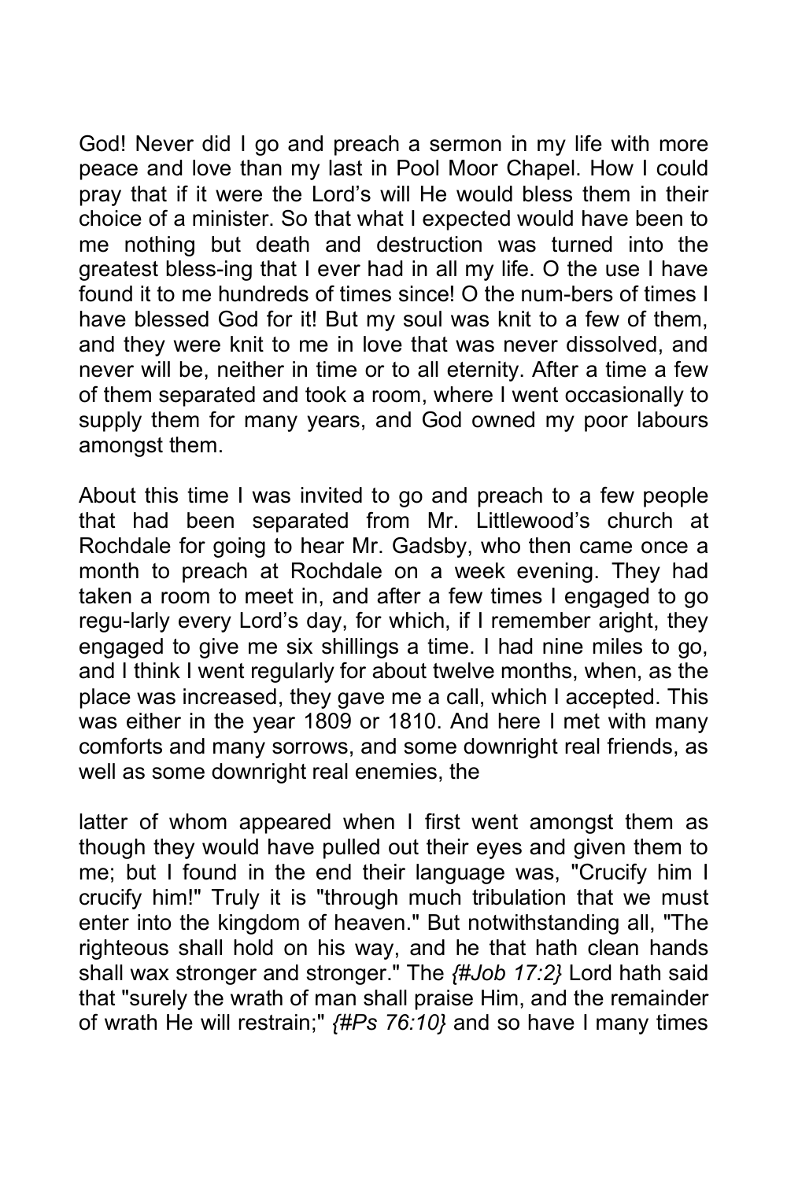God! Never did I go and preach a sermon in my life with more peace and love than my last in Pool Moor Chapel. How I could pray that if it were the Lord's will He would bless them in their choice of a minister. So that what I expected would have been to me nothing but death and destruction was turned into the greatest bless-ing that I ever had in all my life. O the use I have found it to me hundreds of times since! O the num-bers of times I have blessed God for it! But my soul was knit to a few of them, and they were knit to me in love that was never dissolved, and never will be, neither in time or to all eternity. After a time a few of them separated and took a room, where I went occasionally to supply them for many years, and God owned my poor labours amongst them.

About this time I was invited to go and preach to a few people that had been separated from Mr. Littlewood's church at Rochdale for going to hear Mr. Gadsby, who then came once a month to preach at Rochdale on a week evening. They had taken a room to meet in, and after a few times I engaged to go regu-larly every Lord's day, for which, if I remember aright, they engaged to give me six shillings a time. I had nine miles to go, and I think I went regularly for about twelve months, when, as the place was increased, they gave me a call, which I accepted. This was either in the year 1809 or 1810. And here I met with many comforts and many sorrows, and some downright real friends, as well as some downright real enemies, the

latter of whom appeared when I first went amongst them as though they would have pulled out their eyes and given them to me; but I found in the end their language was, "Crucify him I crucify him!" Truly it is "through much tribulation that we must enter into the kingdom of heaven." But notwithstanding all, "The righteous shall hold on his way, and he that hath clean hands shall wax stronger and stronger." The *{#Job 17:2}* Lord hath said that "surely the wrath of man shall praise Him, and the remainder of wrath He will restrain;" *{#Ps 76:10}* and so have I many times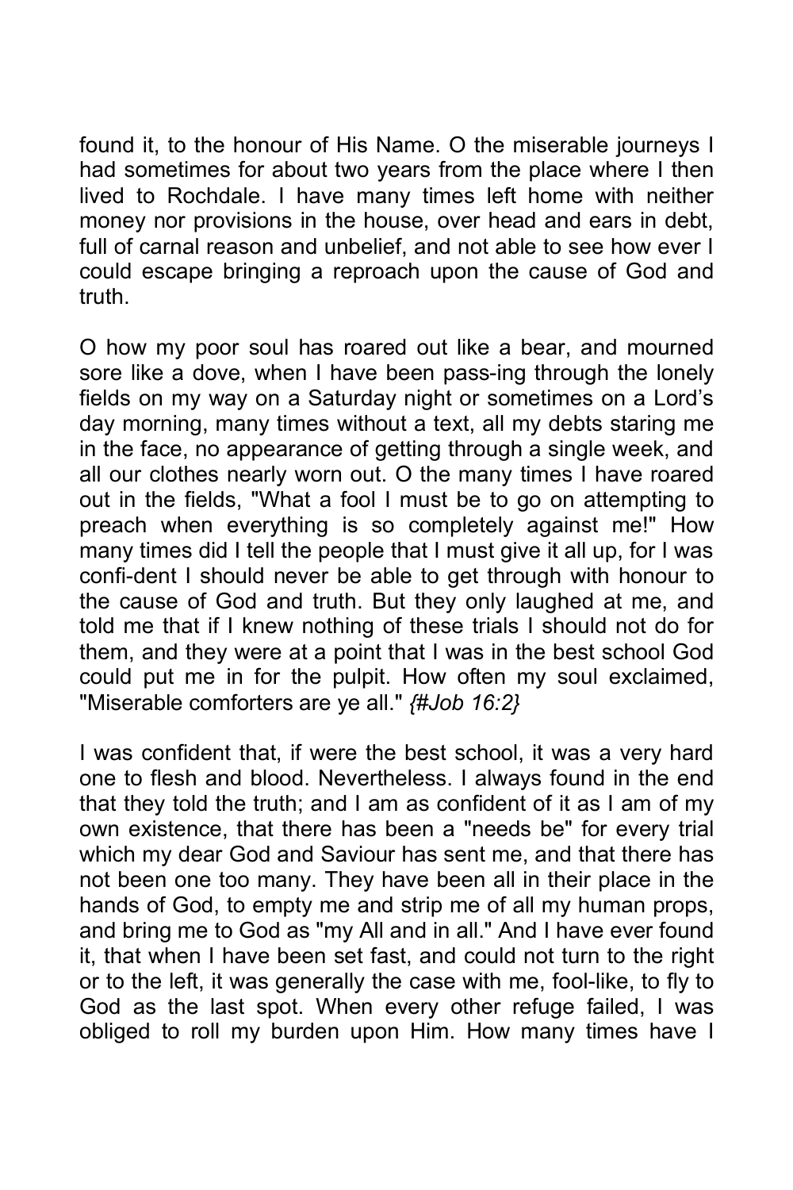found it, to the honour of His Name. O the miserable journeys I had sometimes for about two years from the place where I then lived to Rochdale. I have many times left home with neither money nor provisions in the house, over head and ears in debt, full of carnal reason and unbelief, and not able to see how ever I could escape bringing a reproach upon the cause of God and truth.

O how my poor soul has roared out like a bear, and mourned sore like a dove, when I have been pass-ing through the lonely fields on my way on a Saturday night or sometimes on a Lord's day morning, many times without a text, all my debts staring me in the face, no appearance of getting through a single week, and all our clothes nearly worn out. O the many times I have roared out in the fields, "What a fool I must be to go on attempting to preach when everything is so completely against me!" How many times did I tell the people that I must give it all up, for I was confi-dent I should never be able to get through with honour to the cause of God and truth. But they only laughed at me, and told me that if I knew nothing of these trials I should not do for them, and they were at a point that I was in the best school God could put me in for the pulpit. How often my soul exclaimed, "Miserable comforters are ye all." *{#Job 16:2}*

I was confident that, if were the best school, it was a very hard one to flesh and blood. Nevertheless. I always found in the end that they told the truth; and I am as confident of it as I am of my own existence, that there has been a "needs be" for every trial which my dear God and Saviour has sent me, and that there has not been one too many. They have been all in their place in the hands of God, to empty me and strip me of all my human props, and bring me to God as "my All and in all." And I have ever found it, that when I have been set fast, and could not turn to the right or to the left, it was generally the case with me, fool-like, to fly to God as the last spot. When every other refuge failed, I was obliged to roll my burden upon Him. How many times have I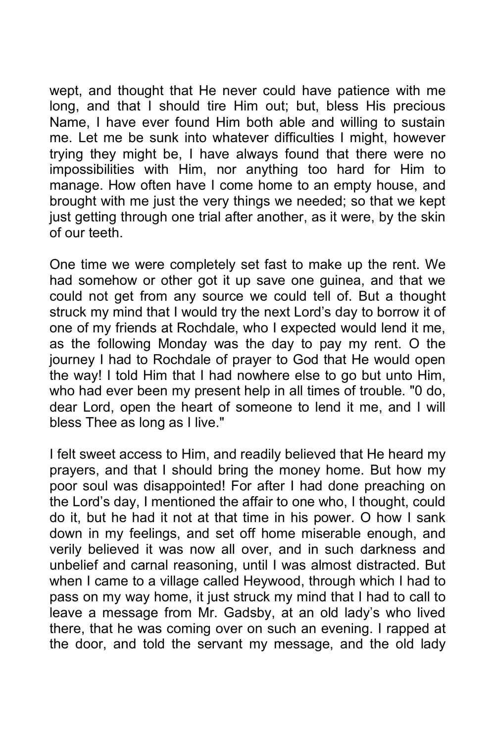wept, and thought that He never could have patience with me long, and that I should tire Him out; but, bless His precious Name, I have ever found Him both able and willing to sustain me. Let me be sunk into whatever difficulties I might, however trying they might be, I have always found that there were no impossibilities with Him, nor anything too hard for Him to manage. How often have I come home to an empty house, and brought with me just the very things we needed; so that we kept just getting through one trial after another, as it were, by the skin of our teeth.

One time we were completely set fast to make up the rent. We had somehow or other got it up save one guinea, and that we could not get from any source we could tell of. But a thought struck my mind that I would try the next Lord's day to borrow it of one of my friends at Rochdale, who I expected would lend it me, as the following Monday was the day to pay my rent. O the journey I had to Rochdale of prayer to God that He would open the way! I told Him that I had nowhere else to go but unto Him, who had ever been my present help in all times of trouble. "0 do, dear Lord, open the heart of someone to lend it me, and I will bless Thee as long as I live."

I felt sweet access to Him, and readily believed that He heard my prayers, and that I should bring the money home. But how my poor soul was disappointed! For after I had done preaching on the Lord's day, I mentioned the affair to one who, I thought, could do it, but he had it not at that time in his power. O how I sank down in my feelings, and set off home miserable enough, and verily believed it was now all over, and in such darkness and unbelief and carnal reasoning, until I was almost distracted. But when I came to a village called Heywood, through which I had to pass on my way home, it just struck my mind that I had to call to leave a message from Mr. Gadsby, at an old lady's who lived there, that he was coming over on such an evening. I rapped at the door, and told the servant my message, and the old lady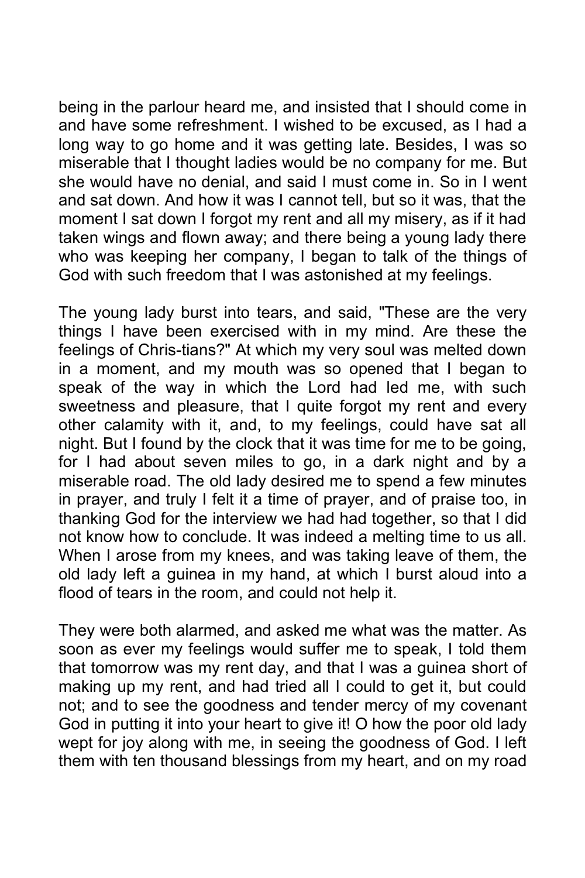being in the parlour heard me, and insisted that I should come in and have some refreshment. I wished to be excused, as I had a long way to go home and it was getting late. Besides, I was so miserable that I thought ladies would be no company for me. But she would have no denial, and said I must come in. So in I went and sat down. And how it was I cannot tell, but so it was, that the moment I sat down I forgot my rent and all my misery, as if it had taken wings and flown away; and there being a young lady there who was keeping her company, I began to talk of the things of God with such freedom that I was astonished at my feelings.

The young lady burst into tears, and said, "These are the very things I have been exercised with in my mind. Are these the feelings of Chris-tians?" At which my very soul was melted down in a moment, and my mouth was so opened that I began to speak of the way in which the Lord had led me, with such sweetness and pleasure, that I quite forgot my rent and every other calamity with it, and, to my feelings, could have sat all night. But I found by the clock that it was time for me to be going, for I had about seven miles to go, in a dark night and by a miserable road. The old lady desired me to spend a few minutes in prayer, and truly I felt it a time of prayer, and of praise too, in thanking God for the interview we had had together, so that I did not know how to conclude. It was indeed a melting time to us all. When I arose from my knees, and was taking leave of them, the old lady left a guinea in my hand, at which I burst aloud into a flood of tears in the room, and could not help it.

They were both alarmed, and asked me what was the matter. As soon as ever my feelings would suffer me to speak, I told them that tomorrow was my rent day, and that I was a guinea short of making up my rent, and had tried all I could to get it, but could not; and to see the goodness and tender mercy of my covenant God in putting it into your heart to give it! O how the poor old lady wept for joy along with me, in seeing the goodness of God. I left them with ten thousand blessings from my heart, and on my road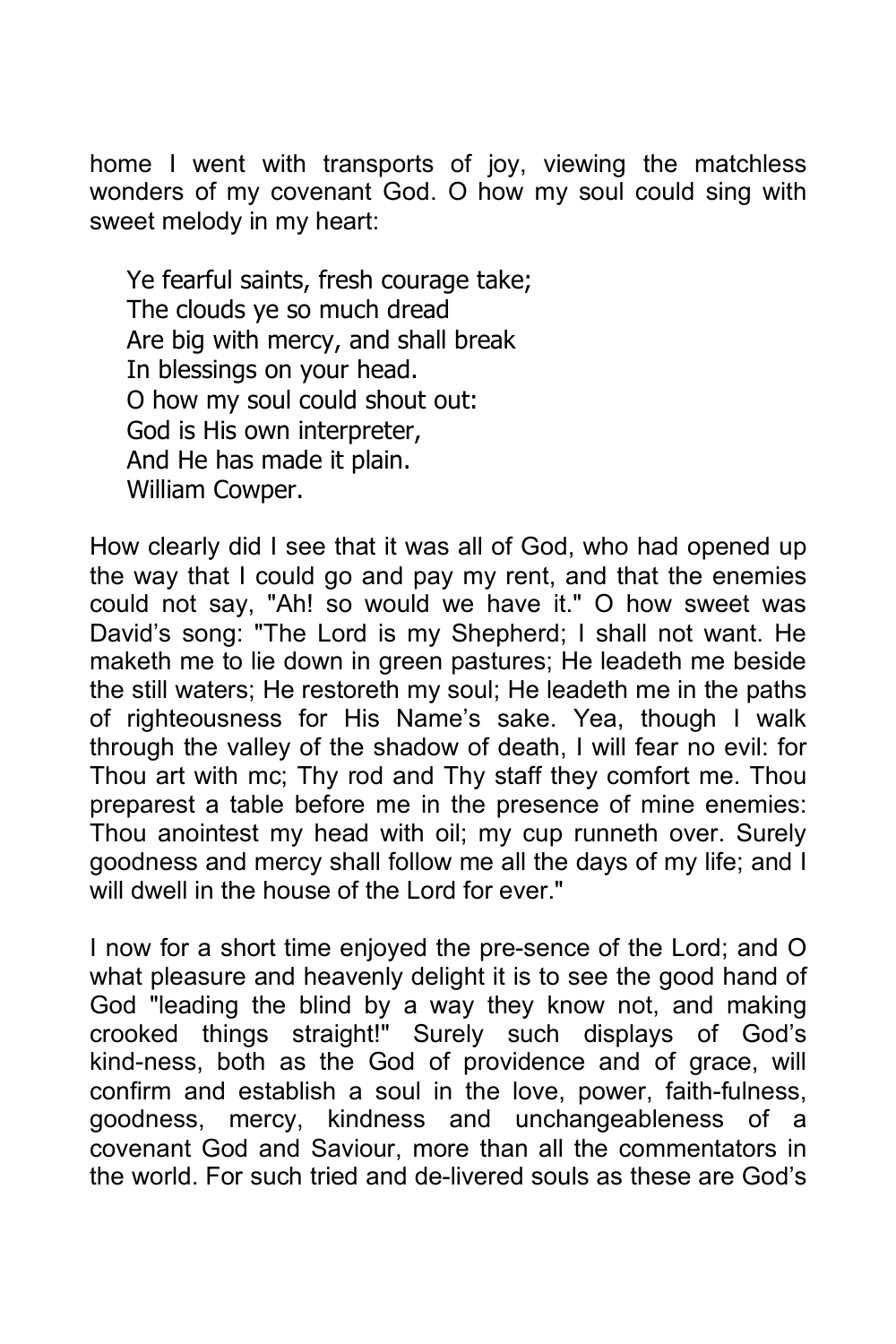home I went with transports of joy, viewing the matchless wonders of my covenant God. O how my soul could sing with sweet melody in my heart:

> Ye fearful saints, fresh courage take;
> The clouds ye so much dread
> Are big with mercy, and shall break
> In blessings on your head.
> O how my soul could shout out:
> God is His own interpreter,
> And He has made it plain.
> William Cowper.

How clearly did I see that it was all of God, who had opened up the way that I could go and pay my rent, and that the enemies could not say, "Ah! so would we have it." O how sweet was David's song: "The Lord is my Shepherd; I shall not want. He maketh me to lie down in green pastures; He leadeth me beside the still waters; He restoreth my soul; He leadeth me in the paths of righteousness for His Name's sake. Yea, though I walk through the valley of the shadow of death, I will fear no evil: for Thou art with mc; Thy rod and Thy staff they comfort me. Thou preparest a table before me in the presence of mine enemies: Thou anointest my head with oil; my cup runneth over. Surely goodness and mercy shall follow me all the days of my life; and I will dwell in the house of the Lord for ever."

I now for a short time enjoyed the pre-sence of the Lord; and O what pleasure and heavenly delight it is to see the good hand of God "leading the blind by a way they know not, and making crooked things straight!" Surely such displays of God's kind-ness, both as the God of providence and of grace, will confirm and establish a soul in the love, power, faith-fulness, goodness, mercy, kindness and unchangeableness of a covenant God and Saviour, more than all the commentators in the world. For such tried and de-livered souls as these are God's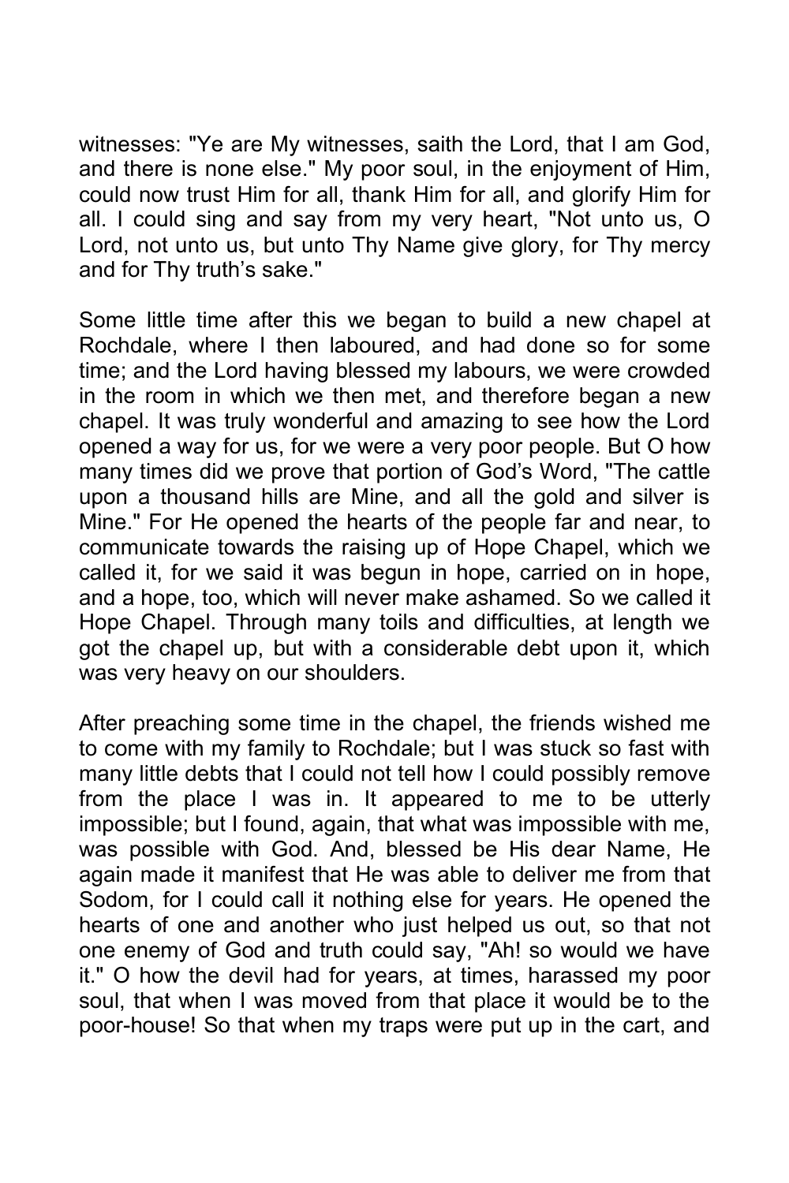witnesses: "Ye are My witnesses, saith the Lord, that I am God, and there is none else." My poor soul, in the enjoyment of Him, could now trust Him for all, thank Him for all, and glorify Him for all. I could sing and say from my very heart, "Not unto us, O Lord, not unto us, but unto Thy Name give glory, for Thy mercy and for Thy truth's sake."

Some little time after this we began to build a new chapel at Rochdale, where I then laboured, and had done so for some time; and the Lord having blessed my labours, we were crowded in the room in which we then met, and therefore began a new chapel. It was truly wonderful and amazing to see how the Lord opened a way for us, for we were a very poor people. But O how many times did we prove that portion of God's Word, "The cattle upon a thousand hills are Mine, and all the gold and silver is Mine." For He opened the hearts of the people far and near, to communicate towards the raising up of Hope Chapel, which we called it, for we said it was begun in hope, carried on in hope, and a hope, too, which will never make ashamed. So we called it Hope Chapel. Through many toils and difficulties, at length we got the chapel up, but with a considerable debt upon it, which was very heavy on our shoulders.

After preaching some time in the chapel, the friends wished me to come with my family to Rochdale; but I was stuck so fast with many little debts that I could not tell how I could possibly remove from the place I was in. It appeared to me to be utterly impossible; but I found, again, that what was impossible with me, was possible with God. And, blessed be His dear Name, He again made it manifest that He was able to deliver me from that Sodom, for I could call it nothing else for years. He opened the hearts of one and another who just helped us out, so that not one enemy of God and truth could say, "Ah! so would we have it." O how the devil had for years, at times, harassed my poor soul, that when I was moved from that place it would be to the poor-house! So that when my traps were put up in the cart, and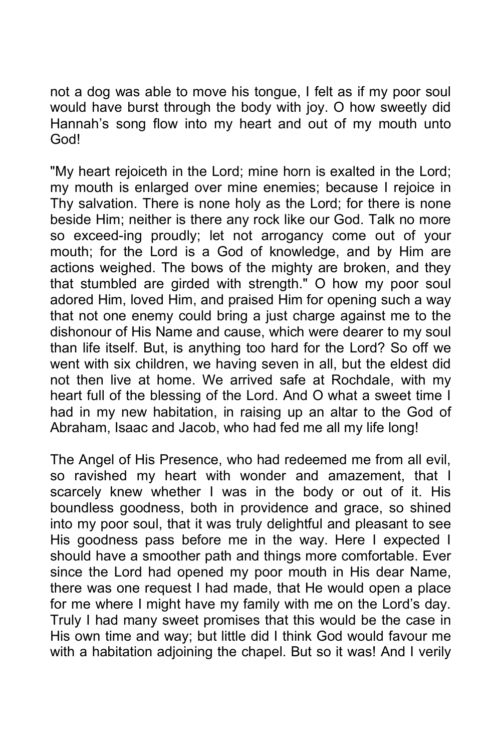not a dog was able to move his tongue, I felt as if my poor soul would have burst through the body with joy. O how sweetly did Hannah's song flow into my heart and out of my mouth unto God!

"My heart rejoiceth in the Lord; mine horn is exalted in the Lord; my mouth is enlarged over mine enemies; because I rejoice in Thy salvation. There is none holy as the Lord; for there is none beside Him; neither is there any rock like our God. Talk no more so exceed-ing proudly; let not arrogancy come out of your mouth; for the Lord is a God of knowledge, and by Him are actions weighed. The bows of the mighty are broken, and they that stumbled are girded with strength." O how my poor soul adored Him, loved Him, and praised Him for opening such a way that not one enemy could bring a just charge against me to the dishonour of His Name and cause, which were dearer to my soul than life itself. But, is anything too hard for the Lord? So off we went with six children, we having seven in all, but the eldest did not then live at home. We arrived safe at Rochdale, with my heart full of the blessing of the Lord. And O what a sweet time I had in my new habitation, in raising up an altar to the God of Abraham, Isaac and Jacob, who had fed me all my life long!

The Angel of His Presence, who had redeemed me from all evil, so ravished my heart with wonder and amazement, that I scarcely knew whether I was in the body or out of it. His boundless goodness, both in providence and grace, so shined into my poor soul, that it was truly delightful and pleasant to see His goodness pass before me in the way. Here I expected I should have a smoother path and things more comfortable. Ever since the Lord had opened my poor mouth in His dear Name, there was one request I had made, that He would open a place for me where I might have my family with me on the Lord's day. Truly I had many sweet promises that this would be the case in His own time and way; but little did I think God would favour me with a habitation adjoining the chapel. But so it was! And I verily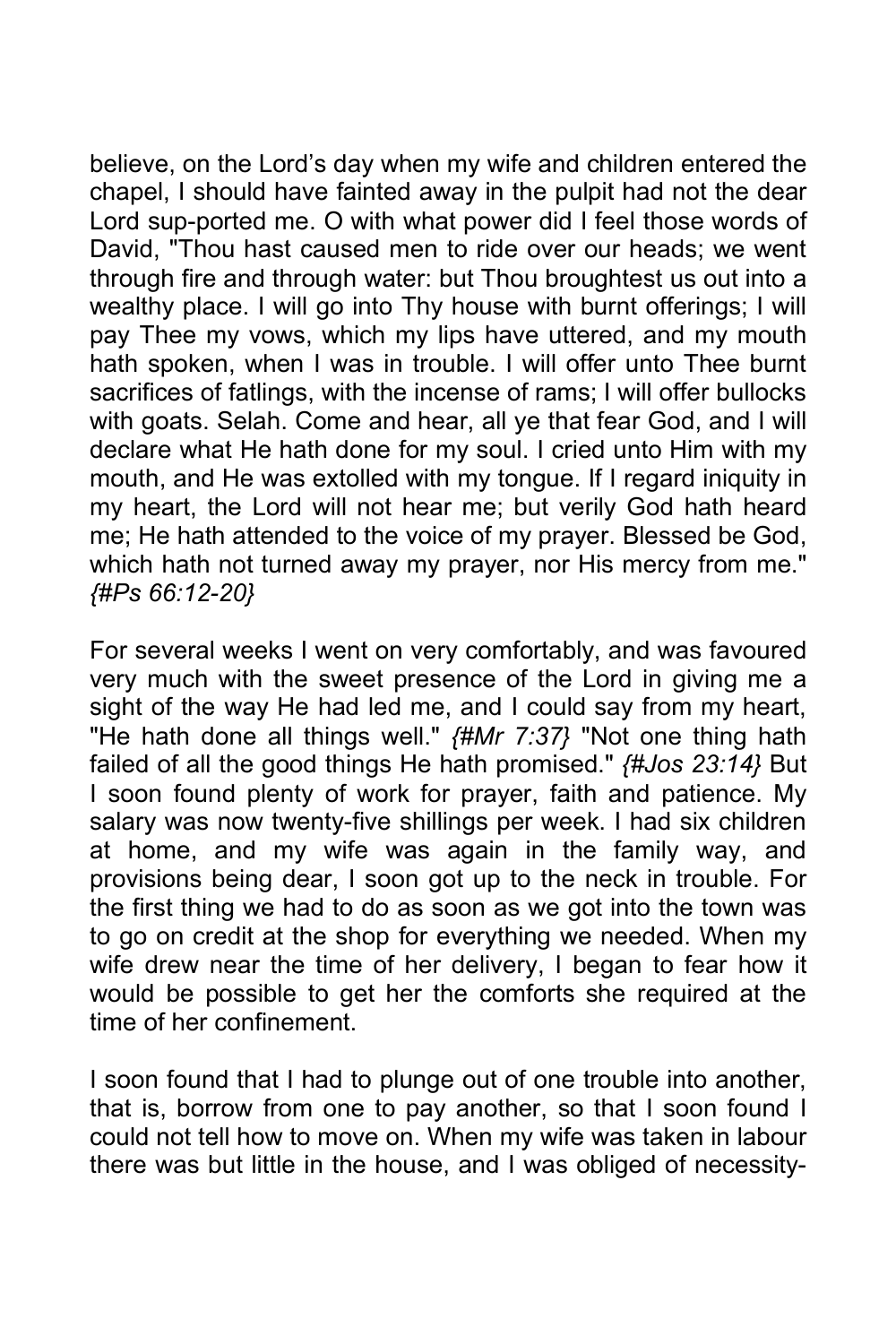believe, on the Lord's day when my wife and children entered the chapel, I should have fainted away in the pulpit had not the dear Lord sup-ported me. O with what power did I feel those words of David, "Thou hast caused men to ride over our heads; we went through fire and through water: but Thou broughtest us out into a wealthy place. I will go into Thy house with burnt offerings; I will pay Thee my vows, which my lips have uttered, and my mouth hath spoken, when I was in trouble. I will offer unto Thee burnt sacrifices of fatlings, with the incense of rams; I will offer bullocks with goats. Selah. Come and hear, all ye that fear God, and I will declare what He hath done for my soul. I cried unto Him with my mouth, and He was extolled with my tongue. If I regard iniquity in my heart, the Lord will not hear me; but verily God hath heard me; He hath attended to the voice of my prayer. Blessed be God, which hath not turned away my prayer, nor His mercy from me." *{#Ps 66:12-20}*

For several weeks I went on very comfortably, and was favoured very much with the sweet presence of the Lord in giving me a sight of the way He had led me, and I could say from my heart, "He hath done all things well." *{#Mr 7:37}* "Not one thing hath failed of all the good things He hath promised." *{#Jos 23:14}* But I soon found plenty of work for prayer, faith and patience. My salary was now twenty-five shillings per week. I had six children at home, and my wife was again in the family way, and provisions being dear, I soon got up to the neck in trouble. For the first thing we had to do as soon as we got into the town was to go on credit at the shop for everything we needed. When my wife drew near the time of her delivery, I began to fear how it would be possible to get her the comforts she required at the time of her confinement.

I soon found that I had to plunge out of one trouble into another, that is, borrow from one to pay another, so that I soon found I could not tell how to move on. When my wife was taken in labour there was but little in the house, and I was obliged of necessity-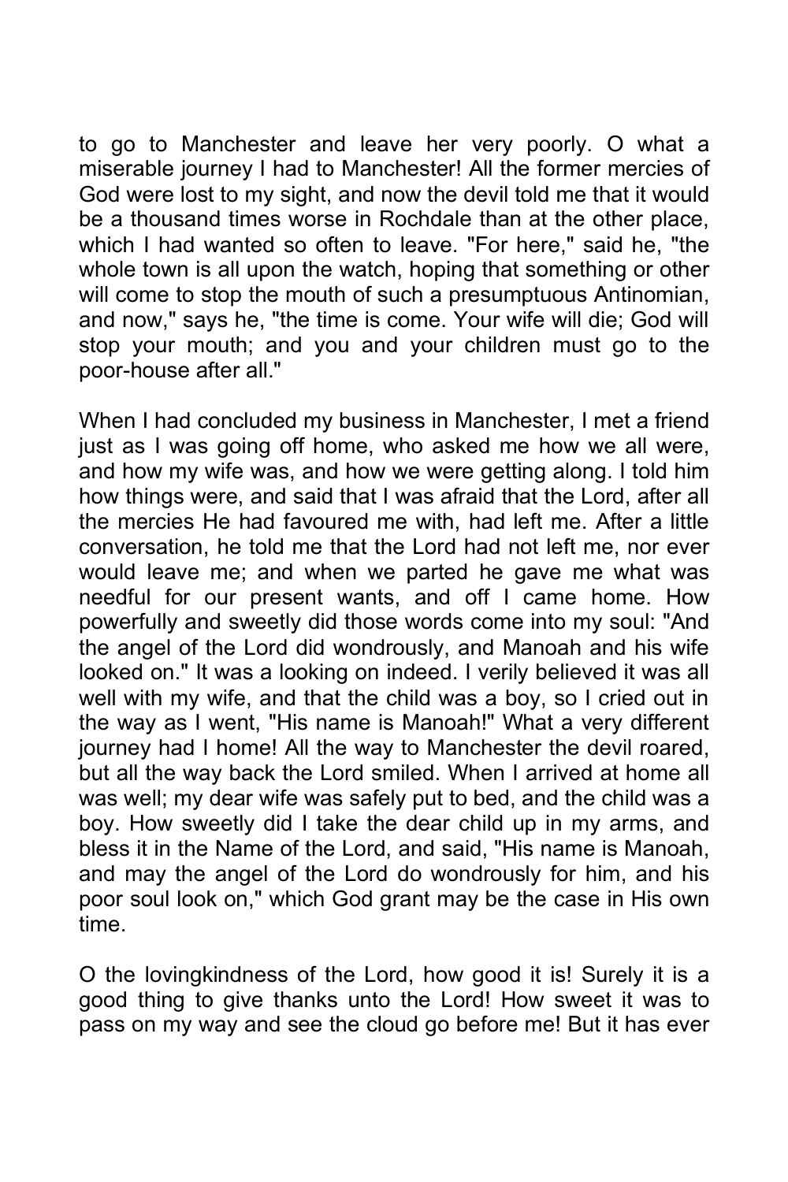to go to Manchester and leave her very poorly. O what a miserable journey I had to Manchester! All the former mercies of God were lost to my sight, and now the devil told me that it would be a thousand times worse in Rochdale than at the other place, which I had wanted so often to leave. "For here," said he, "the whole town is all upon the watch, hoping that something or other will come to stop the mouth of such a presumptuous Antinomian, and now," says he, "the time is come. Your wife will die; God will stop your mouth; and you and your children must go to the poor-house after all."

When I had concluded my business in Manchester, I met a friend just as I was going off home, who asked me how we all were, and how my wife was, and how we were getting along. I told him how things were, and said that I was afraid that the Lord, after all the mercies He had favoured me with, had left me. After a little conversation, he told me that the Lord had not left me, nor ever would leave me; and when we parted he gave me what was needful for our present wants, and off I came home. How powerfully and sweetly did those words come into my soul: "And the angel of the Lord did wondrously, and Manoah and his wife looked on." It was a looking on indeed. I verily believed it was all well with my wife, and that the child was a boy, so I cried out in the way as I went, "His name is Manoah!" What a very different journey had I home! All the way to Manchester the devil roared, but all the way back the Lord smiled. When I arrived at home all was well; my dear wife was safely put to bed, and the child was a boy. How sweetly did I take the dear child up in my arms, and bless it in the Name of the Lord, and said, "His name is Manoah, and may the angel of the Lord do wondrously for him, and his poor soul look on," which God grant may be the case in His own time.

O the lovingkindness of the Lord, how good it is! Surely it is a good thing to give thanks unto the Lord! How sweet it was to pass on my way and see the cloud go before me! But it has ever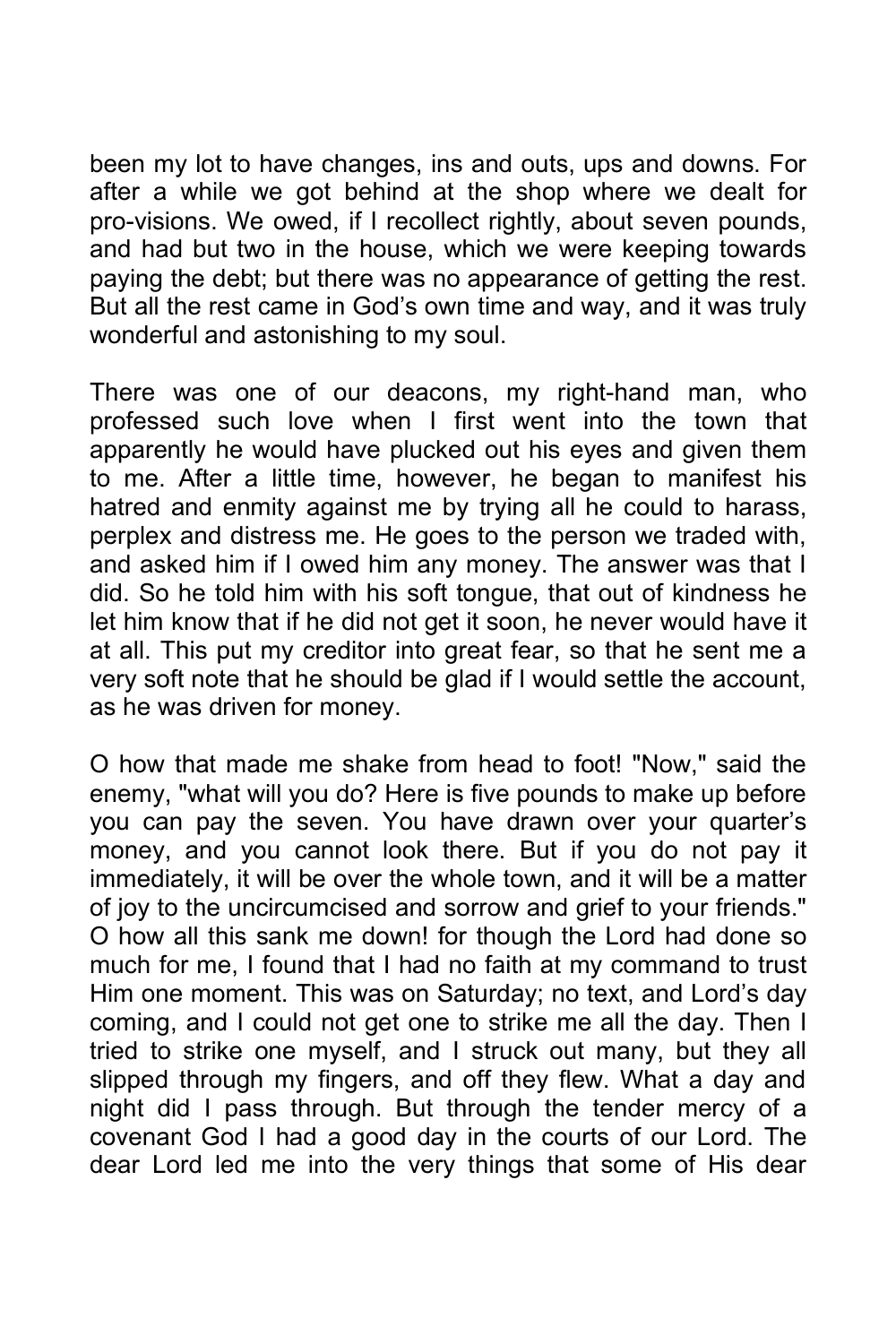been my lot to have changes, ins and outs, ups and downs. For after a while we got behind at the shop where we dealt for pro-visions. We owed, if I recollect rightly, about seven pounds, and had but two in the house, which we were keeping towards paying the debt; but there was no appearance of getting the rest. But all the rest came in God's own time and way, and it was truly wonderful and astonishing to my soul.

There was one of our deacons, my right-hand man, who professed such love when I first went into the town that apparently he would have plucked out his eyes and given them to me. After a little time, however, he began to manifest his hatred and enmity against me by trying all he could to harass, perplex and distress me. He goes to the person we traded with, and asked him if I owed him any money. The answer was that I did. So he told him with his soft tongue, that out of kindness he let him know that if he did not get it soon, he never would have it at all. This put my creditor into great fear, so that he sent me a very soft note that he should be glad if I would settle the account, as he was driven for money.

O how that made me shake from head to foot! "Now," said the enemy, "what will you do? Here is five pounds to make up before you can pay the seven. You have drawn over your quarter's money, and you cannot look there. But if you do not pay it immediately, it will be over the whole town, and it will be a matter of joy to the uncircumcised and sorrow and grief to your friends." O how all this sank me down! for though the Lord had done so much for me, I found that I had no faith at my command to trust Him one moment. This was on Saturday; no text, and Lord's day coming, and I could not get one to strike me all the day. Then I tried to strike one myself, and I struck out many, but they all slipped through my fingers, and off they flew. What a day and night did I pass through. But through the tender mercy of a covenant God I had a good day in the courts of our Lord. The dear Lord led me into the very things that some of His dear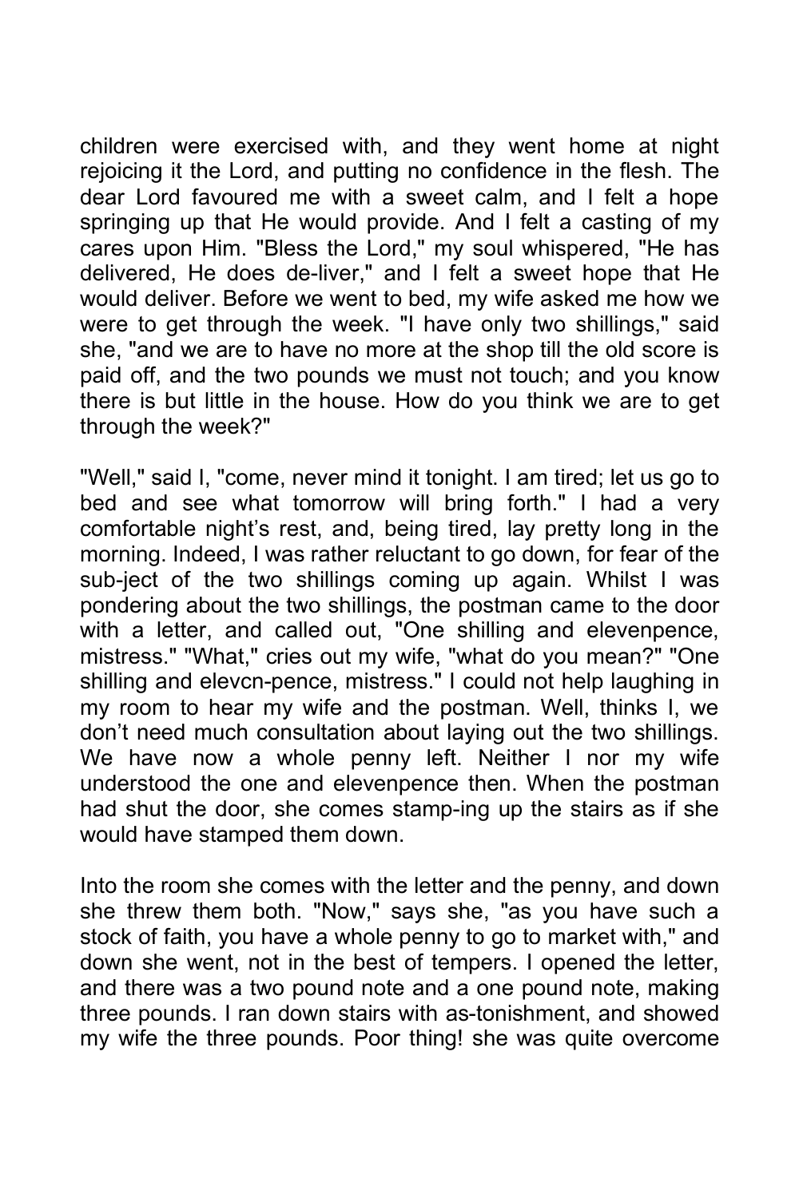children were exercised with, and they went home at night rejoicing it the Lord, and putting no confidence in the flesh. The dear Lord favoured me with a sweet calm, and I felt a hope springing up that He would provide. And I felt a casting of my cares upon Him. "Bless the Lord," my soul whispered, "He has delivered, He does de-liver," and I felt a sweet hope that He would deliver. Before we went to bed, my wife asked me how we were to get through the week. "I have only two shillings," said she, "and we are to have no more at the shop till the old score is paid off, and the two pounds we must not touch; and you know there is but little in the house. How do you think we are to get through the week?"

"Well," said I, "come, never mind it tonight. I am tired; let us go to bed and see what tomorrow will bring forth." I had a very comfortable night's rest, and, being tired, lay pretty long in the morning. Indeed, I was rather reluctant to go down, for fear of the sub-ject of the two shillings coming up again. Whilst I was pondering about the two shillings, the postman came to the door with a letter, and called out, "One shilling and elevenpence, mistress." "What," cries out my wife, "what do you mean?" "One shilling and elevcn-pence, mistress." I could not help laughing in my room to hear my wife and the postman. Well, thinks I, we don't need much consultation about laying out the two shillings. We have now a whole penny left. Neither I nor my wife understood the one and elevenpence then. When the postman had shut the door, she comes stamp-ing up the stairs as if she would have stamped them down.

Into the room she comes with the letter and the penny, and down she threw them both. "Now," says she, "as you have such a stock of faith, you have a whole penny to go to market with," and down she went, not in the best of tempers. I opened the letter, and there was a two pound note and a one pound note, making three pounds. I ran down stairs with as-tonishment, and showed my wife the three pounds. Poor thing! she was quite overcome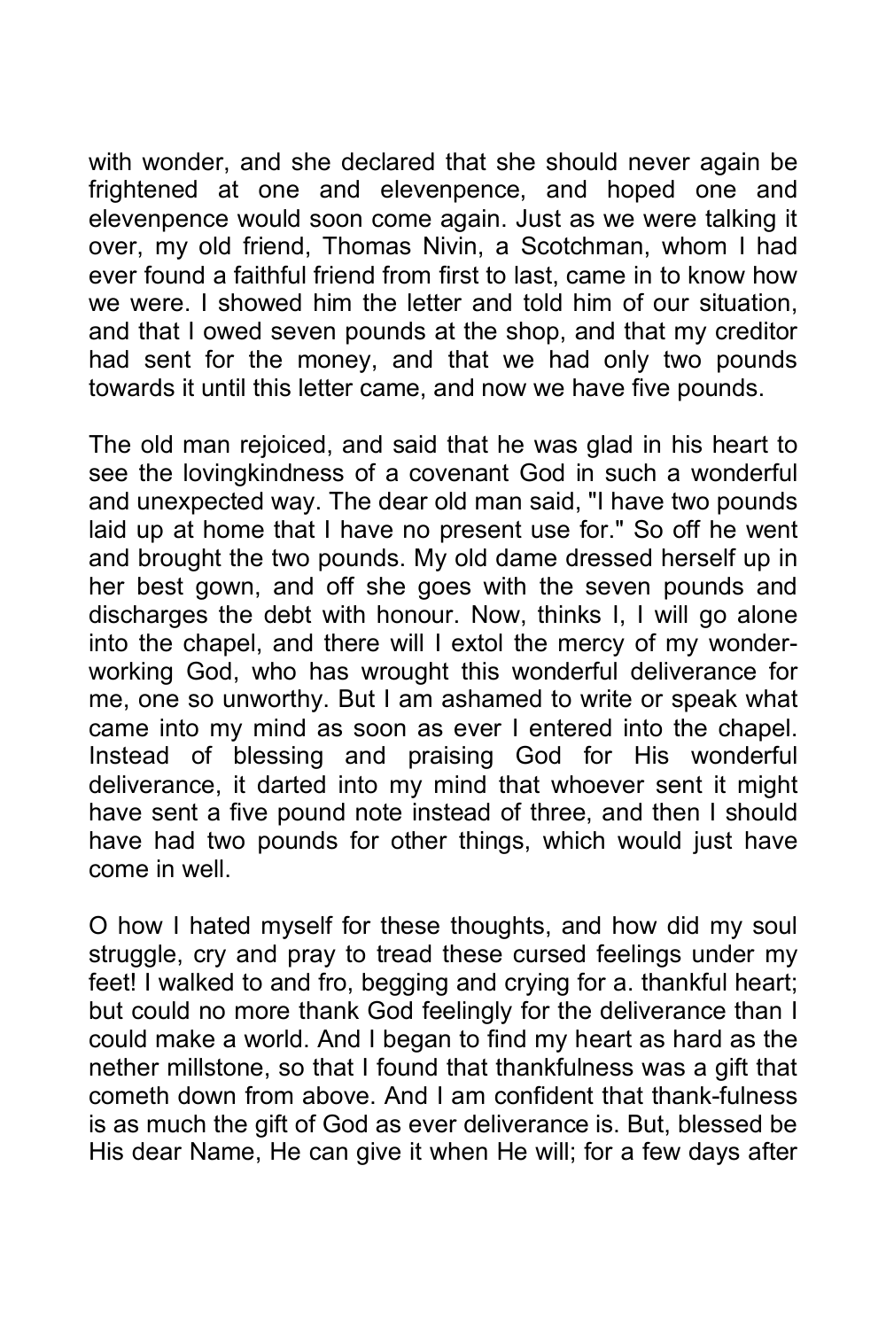with wonder, and she declared that she should never again be frightened at one and elevenpence, and hoped one and elevenpence would soon come again. Just as we were talking it over, my old friend, Thomas Nivin, a Scotchman, whom I had ever found a faithful friend from first to last, came in to know how we were. I showed him the letter and told him of our situation, and that I owed seven pounds at the shop, and that my creditor had sent for the money, and that we had only two pounds towards it until this letter came, and now we have five pounds.

The old man rejoiced, and said that he was glad in his heart to see the lovingkindness of a covenant God in such a wonderful and unexpected way. The dear old man said, "I have two pounds laid up at home that I have no present use for." So off he went and brought the two pounds. My old dame dressed herself up in her best gown, and off she goes with the seven pounds and discharges the debt with honour. Now, thinks I, I will go alone into the chapel, and there will I extol the mercy of my wonder-working God, who has wrought this wonderful deliverance for me, one so unworthy. But I am ashamed to write or speak what came into my mind as soon as ever I entered into the chapel. Instead of blessing and praising God for His wonderful deliverance, it darted into my mind that whoever sent it might have sent a five pound note instead of three, and then I should have had two pounds for other things, which would just have come in well.

O how I hated myself for these thoughts, and how did my soul struggle, cry and pray to tread these cursed feelings under my feet! I walked to and fro, begging and crying for a. thankful heart; but could no more thank God feelingly for the deliverance than I could make a world. And I began to find my heart as hard as the nether millstone, so that I found that thankfulness was a gift that cometh down from above. And I am confident that thank-fulness is as much the gift of God as ever deliverance is. But, blessed be His dear Name, He can give it when He will; for a few days after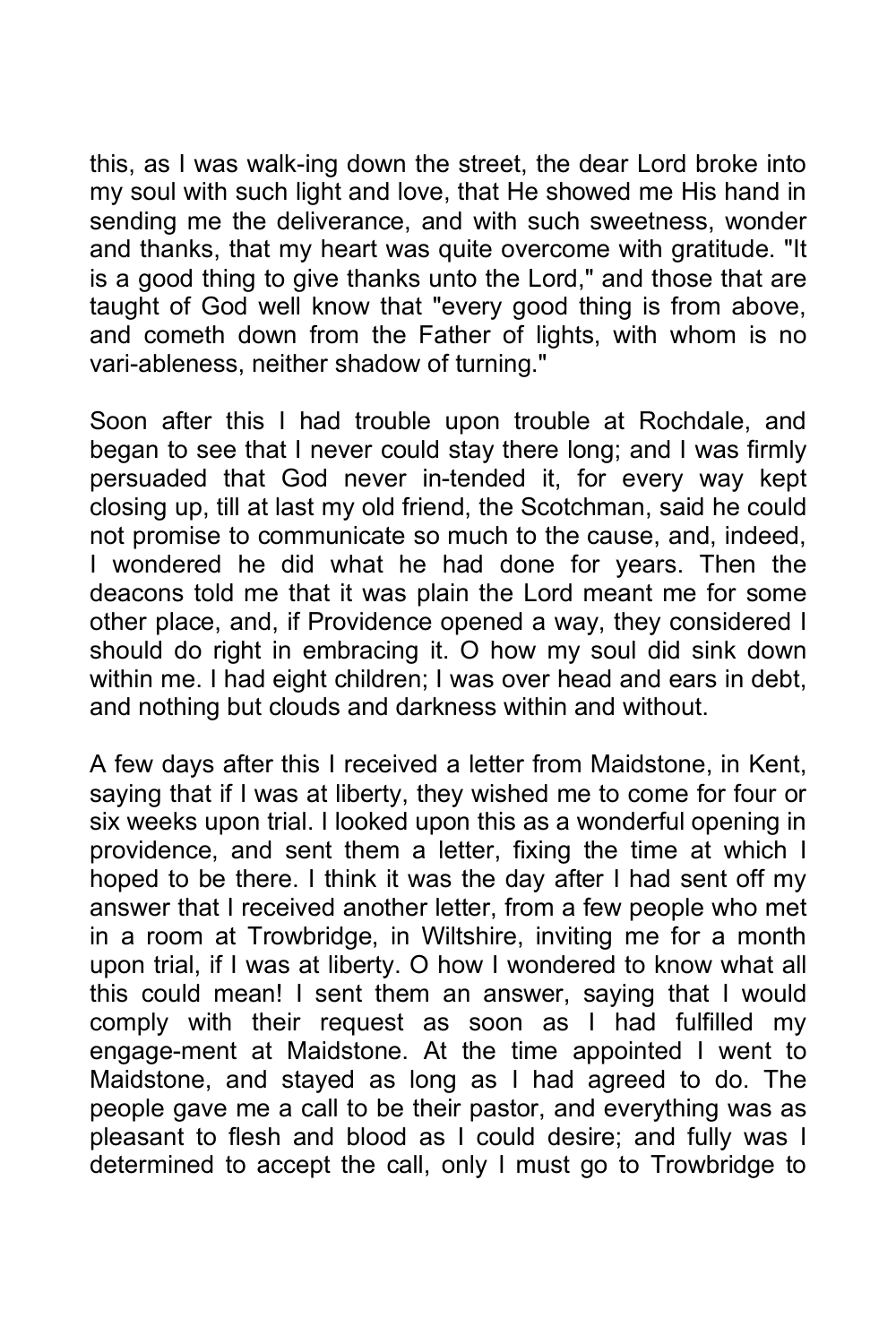this, as I was walk-ing down the street, the dear Lord broke into my soul with such light and love, that He showed me His hand in sending me the deliverance, and with such sweetness, wonder and thanks, that my heart was quite overcome with gratitude. "It is a good thing to give thanks unto the Lord," and those that are taught of God well know that "every good thing is from above, and cometh down from the Father of lights, with whom is no vari-ableness, neither shadow of turning."

Soon after this I had trouble upon trouble at Rochdale, and began to see that I never could stay there long; and I was firmly persuaded that God never in-tended it, for every way kept closing up, till at last my old friend, the Scotchman, said he could not promise to communicate so much to the cause, and, indeed, I wondered he did what he had done for years. Then the deacons told me that it was plain the Lord meant me for some other place, and, if Providence opened a way, they considered I should do right in embracing it. O how my soul did sink down within me. I had eight children; I was over head and ears in debt, and nothing but clouds and darkness within and without.

A few days after this I received a letter from Maidstone, in Kent, saying that if I was at liberty, they wished me to come for four or six weeks upon trial. I looked upon this as a wonderful opening in providence, and sent them a letter, fixing the time at which I hoped to be there. I think it was the day after I had sent off my answer that I received another letter, from a few people who met in a room at Trowbridge, in Wiltshire, inviting me for a month upon trial, if I was at liberty. O how I wondered to know what all this could mean! I sent them an answer, saying that I would comply with their request as soon as I had fulfilled my engage-ment at Maidstone. At the time appointed I went to Maidstone, and stayed as long as I had agreed to do. The people gave me a call to be their pastor, and everything was as pleasant to flesh and blood as I could desire; and fully was I determined to accept the call, only I must go to Trowbridge to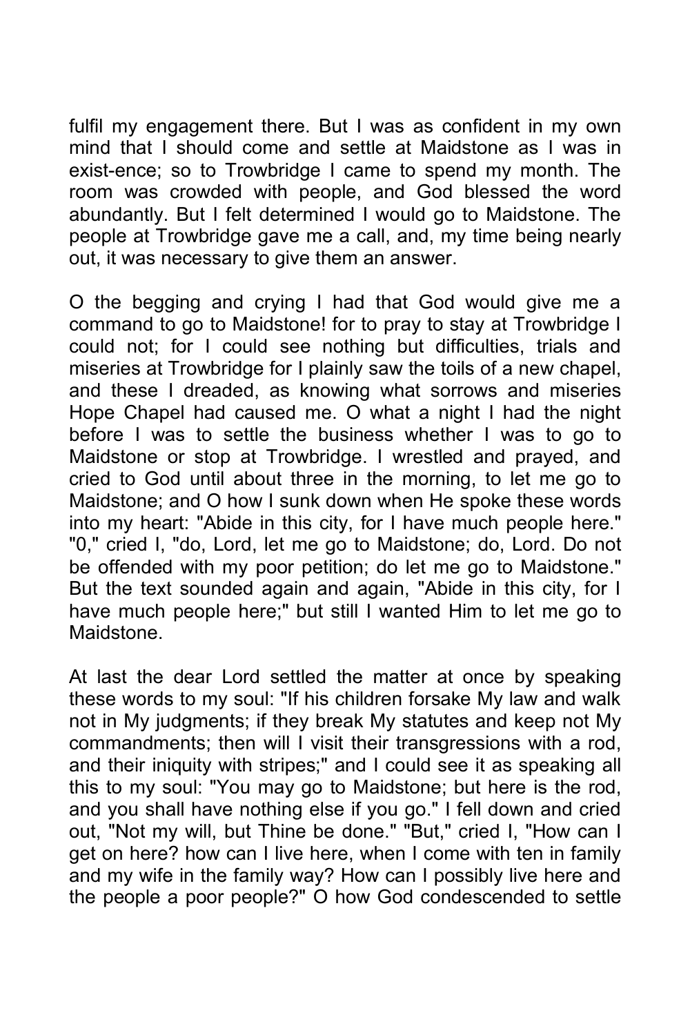fulfil my engagement there. But I was as confident in my own mind that I should come and settle at Maidstone as I was in exist-ence; so to Trowbridge I came to spend my month. The room was crowded with people, and God blessed the word abundantly. But I felt determined I would go to Maidstone. The people at Trowbridge gave me a call, and, my time being nearly out, it was necessary to give them an answer.

O the begging and crying I had that God would give me a command to go to Maidstone! for to pray to stay at Trowbridge I could not; for I could see nothing but difficulties, trials and miseries at Trowbridge for I plainly saw the toils of a new chapel, and these I dreaded, as knowing what sorrows and miseries Hope Chapel had caused me. O what a night I had the night before I was to settle the business whether I was to go to Maidstone or stop at Trowbridge. I wrestled and prayed, and cried to God until about three in the morning, to let me go to Maidstone; and O how I sunk down when He spoke these words into my heart: "Abide in this city, for I have much people here." "0," cried I, "do, Lord, let me go to Maidstone; do, Lord. Do not be offended with my poor petition; do let me go to Maidstone." But the text sounded again and again, "Abide in this city, for I have much people here;" but still I wanted Him to let me go to Maidstone.

At last the dear Lord settled the matter at once by speaking these words to my soul: "If his children forsake My law and walk not in My judgments; if they break My statutes and keep not My commandments; then will I visit their transgressions with a rod, and their iniquity with stripes;" and I could see it as speaking all this to my soul: "You may go to Maidstone; but here is the rod, and you shall have nothing else if you go." I fell down and cried out, "Not my will, but Thine be done." "But," cried I, "How can I get on here? how can I live here, when I come with ten in family and my wife in the family way? How can I possibly live here and the people a poor people?" O how God condescended to settle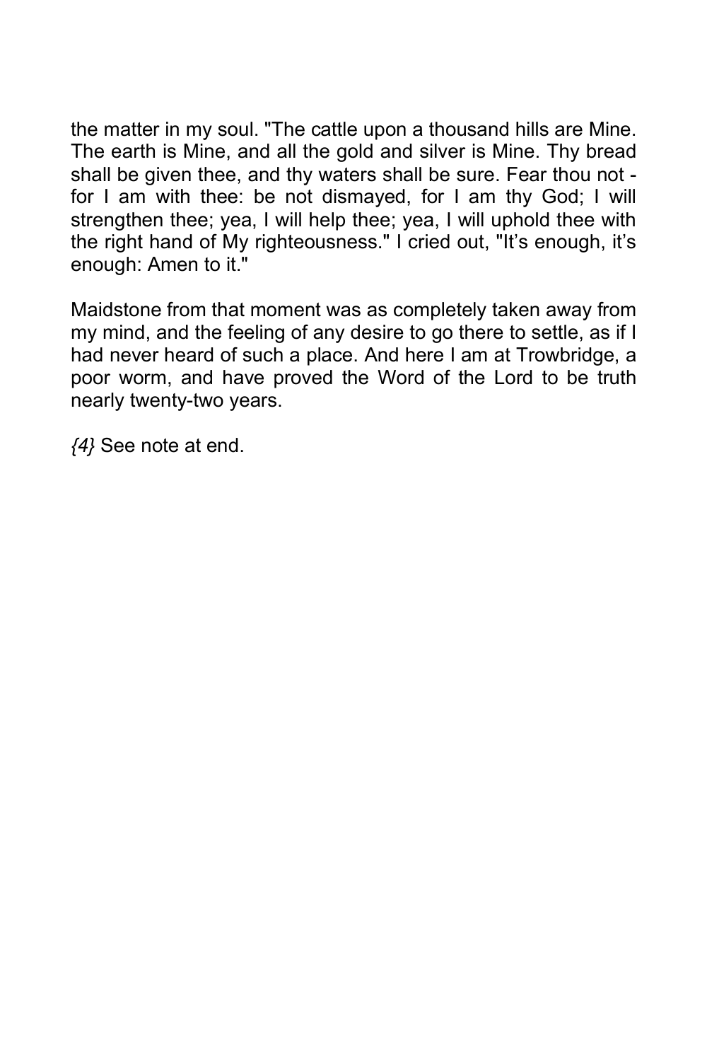the matter in my soul. "The cattle upon a thousand hills are Mine. The earth is Mine, and all the gold and silver is Mine. Thy bread shall be given thee, and thy waters shall be sure. Fear thou not - for I am with thee: be not dismayed, for I am thy God; I will strengthen thee; yea, I will help thee; yea, I will uphold thee with the right hand of My righteousness." I cried out, "It's enough, it's enough: Amen to it."

Maidstone from that moment was as completely taken away from my mind, and the feeling of any desire to go there to settle, as if I had never heard of such a place. And here I am at Trowbridge, a poor worm, and have proved the Word of the Lord to be truth nearly twenty-two years.

*{4}* See note at end.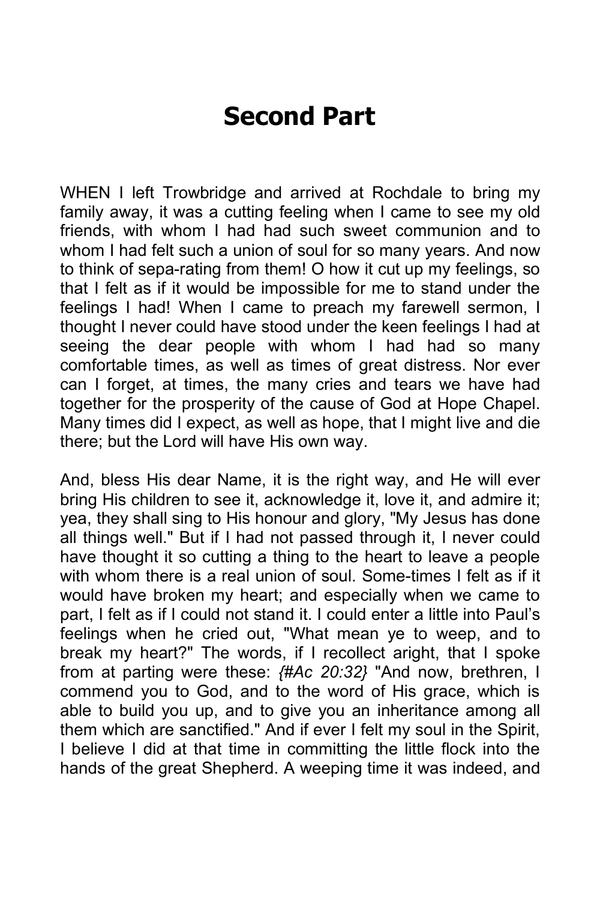# Second Part

WHEN I left Trowbridge and arrived at Rochdale to bring my family away, it was a cutting feeling when I came to see my old friends, with whom I had had such sweet communion and to whom I had felt such a union of soul for so many years. And now to think of sepa-rating from them! O how it cut up my feelings, so that I felt as if it would be impossible for me to stand under the feelings I had! When I came to preach my farewell sermon, I thought I never could have stood under the keen feelings I had at seeing the dear people with whom I had had so many comfortable times, as well as times of great distress. Nor ever can I forget, at times, the many cries and tears we have had together for the prosperity of the cause of God at Hope Chapel. Many times did I expect, as well as hope, that I might live and die there; but the Lord will have His own way.

And, bless His dear Name, it is the right way, and He will ever bring His children to see it, acknowledge it, love it, and admire it; yea, they shall sing to His honour and glory, "My Jesus has done all things well." But if I had not passed through it, I never could have thought it so cutting a thing to the heart to leave a people with whom there is a real union of soul. Some-times I felt as if it would have broken my heart; and especially when we came to part, I felt as if I could not stand it. I could enter a little into Paul's feelings when he cried out, "What mean ye to weep, and to break my heart?" The words, if I recollect aright, that I spoke from at parting were these: *{#Ac 20:32}* "And now, brethren, I commend you to God, and to the word of His grace, which is able to build you up, and to give you an inheritance among all them which are sanctified." And if ever I felt my soul in the Spirit, I believe I did at that time in committing the little flock into the hands of the great Shepherd. A weeping time it was indeed, and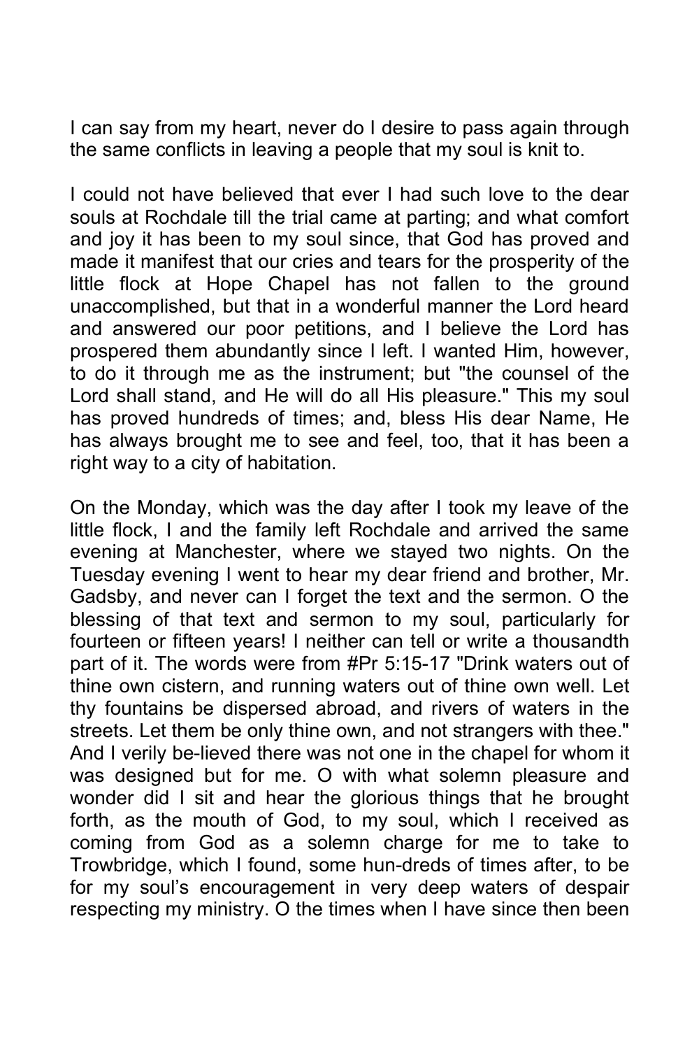I can say from my heart, never do I desire to pass again through the same conflicts in leaving a people that my soul is knit to.

I could not have believed that ever I had such love to the dear souls at Rochdale till the trial came at parting; and what comfort and joy it has been to my soul since, that God has proved and made it manifest that our cries and tears for the prosperity of the little flock at Hope Chapel has not fallen to the ground unaccomplished, but that in a wonderful manner the Lord heard and answered our poor petitions, and I believe the Lord has prospered them abundantly since I left. I wanted Him, however, to do it through me as the instrument; but "the counsel of the Lord shall stand, and He will do all His pleasure." This my soul has proved hundreds of times; and, bless His dear Name, He has always brought me to see and feel, too, that it has been a right way to a city of habitation.

On the Monday, which was the day after I took my leave of the little flock, I and the family left Rochdale and arrived the same evening at Manchester, where we stayed two nights. On the Tuesday evening I went to hear my dear friend and brother, Mr. Gadsby, and never can I forget the text and the sermon. O the blessing of that text and sermon to my soul, particularly for fourteen or fifteen years! I neither can tell or write a thousandth part of it. The words were from #Pr 5:15-17 "Drink waters out of thine own cistern, and running waters out of thine own well. Let thy fountains be dispersed abroad, and rivers of waters in the streets. Let them be only thine own, and not strangers with thee." And I verily be-lieved there was not one in the chapel for whom it was designed but for me. O with what solemn pleasure and wonder did I sit and hear the glorious things that he brought forth, as the mouth of God, to my soul, which I received as coming from God as a solemn charge for me to take to Trowbridge, which I found, some hun-dreds of times after, to be for my soul's encouragement in very deep waters of despair respecting my ministry. O the times when I have since then been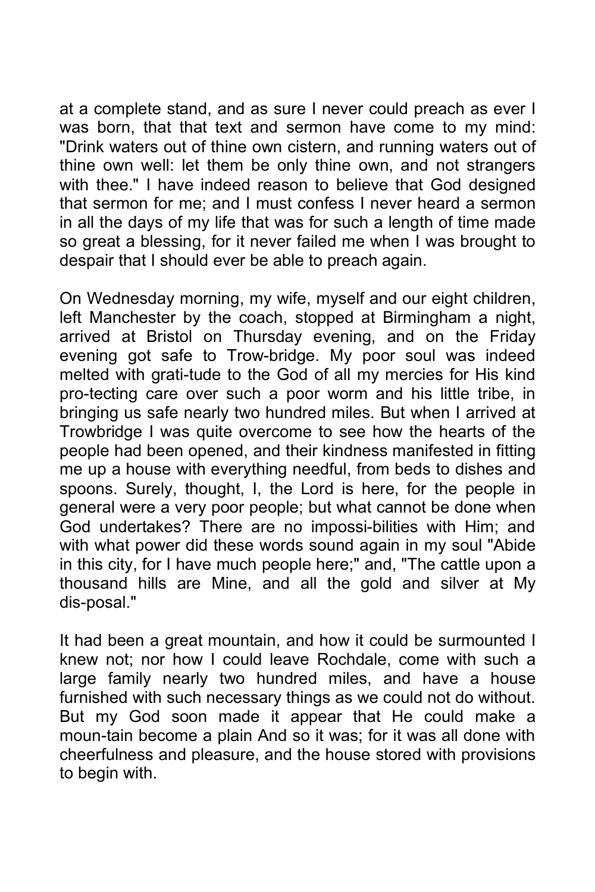at a complete stand, and as sure I never could preach as ever I was born, that that text and sermon have come to my mind: "Drink waters out of thine own cistern, and running waters out of thine own well: let them be only thine own, and not strangers with thee." I have indeed reason to believe that God designed that sermon for me; and I must confess I never heard a sermon in all the days of my life that was for such a length of time made so great a blessing, for it never failed me when I was brought to despair that I should ever be able to preach again.

On Wednesday morning, my wife, myself and our eight children, left Manchester by the coach, stopped at Birmingham a night, arrived at Bristol on Thursday evening, and on the Friday evening got safe to Trow-bridge. My poor soul was indeed melted with grati-tude to the God of all my mercies for His kind pro-tecting care over such a poor worm and his little tribe, in bringing us safe nearly two hundred miles. But when I arrived at Trowbridge I was quite overcome to see how the hearts of the people had been opened, and their kindness manifested in fitting me up a house with everything needful, from beds to dishes and spoons. Surely, thought, I, the Lord is here, for the people in general were a very poor people; but what cannot be done when God undertakes? There are no impossi-bilities with Him; and with what power did these words sound again in my soul "Abide in this city, for I have much people here;" and, "The cattle upon a thousand hills are Mine, and all the gold and silver at My dis-posal."

It had been a great mountain, and how it could be surmounted I knew not; nor how I could leave Rochdale, come with such a large family nearly two hundred miles, and have a house furnished with such necessary things as we could not do without. But my God soon made it appear that He could make a moun-tain become a plain And so it was; for it was all done with cheerfulness and pleasure, and the house stored with provisions to begin with.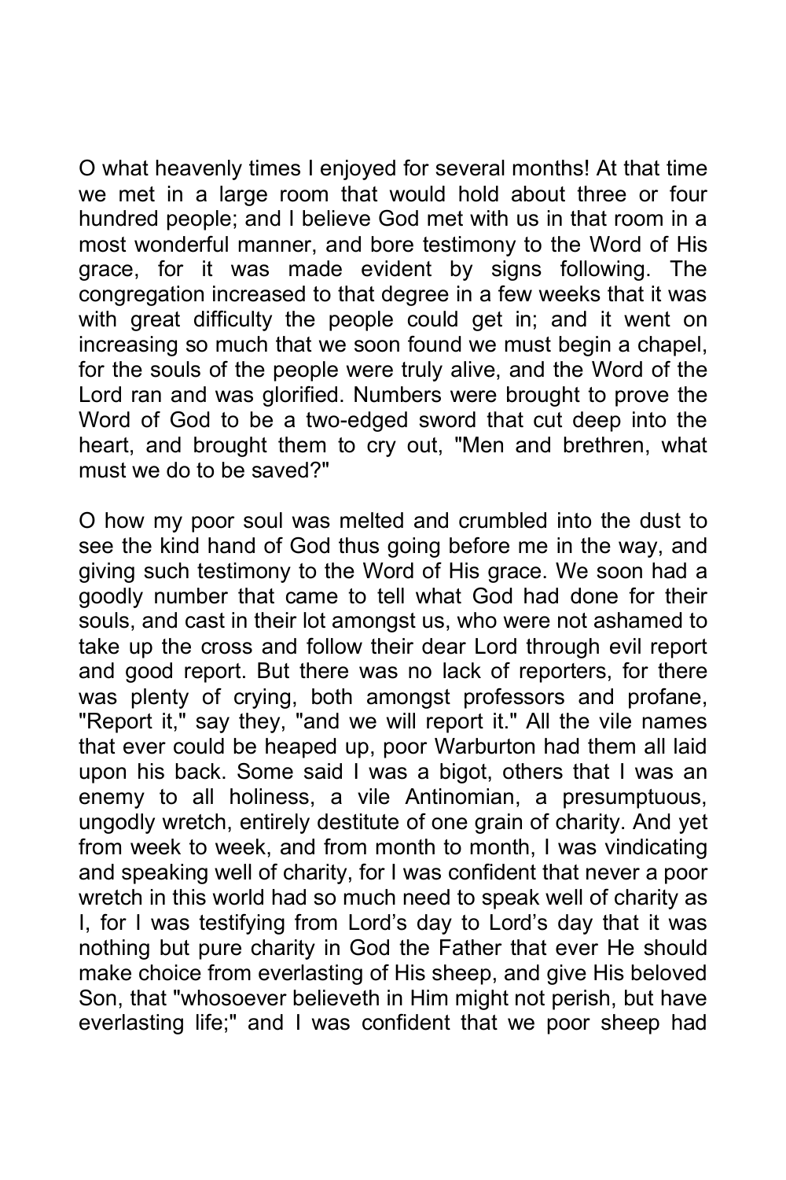O what heavenly times I enjoyed for several months! At that time we met in a large room that would hold about three or four hundred people; and I believe God met with us in that room in a most wonderful manner, and bore testimony to the Word of His grace, for it was made evident by signs following. The congregation increased to that degree in a few weeks that it was with great difficulty the people could get in; and it went on increasing so much that we soon found we must begin a chapel, for the souls of the people were truly alive, and the Word of the Lord ran and was glorified. Numbers were brought to prove the Word of God to be a two-edged sword that cut deep into the heart, and brought them to cry out, "Men and brethren, what must we do to be saved?"

O how my poor soul was melted and crumbled into the dust to see the kind hand of God thus going before me in the way, and giving such testimony to the Word of His grace. We soon had a goodly number that came to tell what God had done for their souls, and cast in their lot amongst us, who were not ashamed to take up the cross and follow their dear Lord through evil report and good report. But there was no lack of reporters, for there was plenty of crying, both amongst professors and profane, "Report it," say they, "and we will report it." All the vile names that ever could be heaped up, poor Warburton had them all laid upon his back. Some said I was a bigot, others that I was an enemy to all holiness, a vile Antinomian, a presumptuous, ungodly wretch, entirely destitute of one grain of charity. And yet from week to week, and from month to month, I was vindicating and speaking well of charity, for I was confident that never a poor wretch in this world had so much need to speak well of charity as I, for I was testifying from Lord's day to Lord's day that it was nothing but pure charity in God the Father that ever He should make choice from everlasting of His sheep, and give His beloved Son, that "whosoever believeth in Him might not perish, but have everlasting life;" and I was confident that we poor sheep had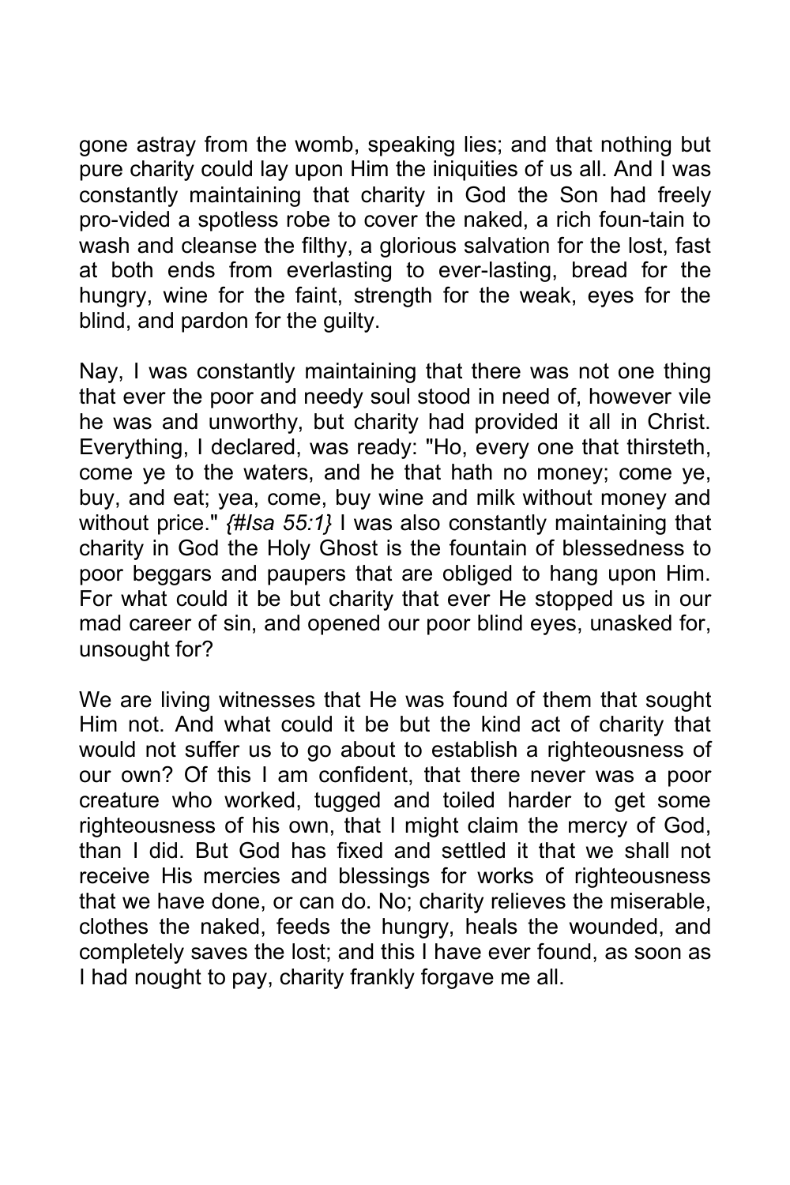gone astray from the womb, speaking lies; and that nothing but pure charity could lay upon Him the iniquities of us all. And I was constantly maintaining that charity in God the Son had freely pro-vided a spotless robe to cover the naked, a rich foun-tain to wash and cleanse the filthy, a glorious salvation for the lost, fast at both ends from everlasting to ever-lasting, bread for the hungry, wine for the faint, strength for the weak, eyes for the blind, and pardon for the guilty.

Nay, I was constantly maintaining that there was not one thing that ever the poor and needy soul stood in need of, however vile he was and unworthy, but charity had provided it all in Christ. Everything, I declared, was ready: "Ho, every one that thirsteth, come ye to the waters, and he that hath no money; come ye, buy, and eat; yea, come, buy wine and milk without money and without price." *{#Isa 55:1}* I was also constantly maintaining that charity in God the Holy Ghost is the fountain of blessedness to poor beggars and paupers that are obliged to hang upon Him. For what could it be but charity that ever He stopped us in our mad career of sin, and opened our poor blind eyes, unasked for, unsought for?

We are living witnesses that He was found of them that sought Him not. And what could it be but the kind act of charity that would not suffer us to go about to establish a righteousness of our own? Of this I am confident, that there never was a poor creature who worked, tugged and toiled harder to get some righteousness of his own, that I might claim the mercy of God, than I did. But God has fixed and settled it that we shall not receive His mercies and blessings for works of righteousness that we have done, or can do. No; charity relieves the miserable, clothes the naked, feeds the hungry, heals the wounded, and completely saves the lost; and this I have ever found, as soon as I had nought to pay, charity frankly forgave me all.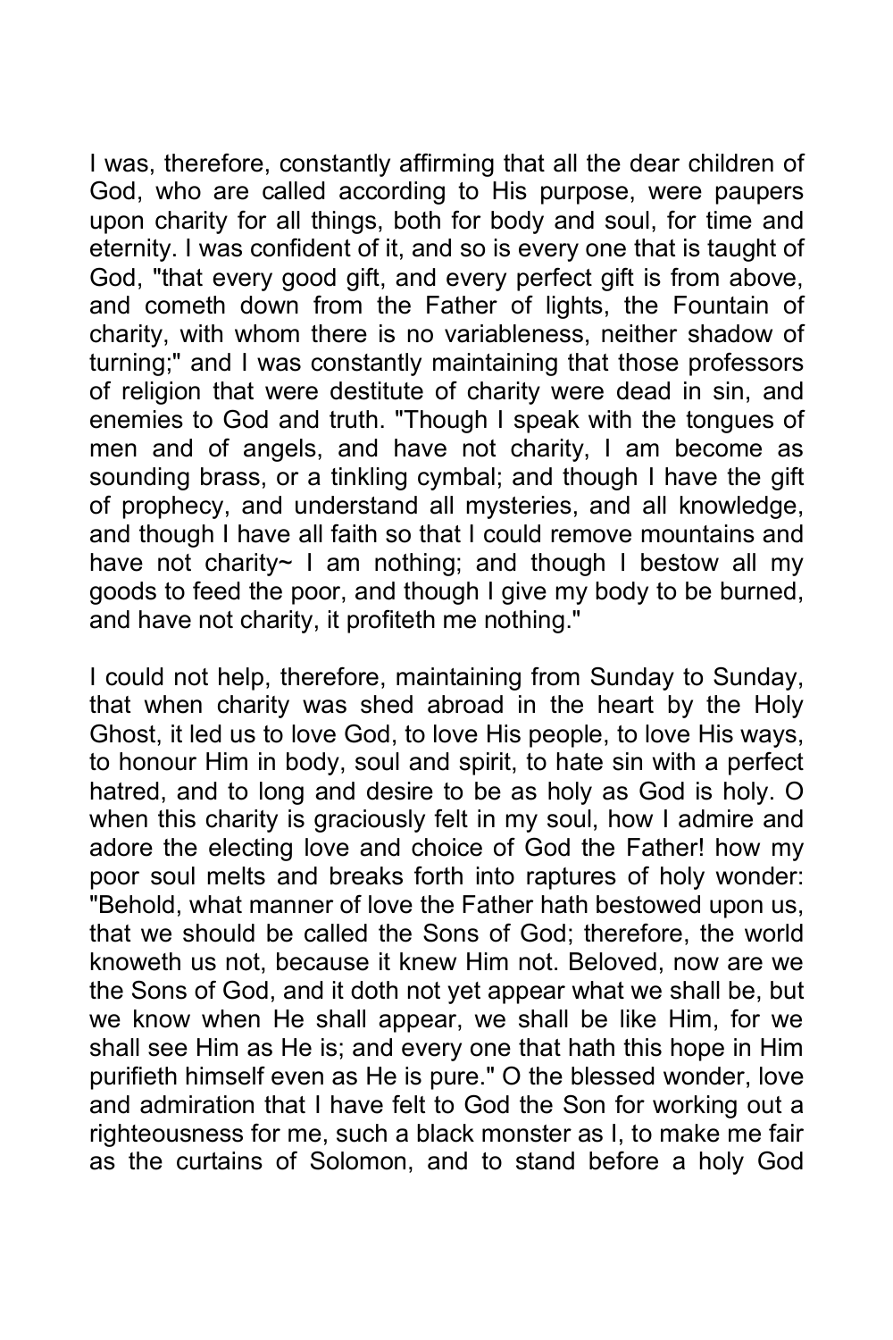I was, therefore, constantly affirming that all the dear children of God, who are called according to His purpose, were paupers upon charity for all things, both for body and soul, for time and eternity. I was confident of it, and so is every one that is taught of God, "that every good gift, and every perfect gift is from above, and cometh down from the Father of lights, the Fountain of charity, with whom there is no variableness, neither shadow of turning;" and I was constantly maintaining that those professors of religion that were destitute of charity were dead in sin, and enemies to God and truth. "Though I speak with the tongues of men and of angels, and have not charity, I am become as sounding brass, or a tinkling cymbal; and though I have the gift of prophecy, and understand all mysteries, and all knowledge, and though I have all faith so that I could remove mountains and have not charity~ I am nothing; and though I bestow all my goods to feed the poor, and though I give my body to be burned, and have not charity, it profiteth me nothing."

I could not help, therefore, maintaining from Sunday to Sunday, that when charity was shed abroad in the heart by the Holy Ghost, it led us to love God, to love His people, to love His ways, to honour Him in body, soul and spirit, to hate sin with a perfect hatred, and to long and desire to be as holy as God is holy. O when this charity is graciously felt in my soul, how I admire and adore the electing love and choice of God the Father! how my poor soul melts and breaks forth into raptures of holy wonder: "Behold, what manner of love the Father hath bestowed upon us, that we should be called the Sons of God; therefore, the world knoweth us not, because it knew Him not. Beloved, now are we the Sons of God, and it doth not yet appear what we shall be, but we know when He shall appear, we shall be like Him, for we shall see Him as He is; and every one that hath this hope in Him purifieth himself even as He is pure." O the blessed wonder, love and admiration that I have felt to God the Son for working out a righteousness for me, such a black monster as I, to make me fair as the curtains of Solomon, and to stand before a holy God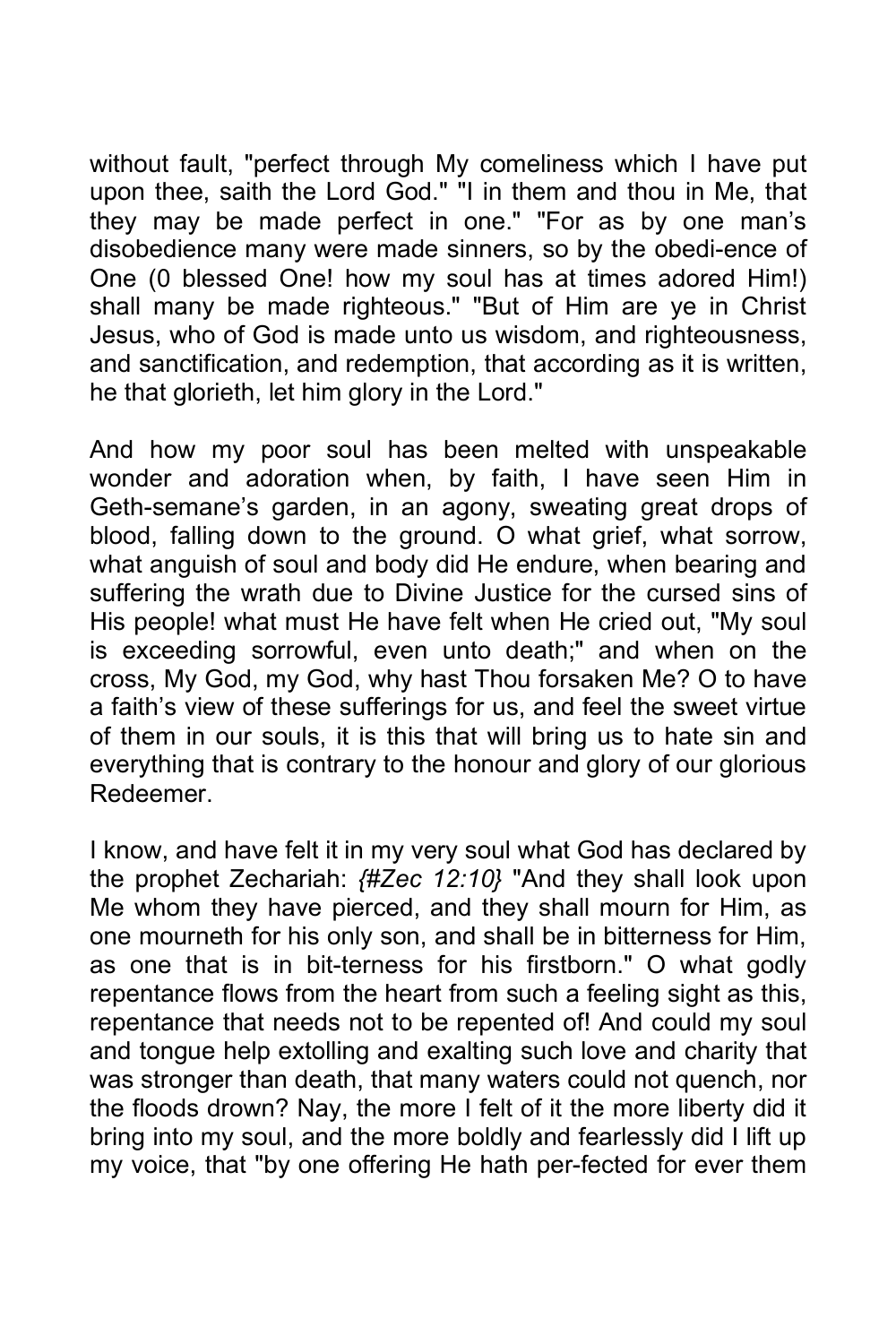without fault, "perfect through My comeliness which I have put upon thee, saith the Lord God." "I in them and thou in Me, that they may be made perfect in one." "For as by one man's disobedience many were made sinners, so by the obedi-ence of One (0 blessed One! how my soul has at times adored Him!) shall many be made righteous." "But of Him are ye in Christ Jesus, who of God is made unto us wisdom, and righteousness, and sanctification, and redemption, that according as it is written, he that glorieth, let him glory in the Lord."

And how my poor soul has been melted with unspeakable wonder and adoration when, by faith, I have seen Him in Geth-semane's garden, in an agony, sweating great drops of blood, falling down to the ground. O what grief, what sorrow, what anguish of soul and body did He endure, when bearing and suffering the wrath due to Divine Justice for the cursed sins of His people! what must He have felt when He cried out, "My soul is exceeding sorrowful, even unto death;" and when on the cross, My God, my God, why hast Thou forsaken Me? O to have a faith's view of these sufferings for us, and feel the sweet virtue of them in our souls, it is this that will bring us to hate sin and everything that is contrary to the honour and glory of our glorious Redeemer.

I know, and have felt it in my very soul what God has declared by the prophet Zechariah: *{#Zec 12:10}* "And they shall look upon Me whom they have pierced, and they shall mourn for Him, as one mourneth for his only son, and shall be in bitterness for Him, as one that is in bit-terness for his firstborn." O what godly repentance flows from the heart from such a feeling sight as this, repentance that needs not to be repented of! And could my soul and tongue help extolling and exalting such love and charity that was stronger than death, that many waters could not quench, nor the floods drown? Nay, the more I felt of it the more liberty did it bring into my soul, and the more boldly and fearlessly did I lift up my voice, that "by one offering He hath per-fected for ever them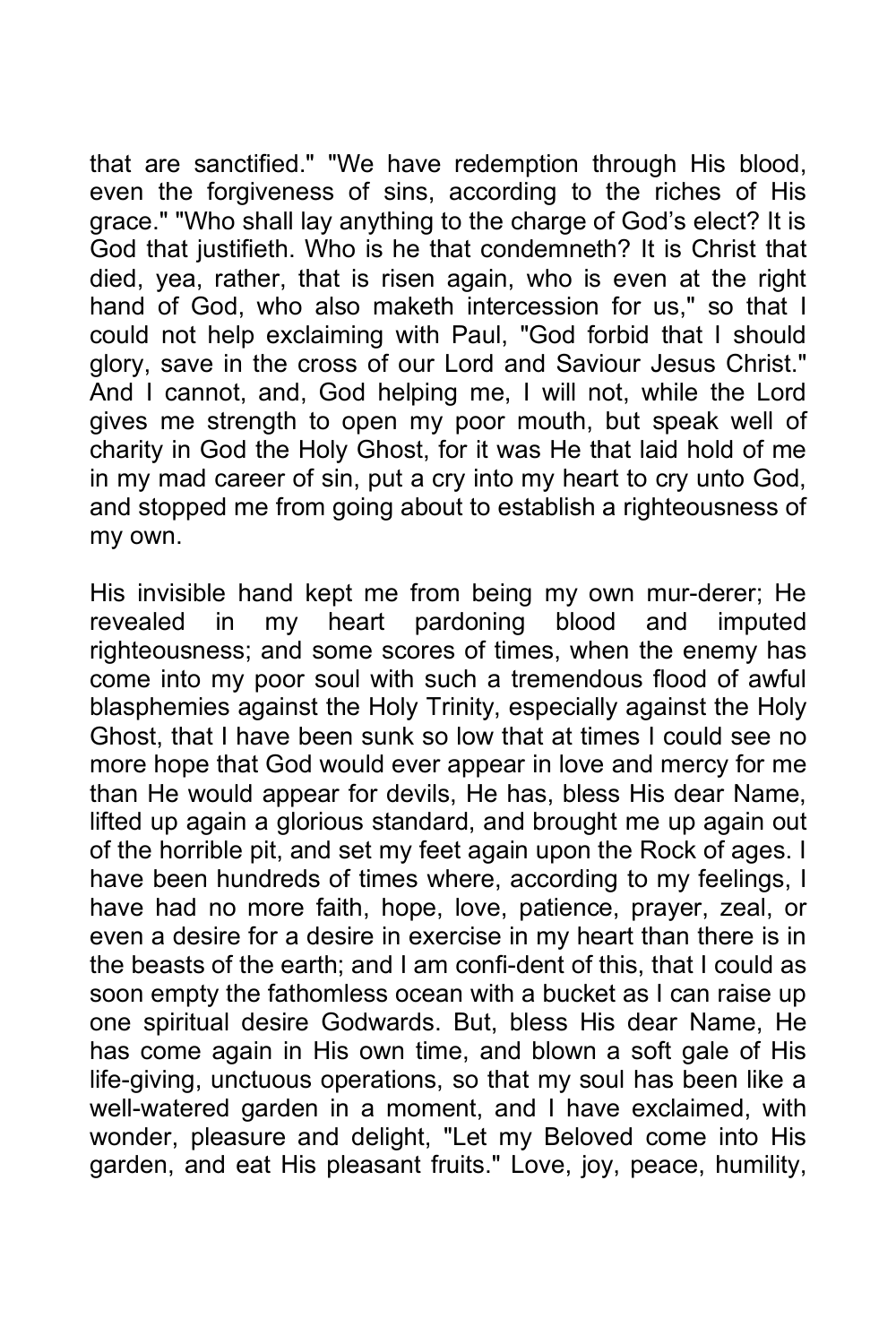that are sanctified." "We have redemption through His blood, even the forgiveness of sins, according to the riches of His grace." "Who shall lay anything to the charge of God's elect? It is God that justifieth. Who is he that condemneth? It is Christ that died, yea, rather, that is risen again, who is even at the right hand of God, who also maketh intercession for us," so that I could not help exclaiming with Paul, "God forbid that I should glory, save in the cross of our Lord and Saviour Jesus Christ." And I cannot, and, God helping me, I will not, while the Lord gives me strength to open my poor mouth, but speak well of charity in God the Holy Ghost, for it was He that laid hold of me in my mad career of sin, put a cry into my heart to cry unto God, and stopped me from going about to establish a righteousness of my own.

His invisible hand kept me from being my own mur-derer; He revealed in my heart pardoning blood and imputed righteousness; and some scores of times, when the enemy has come into my poor soul with such a tremendous flood of awful blasphemies against the Holy Trinity, especially against the Holy Ghost, that I have been sunk so low that at times I could see no more hope that God would ever appear in love and mercy for me than He would appear for devils, He has, bless His dear Name, lifted up again a glorious standard, and brought me up again out of the horrible pit, and set my feet again upon the Rock of ages. I have been hundreds of times where, according to my feelings, I have had no more faith, hope, love, patience, prayer, zeal, or even a desire for a desire in exercise in my heart than there is in the beasts of the earth; and I am confi-dent of this, that I could as soon empty the fathomless ocean with a bucket as I can raise up one spiritual desire Godwards. But, bless His dear Name, He has come again in His own time, and blown a soft gale of His life-giving, unctuous operations, so that my soul has been like a well-watered garden in a moment, and I have exclaimed, with wonder, pleasure and delight, "Let my Beloved come into His garden, and eat His pleasant fruits." Love, joy, peace, humility,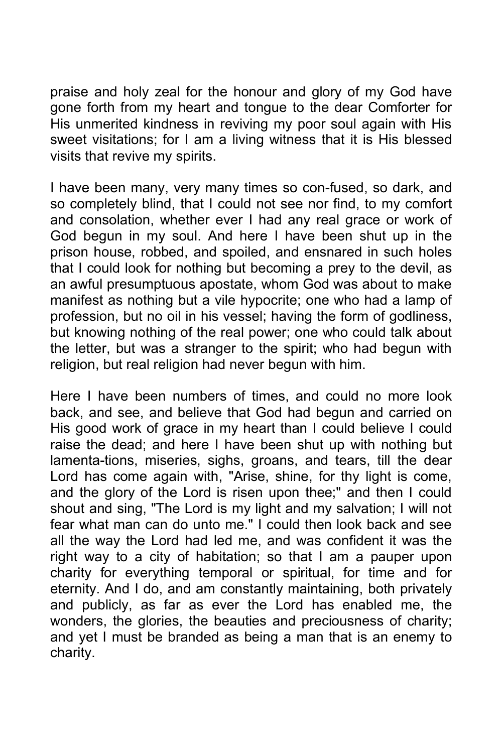praise and holy zeal for the honour and glory of my God have gone forth from my heart and tongue to the dear Comforter for His unmerited kindness in reviving my poor soul again with His sweet visitations; for I am a living witness that it is His blessed visits that revive my spirits.

I have been many, very many times so con-fused, so dark, and so completely blind, that I could not see nor find, to my comfort and consolation, whether ever I had any real grace or work of God begun in my soul. And here I have been shut up in the prison house, robbed, and spoiled, and ensnared in such holes that I could look for nothing but becoming a prey to the devil, as an awful presumptuous apostate, whom God was about to make manifest as nothing but a vile hypocrite; one who had a lamp of profession, but no oil in his vessel; having the form of godliness, but knowing nothing of the real power; one who could talk about the letter, but was a stranger to the spirit; who had begun with religion, but real religion had never begun with him.

Here I have been numbers of times, and could no more look back, and see, and believe that God had begun and carried on His good work of grace in my heart than I could believe I could raise the dead; and here I have been shut up with nothing but lamenta-tions, miseries, sighs, groans, and tears, till the dear Lord has come again with, "Arise, shine, for thy light is come, and the glory of the Lord is risen upon thee;" and then I could shout and sing, "The Lord is my light and my salvation; I will not fear what man can do unto me." I could then look back and see all the way the Lord had led me, and was confident it was the right way to a city of habitation; so that I am a pauper upon charity for everything temporal or spiritual, for time and for eternity. And I do, and am constantly maintaining, both privately and publicly, as far as ever the Lord has enabled me, the wonders, the glories, the beauties and preciousness of charity; and yet I must be branded as being a man that is an enemy to charity.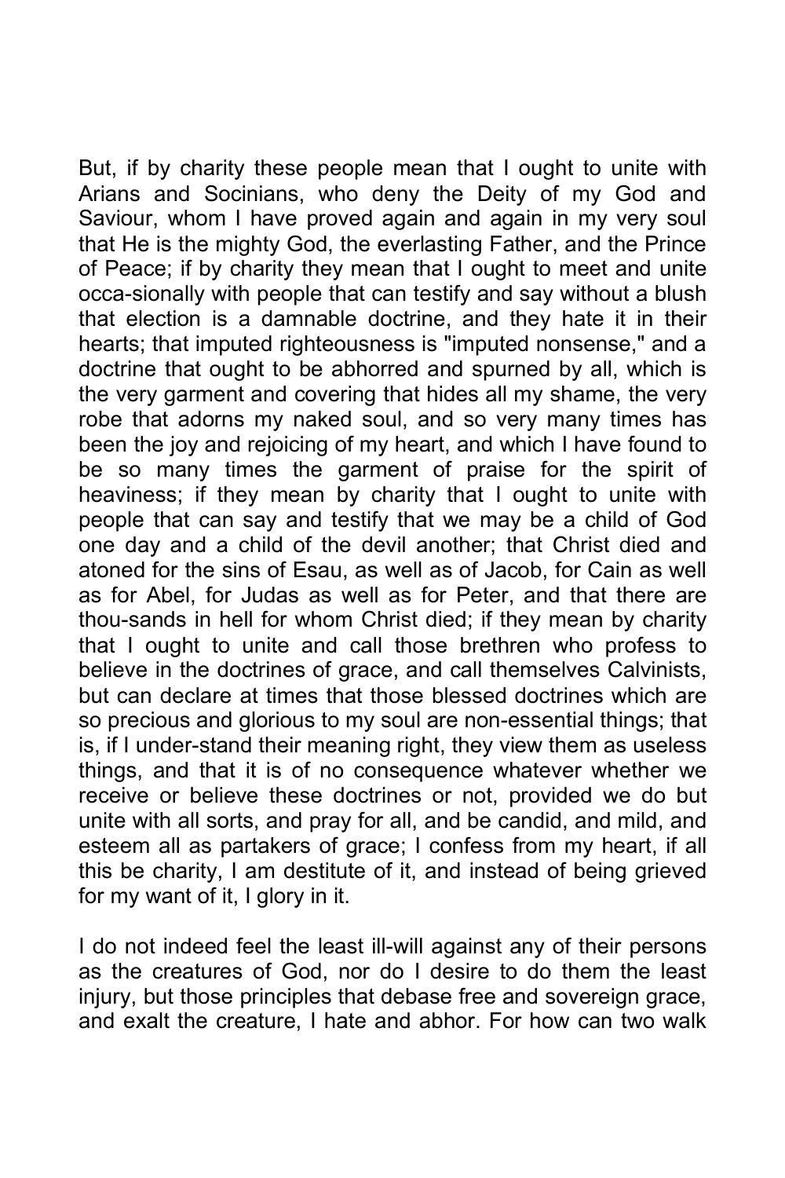But, if by charity these people mean that I ought to unite with Arians and Socinians, who deny the Deity of my God and Saviour, whom I have proved again and again in my very soul that He is the mighty God, the everlasting Father, and the Prince of Peace; if by charity they mean that I ought to meet and unite occa-sionally with people that can testify and say without a blush that election is a damnable doctrine, and they hate it in their hearts; that imputed righteousness is "imputed nonsense," and a doctrine that ought to be abhorred and spurned by all, which is the very garment and covering that hides all my shame, the very robe that adorns my naked soul, and so very many times has been the joy and rejoicing of my heart, and which I have found to be so many times the garment of praise for the spirit of heaviness; if they mean by charity that I ought to unite with people that can say and testify that we may be a child of God one day and a child of the devil another; that Christ died and atoned for the sins of Esau, as well as of Jacob, for Cain as well as for Abel, for Judas as well as for Peter, and that there are thou-sands in hell for whom Christ died; if they mean by charity that I ought to unite and call those brethren who profess to believe in the doctrines of grace, and call themselves Calvinists, but can declare at times that those blessed doctrines which are so precious and glorious to my soul are non-essential things; that is, if I under-stand their meaning right, they view them as useless things, and that it is of no consequence whatever whether we receive or believe these doctrines or not, provided we do but unite with all sorts, and pray for all, and be candid, and mild, and esteem all as partakers of grace; I confess from my heart, if all this be charity, I am destitute of it, and instead of being grieved for my want of it, I glory in it.

I do not indeed feel the least ill-will against any of their persons as the creatures of God, nor do I desire to do them the least injury, but those principles that debase free and sovereign grace, and exalt the creature, I hate and abhor. For how can two walk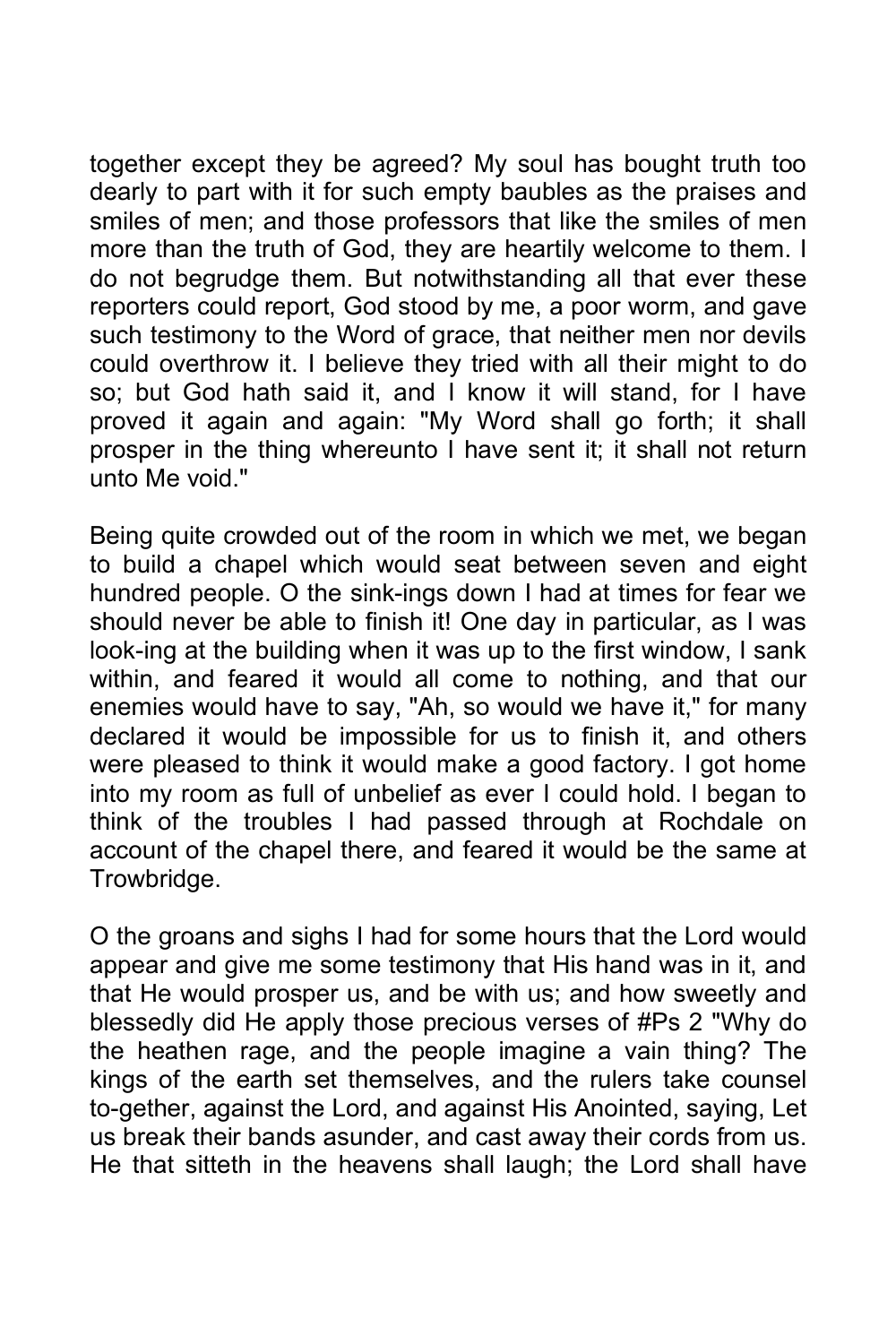together except they be agreed? My soul has bought truth too dearly to part with it for such empty baubles as the praises and smiles of men; and those professors that like the smiles of men more than the truth of God, they are heartily welcome to them. I do not begrudge them. But notwithstanding all that ever these reporters could report, God stood by me, a poor worm, and gave such testimony to the Word of grace, that neither men nor devils could overthrow it. I believe they tried with all their might to do so; but God hath said it, and I know it will stand, for I have proved it again and again: "My Word shall go forth; it shall prosper in the thing whereunto I have sent it; it shall not return unto Me void."

Being quite crowded out of the room in which we met, we began to build a chapel which would seat between seven and eight hundred people. O the sink-ings down I had at times for fear we should never be able to finish it! One day in particular, as I was look-ing at the building when it was up to the first window, I sank within, and feared it would all come to nothing, and that our enemies would have to say, "Ah, so would we have it," for many declared it would be impossible for us to finish it, and others were pleased to think it would make a good factory. I got home into my room as full of unbelief as ever I could hold. I began to think of the troubles I had passed through at Rochdale on account of the chapel there, and feared it would be the same at Trowbridge.

O the groans and sighs I had for some hours that the Lord would appear and give me some testimony that His hand was in it, and that He would prosper us, and be with us; and how sweetly and blessedly did He apply those precious verses of #Ps 2 "Why do the heathen rage, and the people imagine a vain thing? The kings of the earth set themselves, and the rulers take counsel to-gether, against the Lord, and against His Anointed, saying, Let us break their bands asunder, and cast away their cords from us. He that sitteth in the heavens shall laugh; the Lord shall have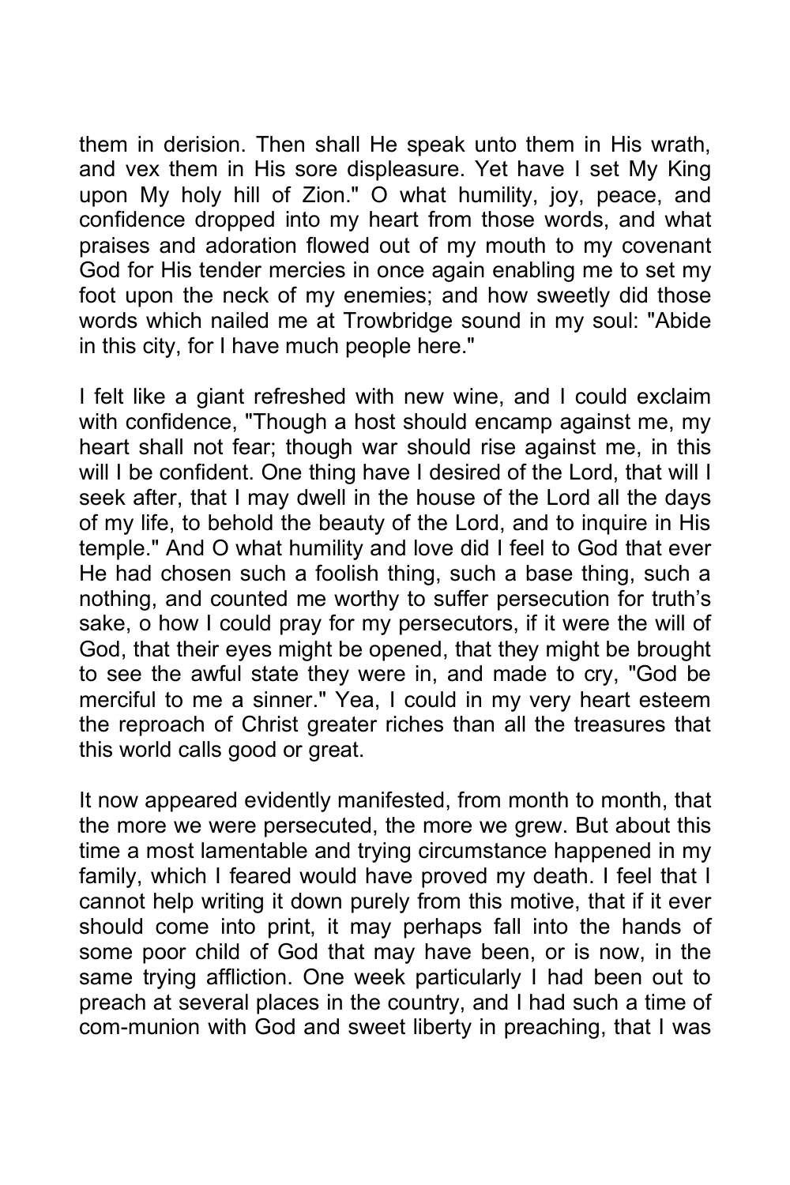them in derision. Then shall He speak unto them in His wrath, and vex them in His sore displeasure. Yet have I set My King upon My holy hill of Zion." O what humility, joy, peace, and confidence dropped into my heart from those words, and what praises and adoration flowed out of my mouth to my covenant God for His tender mercies in once again enabling me to set my foot upon the neck of my enemies; and how sweetly did those words which nailed me at Trowbridge sound in my soul: "Abide in this city, for I have much people here."

I felt like a giant refreshed with new wine, and I could exclaim with confidence, "Though a host should encamp against me, my heart shall not fear; though war should rise against me, in this will I be confident. One thing have I desired of the Lord, that will I seek after, that I may dwell in the house of the Lord all the days of my life, to behold the beauty of the Lord, and to inquire in His temple." And O what humility and love did I feel to God that ever He had chosen such a foolish thing, such a base thing, such a nothing, and counted me worthy to suffer persecution for truth's sake, o how I could pray for my persecutors, if it were the will of God, that their eyes might be opened, that they might be brought to see the awful state they were in, and made to cry, "God be merciful to me a sinner." Yea, I could in my very heart esteem the reproach of Christ greater riches than all the treasures that this world calls good or great.

It now appeared evidently manifested, from month to month, that the more we were persecuted, the more we grew. But about this time a most lamentable and trying circumstance happened in my family, which I feared would have proved my death. I feel that I cannot help writing it down purely from this motive, that if it ever should come into print, it may perhaps fall into the hands of some poor child of God that may have been, or is now, in the same trying affliction. One week particularly I had been out to preach at several places in the country, and I had such a time of com-munion with God and sweet liberty in preaching, that I was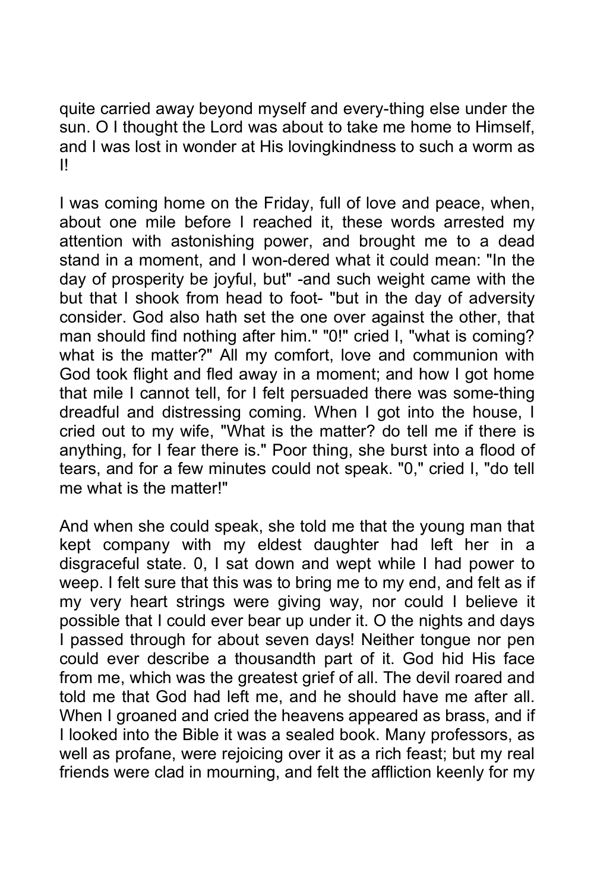quite carried away beyond myself and every-thing else under the sun. O I thought the Lord was about to take me home to Himself, and I was lost in wonder at His lovingkindness to such a worm as I!

I was coming home on the Friday, full of love and peace, when, about one mile before I reached it, these words arrested my attention with astonishing power, and brought me to a dead stand in a moment, and I won-dered what it could mean: "In the day of prosperity be joyful, but" -and such weight came with the but that I shook from head to foot- "but in the day of adversity consider. God also hath set the one over against the other, that man should find nothing after him." "0!" cried I, "what is coming? what is the matter?" All my comfort, love and communion with God took flight and fled away in a moment; and how I got home that mile I cannot tell, for I felt persuaded there was some-thing dreadful and distressing coming. When I got into the house, I cried out to my wife, "What is the matter? do tell me if there is anything, for I fear there is." Poor thing, she burst into a flood of tears, and for a few minutes could not speak. "0," cried I, "do tell me what is the matter!"

And when she could speak, she told me that the young man that kept company with my eldest daughter had left her in a disgraceful state. 0, I sat down and wept while I had power to weep. I felt sure that this was to bring me to my end, and felt as if my very heart strings were giving way, nor could I believe it possible that I could ever bear up under it. O the nights and days I passed through for about seven days! Neither tongue nor pen could ever describe a thousandth part of it. God hid His face from me, which was the greatest grief of all. The devil roared and told me that God had left me, and he should have me after all. When I groaned and cried the heavens appeared as brass, and if I looked into the Bible it was a sealed book. Many professors, as well as profane, were rejoicing over it as a rich feast; but my real friends were clad in mourning, and felt the affliction keenly for my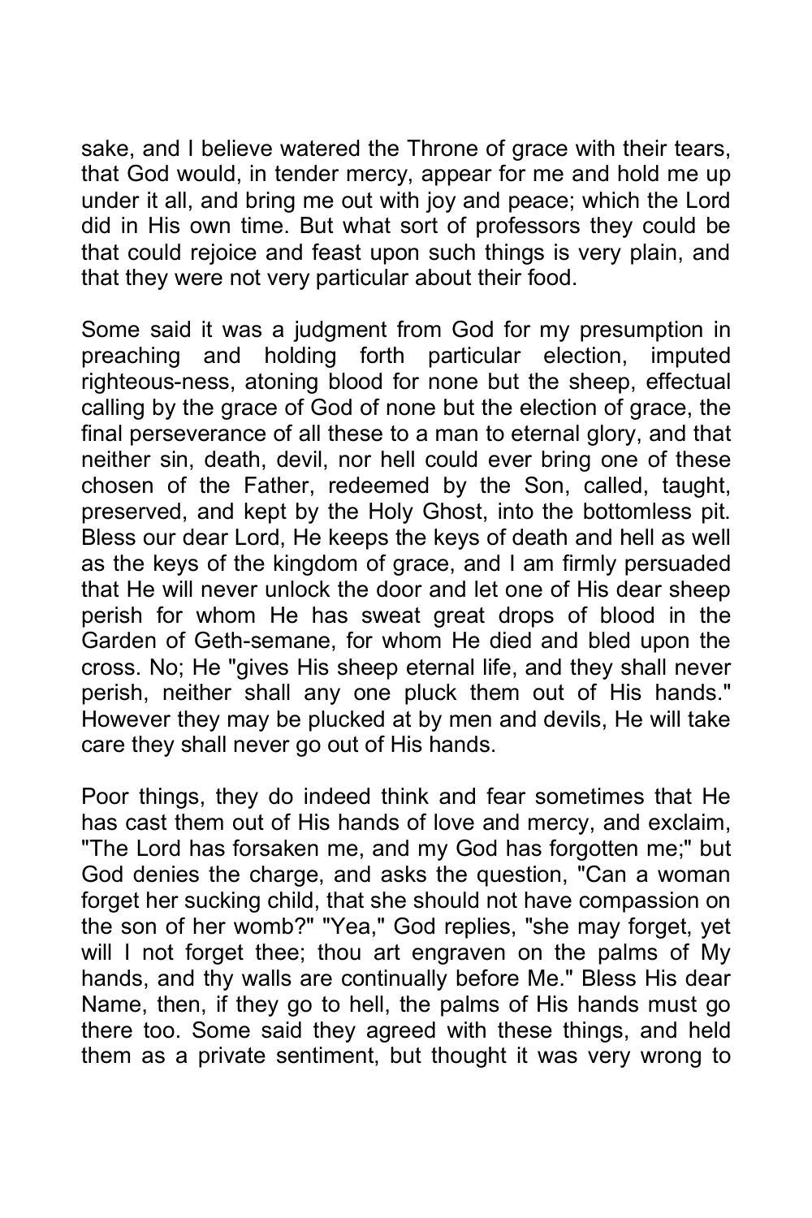sake, and I believe watered the Throne of grace with their tears, that God would, in tender mercy, appear for me and hold me up under it all, and bring me out with joy and peace; which the Lord did in His own time. But what sort of professors they could be that could rejoice and feast upon such things is very plain, and that they were not very particular about their food.

Some said it was a judgment from God for my presumption in preaching and holding forth particular election, imputed righteous-ness, atoning blood for none but the sheep, effectual calling by the grace of God of none but the election of grace, the final perseverance of all these to a man to eternal glory, and that neither sin, death, devil, nor hell could ever bring one of these chosen of the Father, redeemed by the Son, called, taught, preserved, and kept by the Holy Ghost, into the bottomless pit. Bless our dear Lord, He keeps the keys of death and hell as well as the keys of the kingdom of grace, and I am firmly persuaded that He will never unlock the door and let one of His dear sheep perish for whom He has sweat great drops of blood in the Garden of Geth-semane, for whom He died and bled upon the cross. No; He "gives His sheep eternal life, and they shall never perish, neither shall any one pluck them out of His hands." However they may be plucked at by men and devils, He will take care they shall never go out of His hands.

Poor things, they do indeed think and fear sometimes that He has cast them out of His hands of love and mercy, and exclaim, "The Lord has forsaken me, and my God has forgotten me;" but God denies the charge, and asks the question, "Can a woman forget her sucking child, that she should not have compassion on the son of her womb?" "Yea," God replies, "she may forget, yet will I not forget thee; thou art engraven on the palms of My hands, and thy walls are continually before Me." Bless His dear Name, then, if they go to hell, the palms of His hands must go there too. Some said they agreed with these things, and held them as a private sentiment, but thought it was very wrong to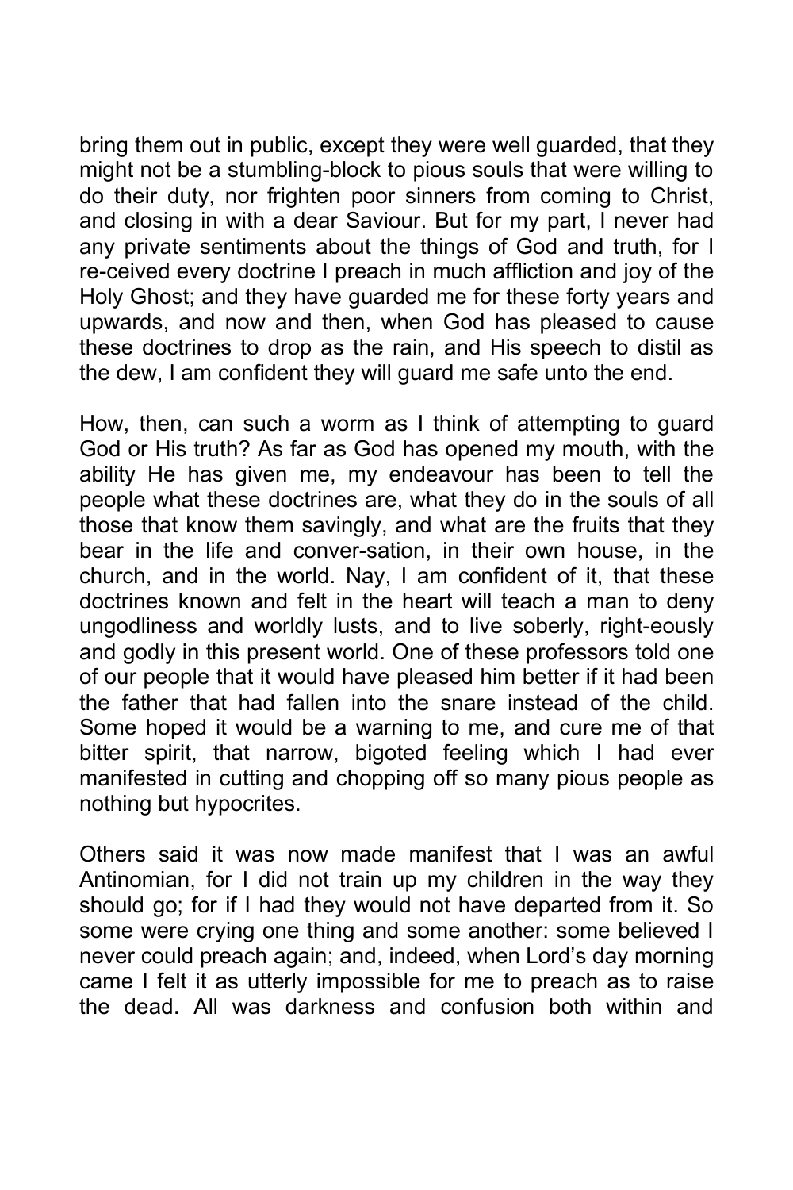bring them out in public, except they were well guarded, that they might not be a stumbling-block to pious souls that were willing to do their duty, nor frighten poor sinners from coming to Christ, and closing in with a dear Saviour. But for my part, I never had any private sentiments about the things of God and truth, for I re-ceived every doctrine I preach in much affliction and joy of the Holy Ghost; and they have guarded me for these forty years and upwards, and now and then, when God has pleased to cause these doctrines to drop as the rain, and His speech to distil as the dew, I am confident they will guard me safe unto the end.

How, then, can such a worm as I think of attempting to guard God or His truth? As far as God has opened my mouth, with the ability He has given me, my endeavour has been to tell the people what these doctrines are, what they do in the souls of all those that know them savingly, and what are the fruits that they bear in the life and conver-sation, in their own house, in the church, and in the world. Nay, I am confident of it, that these doctrines known and felt in the heart will teach a man to deny ungodliness and worldly lusts, and to live soberly, right-eously and godly in this present world. One of these professors told one of our people that it would have pleased him better if it had been the father that had fallen into the snare instead of the child. Some hoped it would be a warning to me, and cure me of that bitter spirit, that narrow, bigoted feeling which I had ever manifested in cutting and chopping off so many pious people as nothing but hypocrites.

Others said it was now made manifest that I was an awful Antinomian, for I did not train up my children in the way they should go; for if I had they would not have departed from it. So some were crying one thing and some another: some believed I never could preach again; and, indeed, when Lord's day morning came I felt it as utterly impossible for me to preach as to raise the dead. All was darkness and confusion both within and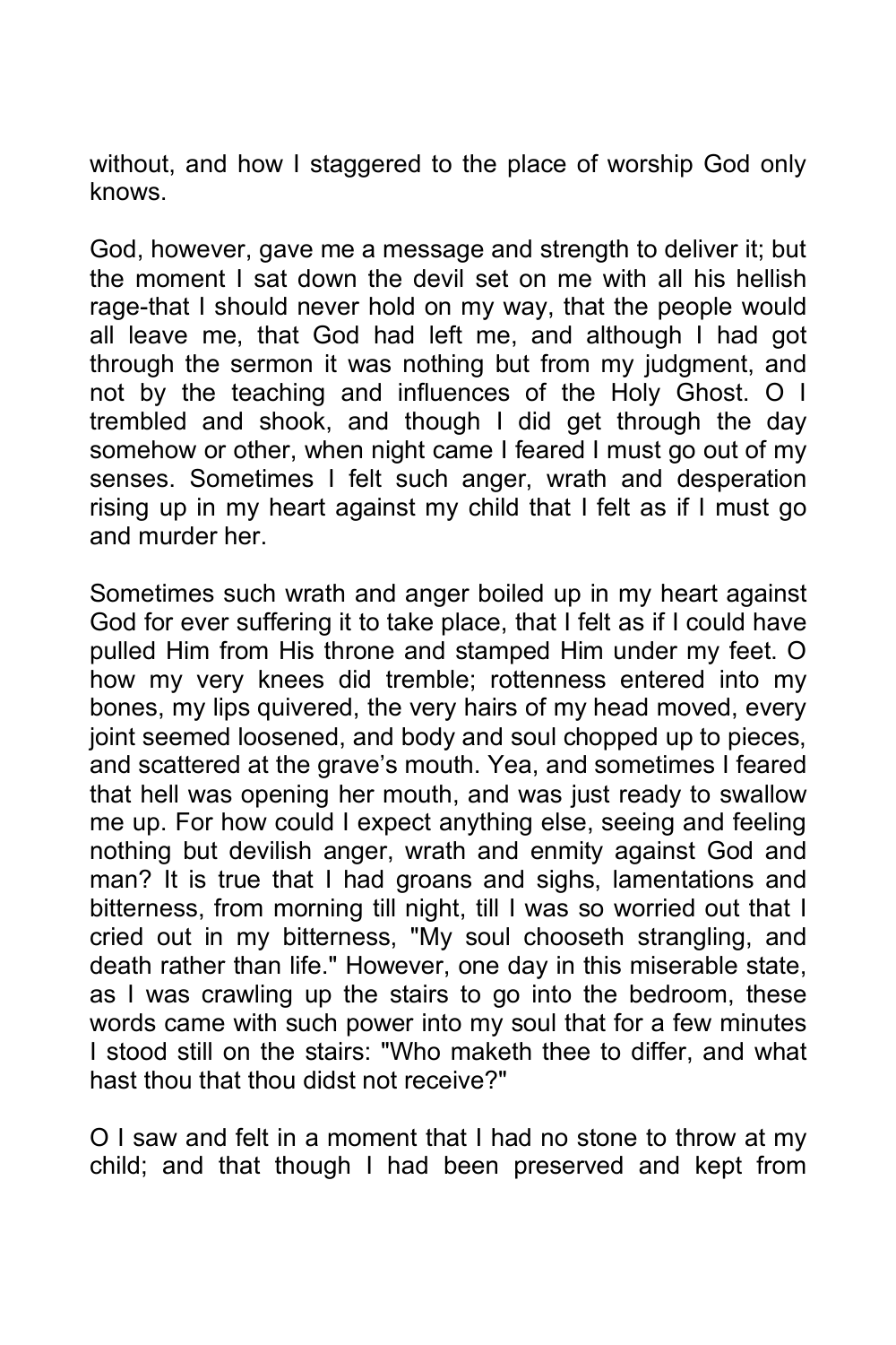without, and how I staggered to the place of worship God only knows.

God, however, gave me a message and strength to deliver it; but the moment I sat down the devil set on me with all his hellish rage-that I should never hold on my way, that the people would all leave me, that God had left me, and although I had got through the sermon it was nothing but from my judgment, and not by the teaching and influences of the Holy Ghost. O I trembled and shook, and though I did get through the day somehow or other, when night came I feared I must go out of my senses. Sometimes I felt such anger, wrath and desperation rising up in my heart against my child that I felt as if I must go and murder her.

Sometimes such wrath and anger boiled up in my heart against God for ever suffering it to take place, that I felt as if I could have pulled Him from His throne and stamped Him under my feet. O how my very knees did tremble; rottenness entered into my bones, my lips quivered, the very hairs of my head moved, every joint seemed loosened, and body and soul chopped up to pieces, and scattered at the grave's mouth. Yea, and sometimes I feared that hell was opening her mouth, and was just ready to swallow me up. For how could I expect anything else, seeing and feeling nothing but devilish anger, wrath and enmity against God and man? It is true that I had groans and sighs, lamentations and bitterness, from morning till night, till I was so worried out that I cried out in my bitterness, "My soul chooseth strangling, and death rather than life." However, one day in this miserable state, as I was crawling up the stairs to go into the bedroom, these words came with such power into my soul that for a few minutes I stood still on the stairs: "Who maketh thee to differ, and what hast thou that thou didst not receive?"

O I saw and felt in a moment that I had no stone to throw at my child; and that though I had been preserved and kept from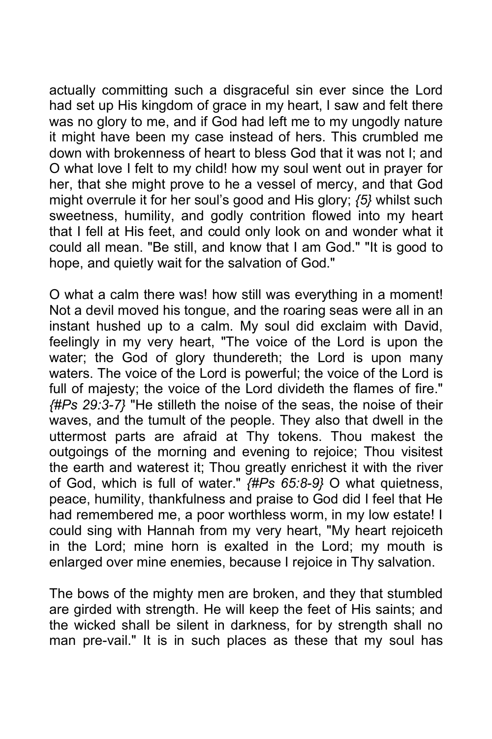actually committing such a disgraceful sin ever since the Lord had set up His kingdom of grace in my heart, I saw and felt there was no glory to me, and if God had left me to my ungodly nature it might have been my case instead of hers. This crumbled me down with brokenness of heart to bless God that it was not I; and O what love I felt to my child! how my soul went out in prayer for her, that she might prove to he a vessel of mercy, and that God might overrule it for her soul's good and His glory; *{5}* whilst such sweetness, humility, and godly contrition flowed into my heart that I fell at His feet, and could only look on and wonder what it could all mean. "Be still, and know that I am God." "It is good to hope, and quietly wait for the salvation of God."

O what a calm there was! how still was everything in a moment! Not a devil moved his tongue, and the roaring seas were all in an instant hushed up to a calm. My soul did exclaim with David, feelingly in my very heart, "The voice of the Lord is upon the water; the God of glory thundereth; the Lord is upon many waters. The voice of the Lord is powerful; the voice of the Lord is full of majesty; the voice of the Lord divideth the flames of fire." *{#Ps 29:3-7}* "He stilleth the noise of the seas, the noise of their waves, and the tumult of the people. They also that dwell in the uttermost parts are afraid at Thy tokens. Thou makest the outgoings of the morning and evening to rejoice; Thou visitest the earth and waterest it; Thou greatly enrichest it with the river of God, which is full of water." *{#Ps 65:8-9}* O what quietness, peace, humility, thankfulness and praise to God did I feel that He had remembered me, a poor worthless worm, in my low estate! I could sing with Hannah from my very heart, "My heart rejoiceth in the Lord; mine horn is exalted in the Lord; my mouth is enlarged over mine enemies, because I rejoice in Thy salvation.

The bows of the mighty men are broken, and they that stumbled are girded with strength. He will keep the feet of His saints; and the wicked shall be silent in darkness, for by strength shall no man pre-vail." It is in such places as these that my soul has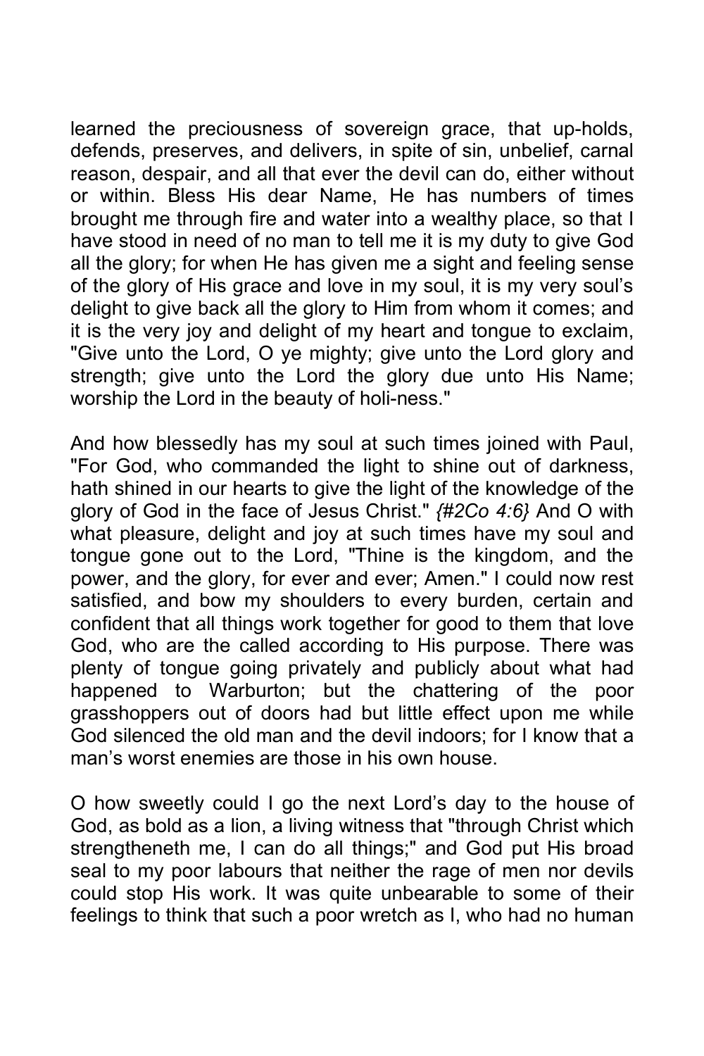learned the preciousness of sovereign grace, that up-holds, defends, preserves, and delivers, in spite of sin, unbelief, carnal reason, despair, and all that ever the devil can do, either without or within. Bless His dear Name, He has numbers of times brought me through fire and water into a wealthy place, so that I have stood in need of no man to tell me it is my duty to give God all the glory; for when He has given me a sight and feeling sense of the glory of His grace and love in my soul, it is my very soul's delight to give back all the glory to Him from whom it comes; and it is the very joy and delight of my heart and tongue to exclaim, "Give unto the Lord, O ye mighty; give unto the Lord glory and strength; give unto the Lord the glory due unto His Name; worship the Lord in the beauty of holi-ness."

And how blessedly has my soul at such times joined with Paul, "For God, who commanded the light to shine out of darkness, hath shined in our hearts to give the light of the knowledge of the glory of God in the face of Jesus Christ." *{#2Co 4:6}* And O with what pleasure, delight and joy at such times have my soul and tongue gone out to the Lord, "Thine is the kingdom, and the power, and the glory, for ever and ever; Amen." I could now rest satisfied, and bow my shoulders to every burden, certain and confident that all things work together for good to them that love God, who are the called according to His purpose. There was plenty of tongue going privately and publicly about what had happened to Warburton; but the chattering of the poor grasshoppers out of doors had but little effect upon me while God silenced the old man and the devil indoors; for I know that a man's worst enemies are those in his own house.

O how sweetly could I go the next Lord's day to the house of God, as bold as a lion, a living witness that "through Christ which strengtheneth me, I can do all things;" and God put His broad seal to my poor labours that neither the rage of men nor devils could stop His work. It was quite unbearable to some of their feelings to think that such a poor wretch as I, who had no human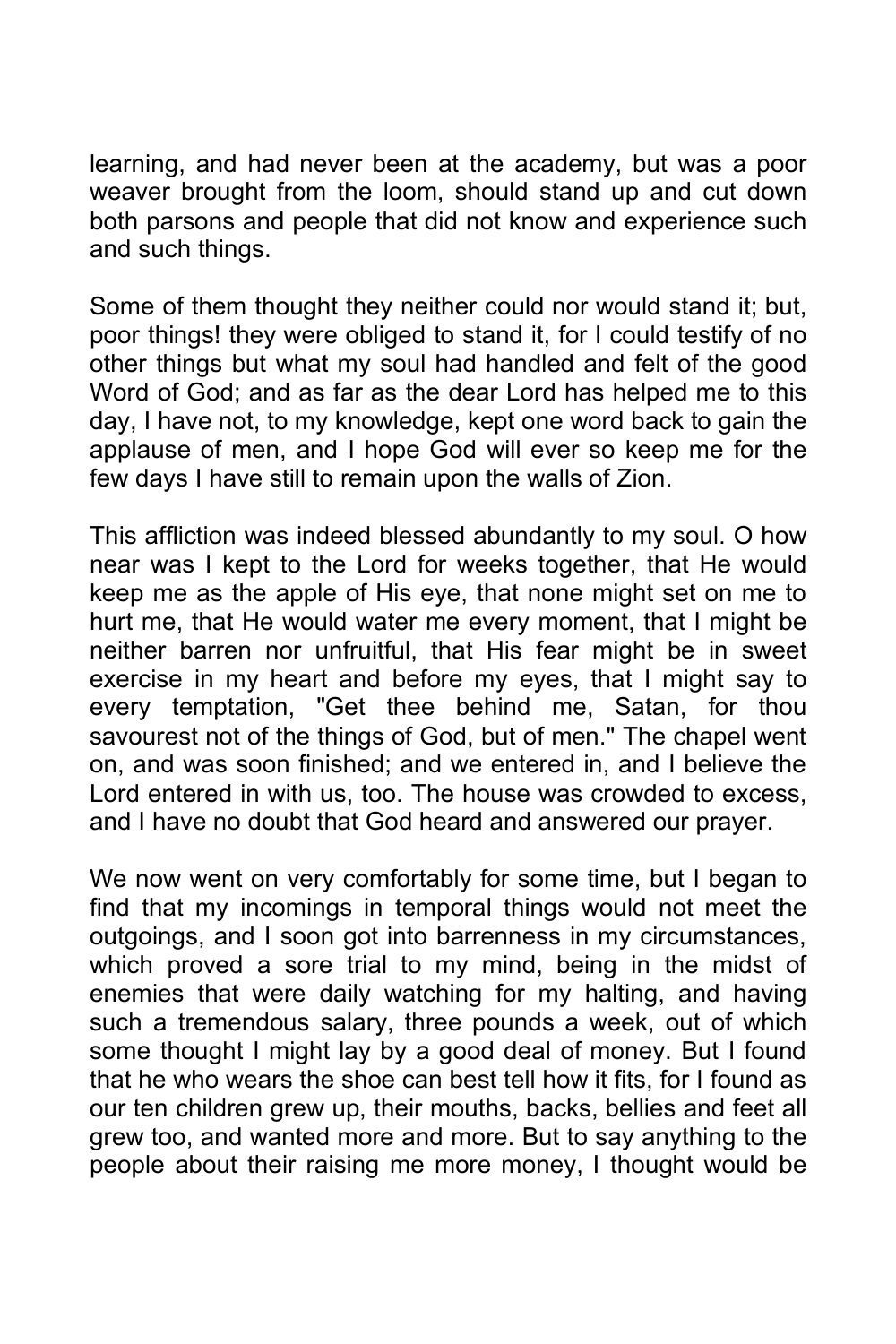learning, and had never been at the academy, but was a poor weaver brought from the loom, should stand up and cut down both parsons and people that did not know and experience such and such things.

Some of them thought they neither could nor would stand it; but, poor things! they were obliged to stand it, for I could testify of no other things but what my soul had handled and felt of the good Word of God; and as far as the dear Lord has helped me to this day, I have not, to my knowledge, kept one word back to gain the applause of men, and I hope God will ever so keep me for the few days I have still to remain upon the walls of Zion.

This affliction was indeed blessed abundantly to my soul. O how near was I kept to the Lord for weeks together, that He would keep me as the apple of His eye, that none might set on me to hurt me, that He would water me every moment, that I might be neither barren nor unfruitful, that His fear might be in sweet exercise in my heart and before my eyes, that I might say to every temptation, "Get thee behind me, Satan, for thou savourest not of the things of God, but of men." The chapel went on, and was soon finished; and we entered in, and I believe the Lord entered in with us, too. The house was crowded to excess, and I have no doubt that God heard and answered our prayer.

We now went on very comfortably for some time, but I began to find that my incomings in temporal things would not meet the outgoings, and I soon got into barrenness in my circumstances, which proved a sore trial to my mind, being in the midst of enemies that were daily watching for my halting, and having such a tremendous salary, three pounds a week, out of which some thought I might lay by a good deal of money. But I found that he who wears the shoe can best tell how it fits, for I found as our ten children grew up, their mouths, backs, bellies and feet all grew too, and wanted more and more. But to say anything to the people about their raising me more money, I thought would be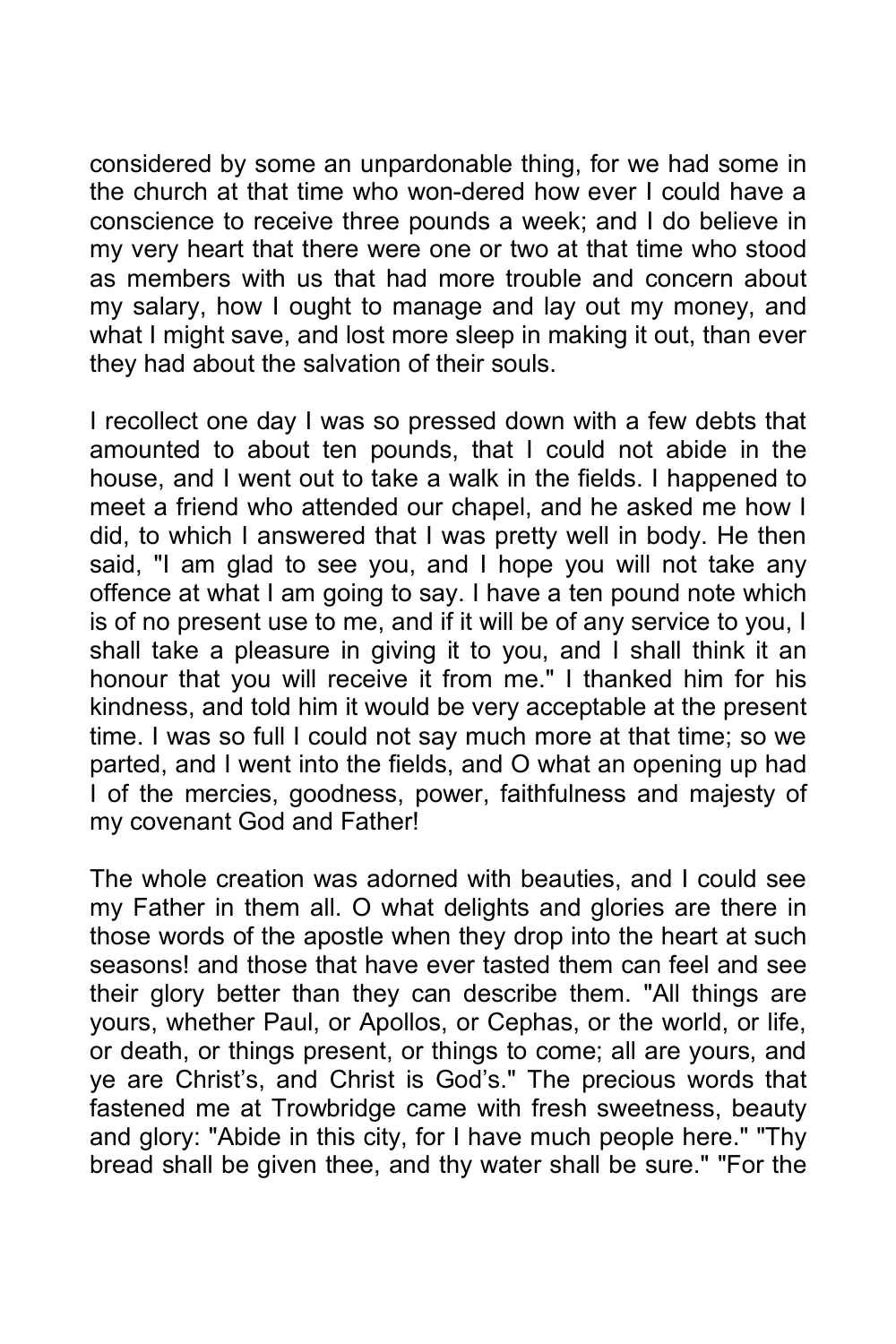considered by some an unpardonable thing, for we had some in the church at that time who won-dered how ever I could have a conscience to receive three pounds a week; and I do believe in my very heart that there were one or two at that time who stood as members with us that had more trouble and concern about my salary, how I ought to manage and lay out my money, and what I might save, and lost more sleep in making it out, than ever they had about the salvation of their souls.

I recollect one day I was so pressed down with a few debts that amounted to about ten pounds, that I could not abide in the house, and I went out to take a walk in the fields. I happened to meet a friend who attended our chapel, and he asked me how I did, to which I answered that I was pretty well in body. He then said, "I am glad to see you, and I hope you will not take any offence at what I am going to say. I have a ten pound note which is of no present use to me, and if it will be of any service to you, I shall take a pleasure in giving it to you, and I shall think it an honour that you will receive it from me." I thanked him for his kindness, and told him it would be very acceptable at the present time. I was so full I could not say much more at that time; so we parted, and I went into the fields, and O what an opening up had I of the mercies, goodness, power, faithfulness and majesty of my covenant God and Father!

The whole creation was adorned with beauties, and I could see my Father in them all. O what delights and glories are there in those words of the apostle when they drop into the heart at such seasons! and those that have ever tasted them can feel and see their glory better than they can describe them. "All things are yours, whether Paul, or Apollos, or Cephas, or the world, or life, or death, or things present, or things to come; all are yours, and ye are Christ's, and Christ is God's." The precious words that fastened me at Trowbridge came with fresh sweetness, beauty and glory: "Abide in this city, for I have much people here." "Thy bread shall be given thee, and thy water shall be sure." "For the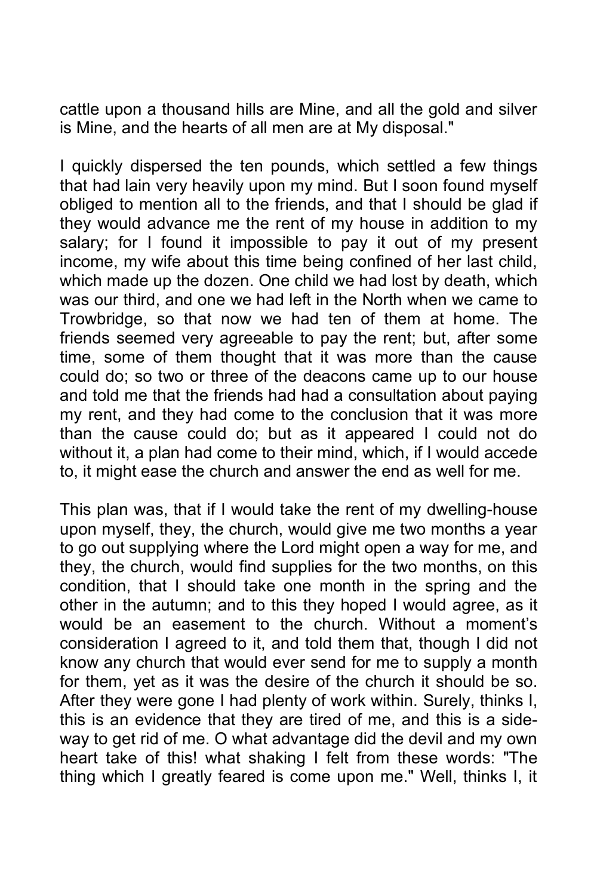cattle upon a thousand hills are Mine, and all the gold and silver is Mine, and the hearts of all men are at My disposal."

I quickly dispersed the ten pounds, which settled a few things that had lain very heavily upon my mind. But I soon found myself obliged to mention all to the friends, and that I should be glad if they would advance me the rent of my house in addition to my salary; for I found it impossible to pay it out of my present income, my wife about this time being confined of her last child, which made up the dozen. One child we had lost by death, which was our third, and one we had left in the North when we came to Trowbridge, so that now we had ten of them at home. The friends seemed very agreeable to pay the rent; but, after some time, some of them thought that it was more than the cause could do; so two or three of the deacons came up to our house and told me that the friends had had a consultation about paying my rent, and they had come to the conclusion that it was more than the cause could do; but as it appeared I could not do without it, a plan had come to their mind, which, if I would accede to, it might ease the church and answer the end as well for me.

This plan was, that if I would take the rent of my dwelling-house upon myself, they, the church, would give me two months a year to go out supplying where the Lord might open a way for me, and they, the church, would find supplies for the two months, on this condition, that I should take one month in the spring and the other in the autumn; and to this they hoped I would agree, as it would be an easement to the church. Without a moment's consideration I agreed to it, and told them that, though I did not know any church that would ever send for me to supply a month for them, yet as it was the desire of the church it should be so. After they were gone I had plenty of work within. Surely, thinks I, this is an evidence that they are tired of me, and this is a side-way to get rid of me. O what advantage did the devil and my own heart take of this! what shaking I felt from these words: "The thing which I greatly feared is come upon me." Well, thinks I, it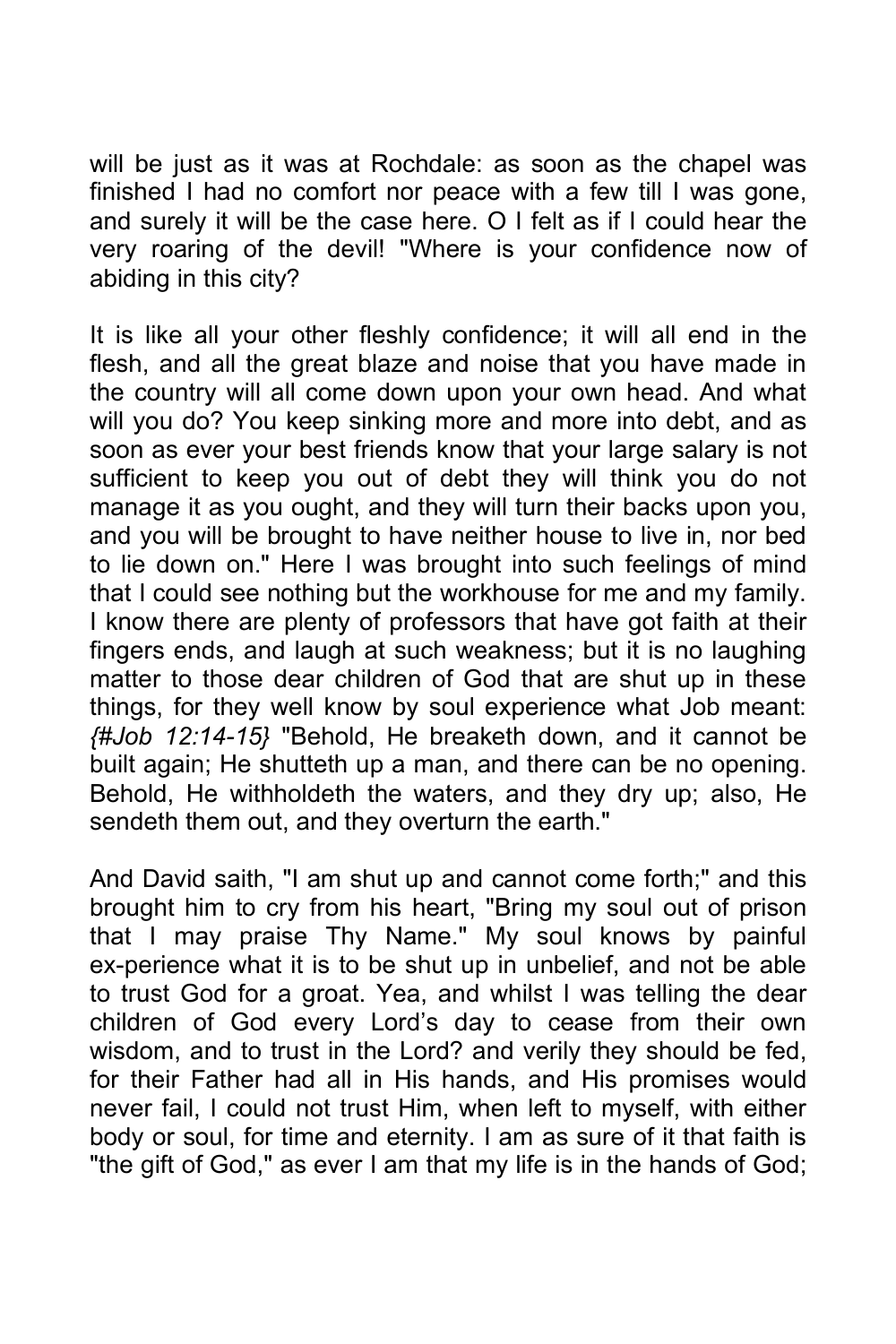will be just as it was at Rochdale: as soon as the chapel was finished I had no comfort nor peace with a few till I was gone, and surely it will be the case here. O I felt as if I could hear the very roaring of the devil! "Where is your confidence now of abiding in this city?

It is like all your other fleshly confidence; it will all end in the flesh, and all the great blaze and noise that you have made in the country will all come down upon your own head. And what will you do? You keep sinking more and more into debt, and as soon as ever your best friends know that your large salary is not sufficient to keep you out of debt they will think you do not manage it as you ought, and they will turn their backs upon you, and you will be brought to have neither house to live in, nor bed to lie down on." Here I was brought into such feelings of mind that I could see nothing but the workhouse for me and my family. I know there are plenty of professors that have got faith at their fingers ends, and laugh at such weakness; but it is no laughing matter to those dear children of God that are shut up in these things, for they well know by soul experience what Job meant: *{#Job 12:14-15}* "Behold, He breaketh down, and it cannot be built again; He shutteth up a man, and there can be no opening. Behold, He withholdeth the waters, and they dry up; also, He sendeth them out, and they overturn the earth."

And David saith, "I am shut up and cannot come forth;" and this brought him to cry from his heart, "Bring my soul out of prison that I may praise Thy Name." My soul knows by painful ex-perience what it is to be shut up in unbelief, and not be able to trust God for a groat. Yea, and whilst I was telling the dear children of God every Lord's day to cease from their own wisdom, and to trust in the Lord? and verily they should be fed, for their Father had all in His hands, and His promises would never fail, I could not trust Him, when left to myself, with either body or soul, for time and eternity. I am as sure of it that faith is "the gift of God," as ever I am that my life is in the hands of God;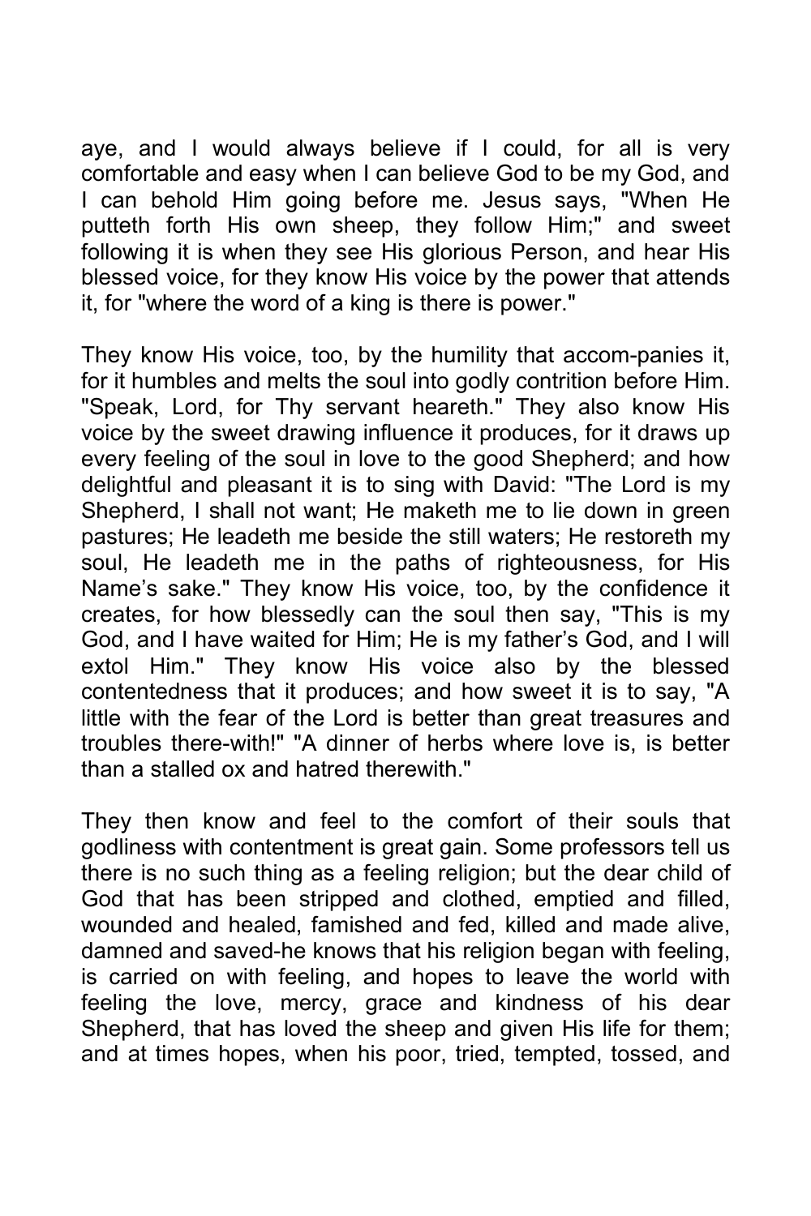aye, and I would always believe if I could, for all is very comfortable and easy when I can believe God to be my God, and I can behold Him going before me. Jesus says, "When He putteth forth His own sheep, they follow Him;" and sweet following it is when they see His glorious Person, and hear His blessed voice, for they know His voice by the power that attends it, for "where the word of a king is there is power."

They know His voice, too, by the humility that accom-panies it, for it humbles and melts the soul into godly contrition before Him. "Speak, Lord, for Thy servant heareth." They also know His voice by the sweet drawing influence it produces, for it draws up every feeling of the soul in love to the good Shepherd; and how delightful and pleasant it is to sing with David: "The Lord is my Shepherd, I shall not want; He maketh me to lie down in green pastures; He leadeth me beside the still waters; He restoreth my soul, He leadeth me in the paths of righteousness, for His Name's sake." They know His voice, too, by the confidence it creates, for how blessedly can the soul then say, "This is my God, and I have waited for Him; He is my father's God, and I will extol Him." They know His voice also by the blessed contentedness that it produces; and how sweet it is to say, "A little with the fear of the Lord is better than great treasures and troubles there-with!" "A dinner of herbs where love is, is better than a stalled ox and hatred therewith."

They then know and feel to the comfort of their souls that godliness with contentment is great gain. Some professors tell us there is no such thing as a feeling religion; but the dear child of God that has been stripped and clothed, emptied and filled, wounded and healed, famished and fed, killed and made alive, damned and saved-he knows that his religion began with feeling, is carried on with feeling, and hopes to leave the world with feeling the love, mercy, grace and kindness of his dear Shepherd, that has loved the sheep and given His life for them; and at times hopes, when his poor, tried, tempted, tossed, and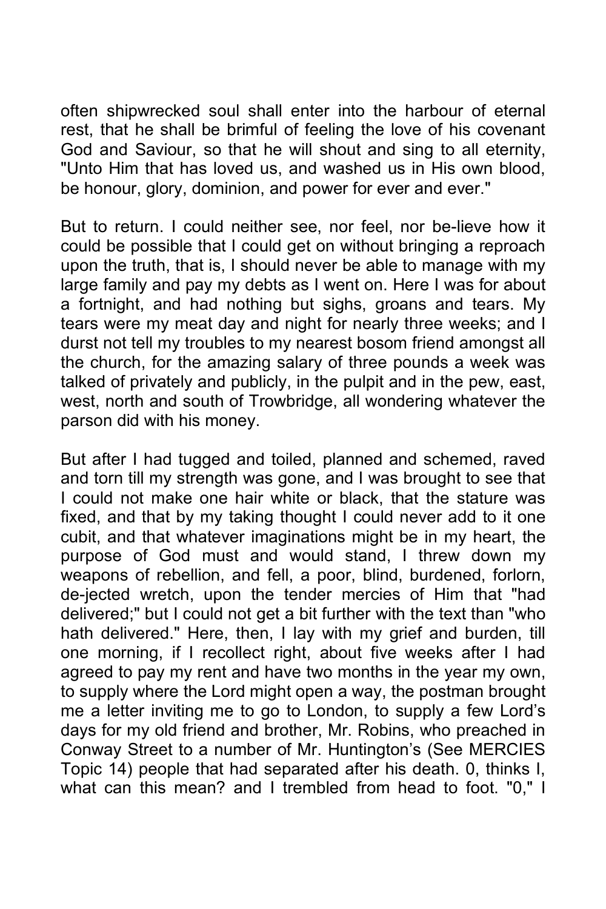often shipwrecked soul shall enter into the harbour of eternal rest, that he shall be brimful of feeling the love of his covenant God and Saviour, so that he will shout and sing to all eternity, "Unto Him that has loved us, and washed us in His own blood, be honour, glory, dominion, and power for ever and ever."

But to return. I could neither see, nor feel, nor be-lieve how it could be possible that I could get on without bringing a reproach upon the truth, that is, I should never be able to manage with my large family and pay my debts as I went on. Here I was for about a fortnight, and had nothing but sighs, groans and tears. My tears were my meat day and night for nearly three weeks; and I durst not tell my troubles to my nearest bosom friend amongst all the church, for the amazing salary of three pounds a week was talked of privately and publicly, in the pulpit and in the pew, east, west, north and south of Trowbridge, all wondering whatever the parson did with his money.

But after I had tugged and toiled, planned and schemed, raved and torn till my strength was gone, and I was brought to see that I could not make one hair white or black, that the stature was fixed, and that by my taking thought I could never add to it one cubit, and that whatever imaginations might be in my heart, the purpose of God must and would stand, I threw down my weapons of rebellion, and fell, a poor, blind, burdened, forlorn, de-jected wretch, upon the tender mercies of Him that "had delivered;" but I could not get a bit further with the text than "who hath delivered." Here, then, I lay with my grief and burden, till one morning, if I recollect right, about five weeks after I had agreed to pay my rent and have two months in the year my own, to supply where the Lord might open a way, the postman brought me a letter inviting me to go to London, to supply a few Lord's days for my old friend and brother, Mr. Robins, who preached in Conway Street to a number of Mr. Huntington's (See MERCIES Topic 14) people that had separated after his death. 0, thinks I, what can this mean? and I trembled from head to foot. "0," I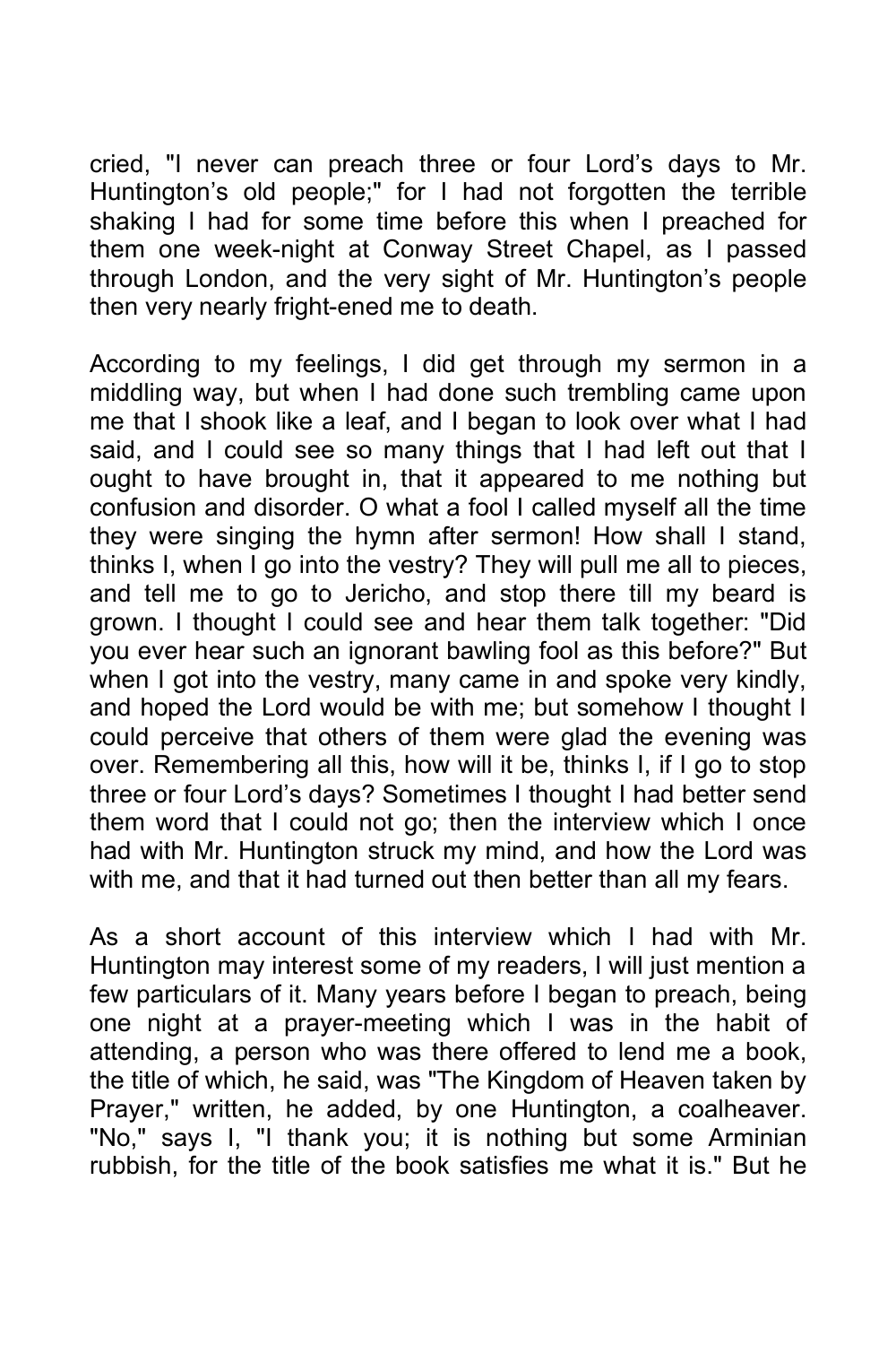cried, "I never can preach three or four Lord's days to Mr. Huntington's old people;" for I had not forgotten the terrible shaking I had for some time before this when I preached for them one week-night at Conway Street Chapel, as I passed through London, and the very sight of Mr. Huntington's people then very nearly fright-ened me to death.

According to my feelings, I did get through my sermon in a middling way, but when I had done such trembling came upon me that I shook like a leaf, and I began to look over what I had said, and I could see so many things that I had left out that I ought to have brought in, that it appeared to me nothing but confusion and disorder. O what a fool I called myself all the time they were singing the hymn after sermon! How shall I stand, thinks I, when I go into the vestry? They will pull me all to pieces, and tell me to go to Jericho, and stop there till my beard is grown. I thought I could see and hear them talk together: "Did you ever hear such an ignorant bawling fool as this before?" But when I got into the vestry, many came in and spoke very kindly, and hoped the Lord would be with me; but somehow I thought I could perceive that others of them were glad the evening was over. Remembering all this, how will it be, thinks I, if I go to stop three or four Lord's days? Sometimes I thought I had better send them word that I could not go; then the interview which I once had with Mr. Huntington struck my mind, and how the Lord was with me, and that it had turned out then better than all my fears.

As a short account of this interview which I had with Mr. Huntington may interest some of my readers, I will just mention a few particulars of it. Many years before I began to preach, being one night at a prayer-meeting which I was in the habit of attending, a person who was there offered to lend me a book, the title of which, he said, was "The Kingdom of Heaven taken by Prayer," written, he added, by one Huntington, a coalheaver. "No," says I, "I thank you; it is nothing but some Arminian rubbish, for the title of the book satisfies me what it is." But he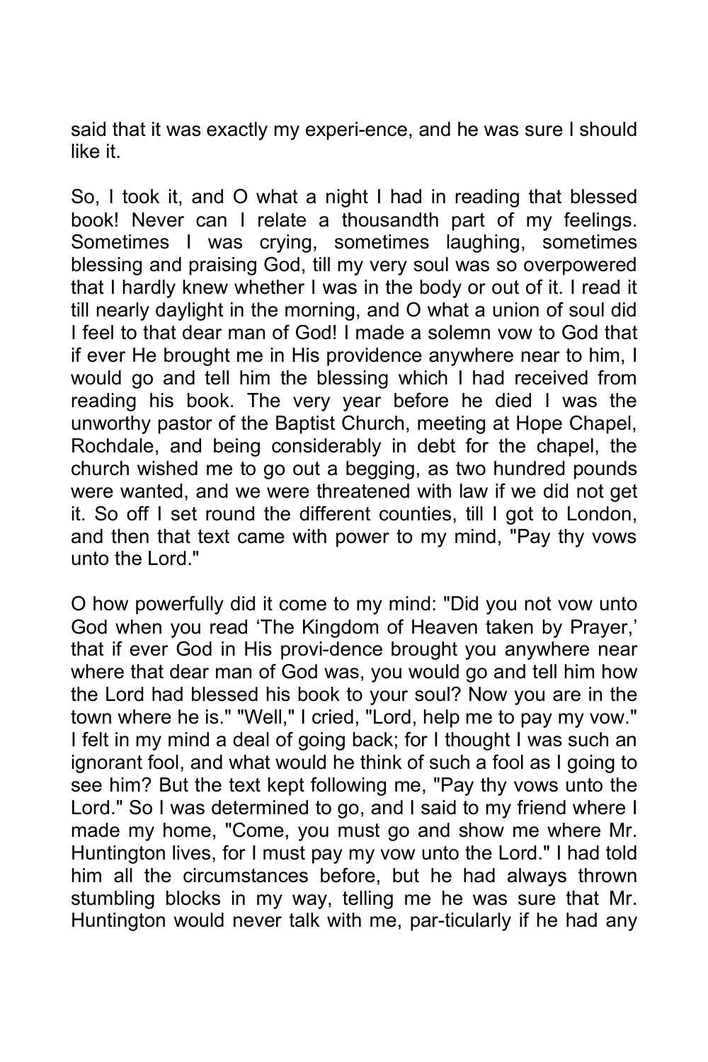said that it was exactly my experi-ence, and he was sure I should like it.

So, I took it, and O what a night I had in reading that blessed book! Never can I relate a thousandth part of my feelings. Sometimes I was crying, sometimes laughing, sometimes blessing and praising God, till my very soul was so overpowered that I hardly knew whether I was in the body or out of it. I read it till nearly daylight in the morning, and O what a union of soul did I feel to that dear man of God! I made a solemn vow to God that if ever He brought me in His providence anywhere near to him, I would go and tell him the blessing which I had received from reading his book. The very year before he died I was the unworthy pastor of the Baptist Church, meeting at Hope Chapel, Rochdale, and being considerably in debt for the chapel, the church wished me to go out a begging, as two hundred pounds were wanted, and we were threatened with law if we did not get it. So off I set round the different counties, till I got to London, and then that text came with power to my mind, "Pay thy vows unto the Lord."

O how powerfully did it come to my mind: "Did you not vow unto God when you read 'The Kingdom of Heaven taken by Prayer,' that if ever God in His provi-dence brought you anywhere near where that dear man of God was, you would go and tell him how the Lord had blessed his book to your soul? Now you are in the town where he is." "Well," I cried, "Lord, help me to pay my vow." I felt in my mind a deal of going back; for I thought I was such an ignorant fool, and what would he think of such a fool as I going to see him? But the text kept following me, "Pay thy vows unto the Lord." So I was determined to go, and I said to my friend where I made my home, "Come, you must go and show me where Mr. Huntington lives, for I must pay my vow unto the Lord." I had told him all the circumstances before, but he had always thrown stumbling blocks in my way, telling me he was sure that Mr. Huntington would never talk with me, par-ticularly if he had any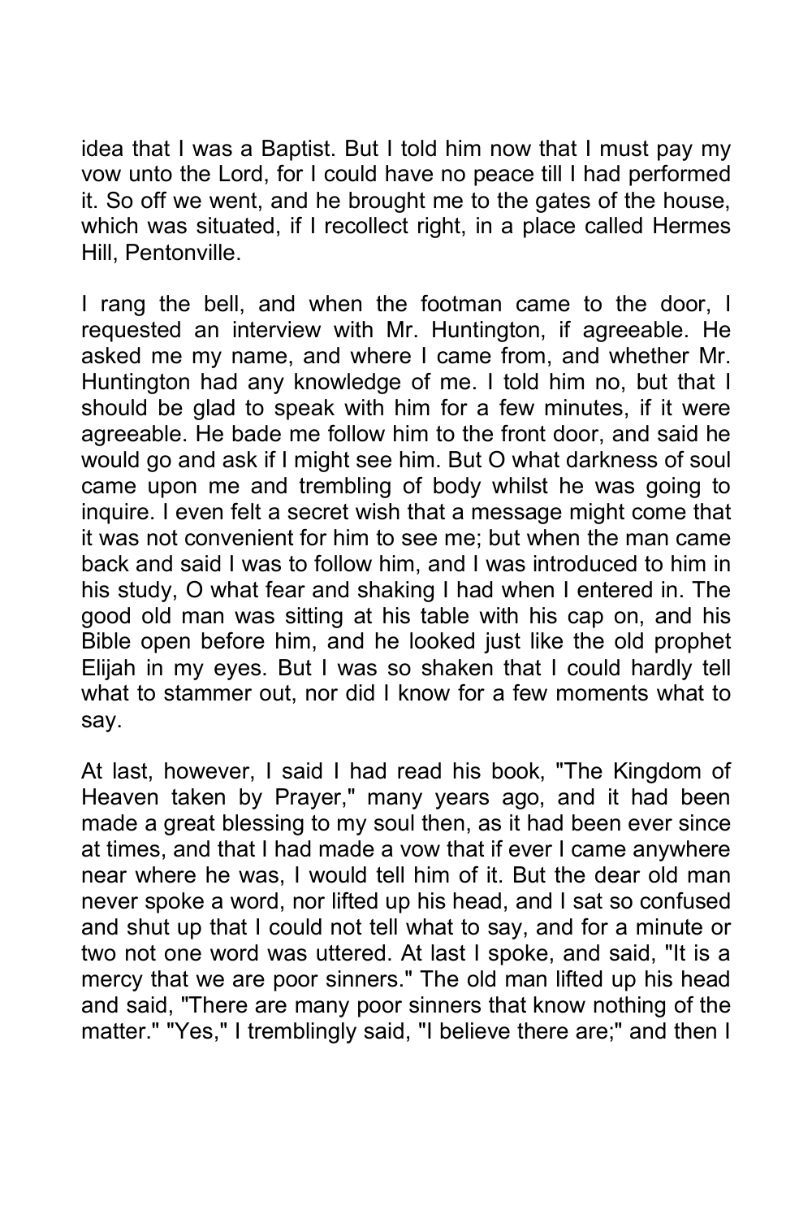idea that I was a Baptist. But I told him now that I must pay my vow unto the Lord, for I could have no peace till I had performed it. So off we went, and he brought me to the gates of the house, which was situated, if I recollect right, in a place called Hermes Hill, Pentonville.

I rang the bell, and when the footman came to the door, I requested an interview with Mr. Huntington, if agreeable. He asked me my name, and where I came from, and whether Mr. Huntington had any knowledge of me. I told him no, but that I should be glad to speak with him for a few minutes, if it were agreeable. He bade me follow him to the front door, and said he would go and ask if I might see him. But O what darkness of soul came upon me and trembling of body whilst he was going to inquire. I even felt a secret wish that a message might come that it was not convenient for him to see me; but when the man came back and said I was to follow him, and I was introduced to him in his study, O what fear and shaking I had when I entered in. The good old man was sitting at his table with his cap on, and his Bible open before him, and he looked just like the old prophet Elijah in my eyes. But I was so shaken that I could hardly tell what to stammer out, nor did I know for a few moments what to say.

At last, however, I said I had read his book, "The Kingdom of Heaven taken by Prayer," many years ago, and it had been made a great blessing to my soul then, as it had been ever since at times, and that I had made a vow that if ever I came anywhere near where he was, I would tell him of it. But the dear old man never spoke a word, nor lifted up his head, and I sat so confused and shut up that I could not tell what to say, and for a minute or two not one word was uttered. At last I spoke, and said, "It is a mercy that we are poor sinners." The old man lifted up his head and said, "There are many poor sinners that know nothing of the matter." "Yes," I tremblingly said, "I believe there are;" and then I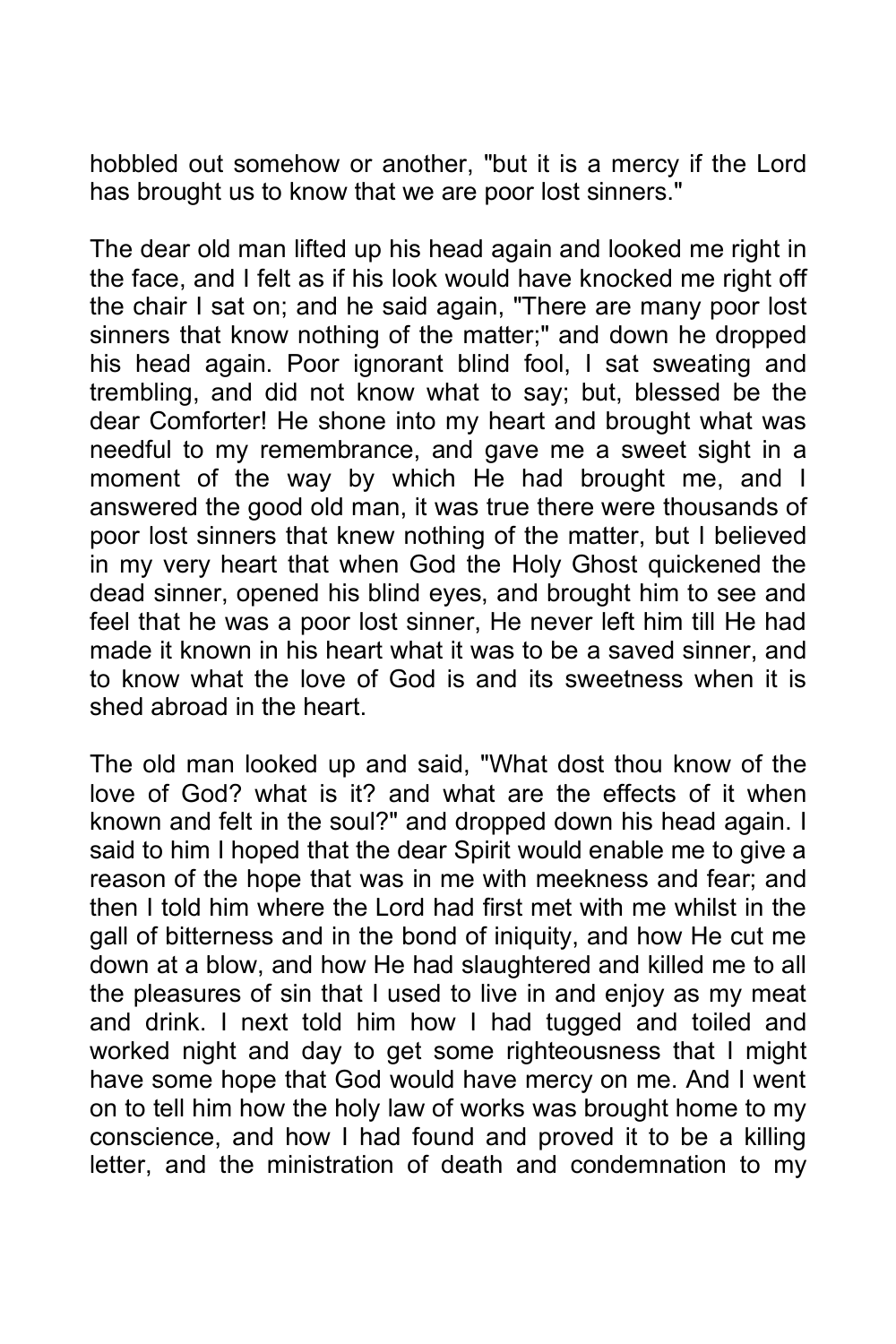hobbled out somehow or another, "but it is a mercy if the Lord has brought us to know that we are poor lost sinners."

The dear old man lifted up his head again and looked me right in the face, and I felt as if his look would have knocked me right off the chair I sat on; and he said again, "There are many poor lost sinners that know nothing of the matter;" and down he dropped his head again. Poor ignorant blind fool, I sat sweating and trembling, and did not know what to say; but, blessed be the dear Comforter! He shone into my heart and brought what was needful to my remembrance, and gave me a sweet sight in a moment of the way by which He had brought me, and I answered the good old man, it was true there were thousands of poor lost sinners that knew nothing of the matter, but I believed in my very heart that when God the Holy Ghost quickened the dead sinner, opened his blind eyes, and brought him to see and feel that he was a poor lost sinner, He never left him till He had made it known in his heart what it was to be a saved sinner, and to know what the love of God is and its sweetness when it is shed abroad in the heart.

The old man looked up and said, "What dost thou know of the love of God? what is it? and what are the effects of it when known and felt in the soul?" and dropped down his head again. I said to him I hoped that the dear Spirit would enable me to give a reason of the hope that was in me with meekness and fear; and then I told him where the Lord had first met with me whilst in the gall of bitterness and in the bond of iniquity, and how He cut me down at a blow, and how He had slaughtered and killed me to all the pleasures of sin that I used to live in and enjoy as my meat and drink. I next told him how I had tugged and toiled and worked night and day to get some righteousness that I might have some hope that God would have mercy on me. And I went on to tell him how the holy law of works was brought home to my conscience, and how I had found and proved it to be a killing letter, and the ministration of death and condemnation to my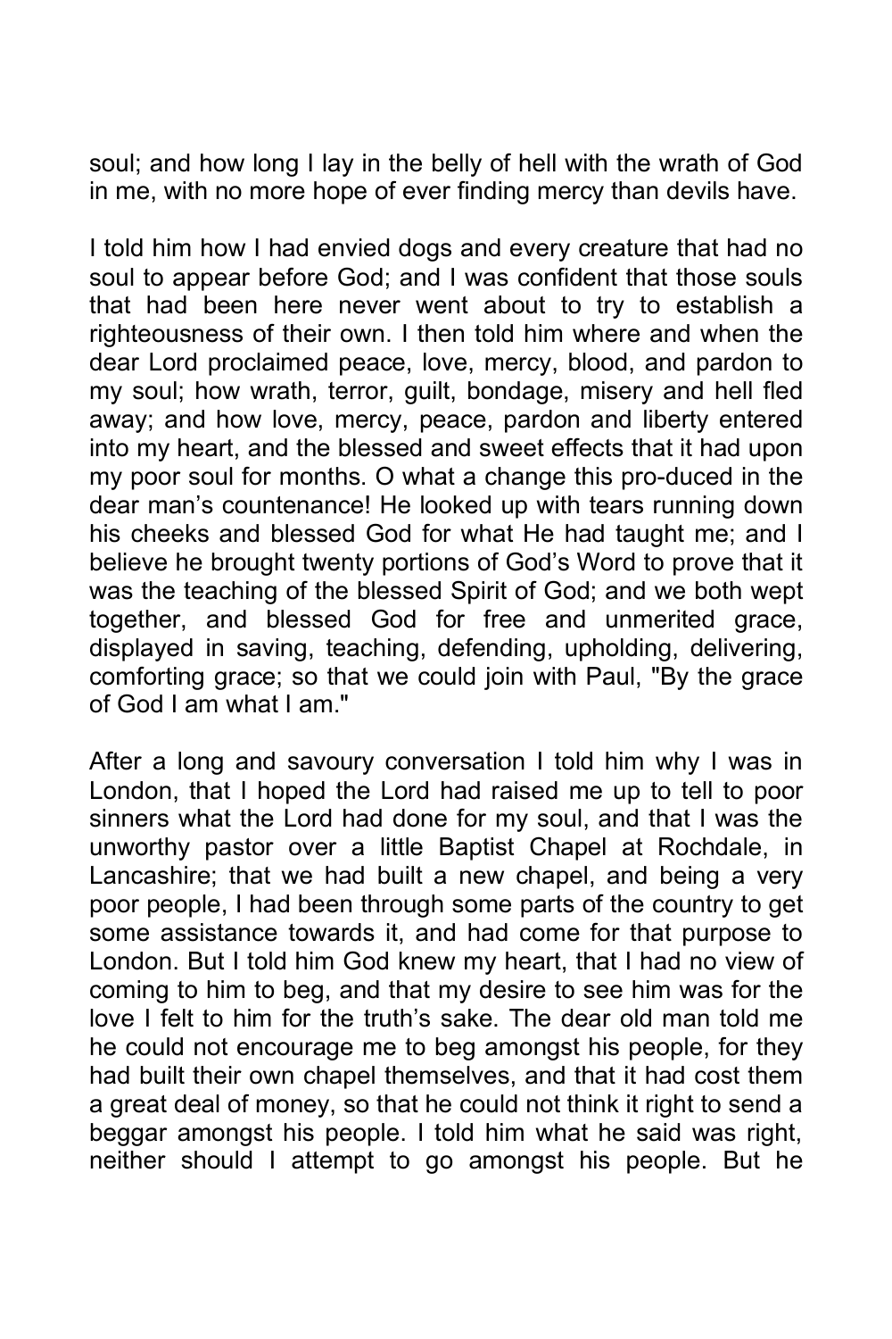soul; and how long I lay in the belly of hell with the wrath of God in me, with no more hope of ever finding mercy than devils have.

I told him how I had envied dogs and every creature that had no soul to appear before God; and I was confident that those souls that had been here never went about to try to establish a righteousness of their own. I then told him where and when the dear Lord proclaimed peace, love, mercy, blood, and pardon to my soul; how wrath, terror, guilt, bondage, misery and hell fled away; and how love, mercy, peace, pardon and liberty entered into my heart, and the blessed and sweet effects that it had upon my poor soul for months. O what a change this pro-duced in the dear man's countenance! He looked up with tears running down his cheeks and blessed God for what He had taught me; and I believe he brought twenty portions of God's Word to prove that it was the teaching of the blessed Spirit of God; and we both wept together, and blessed God for free and unmerited grace, displayed in saving, teaching, defending, upholding, delivering, comforting grace; so that we could join with Paul, "By the grace of God I am what I am."

After a long and savoury conversation I told him why I was in London, that I hoped the Lord had raised me up to tell to poor sinners what the Lord had done for my soul, and that I was the unworthy pastor over a little Baptist Chapel at Rochdale, in Lancashire; that we had built a new chapel, and being a very poor people, I had been through some parts of the country to get some assistance towards it, and had come for that purpose to London. But I told him God knew my heart, that I had no view of coming to him to beg, and that my desire to see him was for the love I felt to him for the truth's sake. The dear old man told me he could not encourage me to beg amongst his people, for they had built their own chapel themselves, and that it had cost them a great deal of money, so that he could not think it right to send a beggar amongst his people. I told him what he said was right, neither should I attempt to go amongst his people. But he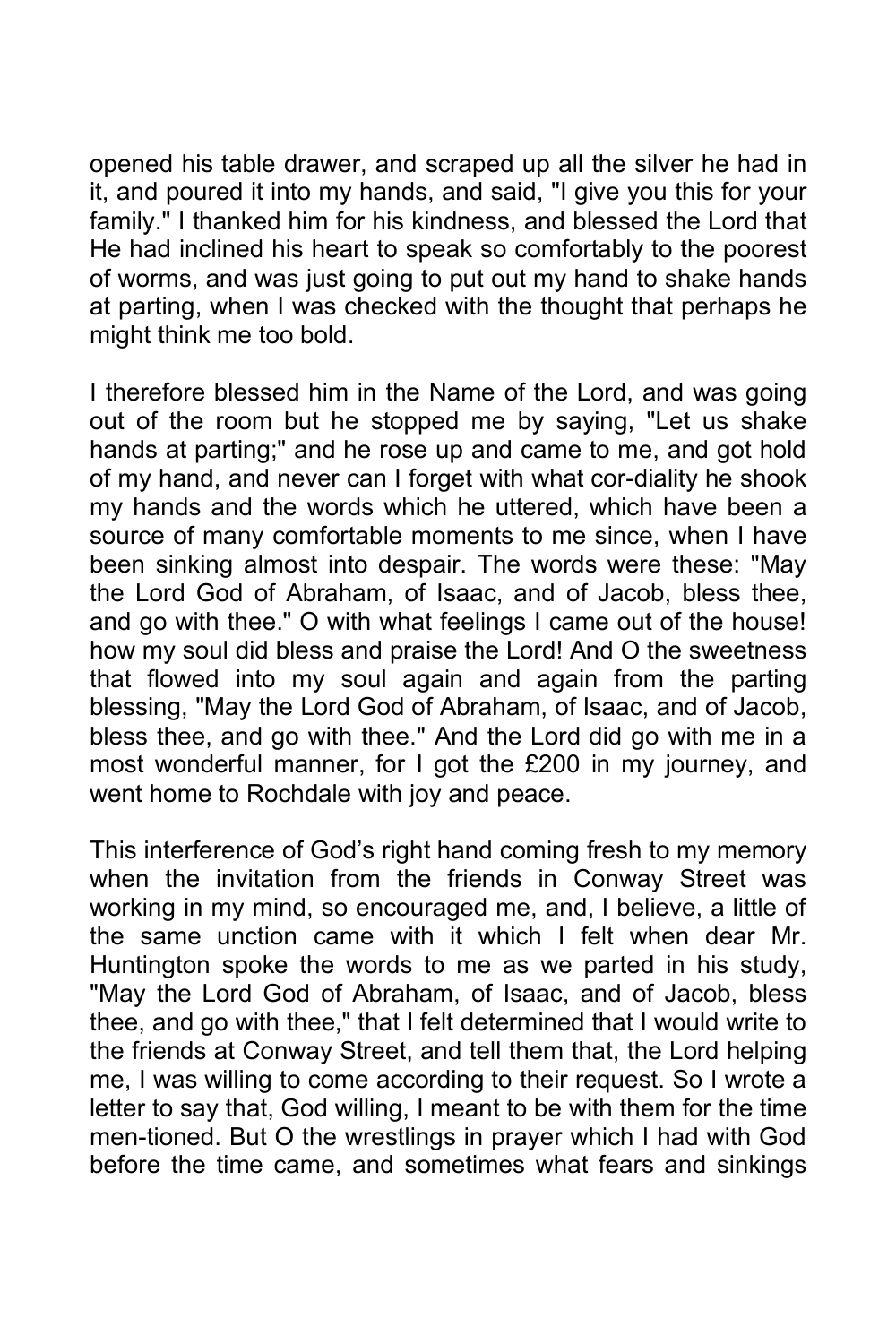opened his table drawer, and scraped up all the silver he had in it, and poured it into my hands, and said, "I give you this for your family." I thanked him for his kindness, and blessed the Lord that He had inclined his heart to speak so comfortably to the poorest of worms, and was just going to put out my hand to shake hands at parting, when I was checked with the thought that perhaps he might think me too bold.

I therefore blessed him in the Name of the Lord, and was going out of the room but he stopped me by saying, "Let us shake hands at parting;" and he rose up and came to me, and got hold of my hand, and never can I forget with what cor-diality he shook my hands and the words which he uttered, which have been a source of many comfortable moments to me since, when I have been sinking almost into despair. The words were these: "May the Lord God of Abraham, of Isaac, and of Jacob, bless thee, and go with thee." O with what feelings I came out of the house! how my soul did bless and praise the Lord! And O the sweetness that flowed into my soul again and again from the parting blessing, "May the Lord God of Abraham, of Isaac, and of Jacob, bless thee, and go with thee." And the Lord did go with me in a most wonderful manner, for I got the £200 in my journey, and went home to Rochdale with joy and peace.

This interference of God's right hand coming fresh to my memory when the invitation from the friends in Conway Street was working in my mind, so encouraged me, and, I believe, a little of the same unction came with it which I felt when dear Mr. Huntington spoke the words to me as we parted in his study, "May the Lord God of Abraham, of Isaac, and of Jacob, bless thee, and go with thee," that I felt determined that I would write to the friends at Conway Street, and tell them that, the Lord helping me, I was willing to come according to their request. So I wrote a letter to say that, God willing, I meant to be with them for the time men-tioned. But O the wrestlings in prayer which I had with God before the time came, and sometimes what fears and sinkings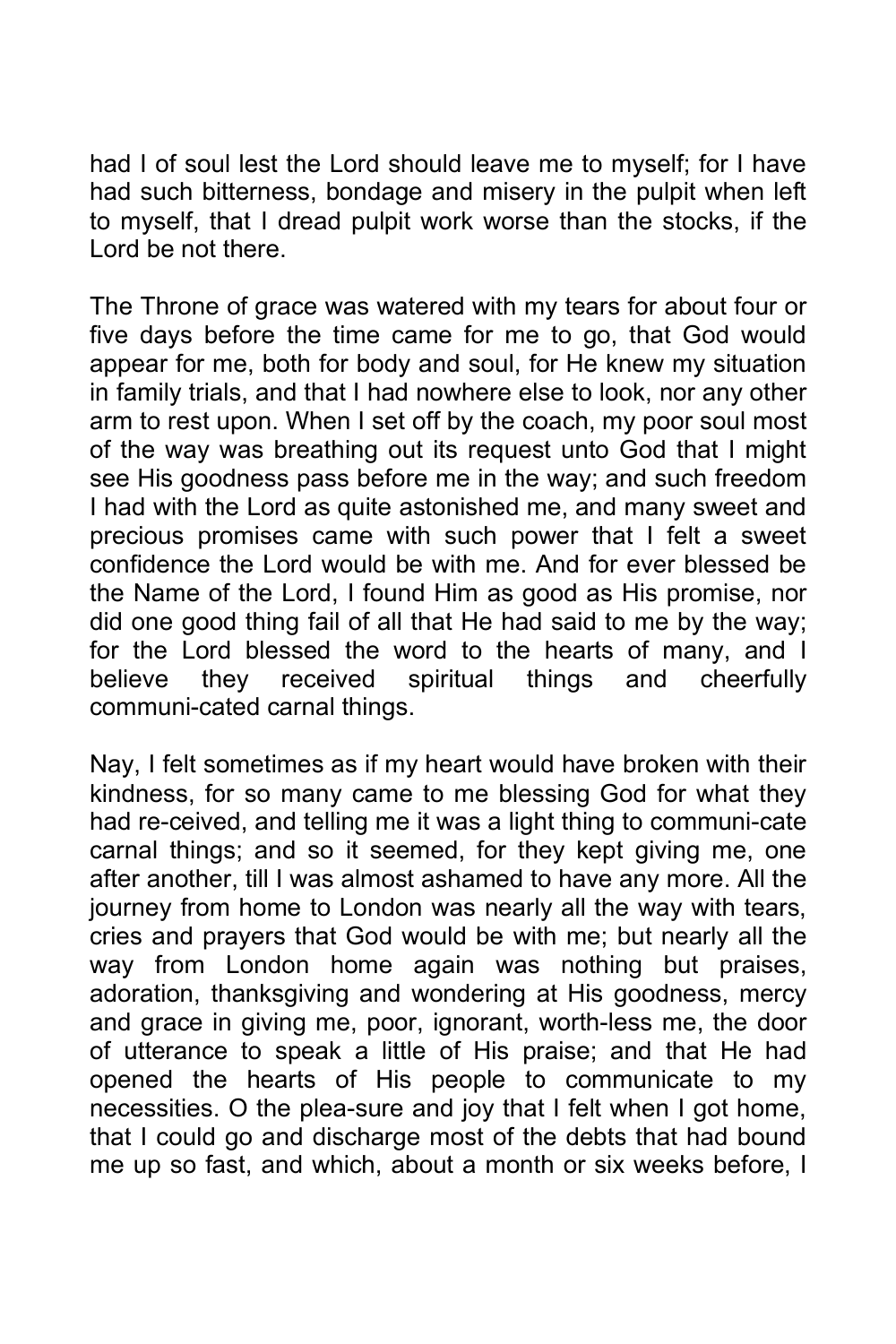had I of soul lest the Lord should leave me to myself; for I have had such bitterness, bondage and misery in the pulpit when left to myself, that I dread pulpit work worse than the stocks, if the Lord be not there.

The Throne of grace was watered with my tears for about four or five days before the time came for me to go, that God would appear for me, both for body and soul, for He knew my situation in family trials, and that I had nowhere else to look, nor any other arm to rest upon. When I set off by the coach, my poor soul most of the way was breathing out its request unto God that I might see His goodness pass before me in the way; and such freedom I had with the Lord as quite astonished me, and many sweet and precious promises came with such power that I felt a sweet confidence the Lord would be with me. And for ever blessed be the Name of the Lord, I found Him as good as His promise, nor did one good thing fail of all that He had said to me by the way; for the Lord blessed the word to the hearts of many, and I believe they received spiritual things and cheerfully communi-cated carnal things.

Nay, I felt sometimes as if my heart would have broken with their kindness, for so many came to me blessing God for what they had re-ceived, and telling me it was a light thing to communi-cate carnal things; and so it seemed, for they kept giving me, one after another, till I was almost ashamed to have any more. All the journey from home to London was nearly all the way with tears, cries and prayers that God would be with me; but nearly all the way from London home again was nothing but praises, adoration, thanksgiving and wondering at His goodness, mercy and grace in giving me, poor, ignorant, worth-less me, the door of utterance to speak a little of His praise; and that He had opened the hearts of His people to communicate to my necessities. O the plea-sure and joy that I felt when I got home, that I could go and discharge most of the debts that had bound me up so fast, and which, about a month or six weeks before, I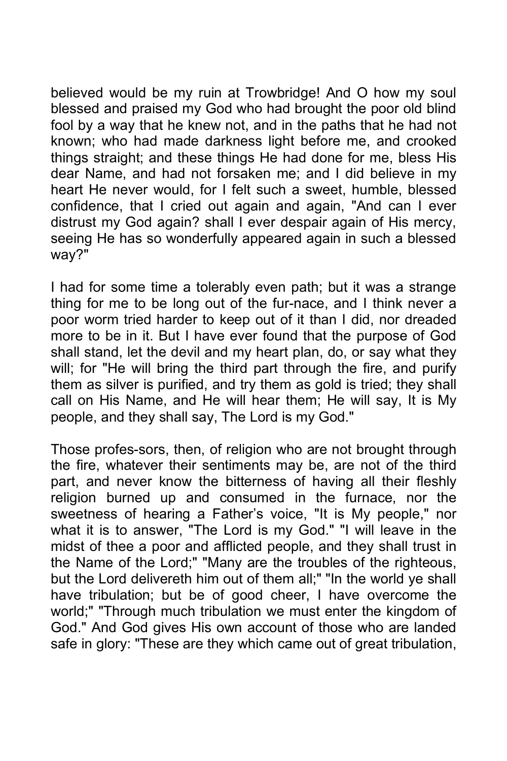believed would be my ruin at Trowbridge! And O how my soul blessed and praised my God who had brought the poor old blind fool by a way that he knew not, and in the paths that he had not known; who had made darkness light before me, and crooked things straight; and these things He had done for me, bless His dear Name, and had not forsaken me; and I did believe in my heart He never would, for I felt such a sweet, humble, blessed confidence, that I cried out again and again, "And can I ever distrust my God again? shall I ever despair again of His mercy, seeing He has so wonderfully appeared again in such a blessed way?"

I had for some time a tolerably even path; but it was a strange thing for me to be long out of the fur-nace, and I think never a poor worm tried harder to keep out of it than I did, nor dreaded more to be in it. But I have ever found that the purpose of God shall stand, let the devil and my heart plan, do, or say what they will; for "He will bring the third part through the fire, and purify them as silver is purified, and try them as gold is tried; they shall call on His Name, and He will hear them; He will say, It is My people, and they shall say, The Lord is my God."

Those profes-sors, then, of religion who are not brought through the fire, whatever their sentiments may be, are not of the third part, and never know the bitterness of having all their fleshly religion burned up and consumed in the furnace, nor the sweetness of hearing a Father's voice, "It is My people," nor what it is to answer, "The Lord is my God." "I will leave in the midst of thee a poor and afflicted people, and they shall trust in the Name of the Lord;" "Many are the troubles of the righteous, but the Lord delivereth him out of them all;" "In the world ye shall have tribulation; but be of good cheer, I have overcome the world;" "Through much tribulation we must enter the kingdom of God." And God gives His own account of those who are landed safe in glory: "These are they which came out of great tribulation,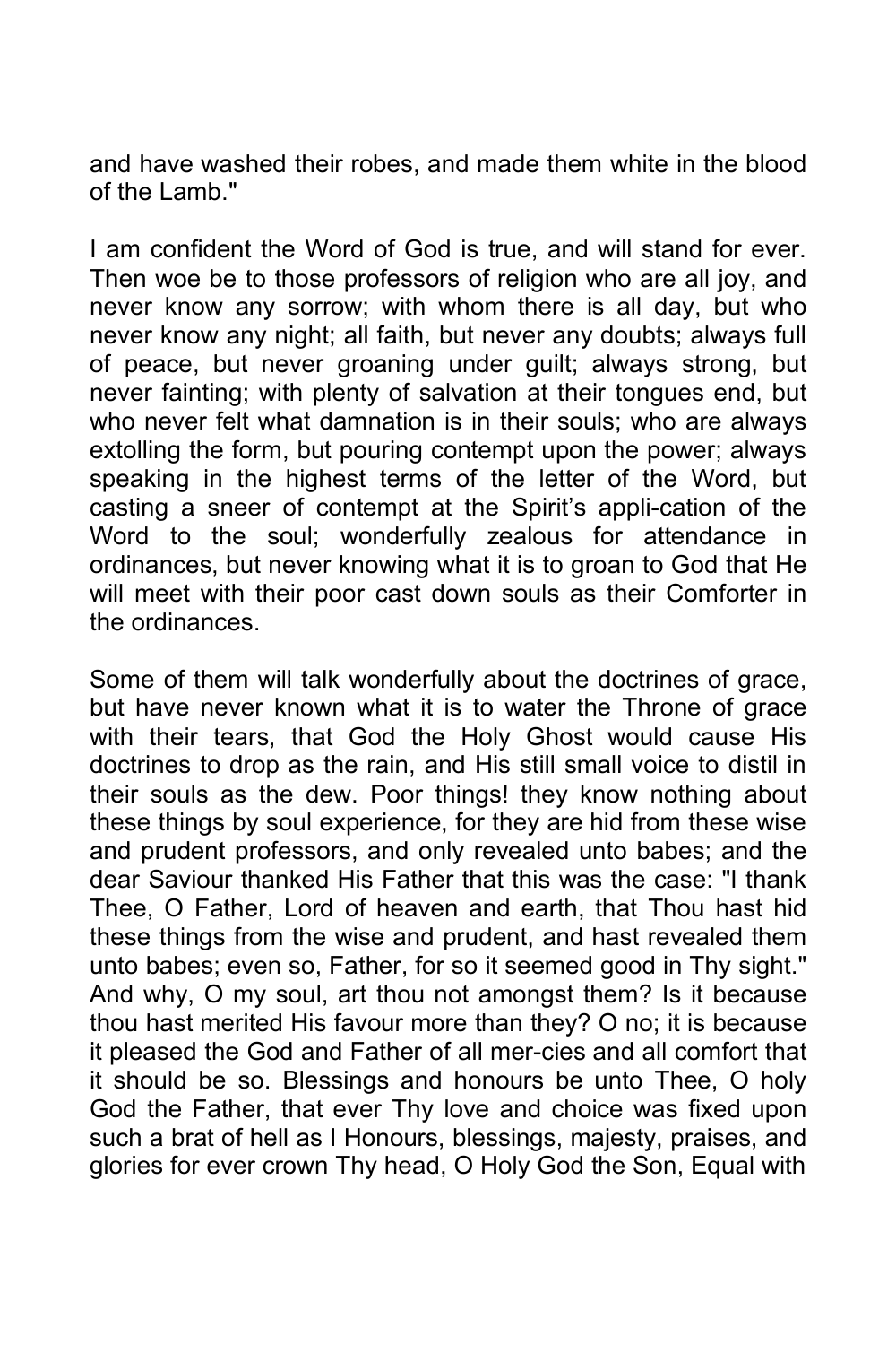and have washed their robes, and made them white in the blood of the Lamb."

I am confident the Word of God is true, and will stand for ever. Then woe be to those professors of religion who are all joy, and never know any sorrow; with whom there is all day, but who never know any night; all faith, but never any doubts; always full of peace, but never groaning under guilt; always strong, but never fainting; with plenty of salvation at their tongues end, but who never felt what damnation is in their souls; who are always extolling the form, but pouring contempt upon the power; always speaking in the highest terms of the letter of the Word, but casting a sneer of contempt at the Spirit's appli-cation of the Word to the soul; wonderfully zealous for attendance in ordinances, but never knowing what it is to groan to God that He will meet with their poor cast down souls as their Comforter in the ordinances.

Some of them will talk wonderfully about the doctrines of grace, but have never known what it is to water the Throne of grace with their tears, that God the Holy Ghost would cause His doctrines to drop as the rain, and His still small voice to distil in their souls as the dew. Poor things! they know nothing about these things by soul experience, for they are hid from these wise and prudent professors, and only revealed unto babes; and the dear Saviour thanked His Father that this was the case: "I thank Thee, O Father, Lord of heaven and earth, that Thou hast hid these things from the wise and prudent, and hast revealed them unto babes; even so, Father, for so it seemed good in Thy sight." And why, O my soul, art thou not amongst them? Is it because thou hast merited His favour more than they? O no; it is because it pleased the God and Father of all mer-cies and all comfort that it should be so. Blessings and honours be unto Thee, O holy God the Father, that ever Thy love and choice was fixed upon such a brat of hell as I Honours, blessings, majesty, praises, and glories for ever crown Thy head, O Holy God the Son, Equal with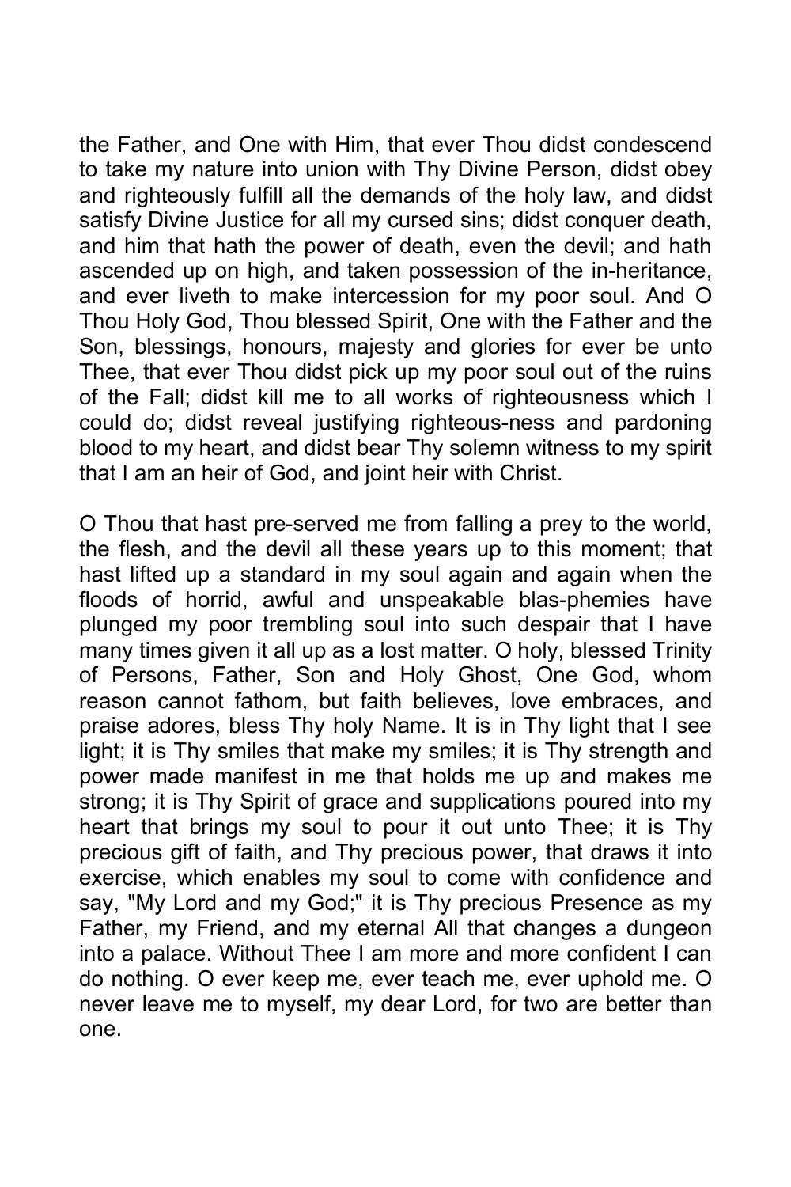the Father, and One with Him, that ever Thou didst condescend to take my nature into union with Thy Divine Person, didst obey and righteously fulfill all the demands of the holy law, and didst satisfy Divine Justice for all my cursed sins; didst conquer death, and him that hath the power of death, even the devil; and hath ascended up on high, and taken possession of the in-heritance, and ever liveth to make intercession for my poor soul. And O Thou Holy God, Thou blessed Spirit, One with the Father and the Son, blessings, honours, majesty and glories for ever be unto Thee, that ever Thou didst pick up my poor soul out of the ruins of the Fall; didst kill me to all works of righteousness which I could do; didst reveal justifying righteous-ness and pardoning blood to my heart, and didst bear Thy solemn witness to my spirit that I am an heir of God, and joint heir with Christ.

O Thou that hast pre-served me from falling a prey to the world, the flesh, and the devil all these years up to this moment; that hast lifted up a standard in my soul again and again when the floods of horrid, awful and unspeakable blas-phemies have plunged my poor trembling soul into such despair that I have many times given it all up as a lost matter. O holy, blessed Trinity of Persons, Father, Son and Holy Ghost, One God, whom reason cannot fathom, but faith believes, love embraces, and praise adores, bless Thy holy Name. It is in Thy light that I see light; it is Thy smiles that make my smiles; it is Thy strength and power made manifest in me that holds me up and makes me strong; it is Thy Spirit of grace and supplications poured into my heart that brings my soul to pour it out unto Thee; it is Thy precious gift of faith, and Thy precious power, that draws it into exercise, which enables my soul to come with confidence and say, "My Lord and my God;" it is Thy precious Presence as my Father, my Friend, and my eternal All that changes a dungeon into a palace. Without Thee I am more and more confident I can do nothing. O ever keep me, ever teach me, ever uphold me. O never leave me to myself, my dear Lord, for two are better than one.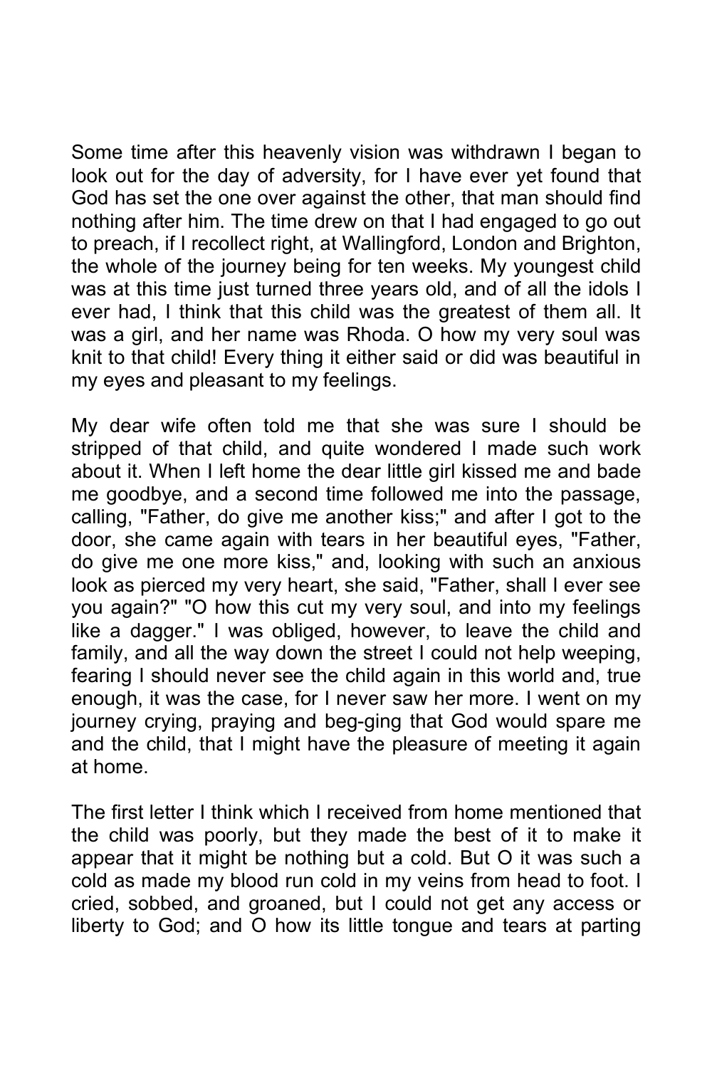Some time after this heavenly vision was withdrawn I began to look out for the day of adversity, for I have ever yet found that God has set the one over against the other, that man should find nothing after him. The time drew on that I had engaged to go out to preach, if I recollect right, at Wallingford, London and Brighton, the whole of the journey being for ten weeks. My youngest child was at this time just turned three years old, and of all the idols I ever had, I think that this child was the greatest of them all. It was a girl, and her name was Rhoda. O how my very soul was knit to that child! Every thing it either said or did was beautiful in my eyes and pleasant to my feelings.

My dear wife often told me that she was sure I should be stripped of that child, and quite wondered I made such work about it. When I left home the dear little girl kissed me and bade me goodbye, and a second time followed me into the passage, calling, "Father, do give me another kiss;" and after I got to the door, she came again with tears in her beautiful eyes, "Father, do give me one more kiss," and, looking with such an anxious look as pierced my very heart, she said, "Father, shall I ever see you again?" "O how this cut my very soul, and into my feelings like a dagger." I was obliged, however, to leave the child and family, and all the way down the street I could not help weeping, fearing I should never see the child again in this world and, true enough, it was the case, for I never saw her more. I went on my journey crying, praying and beg-ging that God would spare me and the child, that I might have the pleasure of meeting it again at home.

The first letter I think which I received from home mentioned that the child was poorly, but they made the best of it to make it appear that it might be nothing but a cold. But O it was such a cold as made my blood run cold in my veins from head to foot. I cried, sobbed, and groaned, but I could not get any access or liberty to God; and O how its little tongue and tears at parting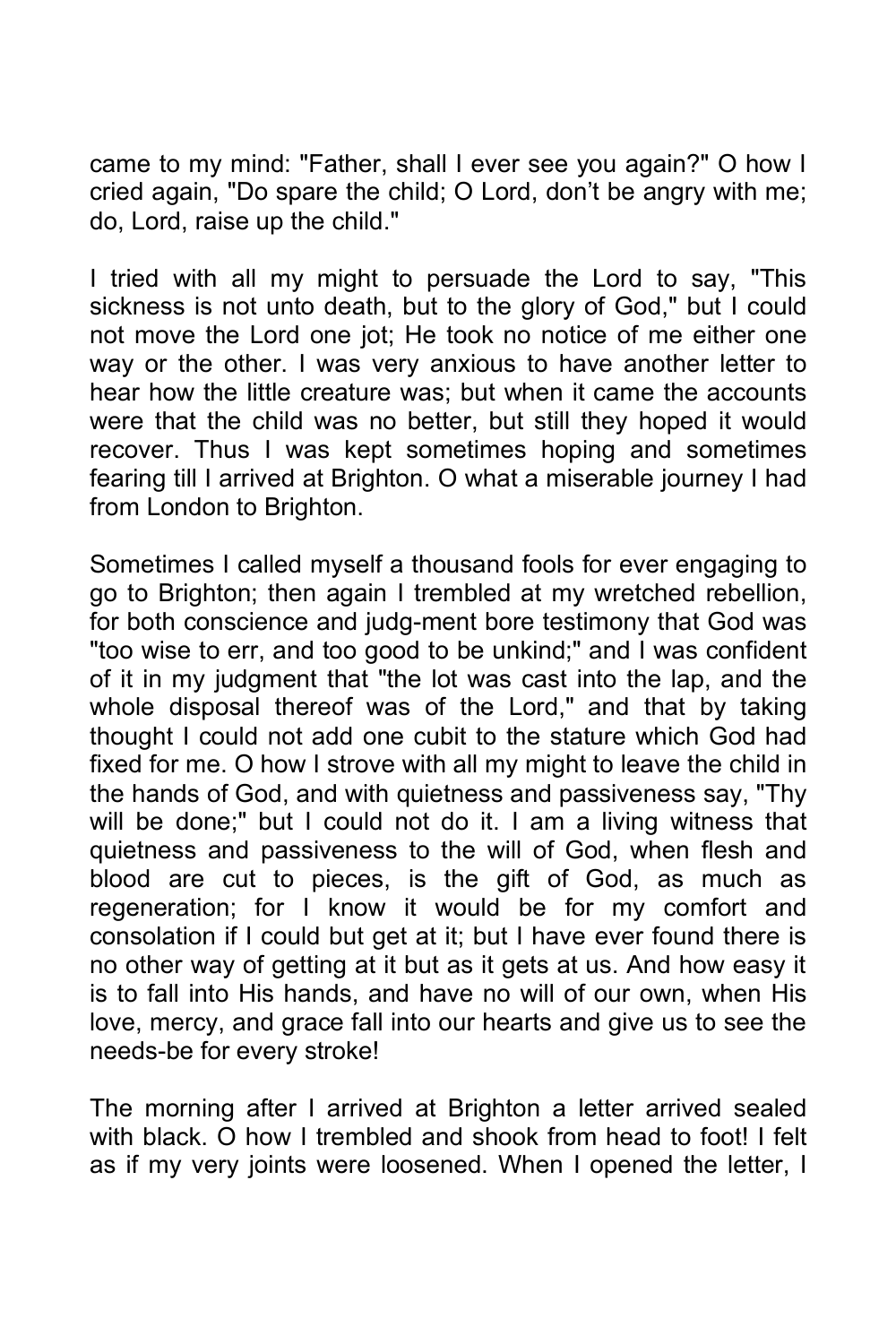came to my mind: "Father, shall I ever see you again?" O how I cried again, "Do spare the child; O Lord, don't be angry with me; do, Lord, raise up the child."

I tried with all my might to persuade the Lord to say, "This sickness is not unto death, but to the glory of God," but I could not move the Lord one jot; He took no notice of me either one way or the other. I was very anxious to have another letter to hear how the little creature was; but when it came the accounts were that the child was no better, but still they hoped it would recover. Thus I was kept sometimes hoping and sometimes fearing till I arrived at Brighton. O what a miserable journey I had from London to Brighton.

Sometimes I called myself a thousand fools for ever engaging to go to Brighton; then again I trembled at my wretched rebellion, for both conscience and judg-ment bore testimony that God was "too wise to err, and too good to be unkind;" and I was confident of it in my judgment that "the lot was cast into the lap, and the whole disposal thereof was of the Lord," and that by taking thought I could not add one cubit to the stature which God had fixed for me. O how I strove with all my might to leave the child in the hands of God, and with quietness and passiveness say, "Thy will be done;" but I could not do it. I am a living witness that quietness and passiveness to the will of God, when flesh and blood are cut to pieces, is the gift of God, as much as regeneration; for I know it would be for my comfort and consolation if I could but get at it; but I have ever found there is no other way of getting at it but as it gets at us. And how easy it is to fall into His hands, and have no will of our own, when His love, mercy, and grace fall into our hearts and give us to see the needs-be for every stroke!

The morning after I arrived at Brighton a letter arrived sealed with black. O how I trembled and shook from head to foot! I felt as if my very joints were loosened. When I opened the letter, I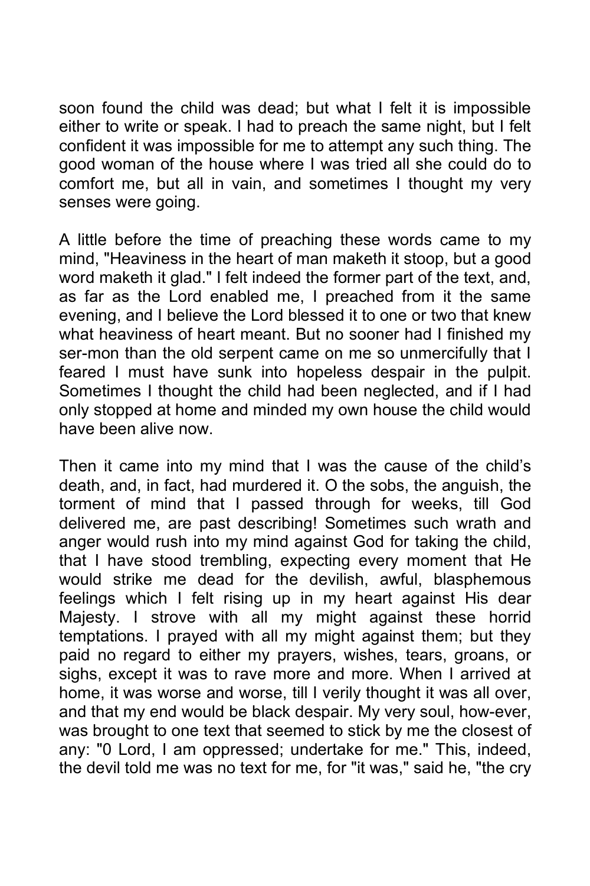soon found the child was dead; but what I felt it is impossible either to write or speak. I had to preach the same night, but I felt confident it was impossible for me to attempt any such thing. The good woman of the house where I was tried all she could do to comfort me, but all in vain, and sometimes I thought my very senses were going.

A little before the time of preaching these words came to my mind, "Heaviness in the heart of man maketh it stoop, but a good word maketh it glad." I felt indeed the former part of the text, and, as far as the Lord enabled me, I preached from it the same evening, and I believe the Lord blessed it to one or two that knew what heaviness of heart meant. But no sooner had I finished my ser-mon than the old serpent came on me so unmercifully that I feared I must have sunk into hopeless despair in the pulpit. Sometimes I thought the child had been neglected, and if I had only stopped at home and minded my own house the child would have been alive now.

Then it came into my mind that I was the cause of the child's death, and, in fact, had murdered it. O the sobs, the anguish, the torment of mind that I passed through for weeks, till God delivered me, are past describing! Sometimes such wrath and anger would rush into my mind against God for taking the child, that I have stood trembling, expecting every moment that He would strike me dead for the devilish, awful, blasphemous feelings which I felt rising up in my heart against His dear Majesty. I strove with all my might against these horrid temptations. I prayed with all my might against them; but they paid no regard to either my prayers, wishes, tears, groans, or sighs, except it was to rave more and more. When I arrived at home, it was worse and worse, till I verily thought it was all over, and that my end would be black despair. My very soul, how-ever, was brought to one text that seemed to stick by me the closest of any: "0 Lord, I am oppressed; undertake for me." This, indeed, the devil told me was no text for me, for "it was," said he, "the cry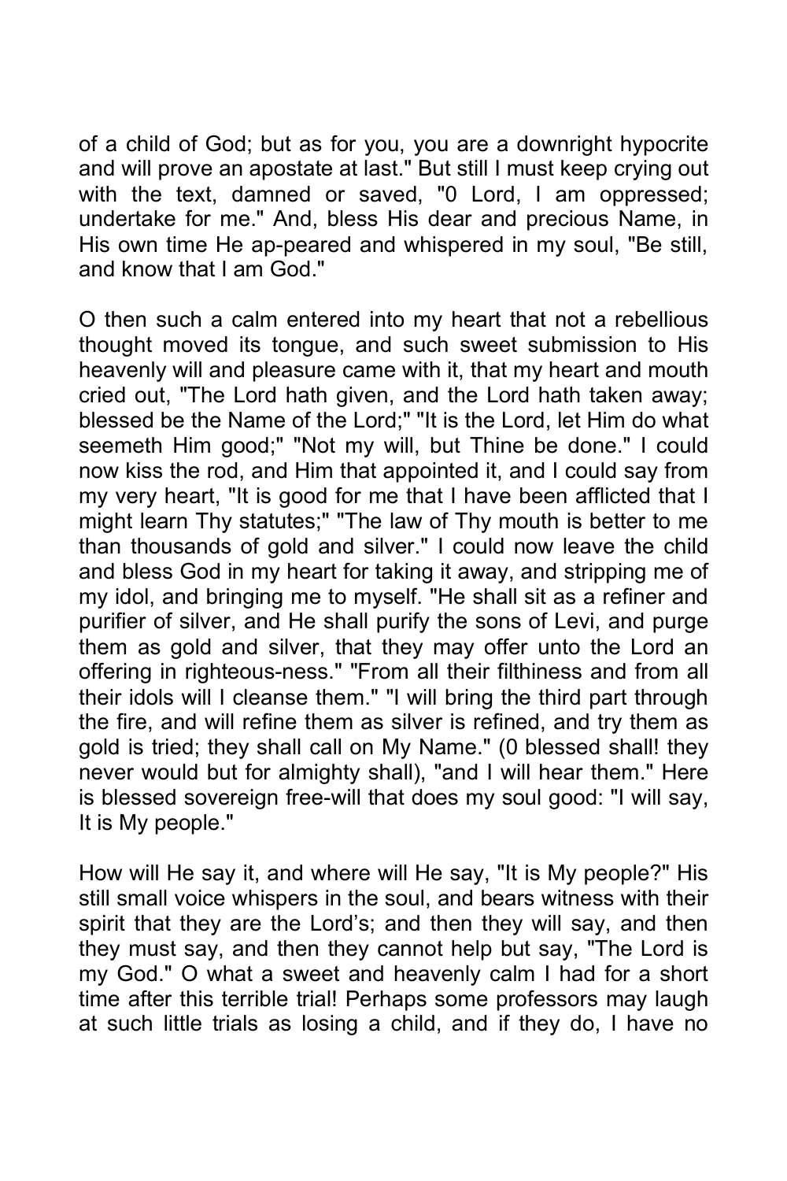of a child of God; but as for you, you are a downright hypocrite and will prove an apostate at last." But still I must keep crying out with the text, damned or saved, "0 Lord, I am oppressed; undertake for me." And, bless His dear and precious Name, in His own time He ap-peared and whispered in my soul, "Be still, and know that I am God."

O then such a calm entered into my heart that not a rebellious thought moved its tongue, and such sweet submission to His heavenly will and pleasure came with it, that my heart and mouth cried out, "The Lord hath given, and the Lord hath taken away; blessed be the Name of the Lord;" "It is the Lord, let Him do what seemeth Him good;" "Not my will, but Thine be done." I could now kiss the rod, and Him that appointed it, and I could say from my very heart, "It is good for me that I have been afflicted that I might learn Thy statutes;" "The law of Thy mouth is better to me than thousands of gold and silver." I could now leave the child and bless God in my heart for taking it away, and stripping me of my idol, and bringing me to myself. "He shall sit as a refiner and purifier of silver, and He shall purify the sons of Levi, and purge them as gold and silver, that they may offer unto the Lord an offering in righteous-ness." "From all their filthiness and from all their idols will I cleanse them." "I will bring the third part through the fire, and will refine them as silver is refined, and try them as gold is tried; they shall call on My Name." (0 blessed shall! they never would but for almighty shall), "and I will hear them." Here is blessed sovereign free-will that does my soul good: "I will say, It is My people."

How will He say it, and where will He say, "It is My people?" His still small voice whispers in the soul, and bears witness with their spirit that they are the Lord's; and then they will say, and then they must say, and then they cannot help but say, "The Lord is my God." O what a sweet and heavenly calm I had for a short time after this terrible trial! Perhaps some professors may laugh at such little trials as losing a child, and if they do, I have no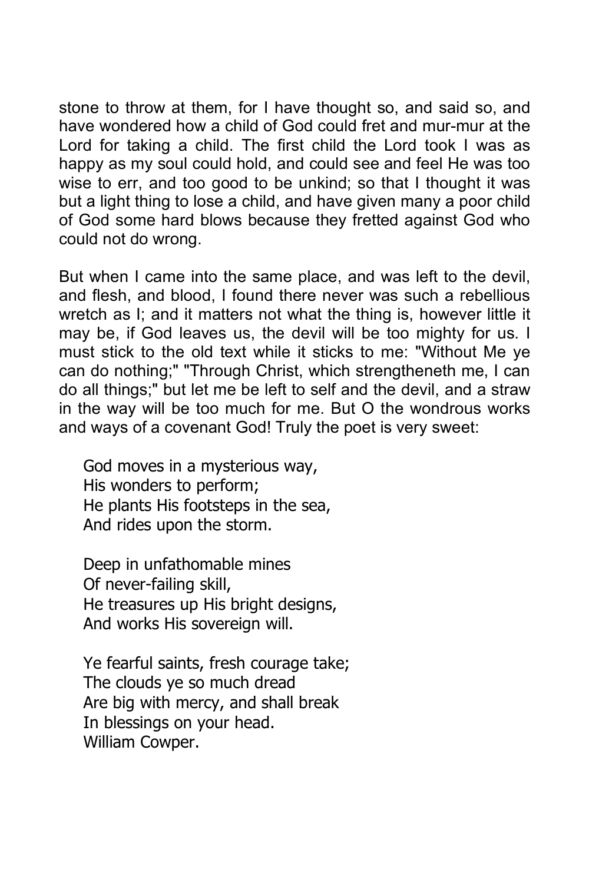stone to throw at them, for I have thought so, and said so, and have wondered how a child of God could fret and mur-mur at the Lord for taking a child. The first child the Lord took I was as happy as my soul could hold, and could see and feel He was too wise to err, and too good to be unkind; so that I thought it was but a light thing to lose a child, and have given many a poor child of God some hard blows because they fretted against God who could not do wrong.

But when I came into the same place, and was left to the devil, and flesh, and blood, I found there never was such a rebellious wretch as I; and it matters not what the thing is, however little it may be, if God leaves us, the devil will be too mighty for us. I must stick to the old text while it sticks to me: "Without Me ye can do nothing;" "Through Christ, which strengtheneth me, I can do all things;" but let me be left to self and the devil, and a straw in the way will be too much for me. But O the wondrous works and ways of a covenant God! Truly the poet is very sweet:

> God moves in a mysterious way,
> His wonders to perform;
> He plants His footsteps in the sea,
> And rides upon the storm.
>
> Deep in unfathomable mines
> Of never-failing skill,
> He treasures up His bright designs,
> And works His sovereign will.
>
> Ye fearful saints, fresh courage take;
> The clouds ye so much dread
> Are big with mercy, and shall break
> In blessings on your head.
> William Cowper.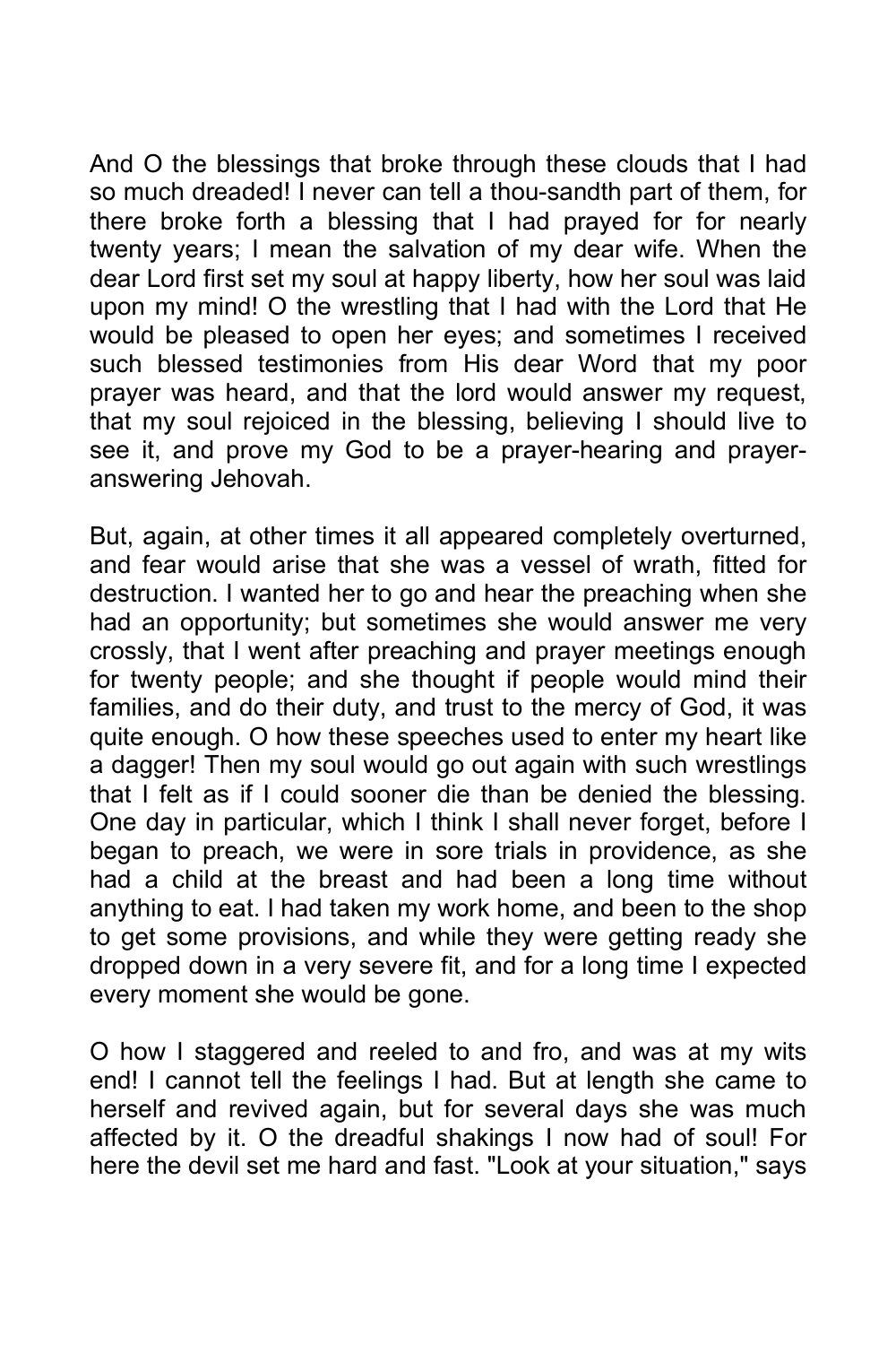And O the blessings that broke through these clouds that I had so much dreaded! I never can tell a thou-sandth part of them, for there broke forth a blessing that I had prayed for for nearly twenty years; I mean the salvation of my dear wife. When the dear Lord first set my soul at happy liberty, how her soul was laid upon my mind! O the wrestling that I had with the Lord that He would be pleased to open her eyes; and sometimes I received such blessed testimonies from His dear Word that my poor prayer was heard, and that the lord would answer my request, that my soul rejoiced in the blessing, believing I should live to see it, and prove my God to be a prayer-hearing and prayer-answering Jehovah.

But, again, at other times it all appeared completely overturned, and fear would arise that she was a vessel of wrath, fitted for destruction. I wanted her to go and hear the preaching when she had an opportunity; but sometimes she would answer me very crossly, that I went after preaching and prayer meetings enough for twenty people; and she thought if people would mind their families, and do their duty, and trust to the mercy of God, it was quite enough. O how these speeches used to enter my heart like a dagger! Then my soul would go out again with such wrestlings that I felt as if I could sooner die than be denied the blessing. One day in particular, which I think I shall never forget, before I began to preach, we were in sore trials in providence, as she had a child at the breast and had been a long time without anything to eat. I had taken my work home, and been to the shop to get some provisions, and while they were getting ready she dropped down in a very severe fit, and for a long time I expected every moment she would be gone.

O how I staggered and reeled to and fro, and was at my wits end! I cannot tell the feelings I had. But at length she came to herself and revived again, but for several days she was much affected by it. O the dreadful shakings I now had of soul! For here the devil set me hard and fast. "Look at your situation," says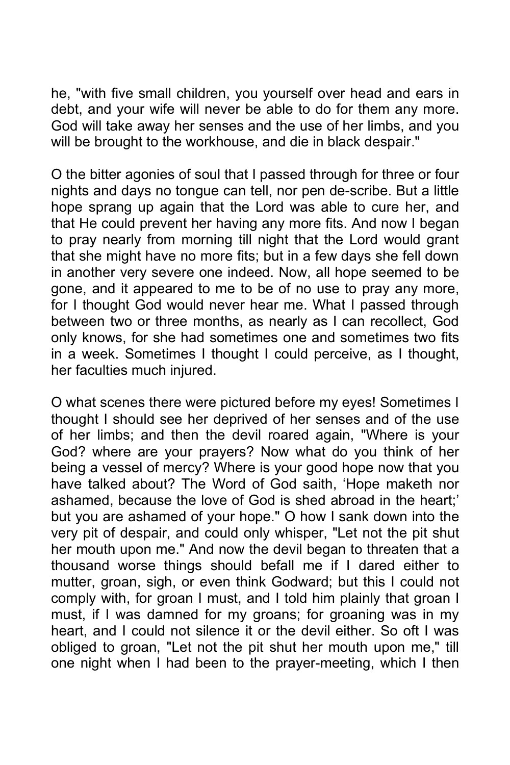he, "with five small children, you yourself over head and ears in debt, and your wife will never be able to do for them any more. God will take away her senses and the use of her limbs, and you will be brought to the workhouse, and die in black despair."

O the bitter agonies of soul that I passed through for three or four nights and days no tongue can tell, nor pen de-scribe. But a little hope sprang up again that the Lord was able to cure her, and that He could prevent her having any more fits. And now I began to pray nearly from morning till night that the Lord would grant that she might have no more fits; but in a few days she fell down in another very severe one indeed. Now, all hope seemed to be gone, and it appeared to me to be of no use to pray any more, for I thought God would never hear me. What I passed through between two or three months, as nearly as I can recollect, God only knows, for she had sometimes one and sometimes two fits in a week. Sometimes I thought I could perceive, as I thought, her faculties much injured.

O what scenes there were pictured before my eyes! Sometimes I thought I should see her deprived of her senses and of the use of her limbs; and then the devil roared again, "Where is your God? where are your prayers? Now what do you think of her being a vessel of mercy? Where is your good hope now that you have talked about? The Word of God saith, 'Hope maketh nor ashamed, because the love of God is shed abroad in the heart;' but you are ashamed of your hope." O how I sank down into the very pit of despair, and could only whisper, "Let not the pit shut her mouth upon me." And now the devil began to threaten that a thousand worse things should befall me if I dared either to mutter, groan, sigh, or even think Godward; but this I could not comply with, for groan I must, and I told him plainly that groan I must, if I was damned for my groans; for groaning was in my heart, and I could not silence it or the devil either. So oft I was obliged to groan, "Let not the pit shut her mouth upon me," till one night when I had been to the prayer-meeting, which I then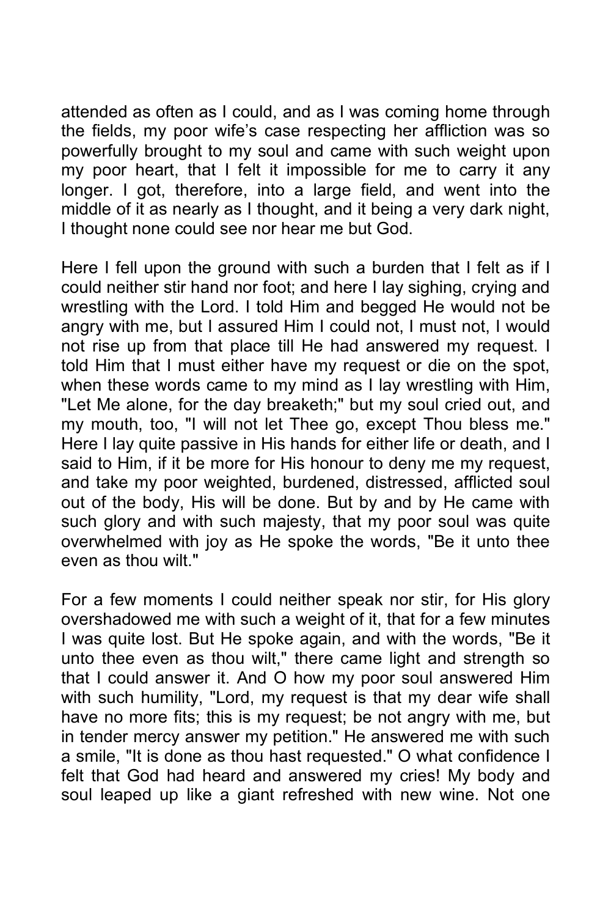attended as often as I could, and as I was coming home through the fields, my poor wife's case respecting her affliction was so powerfully brought to my soul and came with such weight upon my poor heart, that I felt it impossible for me to carry it any longer. I got, therefore, into a large field, and went into the middle of it as nearly as I thought, and it being a very dark night, I thought none could see nor hear me but God.

Here I fell upon the ground with such a burden that I felt as if I could neither stir hand nor foot; and here I lay sighing, crying and wrestling with the Lord. I told Him and begged He would not be angry with me, but I assured Him I could not, I must not, I would not rise up from that place till He had answered my request. I told Him that I must either have my request or die on the spot, when these words came to my mind as I lay wrestling with Him, "Let Me alone, for the day breaketh;" but my soul cried out, and my mouth, too, "I will not let Thee go, except Thou bless me." Here I lay quite passive in His hands for either life or death, and I said to Him, if it be more for His honour to deny me my request, and take my poor weighted, burdened, distressed, afflicted soul out of the body, His will be done. But by and by He came with such glory and with such majesty, that my poor soul was quite overwhelmed with joy as He spoke the words, "Be it unto thee even as thou wilt."

For a few moments I could neither speak nor stir, for His glory overshadowed me with such a weight of it, that for a few minutes I was quite lost. But He spoke again, and with the words, "Be it unto thee even as thou wilt," there came light and strength so that I could answer it. And O how my poor soul answered Him with such humility, "Lord, my request is that my dear wife shall have no more fits; this is my request; be not angry with me, but in tender mercy answer my petition." He answered me with such a smile, "It is done as thou hast requested." O what confidence I felt that God had heard and answered my cries! My body and soul leaped up like a giant refreshed with new wine. Not one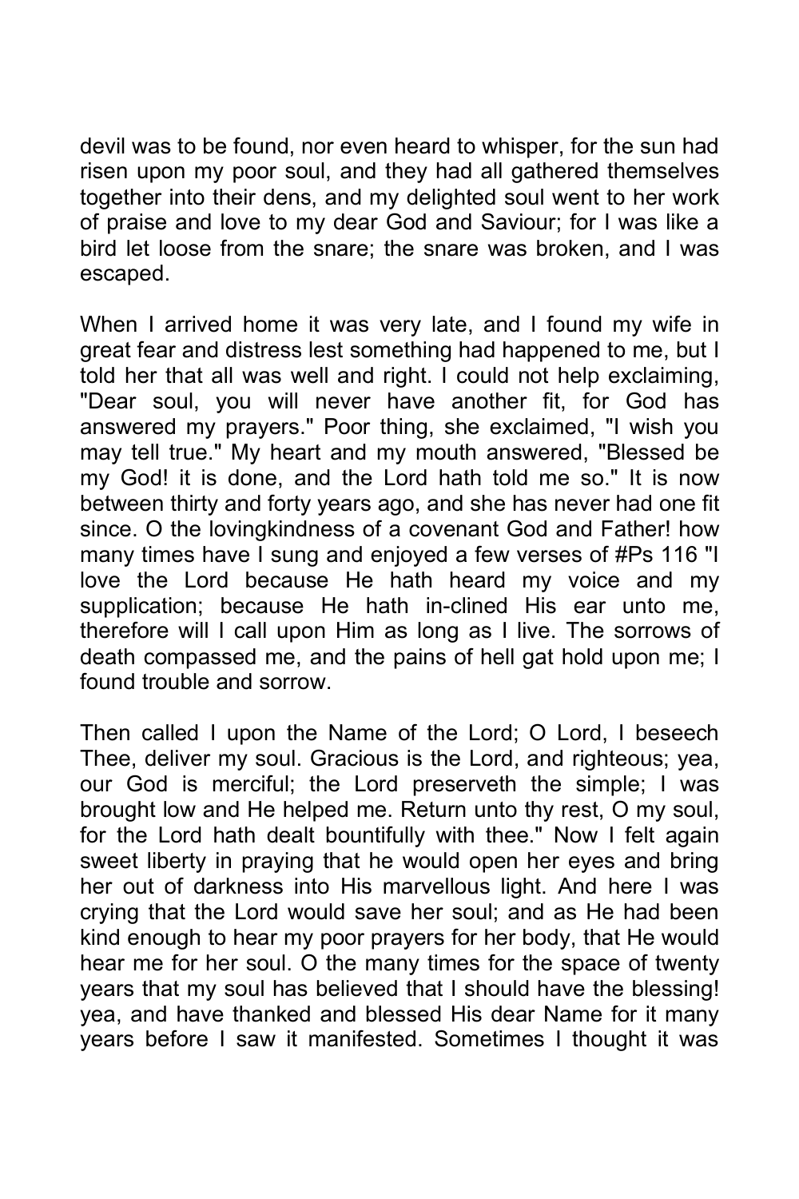devil was to be found, nor even heard to whisper, for the sun had risen upon my poor soul, and they had all gathered themselves together into their dens, and my delighted soul went to her work of praise and love to my dear God and Saviour; for I was like a bird let loose from the snare; the snare was broken, and I was escaped.

When I arrived home it was very late, and I found my wife in great fear and distress lest something had happened to me, but I told her that all was well and right. I could not help exclaiming, "Dear soul, you will never have another fit, for God has answered my prayers." Poor thing, she exclaimed, "I wish you may tell true." My heart and my mouth answered, "Blessed be my God! it is done, and the Lord hath told me so." It is now between thirty and forty years ago, and she has never had one fit since. O the lovingkindness of a covenant God and Father! how many times have I sung and enjoyed a few verses of #Ps 116 "I love the Lord because He hath heard my voice and my supplication; because He hath in-clined His ear unto me, therefore will I call upon Him as long as I live. The sorrows of death compassed me, and the pains of hell gat hold upon me; I found trouble and sorrow.

Then called I upon the Name of the Lord; O Lord, I beseech Thee, deliver my soul. Gracious is the Lord, and righteous; yea, our God is merciful; the Lord preserveth the simple; I was brought low and He helped me. Return unto thy rest, O my soul, for the Lord hath dealt bountifully with thee." Now I felt again sweet liberty in praying that he would open her eyes and bring her out of darkness into His marvellous light. And here I was crying that the Lord would save her soul; and as He had been kind enough to hear my poor prayers for her body, that He would hear me for her soul. O the many times for the space of twenty years that my soul has believed that I should have the blessing! yea, and have thanked and blessed His dear Name for it many years before I saw it manifested. Sometimes I thought it was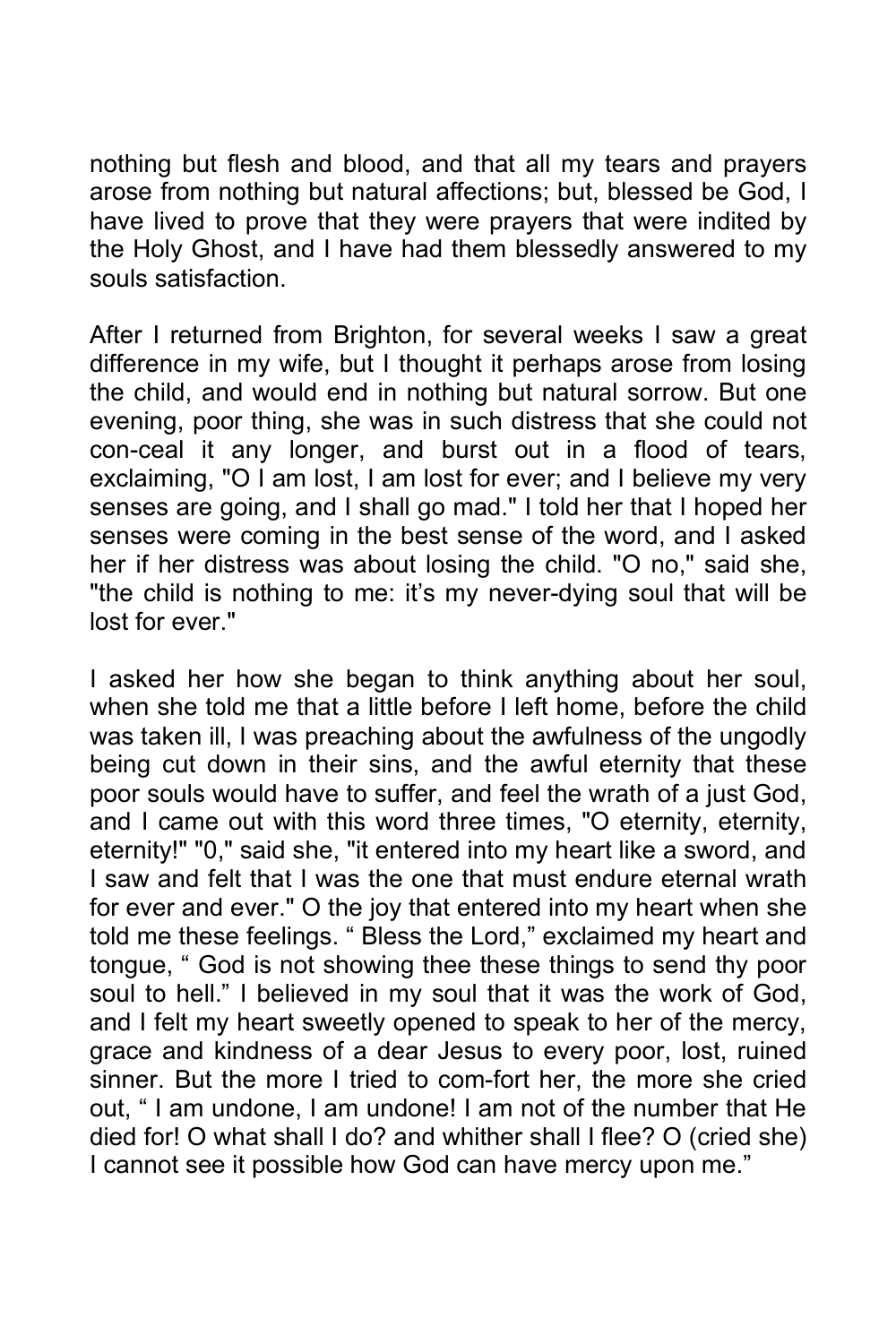nothing but flesh and blood, and that all my tears and prayers arose from nothing but natural affections; but, blessed be God, I have lived to prove that they were prayers that were indited by the Holy Ghost, and I have had them blessedly answered to my souls satisfaction.

After I returned from Brighton, for several weeks I saw a great difference in my wife, but I thought it perhaps arose from losing the child, and would end in nothing but natural sorrow. But one evening, poor thing, she was in such distress that she could not con-ceal it any longer, and burst out in a flood of tears, exclaiming, "O I am lost, I am lost for ever; and I believe my very senses are going, and I shall go mad." I told her that I hoped her senses were coming in the best sense of the word, and I asked her if her distress was about losing the child. "O no," said she, "the child is nothing to me: it's my never-dying soul that will be lost for ever."

I asked her how she began to think anything about her soul, when she told me that a little before I left home, before the child was taken ill, I was preaching about the awfulness of the ungodly being cut down in their sins, and the awful eternity that these poor souls would have to suffer, and feel the wrath of a just God, and I came out with this word three times, "O eternity, eternity, eternity!" "0," said she, "it entered into my heart like a sword, and I saw and felt that I was the one that must endure eternal wrath for ever and ever." O the joy that entered into my heart when she told me these feelings. " Bless the Lord," exclaimed my heart and tongue, " God is not showing thee these things to send thy poor soul to hell." I believed in my soul that it was the work of God, and I felt my heart sweetly opened to speak to her of the mercy, grace and kindness of a dear Jesus to every poor, lost, ruined sinner. But the more I tried to com-fort her, the more she cried out, " I am undone, I am undone! I am not of the number that He died for! O what shall I do? and whither shall I flee? O (cried she) I cannot see it possible how God can have mercy upon me."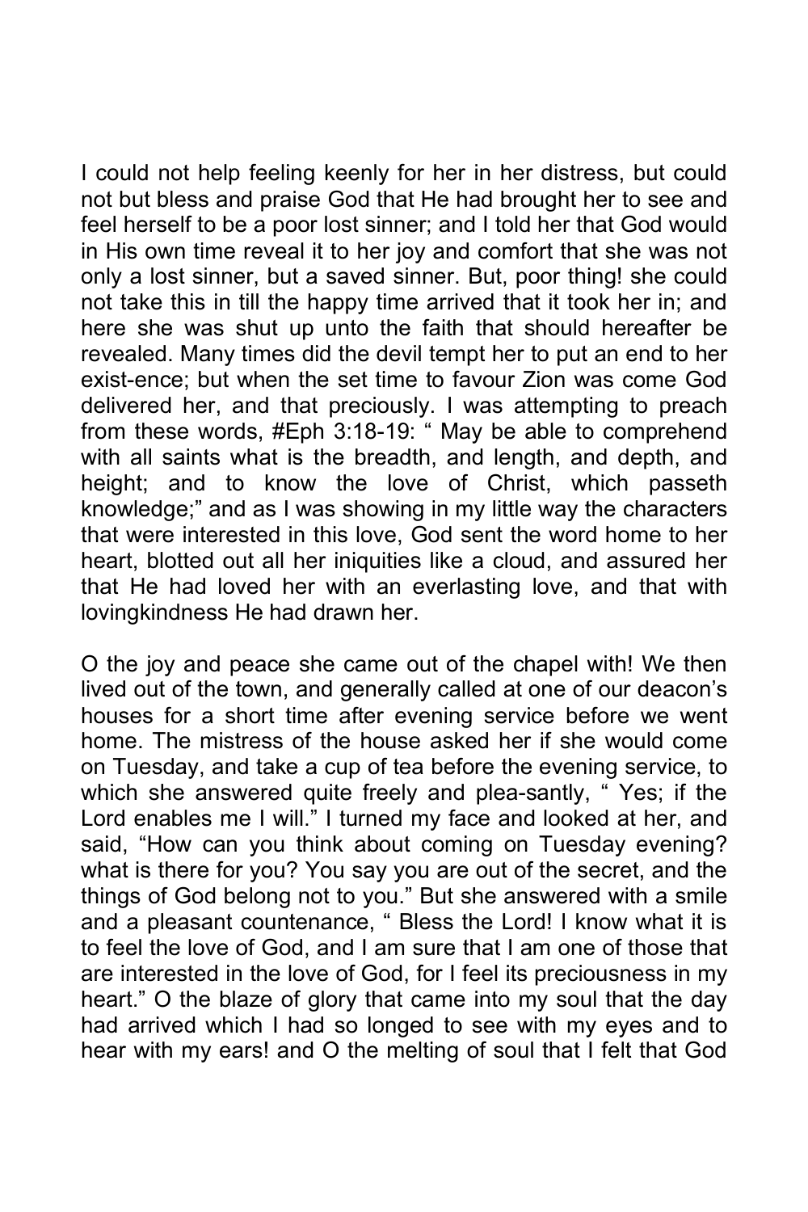I could not help feeling keenly for her in her distress, but could not but bless and praise God that He had brought her to see and feel herself to be a poor lost sinner; and I told her that God would in His own time reveal it to her joy and comfort that she was not only a lost sinner, but a saved sinner. But, poor thing! she could not take this in till the happy time arrived that it took her in; and here she was shut up unto the faith that should hereafter be revealed. Many times did the devil tempt her to put an end to her exist-ence; but when the set time to favour Zion was come God delivered her, and that preciously. I was attempting to preach from these words, #Eph 3:18-19: " May be able to comprehend with all saints what is the breadth, and length, and depth, and height; and to know the love of Christ, which passeth knowledge;" and as I was showing in my little way the characters that were interested in this love, God sent the word home to her heart, blotted out all her iniquities like a cloud, and assured her that He had loved her with an everlasting love, and that with lovingkindness He had drawn her.

O the joy and peace she came out of the chapel with! We then lived out of the town, and generally called at one of our deacon's houses for a short time after evening service before we went home. The mistress of the house asked her if she would come on Tuesday, and take a cup of tea before the evening service, to which she answered quite freely and plea-santly, " Yes; if the Lord enables me I will." I turned my face and looked at her, and said, "How can you think about coming on Tuesday evening? what is there for you? You say you are out of the secret, and the things of God belong not to you." But she answered with a smile and a pleasant countenance, " Bless the Lord! I know what it is to feel the love of God, and I am sure that I am one of those that are interested in the love of God, for I feel its preciousness in my heart." O the blaze of glory that came into my soul that the day had arrived which I had so longed to see with my eyes and to hear with my ears! and O the melting of soul that I felt that God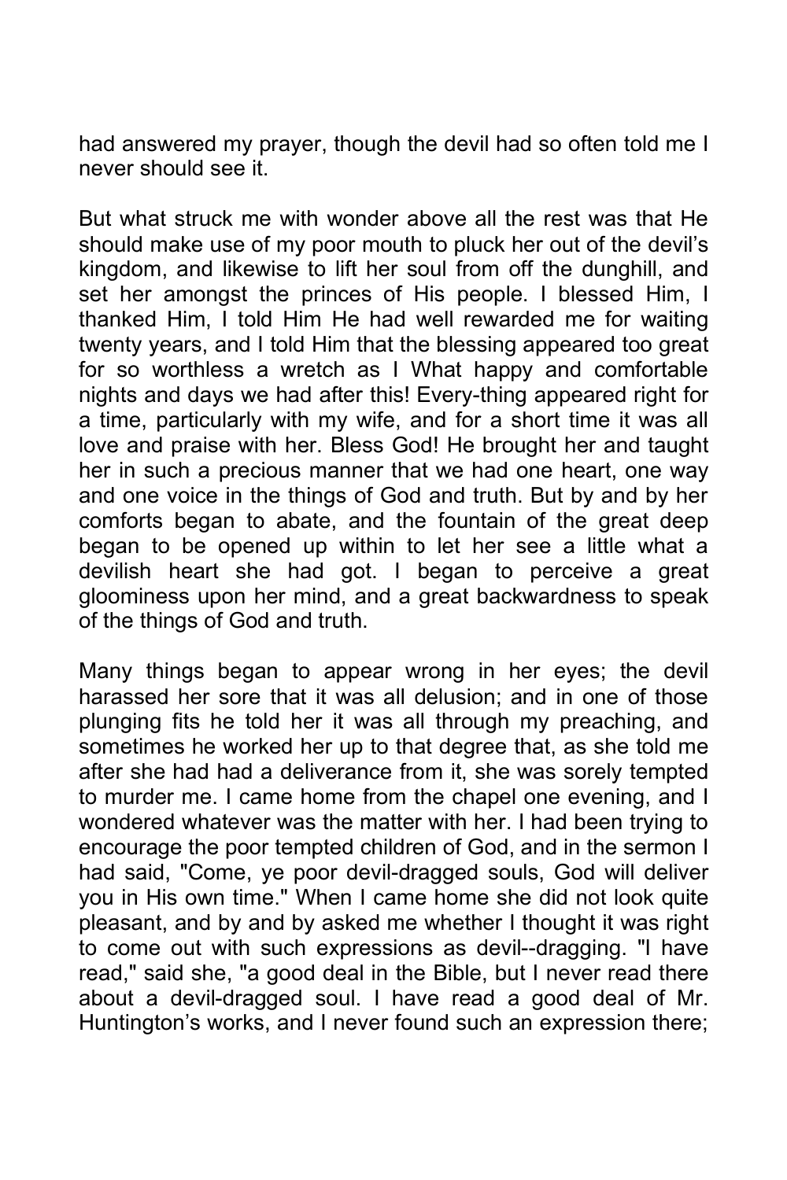had answered my prayer, though the devil had so often told me I never should see it.

But what struck me with wonder above all the rest was that He should make use of my poor mouth to pluck her out of the devil’s kingdom, and likewise to lift her soul from off the dunghill, and set her amongst the princes of His people. I blessed Him, I thanked Him, I told Him He had well rewarded me for waiting twenty years, and I told Him that the blessing appeared too great for so worthless a wretch as I What happy and comfortable nights and days we had after this! Every-thing appeared right for a time, particularly with my wife, and for a short time it was all love and praise with her. Bless God! He brought her and taught her in such a precious manner that we had one heart, one way and one voice in the things of God and truth. But by and by her comforts began to abate, and the fountain of the great deep began to be opened up within to let her see a little what a devilish heart she had got. I began to perceive a great gloominess upon her mind, and a great backwardness to speak of the things of God and truth.

Many things began to appear wrong in her eyes; the devil harassed her sore that it was all delusion; and in one of those plunging fits he told her it was all through my preaching, and sometimes he worked her up to that degree that, as she told me after she had had a deliverance from it, she was sorely tempted to murder me. I came home from the chapel one evening, and I wondered whatever was the matter with her. I had been trying to encourage the poor tempted children of God, and in the sermon I had said, "Come, ye poor devil-dragged souls, God will deliver you in His own time." When I came home she did not look quite pleasant, and by and by asked me whether I thought it was right to come out with such expressions as devil--dragging. "I have read," said she, "a good deal in the Bible, but I never read there about a devil-dragged soul. I have read a good deal of Mr. Huntington’s works, and I never found such an expression there;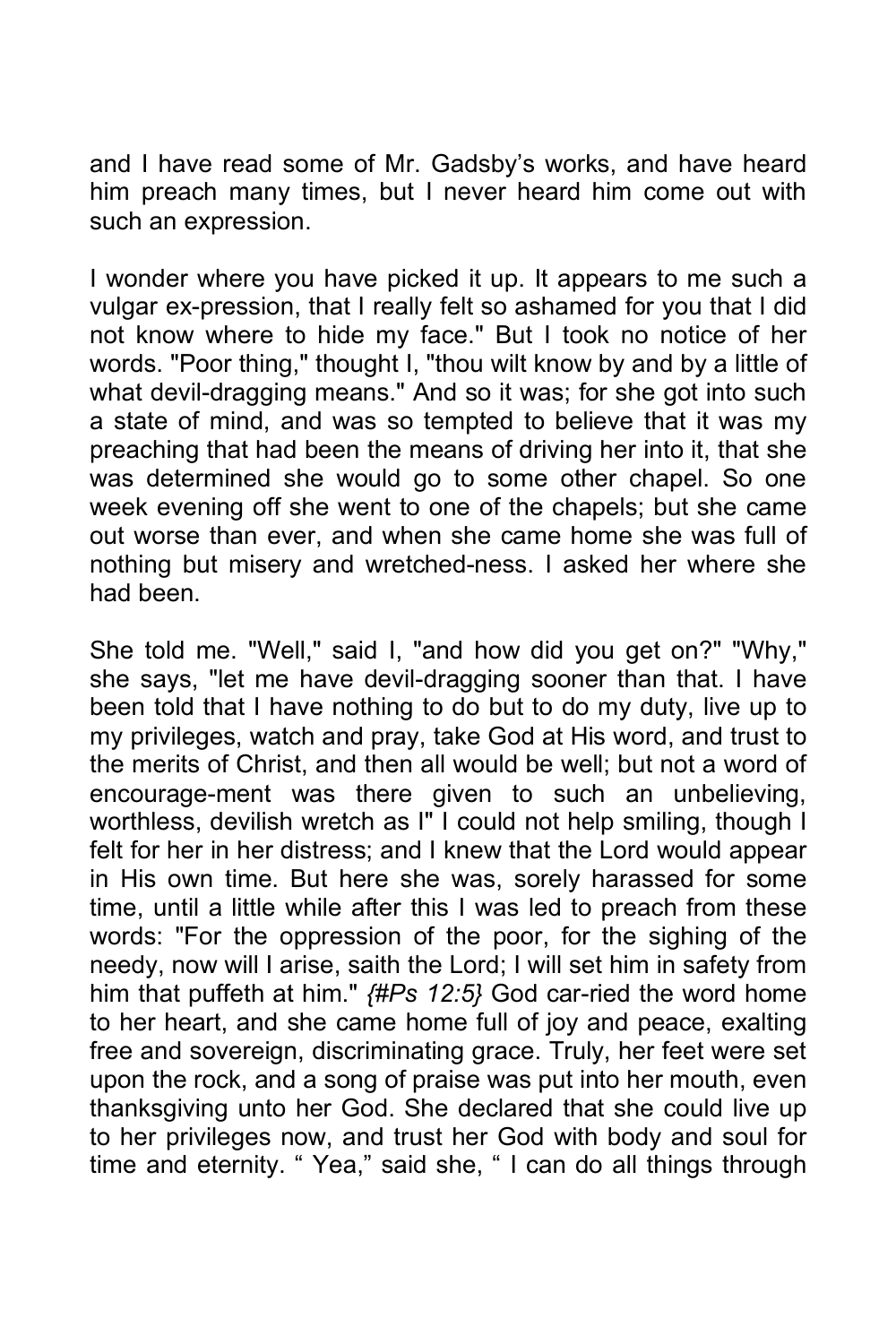and I have read some of Mr. Gadsby's works, and have heard him preach many times, but I never heard him come out with such an expression.

I wonder where you have picked it up. It appears to me such a vulgar ex-pression, that I really felt so ashamed for you that I did not know where to hide my face." But I took no notice of her words. "Poor thing," thought I, "thou wilt know by and by a little of what devil-dragging means." And so it was; for she got into such a state of mind, and was so tempted to believe that it was my preaching that had been the means of driving her into it, that she was determined she would go to some other chapel. So one week evening off she went to one of the chapels; but she came out worse than ever, and when she came home she was full of nothing but misery and wretched-ness. I asked her where she had been.

She told me. "Well," said I, "and how did you get on?" "Why," she says, "let me have devil-dragging sooner than that. I have been told that I have nothing to do but to do my duty, live up to my privileges, watch and pray, take God at His word, and trust to the merits of Christ, and then all would be well; but not a word of encourage-ment was there given to such an unbelieving, worthless, devilish wretch as I" I could not help smiling, though I felt for her in her distress; and I knew that the Lord would appear in His own time. But here she was, sorely harassed for some time, until a little while after this I was led to preach from these words: "For the oppression of the poor, for the sighing of the needy, now will I arise, saith the Lord; I will set him in safety from him that puffeth at him." *{#Ps 12:5}* God car-ried the word home to her heart, and she came home full of joy and peace, exalting free and sovereign, discriminating grace. Truly, her feet were set upon the rock, and a song of praise was put into her mouth, even thanksgiving unto her God. She declared that she could live up to her privileges now, and trust her God with body and soul for time and eternity. " Yea," said she, " I can do all things through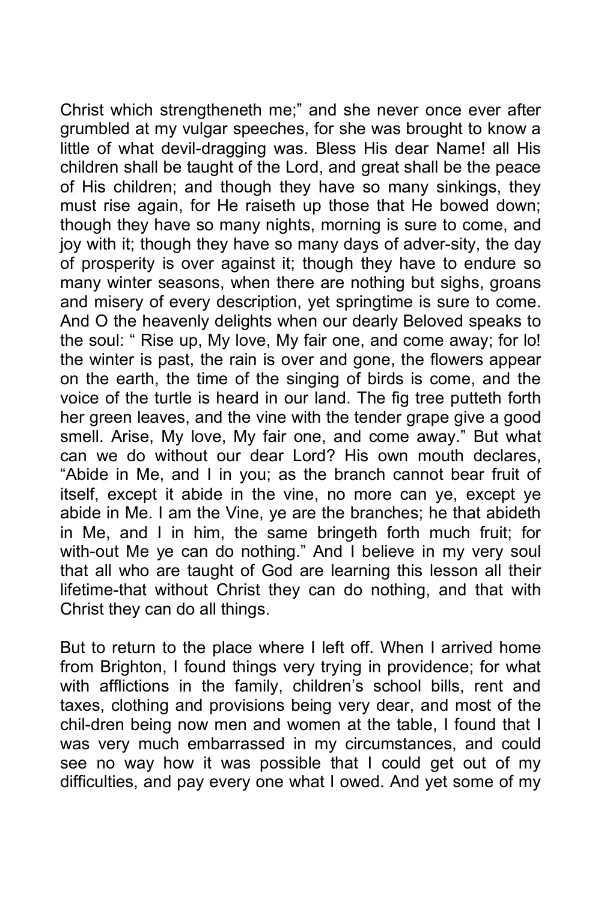Christ which strengtheneth me;" and she never once ever after grumbled at my vulgar speeches, for she was brought to know a little of what devil-dragging was. Bless His dear Name! all His children shall be taught of the Lord, and great shall be the peace of His children; and though they have so many sinkings, they must rise again, for He raiseth up those that He bowed down; though they have so many nights, morning is sure to come, and joy with it; though they have so many days of adver-sity, the day of prosperity is over against it; though they have to endure so many winter seasons, when there are nothing but sighs, groans and misery of every description, yet springtime is sure to come. And O the heavenly delights when our dearly Beloved speaks to the soul: " Rise up, My love, My fair one, and come away; for lo! the winter is past, the rain is over and gone, the flowers appear on the earth, the time of the singing of birds is come, and the voice of the turtle is heard in our land. The fig tree putteth forth her green leaves, and the vine with the tender grape give a good smell. Arise, My love, My fair one, and come away." But what can we do without our dear Lord? His own mouth declares, "Abide in Me, and I in you; as the branch cannot bear fruit of itself, except it abide in the vine, no more can ye, except ye abide in Me. I am the Vine, ye are the branches; he that abideth in Me, and I in him, the same bringeth forth much fruit; for with-out Me ye can do nothing." And I believe in my very soul that all who are taught of God are learning this lesson all their lifetime-that without Christ they can do nothing, and that with Christ they can do all things.

But to return to the place where I left off. When I arrived home from Brighton, I found things very trying in providence; for what with afflictions in the family, children's school bills, rent and taxes, clothing and provisions being very dear, and most of the chil-dren being now men and women at the table, I found that I was very much embarrassed in my circumstances, and could see no way how it was possible that I could get out of my difficulties, and pay every one what I owed. And yet some of my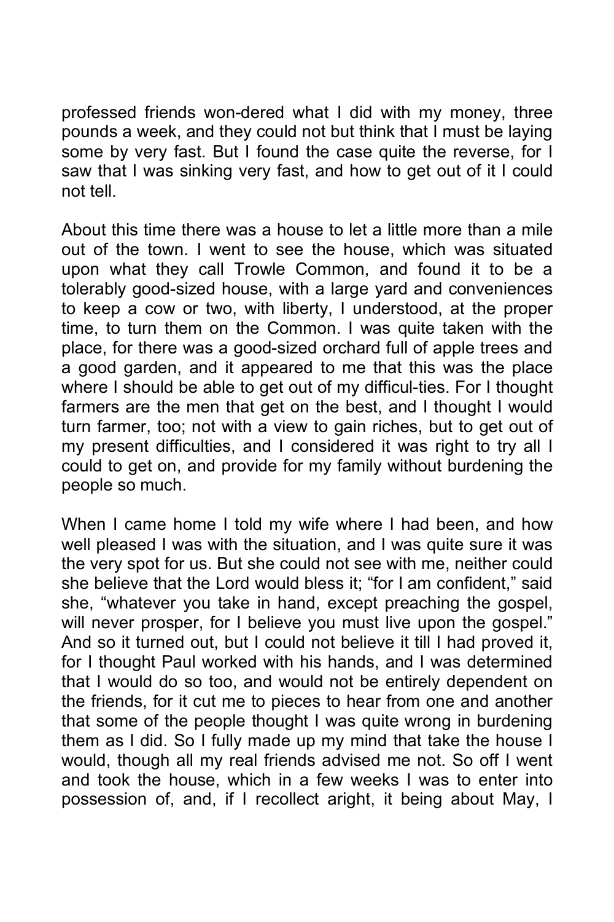professed friends won-dered what I did with my money, three pounds a week, and they could not but think that I must be laying some by very fast. But I found the case quite the reverse, for I saw that I was sinking very fast, and how to get out of it I could not tell.

About this time there was a house to let a little more than a mile out of the town. I went to see the house, which was situated upon what they call Trowle Common, and found it to be a tolerably good-sized house, with a large yard and conveniences to keep a cow or two, with liberty, I understood, at the proper time, to turn them on the Common. I was quite taken with the place, for there was a good-sized orchard full of apple trees and a good garden, and it appeared to me that this was the place where I should be able to get out of my difficul-ties. For I thought farmers are the men that get on the best, and I thought I would turn farmer, too; not with a view to gain riches, but to get out of my present difficulties, and I considered it was right to try all I could to get on, and provide for my family without burdening the people so much.

When I came home I told my wife where I had been, and how well pleased I was with the situation, and I was quite sure it was the very spot for us. But she could not see with me, neither could she believe that the Lord would bless it; "for I am confident," said she, "whatever you take in hand, except preaching the gospel, will never prosper, for I believe you must live upon the gospel." And so it turned out, but I could not believe it till I had proved it, for I thought Paul worked with his hands, and I was determined that I would do so too, and would not be entirely dependent on the friends, for it cut me to pieces to hear from one and another that some of the people thought I was quite wrong in burdening them as I did. So I fully made up my mind that take the house I would, though all my real friends advised me not. So off I went and took the house, which in a few weeks I was to enter into possession of, and, if I recollect aright, it being about May, I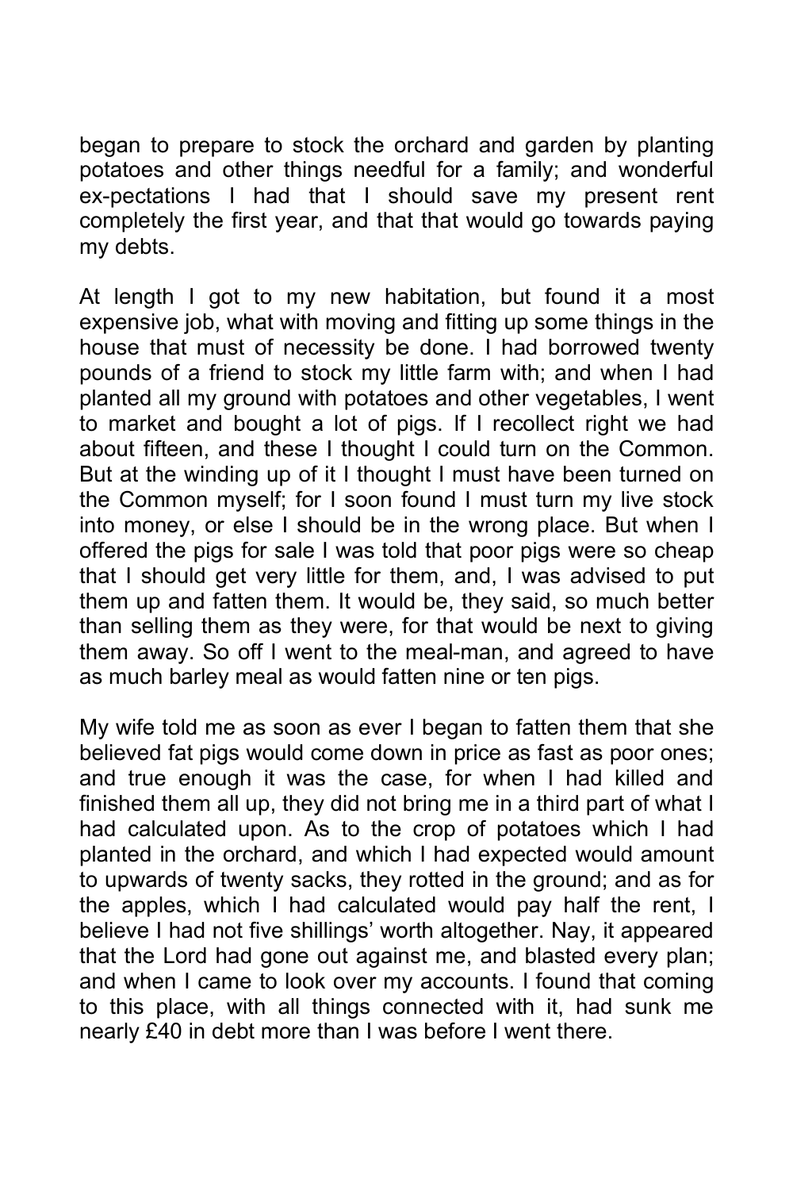began to prepare to stock the orchard and garden by planting potatoes and other things needful for a family; and wonderful ex-pectations I had that I should save my present rent completely the first year, and that that would go towards paying my debts.

At length I got to my new habitation, but found it a most expensive job, what with moving and fitting up some things in the house that must of necessity be done. I had borrowed twenty pounds of a friend to stock my little farm with; and when I had planted all my ground with potatoes and other vegetables, I went to market and bought a lot of pigs. If I recollect right we had about fifteen, and these I thought I could turn on the Common. But at the winding up of it I thought I must have been turned on the Common myself; for I soon found I must turn my live stock into money, or else I should be in the wrong place. But when I offered the pigs for sale I was told that poor pigs were so cheap that I should get very little for them, and, I was advised to put them up and fatten them. It would be, they said, so much better than selling them as they were, for that would be next to giving them away. So off I went to the meal-man, and agreed to have as much barley meal as would fatten nine or ten pigs.

My wife told me as soon as ever I began to fatten them that she believed fat pigs would come down in price as fast as poor ones; and true enough it was the case, for when I had killed and finished them all up, they did not bring me in a third part of what I had calculated upon. As to the crop of potatoes which I had planted in the orchard, and which I had expected would amount to upwards of twenty sacks, they rotted in the ground; and as for the apples, which I had calculated would pay half the rent, I believe I had not five shillings' worth altogether. Nay, it appeared that the Lord had gone out against me, and blasted every plan; and when I came to look over my accounts. I found that coming to this place, with all things connected with it, had sunk me nearly £40 in debt more than I was before I went there.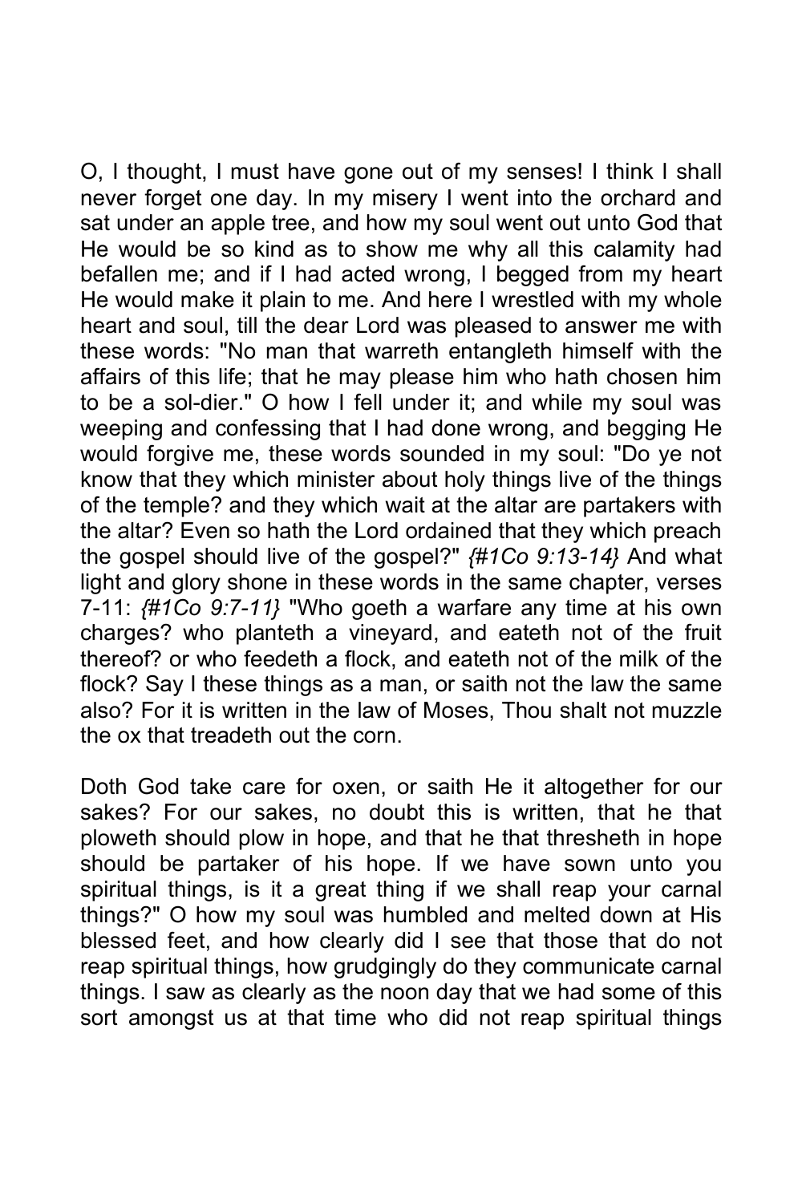O, I thought, I must have gone out of my senses! I think I shall never forget one day. In my misery I went into the orchard and sat under an apple tree, and how my soul went out unto God that He would be so kind as to show me why all this calamity had befallen me; and if I had acted wrong, I begged from my heart He would make it plain to me. And here I wrestled with my whole heart and soul, till the dear Lord was pleased to answer me with these words: "No man that warreth entangleth himself with the affairs of this life; that he may please him who hath chosen him to be a sol-dier." O how I fell under it; and while my soul was weeping and confessing that I had done wrong, and begging He would forgive me, these words sounded in my soul: "Do ye not know that they which minister about holy things live of the things of the temple? and they which wait at the altar are partakers with the altar? Even so hath the Lord ordained that they which preach the gospel should live of the gospel?" *{#1Co 9:13-14}* And what light and glory shone in these words in the same chapter, verses 7-11: *{#1Co 9:7-11}* "Who goeth a warfare any time at his own charges? who planteth a vineyard, and eateth not of the fruit thereof? or who feedeth a flock, and eateth not of the milk of the flock? Say I these things as a man, or saith not the law the same also? For it is written in the law of Moses, Thou shalt not muzzle the ox that treadeth out the corn.

Doth God take care for oxen, or saith He it altogether for our sakes? For our sakes, no doubt this is written, that he that ploweth should plow in hope, and that he that thresheth in hope should be partaker of his hope. If we have sown unto you spiritual things, is it a great thing if we shall reap your carnal things?" O how my soul was humbled and melted down at His blessed feet, and how clearly did I see that those that do not reap spiritual things, how grudgingly do they communicate carnal things. I saw as clearly as the noon day that we had some of this sort amongst us at that time who did not reap spiritual things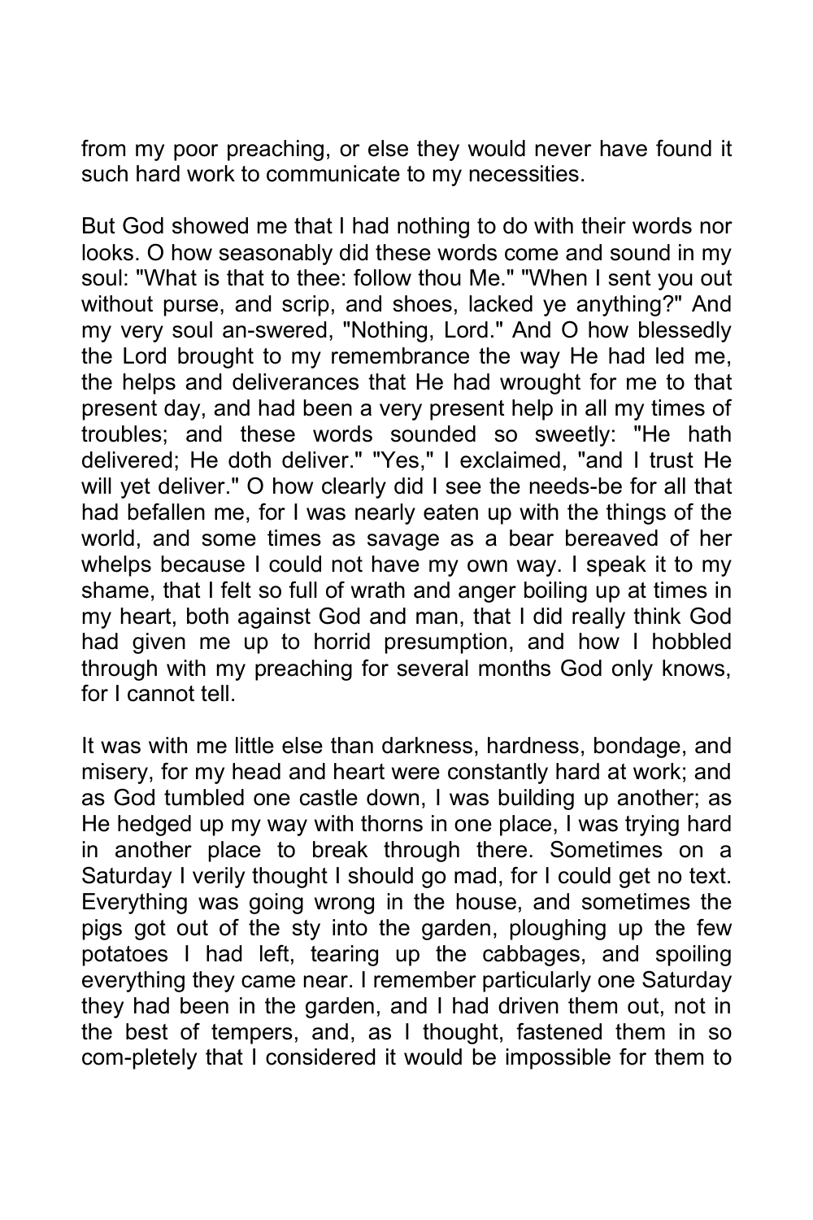from my poor preaching, or else they would never have found it such hard work to communicate to my necessities.

But God showed me that I had nothing to do with their words nor looks. O how seasonably did these words come and sound in my soul: "What is that to thee: follow thou Me." "When I sent you out without purse, and scrip, and shoes, lacked ye anything?" And my very soul an-swered, "Nothing, Lord." And O how blessedly the Lord brought to my remembrance the way He had led me, the helps and deliverances that He had wrought for me to that present day, and had been a very present help in all my times of troubles; and these words sounded so sweetly: "He hath delivered; He doth deliver." "Yes," I exclaimed, "and I trust He will yet deliver." O how clearly did I see the needs-be for all that had befallen me, for I was nearly eaten up with the things of the world, and some times as savage as a bear bereaved of her whelps because I could not have my own way. I speak it to my shame, that I felt so full of wrath and anger boiling up at times in my heart, both against God and man, that I did really think God had given me up to horrid presumption, and how I hobbled through with my preaching for several months God only knows, for I cannot tell.

It was with me little else than darkness, hardness, bondage, and misery, for my head and heart were constantly hard at work; and as God tumbled one castle down, I was building up another; as He hedged up my way with thorns in one place, I was trying hard in another place to break through there. Sometimes on a Saturday I verily thought I should go mad, for I could get no text. Everything was going wrong in the house, and sometimes the pigs got out of the sty into the garden, ploughing up the few potatoes I had left, tearing up the cabbages, and spoiling everything they came near. I remember particularly one Saturday they had been in the garden, and I had driven them out, not in the best of tempers, and, as I thought, fastened them in so com-pletely that I considered it would be impossible for them to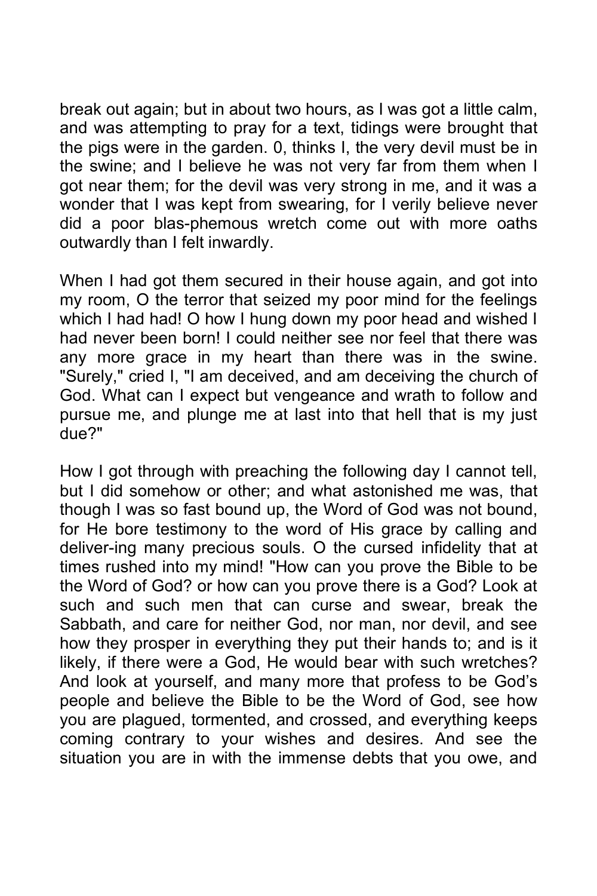break out again; but in about two hours, as I was got a little calm, and was attempting to pray for a text, tidings were brought that the pigs were in the garden. 0, thinks I, the very devil must be in the swine; and I believe he was not very far from them when I got near them; for the devil was very strong in me, and it was a wonder that I was kept from swearing, for I verily believe never did a poor blas-phemous wretch come out with more oaths outwardly than I felt inwardly.

When I had got them secured in their house again, and got into my room, O the terror that seized my poor mind for the feelings which I had had! O how I hung down my poor head and wished I had never been born! I could neither see nor feel that there was any more grace in my heart than there was in the swine. "Surely," cried I, "I am deceived, and am deceiving the church of God. What can I expect but vengeance and wrath to follow and pursue me, and plunge me at last into that hell that is my just due?"

How I got through with preaching the following day I cannot tell, but I did somehow or other; and what astonished me was, that though I was so fast bound up, the Word of God was not bound, for He bore testimony to the word of His grace by calling and deliver-ing many precious souls. O the cursed infidelity that at times rushed into my mind! "How can you prove the Bible to be the Word of God? or how can you prove there is a God? Look at such and such men that can curse and swear, break the Sabbath, and care for neither God, nor man, nor devil, and see how they prosper in everything they put their hands to; and is it likely, if there were a God, He would bear with such wretches? And look at yourself, and many more that profess to be God's people and believe the Bible to be the Word of God, see how you are plagued, tormented, and crossed, and everything keeps coming contrary to your wishes and desires. And see the situation you are in with the immense debts that you owe, and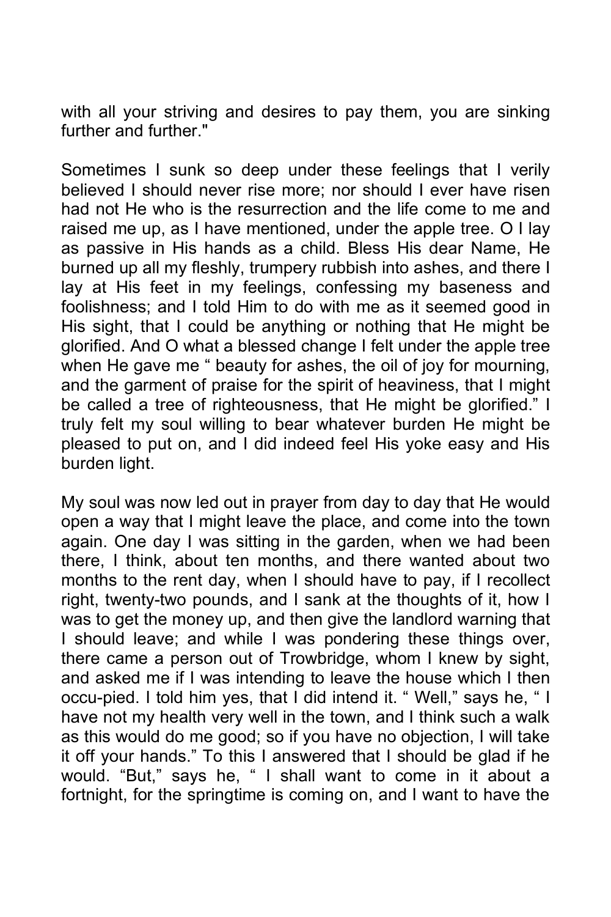with all your striving and desires to pay them, you are sinking further and further."

Sometimes I sunk so deep under these feelings that I verily believed I should never rise more; nor should I ever have risen had not He who is the resurrection and the life come to me and raised me up, as I have mentioned, under the apple tree. O I lay as passive in His hands as a child. Bless His dear Name, He burned up all my fleshly, trumpery rubbish into ashes, and there I lay at His feet in my feelings, confessing my baseness and foolishness; and I told Him to do with me as it seemed good in His sight, that I could be anything or nothing that He might be glorified. And O what a blessed change I felt under the apple tree when He gave me " beauty for ashes, the oil of joy for mourning, and the garment of praise for the spirit of heaviness, that I might be called a tree of righteousness, that He might be glorified." I truly felt my soul willing to bear whatever burden He might be pleased to put on, and I did indeed feel His yoke easy and His burden light.

My soul was now led out in prayer from day to day that He would open a way that I might leave the place, and come into the town again. One day I was sitting in the garden, when we had been there, I think, about ten months, and there wanted about two months to the rent day, when I should have to pay, if I recollect right, twenty-two pounds, and I sank at the thoughts of it, how I was to get the money up, and then give the landlord warning that I should leave; and while I was pondering these things over, there came a person out of Trowbridge, whom I knew by sight, and asked me if I was intending to leave the house which I then occu-pied. I told him yes, that I did intend it. " Well," says he, " I have not my health very well in the town, and I think such a walk as this would do me good; so if you have no objection, I will take it off your hands." To this I answered that I should be glad if he would. "But," says he, " I shall want to come in it about a fortnight, for the springtime is coming on, and I want to have the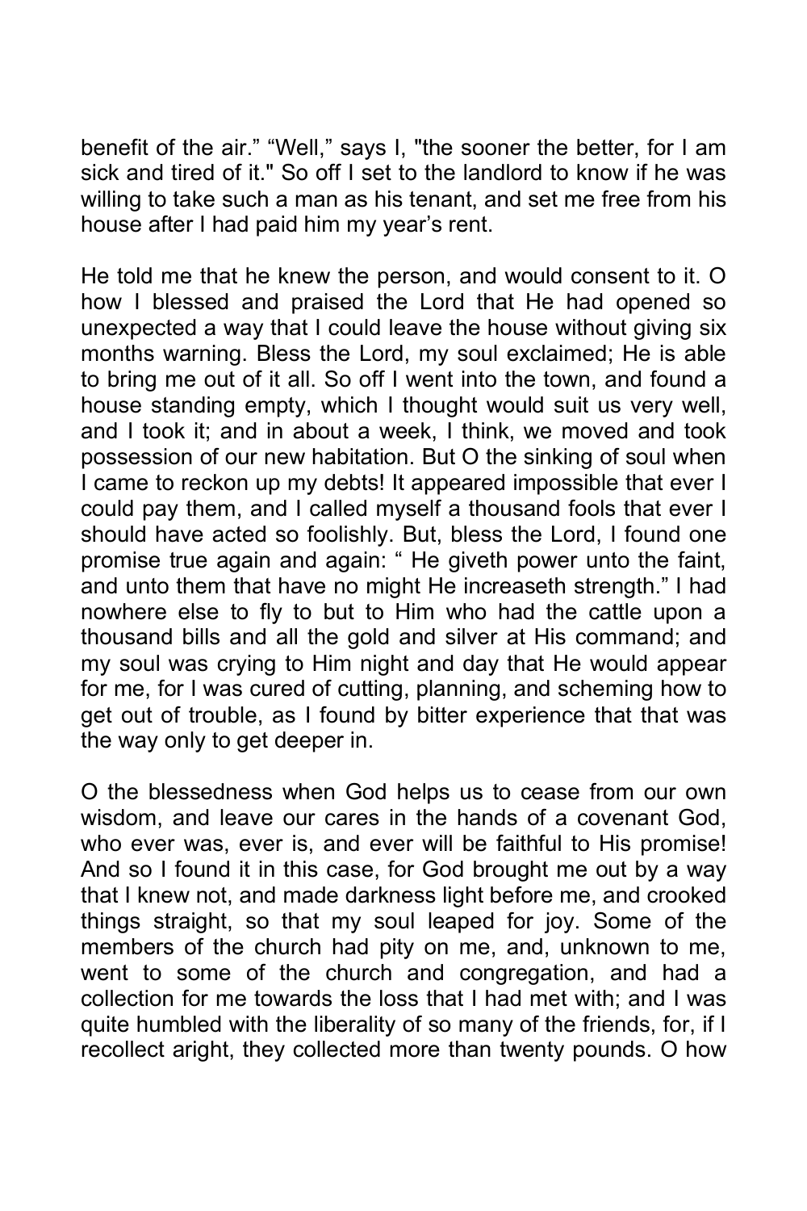benefit of the air." "Well," says I, "the sooner the better, for I am sick and tired of it." So off I set to the landlord to know if he was willing to take such a man as his tenant, and set me free from his house after I had paid him my year's rent.

He told me that he knew the person, and would consent to it. O how I blessed and praised the Lord that He had opened so unexpected a way that I could leave the house without giving six months warning. Bless the Lord, my soul exclaimed; He is able to bring me out of it all. So off I went into the town, and found a house standing empty, which I thought would suit us very well, and I took it; and in about a week, I think, we moved and took possession of our new habitation. But O the sinking of soul when I came to reckon up my debts! It appeared impossible that ever I could pay them, and I called myself a thousand fools that ever I should have acted so foolishly. But, bless the Lord, I found one promise true again and again: " He giveth power unto the faint, and unto them that have no might He increaseth strength." I had nowhere else to fly to but to Him who had the cattle upon a thousand bills and all the gold and silver at His command; and my soul was crying to Him night and day that He would appear for me, for I was cured of cutting, planning, and scheming how to get out of trouble, as I found by bitter experience that that was the way only to get deeper in.

O the blessedness when God helps us to cease from our own wisdom, and leave our cares in the hands of a covenant God, who ever was, ever is, and ever will be faithful to His promise! And so I found it in this case, for God brought me out by a way that I knew not, and made darkness light before me, and crooked things straight, so that my soul leaped for joy. Some of the members of the church had pity on me, and, unknown to me, went to some of the church and congregation, and had a collection for me towards the loss that I had met with; and I was quite humbled with the liberality of so many of the friends, for, if I recollect aright, they collected more than twenty pounds. O how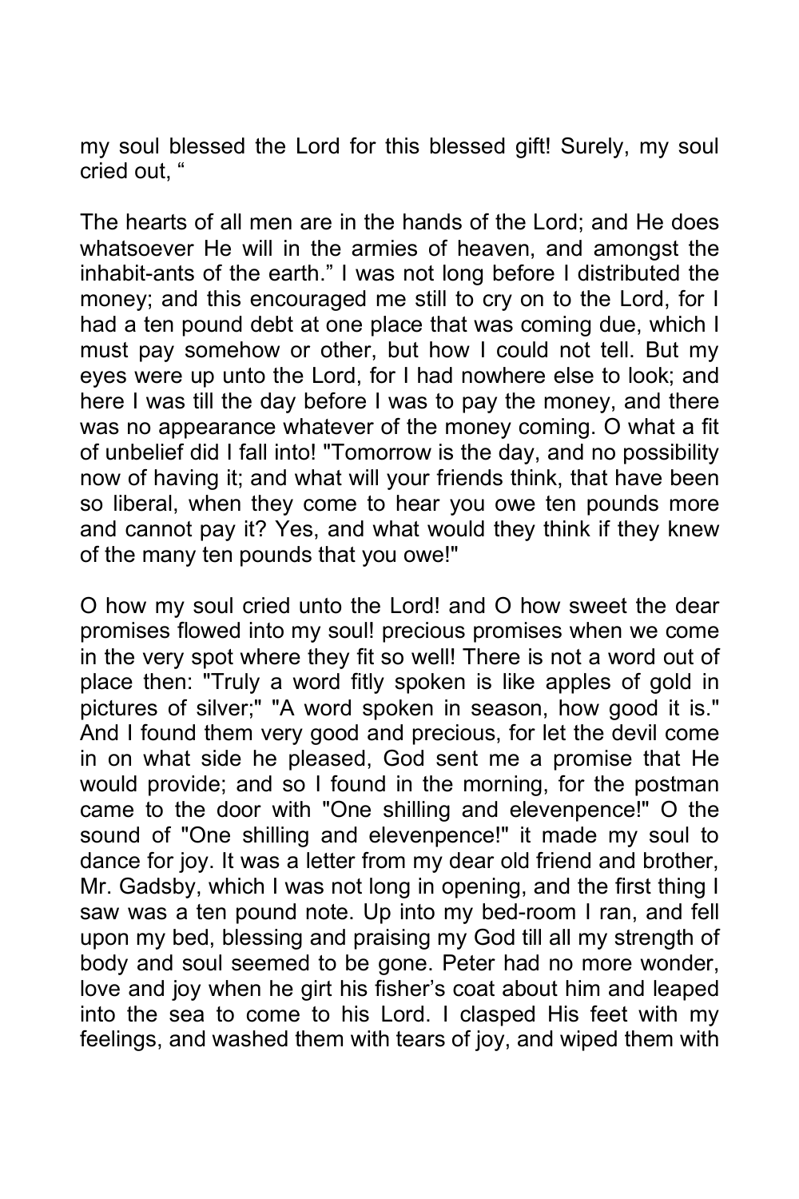my soul blessed the Lord for this blessed gift! Surely, my soul cried out, "

The hearts of all men are in the hands of the Lord; and He does whatsoever He will in the armies of heaven, and amongst the inhabit-ants of the earth." I was not long before I distributed the money; and this encouraged me still to cry on to the Lord, for I had a ten pound debt at one place that was coming due, which I must pay somehow or other, but how I could not tell. But my eyes were up unto the Lord, for I had nowhere else to look; and here I was till the day before I was to pay the money, and there was no appearance whatever of the money coming. O what a fit of unbelief did I fall into! "Tomorrow is the day, and no possibility now of having it; and what will your friends think, that have been so liberal, when they come to hear you owe ten pounds more and cannot pay it? Yes, and what would they think if they knew of the many ten pounds that you owe!"

O how my soul cried unto the Lord! and O how sweet the dear promises flowed into my soul! precious promises when we come in the very spot where they fit so well! There is not a word out of place then: "Truly a word fitly spoken is like apples of gold in pictures of silver;" "A word spoken in season, how good it is." And I found them very good and precious, for let the devil come in on what side he pleased, God sent me a promise that He would provide; and so I found in the morning, for the postman came to the door with "One shilling and elevenpence!" O the sound of "One shilling and elevenpence!" it made my soul to dance for joy. It was a letter from my dear old friend and brother, Mr. Gadsby, which I was not long in opening, and the first thing I saw was a ten pound note. Up into my bed-room I ran, and fell upon my bed, blessing and praising my God till all my strength of body and soul seemed to be gone. Peter had no more wonder, love and joy when he girt his fisher's coat about him and leaped into the sea to come to his Lord. I clasped His feet with my feelings, and washed them with tears of joy, and wiped them with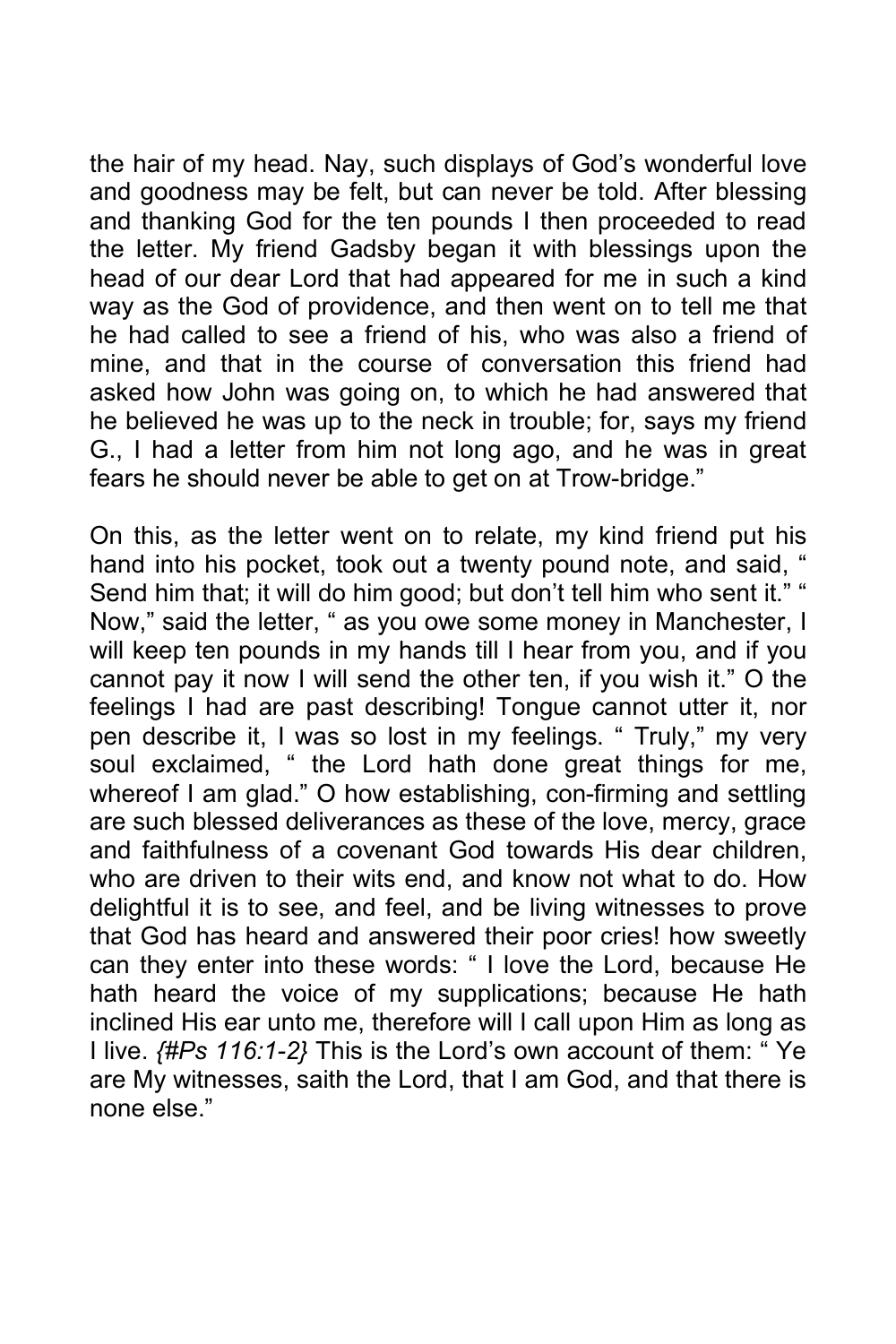the hair of my head. Nay, such displays of God's wonderful love and goodness may be felt, but can never be told. After blessing and thanking God for the ten pounds I then proceeded to read the letter. My friend Gadsby began it with blessings upon the head of our dear Lord that had appeared for me in such a kind way as the God of providence, and then went on to tell me that he had called to see a friend of his, who was also a friend of mine, and that in the course of conversation this friend had asked how John was going on, to which he had answered that he believed he was up to the neck in trouble; for, says my friend G., I had a letter from him not long ago, and he was in great fears he should never be able to get on at Trow-bridge."

On this, as the letter went on to relate, my kind friend put his hand into his pocket, took out a twenty pound note, and said, " Send him that; it will do him good; but don't tell him who sent it." " Now," said the letter, " as you owe some money in Manchester, I will keep ten pounds in my hands till I hear from you, and if you cannot pay it now I will send the other ten, if you wish it." O the feelings I had are past describing! Tongue cannot utter it, nor pen describe it, I was so lost in my feelings. " Truly," my very soul exclaimed, " the Lord hath done great things for me, whereof I am glad." O how establishing, con-firming and settling are such blessed deliverances as these of the love, mercy, grace and faithfulness of a covenant God towards His dear children, who are driven to their wits end, and know not what to do. How delightful it is to see, and feel, and be living witnesses to prove that God has heard and answered their poor cries! how sweetly can they enter into these words: " I love the Lord, because He hath heard the voice of my supplications; because He hath inclined His ear unto me, therefore will I call upon Him as long as I live. *{#Ps 116:1-2}* This is the Lord's own account of them: " Ye are My witnesses, saith the Lord, that I am God, and that there is none else."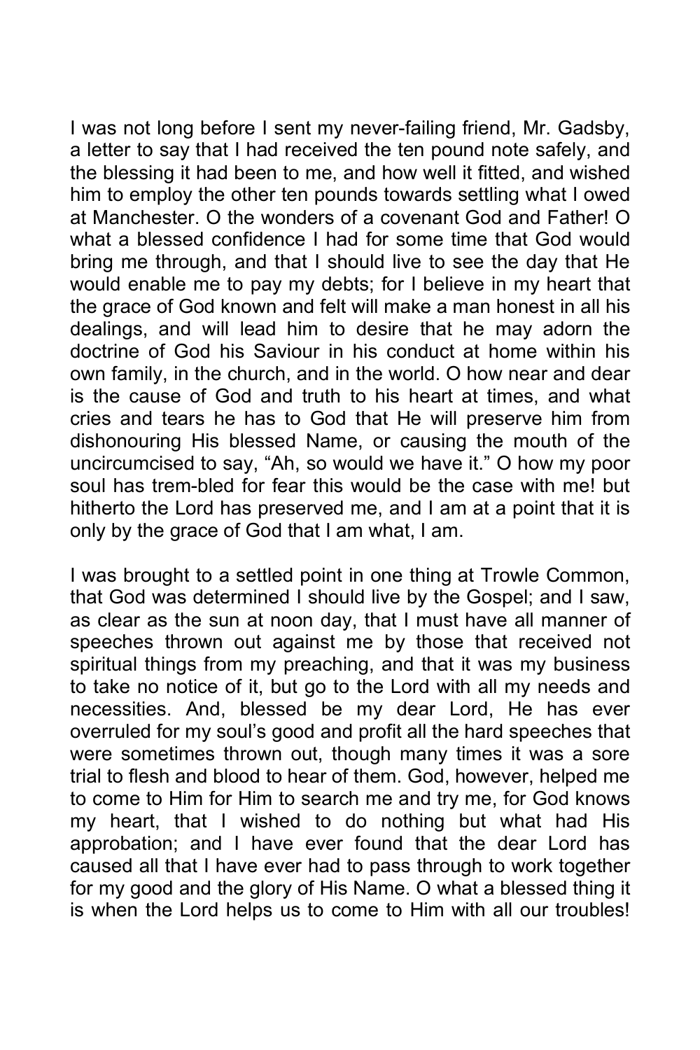I was not long before I sent my never-failing friend, Mr. Gadsby, a letter to say that I had received the ten pound note safely, and the blessing it had been to me, and how well it fitted, and wished him to employ the other ten pounds towards settling what I owed at Manchester. O the wonders of a covenant God and Father! O what a blessed confidence I had for some time that God would bring me through, and that I should live to see the day that He would enable me to pay my debts; for I believe in my heart that the grace of God known and felt will make a man honest in all his dealings, and will lead him to desire that he may adorn the doctrine of God his Saviour in his conduct at home within his own family, in the church, and in the world. O how near and dear is the cause of God and truth to his heart at times, and what cries and tears he has to God that He will preserve him from dishonouring His blessed Name, or causing the mouth of the uncircumcised to say, "Ah, so would we have it." O how my poor soul has trem-bled for fear this would be the case with me! but hitherto the Lord has preserved me, and I am at a point that it is only by the grace of God that I am what, I am.

I was brought to a settled point in one thing at Trowle Common, that God was determined I should live by the Gospel; and I saw, as clear as the sun at noon day, that I must have all manner of speeches thrown out against me by those that received not spiritual things from my preaching, and that it was my business to take no notice of it, but go to the Lord with all my needs and necessities. And, blessed be my dear Lord, He has ever overruled for my soul's good and profit all the hard speeches that were sometimes thrown out, though many times it was a sore trial to flesh and blood to hear of them. God, however, helped me to come to Him for Him to search me and try me, for God knows my heart, that I wished to do nothing but what had His approbation; and I have ever found that the dear Lord has caused all that I have ever had to pass through to work together for my good and the glory of His Name. O what a blessed thing it is when the Lord helps us to come to Him with all our troubles!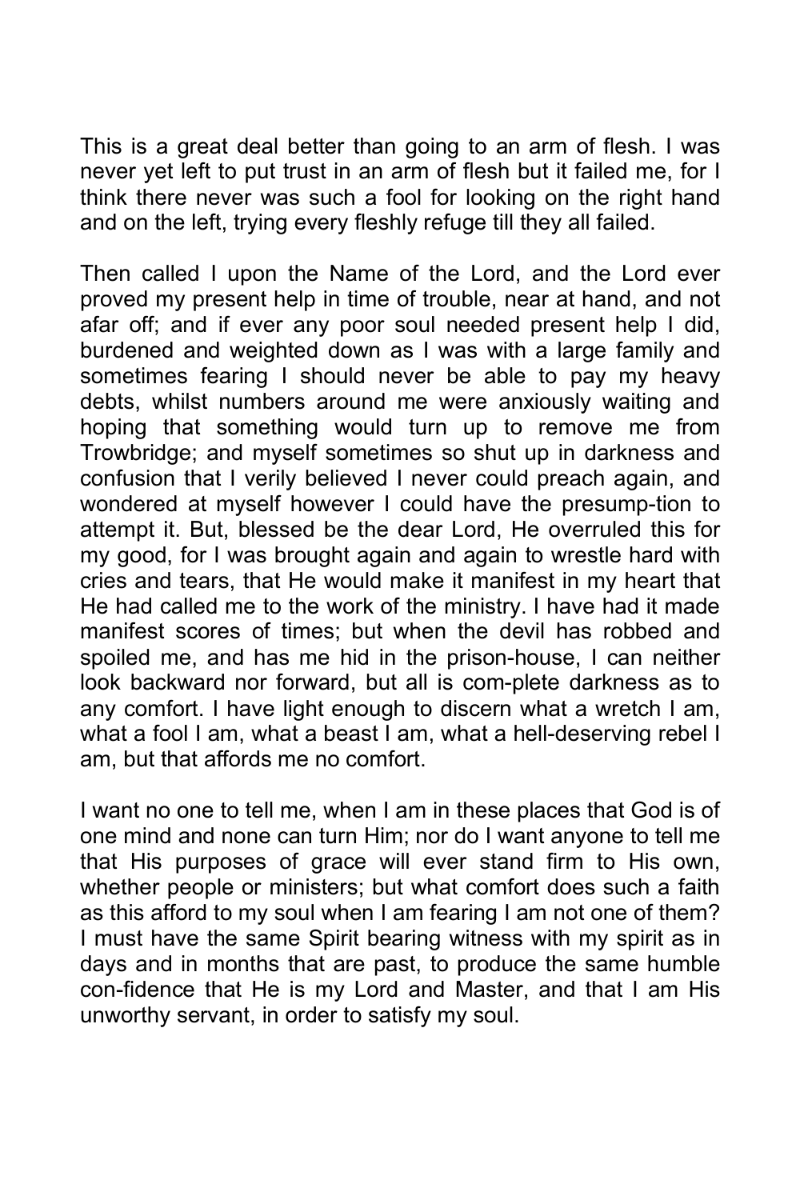This is a great deal better than going to an arm of flesh. I was never yet left to put trust in an arm of flesh but it failed me, for I think there never was such a fool for looking on the right hand and on the left, trying every fleshly refuge till they all failed.

Then called I upon the Name of the Lord, and the Lord ever proved my present help in time of trouble, near at hand, and not afar off; and if ever any poor soul needed present help I did, burdened and weighted down as I was with a large family and sometimes fearing I should never be able to pay my heavy debts, whilst numbers around me were anxiously waiting and hoping that something would turn up to remove me from Trowbridge; and myself sometimes so shut up in darkness and confusion that I verily believed I never could preach again, and wondered at myself however I could have the presump-tion to attempt it. But, blessed be the dear Lord, He overruled this for my good, for I was brought again and again to wrestle hard with cries and tears, that He would make it manifest in my heart that He had called me to the work of the ministry. I have had it made manifest scores of times; but when the devil has robbed and spoiled me, and has me hid in the prison-house, I can neither look backward nor forward, but all is com-plete darkness as to any comfort. I have light enough to discern what a wretch I am, what a fool I am, what a beast I am, what a hell-deserving rebel I am, but that affords me no comfort.

I want no one to tell me, when I am in these places that God is of one mind and none can turn Him; nor do I want anyone to tell me that His purposes of grace will ever stand firm to His own, whether people or ministers; but what comfort does such a faith as this afford to my soul when I am fearing I am not one of them? I must have the same Spirit bearing witness with my spirit as in days and in months that are past, to produce the same humble con-fidence that He is my Lord and Master, and that I am His unworthy servant, in order to satisfy my soul.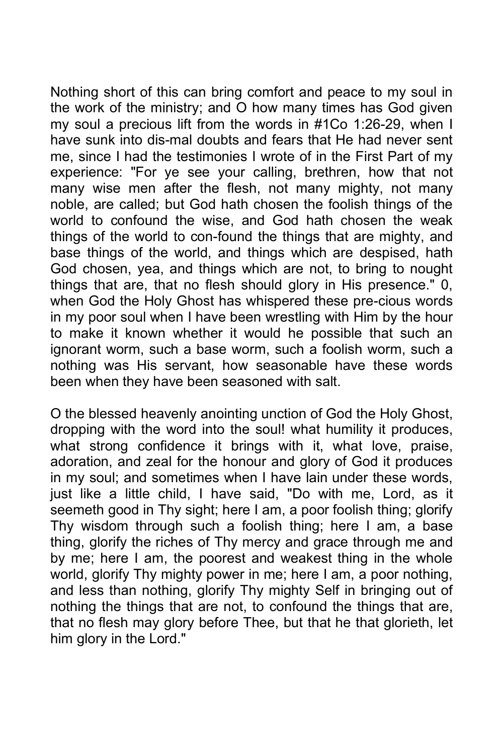Nothing short of this can bring comfort and peace to my soul in the work of the ministry; and O how many times has God given my soul a precious lift from the words in #1Co 1:26-29, when I have sunk into dis-mal doubts and fears that He had never sent me, since I had the testimonies I wrote of in the First Part of my experience: "For ye see your calling, brethren, how that not many wise men after the flesh, not many mighty, not many noble, are called; but God hath chosen the foolish things of the world to confound the wise, and God hath chosen the weak things of the world to con-found the things that are mighty, and base things of the world, and things which are despised, hath God chosen, yea, and things which are not, to bring to nought things that are, that no flesh should glory in His presence." 0, when God the Holy Ghost has whispered these pre-cious words in my poor soul when I have been wrestling with Him by the hour to make it known whether it would he possible that such an ignorant worm, such a base worm, such a foolish worm, such a nothing was His servant, how seasonable have these words been when they have been seasoned with salt.

O the blessed heavenly anointing unction of God the Holy Ghost, dropping with the word into the soul! what humility it produces, what strong confidence it brings with it, what love, praise, adoration, and zeal for the honour and glory of God it produces in my soul; and sometimes when I have lain under these words, just like a little child, I have said, "Do with me, Lord, as it seemeth good in Thy sight; here I am, a poor foolish thing; glorify Thy wisdom through such a foolish thing; here I am, a base thing, glorify the riches of Thy mercy and grace through me and by me; here I am, the poorest and weakest thing in the whole world, glorify Thy mighty power in me; here I am, a poor nothing, and less than nothing, glorify Thy mighty Self in bringing out of nothing the things that are not, to confound the things that are, that no flesh may glory before Thee, but that he that glorieth, let him glory in the Lord."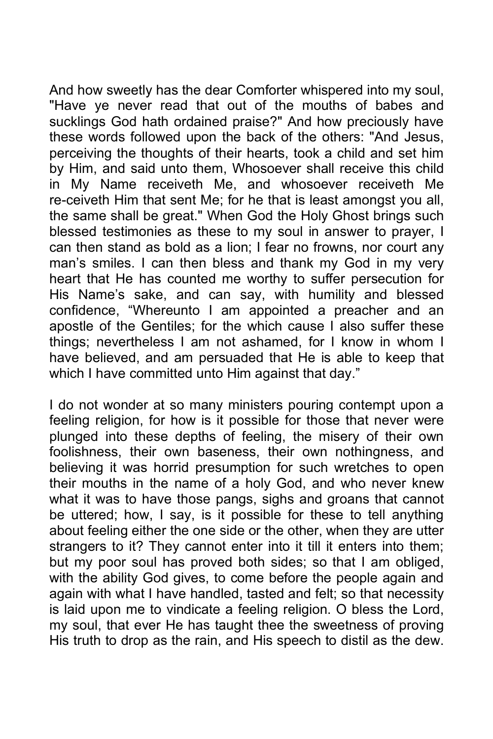And how sweetly has the dear Comforter whispered into my soul, "Have ye never read that out of the mouths of babes and sucklings God hath ordained praise?" And how preciously have these words followed upon the back of the others: "And Jesus, perceiving the thoughts of their hearts, took a child and set him by Him, and said unto them, Whosoever shall receive this child in My Name receiveth Me, and whosoever receiveth Me re-ceiveth Him that sent Me; for he that is least amongst you all, the same shall be great." When God the Holy Ghost brings such blessed testimonies as these to my soul in answer to prayer, I can then stand as bold as a lion; I fear no frowns, nor court any man's smiles. I can then bless and thank my God in my very heart that He has counted me worthy to suffer persecution for His Name's sake, and can say, with humility and blessed confidence, "Whereunto I am appointed a preacher and an apostle of the Gentiles; for the which cause I also suffer these things; nevertheless I am not ashamed, for I know in whom I have believed, and am persuaded that He is able to keep that which I have committed unto Him against that day."

I do not wonder at so many ministers pouring contempt upon a feeling religion, for how is it possible for those that never were plunged into these depths of feeling, the misery of their own foolishness, their own baseness, their own nothingness, and believing it was horrid presumption for such wretches to open their mouths in the name of a holy God, and who never knew what it was to have those pangs, sighs and groans that cannot be uttered; how, I say, is it possible for these to tell anything about feeling either the one side or the other, when they are utter strangers to it? They cannot enter into it till it enters into them; but my poor soul has proved both sides; so that I am obliged, with the ability God gives, to come before the people again and again with what I have handled, tasted and felt; so that necessity is laid upon me to vindicate a feeling religion. O bless the Lord, my soul, that ever He has taught thee the sweetness of proving His truth to drop as the rain, and His speech to distil as the dew.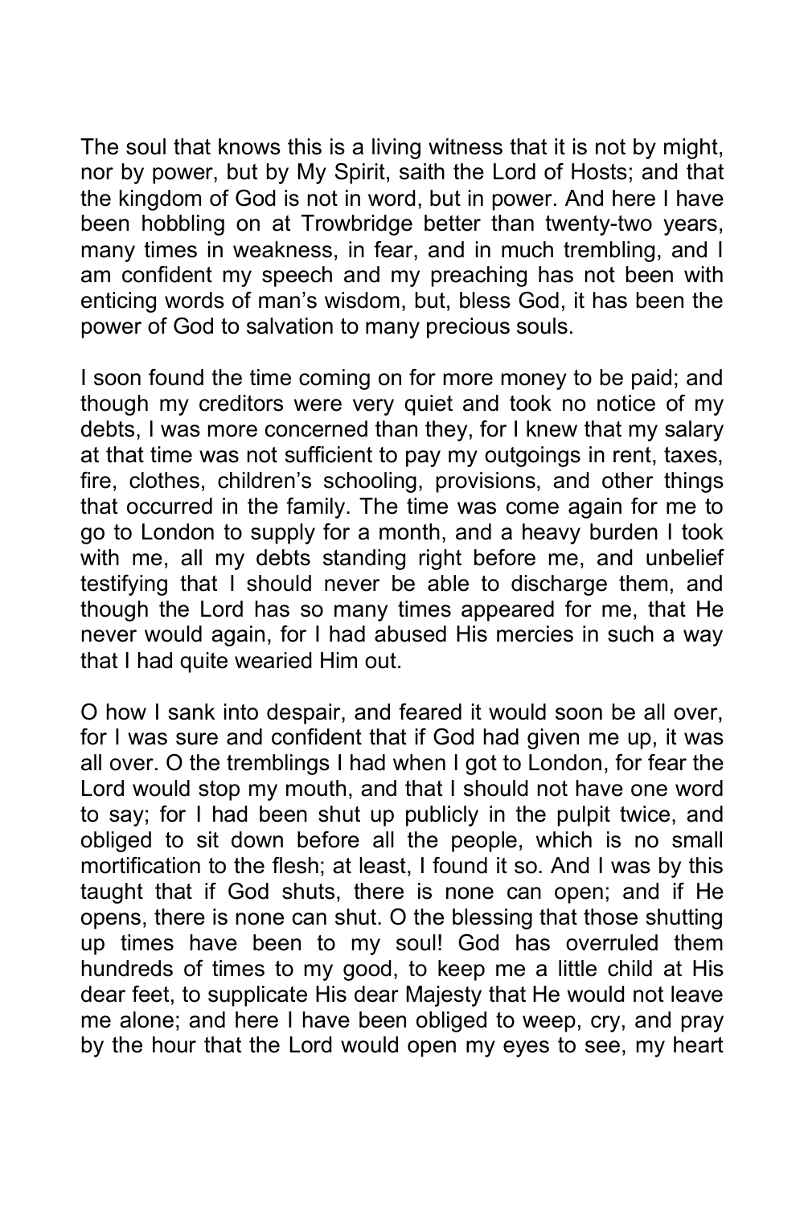The soul that knows this is a living witness that it is not by might, nor by power, but by My Spirit, saith the Lord of Hosts; and that the kingdom of God is not in word, but in power. And here I have been hobbling on at Trowbridge better than twenty-two years, many times in weakness, in fear, and in much trembling, and I am confident my speech and my preaching has not been with enticing words of man's wisdom, but, bless God, it has been the power of God to salvation to many precious souls.

I soon found the time coming on for more money to be paid; and though my creditors were very quiet and took no notice of my debts, I was more concerned than they, for I knew that my salary at that time was not sufficient to pay my outgoings in rent, taxes, fire, clothes, children's schooling, provisions, and other things that occurred in the family. The time was come again for me to go to London to supply for a month, and a heavy burden I took with me, all my debts standing right before me, and unbelief testifying that I should never be able to discharge them, and though the Lord has so many times appeared for me, that He never would again, for I had abused His mercies in such a way that I had quite wearied Him out.

O how I sank into despair, and feared it would soon be all over, for I was sure and confident that if God had given me up, it was all over. O the tremblings I had when I got to London, for fear the Lord would stop my mouth, and that I should not have one word to say; for I had been shut up publicly in the pulpit twice, and obliged to sit down before all the people, which is no small mortification to the flesh; at least, I found it so. And I was by this taught that if God shuts, there is none can open; and if He opens, there is none can shut. O the blessing that those shutting up times have been to my soul! God has overruled them hundreds of times to my good, to keep me a little child at His dear feet, to supplicate His dear Majesty that He would not leave me alone; and here I have been obliged to weep, cry, and pray by the hour that the Lord would open my eyes to see, my heart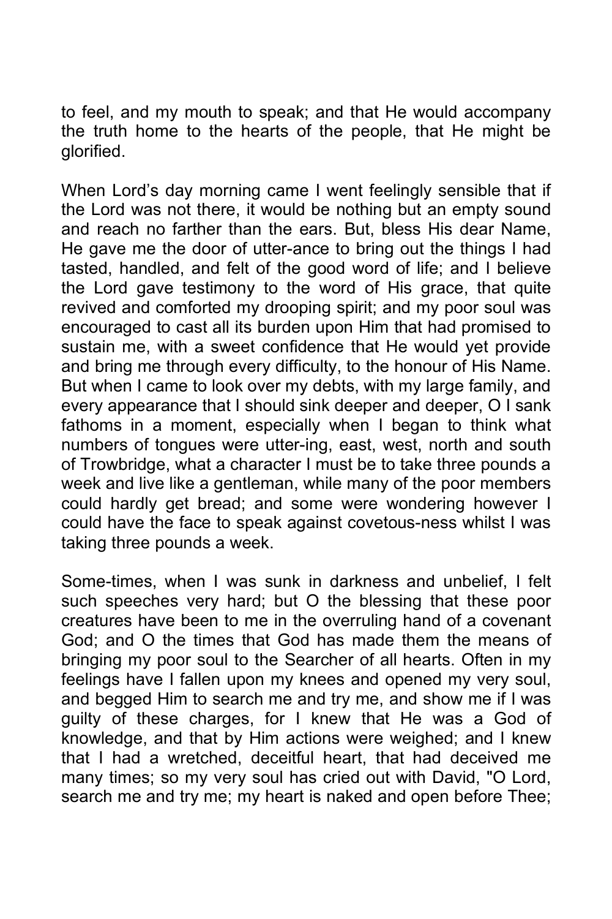to feel, and my mouth to speak; and that He would accompany the truth home to the hearts of the people, that He might be glorified.

When Lord's day morning came I went feelingly sensible that if the Lord was not there, it would be nothing but an empty sound and reach no farther than the ears. But, bless His dear Name, He gave me the door of utter-ance to bring out the things I had tasted, handled, and felt of the good word of life; and I believe the Lord gave testimony to the word of His grace, that quite revived and comforted my drooping spirit; and my poor soul was encouraged to cast all its burden upon Him that had promised to sustain me, with a sweet confidence that He would yet provide and bring me through every difficulty, to the honour of His Name. But when I came to look over my debts, with my large family, and every appearance that I should sink deeper and deeper, O I sank fathoms in a moment, especially when I began to think what numbers of tongues were utter-ing, east, west, north and south of Trowbridge, what a character I must be to take three pounds a week and live like a gentleman, while many of the poor members could hardly get bread; and some were wondering however I could have the face to speak against covetous-ness whilst I was taking three pounds a week.

Some-times, when I was sunk in darkness and unbelief, I felt such speeches very hard; but O the blessing that these poor creatures have been to me in the overruling hand of a covenant God; and O the times that God has made them the means of bringing my poor soul to the Searcher of all hearts. Often in my feelings have I fallen upon my knees and opened my very soul, and begged Him to search me and try me, and show me if I was guilty of these charges, for I knew that He was a God of knowledge, and that by Him actions were weighed; and I knew that I had a wretched, deceitful heart, that had deceived me many times; so my very soul has cried out with David, "O Lord, search me and try me; my heart is naked and open before Thee;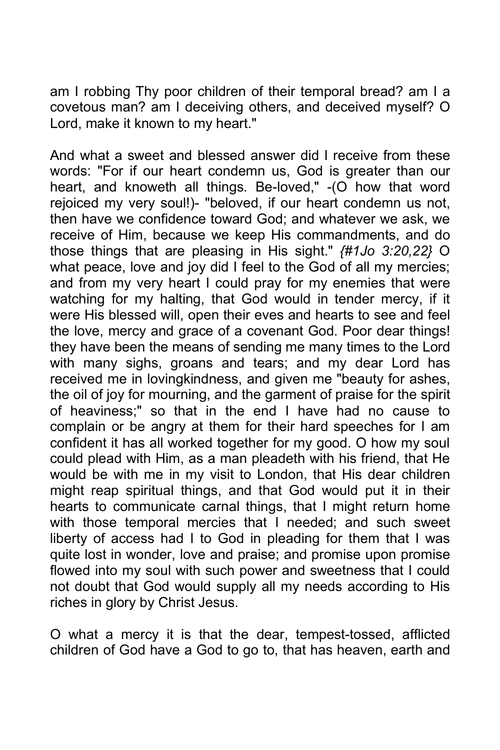am I robbing Thy poor children of their temporal bread? am I a covetous man? am I deceiving others, and deceived myself? O Lord, make it known to my heart."

And what a sweet and blessed answer did I receive from these words: "For if our heart condemn us, God is greater than our heart, and knoweth all things. Be-loved," -(O how that word rejoiced my very soul!)- "beloved, if our heart condemn us not, then have we confidence toward God; and whatever we ask, we receive of Him, because we keep His commandments, and do those things that are pleasing in His sight." *{#1Jo 3:20,22}* O what peace, love and joy did I feel to the God of all my mercies; and from my very heart I could pray for my enemies that were watching for my halting, that God would in tender mercy, if it were His blessed will, open their eves and hearts to see and feel the love, mercy and grace of a covenant God. Poor dear things! they have been the means of sending me many times to the Lord with many sighs, groans and tears; and my dear Lord has received me in lovingkindness, and given me "beauty for ashes, the oil of joy for mourning, and the garment of praise for the spirit of heaviness;" so that in the end I have had no cause to complain or be angry at them for their hard speeches for I am confident it has all worked together for my good. O how my soul could plead with Him, as a man pleadeth with his friend, that He would be with me in my visit to London, that His dear children might reap spiritual things, and that God would put it in their hearts to communicate carnal things, that I might return home with those temporal mercies that I needed; and such sweet liberty of access had I to God in pleading for them that I was quite lost in wonder, love and praise; and promise upon promise flowed into my soul with such power and sweetness that I could not doubt that God would supply all my needs according to His riches in glory by Christ Jesus.

O what a mercy it is that the dear, tempest-tossed, afflicted children of God have a God to go to, that has heaven, earth and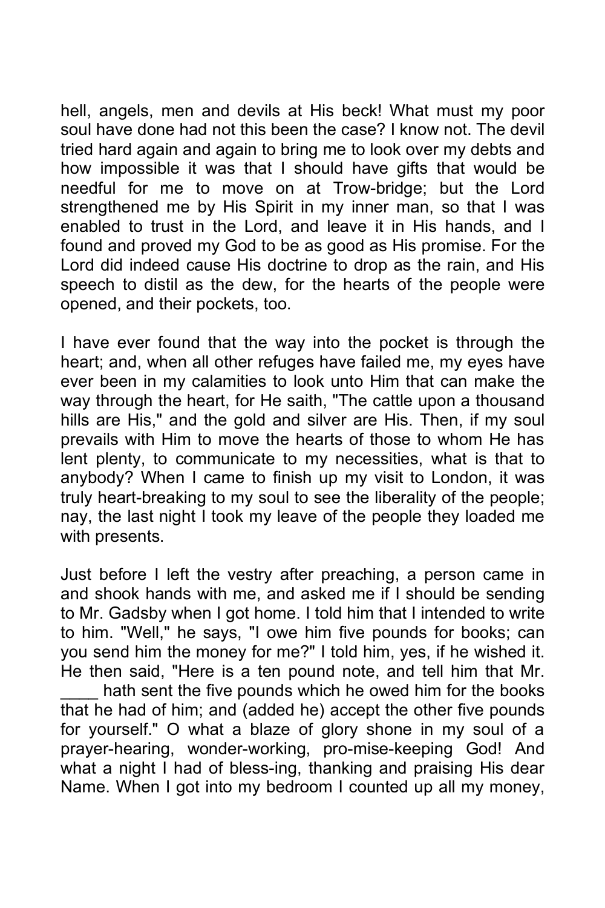hell, angels, men and devils at His beck! What must my poor soul have done had not this been the case? I know not. The devil tried hard again and again to bring me to look over my debts and how impossible it was that I should have gifts that would be needful for me to move on at Trow-bridge; but the Lord strengthened me by His Spirit in my inner man, so that I was enabled to trust in the Lord, and leave it in His hands, and I found and proved my God to be as good as His promise. For the Lord did indeed cause His doctrine to drop as the rain, and His speech to distil as the dew, for the hearts of the people were opened, and their pockets, too.

I have ever found that the way into the pocket is through the heart; and, when all other refuges have failed me, my eyes have ever been in my calamities to look unto Him that can make the way through the heart, for He saith, "The cattle upon a thousand hills are His," and the gold and silver are His. Then, if my soul prevails with Him to move the hearts of those to whom He has lent plenty, to communicate to my necessities, what is that to anybody? When I came to finish up my visit to London, it was truly heart-breaking to my soul to see the liberality of the people; nay, the last night I took my leave of the people they loaded me with presents.

Just before I left the vestry after preaching, a person came in and shook hands with me, and asked me if I should be sending to Mr. Gadsby when I got home. I told him that I intended to write to him. "Well," he says, "I owe him five pounds for books; can you send him the money for me?" I told him, yes, if he wished it. He then said, "Here is a ten pound note, and tell him that Mr. ____ hath sent the five pounds which he owed him for the books that he had of him; and (added he) accept the other five pounds for yourself." O what a blaze of glory shone in my soul of a prayer-hearing, wonder-working, pro-mise-keeping God! And what a night I had of bless-ing, thanking and praising His dear Name. When I got into my bedroom I counted up all my money,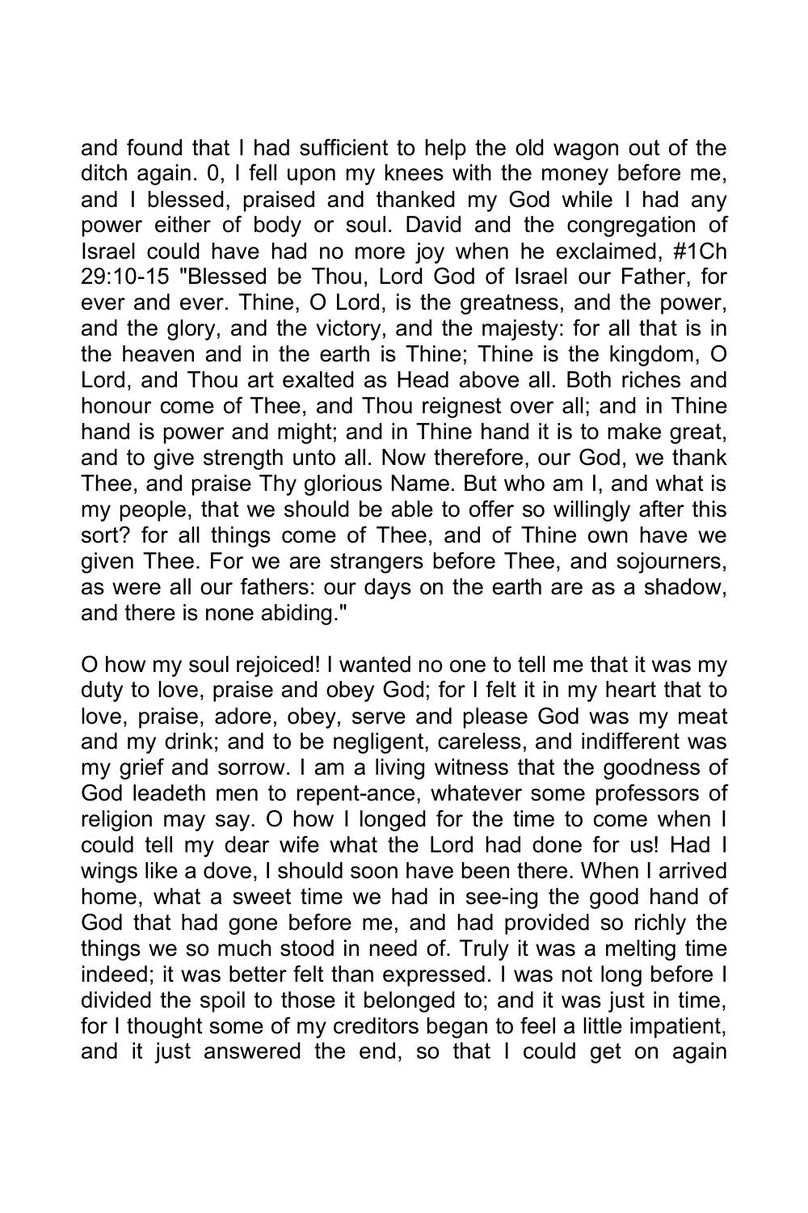and found that I had sufficient to help the old wagon out of the ditch again. 0, I fell upon my knees with the money before me, and I blessed, praised and thanked my God while I had any power either of body or soul. David and the congregation of Israel could have had no more joy when he exclaimed, #1Ch 29:10-15 "Blessed be Thou, Lord God of Israel our Father, for ever and ever. Thine, O Lord, is the greatness, and the power, and the glory, and the victory, and the majesty: for all that is in the heaven and in the earth is Thine; Thine is the kingdom, O Lord, and Thou art exalted as Head above all. Both riches and honour come of Thee, and Thou reignest over all; and in Thine hand is power and might; and in Thine hand it is to make great, and to give strength unto all. Now therefore, our God, we thank Thee, and praise Thy glorious Name. But who am I, and what is my people, that we should be able to offer so willingly after this sort? for all things come of Thee, and of Thine own have we given Thee. For we are strangers before Thee, and sojourners, as were all our fathers: our days on the earth are as a shadow, and there is none abiding."

O how my soul rejoiced! I wanted no one to tell me that it was my duty to love, praise and obey God; for I felt it in my heart that to love, praise, adore, obey, serve and please God was my meat and my drink; and to be negligent, careless, and indifferent was my grief and sorrow. I am a living witness that the goodness of God leadeth men to repent-ance, whatever some professors of religion may say. O how I longed for the time to come when I could tell my dear wife what the Lord had done for us! Had I wings like a dove, I should soon have been there. When I arrived home, what a sweet time we had in see-ing the good hand of God that had gone before me, and had provided so richly the things we so much stood in need of. Truly it was a melting time indeed; it was better felt than expressed. I was not long before I divided the spoil to those it belonged to; and it was just in time, for I thought some of my creditors began to feel a little impatient, and it just answered the end, so that I could get on again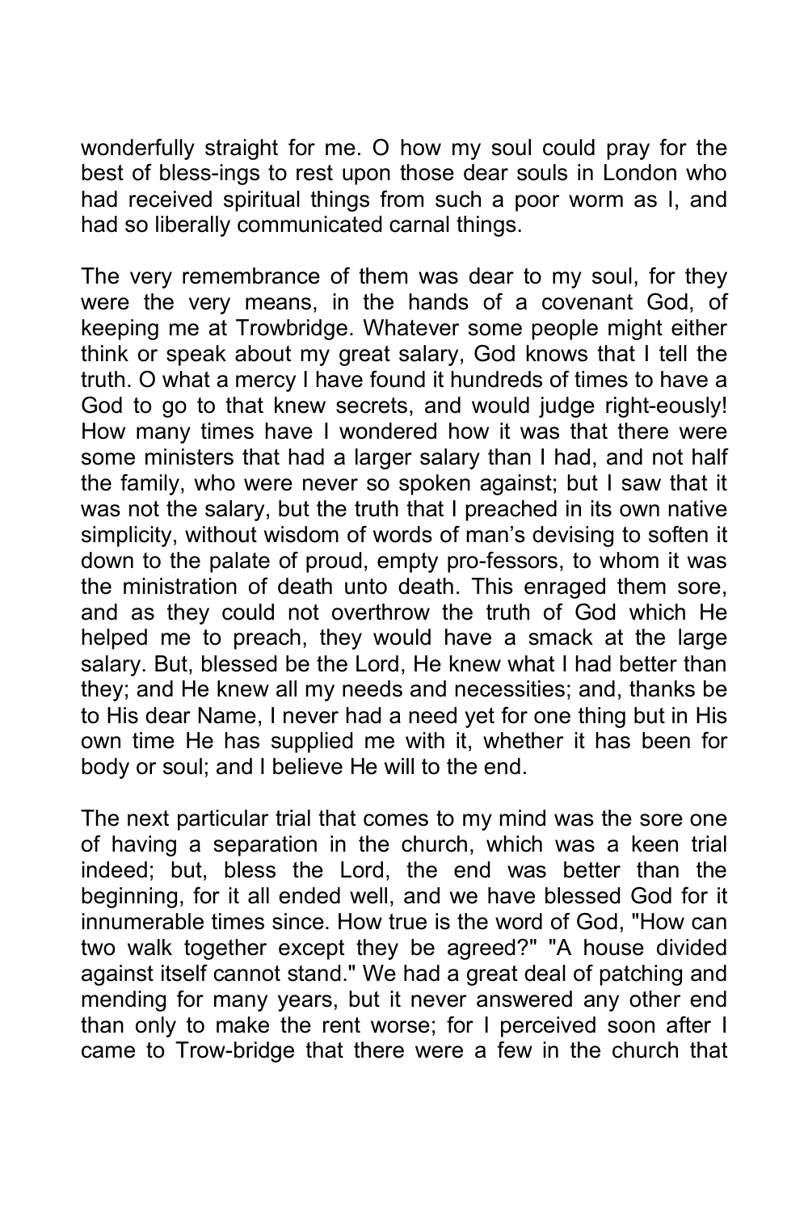wonderfully straight for me. O how my soul could pray for the best of bless-ings to rest upon those dear souls in London who had received spiritual things from such a poor worm as I, and had so liberally communicated carnal things.

The very remembrance of them was dear to my soul, for they were the very means, in the hands of a covenant God, of keeping me at Trowbridge. Whatever some people might either think or speak about my great salary, God knows that I tell the truth. O what a mercy I have found it hundreds of times to have a God to go to that knew secrets, and would judge right-eously! How many times have I wondered how it was that there were some ministers that had a larger salary than I had, and not half the family, who were never so spoken against; but I saw that it was not the salary, but the truth that I preached in its own native simplicity, without wisdom of words of man's devising to soften it down to the palate of proud, empty pro-fessors, to whom it was the ministration of death unto death. This enraged them sore, and as they could not overthrow the truth of God which He helped me to preach, they would have a smack at the large salary. But, blessed be the Lord, He knew what I had better than they; and He knew all my needs and necessities; and, thanks be to His dear Name, I never had a need yet for one thing but in His own time He has supplied me with it, whether it has been for body or soul; and I believe He will to the end.

The next particular trial that comes to my mind was the sore one of having a separation in the church, which was a keen trial indeed; but, bless the Lord, the end was better than the beginning, for it all ended well, and we have blessed God for it innumerable times since. How true is the word of God, "How can two walk together except they be agreed?" "A house divided against itself cannot stand." We had a great deal of patching and mending for many years, but it never answered any other end than only to make the rent worse; for I perceived soon after I came to Trow-bridge that there were a few in the church that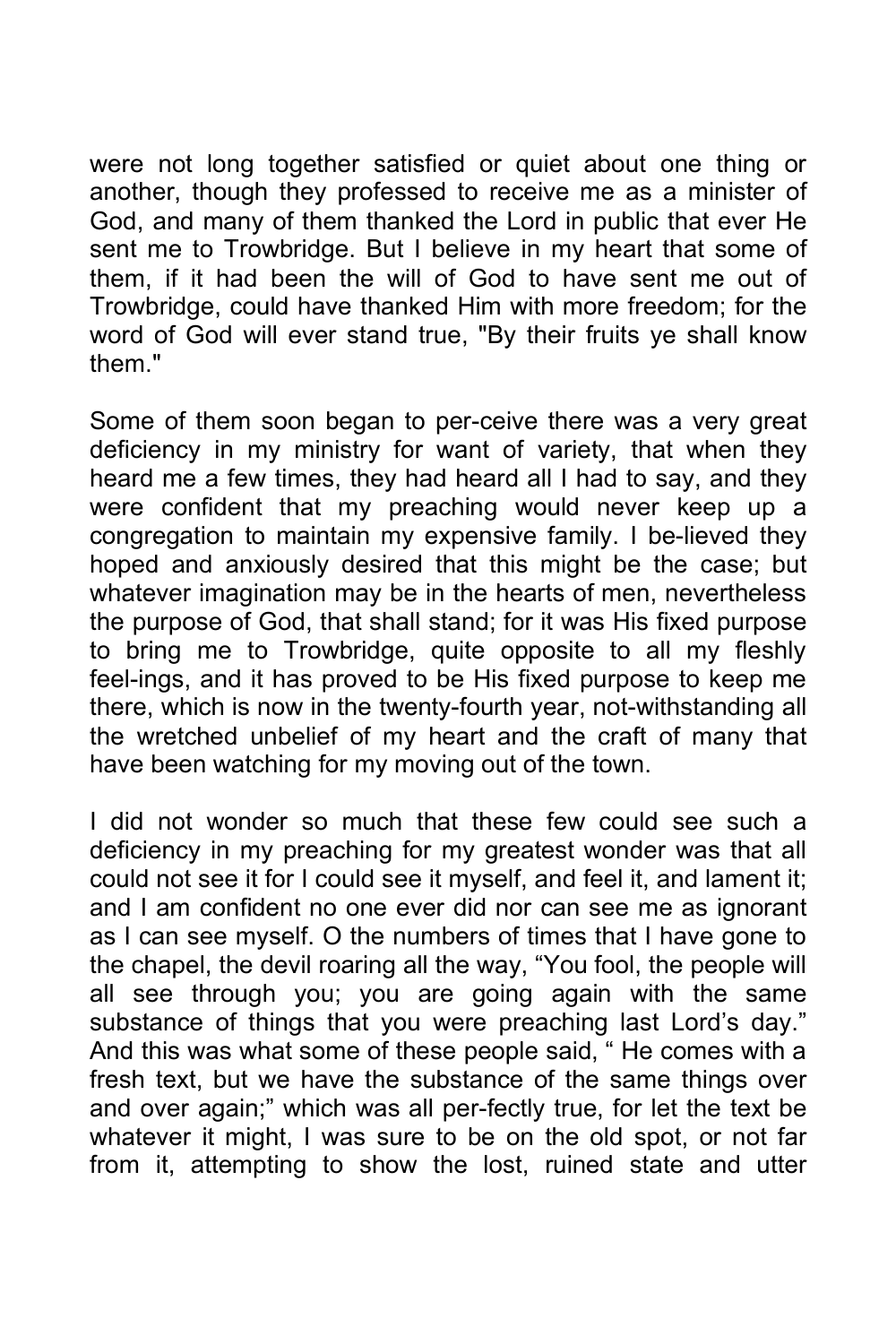were not long together satisfied or quiet about one thing or another, though they professed to receive me as a minister of God, and many of them thanked the Lord in public that ever He sent me to Trowbridge. But I believe in my heart that some of them, if it had been the will of God to have sent me out of Trowbridge, could have thanked Him with more freedom; for the word of God will ever stand true, "By their fruits ye shall know them."

Some of them soon began to per-ceive there was a very great deficiency in my ministry for want of variety, that when they heard me a few times, they had heard all I had to say, and they were confident that my preaching would never keep up a congregation to maintain my expensive family. I be-lieved they hoped and anxiously desired that this might be the case; but whatever imagination may be in the hearts of men, nevertheless the purpose of God, that shall stand; for it was His fixed purpose to bring me to Trowbridge, quite opposite to all my fleshly feel-ings, and it has proved to be His fixed purpose to keep me there, which is now in the twenty-fourth year, not-withstanding all the wretched unbelief of my heart and the craft of many that have been watching for my moving out of the town.

I did not wonder so much that these few could see such a deficiency in my preaching for my greatest wonder was that all could not see it for I could see it myself, and feel it, and lament it; and I am confident no one ever did nor can see me as ignorant as I can see myself. O the numbers of times that I have gone to the chapel, the devil roaring all the way, "You fool, the people will all see through you; you are going again with the same substance of things that you were preaching last Lord's day." And this was what some of these people said, " He comes with a fresh text, but we have the substance of the same things over and over again;" which was all per-fectly true, for let the text be whatever it might, I was sure to be on the old spot, or not far from it, attempting to show the lost, ruined state and utter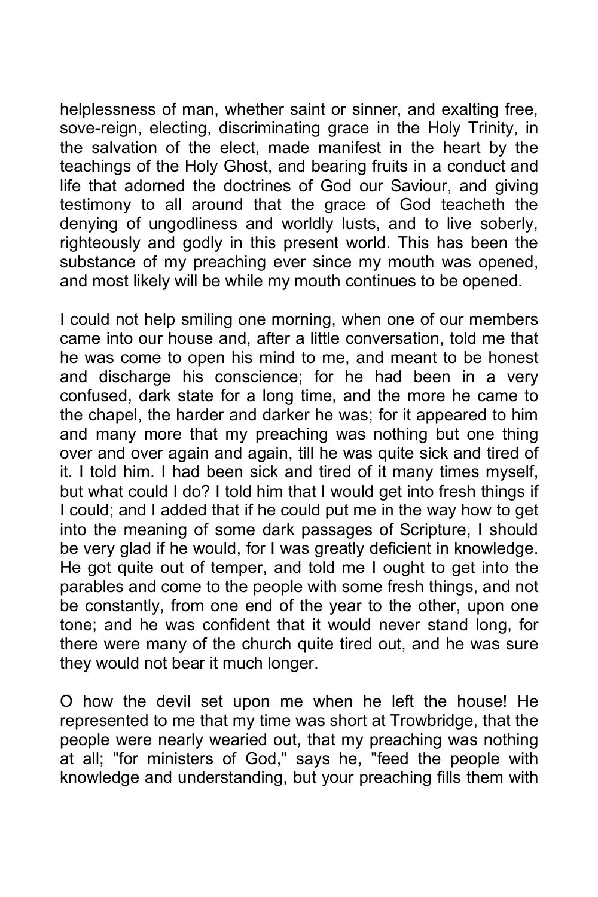helplessness of man, whether saint or sinner, and exalting free, sove-reign, electing, discriminating grace in the Holy Trinity, in the salvation of the elect, made manifest in the heart by the teachings of the Holy Ghost, and bearing fruits in a conduct and life that adorned the doctrines of God our Saviour, and giving testimony to all around that the grace of God teacheth the denying of ungodliness and worldly lusts, and to live soberly, righteously and godly in this present world. This has been the substance of my preaching ever since my mouth was opened, and most likely will be while my mouth continues to be opened.

I could not help smiling one morning, when one of our members came into our house and, after a little conversation, told me that he was come to open his mind to me, and meant to be honest and discharge his conscience; for he had been in a very confused, dark state for a long time, and the more he came to the chapel, the harder and darker he was; for it appeared to him and many more that my preaching was nothing but one thing over and over again and again, till he was quite sick and tired of it. I told him. I had been sick and tired of it many times myself, but what could I do? I told him that I would get into fresh things if I could; and I added that if he could put me in the way how to get into the meaning of some dark passages of Scripture, I should be very glad if he would, for I was greatly deficient in knowledge. He got quite out of temper, and told me I ought to get into the parables and come to the people with some fresh things, and not be constantly, from one end of the year to the other, upon one tone; and he was confident that it would never stand long, for there were many of the church quite tired out, and he was sure they would not bear it much longer.

O how the devil set upon me when he left the house! He represented to me that my time was short at Trowbridge, that the people were nearly wearied out, that my preaching was nothing at all; "for ministers of God," says he, "feed the people with knowledge and understanding, but your preaching fills them with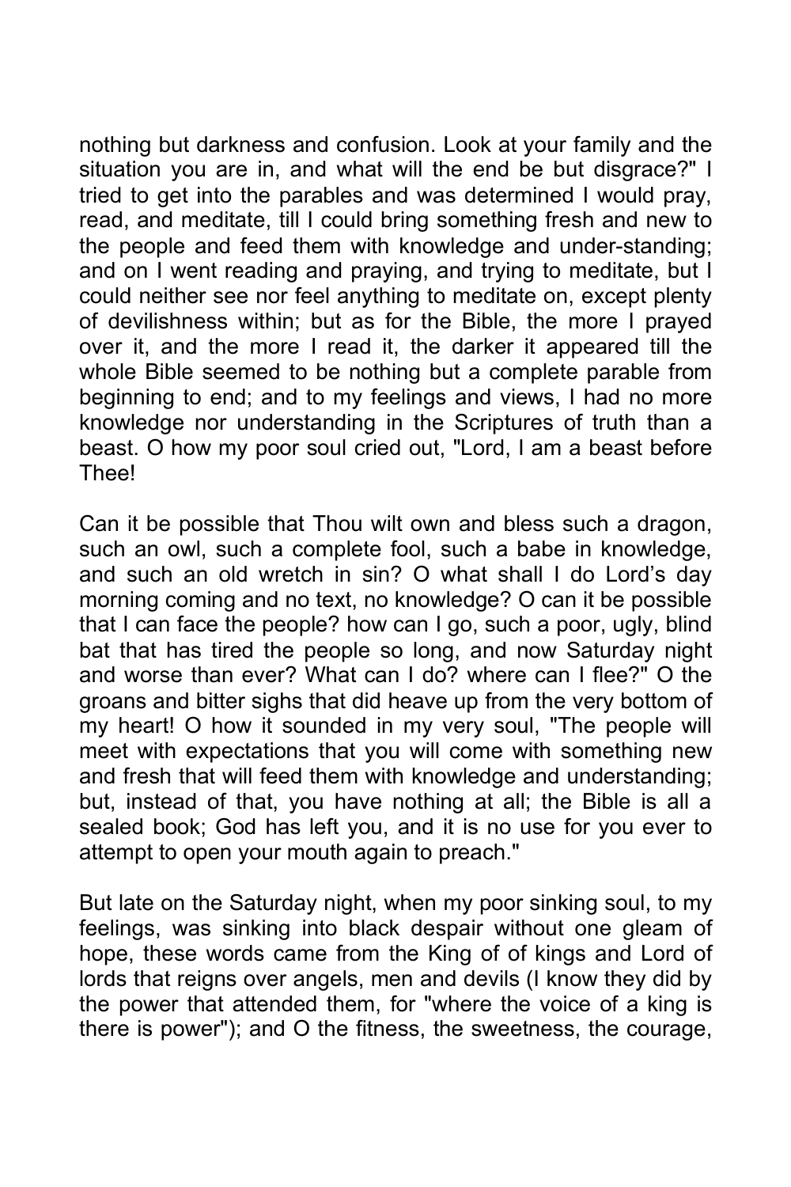nothing but darkness and confusion. Look at your family and the situation you are in, and what will the end be but disgrace?" I tried to get into the parables and was determined I would pray, read, and meditate, till I could bring something fresh and new to the people and feed them with knowledge and under-standing; and on I went reading and praying, and trying to meditate, but I could neither see nor feel anything to meditate on, except plenty of devilishness within; but as for the Bible, the more I prayed over it, and the more I read it, the darker it appeared till the whole Bible seemed to be nothing but a complete parable from beginning to end; and to my feelings and views, I had no more knowledge nor understanding in the Scriptures of truth than a beast. O how my poor soul cried out, "Lord, I am a beast before Thee!

Can it be possible that Thou wilt own and bless such a dragon, such an owl, such a complete fool, such a babe in knowledge, and such an old wretch in sin? O what shall I do Lord's day morning coming and no text, no knowledge? O can it be possible that I can face the people? how can I go, such a poor, ugly, blind bat that has tired the people so long, and now Saturday night and worse than ever? What can I do? where can I flee?" O the groans and bitter sighs that did heave up from the very bottom of my heart! O how it sounded in my very soul, "The people will meet with expectations that you will come with something new and fresh that will feed them with knowledge and understanding; but, instead of that, you have nothing at all; the Bible is all a sealed book; God has left you, and it is no use for you ever to attempt to open your mouth again to preach."

But late on the Saturday night, when my poor sinking soul, to my feelings, was sinking into black despair without one gleam of hope, these words came from the King of of kings and Lord of lords that reigns over angels, men and devils (I know they did by the power that attended them, for "where the voice of a king is there is power"); and O the fitness, the sweetness, the courage,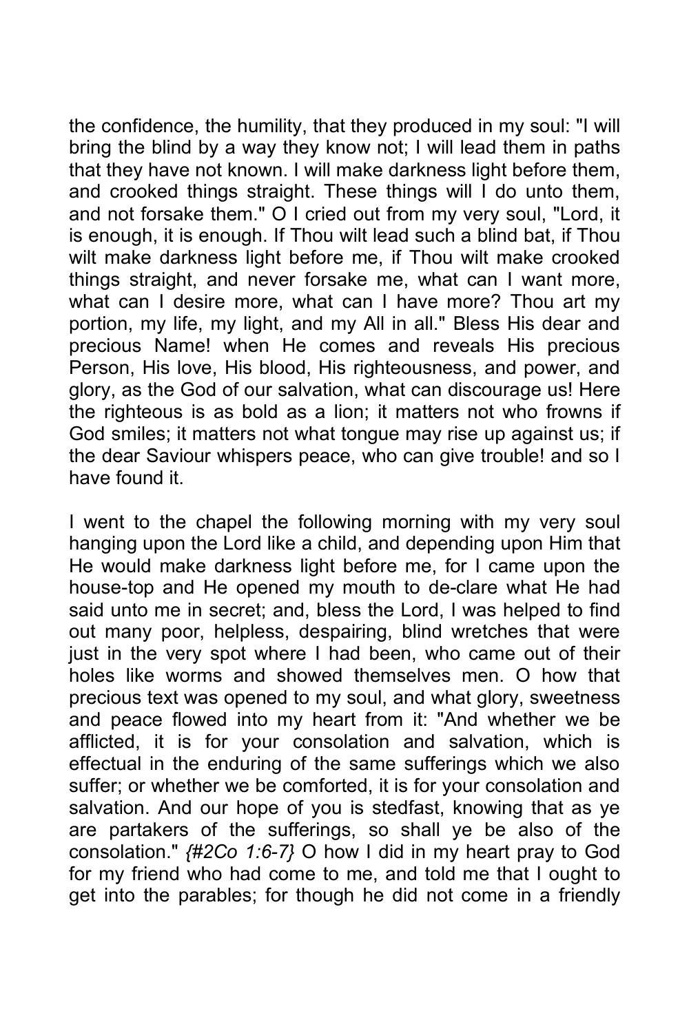the confidence, the humility, that they produced in my soul: "I will bring the blind by a way they know not; I will lead them in paths that they have not known. I will make darkness light before them, and crooked things straight. These things will I do unto them, and not forsake them." O I cried out from my very soul, "Lord, it is enough, it is enough. If Thou wilt lead such a blind bat, if Thou wilt make darkness light before me, if Thou wilt make crooked things straight, and never forsake me, what can I want more, what can I desire more, what can I have more? Thou art my portion, my life, my light, and my All in all." Bless His dear and precious Name! when He comes and reveals His precious Person, His love, His blood, His righteousness, and power, and glory, as the God of our salvation, what can discourage us! Here the righteous is as bold as a lion; it matters not who frowns if God smiles; it matters not what tongue may rise up against us; if the dear Saviour whispers peace, who can give trouble! and so I have found it.

I went to the chapel the following morning with my very soul hanging upon the Lord like a child, and depending upon Him that He would make darkness light before me, for I came upon the house-top and He opened my mouth to de-clare what He had said unto me in secret; and, bless the Lord, I was helped to find out many poor, helpless, despairing, blind wretches that were just in the very spot where I had been, who came out of their holes like worms and showed themselves men. O how that precious text was opened to my soul, and what glory, sweetness and peace flowed into my heart from it: "And whether we be afflicted, it is for your consolation and salvation, which is effectual in the enduring of the same sufferings which we also suffer; or whether we be comforted, it is for your consolation and salvation. And our hope of you is stedfast, knowing that as ye are partakers of the sufferings, so shall ye be also of the consolation." *{#2Co 1:6-7}* O how I did in my heart pray to God for my friend who had come to me, and told me that I ought to get into the parables; for though he did not come in a friendly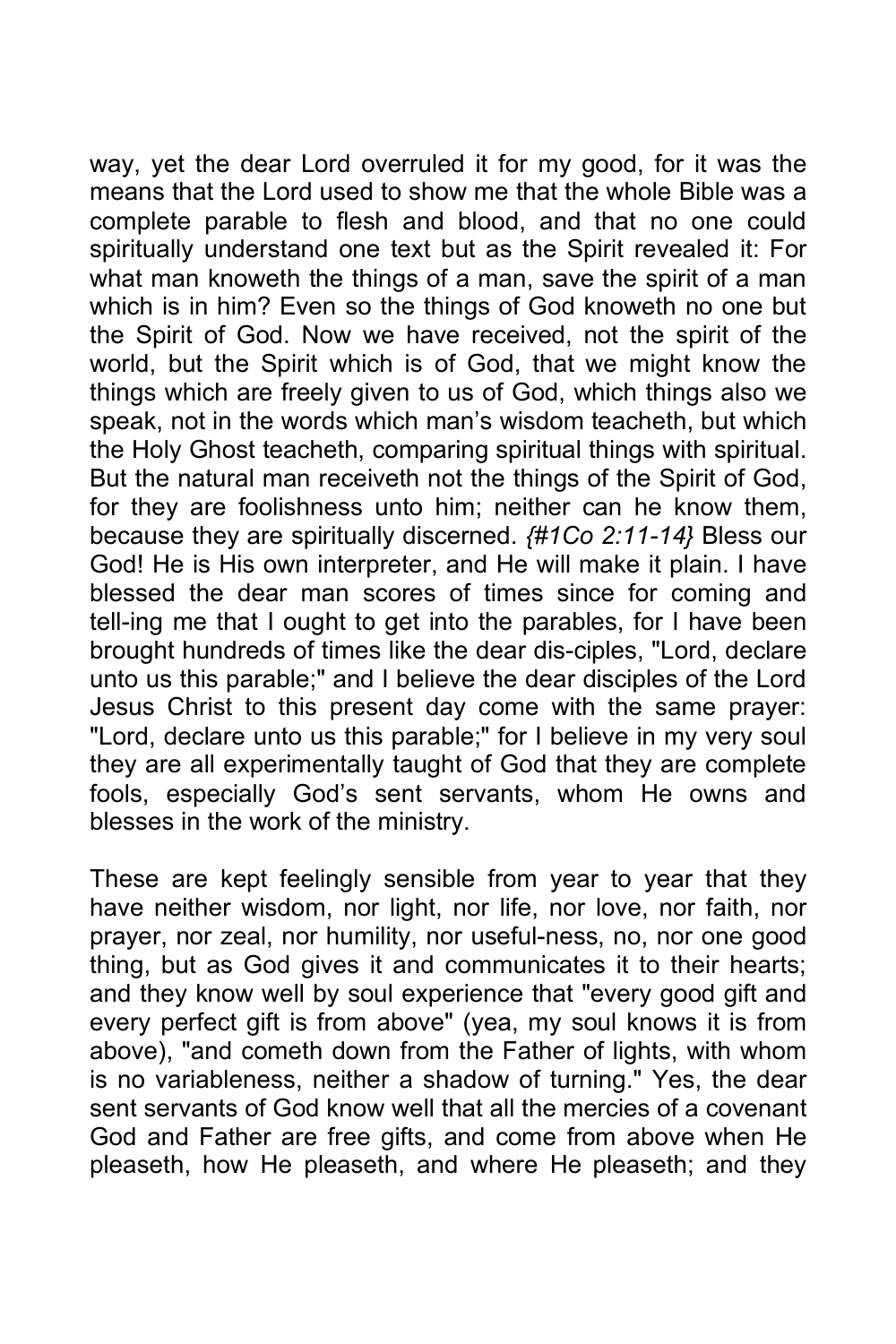way, yet the dear Lord overruled it for my good, for it was the means that the Lord used to show me that the whole Bible was a complete parable to flesh and blood, and that no one could spiritually understand one text but as the Spirit revealed it: For what man knoweth the things of a man, save the spirit of a man which is in him? Even so the things of God knoweth no one but the Spirit of God. Now we have received, not the spirit of the world, but the Spirit which is of God, that we might know the things which are freely given to us of God, which things also we speak, not in the words which man's wisdom teacheth, but which the Holy Ghost teacheth, comparing spiritual things with spiritual. But the natural man receiveth not the things of the Spirit of God, for they are foolishness unto him; neither can he know them, because they are spiritually discerned. *{#1Co 2:11-14}* Bless our God! He is His own interpreter, and He will make it plain. I have blessed the dear man scores of times since for coming and tell-ing me that I ought to get into the parables, for I have been brought hundreds of times like the dear dis-ciples, "Lord, declare unto us this parable;" and I believe the dear disciples of the Lord Jesus Christ to this present day come with the same prayer: "Lord, declare unto us this parable;" for I believe in my very soul they are all experimentally taught of God that they are complete fools, especially God's sent servants, whom He owns and blesses in the work of the ministry.

These are kept feelingly sensible from year to year that they have neither wisdom, nor light, nor life, nor love, nor faith, nor prayer, nor zeal, nor humility, nor useful-ness, no, nor one good thing, but as God gives it and communicates it to their hearts; and they know well by soul experience that "every good gift and every perfect gift is from above" (yea, my soul knows it is from above), "and cometh down from the Father of lights, with whom is no variableness, neither a shadow of turning." Yes, the dear sent servants of God know well that all the mercies of a covenant God and Father are free gifts, and come from above when He pleaseth, how He pleaseth, and where He pleaseth; and they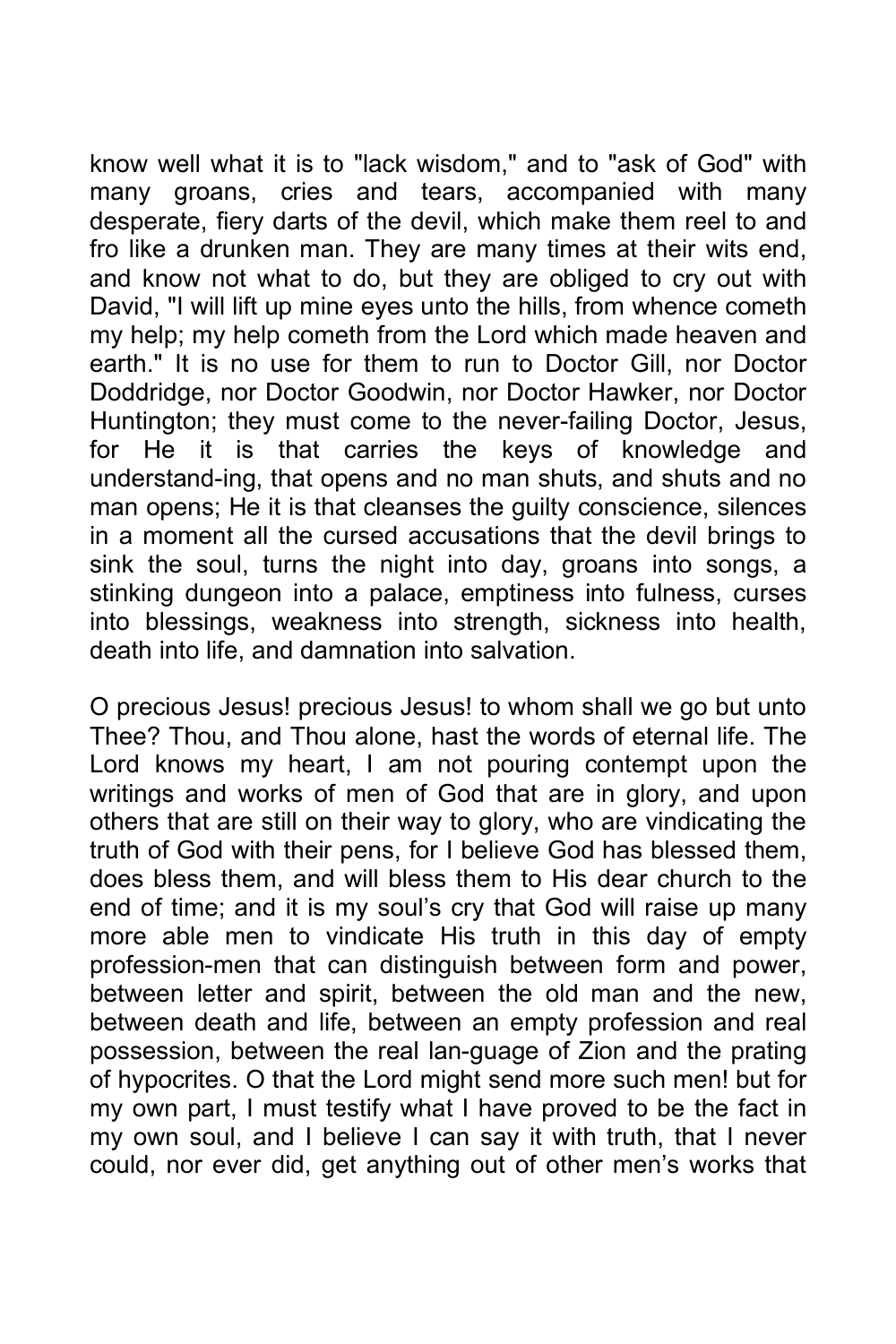know well what it is to "lack wisdom," and to "ask of God" with many groans, cries and tears, accompanied with many desperate, fiery darts of the devil, which make them reel to and fro like a drunken man. They are many times at their wits end, and know not what to do, but they are obliged to cry out with David, "I will lift up mine eyes unto the hills, from whence cometh my help; my help cometh from the Lord which made heaven and earth." It is no use for them to run to Doctor Gill, nor Doctor Doddridge, nor Doctor Goodwin, nor Doctor Hawker, nor Doctor Huntington; they must come to the never-failing Doctor, Jesus, for He it is that carries the keys of knowledge and understand-ing, that opens and no man shuts, and shuts and no man opens; He it is that cleanses the guilty conscience, silences in a moment all the cursed accusations that the devil brings to sink the soul, turns the night into day, groans into songs, a stinking dungeon into a palace, emptiness into fulness, curses into blessings, weakness into strength, sickness into health, death into life, and damnation into salvation.

O precious Jesus! precious Jesus! to whom shall we go but unto Thee? Thou, and Thou alone, hast the words of eternal life. The Lord knows my heart, I am not pouring contempt upon the writings and works of men of God that are in glory, and upon others that are still on their way to glory, who are vindicating the truth of God with their pens, for I believe God has blessed them, does bless them, and will bless them to His dear church to the end of time; and it is my soul's cry that God will raise up many more able men to vindicate His truth in this day of empty profession-men that can distinguish between form and power, between letter and spirit, between the old man and the new, between death and life, between an empty profession and real possession, between the real lan-guage of Zion and the prating of hypocrites. O that the Lord might send more such men! but for my own part, I must testify what I have proved to be the fact in my own soul, and I believe I can say it with truth, that I never could, nor ever did, get anything out of other men's works that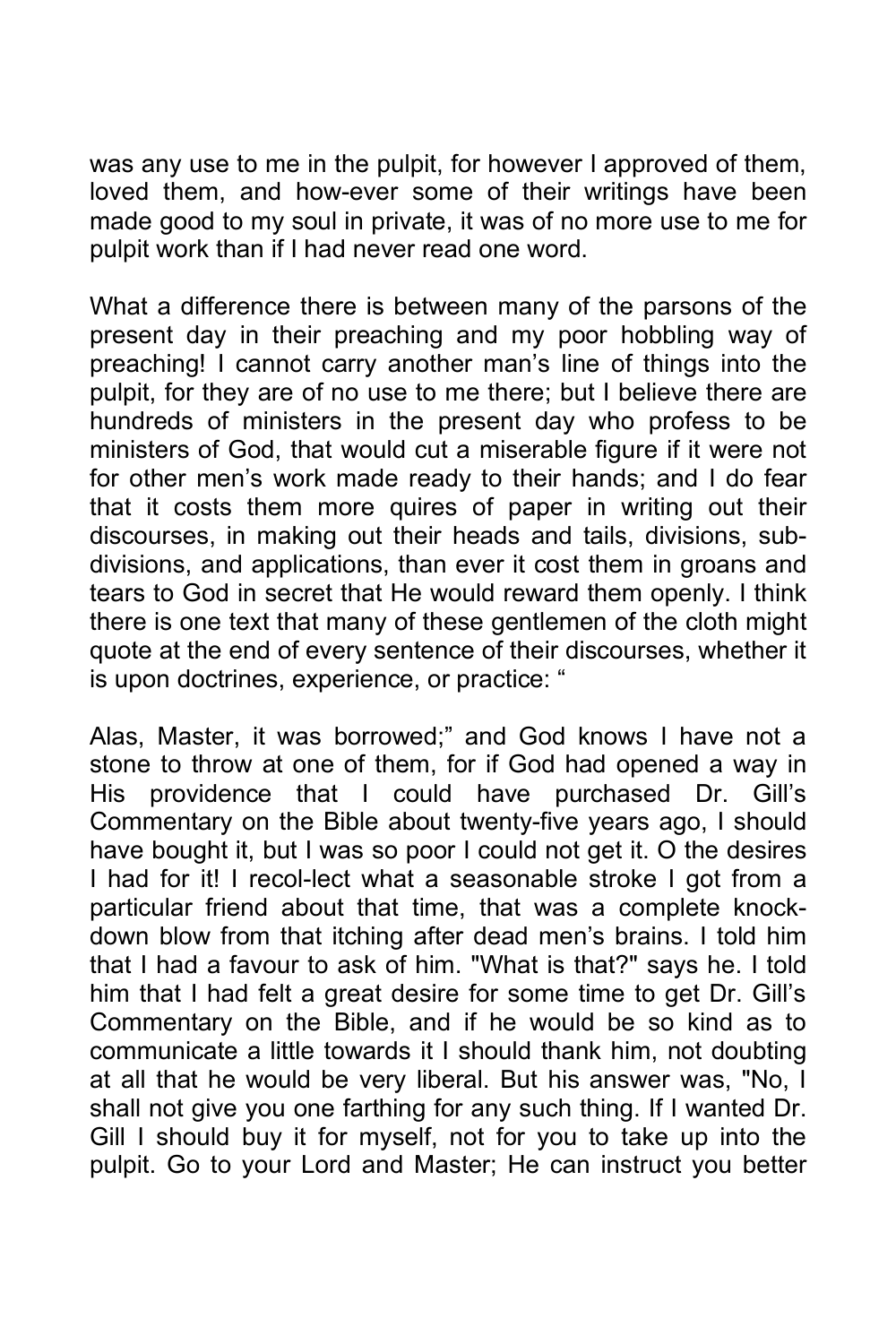was any use to me in the pulpit, for however I approved of them, loved them, and how-ever some of their writings have been made good to my soul in private, it was of no more use to me for pulpit work than if I had never read one word.

What a difference there is between many of the parsons of the present day in their preaching and my poor hobbling way of preaching! I cannot carry another man's line of things into the pulpit, for they are of no use to me there; but I believe there are hundreds of ministers in the present day who profess to be ministers of God, that would cut a miserable figure if it were not for other men's work made ready to their hands; and I do fear that it costs them more quires of paper in writing out their discourses, in making out their heads and tails, divisions, sub-divisions, and applications, than ever it cost them in groans and tears to God in secret that He would reward them openly. I think there is one text that many of these gentlemen of the cloth might quote at the end of every sentence of their discourses, whether it is upon doctrines, experience, or practice: "

Alas, Master, it was borrowed;" and God knows I have not a stone to throw at one of them, for if God had opened a way in His providence that I could have purchased Dr. Gill's Commentary on the Bible about twenty-five years ago, I should have bought it, but I was so poor I could not get it. O the desires I had for it! I recol-lect what a seasonable stroke I got from a particular friend about that time, that was a complete knock-down blow from that itching after dead men's brains. I told him that I had a favour to ask of him. "What is that?" says he. I told him that I had felt a great desire for some time to get Dr. Gill's Commentary on the Bible, and if he would be so kind as to communicate a little towards it I should thank him, not doubting at all that he would be very liberal. But his answer was, "No, I shall not give you one farthing for any such thing. If I wanted Dr. Gill I should buy it for myself, not for you to take up into the pulpit. Go to your Lord and Master; He can instruct you better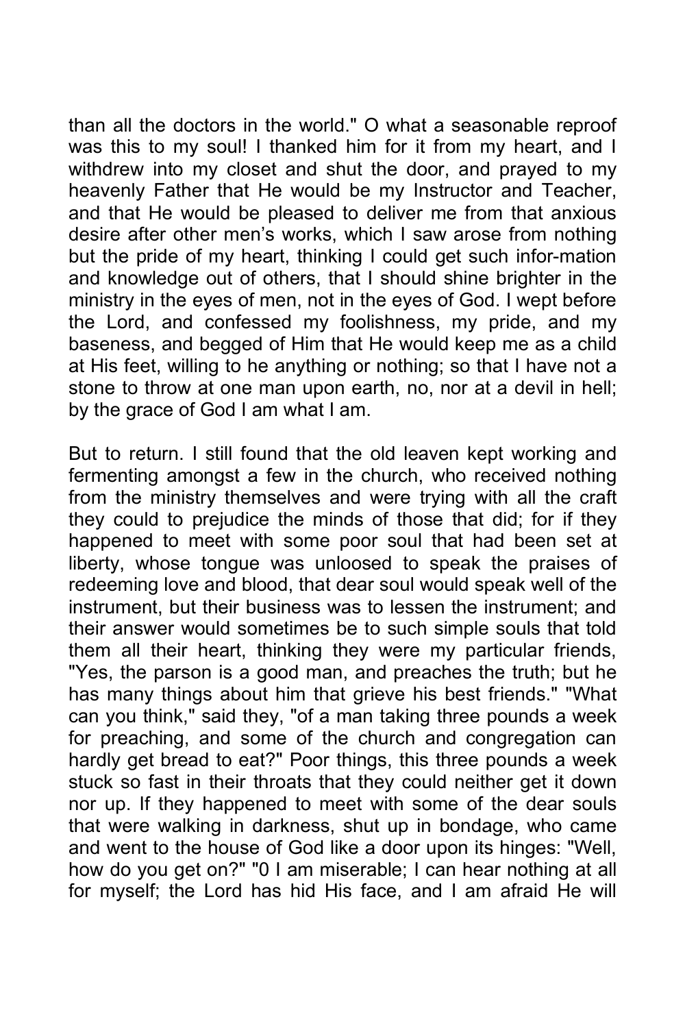than all the doctors in the world." O what a seasonable reproof was this to my soul! I thanked him for it from my heart, and I withdrew into my closet and shut the door, and prayed to my heavenly Father that He would be my Instructor and Teacher, and that He would be pleased to deliver me from that anxious desire after other men's works, which I saw arose from nothing but the pride of my heart, thinking I could get such infor-mation and knowledge out of others, that I should shine brighter in the ministry in the eyes of men, not in the eyes of God. I wept before the Lord, and confessed my foolishness, my pride, and my baseness, and begged of Him that He would keep me as a child at His feet, willing to he anything or nothing; so that I have not a stone to throw at one man upon earth, no, nor at a devil in hell; by the grace of God I am what I am.

But to return. I still found that the old leaven kept working and fermenting amongst a few in the church, who received nothing from the ministry themselves and were trying with all the craft they could to prejudice the minds of those that did; for if they happened to meet with some poor soul that had been set at liberty, whose tongue was unloosed to speak the praises of redeeming love and blood, that dear soul would speak well of the instrument, but their business was to lessen the instrument; and their answer would sometimes be to such simple souls that told them all their heart, thinking they were my particular friends, "Yes, the parson is a good man, and preaches the truth; but he has many things about him that grieve his best friends." "What can you think," said they, "of a man taking three pounds a week for preaching, and some of the church and congregation can hardly get bread to eat?" Poor things, this three pounds a week stuck so fast in their throats that they could neither get it down nor up. If they happened to meet with some of the dear souls that were walking in darkness, shut up in bondage, who came and went to the house of God like a door upon its hinges: "Well, how do you get on?" "0 I am miserable; I can hear nothing at all for myself; the Lord has hid His face, and I am afraid He will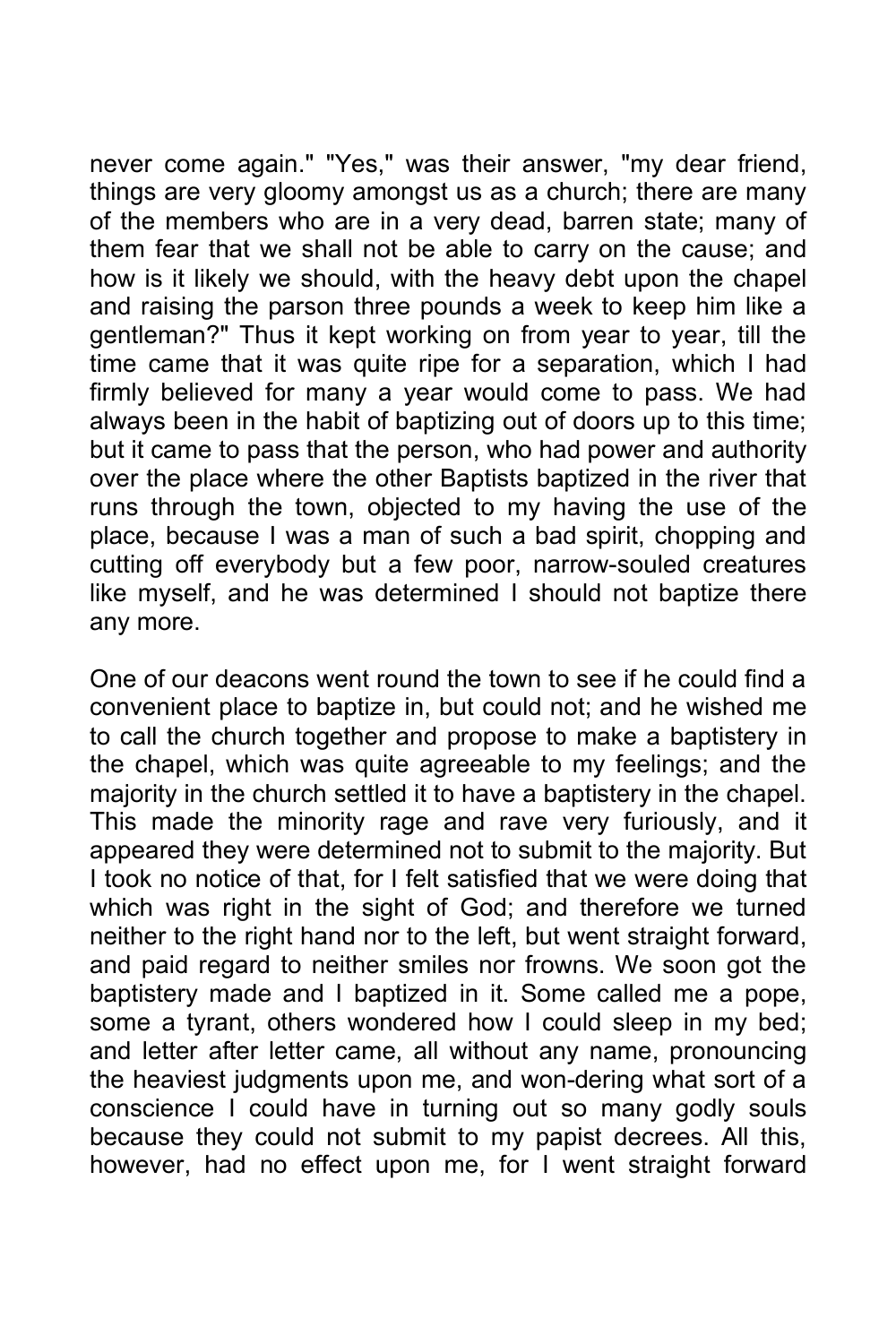never come again." "Yes," was their answer, "my dear friend, things are very gloomy amongst us as a church; there are many of the members who are in a very dead, barren state; many of them fear that we shall not be able to carry on the cause; and how is it likely we should, with the heavy debt upon the chapel and raising the parson three pounds a week to keep him like a gentleman?" Thus it kept working on from year to year, till the time came that it was quite ripe for a separation, which I had firmly believed for many a year would come to pass. We had always been in the habit of baptizing out of doors up to this time; but it came to pass that the person, who had power and authority over the place where the other Baptists baptized in the river that runs through the town, objected to my having the use of the place, because I was a man of such a bad spirit, chopping and cutting off everybody but a few poor, narrow-souled creatures like myself, and he was determined I should not baptize there any more.

One of our deacons went round the town to see if he could find a convenient place to baptize in, but could not; and he wished me to call the church together and propose to make a baptistery in the chapel, which was quite agreeable to my feelings; and the majority in the church settled it to have a baptistery in the chapel. This made the minority rage and rave very furiously, and it appeared they were determined not to submit to the majority. But I took no notice of that, for I felt satisfied that we were doing that which was right in the sight of God; and therefore we turned neither to the right hand nor to the left, but went straight forward, and paid regard to neither smiles nor frowns. We soon got the baptistery made and I baptized in it. Some called me a pope, some a tyrant, others wondered how I could sleep in my bed; and letter after letter came, all without any name, pronouncing the heaviest judgments upon me, and won-dering what sort of a conscience I could have in turning out so many godly souls because they could not submit to my papist decrees. All this, however, had no effect upon me, for I went straight forward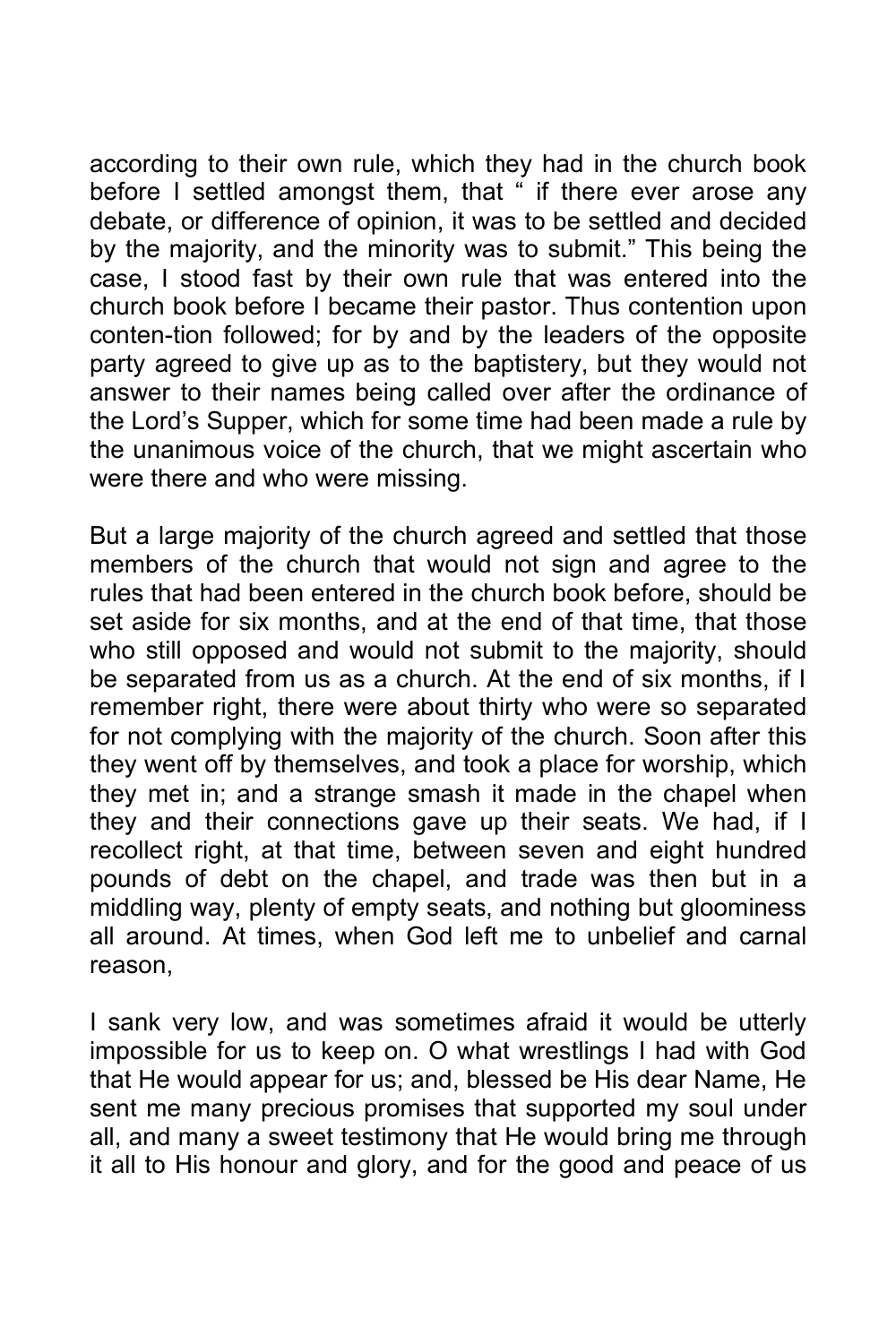according to their own rule, which they had in the church book before I settled amongst them, that " if there ever arose any debate, or difference of opinion, it was to be settled and decided by the majority, and the minority was to submit." This being the case, I stood fast by their own rule that was entered into the church book before I became their pastor. Thus contention upon conten-tion followed; for by and by the leaders of the opposite party agreed to give up as to the baptistery, but they would not answer to their names being called over after the ordinance of the Lord's Supper, which for some time had been made a rule by the unanimous voice of the church, that we might ascertain who were there and who were missing.

But a large majority of the church agreed and settled that those members of the church that would not sign and agree to the rules that had been entered in the church book before, should be set aside for six months, and at the end of that time, that those who still opposed and would not submit to the majority, should be separated from us as a church. At the end of six months, if I remember right, there were about thirty who were so separated for not complying with the majority of the church. Soon after this they went off by themselves, and took a place for worship, which they met in; and a strange smash it made in the chapel when they and their connections gave up their seats. We had, if I recollect right, at that time, between seven and eight hundred pounds of debt on the chapel, and trade was then but in a middling way, plenty of empty seats, and nothing but gloominess all around. At times, when God left me to unbelief and carnal reason,

I sank very low, and was sometimes afraid it would be utterly impossible for us to keep on. O what wrestlings I had with God that He would appear for us; and, blessed be His dear Name, He sent me many precious promises that supported my soul under all, and many a sweet testimony that He would bring me through it all to His honour and glory, and for the good and peace of us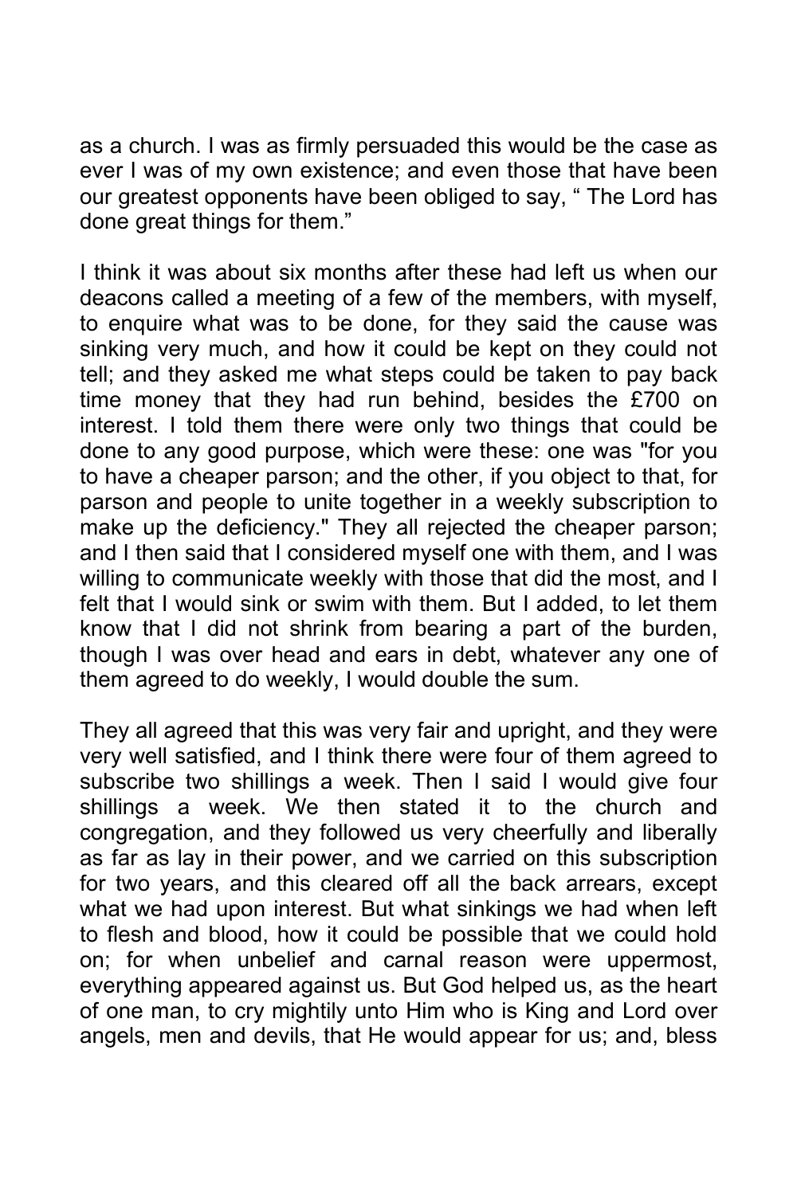as a church. I was as firmly persuaded this would be the case as ever I was of my own existence; and even those that have been our greatest opponents have been obliged to say, " The Lord has done great things for them."

I think it was about six months after these had left us when our deacons called a meeting of a few of the members, with myself, to enquire what was to be done, for they said the cause was sinking very much, and how it could be kept on they could not tell; and they asked me what steps could be taken to pay back time money that they had run behind, besides the £700 on interest. I told them there were only two things that could be done to any good purpose, which were these: one was "for you to have a cheaper parson; and the other, if you object to that, for parson and people to unite together in a weekly subscription to make up the deficiency." They all rejected the cheaper parson; and I then said that I considered myself one with them, and I was willing to communicate weekly with those that did the most, and I felt that I would sink or swim with them. But I added, to let them know that I did not shrink from bearing a part of the burden, though I was over head and ears in debt, whatever any one of them agreed to do weekly, I would double the sum.

They all agreed that this was very fair and upright, and they were very well satisfied, and I think there were four of them agreed to subscribe two shillings a week. Then I said I would give four shillings a week. We then stated it to the church and congregation, and they followed us very cheerfully and liberally as far as lay in their power, and we carried on this subscription for two years, and this cleared off all the back arrears, except what we had upon interest. But what sinkings we had when left to flesh and blood, how it could be possible that we could hold on; for when unbelief and carnal reason were uppermost, everything appeared against us. But God helped us, as the heart of one man, to cry mightily unto Him who is King and Lord over angels, men and devils, that He would appear for us; and, bless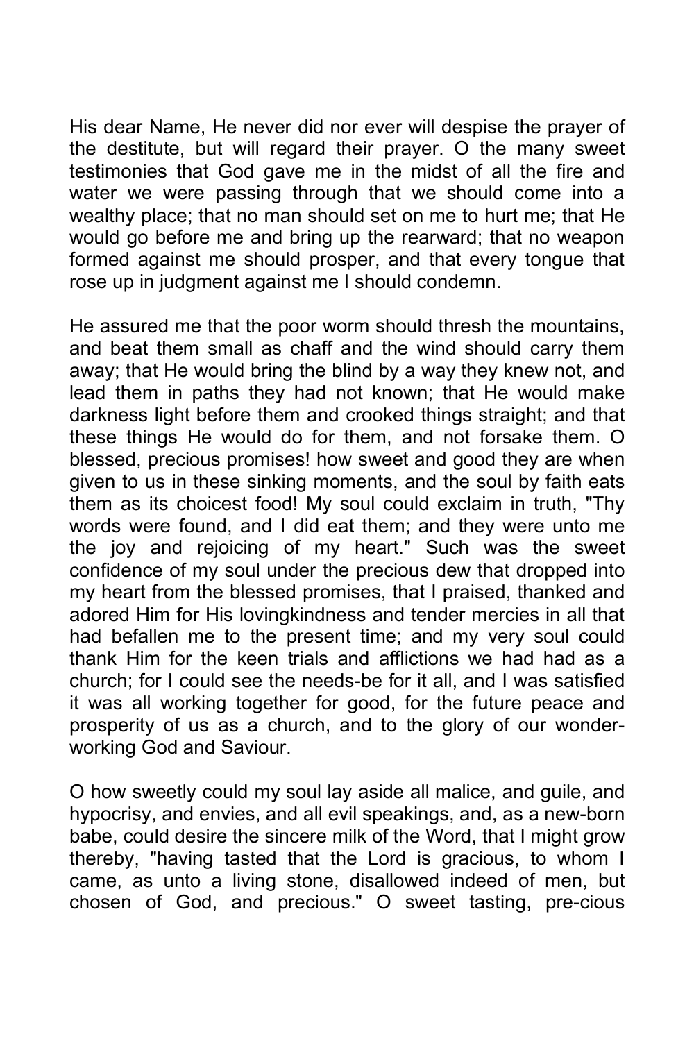His dear Name, He never did nor ever will despise the prayer of the destitute, but will regard their prayer. O the many sweet testimonies that God gave me in the midst of all the fire and water we were passing through that we should come into a wealthy place; that no man should set on me to hurt me; that He would go before me and bring up the rearward; that no weapon formed against me should prosper, and that every tongue that rose up in judgment against me I should condemn.

He assured me that the poor worm should thresh the mountains, and beat them small as chaff and the wind should carry them away; that He would bring the blind by a way they knew not, and lead them in paths they had not known; that He would make darkness light before them and crooked things straight; and that these things He would do for them, and not forsake them. O blessed, precious promises! how sweet and good they are when given to us in these sinking moments, and the soul by faith eats them as its choicest food! My soul could exclaim in truth, "Thy words were found, and I did eat them; and they were unto me the joy and rejoicing of my heart." Such was the sweet confidence of my soul under the precious dew that dropped into my heart from the blessed promises, that I praised, thanked and adored Him for His lovingkindness and tender mercies in all that had befallen me to the present time; and my very soul could thank Him for the keen trials and afflictions we had had as a church; for I could see the needs-be for it all, and I was satisfied it was all working together for good, for the future peace and prosperity of us as a church, and to the glory of our wonder-working God and Saviour.

O how sweetly could my soul lay aside all malice, and guile, and hypocrisy, and envies, and all evil speakings, and, as a new-born babe, could desire the sincere milk of the Word, that I might grow thereby, "having tasted that the Lord is gracious, to whom I came, as unto a living stone, disallowed indeed of men, but chosen of God, and precious." O sweet tasting, pre-cious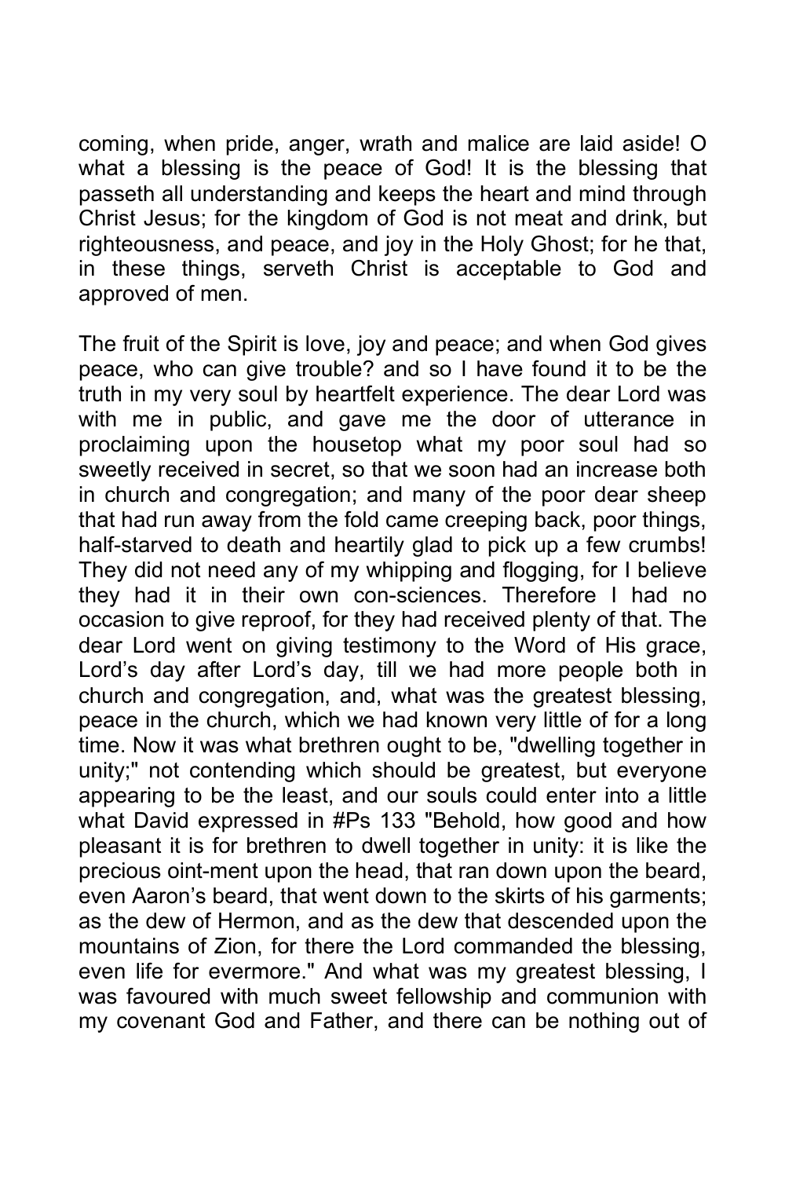coming, when pride, anger, wrath and malice are laid aside! O what a blessing is the peace of God! It is the blessing that passeth all understanding and keeps the heart and mind through Christ Jesus; for the kingdom of God is not meat and drink, but righteousness, and peace, and joy in the Holy Ghost; for he that, in these things, serveth Christ is acceptable to God and approved of men.

The fruit of the Spirit is love, joy and peace; and when God gives peace, who can give trouble? and so I have found it to be the truth in my very soul by heartfelt experience. The dear Lord was with me in public, and gave me the door of utterance in proclaiming upon the housetop what my poor soul had so sweetly received in secret, so that we soon had an increase both in church and congregation; and many of the poor dear sheep that had run away from the fold came creeping back, poor things, half-starved to death and heartily glad to pick up a few crumbs! They did not need any of my whipping and flogging, for I believe they had it in their own con-sciences. Therefore I had no occasion to give reproof, for they had received plenty of that. The dear Lord went on giving testimony to the Word of His grace, Lord's day after Lord's day, till we had more people both in church and congregation, and, what was the greatest blessing, peace in the church, which we had known very little of for a long time. Now it was what brethren ought to be, "dwelling together in unity;" not contending which should be greatest, but everyone appearing to be the least, and our souls could enter into a little what David expressed in #Ps 133 "Behold, how good and how pleasant it is for brethren to dwell together in unity: it is like the precious oint-ment upon the head, that ran down upon the beard, even Aaron's beard, that went down to the skirts of his garments; as the dew of Hermon, and as the dew that descended upon the mountains of Zion, for there the Lord commanded the blessing, even life for evermore." And what was my greatest blessing, I was favoured with much sweet fellowship and communion with my covenant God and Father, and there can be nothing out of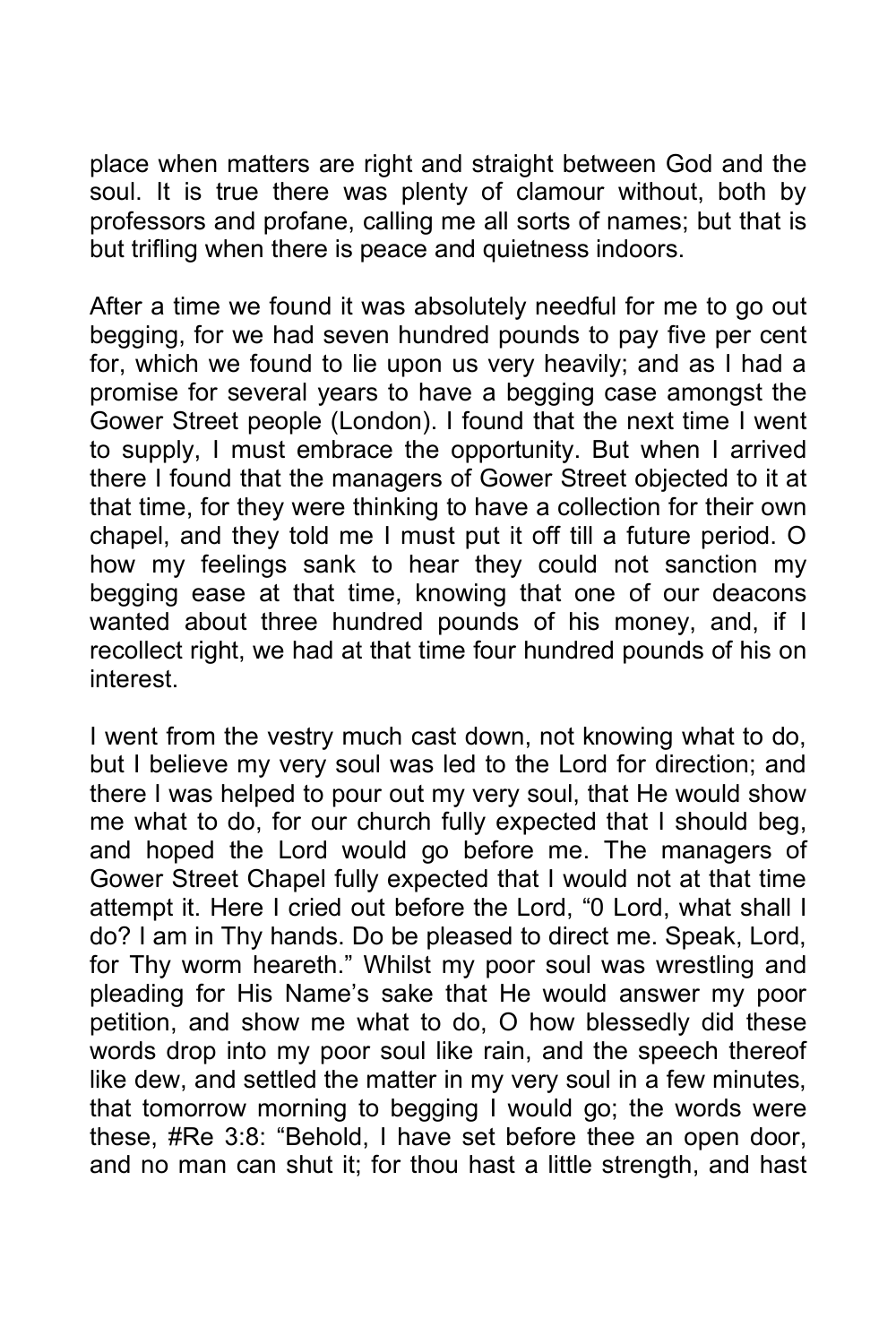place when matters are right and straight between God and the soul. It is true there was plenty of clamour without, both by professors and profane, calling me all sorts of names; but that is but trifling when there is peace and quietness indoors.

After a time we found it was absolutely needful for me to go out begging, for we had seven hundred pounds to pay five per cent for, which we found to lie upon us very heavily; and as I had a promise for several years to have a begging case amongst the Gower Street people (London). I found that the next time I went to supply, I must embrace the opportunity. But when I arrived there I found that the managers of Gower Street objected to it at that time, for they were thinking to have a collection for their own chapel, and they told me I must put it off till a future period. O how my feelings sank to hear they could not sanction my begging ease at that time, knowing that one of our deacons wanted about three hundred pounds of his money, and, if I recollect right, we had at that time four hundred pounds of his on interest.

I went from the vestry much cast down, not knowing what to do, but I believe my very soul was led to the Lord for direction; and there I was helped to pour out my very soul, that He would show me what to do, for our church fully expected that I should beg, and hoped the Lord would go before me. The managers of Gower Street Chapel fully expected that I would not at that time attempt it. Here I cried out before the Lord, "0 Lord, what shall I do? I am in Thy hands. Do be pleased to direct me. Speak, Lord, for Thy worm heareth." Whilst my poor soul was wrestling and pleading for His Name's sake that He would answer my poor petition, and show me what to do, O how blessedly did these words drop into my poor soul like rain, and the speech thereof like dew, and settled the matter in my very soul in a few minutes, that tomorrow morning to begging I would go; the words were these, #Re 3:8: "Behold, I have set before thee an open door, and no man can shut it; for thou hast a little strength, and hast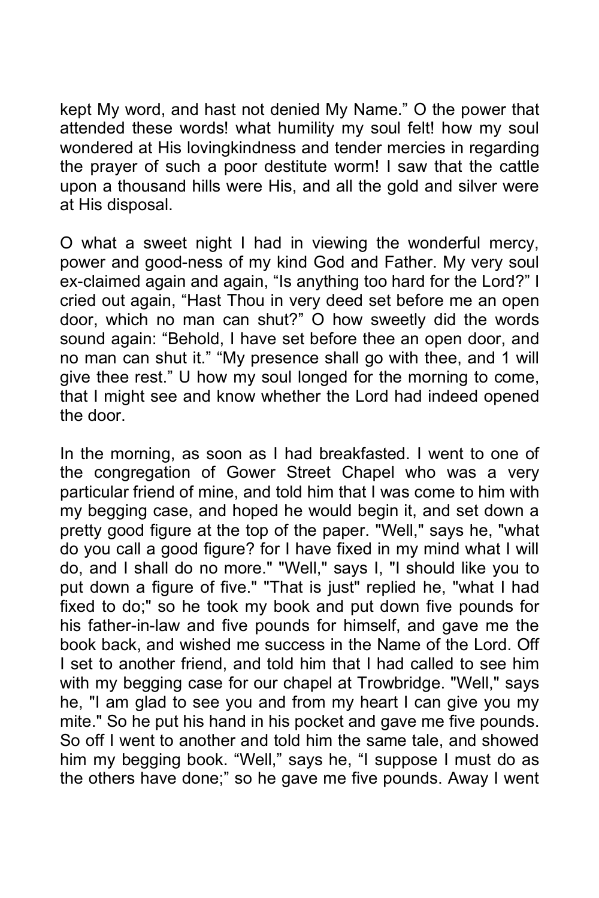kept My word, and hast not denied My Name." O the power that attended these words! what humility my soul felt! how my soul wondered at His lovingkindness and tender mercies in regarding the prayer of such a poor destitute worm! I saw that the cattle upon a thousand hills were His, and all the gold and silver were at His disposal.

O what a sweet night I had in viewing the wonderful mercy, power and good-ness of my kind God and Father. My very soul ex-claimed again and again, "Is anything too hard for the Lord?" I cried out again, "Hast Thou in very deed set before me an open door, which no man can shut?" O how sweetly did the words sound again: "Behold, I have set before thee an open door, and no man can shut it." "My presence shall go with thee, and 1 will give thee rest." U how my soul longed for the morning to come, that I might see and know whether the Lord had indeed opened the door.

In the morning, as soon as I had breakfasted. I went to one of the congregation of Gower Street Chapel who was a very particular friend of mine, and told him that I was come to him with my begging case, and hoped he would begin it, and set down a pretty good figure at the top of the paper. "Well," says he, "what do you call a good figure? for I have fixed in my mind what I will do, and I shall do no more." "Well," says I, "I should like you to put down a figure of five." "That is just" replied he, "what I had fixed to do;" so he took my book and put down five pounds for his father-in-law and five pounds for himself, and gave me the book back, and wished me success in the Name of the Lord. Off I set to another friend, and told him that I had called to see him with my begging case for our chapel at Trowbridge. "Well," says he, "I am glad to see you and from my heart I can give you my mite." So he put his hand in his pocket and gave me five pounds. So off I went to another and told him the same tale, and showed him my begging book. "Well," says he, "I suppose I must do as the others have done;" so he gave me five pounds. Away I went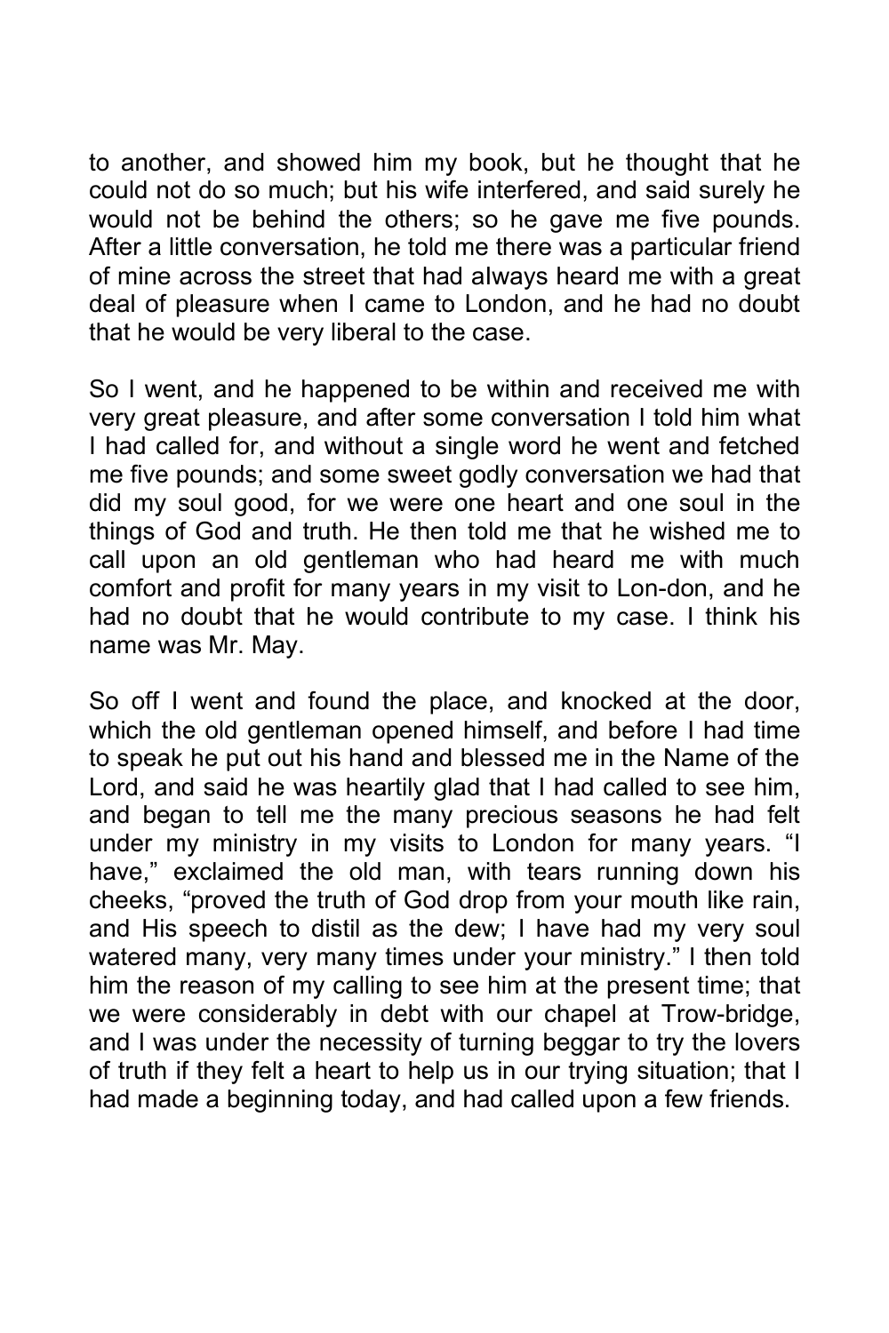to another, and showed him my book, but he thought that he could not do so much; but his wife interfered, and said surely he would not be behind the others; so he gave me five pounds. After a little conversation, he told me there was a particular friend of mine across the street that had always heard me with a great deal of pleasure when I came to London, and he had no doubt that he would be very liberal to the case.

So I went, and he happened to be within and received me with very great pleasure, and after some conversation I told him what I had called for, and without a single word he went and fetched me five pounds; and some sweet godly conversation we had that did my soul good, for we were one heart and one soul in the things of God and truth. He then told me that he wished me to call upon an old gentleman who had heard me with much comfort and profit for many years in my visit to Lon-don, and he had no doubt that he would contribute to my case. I think his name was Mr. May.

So off I went and found the place, and knocked at the door, which the old gentleman opened himself, and before I had time to speak he put out his hand and blessed me in the Name of the Lord, and said he was heartily glad that I had called to see him, and began to tell me the many precious seasons he had felt under my ministry in my visits to London for many years. "I have," exclaimed the old man, with tears running down his cheeks, "proved the truth of God drop from your mouth like rain, and His speech to distil as the dew; I have had my very soul watered many, very many times under your ministry." I then told him the reason of my calling to see him at the present time; that we were considerably in debt with our chapel at Trow-bridge, and I was under the necessity of turning beggar to try the lovers of truth if they felt a heart to help us in our trying situation; that I had made a beginning today, and had called upon a few friends.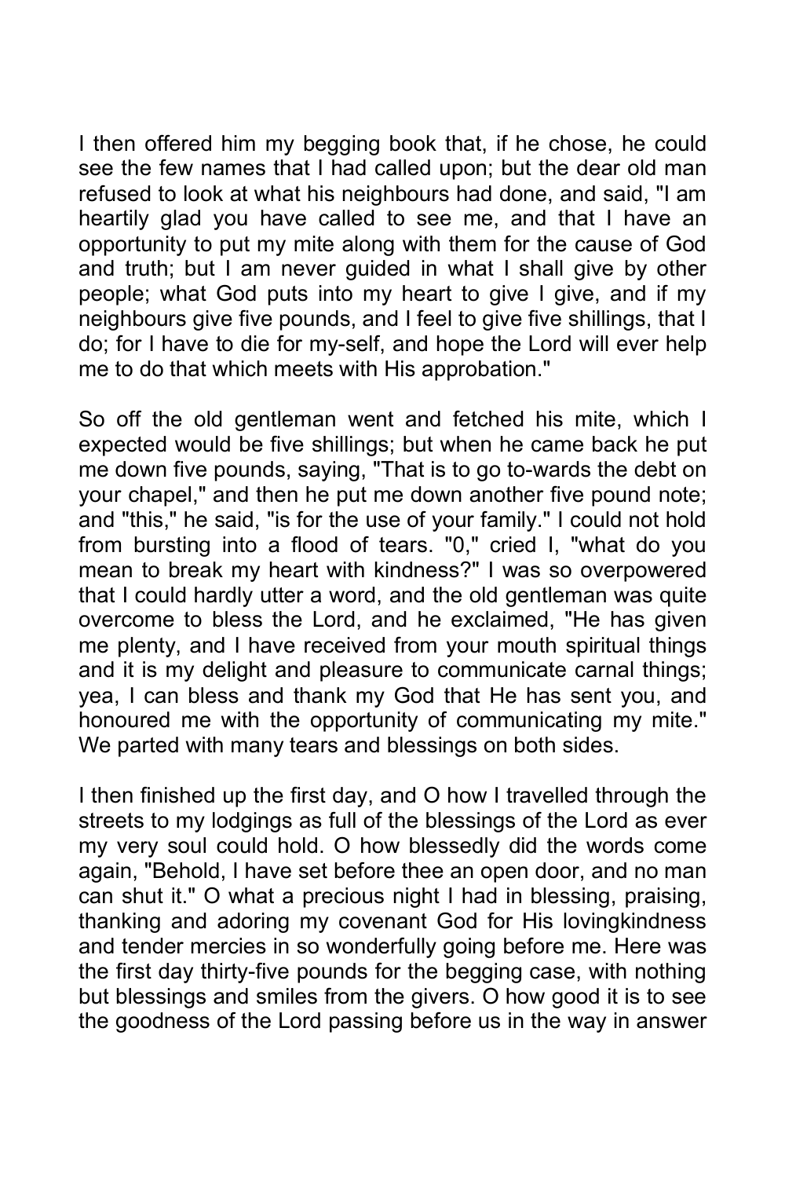I then offered him my begging book that, if he chose, he could see the few names that I had called upon; but the dear old man refused to look at what his neighbours had done, and said, "I am heartily glad you have called to see me, and that I have an opportunity to put my mite along with them for the cause of God and truth; but I am never guided in what I shall give by other people; what God puts into my heart to give I give, and if my neighbours give five pounds, and I feel to give five shillings, that I do; for I have to die for my-self, and hope the Lord will ever help me to do that which meets with His approbation."

So off the old gentleman went and fetched his mite, which I expected would be five shillings; but when he came back he put me down five pounds, saying, "That is to go to-wards the debt on your chapel," and then he put me down another five pound note; and "this," he said, "is for the use of your family." I could not hold from bursting into a flood of tears. "0," cried I, "what do you mean to break my heart with kindness?" I was so overpowered that I could hardly utter a word, and the old gentleman was quite overcome to bless the Lord, and he exclaimed, "He has given me plenty, and I have received from your mouth spiritual things and it is my delight and pleasure to communicate carnal things; yea, I can bless and thank my God that He has sent you, and honoured me with the opportunity of communicating my mite." We parted with many tears and blessings on both sides.

I then finished up the first day, and O how I travelled through the streets to my lodgings as full of the blessings of the Lord as ever my very soul could hold. O how blessedly did the words come again, "Behold, I have set before thee an open door, and no man can shut it." O what a precious night I had in blessing, praising, thanking and adoring my covenant God for His lovingkindness and tender mercies in so wonderfully going before me. Here was the first day thirty-five pounds for the begging case, with nothing but blessings and smiles from the givers. O how good it is to see the goodness of the Lord passing before us in the way in answer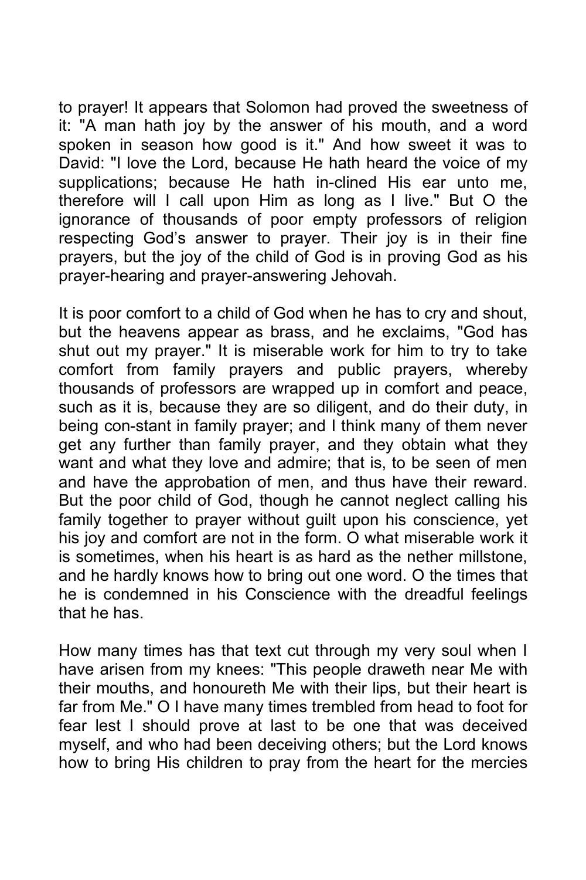to prayer! It appears that Solomon had proved the sweetness of it: "A man hath joy by the answer of his mouth, and a word spoken in season how good is it." And how sweet it was to David: "I love the Lord, because He hath heard the voice of my supplications; because He hath in-clined His ear unto me, therefore will I call upon Him as long as I live." But O the ignorance of thousands of poor empty professors of religion respecting God's answer to prayer. Their joy is in their fine prayers, but the joy of the child of God is in proving God as his prayer-hearing and prayer-answering Jehovah.

It is poor comfort to a child of God when he has to cry and shout, but the heavens appear as brass, and he exclaims, "God has shut out my prayer." It is miserable work for him to try to take comfort from family prayers and public prayers, whereby thousands of professors are wrapped up in comfort and peace, such as it is, because they are so diligent, and do their duty, in being con-stant in family prayer; and I think many of them never get any further than family prayer, and they obtain what they want and what they love and admire; that is, to be seen of men and have the approbation of men, and thus have their reward. But the poor child of God, though he cannot neglect calling his family together to prayer without guilt upon his conscience, yet his joy and comfort are not in the form. O what miserable work it is sometimes, when his heart is as hard as the nether millstone, and he hardly knows how to bring out one word. O the times that he is condemned in his Conscience with the dreadful feelings that he has.

How many times has that text cut through my very soul when I have arisen from my knees: "This people draweth near Me with their mouths, and honoureth Me with their lips, but their heart is far from Me." O I have many times trembled from head to foot for fear lest I should prove at last to be one that was deceived myself, and who had been deceiving others; but the Lord knows how to bring His children to pray from the heart for the mercies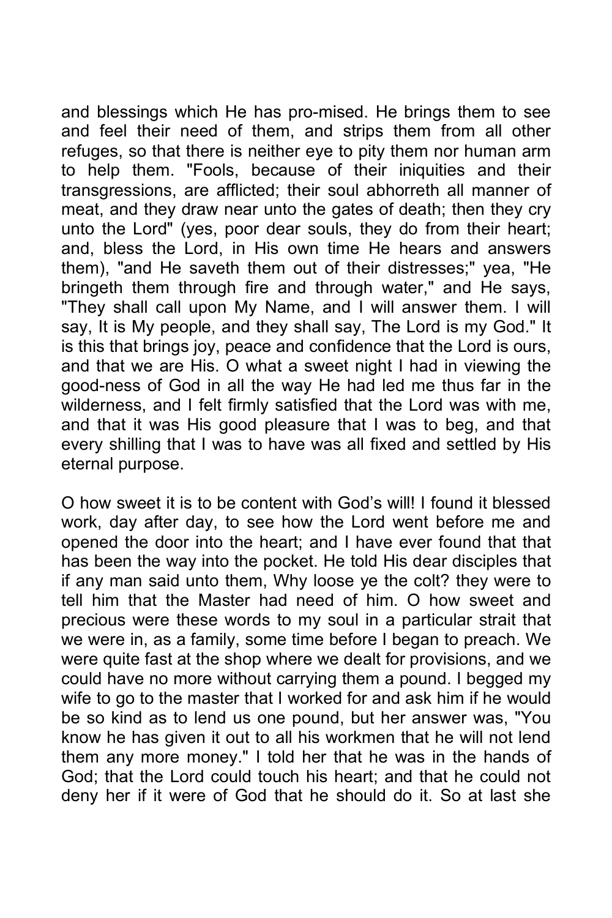and blessings which He has pro-mised. He brings them to see and feel their need of them, and strips them from all other refuges, so that there is neither eye to pity them nor human arm to help them. "Fools, because of their iniquities and their transgressions, are afflicted; their soul abhorreth all manner of meat, and they draw near unto the gates of death; then they cry unto the Lord" (yes, poor dear souls, they do from their heart; and, bless the Lord, in His own time He hears and answers them), "and He saveth them out of their distresses;" yea, "He bringeth them through fire and through water," and He says, "They shall call upon My Name, and I will answer them. I will say, It is My people, and they shall say, The Lord is my God." It is this that brings joy, peace and confidence that the Lord is ours, and that we are His. O what a sweet night I had in viewing the good-ness of God in all the way He had led me thus far in the wilderness, and I felt firmly satisfied that the Lord was with me, and that it was His good pleasure that I was to beg, and that every shilling that I was to have was all fixed and settled by His eternal purpose.

O how sweet it is to be content with God's will! I found it blessed work, day after day, to see how the Lord went before me and opened the door into the heart; and I have ever found that that has been the way into the pocket. He told His dear disciples that if any man said unto them, Why loose ye the colt? they were to tell him that the Master had need of him. O how sweet and precious were these words to my soul in a particular strait that we were in, as a family, some time before I began to preach. We were quite fast at the shop where we dealt for provisions, and we could have no more without carrying them a pound. I begged my wife to go to the master that I worked for and ask him if he would be so kind as to lend us one pound, but her answer was, "You know he has given it out to all his workmen that he will not lend them any more money." I told her that he was in the hands of God; that the Lord could touch his heart; and that he could not deny her if it were of God that he should do it. So at last she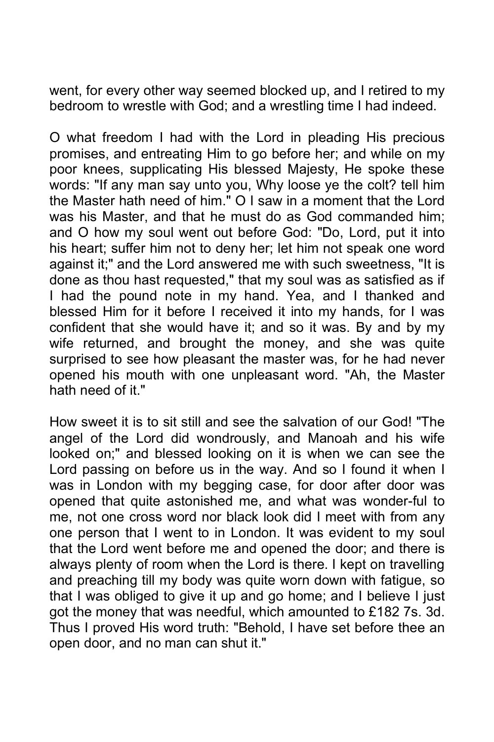went, for every other way seemed blocked up, and I retired to my bedroom to wrestle with God; and a wrestling time I had indeed.

O what freedom I had with the Lord in pleading His precious promises, and entreating Him to go before her; and while on my poor knees, supplicating His blessed Majesty, He spoke these words: "If any man say unto you, Why loose ye the colt? tell him the Master hath need of him." O I saw in a moment that the Lord was his Master, and that he must do as God commanded him; and O how my soul went out before God: "Do, Lord, put it into his heart; suffer him not to deny her; let him not speak one word against it;" and the Lord answered me with such sweetness, "It is done as thou hast requested," that my soul was as satisfied as if I had the pound note in my hand. Yea, and I thanked and blessed Him for it before I received it into my hands, for I was confident that she would have it; and so it was. By and by my wife returned, and brought the money, and she was quite surprised to see how pleasant the master was, for he had never opened his mouth with one unpleasant word. "Ah, the Master hath need of it."

How sweet it is to sit still and see the salvation of our God! "The angel of the Lord did wondrously, and Manoah and his wife looked on;" and blessed looking on it is when we can see the Lord passing on before us in the way. And so I found it when I was in London with my begging case, for door after door was opened that quite astonished me, and what was wonder-ful to me, not one cross word nor black look did I meet with from any one person that I went to in London. It was evident to my soul that the Lord went before me and opened the door; and there is always plenty of room when the Lord is there. I kept on travelling and preaching till my body was quite worn down with fatigue, so that I was obliged to give it up and go home; and I believe I just got the money that was needful, which amounted to £182 7s. 3d. Thus I proved His word truth: "Behold, I have set before thee an open door, and no man can shut it."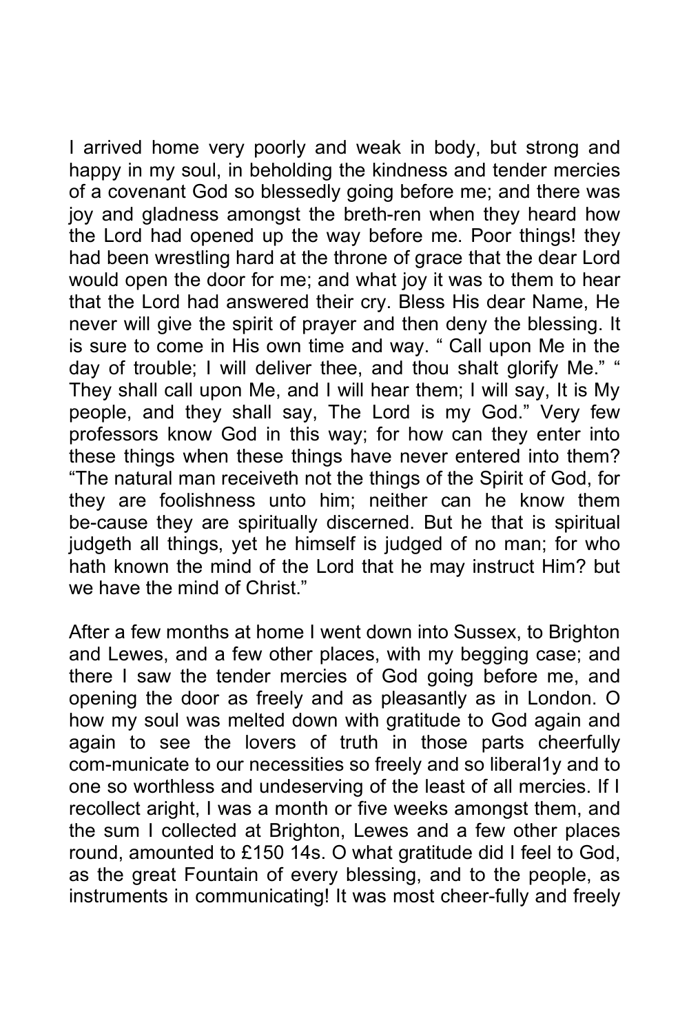I arrived home very poorly and weak in body, but strong and happy in my soul, in beholding the kindness and tender mercies of a covenant God so blessedly going before me; and there was joy and gladness amongst the breth-ren when they heard how the Lord had opened up the way before me. Poor things! they had been wrestling hard at the throne of grace that the dear Lord would open the door for me; and what joy it was to them to hear that the Lord had answered their cry. Bless His dear Name, He never will give the spirit of prayer and then deny the blessing. It is sure to come in His own time and way. " Call upon Me in the day of trouble; I will deliver thee, and thou shalt glorify Me." " They shall call upon Me, and I will hear them; I will say, It is My people, and they shall say, The Lord is my God." Very few professors know God in this way; for how can they enter into these things when these things have never entered into them? "The natural man receiveth not the things of the Spirit of God, for they are foolishness unto him; neither can he know them be-cause they are spiritually discerned. But he that is spiritual judgeth all things, yet he himself is judged of no man; for who hath known the mind of the Lord that he may instruct Him? but we have the mind of Christ."

After a few months at home I went down into Sussex, to Brighton and Lewes, and a few other places, with my begging case; and there I saw the tender mercies of God going before me, and opening the door as freely and as pleasantly as in London. O how my soul was melted down with gratitude to God again and again to see the lovers of truth in those parts cheerfully com-municate to our necessities so freely and so liberal1y and to one so worthless and undeserving of the least of all mercies. If I recollect aright, I was a month or five weeks amongst them, and the sum I collected at Brighton, Lewes and a few other places round, amounted to £150 14s. O what gratitude did I feel to God, as the great Fountain of every blessing, and to the people, as instruments in communicating! It was most cheer-fully and freely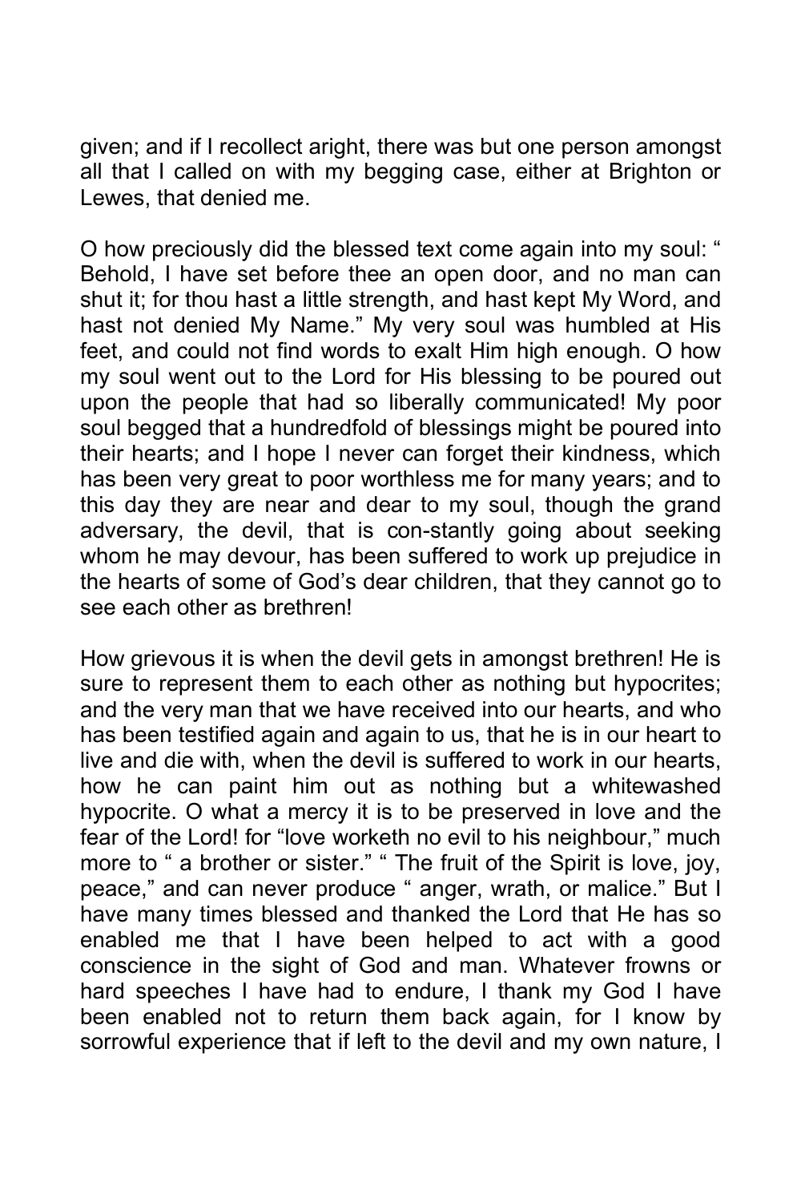given; and if I recollect aright, there was but one person amongst all that I called on with my begging case, either at Brighton or Lewes, that denied me.

O how preciously did the blessed text come again into my soul: " Behold, I have set before thee an open door, and no man can shut it; for thou hast a little strength, and hast kept My Word, and hast not denied My Name." My very soul was humbled at His feet, and could not find words to exalt Him high enough. O how my soul went out to the Lord for His blessing to be poured out upon the people that had so liberally communicated! My poor soul begged that a hundredfold of blessings might be poured into their hearts; and I hope I never can forget their kindness, which has been very great to poor worthless me for many years; and to this day they are near and dear to my soul, though the grand adversary, the devil, that is con-stantly going about seeking whom he may devour, has been suffered to work up prejudice in the hearts of some of God's dear children, that they cannot go to see each other as brethren!

How grievous it is when the devil gets in amongst brethren! He is sure to represent them to each other as nothing but hypocrites; and the very man that we have received into our hearts, and who has been testified again and again to us, that he is in our heart to live and die with, when the devil is suffered to work in our hearts, how he can paint him out as nothing but a whitewashed hypocrite. O what a mercy it is to be preserved in love and the fear of the Lord! for "love worketh no evil to his neighbour," much more to " a brother or sister." " The fruit of the Spirit is love, joy, peace," and can never produce " anger, wrath, or malice." But I have many times blessed and thanked the Lord that He has so enabled me that I have been helped to act with a good conscience in the sight of God and man. Whatever frowns or hard speeches I have had to endure, I thank my God I have been enabled not to return them back again, for I know by sorrowful experience that if left to the devil and my own nature, I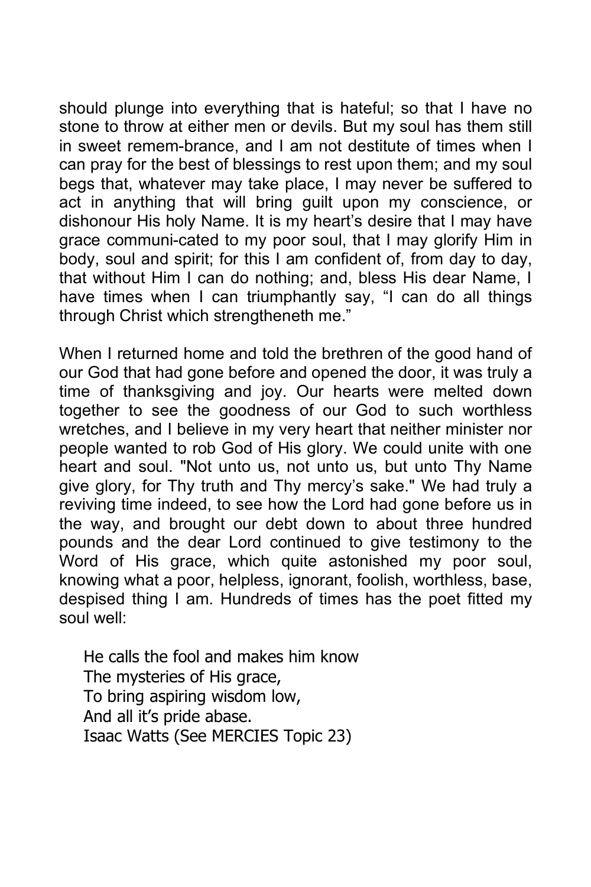should plunge into everything that is hateful; so that I have no stone to throw at either men or devils. But my soul has them still in sweet remem-brance, and I am not destitute of times when I can pray for the best of blessings to rest upon them; and my soul begs that, whatever may take place, I may never be suffered to act in anything that will bring guilt upon my conscience, or dishonour His holy Name. It is my heart's desire that I may have grace communi-cated to my poor soul, that I may glorify Him in body, soul and spirit; for this I am confident of, from day to day, that without Him I can do nothing; and, bless His dear Name, I have times when I can triumphantly say, "I can do all things through Christ which strengtheneth me."

When I returned home and told the brethren of the good hand of our God that had gone before and opened the door, it was truly a time of thanksgiving and joy. Our hearts were melted down together to see the goodness of our God to such worthless wretches, and I believe in my very heart that neither minister nor people wanted to rob God of His glory. We could unite with one heart and soul. "Not unto us, not unto us, but unto Thy Name give glory, for Thy truth and Thy mercy's sake." We had truly a reviving time indeed, to see how the Lord had gone before us in the way, and brought our debt down to about three hundred pounds and the dear Lord continued to give testimony to the Word of His grace, which quite astonished my poor soul, knowing what a poor, helpless, ignorant, foolish, worthless, base, despised thing I am. Hundreds of times has the poet fitted my soul well:

> He calls the fool and makes him know
> The mysteries of His grace,
> To bring aspiring wisdom low,
> And all it's pride abase.
> Isaac Watts (See MERCIES Topic 23)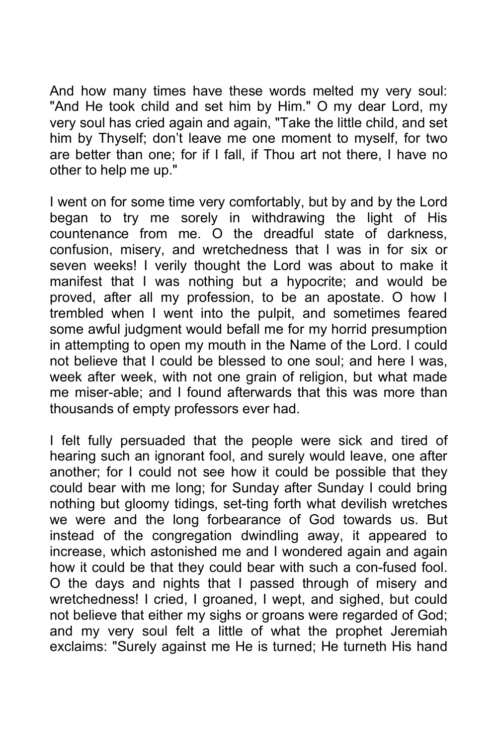And how many times have these words melted my very soul: "And He took child and set him by Him." O my dear Lord, my very soul has cried again and again, "Take the little child, and set him by Thyself; don't leave me one moment to myself, for two are better than one; for if I fall, if Thou art not there, I have no other to help me up."

I went on for some time very comfortably, but by and by the Lord began to try me sorely in withdrawing the light of His countenance from me. O the dreadful state of darkness, confusion, misery, and wretchedness that I was in for six or seven weeks! I verily thought the Lord was about to make it manifest that I was nothing but a hypocrite; and would be proved, after all my profession, to be an apostate. O how I trembled when I went into the pulpit, and sometimes feared some awful judgment would befall me for my horrid presumption in attempting to open my mouth in the Name of the Lord. I could not believe that I could be blessed to one soul; and here I was, week after week, with not one grain of religion, but what made me miser-able; and I found afterwards that this was more than thousands of empty professors ever had.

I felt fully persuaded that the people were sick and tired of hearing such an ignorant fool, and surely would leave, one after another; for I could not see how it could be possible that they could bear with me long; for Sunday after Sunday I could bring nothing but gloomy tidings, set-ting forth what devilish wretches we were and the long forbearance of God towards us. But instead of the congregation dwindling away, it appeared to increase, which astonished me and I wondered again and again how it could be that they could bear with such a con-fused fool. O the days and nights that I passed through of misery and wretchedness! I cried, I groaned, I wept, and sighed, but could not believe that either my sighs or groans were regarded of God; and my very soul felt a little of what the prophet Jeremiah exclaims: "Surely against me He is turned; He turneth His hand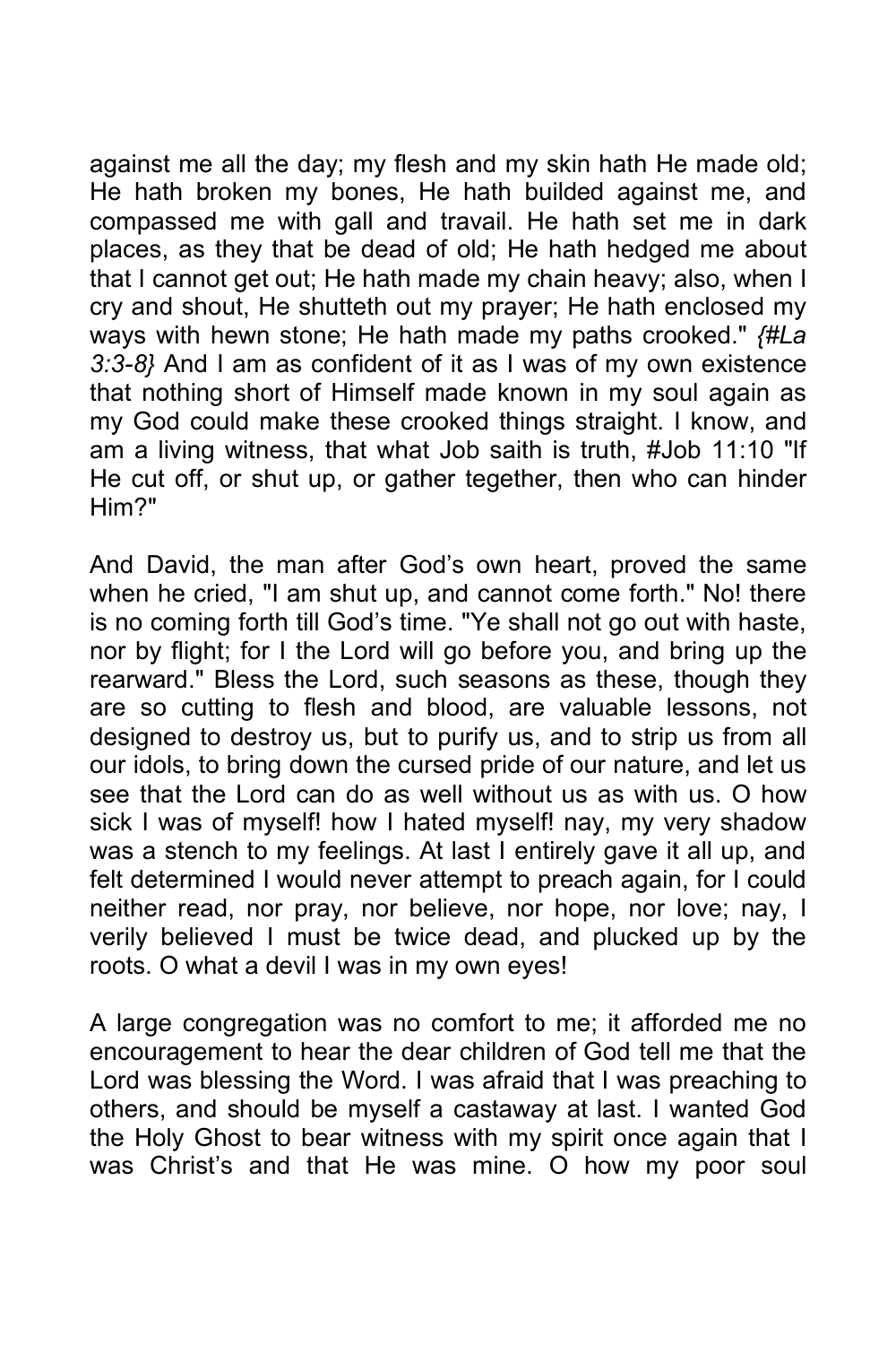against me all the day; my flesh and my skin hath He made old; He hath broken my bones, He hath builded against me, and compassed me with gall and travail. He hath set me in dark places, as they that be dead of old; He hath hedged me about that I cannot get out; He hath made my chain heavy; also, when I cry and shout, He shutteth out my prayer; He hath enclosed my ways with hewn stone; He hath made my paths crooked." *{#La 3:3-8}* And I am as confident of it as I was of my own existence that nothing short of Himself made known in my soul again as my God could make these crooked things straight. I know, and am a living witness, that what Job saith is truth, #Job 11:10 "If He cut off, or shut up, or gather tegether, then who can hinder Him?"

And David, the man after God's own heart, proved the same when he cried, "I am shut up, and cannot come forth." No! there is no coming forth till God's time. "Ye shall not go out with haste, nor by flight; for I the Lord will go before you, and bring up the rearward." Bless the Lord, such seasons as these, though they are so cutting to flesh and blood, are valuable lessons, not designed to destroy us, but to purify us, and to strip us from all our idols, to bring down the cursed pride of our nature, and let us see that the Lord can do as well without us as with us. O how sick I was of myself! how I hated myself! nay, my very shadow was a stench to my feelings. At last I entirely gave it all up, and felt determined I would never attempt to preach again, for I could neither read, nor pray, nor believe, nor hope, nor love; nay, I verily believed I must be twice dead, and plucked up by the roots. O what a devil I was in my own eyes!

A large congregation was no comfort to me; it afforded me no encouragement to hear the dear children of God tell me that the Lord was blessing the Word. I was afraid that I was preaching to others, and should be myself a castaway at last. I wanted God the Holy Ghost to bear witness with my spirit once again that I was Christ's and that He was mine. O how my poor soul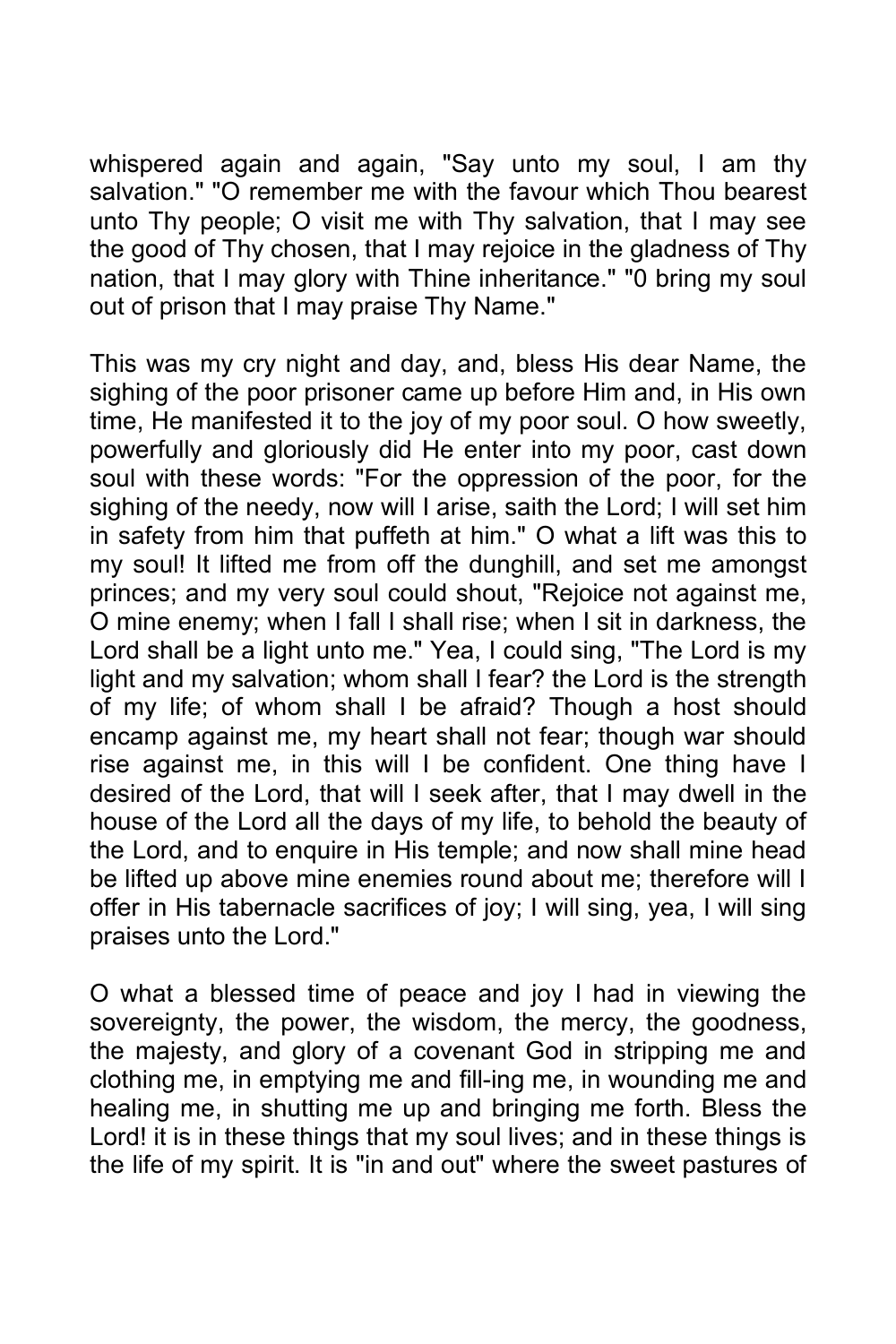whispered again and again, "Say unto my soul, I am thy salvation." "O remember me with the favour which Thou bearest unto Thy people; O visit me with Thy salvation, that I may see the good of Thy chosen, that I may rejoice in the gladness of Thy nation, that I may glory with Thine inheritance." "0 bring my soul out of prison that I may praise Thy Name."

This was my cry night and day, and, bless His dear Name, the sighing of the poor prisoner came up before Him and, in His own time, He manifested it to the joy of my poor soul. O how sweetly, powerfully and gloriously did He enter into my poor, cast down soul with these words: "For the oppression of the poor, for the sighing of the needy, now will I arise, saith the Lord; I will set him in safety from him that puffeth at him." O what a lift was this to my soul! It lifted me from off the dunghill, and set me amongst princes; and my very soul could shout, "Rejoice not against me, O mine enemy; when I fall I shall rise; when I sit in darkness, the Lord shall be a light unto me." Yea, I could sing, "The Lord is my light and my salvation; whom shall I fear? the Lord is the strength of my life; of whom shall I be afraid? Though a host should encamp against me, my heart shall not fear; though war should rise against me, in this will I be confident. One thing have I desired of the Lord, that will I seek after, that I may dwell in the house of the Lord all the days of my life, to behold the beauty of the Lord, and to enquire in His temple; and now shall mine head be lifted up above mine enemies round about me; therefore will I offer in His tabernacle sacrifices of joy; I will sing, yea, I will sing praises unto the Lord."

O what a blessed time of peace and joy I had in viewing the sovereignty, the power, the wisdom, the mercy, the goodness, the majesty, and glory of a covenant God in stripping me and clothing me, in emptying me and fill-ing me, in wounding me and healing me, in shutting me up and bringing me forth. Bless the Lord! it is in these things that my soul lives; and in these things is the life of my spirit. It is "in and out" where the sweet pastures of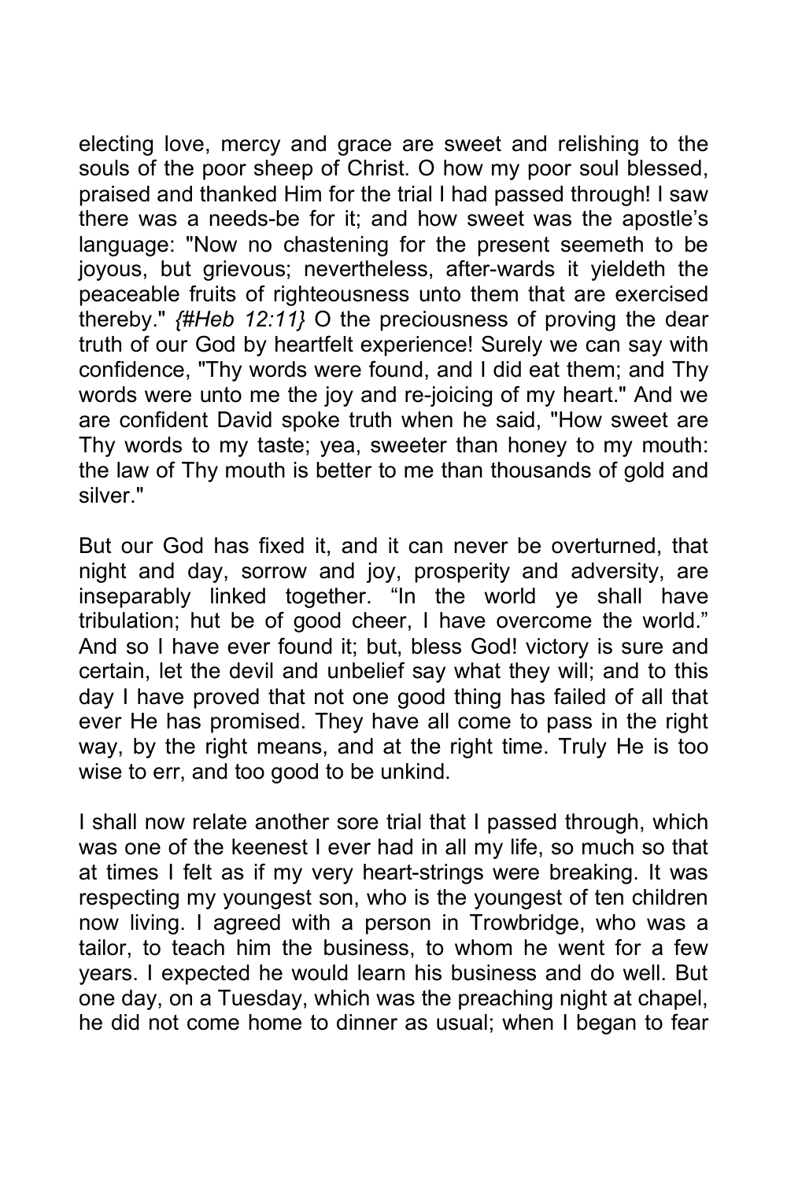electing love, mercy and grace are sweet and relishing to the souls of the poor sheep of Christ. O how my poor soul blessed, praised and thanked Him for the trial I had passed through! I saw there was a needs-be for it; and how sweet was the apostle’s language: "Now no chastening for the present seemeth to be joyous, but grievous; nevertheless, after-wards it yieldeth the peaceable fruits of righteousness unto them that are exercised thereby." *{#Heb 12:11}* O the preciousness of proving the dear truth of our God by heartfelt experience! Surely we can say with confidence, "Thy words were found, and I did eat them; and Thy words were unto me the joy and re-joicing of my heart." And we are confident David spoke truth when he said, "How sweet are Thy words to my taste; yea, sweeter than honey to my mouth: the law of Thy mouth is better to me than thousands of gold and silver."

But our God has fixed it, and it can never be overturned, that night and day, sorrow and joy, prosperity and adversity, are inseparably linked together. “In the world ye shall have tribulation; hut be of good cheer, I have overcome the world.” And so I have ever found it; but, bless God! victory is sure and certain, let the devil and unbelief say what they will; and to this day I have proved that not one good thing has failed of all that ever He has promised. They have all come to pass in the right way, by the right means, and at the right time. Truly He is too wise to err, and too good to be unkind.

I shall now relate another sore trial that I passed through, which was one of the keenest I ever had in all my life, so much so that at times I felt as if my very heart-strings were breaking. It was respecting my youngest son, who is the youngest of ten children now living. I agreed with a person in Trowbridge, who was a tailor, to teach him the business, to whom he went for a few years. I expected he would learn his business and do well. But one day, on a Tuesday, which was the preaching night at chapel, he did not come home to dinner as usual; when I began to fear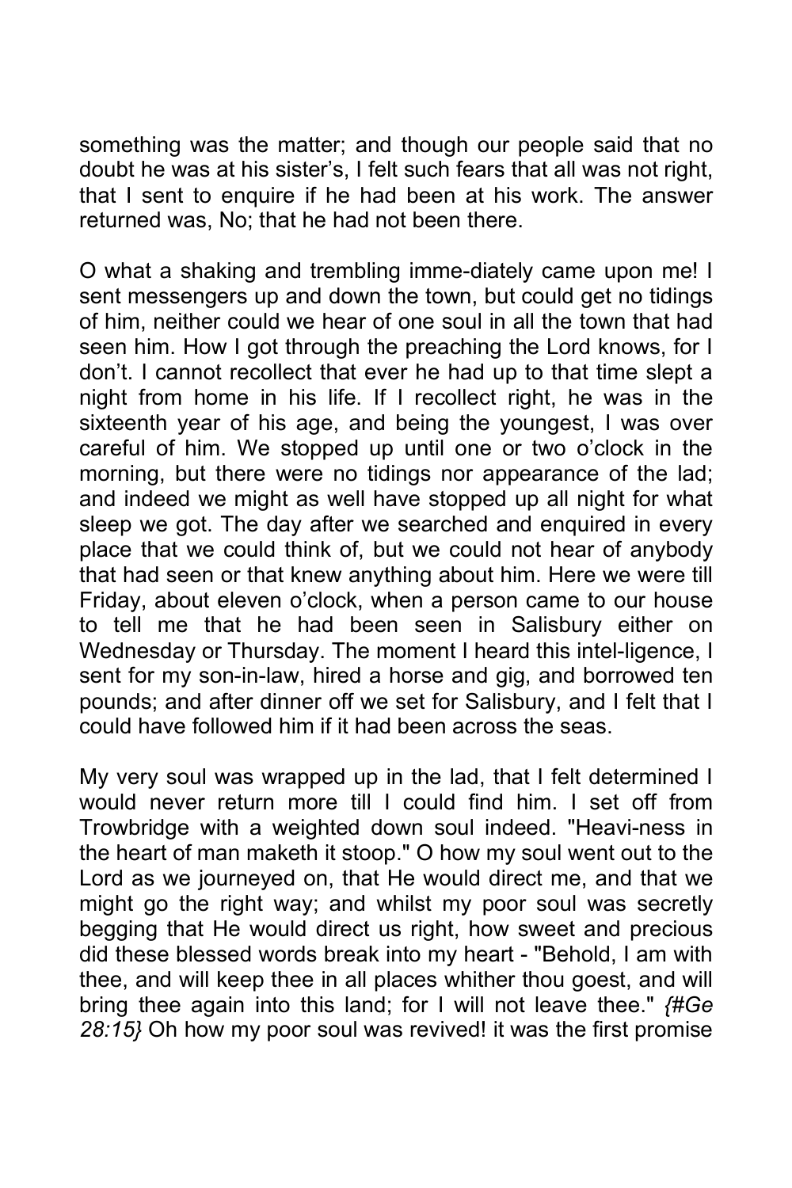something was the matter; and though our people said that no doubt he was at his sister's, I felt such fears that all was not right, that I sent to enquire if he had been at his work. The answer returned was, No; that he had not been there.

O what a shaking and trembling imme-diately came upon me! I sent messengers up and down the town, but could get no tidings of him, neither could we hear of one soul in all the town that had seen him. How I got through the preaching the Lord knows, for I don't. I cannot recollect that ever he had up to that time slept a night from home in his life. If I recollect right, he was in the sixteenth year of his age, and being the youngest, I was over careful of him. We stopped up until one or two o'clock in the morning, but there were no tidings nor appearance of the lad; and indeed we might as well have stopped up all night for what sleep we got. The day after we searched and enquired in every place that we could think of, but we could not hear of anybody that had seen or that knew anything about him. Here we were till Friday, about eleven o'clock, when a person came to our house to tell me that he had been seen in Salisbury either on Wednesday or Thursday. The moment I heard this intel-ligence, I sent for my son-in-law, hired a horse and gig, and borrowed ten pounds; and after dinner off we set for Salisbury, and I felt that I could have followed him if it had been across the seas.

My very soul was wrapped up in the lad, that I felt determined I would never return more till I could find him. I set off from Trowbridge with a weighted down soul indeed. "Heavi-ness in the heart of man maketh it stoop." O how my soul went out to the Lord as we journeyed on, that He would direct me, and that we might go the right way; and whilst my poor soul was secretly begging that He would direct us right, how sweet and precious did these blessed words break into my heart - "Behold, I am with thee, and will keep thee in all places whither thou goest, and will bring thee again into this land; for I will not leave thee." *{#Ge 28:15}* Oh how my poor soul was revived! it was the first promise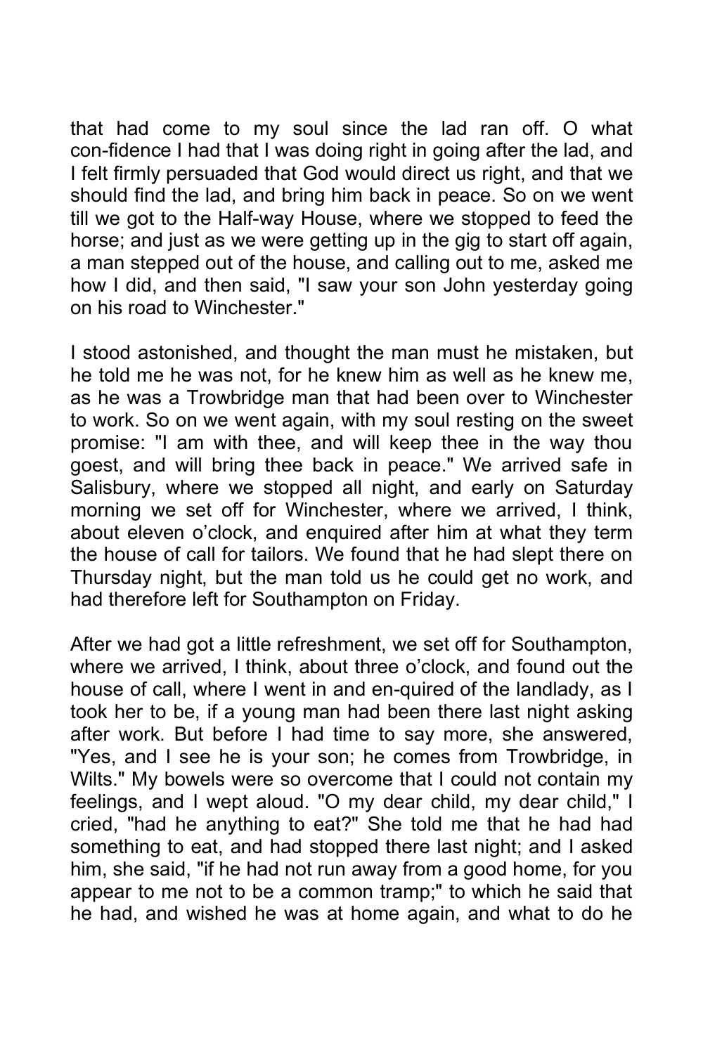that had come to my soul since the lad ran off. O what con-fidence I had that I was doing right in going after the lad, and I felt firmly persuaded that God would direct us right, and that we should find the lad, and bring him back in peace. So on we went till we got to the Half-way House, where we stopped to feed the horse; and just as we were getting up in the gig to start off again, a man stepped out of the house, and calling out to me, asked me how I did, and then said, "I saw your son John yesterday going on his road to Winchester."

I stood astonished, and thought the man must he mistaken, but he told me he was not, for he knew him as well as he knew me, as he was a Trowbridge man that had been over to Winchester to work. So on we went again, with my soul resting on the sweet promise: "I am with thee, and will keep thee in the way thou goest, and will bring thee back in peace." We arrived safe in Salisbury, where we stopped all night, and early on Saturday morning we set off for Winchester, where we arrived, I think, about eleven o'clock, and enquired after him at what they term the house of call for tailors. We found that he had slept there on Thursday night, but the man told us he could get no work, and had therefore left for Southampton on Friday.

After we had got a little refreshment, we set off for Southampton, where we arrived, I think, about three o'clock, and found out the house of call, where I went in and en-quired of the landlady, as I took her to be, if a young man had been there last night asking after work. But before I had time to say more, she answered, "Yes, and I see he is your son; he comes from Trowbridge, in Wilts." My bowels were so overcome that I could not contain my feelings, and I wept aloud. "O my dear child, my dear child," I cried, "had he anything to eat?" She told me that he had had something to eat, and had stopped there last night; and I asked him, she said, "if he had not run away from a good home, for you appear to me not to be a common tramp;" to which he said that he had, and wished he was at home again, and what to do he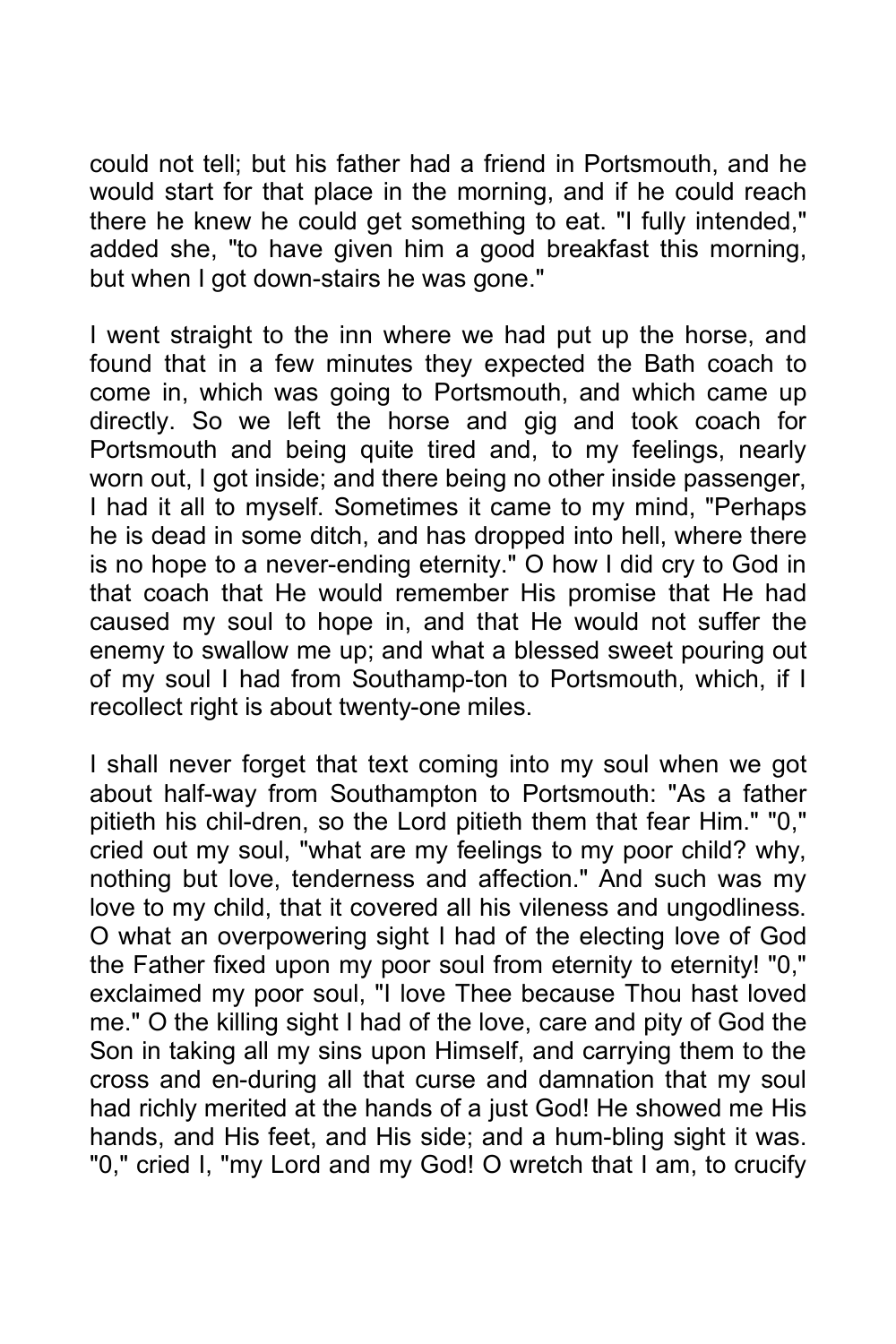could not tell; but his father had a friend in Portsmouth, and he would start for that place in the morning, and if he could reach there he knew he could get something to eat. "I fully intended," added she, "to have given him a good breakfast this morning, but when I got down-stairs he was gone."

I went straight to the inn where we had put up the horse, and found that in a few minutes they expected the Bath coach to come in, which was going to Portsmouth, and which came up directly. So we left the horse and gig and took coach for Portsmouth and being quite tired and, to my feelings, nearly worn out, I got inside; and there being no other inside passenger, I had it all to myself. Sometimes it came to my mind, "Perhaps he is dead in some ditch, and has dropped into hell, where there is no hope to a never-ending eternity." O how I did cry to God in that coach that He would remember His promise that He had caused my soul to hope in, and that He would not suffer the enemy to swallow me up; and what a blessed sweet pouring out of my soul I had from Southamp-ton to Portsmouth, which, if I recollect right is about twenty-one miles.

I shall never forget that text coming into my soul when we got about half-way from Southampton to Portsmouth: "As a father pitieth his chil-dren, so the Lord pitieth them that fear Him." "0," cried out my soul, "what are my feelings to my poor child? why, nothing but love, tenderness and affection." And such was my love to my child, that it covered all his vileness and ungodliness. O what an overpowering sight I had of the electing love of God the Father fixed upon my poor soul from eternity to eternity! "0," exclaimed my poor soul, "I love Thee because Thou hast loved me." O the killing sight I had of the love, care and pity of God the Son in taking all my sins upon Himself, and carrying them to the cross and en-during all that curse and damnation that my soul had richly merited at the hands of a just God! He showed me His hands, and His feet, and His side; and a hum-bling sight it was. "0," cried I, "my Lord and my God! O wretch that I am, to crucify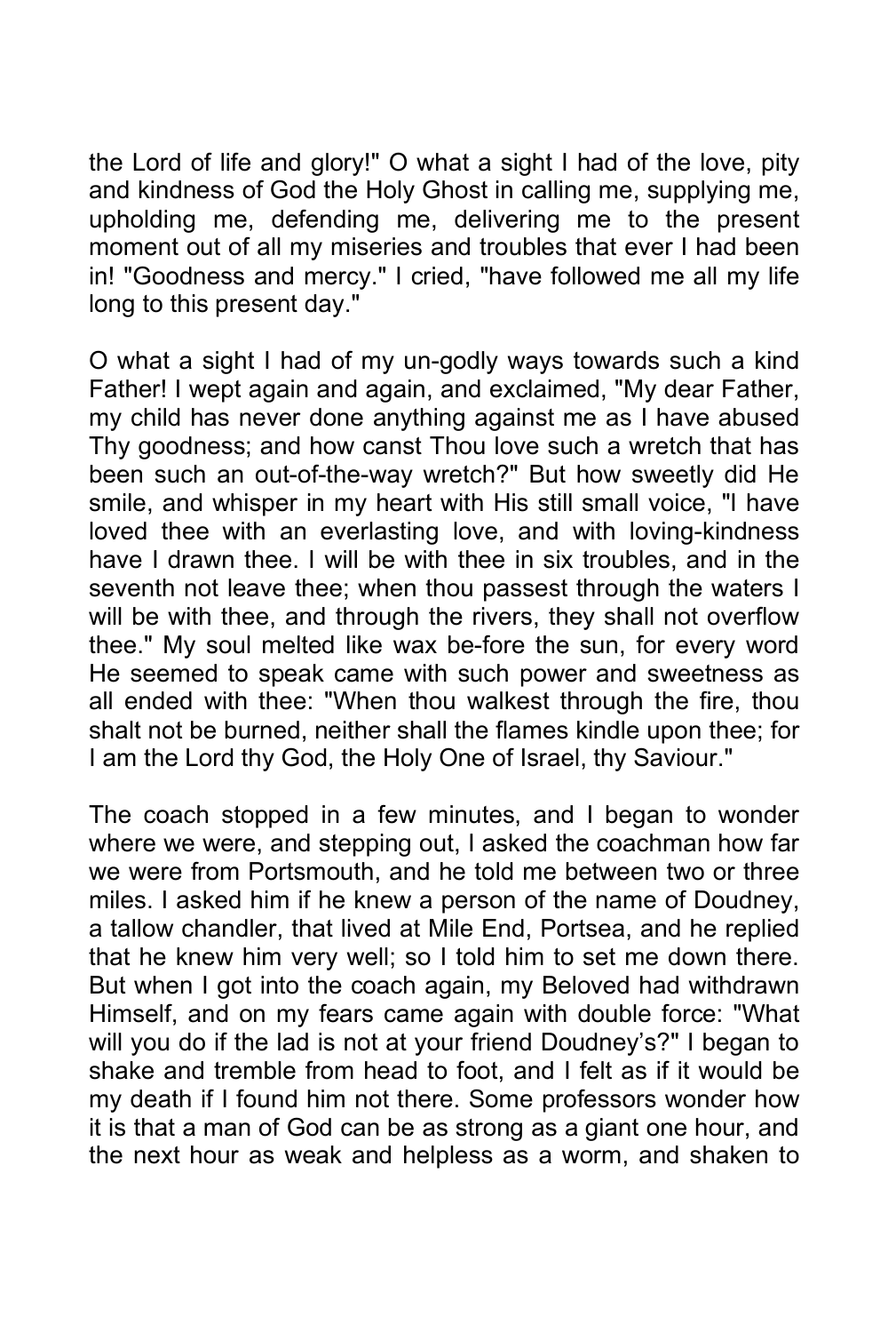the Lord of life and glory!" O what a sight I had of the love, pity and kindness of God the Holy Ghost in calling me, supplying me, upholding me, defending me, delivering me to the present moment out of all my miseries and troubles that ever I had been in! "Goodness and mercy." I cried, "have followed me all my life long to this present day."

O what a sight I had of my un-godly ways towards such a kind Father! I wept again and again, and exclaimed, "My dear Father, my child has never done anything against me as I have abused Thy goodness; and how canst Thou love such a wretch that has been such an out-of-the-way wretch?" But how sweetly did He smile, and whisper in my heart with His still small voice, "I have loved thee with an everlasting love, and with loving-kindness have I drawn thee. I will be with thee in six troubles, and in the seventh not leave thee; when thou passest through the waters I will be with thee, and through the rivers, they shall not overflow thee." My soul melted like wax be-fore the sun, for every word He seemed to speak came with such power and sweetness as all ended with thee: "When thou walkest through the fire, thou shalt not be burned, neither shall the flames kindle upon thee; for I am the Lord thy God, the Holy One of Israel, thy Saviour."

The coach stopped in a few minutes, and I began to wonder where we were, and stepping out, I asked the coachman how far we were from Portsmouth, and he told me between two or three miles. I asked him if he knew a person of the name of Doudney, a tallow chandler, that lived at Mile End, Portsea, and he replied that he knew him very well; so I told him to set me down there. But when I got into the coach again, my Beloved had withdrawn Himself, and on my fears came again with double force: "What will you do if the lad is not at your friend Doudney's?" I began to shake and tremble from head to foot, and I felt as if it would be my death if I found him not there. Some professors wonder how it is that a man of God can be as strong as a giant one hour, and the next hour as weak and helpless as a worm, and shaken to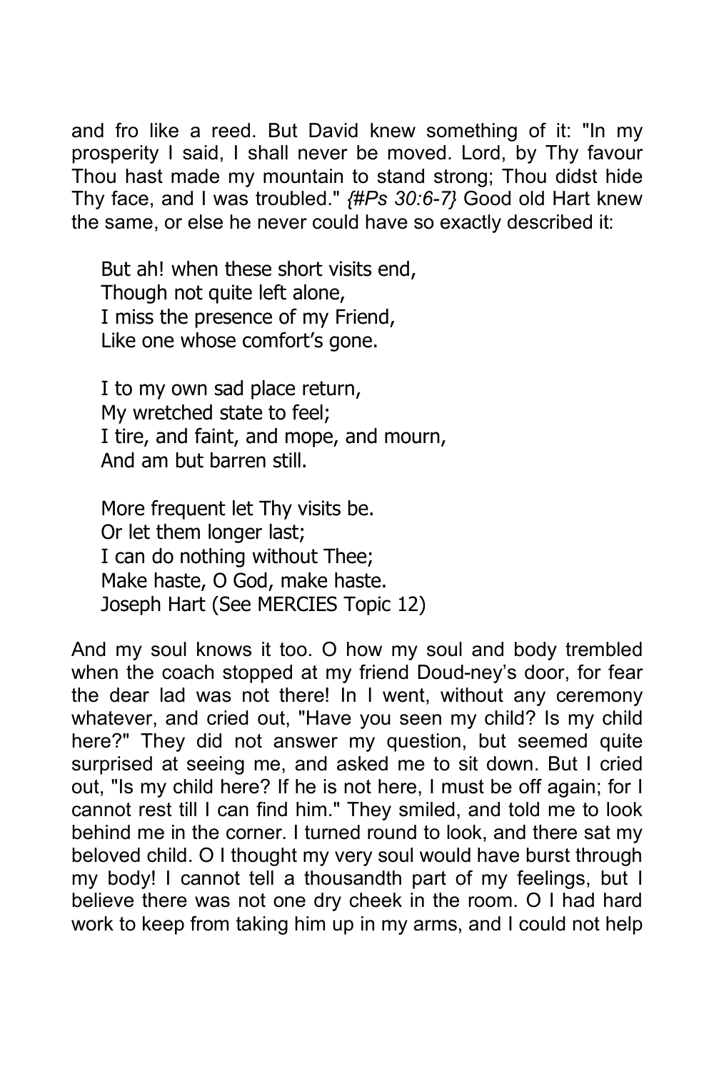and fro like a reed. But David knew something of it: "In my prosperity I said, I shall never be moved. Lord, by Thy favour Thou hast made my mountain to stand strong; Thou didst hide Thy face, and I was troubled." *{#Ps 30:6-7}* Good old Hart knew the same, or else he never could have so exactly described it:

> But ah! when these short visits end,
> Though not quite left alone,
> I miss the presence of my Friend,
> Like one whose comfort's gone.
>
> I to my own sad place return,
> My wretched state to feel;
> I tire, and faint, and mope, and mourn,
> And am but barren still.
>
> More frequent let Thy visits be.
> Or let them longer last;
> I can do nothing without Thee;
> Make haste, O God, make haste.
> Joseph Hart (See MERCIES Topic 12)

And my soul knows it too. O how my soul and body trembled when the coach stopped at my friend Doud-ney's door, for fear the dear lad was not there! In I went, without any ceremony whatever, and cried out, "Have you seen my child? Is my child here?" They did not answer my question, but seemed quite surprised at seeing me, and asked me to sit down. But I cried out, "Is my child here? If he is not here, I must be off again; for I cannot rest till I can find him." They smiled, and told me to look behind me in the corner. I turned round to look, and there sat my beloved child. O I thought my very soul would have burst through my body! I cannot tell a thousandth part of my feelings, but I believe there was not one dry cheek in the room. O I had hard work to keep from taking him up in my arms, and I could not help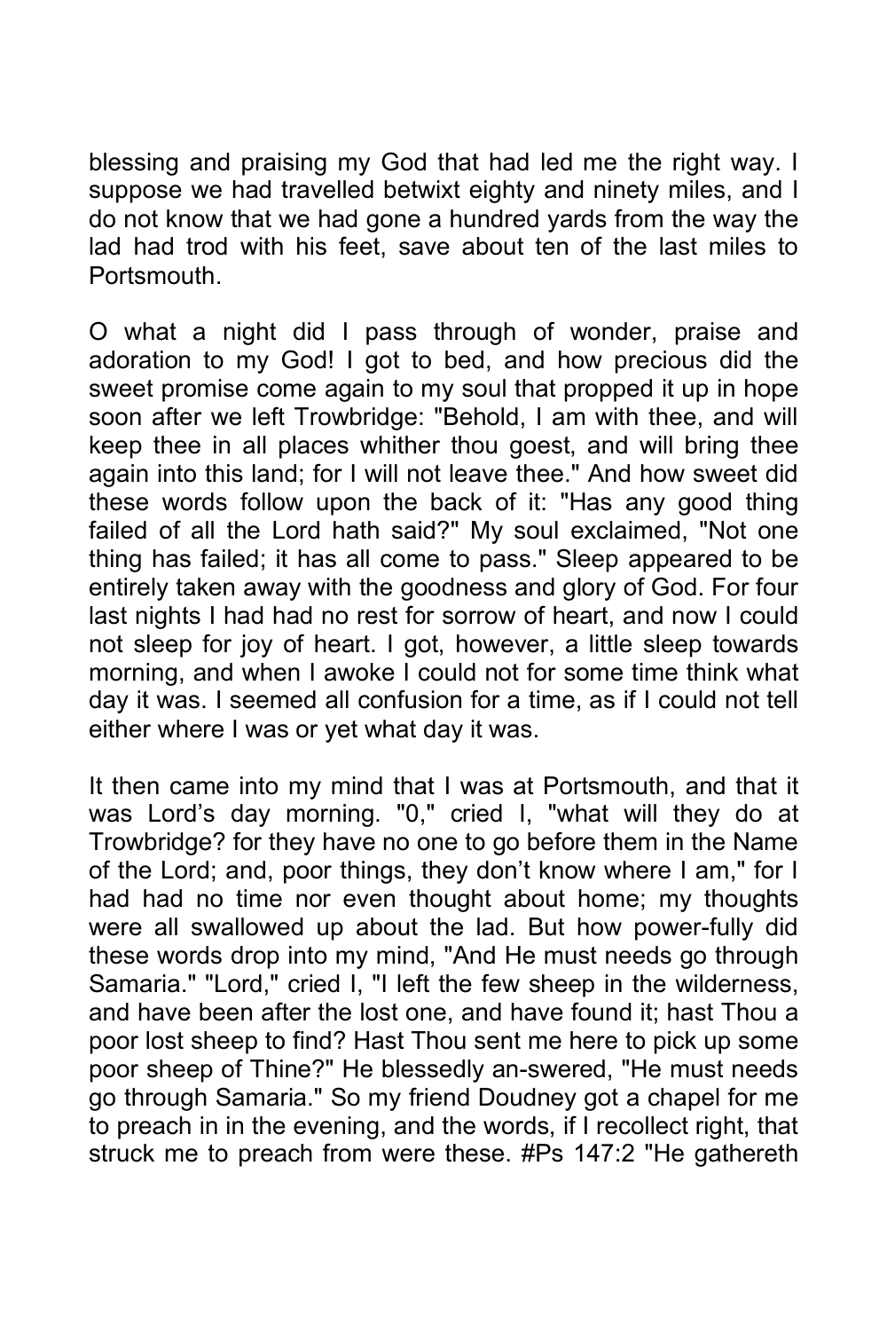blessing and praising my God that had led me the right way. I suppose we had travelled betwixt eighty and ninety miles, and I do not know that we had gone a hundred yards from the way the lad had trod with his feet, save about ten of the last miles to Portsmouth.

O what a night did I pass through of wonder, praise and adoration to my God! I got to bed, and how precious did the sweet promise come again to my soul that propped it up in hope soon after we left Trowbridge: "Behold, I am with thee, and will keep thee in all places whither thou goest, and will bring thee again into this land; for I will not leave thee." And how sweet did these words follow upon the back of it: "Has any good thing failed of all the Lord hath said?" My soul exclaimed, "Not one thing has failed; it has all come to pass." Sleep appeared to be entirely taken away with the goodness and glory of God. For four last nights I had had no rest for sorrow of heart, and now I could not sleep for joy of heart. I got, however, a little sleep towards morning, and when I awoke I could not for some time think what day it was. I seemed all confusion for a time, as if I could not tell either where I was or yet what day it was.

It then came into my mind that I was at Portsmouth, and that it was Lord's day morning. "0," cried I, "what will they do at Trowbridge? for they have no one to go before them in the Name of the Lord; and, poor things, they don't know where I am," for I had had no time nor even thought about home; my thoughts were all swallowed up about the lad. But how power-fully did these words drop into my mind, "And He must needs go through Samaria." "Lord," cried I, "I left the few sheep in the wilderness, and have been after the lost one, and have found it; hast Thou a poor lost sheep to find? Hast Thou sent me here to pick up some poor sheep of Thine?" He blessedly an-swered, "He must needs go through Samaria." So my friend Doudney got a chapel for me to preach in in the evening, and the words, if I recollect right, that struck me to preach from were these. #Ps 147:2 "He gathereth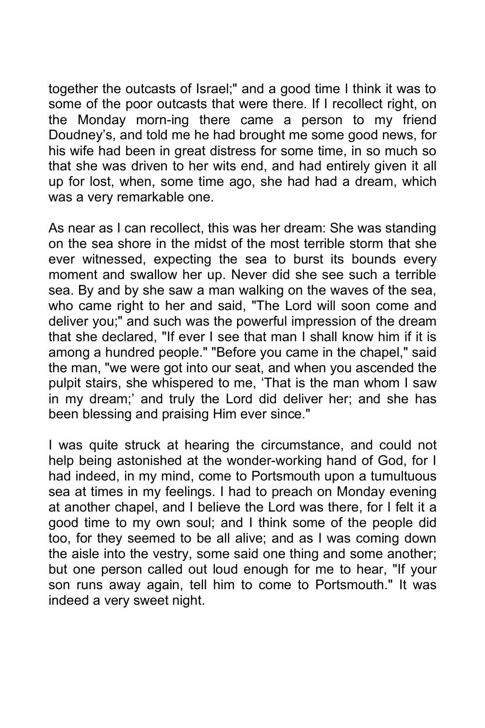together the outcasts of Israel;" and a good time I think it was to some of the poor outcasts that were there. If I recollect right, on the Monday morn-ing there came a person to my friend Doudney's, and told me he had brought me some good news, for his wife had been in great distress for some time, in so much so that she was driven to her wits end, and had entirely given it all up for lost, when, some time ago, she had had a dream, which was a very remarkable one.

As near as I can recollect, this was her dream: She was standing on the sea shore in the midst of the most terrible storm that she ever witnessed, expecting the sea to burst its bounds every moment and swallow her up. Never did she see such a terrible sea. By and by she saw a man walking on the waves of the sea, who came right to her and said, "The Lord will soon come and deliver you;" and such was the powerful impression of the dream that she declared, "If ever I see that man I shall know him if it is among a hundred people." "Before you came in the chapel," said the man, "we were got into our seat, and when you ascended the pulpit stairs, she whispered to me, 'That is the man whom I saw in my dream;' and truly the Lord did deliver her; and she has been blessing and praising Him ever since."

I was quite struck at hearing the circumstance, and could not help being astonished at the wonder-working hand of God, for I had indeed, in my mind, come to Portsmouth upon a tumultuous sea at times in my feelings. I had to preach on Monday evening at another chapel, and I believe the Lord was there, for I felt it a good time to my own soul; and I think some of the people did too, for they seemed to be all alive; and as I was coming down the aisle into the vestry, some said one thing and some another; but one person called out loud enough for me to hear, "If your son runs away again, tell him to come to Portsmouth." It was indeed a very sweet night.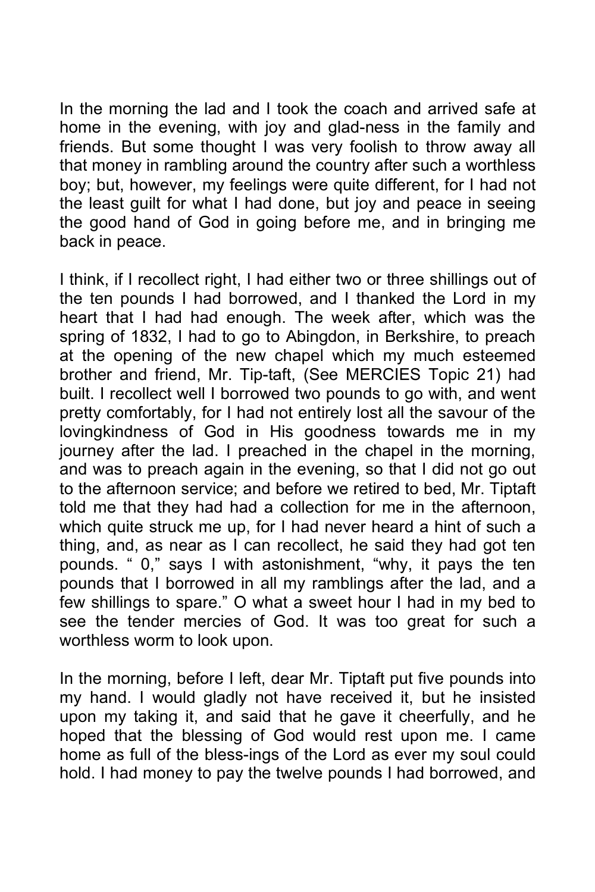In the morning the lad and I took the coach and arrived safe at home in the evening, with joy and glad-ness in the family and friends. But some thought I was very foolish to throw away all that money in rambling around the country after such a worthless boy; but, however, my feelings were quite different, for I had not the least guilt for what I had done, but joy and peace in seeing the good hand of God in going before me, and in bringing me back in peace.

I think, if I recollect right, I had either two or three shillings out of the ten pounds I had borrowed, and I thanked the Lord in my heart that I had had enough. The week after, which was the spring of 1832, I had to go to Abingdon, in Berkshire, to preach at the opening of the new chapel which my much esteemed brother and friend, Mr. Tip-taft, (See MERCIES Topic 21) had built. I recollect well I borrowed two pounds to go with, and went pretty comfortably, for I had not entirely lost all the savour of the lovingkindness of God in His goodness towards me in my journey after the lad. I preached in the chapel in the morning, and was to preach again in the evening, so that I did not go out to the afternoon service; and before we retired to bed, Mr. Tiptaft told me that they had had a collection for me in the afternoon, which quite struck me up, for I had never heard a hint of such a thing, and, as near as I can recollect, he said they had got ten pounds. " 0," says I with astonishment, "why, it pays the ten pounds that I borrowed in all my ramblings after the lad, and a few shillings to spare." O what a sweet hour I had in my bed to see the tender mercies of God. It was too great for such a worthless worm to look upon.

In the morning, before I left, dear Mr. Tiptaft put five pounds into my hand. I would gladly not have received it, but he insisted upon my taking it, and said that he gave it cheerfully, and he hoped that the blessing of God would rest upon me. I came home as full of the bless-ings of the Lord as ever my soul could hold. I had money to pay the twelve pounds I had borrowed, and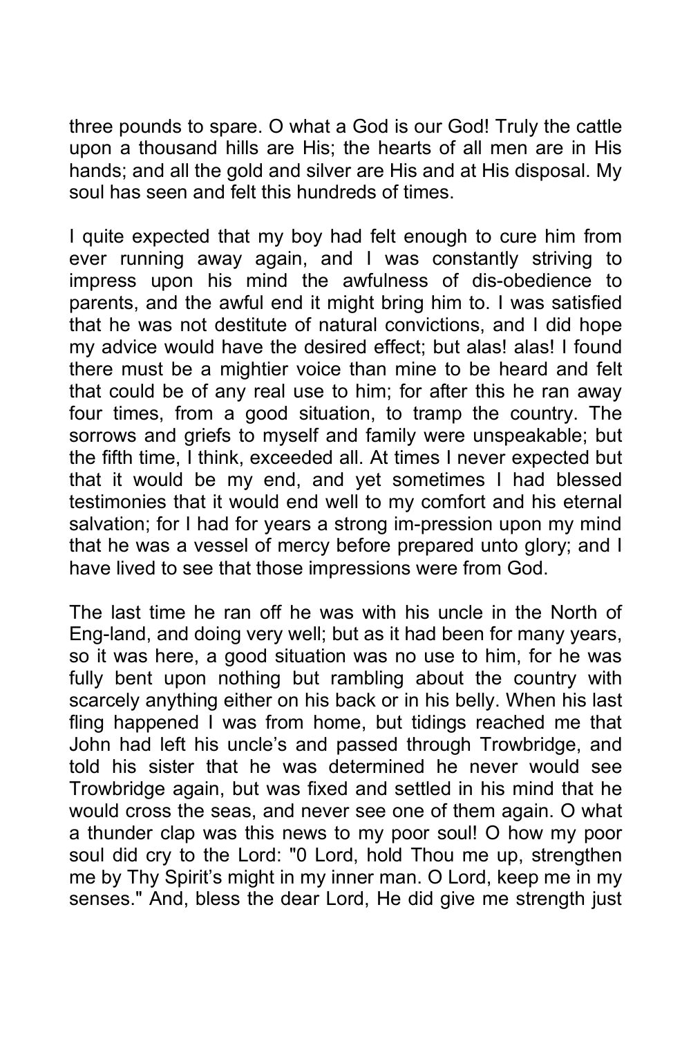three pounds to spare. O what a God is our God! Truly the cattle upon a thousand hills are His; the hearts of all men are in His hands; and all the gold and silver are His and at His disposal. My soul has seen and felt this hundreds of times.

I quite expected that my boy had felt enough to cure him from ever running away again, and I was constantly striving to impress upon his mind the awfulness of dis-obedience to parents, and the awful end it might bring him to. I was satisfied that he was not destitute of natural convictions, and I did hope my advice would have the desired effect; but alas! alas! I found there must be a mightier voice than mine to be heard and felt that could be of any real use to him; for after this he ran away four times, from a good situation, to tramp the country. The sorrows and griefs to myself and family were unspeakable; but the fifth time, I think, exceeded all. At times I never expected but that it would be my end, and yet sometimes I had blessed testimonies that it would end well to my comfort and his eternal salvation; for I had for years a strong im-pression upon my mind that he was a vessel of mercy before prepared unto glory; and I have lived to see that those impressions were from God.

The last time he ran off he was with his uncle in the North of Eng-land, and doing very well; but as it had been for many years, so it was here, a good situation was no use to him, for he was fully bent upon nothing but rambling about the country with scarcely anything either on his back or in his belly. When his last fling happened I was from home, but tidings reached me that John had left his uncle's and passed through Trowbridge, and told his sister that he was determined he never would see Trowbridge again, but was fixed and settled in his mind that he would cross the seas, and never see one of them again. O what a thunder clap was this news to my poor soul! O how my poor soul did cry to the Lord: "0 Lord, hold Thou me up, strengthen me by Thy Spirit's might in my inner man. O Lord, keep me in my senses." And, bless the dear Lord, He did give me strength just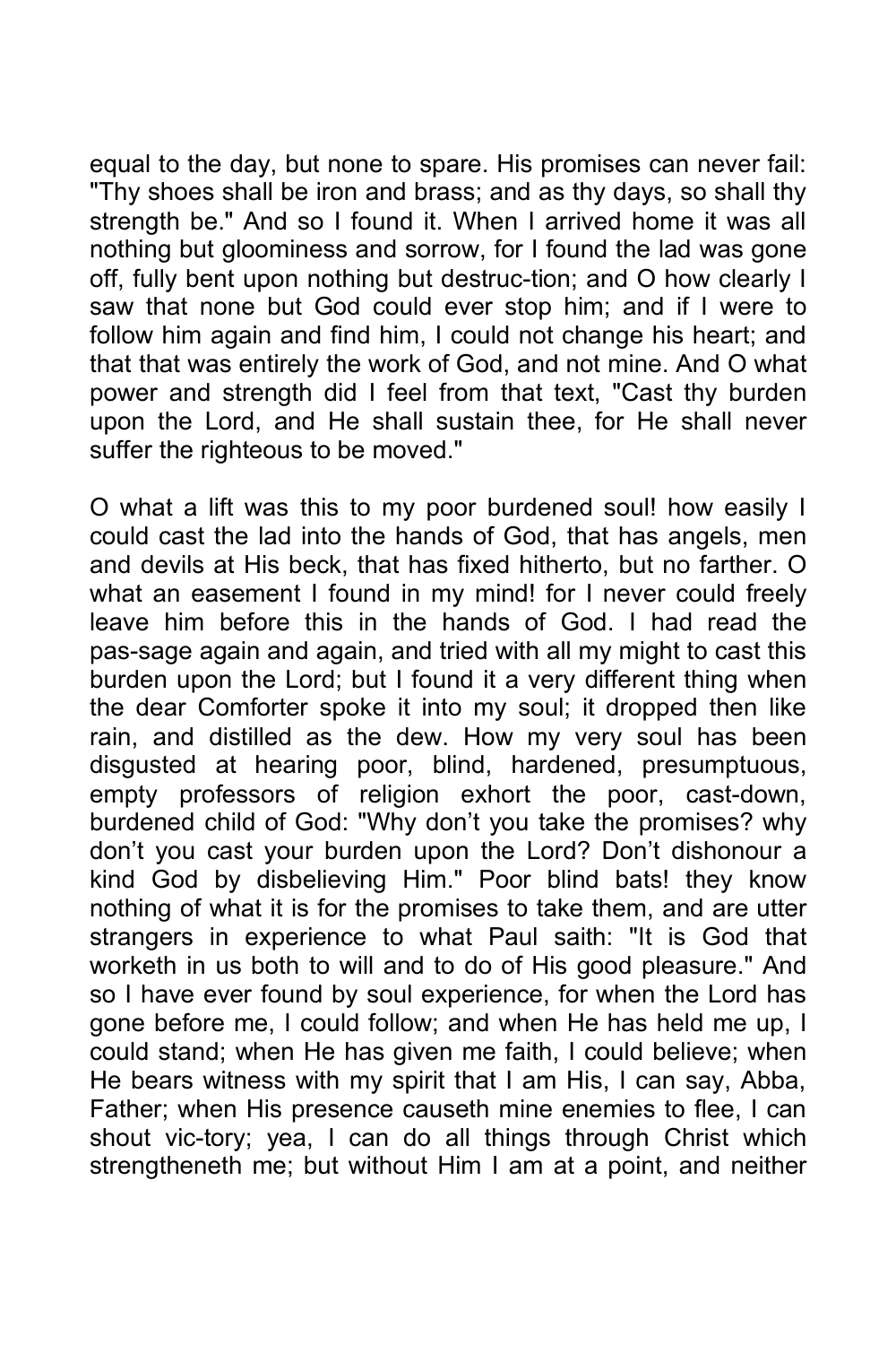equal to the day, but none to spare. His promises can never fail: "Thy shoes shall be iron and brass; and as thy days, so shall thy strength be." And so I found it. When I arrived home it was all nothing but gloominess and sorrow, for I found the lad was gone off, fully bent upon nothing but destruc-tion; and O how clearly I saw that none but God could ever stop him; and if I were to follow him again and find him, I could not change his heart; and that that was entirely the work of God, and not mine. And O what power and strength did I feel from that text, "Cast thy burden upon the Lord, and He shall sustain thee, for He shall never suffer the righteous to be moved."

O what a lift was this to my poor burdened soul! how easily I could cast the lad into the hands of God, that has angels, men and devils at His beck, that has fixed hitherto, but no farther. O what an easement I found in my mind! for I never could freely leave him before this in the hands of God. I had read the pas-sage again and again, and tried with all my might to cast this burden upon the Lord; but I found it a very different thing when the dear Comforter spoke it into my soul; it dropped then like rain, and distilled as the dew. How my very soul has been disgusted at hearing poor, blind, hardened, presumptuous, empty professors of religion exhort the poor, cast-down, burdened child of God: "Why don't you take the promises? why don't you cast your burden upon the Lord? Don't dishonour a kind God by disbelieving Him." Poor blind bats! they know nothing of what it is for the promises to take them, and are utter strangers in experience to what Paul saith: "It is God that worketh in us both to will and to do of His good pleasure." And so I have ever found by soul experience, for when the Lord has gone before me, I could follow; and when He has held me up, I could stand; when He has given me faith, I could believe; when He bears witness with my spirit that I am His, I can say, Abba, Father; when His presence causeth mine enemies to flee, I can shout vic-tory; yea, I can do all things through Christ which strengtheneth me; but without Him I am at a point, and neither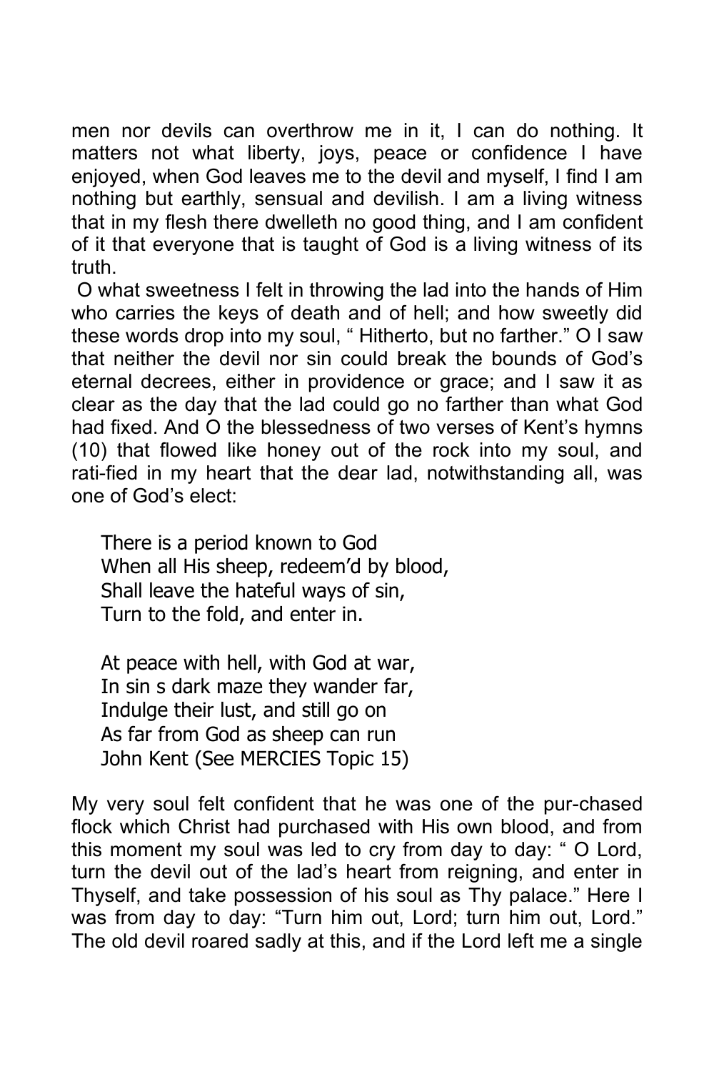men nor devils can overthrow me in it, I can do nothing. It matters not what liberty, joys, peace or confidence I have enjoyed, when God leaves me to the devil and myself, I find I am nothing but earthly, sensual and devilish. I am a living witness that in my flesh there dwelleth no good thing, and I am confident of it that everyone that is taught of God is a living witness of its truth.

O what sweetness I felt in throwing the lad into the hands of Him who carries the keys of death and of hell; and how sweetly did these words drop into my soul, " Hitherto, but no farther." O I saw that neither the devil nor sin could break the bounds of God's eternal decrees, either in providence or grace; and I saw it as clear as the day that the lad could go no farther than what God had fixed. And O the blessedness of two verses of Kent's hymns (10) that flowed like honey out of the rock into my soul, and rati-fied in my heart that the dear lad, notwithstanding all, was one of God's elect:

> There is a period known to God
> When all His sheep, redeem'd by blood,
> Shall leave the hateful ways of sin,
> Turn to the fold, and enter in.
>
> At peace with hell, with God at war,
> In sin s dark maze they wander far,
> Indulge their lust, and still go on
> As far from God as sheep can run
> John Kent (See MERCIES Topic 15)

My very soul felt confident that he was one of the pur-chased flock which Christ had purchased with His own blood, and from this moment my soul was led to cry from day to day: " O Lord, turn the devil out of the lad's heart from reigning, and enter in Thyself, and take possession of his soul as Thy palace." Here I was from day to day: "Turn him out, Lord; turn him out, Lord." The old devil roared sadly at this, and if the Lord left me a single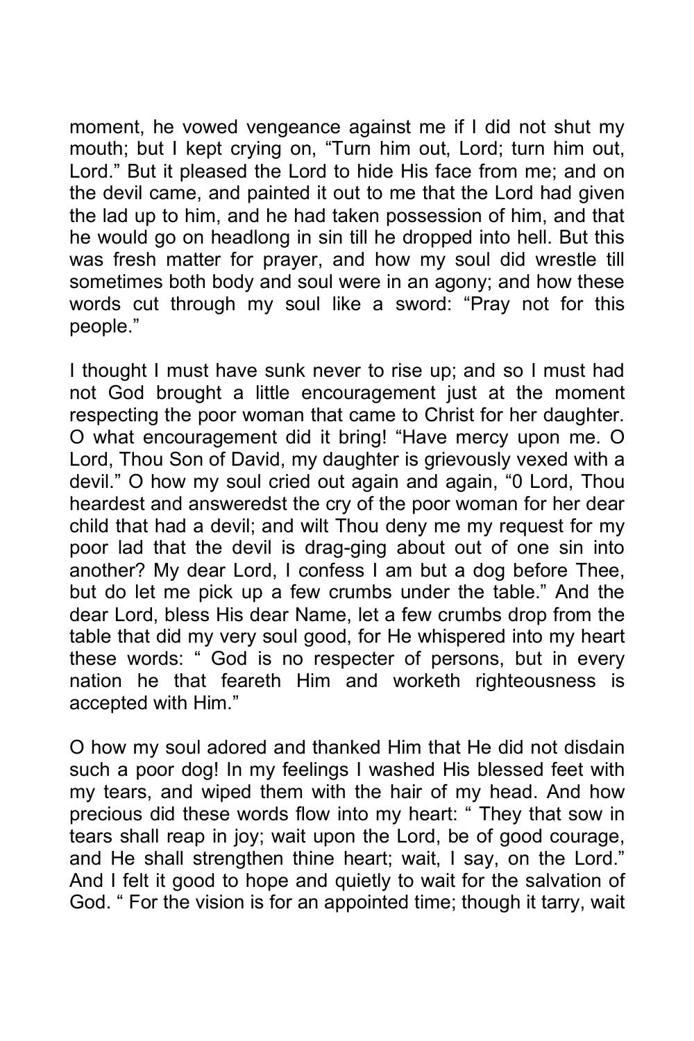moment, he vowed vengeance against me if I did not shut my mouth; but I kept crying on, "Turn him out, Lord; turn him out, Lord." But it pleased the Lord to hide His face from me; and on the devil came, and painted it out to me that the Lord had given the lad up to him, and he had taken possession of him, and that he would go on headlong in sin till he dropped into hell. But this was fresh matter for prayer, and how my soul did wrestle till sometimes both body and soul were in an agony; and how these words cut through my soul like a sword: "Pray not for this people."

I thought I must have sunk never to rise up; and so I must had not God brought a little encouragement just at the moment respecting the poor woman that came to Christ for her daughter. O what encouragement did it bring! "Have mercy upon me. O Lord, Thou Son of David, my daughter is grievously vexed with a devil." O how my soul cried out again and again, "0 Lord, Thou heardest and answeredst the cry of the poor woman for her dear child that had a devil; and wilt Thou deny me my request for my poor lad that the devil is drag-ging about out of one sin into another? My dear Lord, I confess I am but a dog before Thee, but do let me pick up a few crumbs under the table." And the dear Lord, bless His dear Name, let a few crumbs drop from the table that did my very soul good, for He whispered into my heart these words: " God is no respecter of persons, but in every nation he that feareth Him and worketh righteousness is accepted with Him."

O how my soul adored and thanked Him that He did not disdain such a poor dog! In my feelings I washed His blessed feet with my tears, and wiped them with the hair of my head. And how precious did these words flow into my heart: " They that sow in tears shall reap in joy; wait upon the Lord, be of good courage, and He shall strengthen thine heart; wait, I say, on the Lord." And I felt it good to hope and quietly to wait for the salvation of God. " For the vision is for an appointed time; though it tarry, wait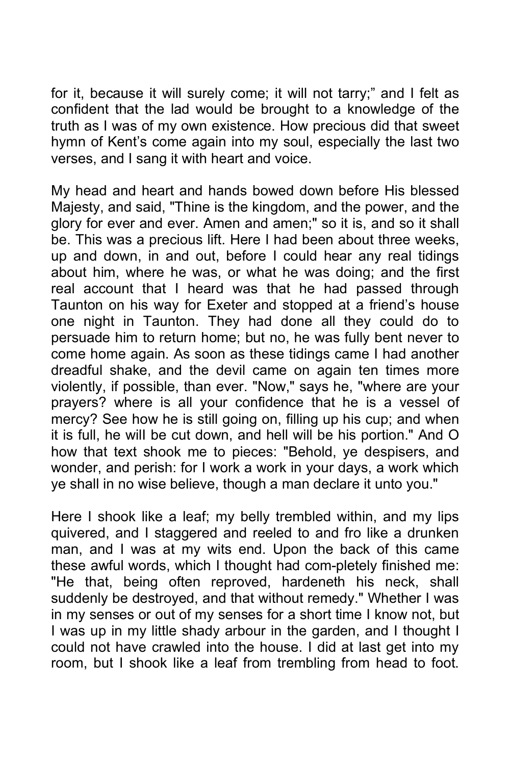for it, because it will surely come; it will not tarry;" and I felt as confident that the lad would be brought to a knowledge of the truth as I was of my own existence. How precious did that sweet hymn of Kent's come again into my soul, especially the last two verses, and I sang it with heart and voice.

My head and heart and hands bowed down before His blessed Majesty, and said, "Thine is the kingdom, and the power, and the glory for ever and ever. Amen and amen;" so it is, and so it shall be. This was a precious lift. Here I had been about three weeks, up and down, in and out, before I could hear any real tidings about him, where he was, or what he was doing; and the first real account that I heard was that he had passed through Taunton on his way for Exeter and stopped at a friend's house one night in Taunton. They had done all they could do to persuade him to return home; but no, he was fully bent never to come home again. As soon as these tidings came I had another dreadful shake, and the devil came on again ten times more violently, if possible, than ever. "Now," says he, "where are your prayers? where is all your confidence that he is a vessel of mercy? See how he is still going on, filling up his cup; and when it is full, he will be cut down, and hell will be his portion." And O how that text shook me to pieces: "Behold, ye despisers, and wonder, and perish: for I work a work in your days, a work which ye shall in no wise believe, though a man declare it unto you."

Here I shook like a leaf; my belly trembled within, and my lips quivered, and I staggered and reeled to and fro like a drunken man, and I was at my wits end. Upon the back of this came these awful words, which I thought had com-pletely finished me: "He that, being often reproved, hardeneth his neck, shall suddenly be destroyed, and that without remedy." Whether I was in my senses or out of my senses for a short time I know not, but I was up in my little shady arbour in the garden, and I thought I could not have crawled into the house. I did at last get into my room, but I shook like a leaf from trembling from head to foot.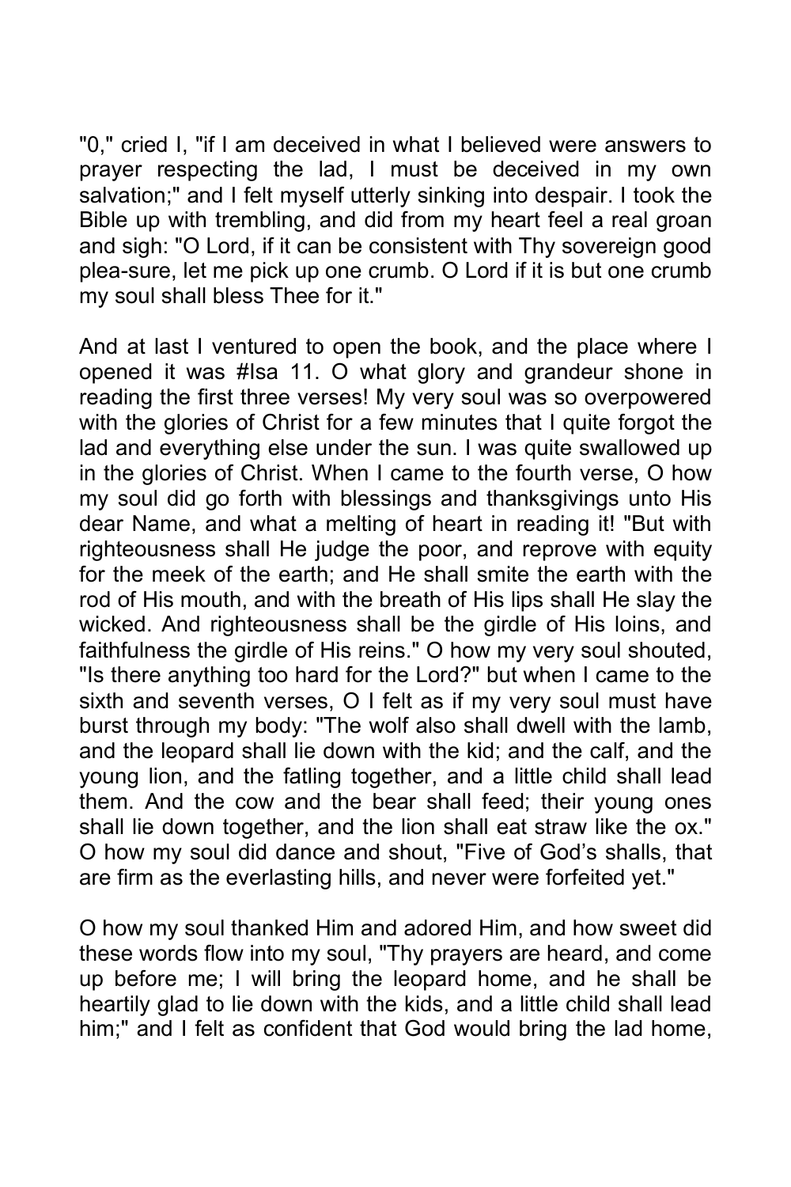"0," cried I, "if I am deceived in what I believed were answers to prayer respecting the lad, I must be deceived in my own salvation;" and I felt myself utterly sinking into despair. I took the Bible up with trembling, and did from my heart feel a real groan and sigh: "O Lord, if it can be consistent with Thy sovereign good plea-sure, let me pick up one crumb. O Lord if it is but one crumb my soul shall bless Thee for it."

And at last I ventured to open the book, and the place where I opened it was #Isa 11. O what glory and grandeur shone in reading the first three verses! My very soul was so overpowered with the glories of Christ for a few minutes that I quite forgot the lad and everything else under the sun. I was quite swallowed up in the glories of Christ. When I came to the fourth verse, O how my soul did go forth with blessings and thanksgivings unto His dear Name, and what a melting of heart in reading it! "But with righteousness shall He judge the poor, and reprove with equity for the meek of the earth; and He shall smite the earth with the rod of His mouth, and with the breath of His lips shall He slay the wicked. And righteousness shall be the girdle of His loins, and faithfulness the girdle of His reins." O how my very soul shouted, "Is there anything too hard for the Lord?" but when I came to the sixth and seventh verses, O I felt as if my very soul must have burst through my body: "The wolf also shall dwell with the lamb, and the leopard shall lie down with the kid; and the calf, and the young lion, and the fatling together, and a little child shall lead them. And the cow and the bear shall feed; their young ones shall lie down together, and the lion shall eat straw like the ox." O how my soul did dance and shout, "Five of God's shalls, that are firm as the everlasting hills, and never were forfeited yet."

O how my soul thanked Him and adored Him, and how sweet did these words flow into my soul, "Thy prayers are heard, and come up before me; I will bring the leopard home, and he shall be heartily glad to lie down with the kids, and a little child shall lead him;" and I felt as confident that God would bring the lad home,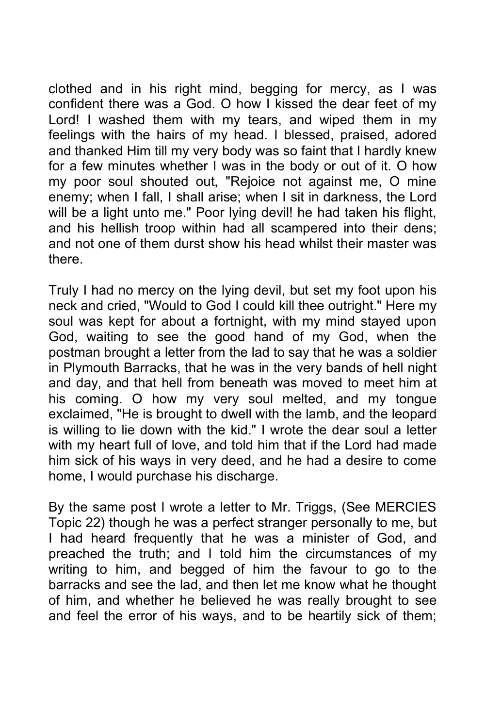clothed and in his right mind, begging for mercy, as I was confident there was a God. O how I kissed the dear feet of my Lord! I washed them with my tears, and wiped them in my feelings with the hairs of my head. I blessed, praised, adored and thanked Him till my very body was so faint that I hardly knew for a few minutes whether I was in the body or out of it. O how my poor soul shouted out, "Rejoice not against me, O mine enemy; when I fall, I shall arise; when I sit in darkness, the Lord will be a light unto me." Poor lying devil! he had taken his flight, and his hellish troop within had all scampered into their dens; and not one of them durst show his head whilst their master was there.

Truly I had no mercy on the lying devil, but set my foot upon his neck and cried, "Would to God I could kill thee outright." Here my soul was kept for about a fortnight, with my mind stayed upon God, waiting to see the good hand of my God, when the postman brought a letter from the lad to say that he was a soldier in Plymouth Barracks, that he was in the very bands of hell night and day, and that hell from beneath was moved to meet him at his coming. O how my very soul melted, and my tongue exclaimed, "He is brought to dwell with the lamb, and the leopard is willing to lie down with the kid." I wrote the dear soul a letter with my heart full of love, and told him that if the Lord had made him sick of his ways in very deed, and he had a desire to come home, I would purchase his discharge.

By the same post I wrote a letter to Mr. Triggs, (See MERCIES Topic 22) though he was a perfect stranger personally to me, but I had heard frequently that he was a minister of God, and preached the truth; and I told him the circumstances of my writing to him, and begged of him the favour to go to the barracks and see the lad, and then let me know what he thought of him, and whether he believed he was really brought to see and feel the error of his ways, and to be heartily sick of them;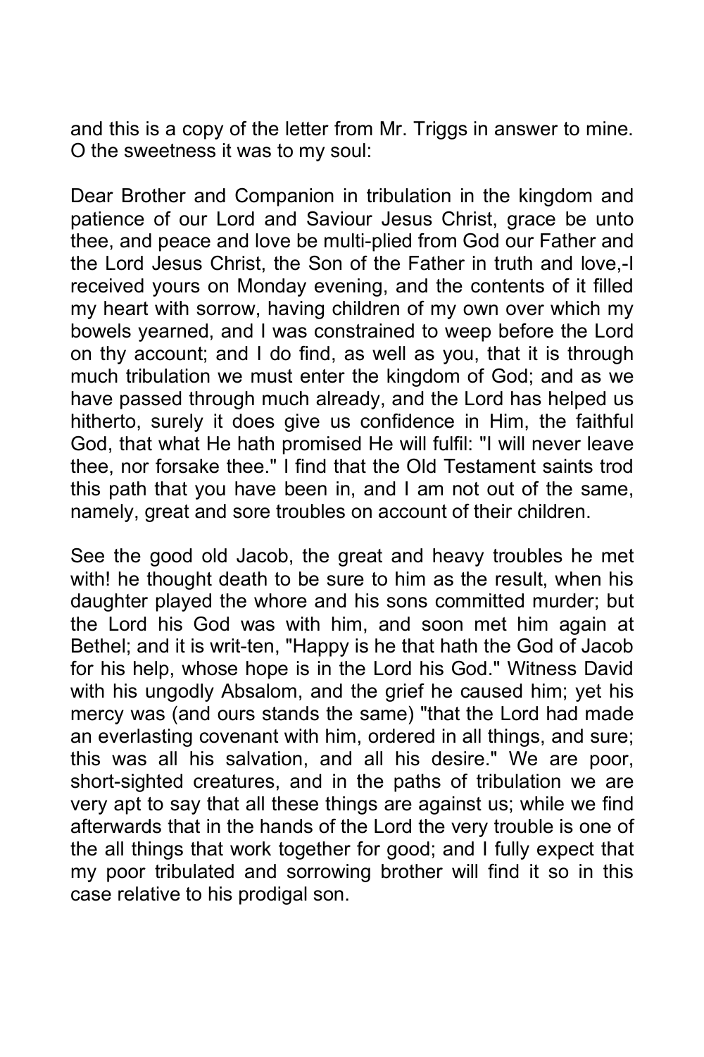and this is a copy of the letter from Mr. Triggs in answer to mine. O the sweetness it was to my soul:

Dear Brother and Companion in tribulation in the kingdom and patience of our Lord and Saviour Jesus Christ, grace be unto thee, and peace and love be multi-plied from God our Father and the Lord Jesus Christ, the Son of the Father in truth and love,-I received yours on Monday evening, and the contents of it filled my heart with sorrow, having children of my own over which my bowels yearned, and I was constrained to weep before the Lord on thy account; and I do find, as well as you, that it is through much tribulation we must enter the kingdom of God; and as we have passed through much already, and the Lord has helped us hitherto, surely it does give us confidence in Him, the faithful God, that what He hath promised He will fulfil: "I will never leave thee, nor forsake thee." I find that the Old Testament saints trod this path that you have been in, and I am not out of the same, namely, great and sore troubles on account of their children.

See the good old Jacob, the great and heavy troubles he met with! he thought death to be sure to him as the result, when his daughter played the whore and his sons committed murder; but the Lord his God was with him, and soon met him again at Bethel; and it is writ-ten, "Happy is he that hath the God of Jacob for his help, whose hope is in the Lord his God." Witness David with his ungodly Absalom, and the grief he caused him; yet his mercy was (and ours stands the same) "that the Lord had made an everlasting covenant with him, ordered in all things, and sure; this was all his salvation, and all his desire." We are poor, short-sighted creatures, and in the paths of tribulation we are very apt to say that all these things are against us; while we find afterwards that in the hands of the Lord the very trouble is one of the all things that work together for good; and I fully expect that my poor tribulated and sorrowing brother will find it so in this case relative to his prodigal son.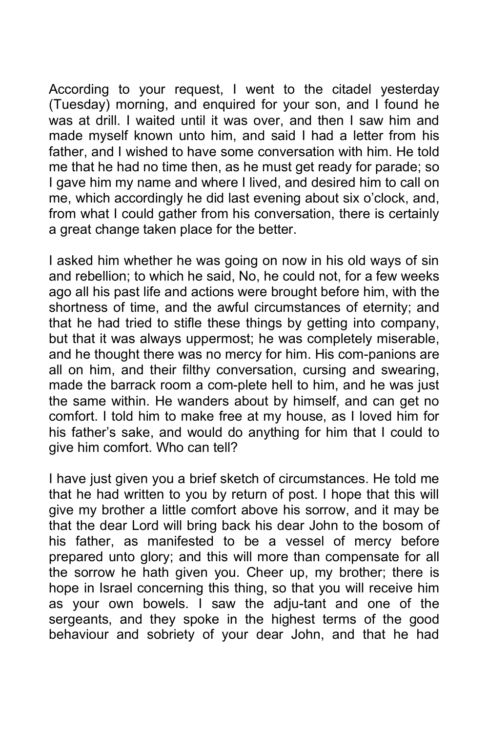According to your request, I went to the citadel yesterday (Tuesday) morning, and enquired for your son, and I found he was at drill. I waited until it was over, and then I saw him and made myself known unto him, and said I had a letter from his father, and I wished to have some conversation with him. He told me that he had no time then, as he must get ready for parade; so I gave him my name and where I lived, and desired him to call on me, which accordingly he did last evening about six o'clock, and, from what I could gather from his conversation, there is certainly a great change taken place for the better.

I asked him whether he was going on now in his old ways of sin and rebellion; to which he said, No, he could not, for a few weeks ago all his past life and actions were brought before him, with the shortness of time, and the awful circumstances of eternity; and that he had tried to stifle these things by getting into company, but that it was always uppermost; he was completely miserable, and he thought there was no mercy for him. His com-panions are all on him, and their filthy conversation, cursing and swearing, made the barrack room a com-plete hell to him, and he was just the same within. He wanders about by himself, and can get no comfort. I told him to make free at my house, as I loved him for his father's sake, and would do anything for him that I could to give him comfort. Who can tell?

I have just given you a brief sketch of circumstances. He told me that he had written to you by return of post. I hope that this will give my brother a little comfort above his sorrow, and it may be that the dear Lord will bring back his dear John to the bosom of his father, as manifested to be a vessel of mercy before prepared unto glory; and this will more than compensate for all the sorrow he hath given you. Cheer up, my brother; there is hope in Israel concerning this thing, so that you will receive him as your own bowels. I saw the adju-tant and one of the sergeants, and they spoke in the highest terms of the good behaviour and sobriety of your dear John, and that he had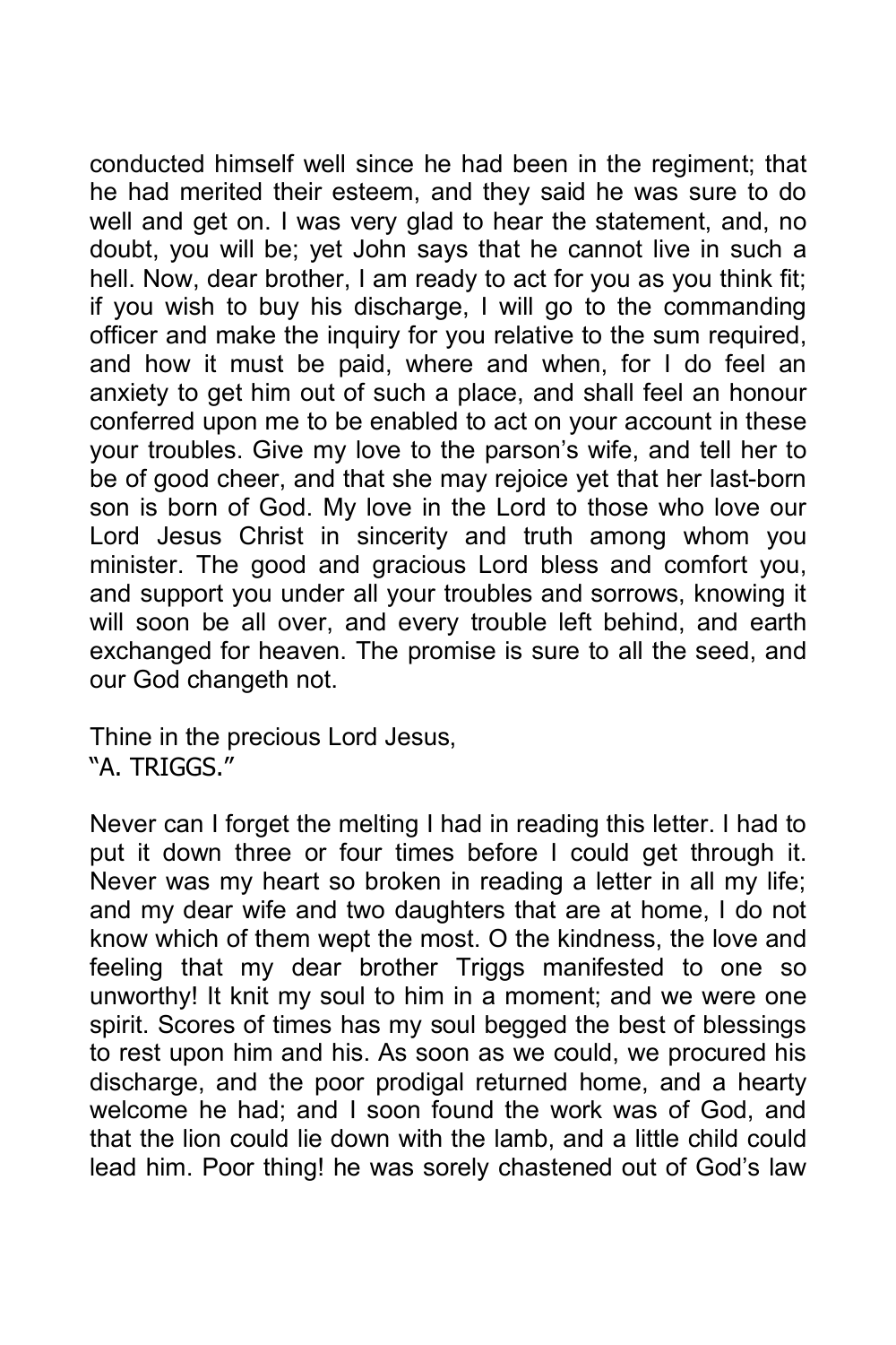conducted himself well since he had been in the regiment; that he had merited their esteem, and they said he was sure to do well and get on. I was very glad to hear the statement, and, no doubt, you will be; yet John says that he cannot live in such a hell. Now, dear brother, I am ready to act for you as you think fit; if you wish to buy his discharge, I will go to the commanding officer and make the inquiry for you relative to the sum required, and how it must be paid, where and when, for I do feel an anxiety to get him out of such a place, and shall feel an honour conferred upon me to be enabled to act on your account in these your troubles. Give my love to the parson's wife, and tell her to be of good cheer, and that she may rejoice yet that her last-born son is born of God. My love in the Lord to those who love our Lord Jesus Christ in sincerity and truth among whom you minister. The good and gracious Lord bless and comfort you, and support you under all your troubles and sorrows, knowing it will soon be all over, and every trouble left behind, and earth exchanged for heaven. The promise is sure to all the seed, and our God changeth not.

Thine in the precious Lord Jesus,
"A. TRIGGS."

Never can I forget the melting I had in reading this letter. I had to put it down three or four times before I could get through it. Never was my heart so broken in reading a letter in all my life; and my dear wife and two daughters that are at home, I do not know which of them wept the most. O the kindness, the love and feeling that my dear brother Triggs manifested to one so unworthy! It knit my soul to him in a moment; and we were one spirit. Scores of times has my soul begged the best of blessings to rest upon him and his. As soon as we could, we procured his discharge, and the poor prodigal returned home, and a hearty welcome he had; and I soon found the work was of God, and that the lion could lie down with the lamb, and a little child could lead him. Poor thing! he was sorely chastened out of God's law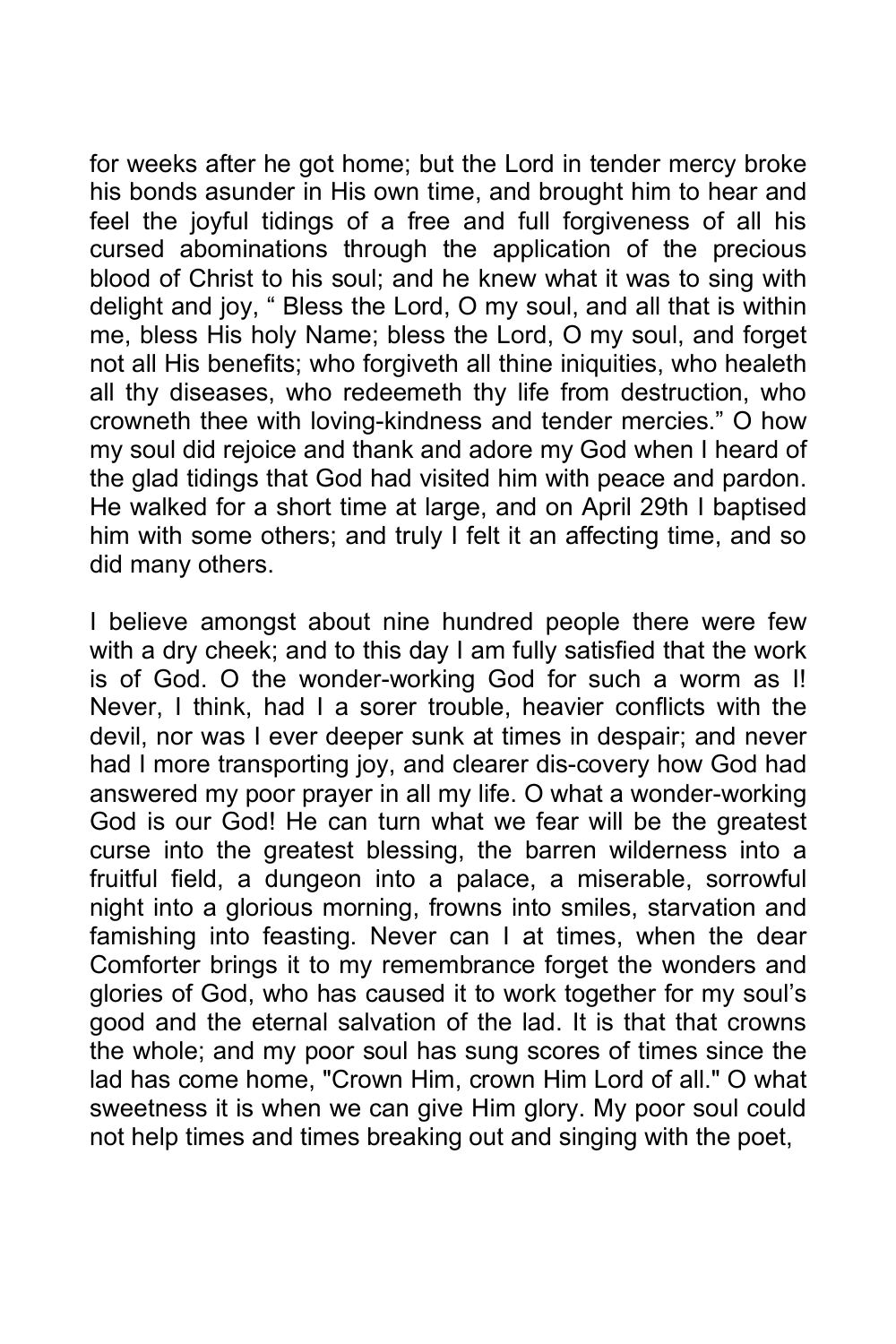for weeks after he got home; but the Lord in tender mercy broke his bonds asunder in His own time, and brought him to hear and feel the joyful tidings of a free and full forgiveness of all his cursed abominations through the application of the precious blood of Christ to his soul; and he knew what it was to sing with delight and joy, " Bless the Lord, O my soul, and all that is within me, bless His holy Name; bless the Lord, O my soul, and forget not all His benefits; who forgiveth all thine iniquities, who healeth all thy diseases, who redeemeth thy life from destruction, who crowneth thee with loving-kindness and tender mercies." O how my soul did rejoice and thank and adore my God when I heard of the glad tidings that God had visited him with peace and pardon. He walked for a short time at large, and on April 29th I baptised him with some others; and truly I felt it an affecting time, and so did many others.

I believe amongst about nine hundred people there were few with a dry cheek; and to this day I am fully satisfied that the work is of God. O the wonder-working God for such a worm as I! Never, I think, had I a sorer trouble, heavier conflicts with the devil, nor was I ever deeper sunk at times in despair; and never had I more transporting joy, and clearer dis-covery how God had answered my poor prayer in all my life. O what a wonder-working God is our God! He can turn what we fear will be the greatest curse into the greatest blessing, the barren wilderness into a fruitful field, a dungeon into a palace, a miserable, sorrowful night into a glorious morning, frowns into smiles, starvation and famishing into feasting. Never can I at times, when the dear Comforter brings it to my remembrance forget the wonders and glories of God, who has caused it to work together for my soul's good and the eternal salvation of the lad. It is that that crowns the whole; and my poor soul has sung scores of times since the lad has come home, "Crown Him, crown Him Lord of all." O what sweetness it is when we can give Him glory. My poor soul could not help times and times breaking out and singing with the poet,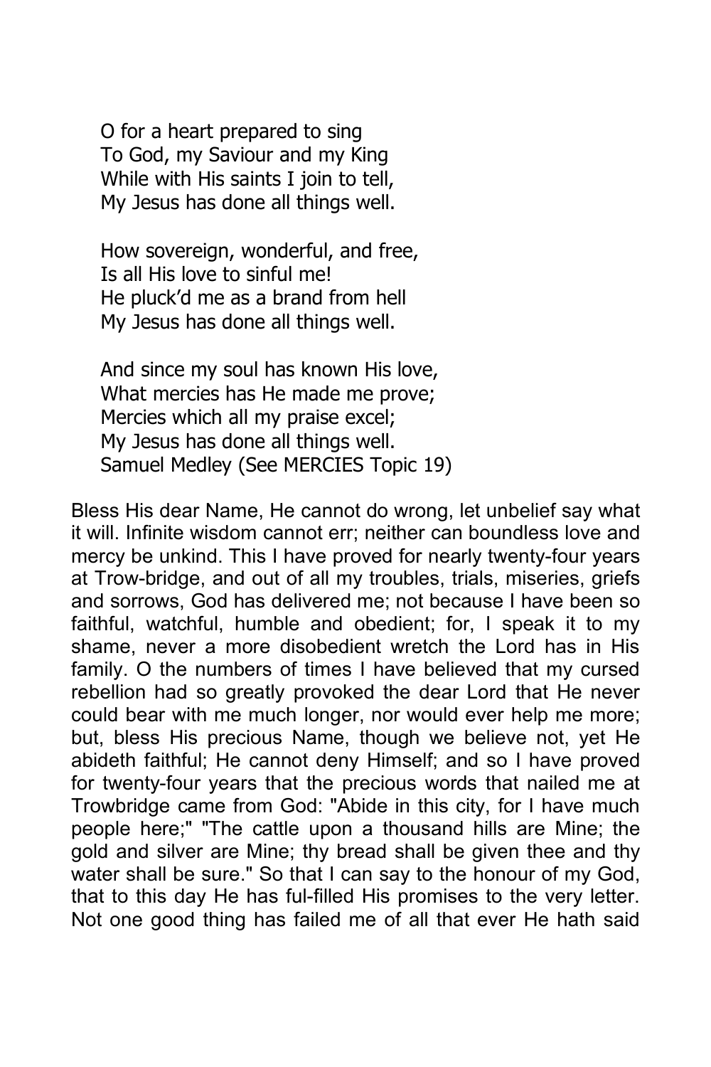O for a heart prepared to sing
To God, my Saviour and my King
While with His saints I join to tell,
My Jesus has done all things well.

How sovereign, wonderful, and free,
Is all His love to sinful me!
He pluck'd me as a brand from hell
My Jesus has done all things well.

And since my soul has known His love,
What mercies has He made me prove;
Mercies which all my praise excel;
My Jesus has done all things well.
Samuel Medley (See MERCIES Topic 19)

Bless His dear Name, He cannot do wrong, let unbelief say what it will. Infinite wisdom cannot err; neither can boundless love and mercy be unkind. This I have proved for nearly twenty-four years at Trow-bridge, and out of all my troubles, trials, miseries, griefs and sorrows, God has delivered me; not because I have been so faithful, watchful, humble and obedient; for, I speak it to my shame, never a more disobedient wretch the Lord has in His family. O the numbers of times I have believed that my cursed rebellion had so greatly provoked the dear Lord that He never could bear with me much longer, nor would ever help me more; but, bless His precious Name, though we believe not, yet He abideth faithful; He cannot deny Himself; and so I have proved for twenty-four years that the precious words that nailed me at Trowbridge came from God: "Abide in this city, for I have much people here;" "The cattle upon a thousand hills are Mine; the gold and silver are Mine; thy bread shall be given thee and thy water shall be sure." So that I can say to the honour of my God, that to this day He has ful-filled His promises to the very letter. Not one good thing has failed me of all that ever He hath said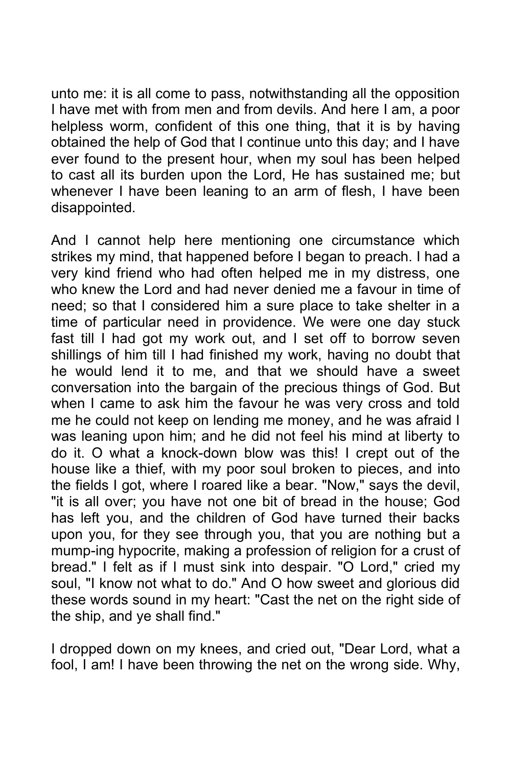unto me: it is all come to pass, notwithstanding all the opposition I have met with from men and from devils. And here I am, a poor helpless worm, confident of this one thing, that it is by having obtained the help of God that I continue unto this day; and I have ever found to the present hour, when my soul has been helped to cast all its burden upon the Lord, He has sustained me; but whenever I have been leaning to an arm of flesh, I have been disappointed.

And I cannot help here mentioning one circumstance which strikes my mind, that happened before I began to preach. I had a very kind friend who had often helped me in my distress, one who knew the Lord and had never denied me a favour in time of need; so that I considered him a sure place to take shelter in a time of particular need in providence. We were one day stuck fast till I had got my work out, and I set off to borrow seven shillings of him till I had finished my work, having no doubt that he would lend it to me, and that we should have a sweet conversation into the bargain of the precious things of God. But when I came to ask him the favour he was very cross and told me he could not keep on lending me money, and he was afraid I was leaning upon him; and he did not feel his mind at liberty to do it. O what a knock-down blow was this! I crept out of the house like a thief, with my poor soul broken to pieces, and into the fields I got, where I roared like a bear. "Now," says the devil, "it is all over; you have not one bit of bread in the house; God has left you, and the children of God have turned their backs upon you, for they see through you, that you are nothing but a mump-ing hypocrite, making a profession of religion for a crust of bread." I felt as if I must sink into despair. "O Lord," cried my soul, "I know not what to do." And O how sweet and glorious did these words sound in my heart: "Cast the net on the right side of the ship, and ye shall find."

I dropped down on my knees, and cried out, "Dear Lord, what a fool, I am! I have been throwing the net on the wrong side. Why,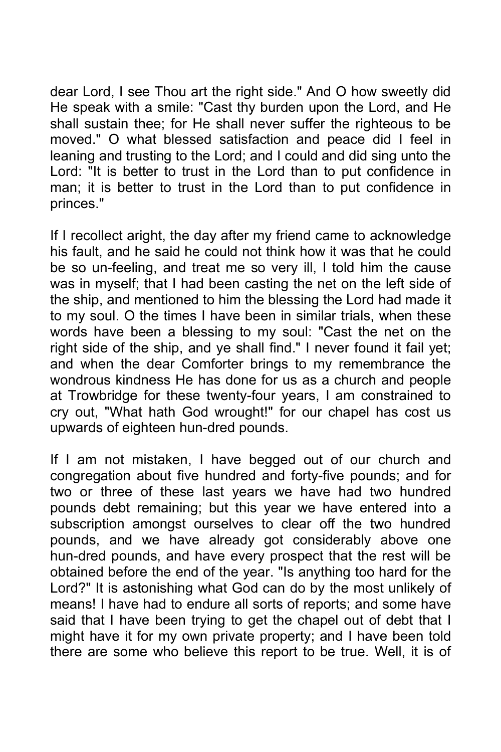dear Lord, I see Thou art the right side." And O how sweetly did He speak with a smile: "Cast thy burden upon the Lord, and He shall sustain thee; for He shall never suffer the righteous to be moved." O what blessed satisfaction and peace did I feel in leaning and trusting to the Lord; and I could and did sing unto the Lord: "It is better to trust in the Lord than to put confidence in man; it is better to trust in the Lord than to put confidence in princes."

If I recollect aright, the day after my friend came to acknowledge his fault, and he said he could not think how it was that he could be so un-feeling, and treat me so very ill, I told him the cause was in myself; that I had been casting the net on the left side of the ship, and mentioned to him the blessing the Lord had made it to my soul. O the times I have been in similar trials, when these words have been a blessing to my soul: "Cast the net on the right side of the ship, and ye shall find." I never found it fail yet; and when the dear Comforter brings to my remembrance the wondrous kindness He has done for us as a church and people at Trowbridge for these twenty-four years, I am constrained to cry out, "What hath God wrought!" for our chapel has cost us upwards of eighteen hun-dred pounds.

If I am not mistaken, I have begged out of our church and congregation about five hundred and forty-five pounds; and for two or three of these last years we have had two hundred pounds debt remaining; but this year we have entered into a subscription amongst ourselves to clear off the two hundred pounds, and we have already got considerably above one hun-dred pounds, and have every prospect that the rest will be obtained before the end of the year. "Is anything too hard for the Lord?" It is astonishing what God can do by the most unlikely of means! I have had to endure all sorts of reports; and some have said that I have been trying to get the chapel out of debt that I might have it for my own private property; and I have been told there are some who believe this report to be true. Well, it is of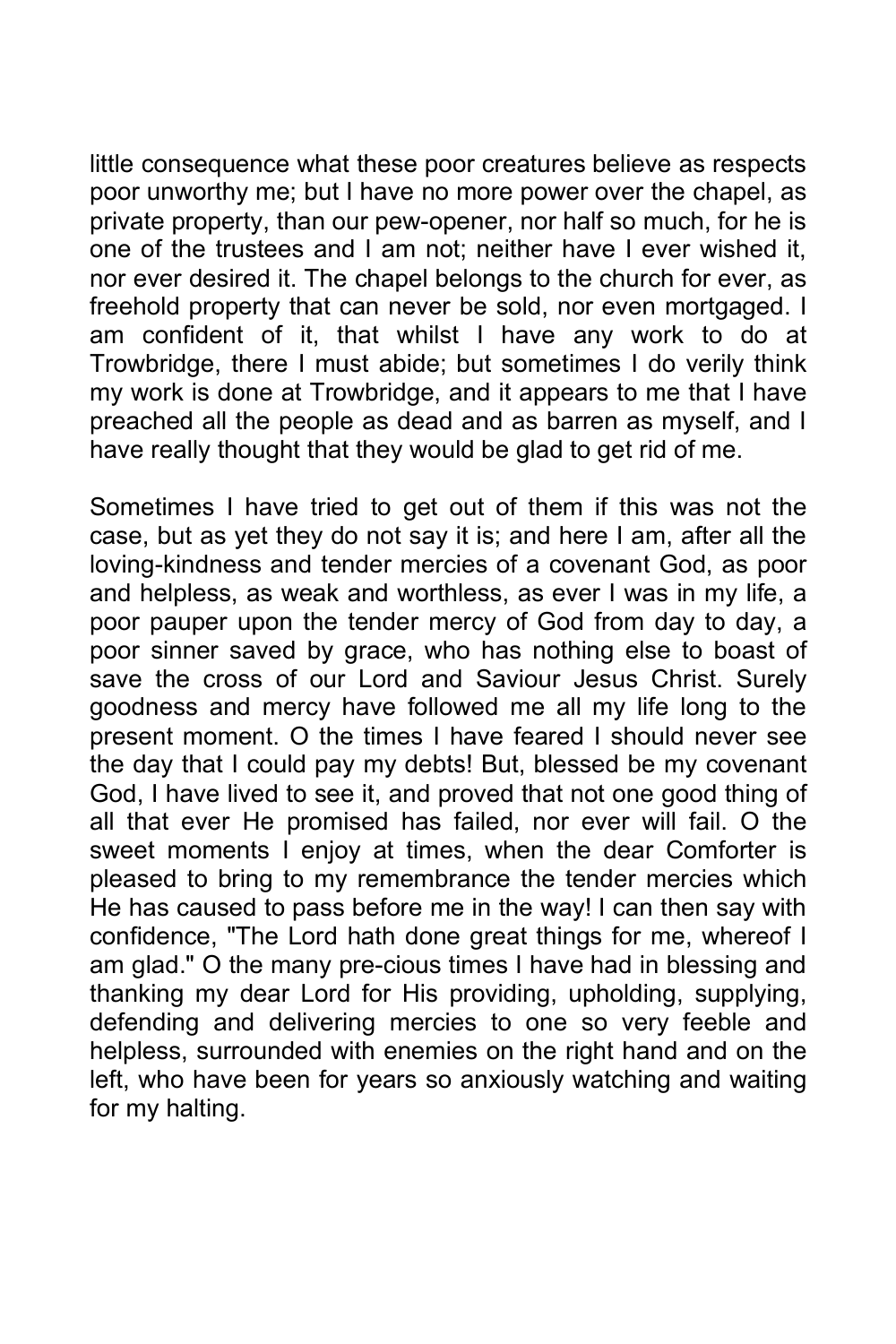little consequence what these poor creatures believe as respects poor unworthy me; but I have no more power over the chapel, as private property, than our pew-opener, nor half so much, for he is one of the trustees and I am not; neither have I ever wished it, nor ever desired it. The chapel belongs to the church for ever, as freehold property that can never be sold, nor even mortgaged. I am confident of it, that whilst I have any work to do at Trowbridge, there I must abide; but sometimes I do verily think my work is done at Trowbridge, and it appears to me that I have preached all the people as dead and as barren as myself, and I have really thought that they would be glad to get rid of me.

Sometimes I have tried to get out of them if this was not the case, but as yet they do not say it is; and here I am, after all the loving-kindness and tender mercies of a covenant God, as poor and helpless, as weak and worthless, as ever I was in my life, a poor pauper upon the tender mercy of God from day to day, a poor sinner saved by grace, who has nothing else to boast of save the cross of our Lord and Saviour Jesus Christ. Surely goodness and mercy have followed me all my life long to the present moment. O the times I have feared I should never see the day that I could pay my debts! But, blessed be my covenant God, I have lived to see it, and proved that not one good thing of all that ever He promised has failed, nor ever will fail. O the sweet moments I enjoy at times, when the dear Comforter is pleased to bring to my remembrance the tender mercies which He has caused to pass before me in the way! I can then say with confidence, "The Lord hath done great things for me, whereof I am glad." O the many pre-cious times I have had in blessing and thanking my dear Lord for His providing, upholding, supplying, defending and delivering mercies to one so very feeble and helpless, surrounded with enemies on the right hand and on the left, who have been for years so anxiously watching and waiting for my halting.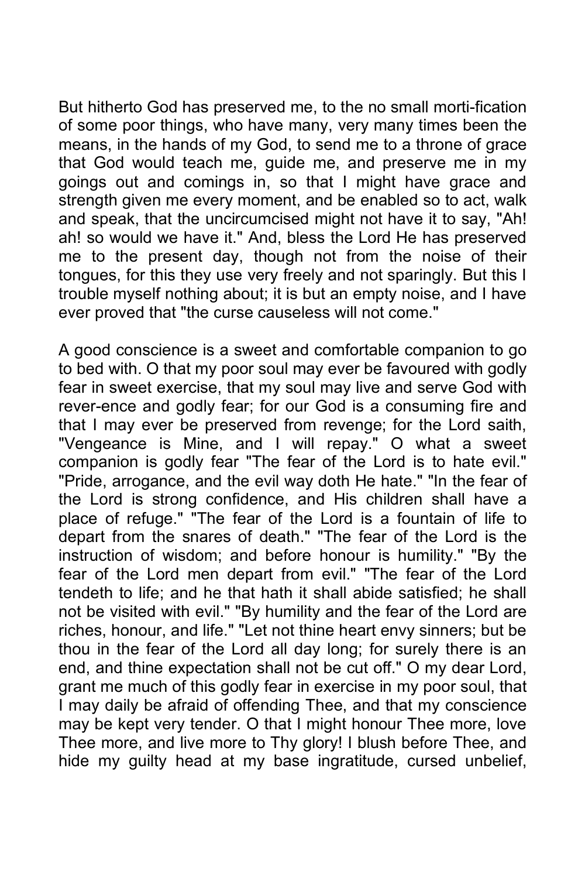But hitherto God has preserved me, to the no small morti-fication of some poor things, who have many, very many times been the means, in the hands of my God, to send me to a throne of grace that God would teach me, guide me, and preserve me in my goings out and comings in, so that I might have grace and strength given me every moment, and be enabled so to act, walk and speak, that the uncircumcised might not have it to say, "Ah! ah! so would we have it." And, bless the Lord He has preserved me to the present day, though not from the noise of their tongues, for this they use very freely and not sparingly. But this I trouble myself nothing about; it is but an empty noise, and I have ever proved that "the curse causeless will not come."

A good conscience is a sweet and comfortable companion to go to bed with. O that my poor soul may ever be favoured with godly fear in sweet exercise, that my soul may live and serve God with rever-ence and godly fear; for our God is a consuming fire and that I may ever be preserved from revenge; for the Lord saith, "Vengeance is Mine, and I will repay." O what a sweet companion is godly fear "The fear of the Lord is to hate evil." "Pride, arrogance, and the evil way doth He hate." "In the fear of the Lord is strong confidence, and His children shall have a place of refuge." "The fear of the Lord is a fountain of life to depart from the snares of death." "The fear of the Lord is the instruction of wisdom; and before honour is humility." "By the fear of the Lord men depart from evil." "The fear of the Lord tendeth to life; and he that hath it shall abide satisfied; he shall not be visited with evil." "By humility and the fear of the Lord are riches, honour, and life." "Let not thine heart envy sinners; but be thou in the fear of the Lord all day long; for surely there is an end, and thine expectation shall not be cut off." O my dear Lord, grant me much of this godly fear in exercise in my poor soul, that I may daily be afraid of offending Thee, and that my conscience may be kept very tender. O that I might honour Thee more, love Thee more, and live more to Thy glory! I blush before Thee, and hide my guilty head at my base ingratitude, cursed unbelief,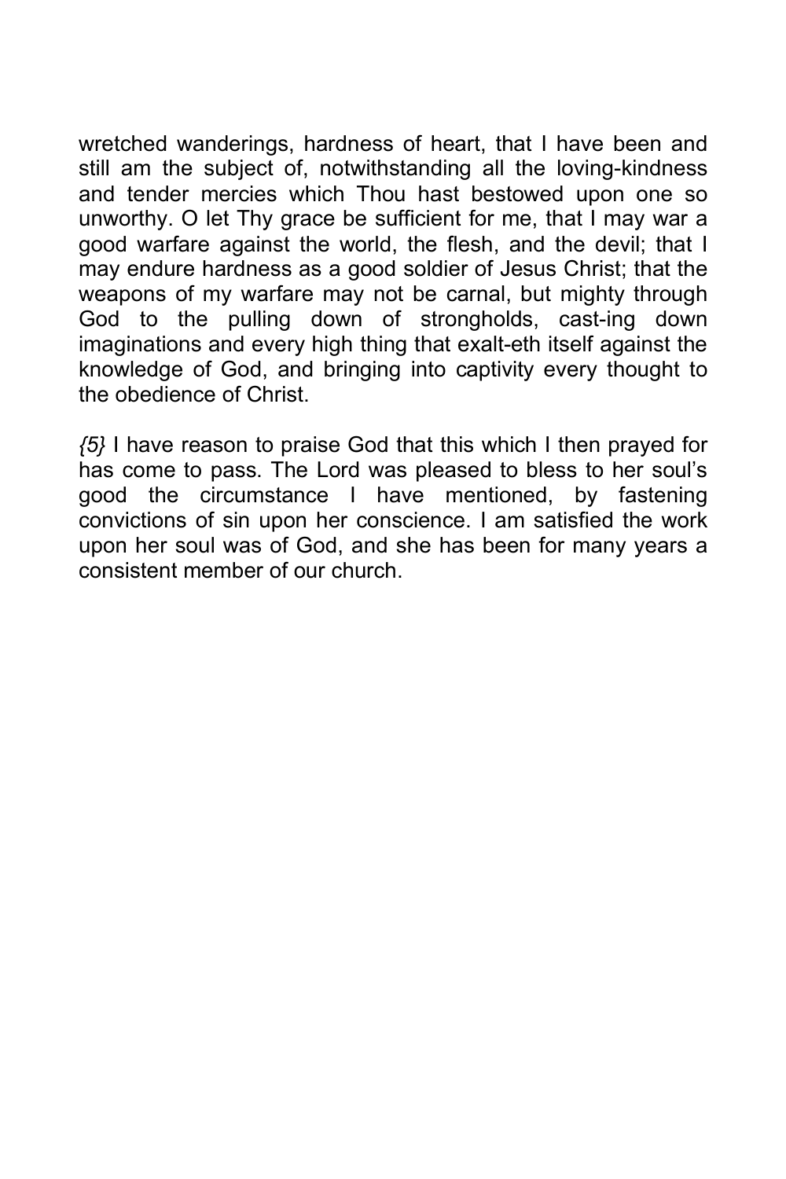wretched wanderings, hardness of heart, that I have been and still am the subject of, notwithstanding all the loving-kindness and tender mercies which Thou hast bestowed upon one so unworthy. O let Thy grace be sufficient for me, that I may war a good warfare against the world, the flesh, and the devil; that I may endure hardness as a good soldier of Jesus Christ; that the weapons of my warfare may not be carnal, but mighty through God to the pulling down of strongholds, cast-ing down imaginations and every high thing that exalt-eth itself against the knowledge of God, and bringing into captivity every thought to the obedience of Christ.

*{5}* I have reason to praise God that this which I then prayed for has come to pass. The Lord was pleased to bless to her soul's good the circumstance I have mentioned, by fastening convictions of sin upon her conscience. I am satisfied the work upon her soul was of God, and she has been for many years a consistent member of our church.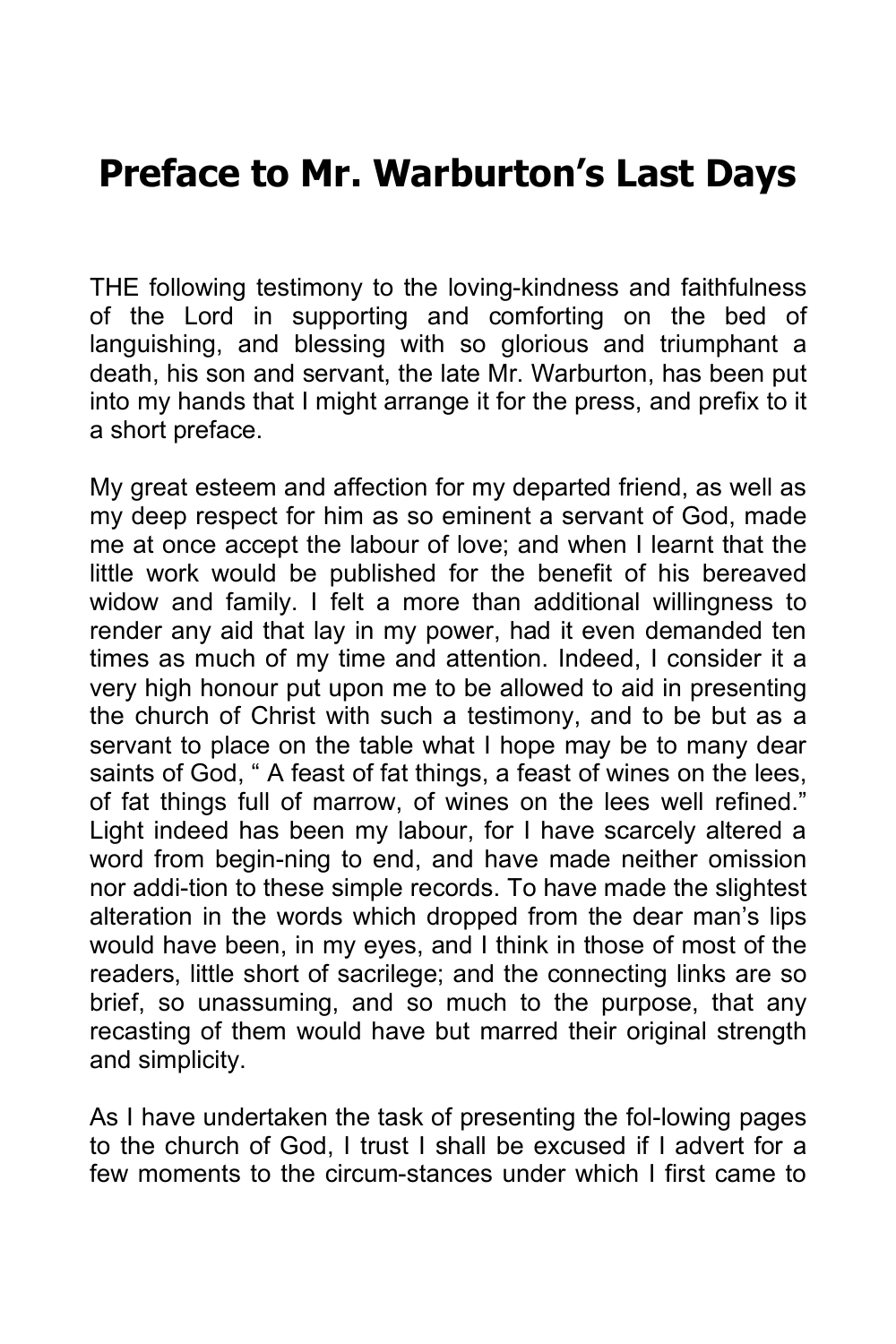# Preface to Mr. Warburton's Last Days

THE following testimony to the loving-kindness and faithfulness of the Lord in supporting and comforting on the bed of languishing, and blessing with so glorious and triumphant a death, his son and servant, the late Mr. Warburton, has been put into my hands that I might arrange it for the press, and prefix to it a short preface.

My great esteem and affection for my departed friend, as well as my deep respect for him as so eminent a servant of God, made me at once accept the labour of love; and when I learnt that the little work would be published for the benefit of his bereaved widow and family. I felt a more than additional willingness to render any aid that lay in my power, had it even demanded ten times as much of my time and attention. Indeed, I consider it a very high honour put upon me to be allowed to aid in presenting the church of Christ with such a testimony, and to be but as a servant to place on the table what I hope may be to many dear saints of God, " A feast of fat things, a feast of wines on the lees, of fat things full of marrow, of wines on the lees well refined." Light indeed has been my labour, for I have scarcely altered a word from begin-ning to end, and have made neither omission nor addi-tion to these simple records. To have made the slightest alteration in the words which dropped from the dear man's lips would have been, in my eyes, and I think in those of most of the readers, little short of sacrilege; and the connecting links are so brief, so unassuming, and so much to the purpose, that any recasting of them would have but marred their original strength and simplicity.

As I have undertaken the task of presenting the fol-lowing pages to the church of God, I trust I shall be excused if I advert for a few moments to the circum-stances under which I first came to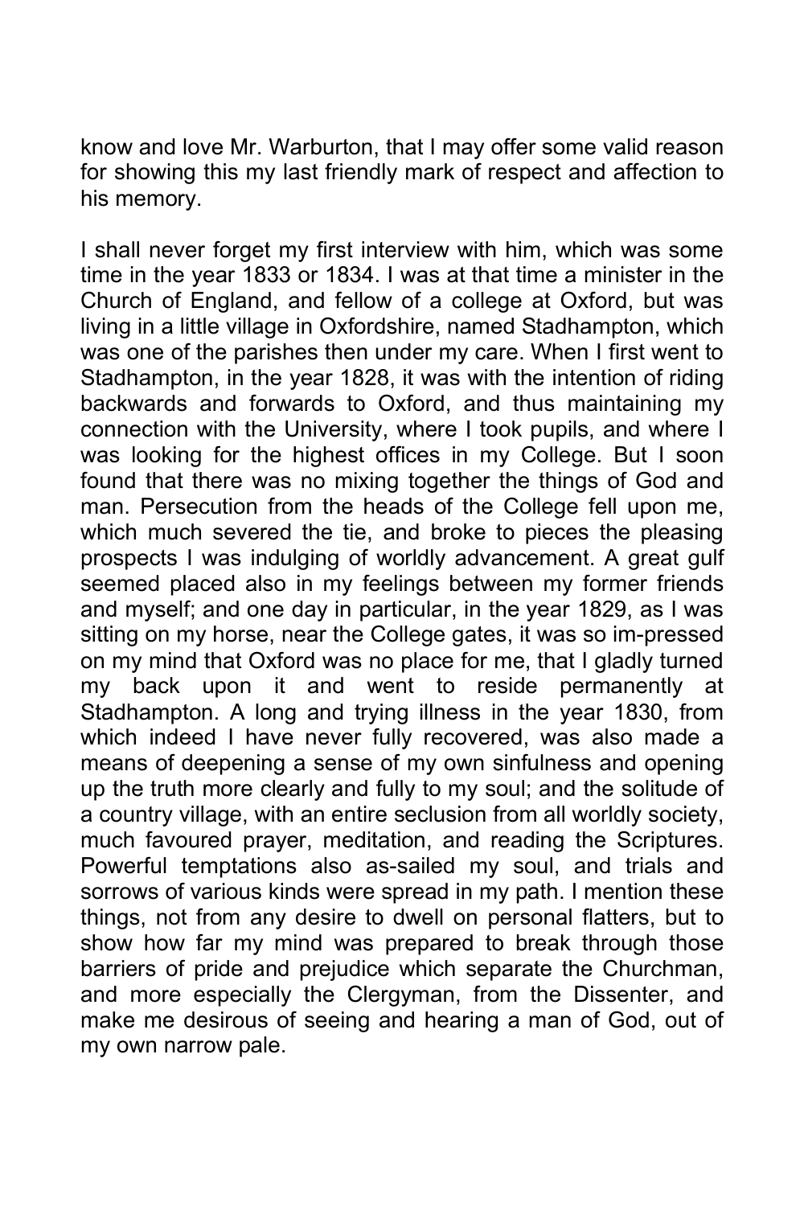know and love Mr. Warburton, that I may offer some valid reason for showing this my last friendly mark of respect and affection to his memory.

I shall never forget my first interview with him, which was some time in the year 1833 or 1834. I was at that time a minister in the Church of England, and fellow of a college at Oxford, but was living in a little village in Oxfordshire, named Stadhampton, which was one of the parishes then under my care. When I first went to Stadhampton, in the year 1828, it was with the intention of riding backwards and forwards to Oxford, and thus maintaining my connection with the University, where I took pupils, and where I was looking for the highest offices in my College. But I soon found that there was no mixing together the things of God and man. Persecution from the heads of the College fell upon me, which much severed the tie, and broke to pieces the pleasing prospects I was indulging of worldly advancement. A great gulf seemed placed also in my feelings between my former friends and myself; and one day in particular, in the year 1829, as I was sitting on my horse, near the College gates, it was so im-pressed on my mind that Oxford was no place for me, that I gladly turned my back upon it and went to reside permanently at Stadhampton. A long and trying illness in the year 1830, from which indeed I have never fully recovered, was also made a means of deepening a sense of my own sinfulness and opening up the truth more clearly and fully to my soul; and the solitude of a country village, with an entire seclusion from all worldly society, much favoured prayer, meditation, and reading the Scriptures. Powerful temptations also as-sailed my soul, and trials and sorrows of various kinds were spread in my path. I mention these things, not from any desire to dwell on personal flatters, but to show how far my mind was prepared to break through those barriers of pride and prejudice which separate the Churchman, and more especially the Clergyman, from the Dissenter, and make me desirous of seeing and hearing a man of God, out of my own narrow pale.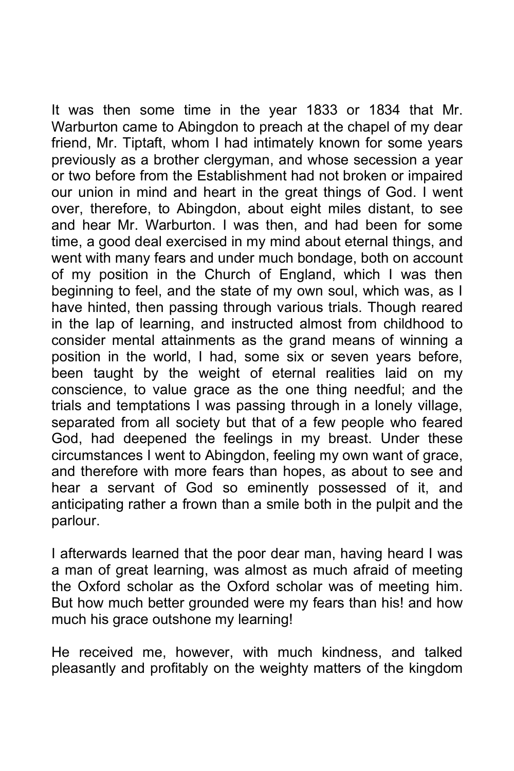It was then some time in the year 1833 or 1834 that Mr. Warburton came to Abingdon to preach at the chapel of my dear friend, Mr. Tiptaft, whom I had intimately known for some years previously as a brother clergyman, and whose secession a year or two before from the Establishment had not broken or impaired our union in mind and heart in the great things of God. I went over, therefore, to Abingdon, about eight miles distant, to see and hear Mr. Warburton. I was then, and had been for some time, a good deal exercised in my mind about eternal things, and went with many fears and under much bondage, both on account of my position in the Church of England, which I was then beginning to feel, and the state of my own soul, which was, as I have hinted, then passing through various trials. Though reared in the lap of learning, and instructed almost from childhood to consider mental attainments as the grand means of winning a position in the world, I had, some six or seven years before, been taught by the weight of eternal realities laid on my conscience, to value grace as the one thing needful; and the trials and temptations I was passing through in a lonely village, separated from all society but that of a few people who feared God, had deepened the feelings in my breast. Under these circumstances I went to Abingdon, feeling my own want of grace, and therefore with more fears than hopes, as about to see and hear a servant of God so eminently possessed of it, and anticipating rather a frown than a smile both in the pulpit and the parlour.

I afterwards learned that the poor dear man, having heard I was a man of great learning, was almost as much afraid of meeting the Oxford scholar as the Oxford scholar was of meeting him. But how much better grounded were my fears than his! and how much his grace outshone my learning!

He received me, however, with much kindness, and talked pleasantly and profitably on the weighty matters of the kingdom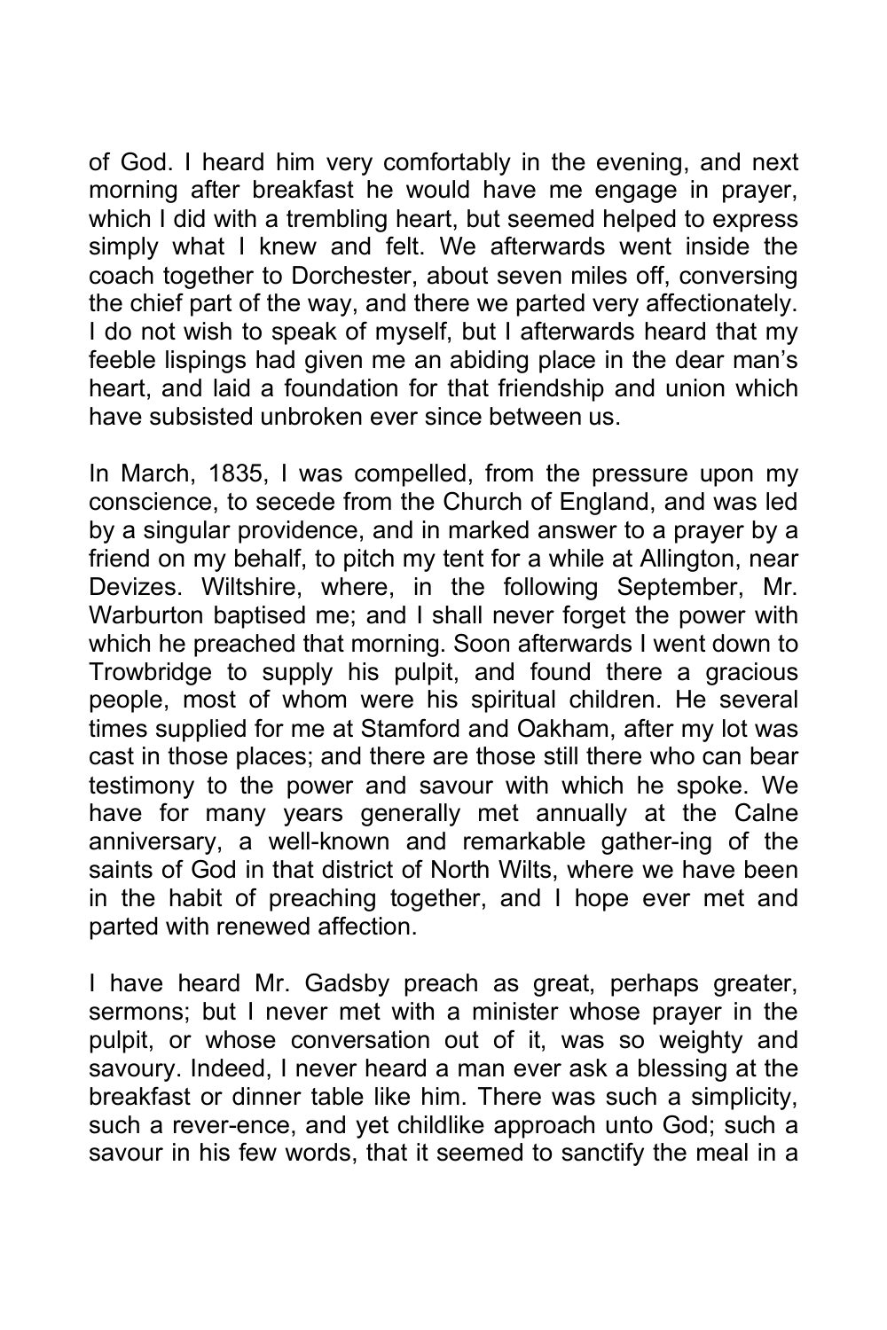of God. I heard him very comfortably in the evening, and next morning after breakfast he would have me engage in prayer, which I did with a trembling heart, but seemed helped to express simply what I knew and felt. We afterwards went inside the coach together to Dorchester, about seven miles off, conversing the chief part of the way, and there we parted very affectionately. I do not wish to speak of myself, but I afterwards heard that my feeble lispings had given me an abiding place in the dear man's heart, and laid a foundation for that friendship and union which have subsisted unbroken ever since between us.

In March, 1835, I was compelled, from the pressure upon my conscience, to secede from the Church of England, and was led by a singular providence, and in marked answer to a prayer by a friend on my behalf, to pitch my tent for a while at Allington, near Devizes. Wiltshire, where, in the following September, Mr. Warburton baptised me; and I shall never forget the power with which he preached that morning. Soon afterwards I went down to Trowbridge to supply his pulpit, and found there a gracious people, most of whom were his spiritual children. He several times supplied for me at Stamford and Oakham, after my lot was cast in those places; and there are those still there who can bear testimony to the power and savour with which he spoke. We have for many years generally met annually at the Calne anniversary, a well-known and remarkable gather-ing of the saints of God in that district of North Wilts, where we have been in the habit of preaching together, and I hope ever met and parted with renewed affection.

I have heard Mr. Gadsby preach as great, perhaps greater, sermons; but I never met with a minister whose prayer in the pulpit, or whose conversation out of it, was so weighty and savoury. Indeed, I never heard a man ever ask a blessing at the breakfast or dinner table like him. There was such a simplicity, such a rever-ence, and yet childlike approach unto God; such a savour in his few words, that it seemed to sanctify the meal in a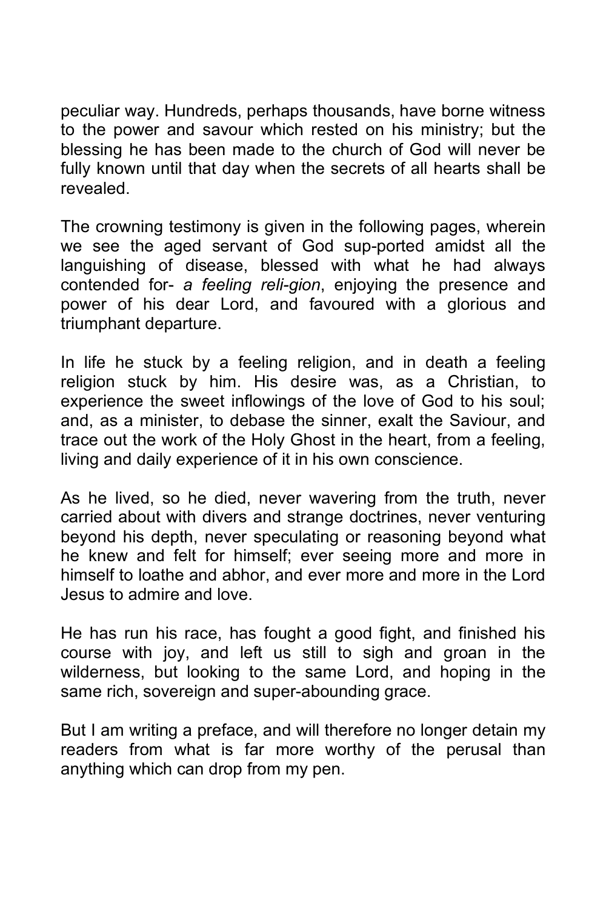peculiar way. Hundreds, perhaps thousands, have borne witness to the power and savour which rested on his ministry; but the blessing he has been made to the church of God will never be fully known until that day when the secrets of all hearts shall be revealed.

The crowning testimony is given in the following pages, wherein we see the aged servant of God sup-ported amidst all the languishing of disease, blessed with what he had always contended for- *a feeling reli-gion*, enjoying the presence and power of his dear Lord, and favoured with a glorious and triumphant departure.

In life he stuck by a feeling religion, and in death a feeling religion stuck by him. His desire was, as a Christian, to experience the sweet inflowings of the love of God to his soul; and, as a minister, to debase the sinner, exalt the Saviour, and trace out the work of the Holy Ghost in the heart, from a feeling, living and daily experience of it in his own conscience.

As he lived, so he died, never wavering from the truth, never carried about with divers and strange doctrines, never venturing beyond his depth, never speculating or reasoning beyond what he knew and felt for himself; ever seeing more and more in himself to loathe and abhor, and ever more and more in the Lord Jesus to admire and love.

He has run his race, has fought a good fight, and finished his course with joy, and left us still to sigh and groan in the wilderness, but looking to the same Lord, and hoping in the same rich, sovereign and super-abounding grace.

But I am writing a preface, and will therefore no longer detain my readers from what is far more worthy of the perusal than anything which can drop from my pen.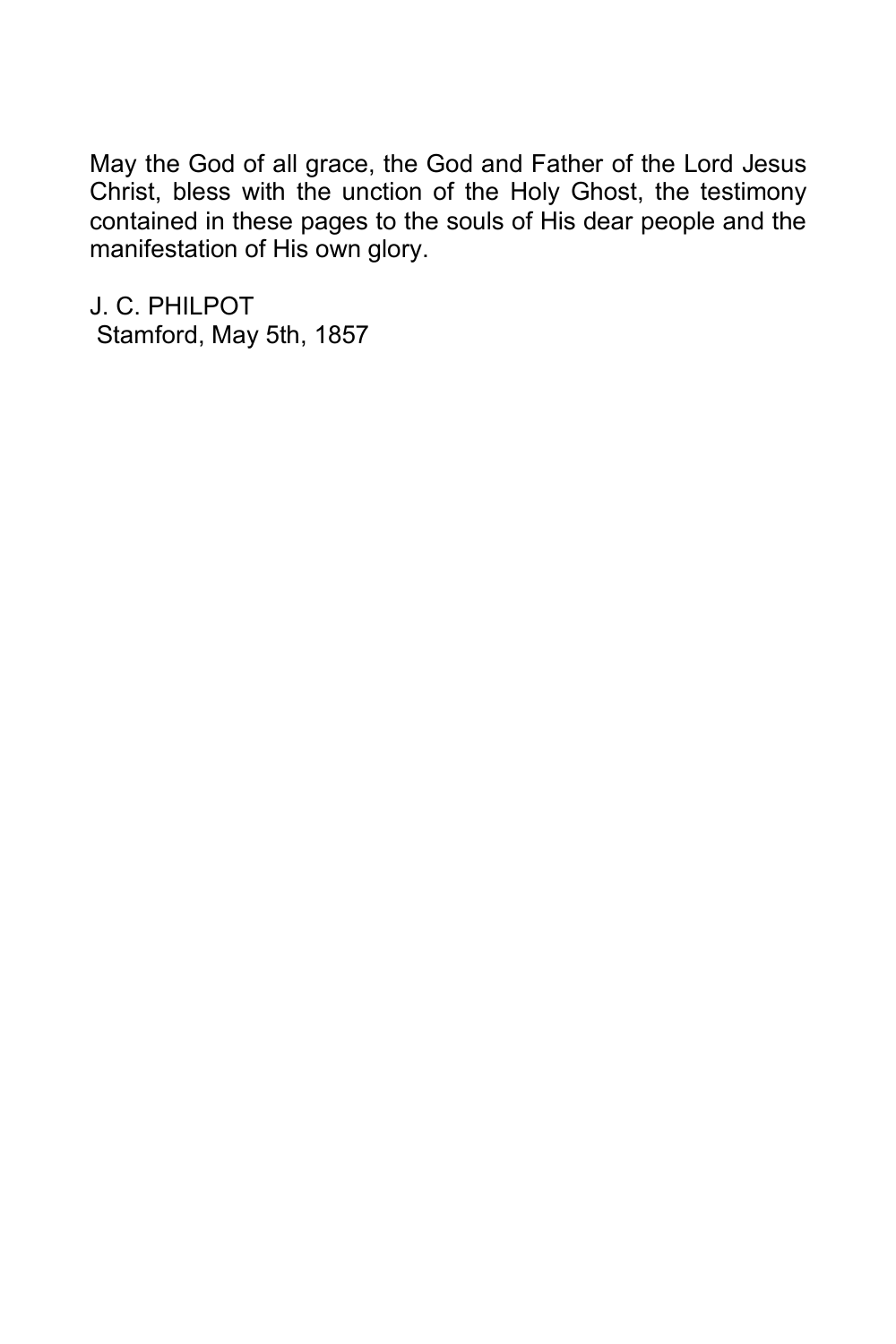May the God of all grace, the God and Father of the Lord Jesus Christ, bless with the unction of the Holy Ghost, the testimony contained in these pages to the souls of His dear people and the manifestation of His own glory.

J. C. PHILPOT
Stamford, May 5th, 1857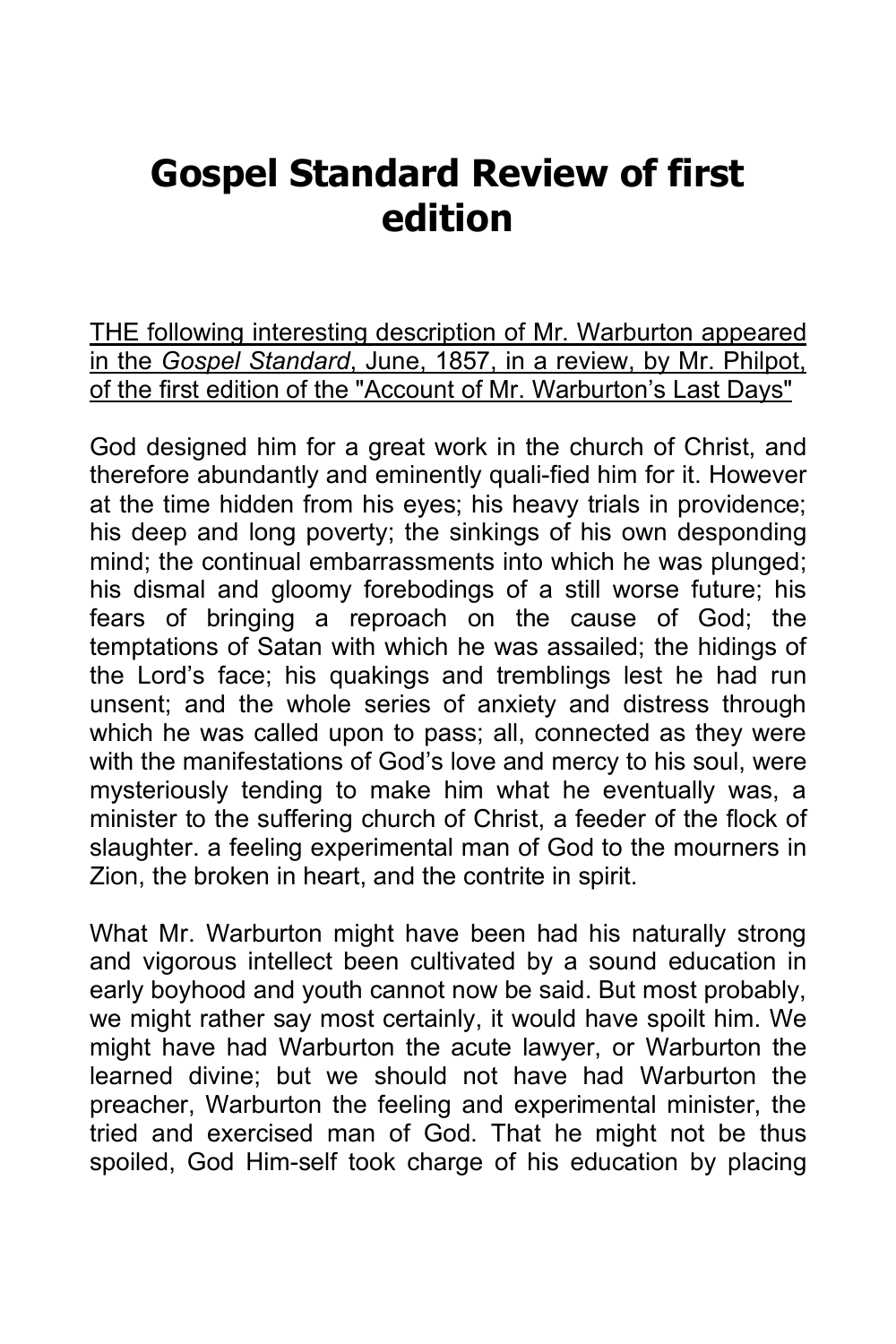# Gospel Standard Review of first edition

THE following interesting description of Mr. Warburton appeared in the *Gospel Standard*, June, 1857, in a review, by Mr. Philpot, of the first edition of the "Account of Mr. Warburton's Last Days"

God designed him for a great work in the church of Christ, and therefore abundantly and eminently quali-fied him for it. However at the time hidden from his eyes; his heavy trials in providence; his deep and long poverty; the sinkings of his own desponding mind; the continual embarrassments into which he was plunged; his dismal and gloomy forebodings of a still worse future; his fears of bringing a reproach on the cause of God; the temptations of Satan with which he was assailed; the hidings of the Lord's face; his quakings and tremblings lest he had run unsent; and the whole series of anxiety and distress through which he was called upon to pass; all, connected as they were with the manifestations of God's love and mercy to his soul, were mysteriously tending to make him what he eventually was, a minister to the suffering church of Christ, a feeder of the flock of slaughter. a feeling experimental man of God to the mourners in Zion, the broken in heart, and the contrite in spirit.

What Mr. Warburton might have been had his naturally strong and vigorous intellect been cultivated by a sound education in early boyhood and youth cannot now be said. But most probably, we might rather say most certainly, it would have spoilt him. We might have had Warburton the acute lawyer, or Warburton the learned divine; but we should not have had Warburton the preacher, Warburton the feeling and experimental minister, the tried and exercised man of God. That he might not be thus spoiled, God Him-self took charge of his education by placing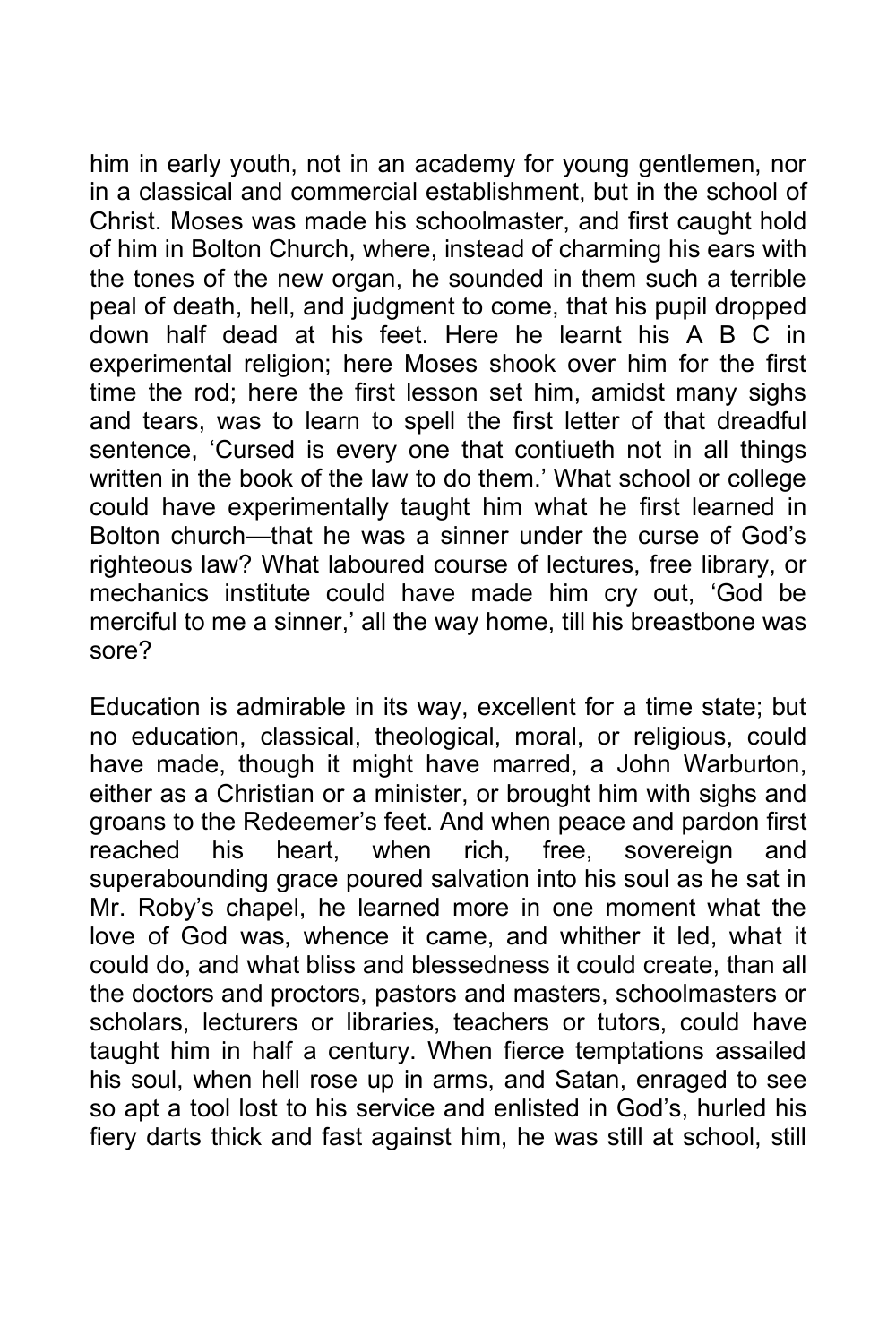him in early youth, not in an academy for young gentlemen, nor in a classical and commercial establishment, but in the school of Christ. Moses was made his schoolmaster, and first caught hold of him in Bolton Church, where, instead of charming his ears with the tones of the new organ, he sounded in them such a terrible peal of death, hell, and judgment to come, that his pupil dropped down half dead at his feet. Here he learnt his A B C in experimental religion; here Moses shook over him for the first time the rod; here the first lesson set him, amidst many sighs and tears, was to learn to spell the first letter of that dreadful sentence, 'Cursed is every one that contiueth not in all things written in the book of the law to do them.' What school or college could have experimentally taught him what he first learned in Bolton church—that he was a sinner under the curse of God's righteous law? What laboured course of lectures, free library, or mechanics institute could have made him cry out, 'God be merciful to me a sinner,' all the way home, till his breastbone was sore?

Education is admirable in its way, excellent for a time state; but no education, classical, theological, moral, or religious, could have made, though it might have marred, a John Warburton, either as a Christian or a minister, or brought him with sighs and groans to the Redeemer's feet. And when peace and pardon first reached his heart, when rich, free, sovereign and superabounding grace poured salvation into his soul as he sat in Mr. Roby's chapel, he learned more in one moment what the love of God was, whence it came, and whither it led, what it could do, and what bliss and blessedness it could create, than all the doctors and proctors, pastors and masters, schoolmasters or scholars, lecturers or libraries, teachers or tutors, could have taught him in half a century. When fierce temptations assailed his soul, when hell rose up in arms, and Satan, enraged to see so apt a tool lost to his service and enlisted in God's, hurled his fiery darts thick and fast against him, he was still at school, still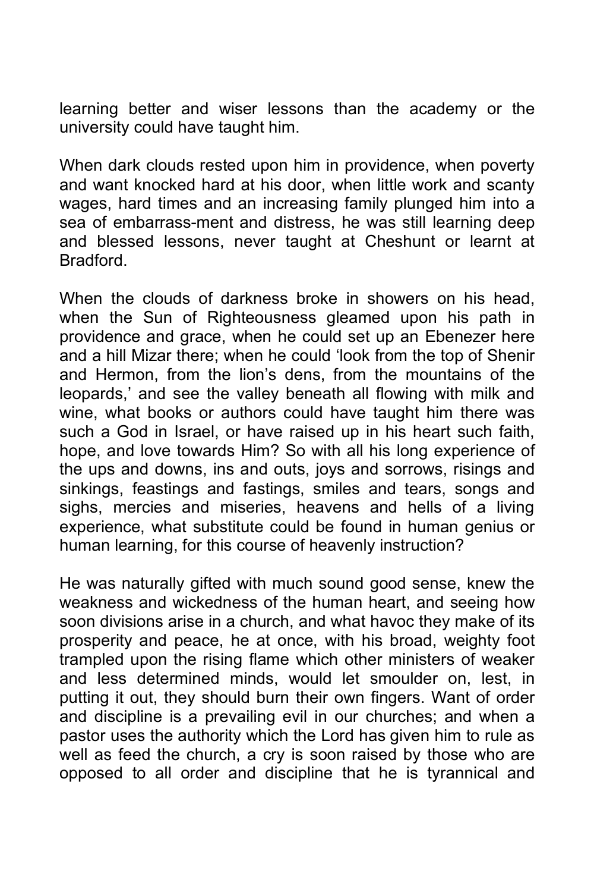learning better and wiser lessons than the academy or the university could have taught him.

When dark clouds rested upon him in providence, when poverty and want knocked hard at his door, when little work and scanty wages, hard times and an increasing family plunged him into a sea of embarrass-ment and distress, he was still learning deep and blessed lessons, never taught at Cheshunt or learnt at Bradford.

When the clouds of darkness broke in showers on his head, when the Sun of Righteousness gleamed upon his path in providence and grace, when he could set up an Ebenezer here and a hill Mizar there; when he could 'look from the top of Shenir and Hermon, from the lion's dens, from the mountains of the leopards,' and see the valley beneath all flowing with milk and wine, what books or authors could have taught him there was such a God in Israel, or have raised up in his heart such faith, hope, and love towards Him? So with all his long experience of the ups and downs, ins and outs, joys and sorrows, risings and sinkings, feastings and fastings, smiles and tears, songs and sighs, mercies and miseries, heavens and hells of a living experience, what substitute could be found in human genius or human learning, for this course of heavenly instruction?

He was naturally gifted with much sound good sense, knew the weakness and wickedness of the human heart, and seeing how soon divisions arise in a church, and what havoc they make of its prosperity and peace, he at once, with his broad, weighty foot trampled upon the rising flame which other ministers of weaker and less determined minds, would let smoulder on, lest, in putting it out, they should burn their own fingers. Want of order and discipline is a prevailing evil in our churches; and when a pastor uses the authority which the Lord has given him to rule as well as feed the church, a cry is soon raised by those who are opposed to all order and discipline that he is tyrannical and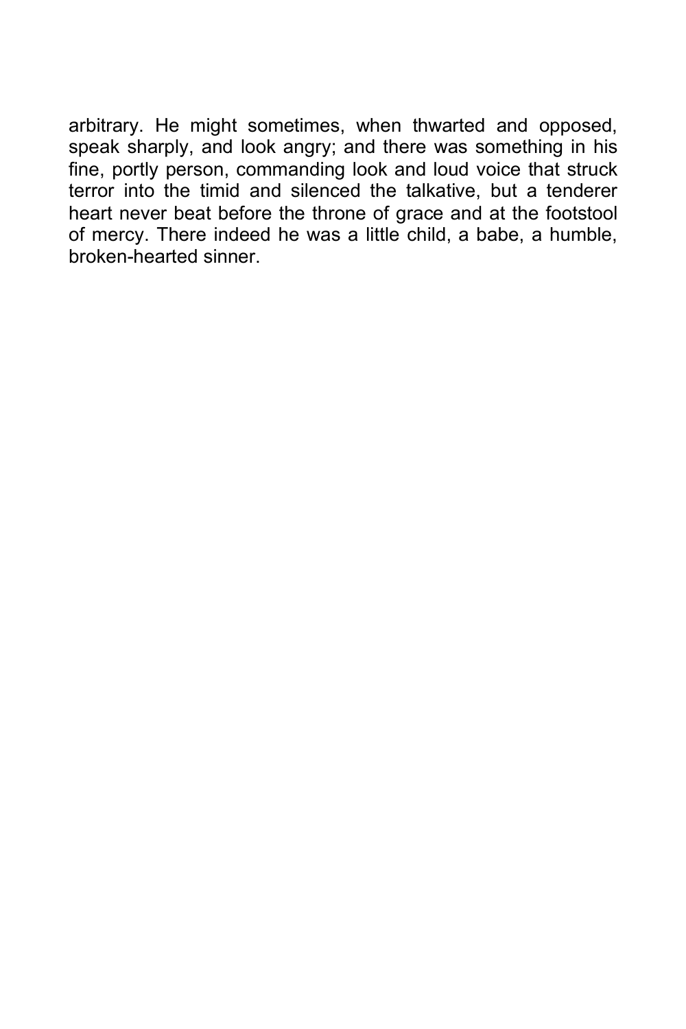arbitrary. He might sometimes, when thwarted and opposed, speak sharply, and look angry; and there was something in his fine, portly person, commanding look and loud voice that struck terror into the timid and silenced the talkative, but a tenderer heart never beat before the throne of grace and at the footstool of mercy. There indeed he was a little child, a babe, a humble, broken-hearted sinner.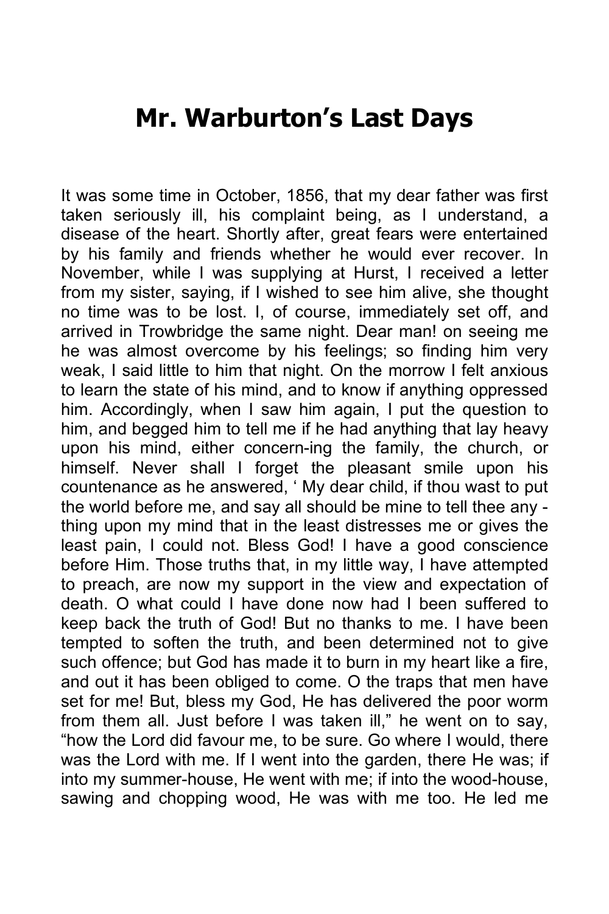# Mr. Warburton's Last Days

It was some time in October, 1856, that my dear father was first taken seriously ill, his complaint being, as I understand, a disease of the heart. Shortly after, great fears were entertained by his family and friends whether he would ever recover. In November, while I was supplying at Hurst, I received a letter from my sister, saying, if I wished to see him alive, she thought no time was to be lost. I, of course, immediately set off, and arrived in Trowbridge the same night. Dear man! on seeing me he was almost overcome by his feelings; so finding him very weak, I said little to him that night. On the morrow I felt anxious to learn the state of his mind, and to know if anything oppressed him. Accordingly, when I saw him again, I put the question to him, and begged him to tell me if he had anything that lay heavy upon his mind, either concern-ing the family, the church, or himself. Never shall I forget the pleasant smile upon his countenance as he answered, ' My dear child, if thou wast to put the world before me, and say all should be mine to tell thee any - thing upon my mind that in the least distresses me or gives the least pain, I could not. Bless God! I have a good conscience before Him. Those truths that, in my little way, I have attempted to preach, are now my support in the view and expectation of death. O what could I have done now had I been suffered to keep back the truth of God! But no thanks to me. I have been tempted to soften the truth, and been determined not to give such offence; but God has made it to burn in my heart like a fire, and out it has been obliged to come. O the traps that men have set for me! But, bless my God, He has delivered the poor worm from them all. Just before I was taken ill," he went on to say, "how the Lord did favour me, to be sure. Go where I would, there was the Lord with me. If I went into the garden, there He was; if into my summer-house, He went with me; if into the wood-house, sawing and chopping wood, He was with me too. He led me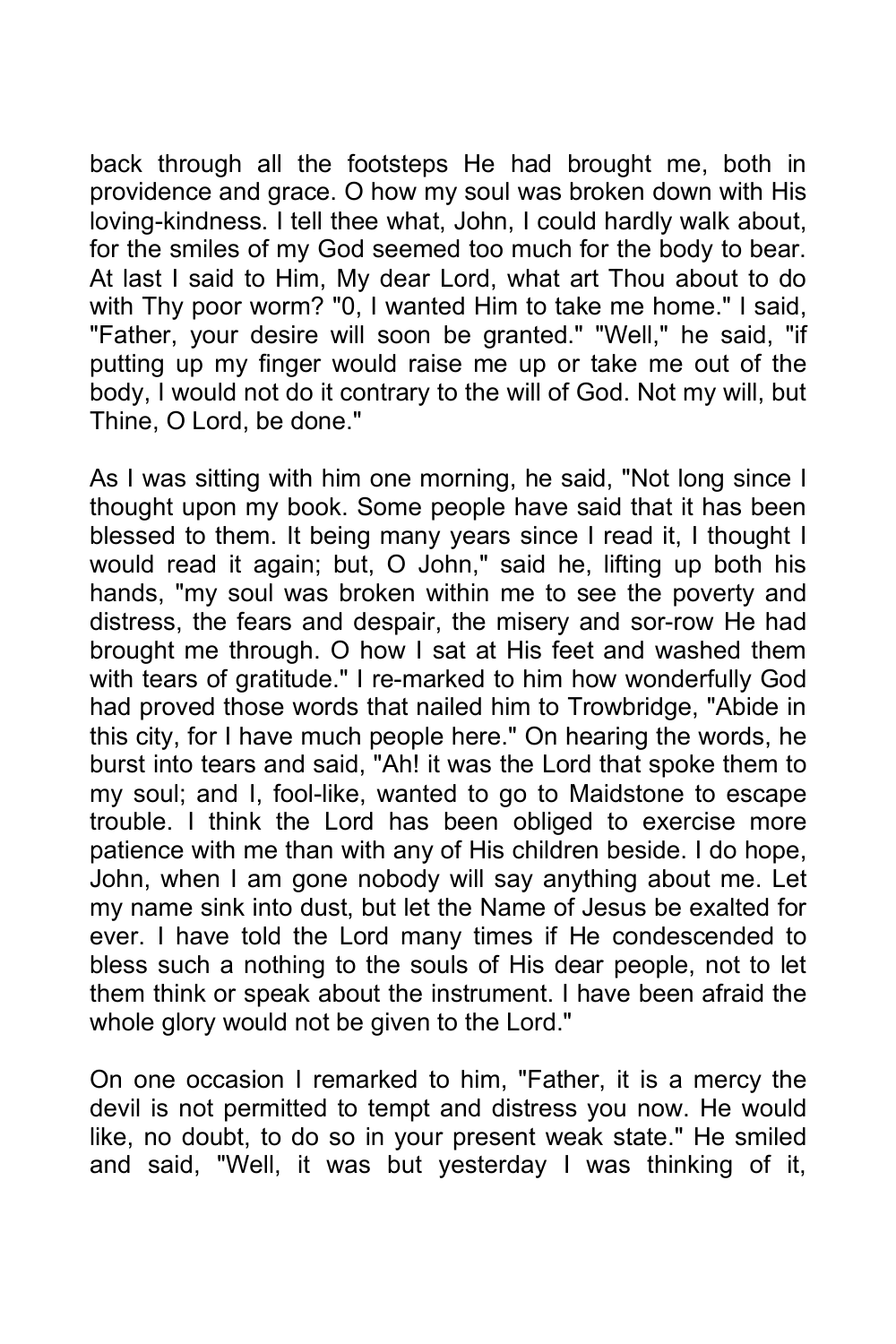back through all the footsteps He had brought me, both in providence and grace. O how my soul was broken down with His loving-kindness. I tell thee what, John, I could hardly walk about, for the smiles of my God seemed too much for the body to bear. At last I said to Him, My dear Lord, what art Thou about to do with Thy poor worm? "0, I wanted Him to take me home." I said, "Father, your desire will soon be granted." "Well," he said, "if putting up my finger would raise me up or take me out of the body, I would not do it contrary to the will of God. Not my will, but Thine, O Lord, be done."

As I was sitting with him one morning, he said, "Not long since I thought upon my book. Some people have said that it has been blessed to them. It being many years since I read it, I thought I would read it again; but, O John," said he, lifting up both his hands, "my soul was broken within me to see the poverty and distress, the fears and despair, the misery and sor-row He had brought me through. O how I sat at His feet and washed them with tears of gratitude." I re-marked to him how wonderfully God had proved those words that nailed him to Trowbridge, "Abide in this city, for I have much people here." On hearing the words, he burst into tears and said, "Ah! it was the Lord that spoke them to my soul; and I, fool-like, wanted to go to Maidstone to escape trouble. I think the Lord has been obliged to exercise more patience with me than with any of His children beside. I do hope, John, when I am gone nobody will say anything about me. Let my name sink into dust, but let the Name of Jesus be exalted for ever. I have told the Lord many times if He condescended to bless such a nothing to the souls of His dear people, not to let them think or speak about the instrument. I have been afraid the whole glory would not be given to the Lord."

On one occasion I remarked to him, "Father, it is a mercy the devil is not permitted to tempt and distress you now. He would like, no doubt, to do so in your present weak state." He smiled and said, "Well, it was but yesterday I was thinking of it,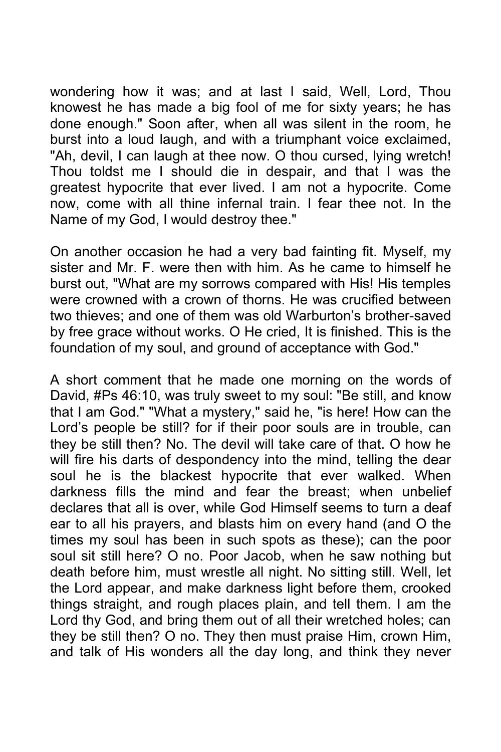wondering how it was; and at last I said, Well, Lord, Thou knowest he has made a big fool of me for sixty years; he has done enough." Soon after, when all was silent in the room, he burst into a loud laugh, and with a triumphant voice exclaimed, "Ah, devil, I can laugh at thee now. O thou cursed, lying wretch! Thou toldst me I should die in despair, and that I was the greatest hypocrite that ever lived. I am not a hypocrite. Come now, come with all thine infernal train. I fear thee not. In the Name of my God, I would destroy thee."

On another occasion he had a very bad fainting fit. Myself, my sister and Mr. F. were then with him. As he came to himself he burst out, "What are my sorrows compared with His! His temples were crowned with a crown of thorns. He was crucified between two thieves; and one of them was old Warburton's brother-saved by free grace without works. O He cried, It is finished. This is the foundation of my soul, and ground of acceptance with God."

A short comment that he made one morning on the words of David, #Ps 46:10, was truly sweet to my soul: "Be still, and know that I am God." "What a mystery," said he, "is here! How can the Lord's people be still? for if their poor souls are in trouble, can they be still then? No. The devil will take care of that. O how he will fire his darts of despondency into the mind, telling the dear soul he is the blackest hypocrite that ever walked. When darkness fills the mind and fear the breast; when unbelief declares that all is over, while God Himself seems to turn a deaf ear to all his prayers, and blasts him on every hand (and O the times my soul has been in such spots as these); can the poor soul sit still here? O no. Poor Jacob, when he saw nothing but death before him, must wrestle all night. No sitting still. Well, let the Lord appear, and make darkness light before them, crooked things straight, and rough places plain, and tell them. I am the Lord thy God, and bring them out of all their wretched holes; can they be still then? O no. They then must praise Him, crown Him, and talk of His wonders all the day long, and think they never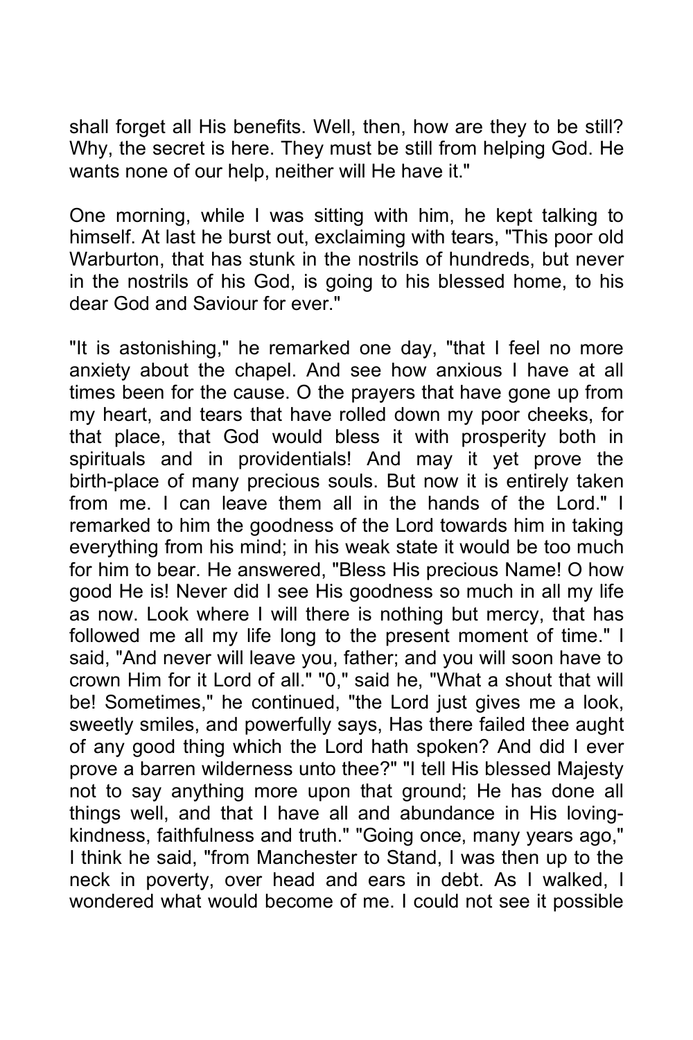shall forget all His benefits. Well, then, how are they to be still? Why, the secret is here. They must be still from helping God. He wants none of our help, neither will He have it."

One morning, while I was sitting with him, he kept talking to himself. At last he burst out, exclaiming with tears, "This poor old Warburton, that has stunk in the nostrils of hundreds, but never in the nostrils of his God, is going to his blessed home, to his dear God and Saviour for ever."

"It is astonishing," he remarked one day, "that I feel no more anxiety about the chapel. And see how anxious I have at all times been for the cause. O the prayers that have gone up from my heart, and tears that have rolled down my poor cheeks, for that place, that God would bless it with prosperity both in spirituals and in providentials! And may it yet prove the birth-place of many precious souls. But now it is entirely taken from me. I can leave them all in the hands of the Lord." I remarked to him the goodness of the Lord towards him in taking everything from his mind; in his weak state it would be too much for him to bear. He answered, "Bless His precious Name! O how good He is! Never did I see His goodness so much in all my life as now. Look where I will there is nothing but mercy, that has followed me all my life long to the present moment of time." I said, "And never will leave you, father; and you will soon have to crown Him for it Lord of all." "0," said he, "What a shout that will be! Sometimes," he continued, "the Lord just gives me a look, sweetly smiles, and powerfully says, Has there failed thee aught of any good thing which the Lord hath spoken? And did I ever prove a barren wilderness unto thee?" "I tell His blessed Majesty not to say anything more upon that ground; He has done all things well, and that I have all and abundance in His loving-kindness, faithfulness and truth." "Going once, many years ago," I think he said, "from Manchester to Stand, I was then up to the neck in poverty, over head and ears in debt. As I walked, I wondered what would become of me. I could not see it possible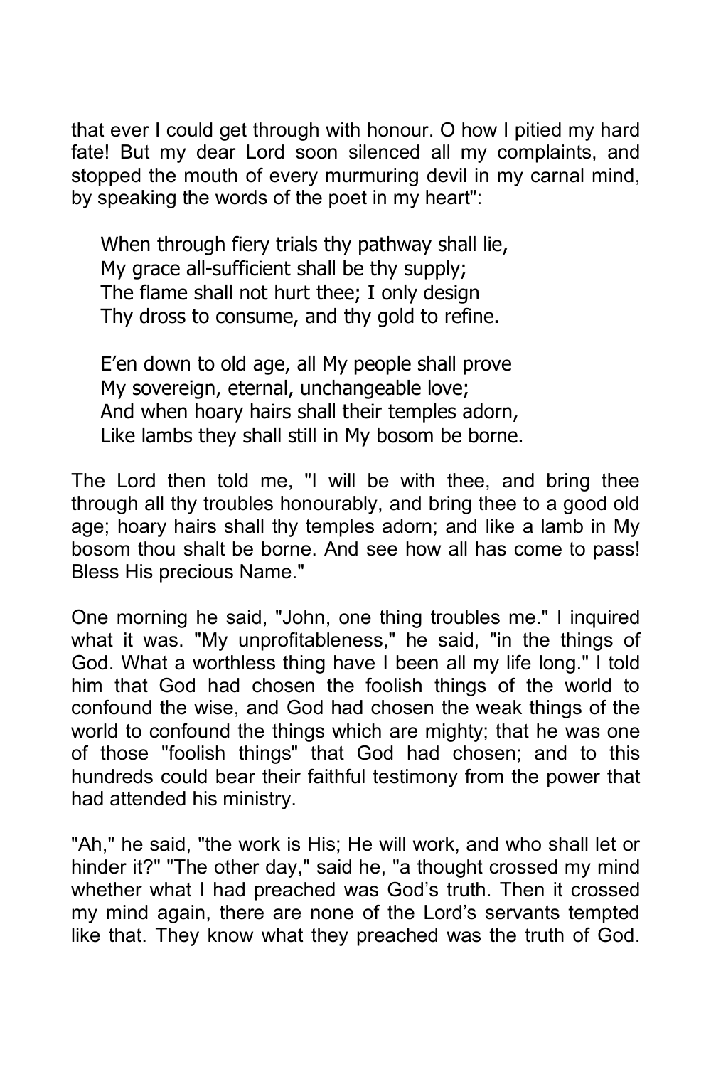that ever I could get through with honour. O how I pitied my hard fate! But my dear Lord soon silenced all my complaints, and stopped the mouth of every murmuring devil in my carnal mind, by speaking the words of the poet in my heart":

> When through fiery trials thy pathway shall lie,
> My grace all-sufficient shall be thy supply;
> The flame shall not hurt thee; I only design
> Thy dross to consume, and thy gold to refine.
>
> E'en down to old age, all My people shall prove
> My sovereign, eternal, unchangeable love;
> And when hoary hairs shall their temples adorn,
> Like lambs they shall still in My bosom be borne.

The Lord then told me, "I will be with thee, and bring thee through all thy troubles honourably, and bring thee to a good old age; hoary hairs shall thy temples adorn; and like a lamb in My bosom thou shalt be borne. And see how all has come to pass! Bless His precious Name."

One morning he said, "John, one thing troubles me." I inquired what it was. "My unprofitableness," he said, "in the things of God. What a worthless thing have I been all my life long." I told him that God had chosen the foolish things of the world to confound the wise, and God had chosen the weak things of the world to confound the things which are mighty; that he was one of those "foolish things" that God had chosen; and to this hundreds could bear their faithful testimony from the power that had attended his ministry.

"Ah," he said, "the work is His; He will work, and who shall let or hinder it?" "The other day," said he, "a thought crossed my mind whether what I had preached was God's truth. Then it crossed my mind again, there are none of the Lord's servants tempted like that. They know what they preached was the truth of God.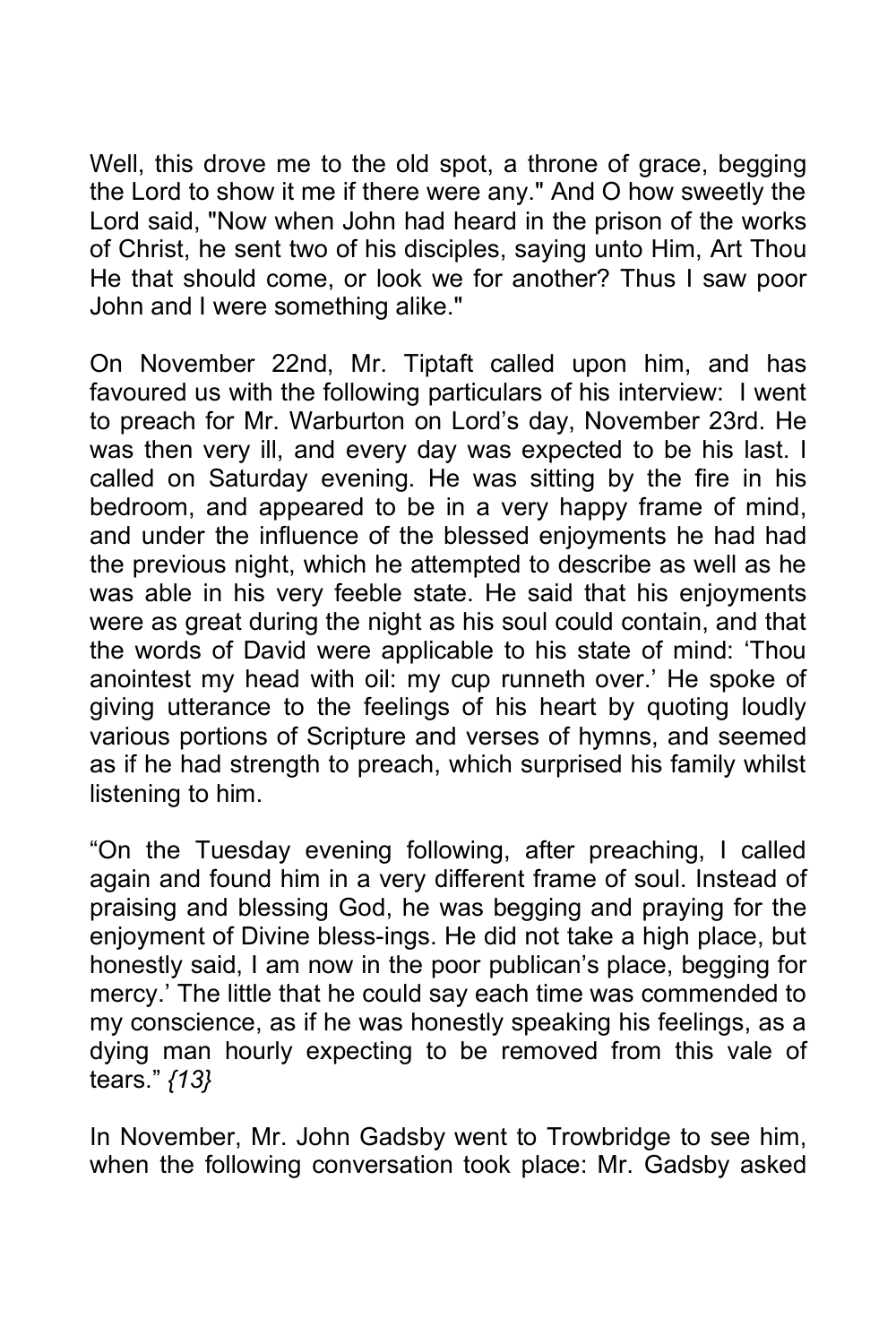Well, this drove me to the old spot, a throne of grace, begging the Lord to show it me if there were any." And O how sweetly the Lord said, "Now when John had heard in the prison of the works of Christ, he sent two of his disciples, saying unto Him, Art Thou He that should come, or look we for another? Thus I saw poor John and I were something alike."

On November 22nd, Mr. Tiptaft called upon him, and has favoured us with the following particulars of his interview: I went to preach for Mr. Warburton on Lord's day, November 23rd. He was then very ill, and every day was expected to be his last. I called on Saturday evening. He was sitting by the fire in his bedroom, and appeared to be in a very happy frame of mind, and under the influence of the blessed enjoyments he had had the previous night, which he attempted to describe as well as he was able in his very feeble state. He said that his enjoyments were as great during the night as his soul could contain, and that the words of David were applicable to his state of mind: 'Thou anointest my head with oil: my cup runneth over.' He spoke of giving utterance to the feelings of his heart by quoting loudly various portions of Scripture and verses of hymns, and seemed as if he had strength to preach, which surprised his family whilst listening to him.

"On the Tuesday evening following, after preaching, I called again and found him in a very different frame of soul. Instead of praising and blessing God, he was begging and praying for the enjoyment of Divine bless-ings. He did not take a high place, but honestly said, I am now in the poor publican's place, begging for mercy.' The little that he could say each time was commended to my conscience, as if he was honestly speaking his feelings, as a dying man hourly expecting to be removed from this vale of tears." *{13}*

In November, Mr. John Gadsby went to Trowbridge to see him, when the following conversation took place: Mr. Gadsby asked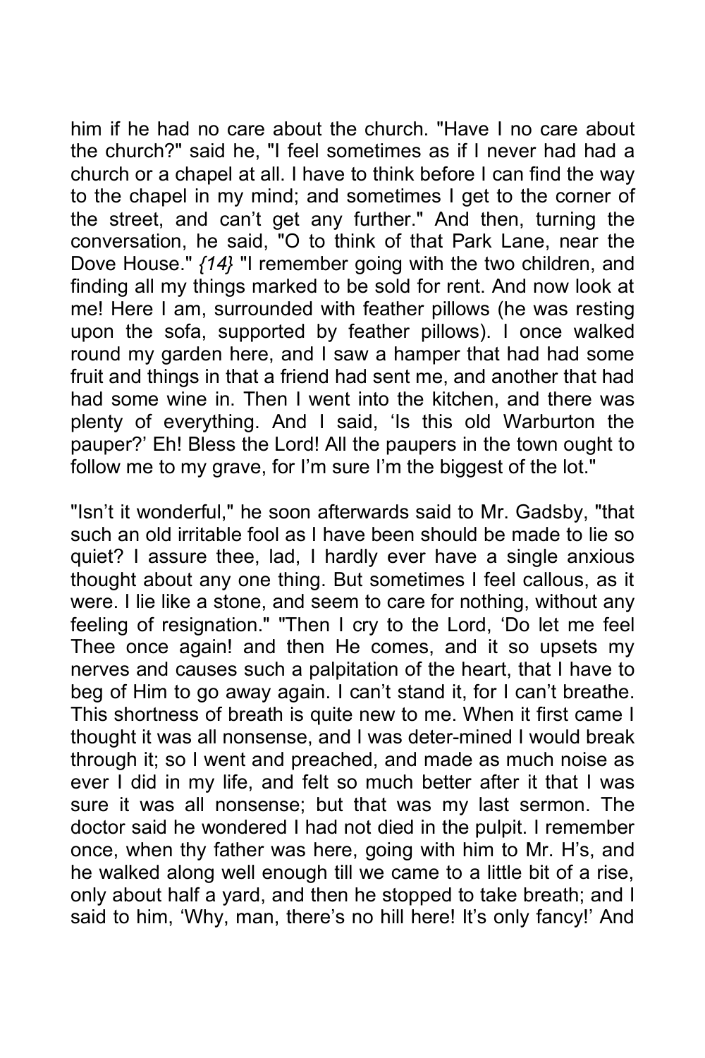him if he had no care about the church. "Have I no care about the church?" said he, "I feel sometimes as if I never had had a church or a chapel at all. I have to think before I can find the way to the chapel in my mind; and sometimes I get to the corner of the street, and can't get any further." And then, turning the conversation, he said, "O to think of that Park Lane, near the Dove House." *{14}* "I remember going with the two children, and finding all my things marked to be sold for rent. And now look at me! Here I am, surrounded with feather pillows (he was resting upon the sofa, supported by feather pillows). I once walked round my garden here, and I saw a hamper that had had some fruit and things in that a friend had sent me, and another that had had some wine in. Then I went into the kitchen, and there was plenty of everything. And I said, 'Is this old Warburton the pauper?' Eh! Bless the Lord! All the paupers in the town ought to follow me to my grave, for I'm sure I'm the biggest of the lot."

"Isn't it wonderful," he soon afterwards said to Mr. Gadsby, "that such an old irritable fool as I have been should be made to lie so quiet? I assure thee, lad, I hardly ever have a single anxious thought about any one thing. But sometimes I feel callous, as it were. I lie like a stone, and seem to care for nothing, without any feeling of resignation." "Then I cry to the Lord, 'Do let me feel Thee once again! and then He comes, and it so upsets my nerves and causes such a palpitation of the heart, that I have to beg of Him to go away again. I can't stand it, for I can't breathe. This shortness of breath is quite new to me. When it first came I thought it was all nonsense, and I was deter-mined I would break through it; so I went and preached, and made as much noise as ever I did in my life, and felt so much better after it that I was sure it was all nonsense; but that was my last sermon. The doctor said he wondered I had not died in the pulpit. I remember once, when thy father was here, going with him to Mr. H's, and he walked along well enough till we came to a little bit of a rise, only about half a yard, and then he stopped to take breath; and I said to him, 'Why, man, there's no hill here! It's only fancy!' And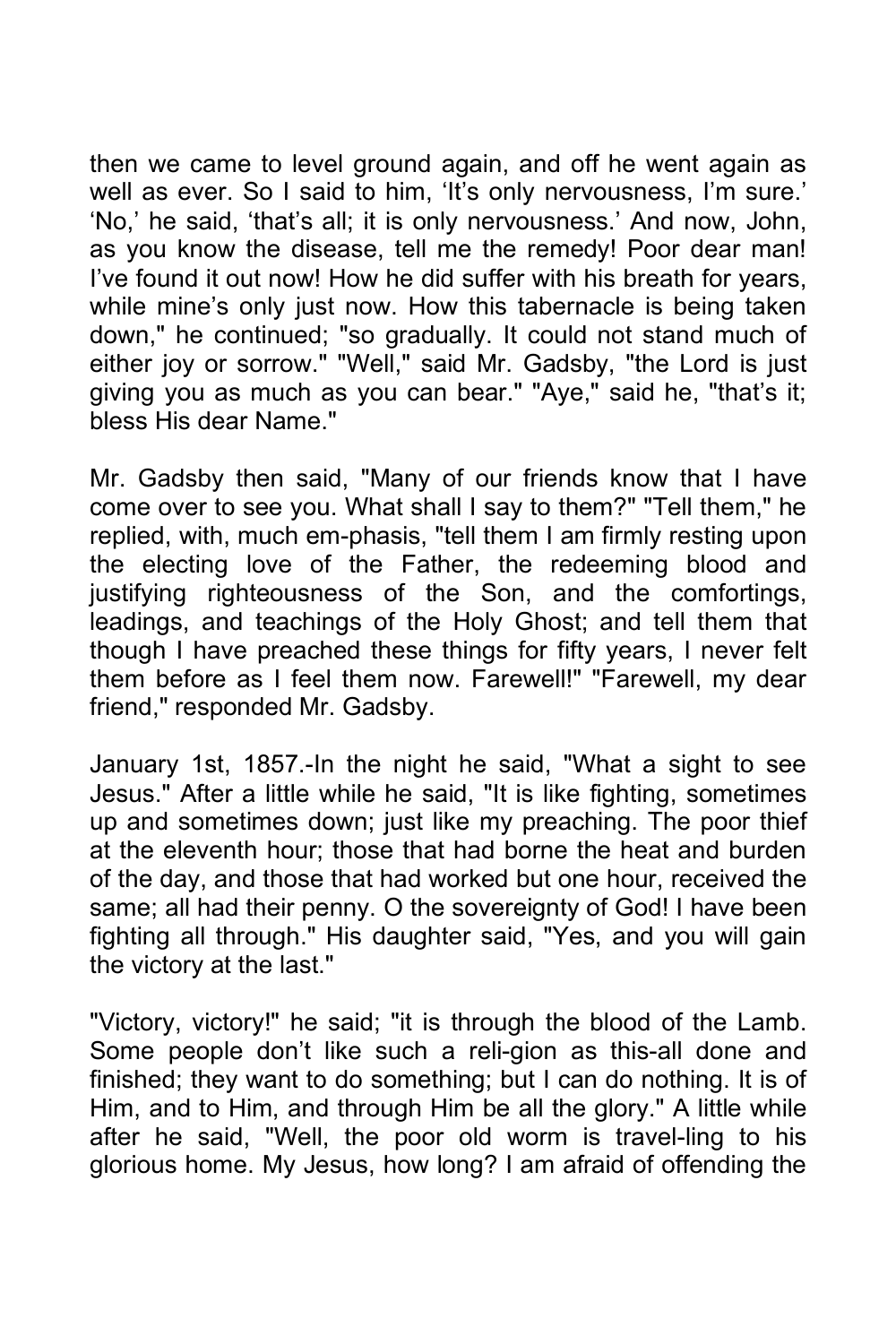then we came to level ground again, and off he went again as well as ever. So I said to him, 'It's only nervousness, I'm sure.' 'No,' he said, 'that's all; it is only nervousness.' And now, John, as you know the disease, tell me the remedy! Poor dear man! I've found it out now! How he did suffer with his breath for years, while mine's only just now. How this tabernacle is being taken down," he continued; "so gradually. It could not stand much of either joy or sorrow." "Well," said Mr. Gadsby, "the Lord is just giving you as much as you can bear." "Aye," said he, "that's it; bless His dear Name."

Mr. Gadsby then said, "Many of our friends know that I have come over to see you. What shall I say to them?" "Tell them," he replied, with, much em-phasis, "tell them I am firmly resting upon the electing love of the Father, the redeeming blood and justifying righteousness of the Son, and the comfortings, leadings, and teachings of the Holy Ghost; and tell them that though I have preached these things for fifty years, I never felt them before as I feel them now. Farewell!" "Farewell, my dear friend," responded Mr. Gadsby.

January 1st, 1857.-In the night he said, "What a sight to see Jesus." After a little while he said, "It is like fighting, sometimes up and sometimes down; just like my preaching. The poor thief at the eleventh hour; those that had borne the heat and burden of the day, and those that had worked but one hour, received the same; all had their penny. O the sovereignty of God! I have been fighting all through." His daughter said, "Yes, and you will gain the victory at the last."

"Victory, victory!" he said; "it is through the blood of the Lamb. Some people don't like such a reli-gion as this-all done and finished; they want to do something; but I can do nothing. It is of Him, and to Him, and through Him be all the glory." A little while after he said, "Well, the poor old worm is travel-ling to his glorious home. My Jesus, how long? I am afraid of offending the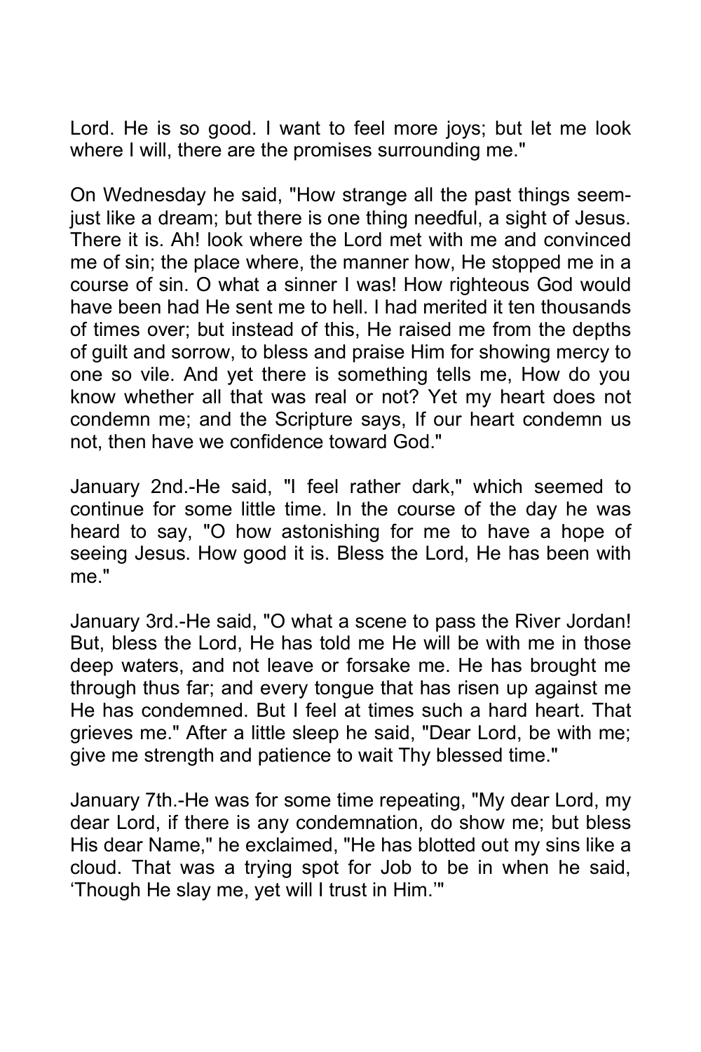Lord. He is so good. I want to feel more joys; but let me look where I will, there are the promises surrounding me."

On Wednesday he said, "How strange all the past things seem-just like a dream; but there is one thing needful, a sight of Jesus. There it is. Ah! look where the Lord met with me and convinced me of sin; the place where, the manner how, He stopped me in a course of sin. O what a sinner I was! How righteous God would have been had He sent me to hell. I had merited it ten thousands of times over; but instead of this, He raised me from the depths of guilt and sorrow, to bless and praise Him for showing mercy to one so vile. And yet there is something tells me, How do you know whether all that was real or not? Yet my heart does not condemn me; and the Scripture says, If our heart condemn us not, then have we confidence toward God."

January 2nd.-He said, "I feel rather dark," which seemed to continue for some little time. In the course of the day he was heard to say, "O how astonishing for me to have a hope of seeing Jesus. How good it is. Bless the Lord, He has been with me."

January 3rd.-He said, "O what a scene to pass the River Jordan! But, bless the Lord, He has told me He will be with me in those deep waters, and not leave or forsake me. He has brought me through thus far; and every tongue that has risen up against me He has condemned. But I feel at times such a hard heart. That grieves me." After a little sleep he said, "Dear Lord, be with me; give me strength and patience to wait Thy blessed time."

January 7th.-He was for some time repeating, "My dear Lord, my dear Lord, if there is any condemnation, do show me; but bless His dear Name," he exclaimed, "He has blotted out my sins like a cloud. That was a trying spot for Job to be in when he said, 'Though He slay me, yet will I trust in Him.'"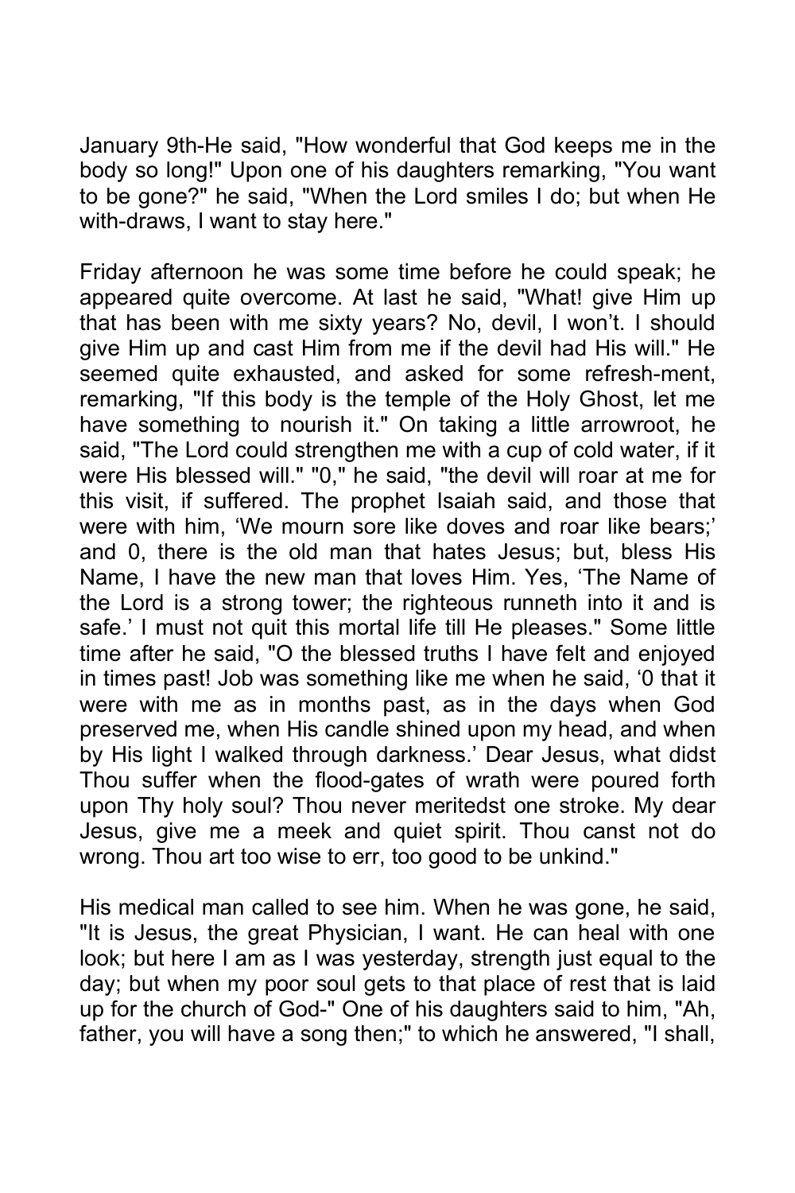January 9th-He said, "How wonderful that God keeps me in the body so long!" Upon one of his daughters remarking, "You want to be gone?" he said, "When the Lord smiles I do; but when He with-draws, I want to stay here."

Friday afternoon he was some time before he could speak; he appeared quite overcome. At last he said, "What! give Him up that has been with me sixty years? No, devil, I won't. I should give Him up and cast Him from me if the devil had His will." He seemed quite exhausted, and asked for some refresh-ment, remarking, "If this body is the temple of the Holy Ghost, let me have something to nourish it." On taking a little arrowroot, he said, "The Lord could strengthen me with a cup of cold water, if it were His blessed will." "0," he said, "the devil will roar at me for this visit, if suffered. The prophet Isaiah said, and those that were with him, 'We mourn sore like doves and roar like bears;' and 0, there is the old man that hates Jesus; but, bless His Name, I have the new man that loves Him. Yes, 'The Name of the Lord is a strong tower; the righteous runneth into it and is safe.' I must not quit this mortal life till He pleases." Some little time after he said, "O the blessed truths I have felt and enjoyed in times past! Job was something like me when he said, '0 that it were with me as in months past, as in the days when God preserved me, when His candle shined upon my head, and when by His light I walked through darkness.' Dear Jesus, what didst Thou suffer when the flood-gates of wrath were poured forth upon Thy holy soul? Thou never meritedst one stroke. My dear Jesus, give me a meek and quiet spirit. Thou canst not do wrong. Thou art too wise to err, too good to be unkind."

His medical man called to see him. When he was gone, he said, "It is Jesus, the great Physician, I want. He can heal with one look; but here I am as I was yesterday, strength just equal to the day; but when my poor soul gets to that place of rest that is laid up for the church of God-" One of his daughters said to him, "Ah, father, you will have a song then;" to which he answered, "I shall,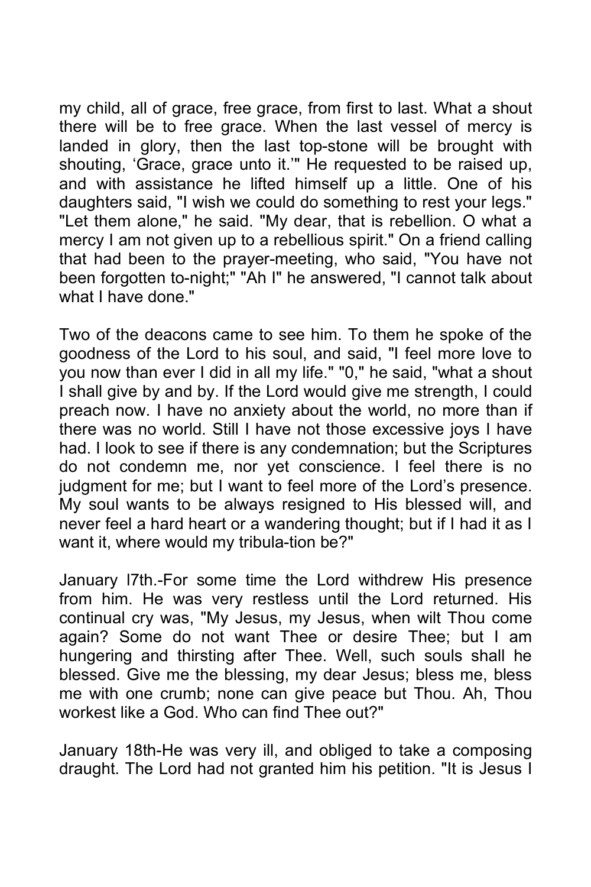my child, all of grace, free grace, from first to last. What a shout there will be to free grace. When the last vessel of mercy is landed in glory, then the last top-stone will be brought with shouting, 'Grace, grace unto it.'" He requested to be raised up, and with assistance he lifted himself up a little. One of his daughters said, "I wish we could do something to rest your legs." "Let them alone," he said. "My dear, that is rebellion. O what a mercy I am not given up to a rebellious spirit." On a friend calling that had been to the prayer-meeting, who said, "You have not been forgotten to-night;" "Ah I" he answered, "I cannot talk about what I have done."

Two of the deacons came to see him. To them he spoke of the goodness of the Lord to his soul, and said, "I feel more love to you now than ever I did in all my life." "0," he said, "what a shout I shall give by and by. If the Lord would give me strength, I could preach now. I have no anxiety about the world, no more than if there was no world. Still I have not those excessive joys I have had. I look to see if there is any condemnation; but the Scriptures do not condemn me, nor yet conscience. I feel there is no judgment for me; but I want to feel more of the Lord's presence. My soul wants to be always resigned to His blessed will, and never feel a hard heart or a wandering thought; but if I had it as I want it, where would my tribula-tion be?"

January l7th.-For some time the Lord withdrew His presence from him. He was very restless until the Lord returned. His continual cry was, "My Jesus, my Jesus, when wilt Thou come again? Some do not want Thee or desire Thee; but I am hungering and thirsting after Thee. Well, such souls shall he blessed. Give me the blessing, my dear Jesus; bless me, bless me with one crumb; none can give peace but Thou. Ah, Thou workest like a God. Who can find Thee out?"

January 18th-He was very ill, and obliged to take a composing draught. The Lord had not granted him his petition. "It is Jesus I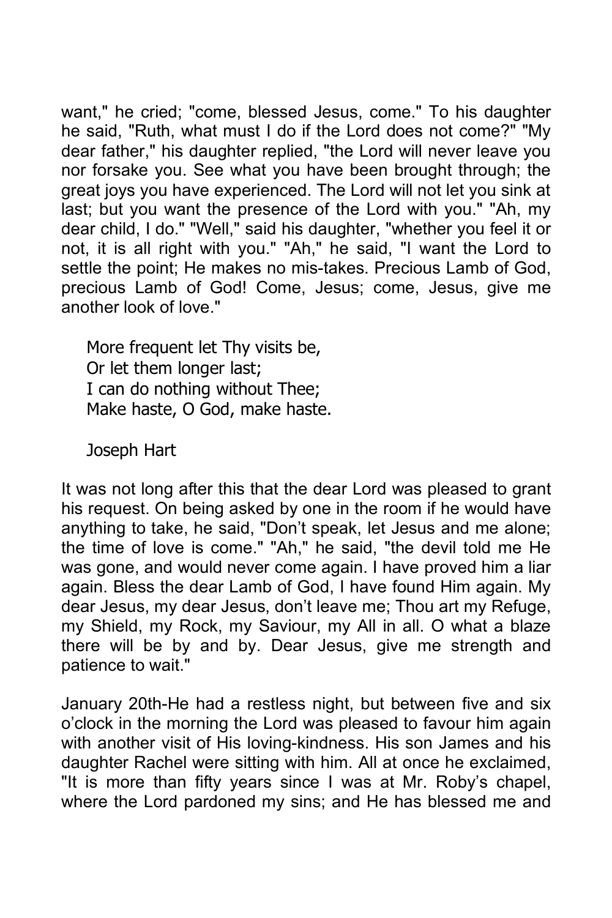want," he cried; "come, blessed Jesus, come." To his daughter he said, "Ruth, what must I do if the Lord does not come?" "My dear father," his daughter replied, "the Lord will never leave you nor forsake you. See what you have been brought through; the great joys you have experienced. The Lord will not let you sink at last; but you want the presence of the Lord with you." "Ah, my dear child, I do." "Well," said his daughter, "whether you feel it or not, it is all right with you." "Ah," he said, "I want the Lord to settle the point; He makes no mis-takes. Precious Lamb of God, precious Lamb of God! Come, Jesus; come, Jesus, give me another look of love."

> More frequent let Thy visits be,
> Or let them longer last;
> I can do nothing without Thee;
> Make haste, O God, make haste.
>
> Joseph Hart

It was not long after this that the dear Lord was pleased to grant his request. On being asked by one in the room if he would have anything to take, he said, "Don't speak, let Jesus and me alone; the time of love is come." "Ah," he said, "the devil told me He was gone, and would never come again. I have proved him a liar again. Bless the dear Lamb of God, I have found Him again. My dear Jesus, my dear Jesus, don't leave me; Thou art my Refuge, my Shield, my Rock, my Saviour, my All in all. O what a blaze there will be by and by. Dear Jesus, give me strength and patience to wait."

January 20th-He had a restless night, but between five and six o'clock in the morning the Lord was pleased to favour him again with another visit of His loving-kindness. His son James and his daughter Rachel were sitting with him. All at once he exclaimed, "It is more than fifty years since I was at Mr. Roby's chapel, where the Lord pardoned my sins; and He has blessed me and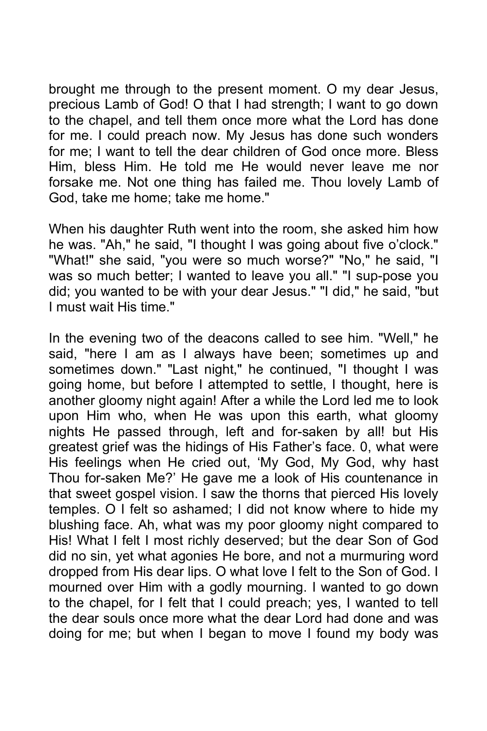brought me through to the present moment. O my dear Jesus, precious Lamb of God! O that I had strength; I want to go down to the chapel, and tell them once more what the Lord has done for me. I could preach now. My Jesus has done such wonders for me; I want to tell the dear children of God once more. Bless Him, bless Him. He told me He would never leave me nor forsake me. Not one thing has failed me. Thou lovely Lamb of God, take me home; take me home."

When his daughter Ruth went into the room, she asked him how he was. "Ah," he said, "I thought I was going about five o'clock." "What!" she said, "you were so much worse?" "No," he said, "I was so much better; I wanted to leave you all." "I sup-pose you did; you wanted to be with your dear Jesus." "I did," he said, "but I must wait His time."

In the evening two of the deacons called to see him. "Well," he said, "here I am as I always have been; sometimes up and sometimes down." "Last night," he continued, "I thought I was going home, but before I attempted to settle, I thought, here is another gloomy night again! After a while the Lord led me to look upon Him who, when He was upon this earth, what gloomy nights He passed through, left and for-saken by all! but His greatest grief was the hidings of His Father's face. 0, what were His feelings when He cried out, 'My God, My God, why hast Thou for-saken Me?' He gave me a look of His countenance in that sweet gospel vision. I saw the thorns that pierced His lovely temples. O I felt so ashamed; I did not know where to hide my blushing face. Ah, what was my poor gloomy night compared to His! What I felt I most richly deserved; but the dear Son of God did no sin, yet what agonies He bore, and not a murmuring word dropped from His dear lips. O what love I felt to the Son of God. I mourned over Him with a godly mourning. I wanted to go down to the chapel, for I felt that I could preach; yes, I wanted to tell the dear souls once more what the dear Lord had done and was doing for me; but when I began to move I found my body was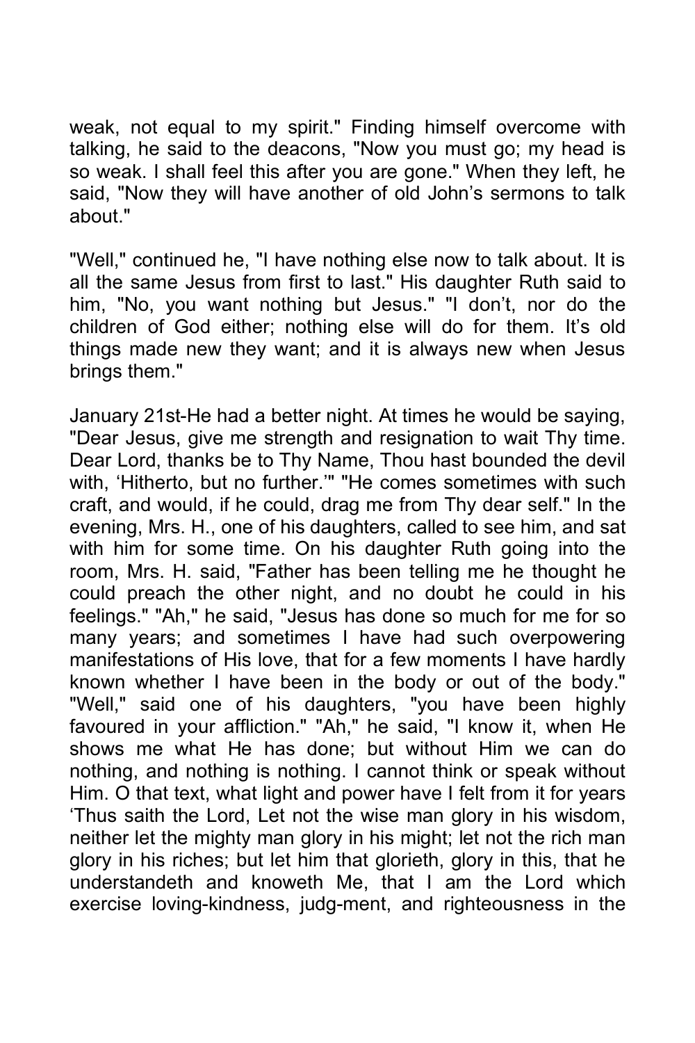weak, not equal to my spirit." Finding himself overcome with talking, he said to the deacons, "Now you must go; my head is so weak. I shall feel this after you are gone." When they left, he said, "Now they will have another of old John's sermons to talk about."

"Well," continued he, "I have nothing else now to talk about. It is all the same Jesus from first to last." His daughter Ruth said to him, "No, you want nothing but Jesus." "I don't, nor do the children of God either; nothing else will do for them. It's old things made new they want; and it is always new when Jesus brings them."

January 21st-He had a better night. At times he would be saying, "Dear Jesus, give me strength and resignation to wait Thy time. Dear Lord, thanks be to Thy Name, Thou hast bounded the devil with, 'Hitherto, but no further.'" "He comes sometimes with such craft, and would, if he could, drag me from Thy dear self." In the evening, Mrs. H., one of his daughters, called to see him, and sat with him for some time. On his daughter Ruth going into the room, Mrs. H. said, "Father has been telling me he thought he could preach the other night, and no doubt he could in his feelings." "Ah," he said, "Jesus has done so much for me for so many years; and sometimes I have had such overpowering manifestations of His love, that for a few moments I have hardly known whether I have been in the body or out of the body." "Well," said one of his daughters, "you have been highly favoured in your affliction." "Ah," he said, "I know it, when He shows me what He has done; but without Him we can do nothing, and nothing is nothing. I cannot think or speak without Him. O that text, what light and power have I felt from it for years 'Thus saith the Lord, Let not the wise man glory in his wisdom, neither let the mighty man glory in his might; let not the rich man glory in his riches; but let him that glorieth, glory in this, that he understandeth and knoweth Me, that I am the Lord which exercise loving-kindness, judg-ment, and righteousness in the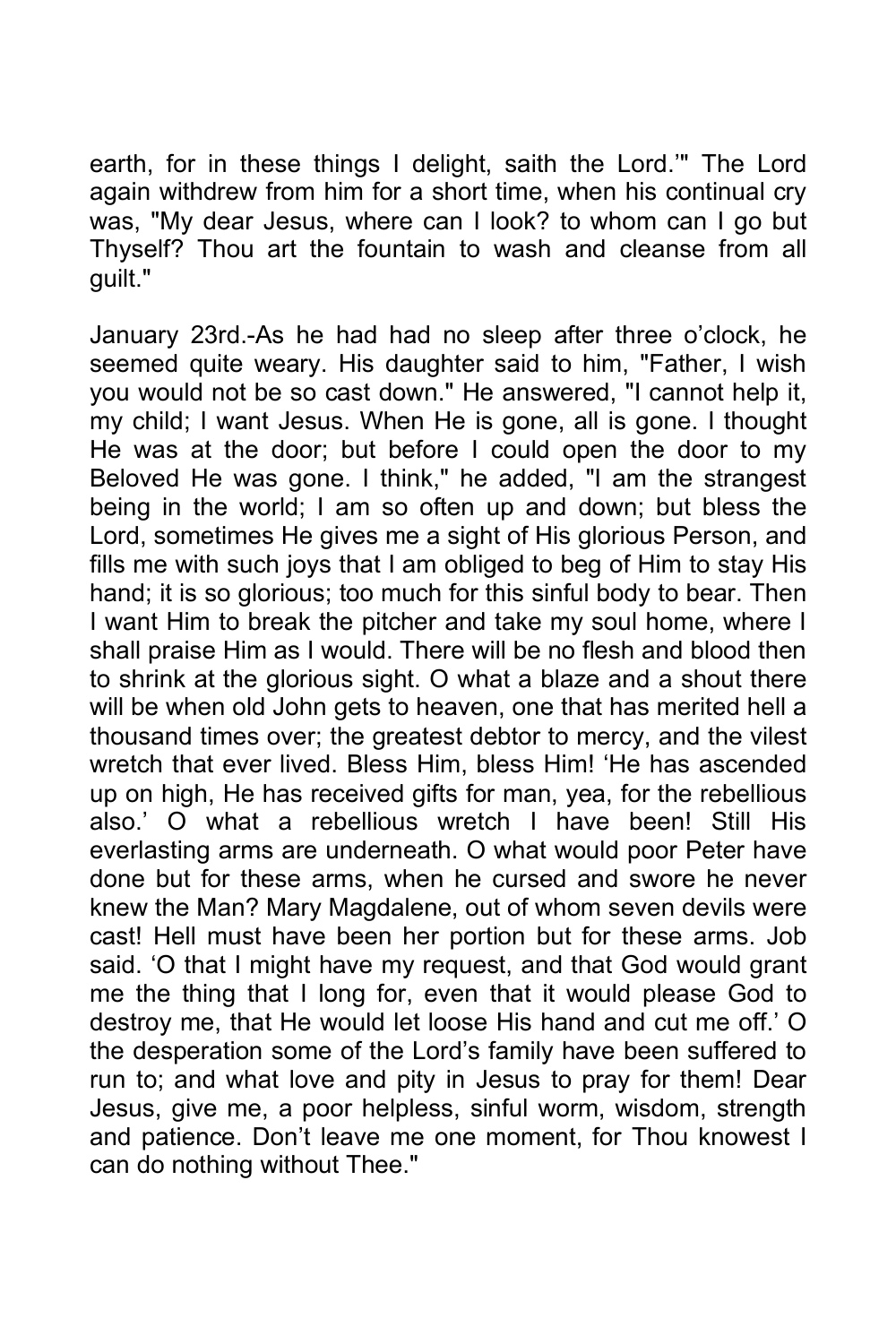earth, for in these things I delight, saith the Lord.'" The Lord again withdrew from him for a short time, when his continual cry was, "My dear Jesus, where can I look? to whom can I go but Thyself? Thou art the fountain to wash and cleanse from all guilt."

January 23rd.-As he had had no sleep after three o'clock, he seemed quite weary. His daughter said to him, "Father, I wish you would not be so cast down." He answered, "I cannot help it, my child; I want Jesus. When He is gone, all is gone. I thought He was at the door; but before I could open the door to my Beloved He was gone. I think," he added, "I am the strangest being in the world; I am so often up and down; but bless the Lord, sometimes He gives me a sight of His glorious Person, and fills me with such joys that I am obliged to beg of Him to stay His hand; it is so glorious; too much for this sinful body to bear. Then I want Him to break the pitcher and take my soul home, where I shall praise Him as I would. There will be no flesh and blood then to shrink at the glorious sight. O what a blaze and a shout there will be when old John gets to heaven, one that has merited hell a thousand times over; the greatest debtor to mercy, and the vilest wretch that ever lived. Bless Him, bless Him! 'He has ascended up on high, He has received gifts for man, yea, for the rebellious also.' O what a rebellious wretch I have been! Still His everlasting arms are underneath. O what would poor Peter have done but for these arms, when he cursed and swore he never knew the Man? Mary Magdalene, out of whom seven devils were cast! Hell must have been her portion but for these arms. Job said. 'O that I might have my request, and that God would grant me the thing that I long for, even that it would please God to destroy me, that He would let loose His hand and cut me off.' O the desperation some of the Lord's family have been suffered to run to; and what love and pity in Jesus to pray for them! Dear Jesus, give me, a poor helpless, sinful worm, wisdom, strength and patience. Don't leave me one moment, for Thou knowest I can do nothing without Thee."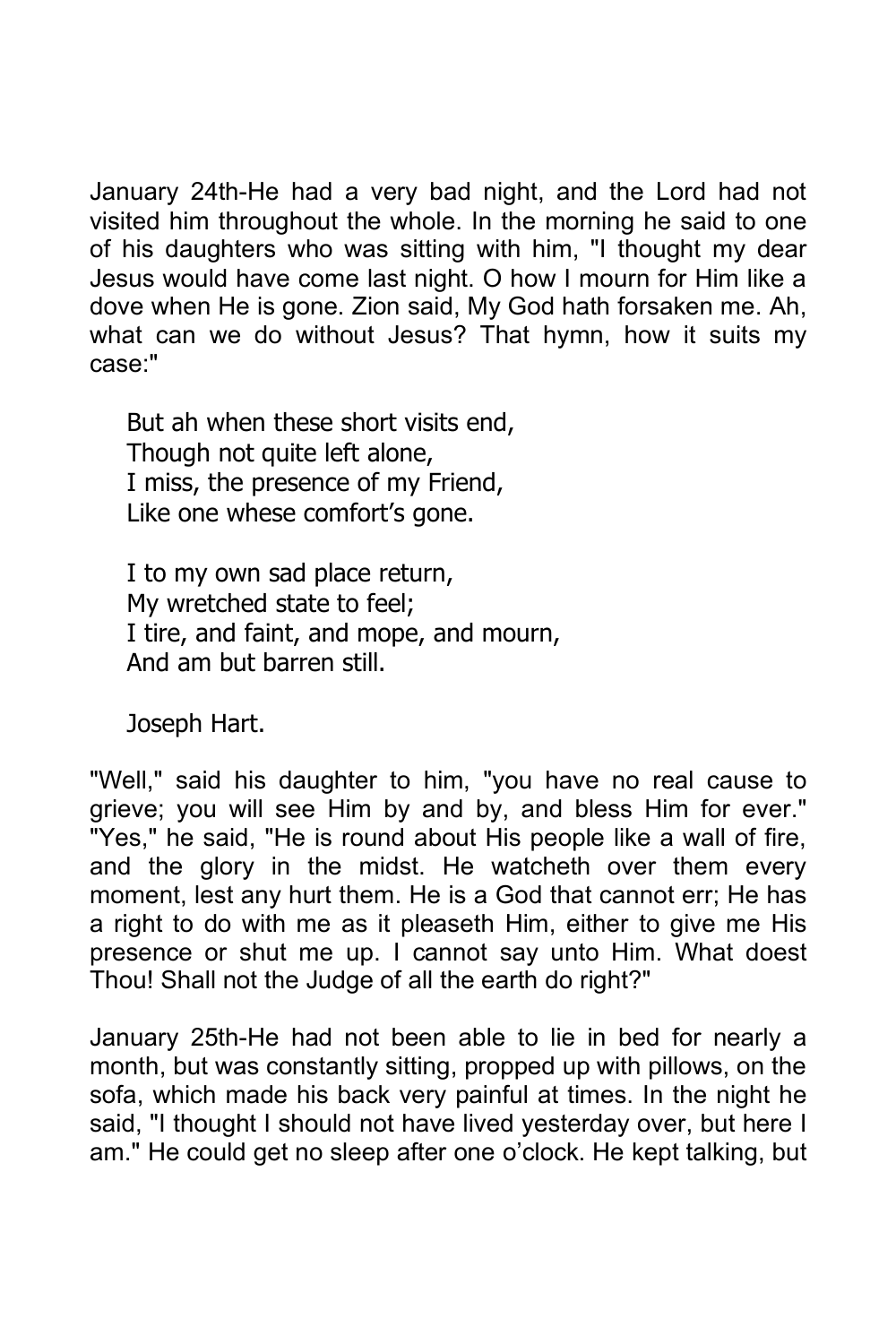January 24th-He had a very bad night, and the Lord had not visited him throughout the whole. In the morning he said to one of his daughters who was sitting with him, "I thought my dear Jesus would have come last night. O how I mourn for Him like a dove when He is gone. Zion said, My God hath forsaken me. Ah, what can we do without Jesus? That hymn, how it suits my case:"

> But ah when these short visits end,  
> Though not quite left alone,  
> I miss, the presence of my Friend,  
> Like one whese comfort's gone.
>
> I to my own sad place return,  
> My wretched state to feel;  
> I tire, and faint, and mope, and mourn,  
> And am but barren still.
>
> Joseph Hart.

"Well," said his daughter to him, "you have no real cause to grieve; you will see Him by and by, and bless Him for ever." "Yes," he said, "He is round about His people like a wall of fire, and the glory in the midst. He watcheth over them every moment, lest any hurt them. He is a God that cannot err; He has a right to do with me as it pleaseth Him, either to give me His presence or shut me up. I cannot say unto Him. What doest Thou! Shall not the Judge of all the earth do right?"

January 25th-He had not been able to lie in bed for nearly a month, but was constantly sitting, propped up with pillows, on the sofa, which made his back very painful at times. In the night he said, "I thought I should not have lived yesterday over, but here I am." He could get no sleep after one o'clock. He kept talking, but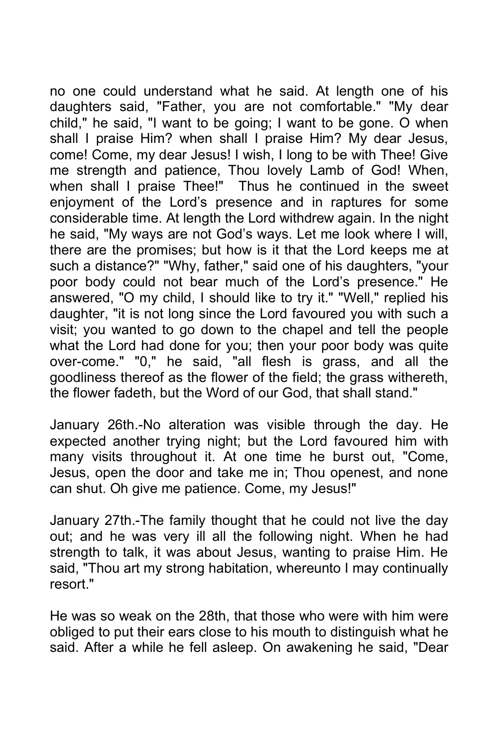no one could understand what he said. At length one of his daughters said, "Father, you are not comfortable." "My dear child," he said, "I want to be going; I want to be gone. O when shall I praise Him? when shall I praise Him? My dear Jesus, come! Come, my dear Jesus! I wish, I long to be with Thee! Give me strength and patience, Thou lovely Lamb of God! When, when shall I praise Thee!" Thus he continued in the sweet enjoyment of the Lord's presence and in raptures for some considerable time. At length the Lord withdrew again. In the night he said, "My ways are not God's ways. Let me look where I will, there are the promises; but how is it that the Lord keeps me at such a distance?" "Why, father," said one of his daughters, "your poor body could not bear much of the Lord's presence." He answered, "O my child, I should like to try it." "Well," replied his daughter, "it is not long since the Lord favoured you with such a visit; you wanted to go down to the chapel and tell the people what the Lord had done for you; then your poor body was quite over-come." "0," he said, "all flesh is grass, and all the goodliness thereof as the flower of the field; the grass withereth, the flower fadeth, but the Word of our God, that shall stand."

January 26th.-No alteration was visible through the day. He expected another trying night; but the Lord favoured him with many visits throughout it. At one time he burst out, "Come, Jesus, open the door and take me in; Thou openest, and none can shut. Oh give me patience. Come, my Jesus!"

January 27th.-The family thought that he could not live the day out; and he was very ill all the following night. When he had strength to talk, it was about Jesus, wanting to praise Him. He said, "Thou art my strong habitation, whereunto I may continually resort."

He was so weak on the 28th, that those who were with him were obliged to put their ears close to his mouth to distinguish what he said. After a while he fell asleep. On awakening he said, "Dear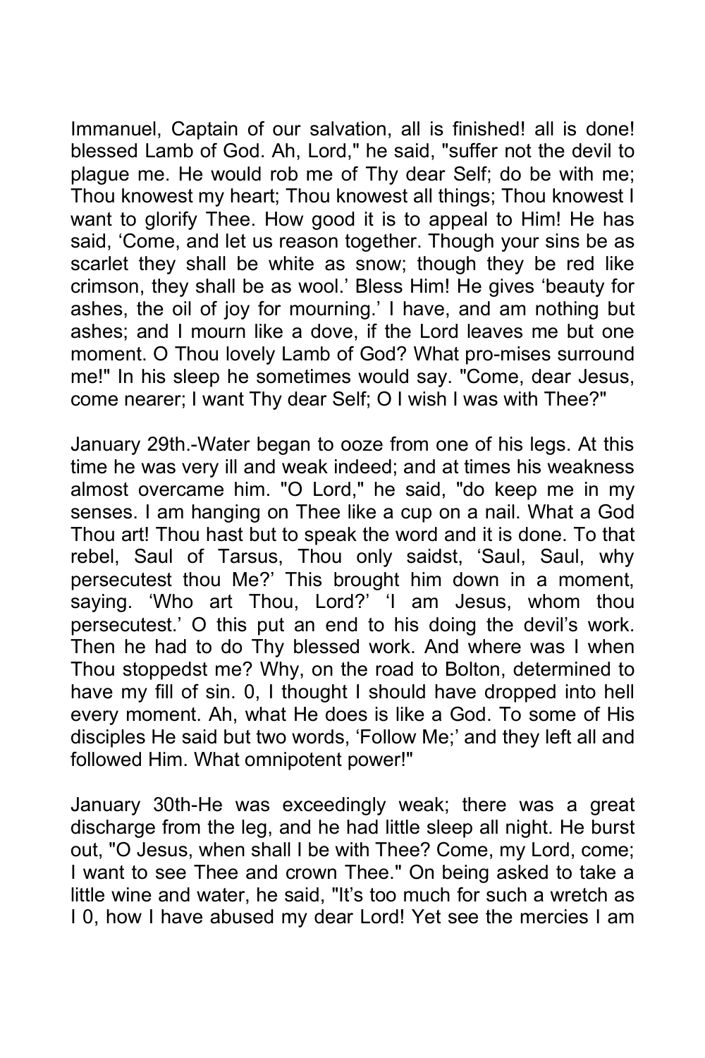Immanuel, Captain of our salvation, all is finished! all is done! blessed Lamb of God. Ah, Lord," he said, "suffer not the devil to plague me. He would rob me of Thy dear Self; do be with me; Thou knowest my heart; Thou knowest all things; Thou knowest I want to glorify Thee. How good it is to appeal to Him! He has said, 'Come, and let us reason together. Though your sins be as scarlet they shall be white as snow; though they be red like crimson, they shall be as wool.' Bless Him! He gives 'beauty for ashes, the oil of joy for mourning.' I have, and am nothing but ashes; and I mourn like a dove, if the Lord leaves me but one moment. O Thou lovely Lamb of God? What pro-mises surround me!" In his sleep he sometimes would say. "Come, dear Jesus, come nearer; I want Thy dear Self; O I wish I was with Thee?"

January 29th.-Water began to ooze from one of his legs. At this time he was very ill and weak indeed; and at times his weakness almost overcame him. "O Lord," he said, "do keep me in my senses. I am hanging on Thee like a cup on a nail. What a God Thou art! Thou hast but to speak the word and it is done. To that rebel, Saul of Tarsus, Thou only saidst, 'Saul, Saul, why persecutest thou Me?' This brought him down in a moment, saying. 'Who art Thou, Lord?' 'I am Jesus, whom thou persecutest.' O this put an end to his doing the devil's work. Then he had to do Thy blessed work. And where was I when Thou stoppedst me? Why, on the road to Bolton, determined to have my fill of sin. 0, I thought I should have dropped into hell every moment. Ah, what He does is like a God. To some of His disciples He said but two words, 'Follow Me;' and they left all and followed Him. What omnipotent power!"

January 30th-He was exceedingly weak; there was a great discharge from the leg, and he had little sleep all night. He burst out, "O Jesus, when shall I be with Thee? Come, my Lord, come; I want to see Thee and crown Thee." On being asked to take a little wine and water, he said, "It's too much for such a wretch as I 0, how I have abused my dear Lord! Yet see the mercies I am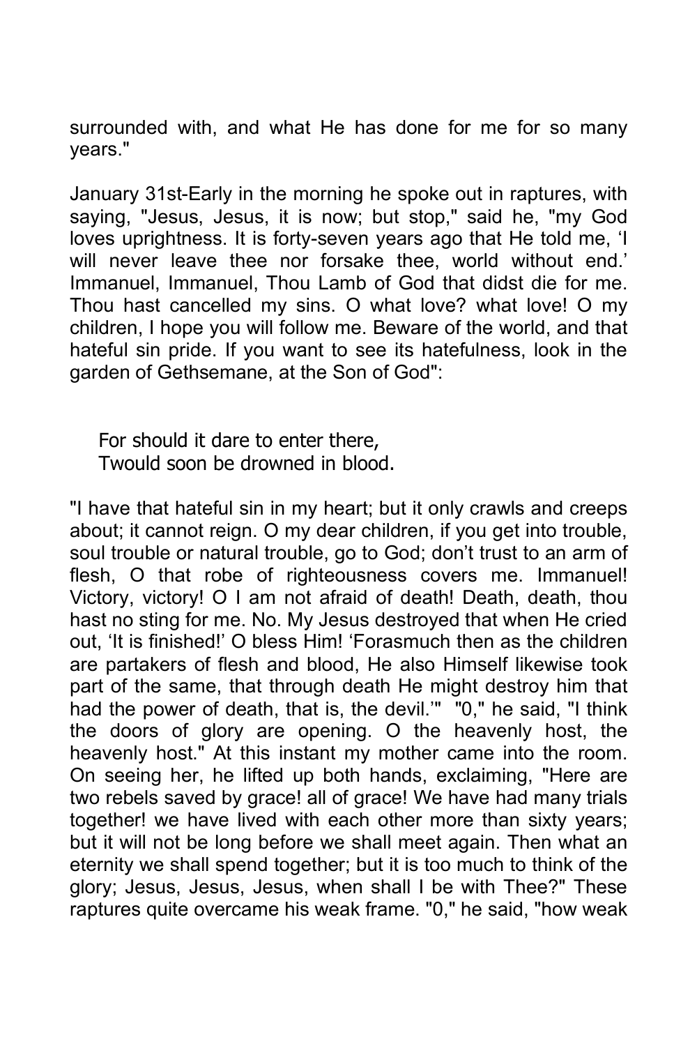surrounded with, and what He has done for me for so many years."

January 31st-Early in the morning he spoke out in raptures, with saying, "Jesus, Jesus, it is now; but stop," said he, "my God loves uprightness. It is forty-seven years ago that He told me, 'I will never leave thee nor forsake thee, world without end.' Immanuel, Immanuel, Thou Lamb of God that didst die for me. Thou hast cancelled my sins. O what love? what love! O my children, I hope you will follow me. Beware of the world, and that hateful sin pride. If you want to see its hatefulness, look in the garden of Gethsemane, at the Son of God":

> For should it dare to enter there,
> Twould soon be drowned in blood.

"I have that hateful sin in my heart; but it only crawls and creeps about; it cannot reign. O my dear children, if you get into trouble, soul trouble or natural trouble, go to God; don't trust to an arm of flesh, O that robe of righteousness covers me. Immanuel! Victory, victory! O I am not afraid of death! Death, death, thou hast no sting for me. No. My Jesus destroyed that when He cried out, 'It is finished!' O bless Him! 'Forasmuch then as the children are partakers of flesh and blood, He also Himself likewise took part of the same, that through death He might destroy him that had the power of death, that is, the devil.'" "0," he said, "I think the doors of glory are opening. O the heavenly host, the heavenly host." At this instant my mother came into the room. On seeing her, he lifted up both hands, exclaiming, "Here are two rebels saved by grace! all of grace! We have had many trials together! we have lived with each other more than sixty years; but it will not be long before we shall meet again. Then what an eternity we shall spend together; but it is too much to think of the glory; Jesus, Jesus, Jesus, when shall I be with Thee?" These raptures quite overcame his weak frame. "0," he said, "how weak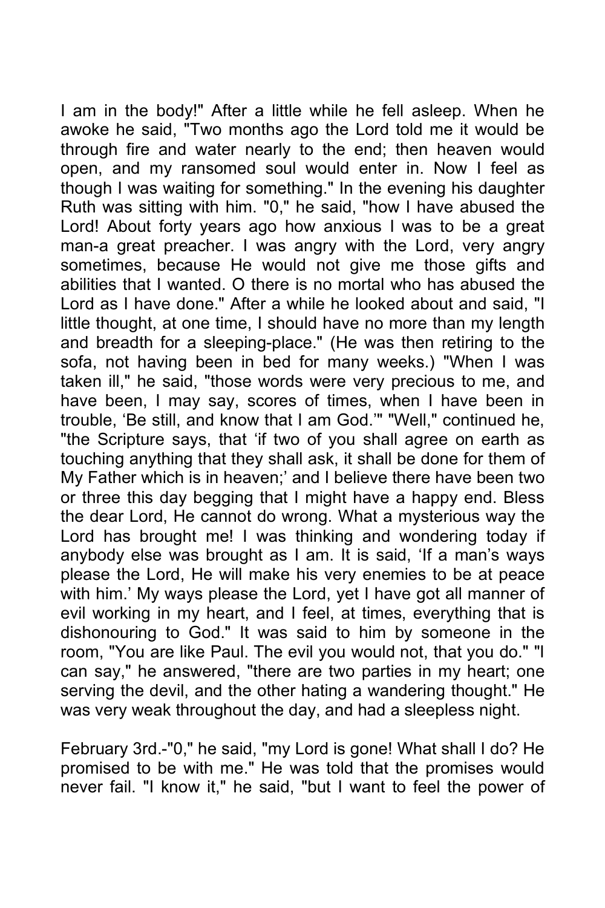I am in the body!" After a little while he fell asleep. When he awoke he said, "Two months ago the Lord told me it would be through fire and water nearly to the end; then heaven would open, and my ransomed soul would enter in. Now I feel as though I was waiting for something." In the evening his daughter Ruth was sitting with him. "0," he said, "how I have abused the Lord! About forty years ago how anxious I was to be a great man-a great preacher. I was angry with the Lord, very angry sometimes, because He would not give me those gifts and abilities that I wanted. O there is no mortal who has abused the Lord as I have done." After a while he looked about and said, "I little thought, at one time, I should have no more than my length and breadth for a sleeping-place." (He was then retiring to the sofa, not having been in bed for many weeks.) "When I was taken ill," he said, "those words were very precious to me, and have been, I may say, scores of times, when I have been in trouble, 'Be still, and know that I am God.'" "Well," continued he, "the Scripture says, that 'if two of you shall agree on earth as touching anything that they shall ask, it shall be done for them of My Father which is in heaven;' and I believe there have been two or three this day begging that I might have a happy end. Bless the dear Lord, He cannot do wrong. What a mysterious way the Lord has brought me! I was thinking and wondering today if anybody else was brought as I am. It is said, 'If a man's ways please the Lord, He will make his very enemies to be at peace with him.' My ways please the Lord, yet I have got all manner of evil working in my heart, and I feel, at times, everything that is dishonouring to God." It was said to him by someone in the room, "You are like Paul. The evil you would not, that you do." "I can say," he answered, "there are two parties in my heart; one serving the devil, and the other hating a wandering thought." He was very weak throughout the day, and had a sleepless night.

February 3rd.-"0," he said, "my Lord is gone! What shall I do? He promised to be with me." He was told that the promises would never fail. "I know it," he said, "but I want to feel the power of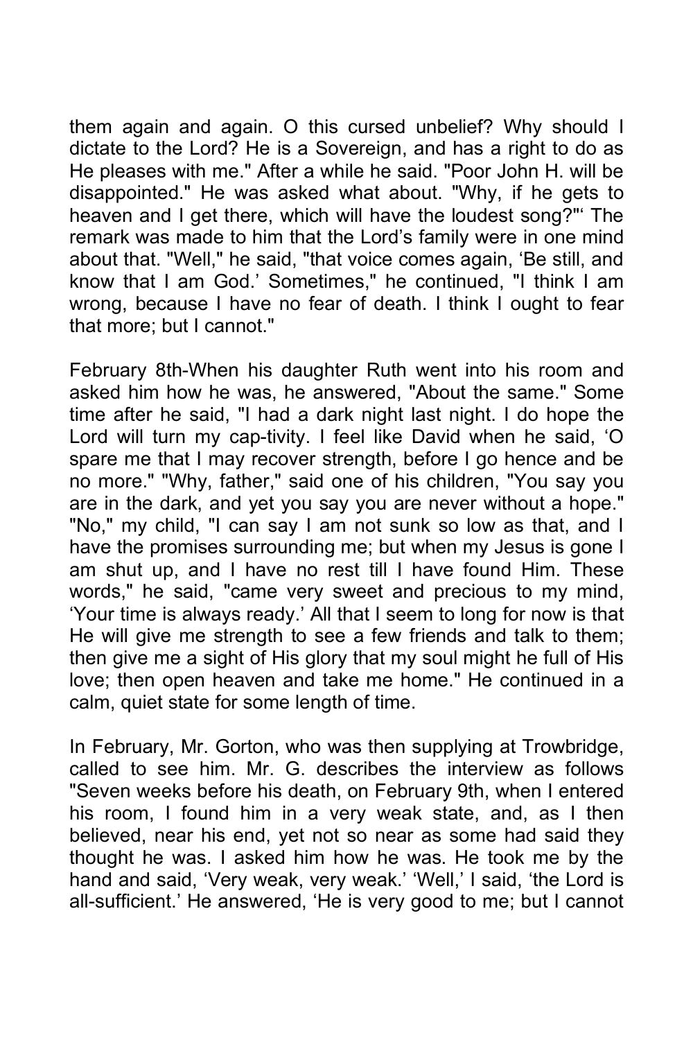them again and again. O this cursed unbelief? Why should I dictate to the Lord? He is a Sovereign, and has a right to do as He pleases with me." After a while he said. "Poor John H. will be disappointed." He was asked what about. "Why, if he gets to heaven and I get there, which will have the loudest song?"' The remark was made to him that the Lord's family were in one mind about that. "Well," he said, "that voice comes again, 'Be still, and know that I am God.' Sometimes," he continued, "I think I am wrong, because I have no fear of death. I think I ought to fear that more; but I cannot."

February 8th-When his daughter Ruth went into his room and asked him how he was, he answered, "About the same." Some time after he said, "I had a dark night last night. I do hope the Lord will turn my cap-tivity. I feel like David when he said, 'O spare me that I may recover strength, before I go hence and be no more." "Why, father," said one of his children, "You say you are in the dark, and yet you say you are never without a hope." "No," my child, "I can say I am not sunk so low as that, and I have the promises surrounding me; but when my Jesus is gone I am shut up, and I have no rest till I have found Him. These words," he said, "came very sweet and precious to my mind, 'Your time is always ready.' All that I seem to long for now is that He will give me strength to see a few friends and talk to them; then give me a sight of His glory that my soul might he full of His love; then open heaven and take me home." He continued in a calm, quiet state for some length of time.

In February, Mr. Gorton, who was then supplying at Trowbridge, called to see him. Mr. G. describes the interview as follows "Seven weeks before his death, on February 9th, when I entered his room, I found him in a very weak state, and, as I then believed, near his end, yet not so near as some had said they thought he was. I asked him how he was. He took me by the hand and said, 'Very weak, very weak.' 'Well,' I said, 'the Lord is all-sufficient.' He answered, 'He is very good to me; but I cannot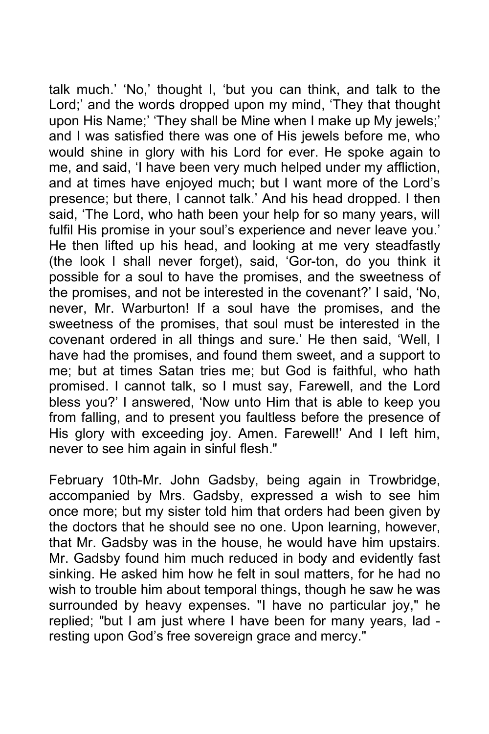talk much.' 'No,' thought I, 'but you can think, and talk to the Lord;' and the words dropped upon my mind, 'They that thought upon His Name;' 'They shall be Mine when I make up My jewels;' and I was satisfied there was one of His jewels before me, who would shine in glory with his Lord for ever. He spoke again to me, and said, 'I have been very much helped under my affliction, and at times have enjoyed much; but I want more of the Lord's presence; but there, I cannot talk.' And his head dropped. I then said, 'The Lord, who hath been your help for so many years, will fulfil His promise in your soul's experience and never leave you.' He then lifted up his head, and looking at me very steadfastly (the look I shall never forget), said, 'Gor-ton, do you think it possible for a soul to have the promises, and the sweetness of the promises, and not be interested in the covenant?' I said, 'No, never, Mr. Warburton! If a soul have the promises, and the sweetness of the promises, that soul must be interested in the covenant ordered in all things and sure.' He then said, 'Well, I have had the promises, and found them sweet, and a support to me; but at times Satan tries me; but God is faithful, who hath promised. I cannot talk, so I must say, Farewell, and the Lord bless you?' I answered, 'Now unto Him that is able to keep you from falling, and to present you faultless before the presence of His glory with exceeding joy. Amen. Farewell!' And I left him, never to see him again in sinful flesh."

February 10th-Mr. John Gadsby, being again in Trowbridge, accompanied by Mrs. Gadsby, expressed a wish to see him once more; but my sister told him that orders had been given by the doctors that he should see no one. Upon learning, however, that Mr. Gadsby was in the house, he would have him upstairs. Mr. Gadsby found him much reduced in body and evidently fast sinking. He asked him how he felt in soul matters, for he had no wish to trouble him about temporal things, though he saw he was surrounded by heavy expenses. "I have no particular joy," he replied; "but I am just where I have been for many years, lad - resting upon God's free sovereign grace and mercy."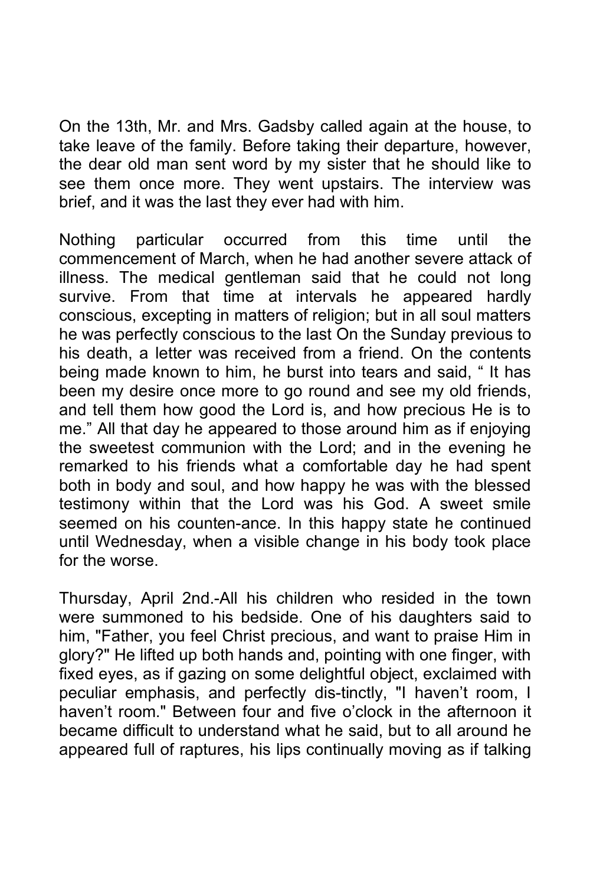On the 13th, Mr. and Mrs. Gadsby called again at the house, to take leave of the family. Before taking their departure, however, the dear old man sent word by my sister that he should like to see them once more. They went upstairs. The interview was brief, and it was the last they ever had with him.

Nothing particular occurred from this time until the commencement of March, when he had another severe attack of illness. The medical gentleman said that he could not long survive. From that time at intervals he appeared hardly conscious, excepting in matters of religion; but in all soul matters he was perfectly conscious to the last On the Sunday previous to his death, a letter was received from a friend. On the contents being made known to him, he burst into tears and said, " It has been my desire once more to go round and see my old friends, and tell them how good the Lord is, and how precious He is to me." All that day he appeared to those around him as if enjoying the sweetest communion with the Lord; and in the evening he remarked to his friends what a comfortable day he had spent both in body and soul, and how happy he was with the blessed testimony within that the Lord was his God. A sweet smile seemed on his counten-ance. In this happy state he continued until Wednesday, when a visible change in his body took place for the worse.

Thursday, April 2nd.-All his children who resided in the town were summoned to his bedside. One of his daughters said to him, "Father, you feel Christ precious, and want to praise Him in glory?" He lifted up both hands and, pointing with one finger, with fixed eyes, as if gazing on some delightful object, exclaimed with peculiar emphasis, and perfectly dis-tinctly, "I haven't room, I haven't room." Between four and five o'clock in the afternoon it became difficult to understand what he said, but to all around he appeared full of raptures, his lips continually moving as if talking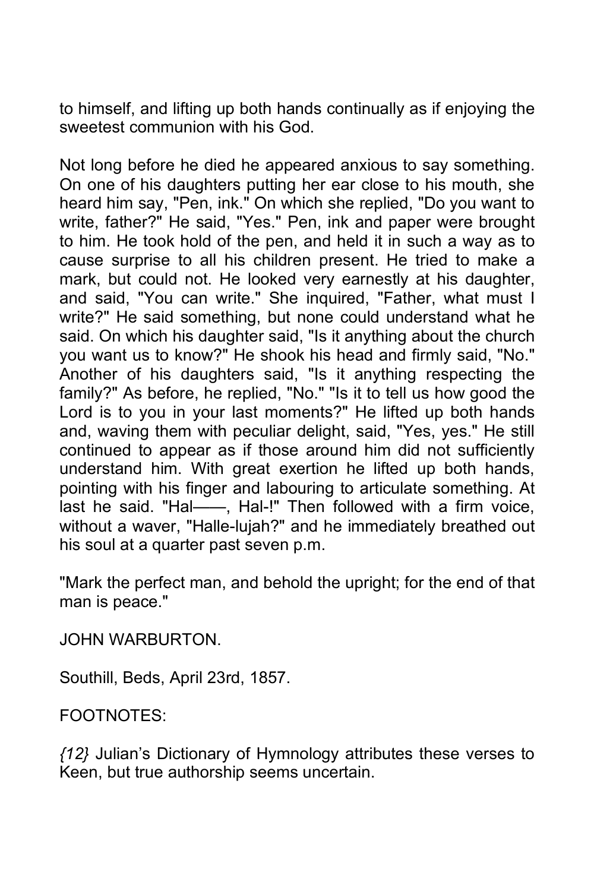to himself, and lifting up both hands continually as if enjoying the sweetest communion with his God.

Not long before he died he appeared anxious to say something. On one of his daughters putting her ear close to his mouth, she heard him say, "Pen, ink." On which she replied, "Do you want to write, father?" He said, "Yes." Pen, ink and paper were brought to him. He took hold of the pen, and held it in such a way as to cause surprise to all his children present. He tried to make a mark, but could not. He looked very earnestly at his daughter, and said, "You can write." She inquired, "Father, what must I write?" He said something, but none could understand what he said. On which his daughter said, "Is it anything about the church you want us to know?" He shook his head and firmly said, "No." Another of his daughters said, "Is it anything respecting the family?" As before, he replied, "No." "Is it to tell us how good the Lord is to you in your last moments?" He lifted up both hands and, waving them with peculiar delight, said, "Yes, yes." He still continued to appear as if those around him did not sufficiently understand him. With great exertion he lifted up both hands, pointing with his finger and labouring to articulate something. At last he said. "Hal——, Hal-!" Then followed with a firm voice, without a waver, "Halle-lujah?" and he immediately breathed out his soul at a quarter past seven p.m.

"Mark the perfect man, and behold the upright; for the end of that man is peace."

JOHN WARBURTON.

Southill, Beds, April 23rd, 1857.

FOOTNOTES:

*{12}* Julian's Dictionary of Hymnology attributes these verses to Keen, but true authorship seems uncertain.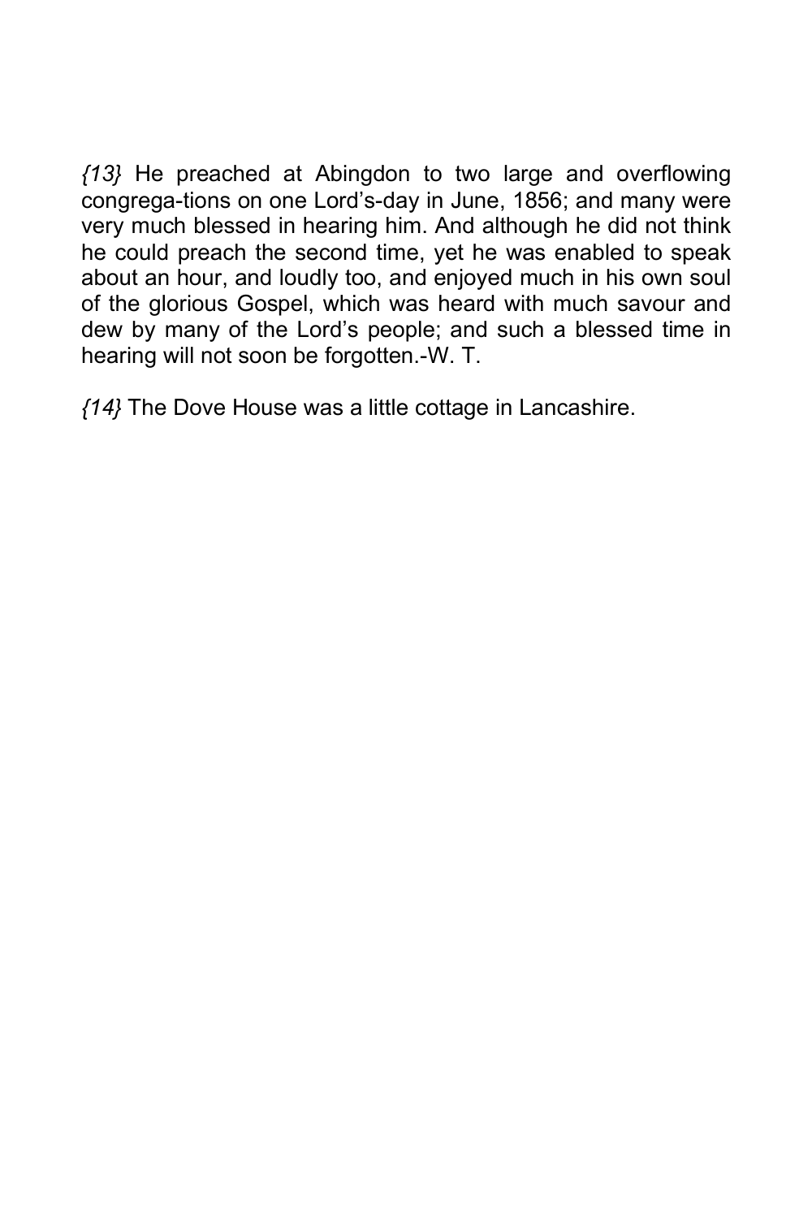*{13}* He preached at Abingdon to two large and overflowing congrega-tions on one Lord's-day in June, 1856; and many were very much blessed in hearing him. And although he did not think he could preach the second time, yet he was enabled to speak about an hour, and loudly too, and enjoyed much in his own soul of the glorious Gospel, which was heard with much savour and dew by many of the Lord's people; and such a blessed time in hearing will not soon be forgotten.-W. T.

*{14}* The Dove House was a little cottage in Lancashire.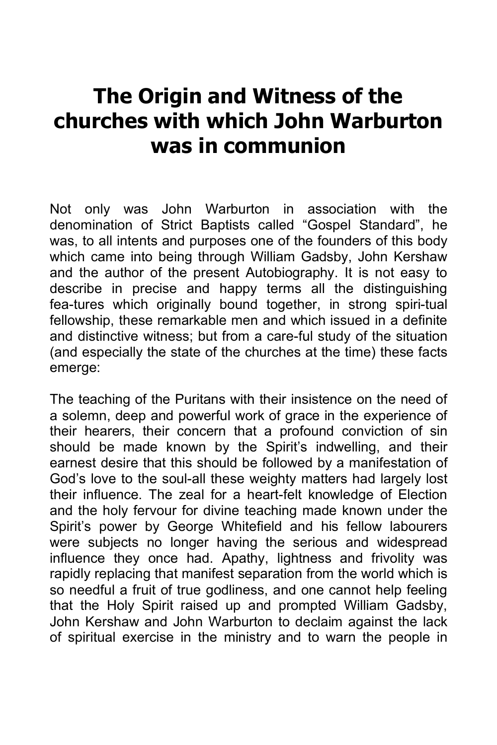# The Origin and Witness of the churches with which John Warburton was in communion

Not only was John Warburton in association with the denomination of Strict Baptists called “Gospel Standard”, he was, to all intents and purposes one of the founders of this body which came into being through William Gadsby, John Kershaw and the author of the present Autobiography. It is not easy to describe in precise and happy terms all the distinguishing fea-tures which originally bound together, in strong spiri-tual fellowship, these remarkable men and which issued in a definite and distinctive witness; but from a care-ful study of the situation (and especially the state of the churches at the time) these facts emerge:

The teaching of the Puritans with their insistence on the need of a solemn, deep and powerful work of grace in the experience of their hearers, their concern that a profound conviction of sin should be made known by the Spirit’s indwelling, and their earnest desire that this should be followed by a manifestation of God’s love to the soul-all these weighty matters had largely lost their influence. The zeal for a heart-felt knowledge of Election and the holy fervour for divine teaching made known under the Spirit’s power by George Whitefield and his fellow labourers were subjects no longer having the serious and widespread influence they once had. Apathy, lightness and frivolity was rapidly replacing that manifest separation from the world which is so needful a fruit of true godliness, and one cannot help feeling that the Holy Spirit raised up and prompted William Gadsby, John Kershaw and John Warburton to declaim against the lack of spiritual exercise in the ministry and to warn the people in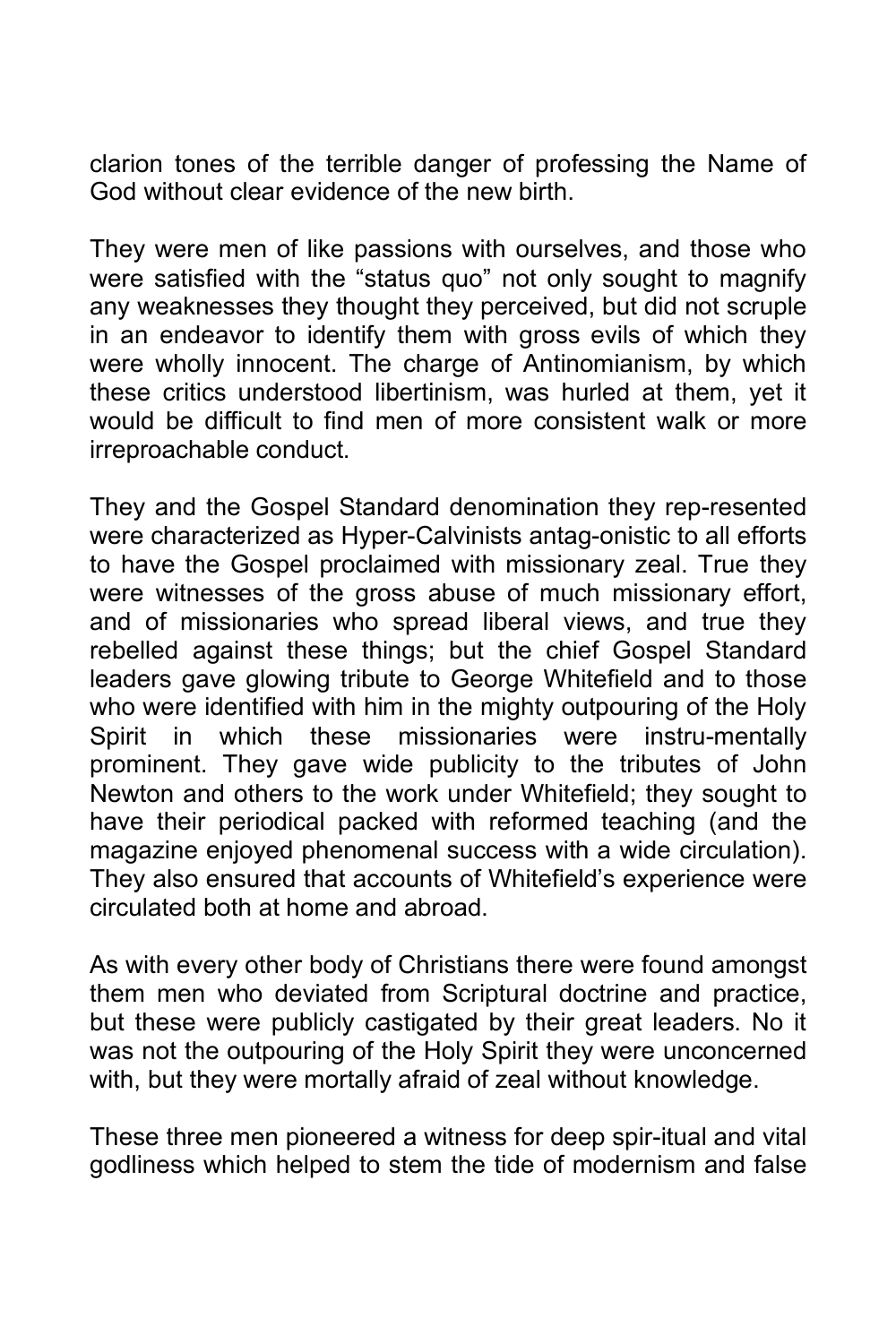clarion tones of the terrible danger of professing the Name of God without clear evidence of the new birth.

They were men of like passions with ourselves, and those who were satisfied with the "status quo" not only sought to magnify any weaknesses they thought they perceived, but did not scruple in an endeavor to identify them with gross evils of which they were wholly innocent. The charge of Antinomianism, by which these critics understood libertinism, was hurled at them, yet it would be difficult to find men of more consistent walk or more irreproachable conduct.

They and the Gospel Standard denomination they rep-resented were characterized as Hyper-Calvinists antag-onistic to all efforts to have the Gospel proclaimed with missionary zeal. True they were witnesses of the gross abuse of much missionary effort, and of missionaries who spread liberal views, and true they rebelled against these things; but the chief Gospel Standard leaders gave glowing tribute to George Whitefield and to those who were identified with him in the mighty outpouring of the Holy Spirit in which these missionaries were instru-mentally prominent. They gave wide publicity to the tributes of John Newton and others to the work under Whitefield; they sought to have their periodical packed with reformed teaching (and the magazine enjoyed phenomenal success with a wide circulation). They also ensured that accounts of Whitefield's experience were circulated both at home and abroad.

As with every other body of Christians there were found amongst them men who deviated from Scriptural doctrine and practice, but these were publicly castigated by their great leaders. No it was not the outpouring of the Holy Spirit they were unconcerned with, but they were mortally afraid of zeal without knowledge.

These three men pioneered a witness for deep spir-itual and vital godliness which helped to stem the tide of modernism and false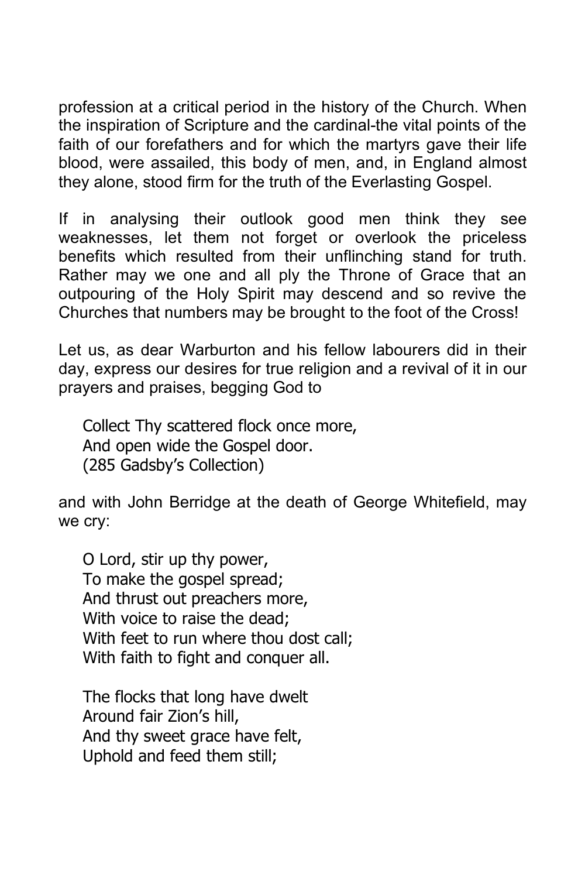profession at a critical period in the history of the Church. When the inspiration of Scripture and the cardinal-the vital points of the faith of our forefathers and for which the martyrs gave their life blood, were assailed, this body of men, and, in England almost they alone, stood firm for the truth of the Everlasting Gospel.

If in analysing their outlook good men think they see weaknesses, let them not forget or overlook the priceless benefits which resulted from their unflinching stand for truth. Rather may we one and all ply the Throne of Grace that an outpouring of the Holy Spirit may descend and so revive the Churches that numbers may be brought to the foot of the Cross!

Let us, as dear Warburton and his fellow labourers did in their day, express our desires for true religion and a revival of it in our prayers and praises, begging God to

> Collect Thy scattered flock once more,  
> And open wide the Gospel door.  
> (285 Gadsby's Collection)

and with John Berridge at the death of George Whitefield, may we cry:

> O Lord, stir up thy power,  
> To make the gospel spread;  
> And thrust out preachers more,  
> With voice to raise the dead;  
> With feet to run where thou dost call;  
> With faith to fight and conquer all.
>
> The flocks that long have dwelt  
> Around fair Zion's hill,  
> And thy sweet grace have felt,  
> Uphold and feed them still;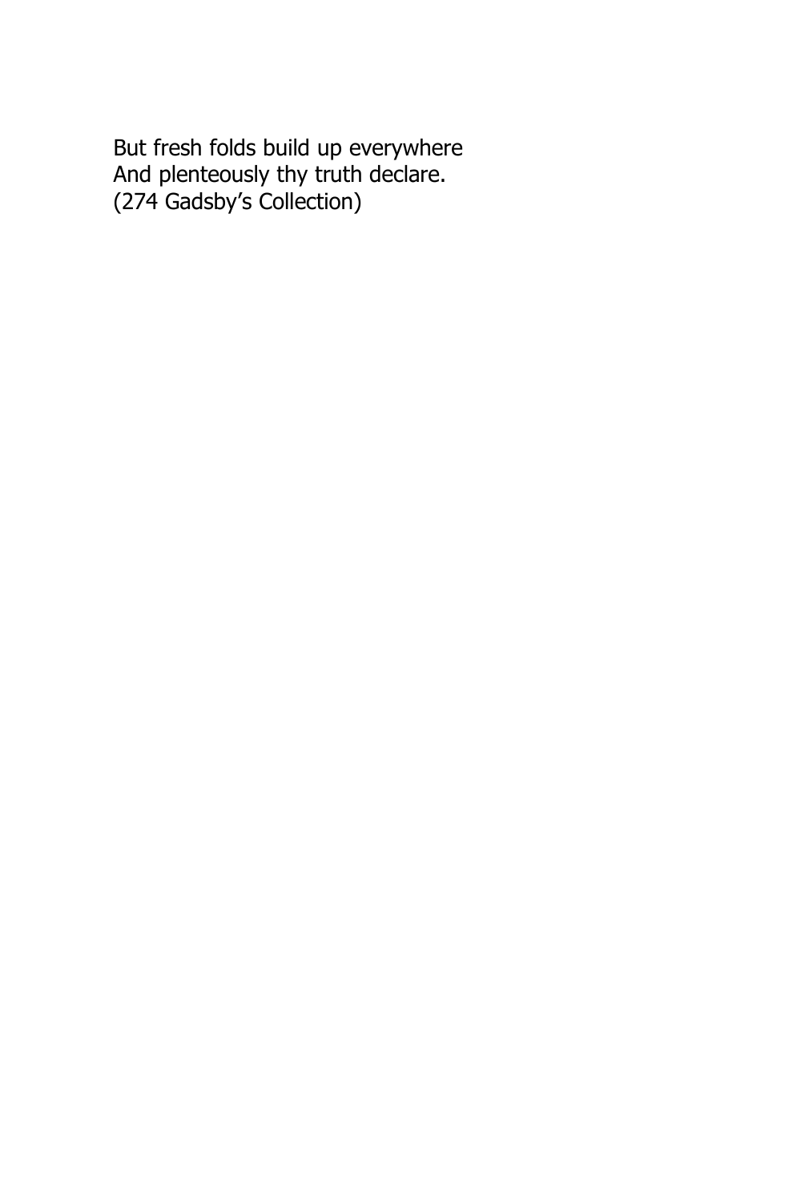But fresh folds build up everywhere
And plenteously thy truth declare.
(274 Gadsby's Collection)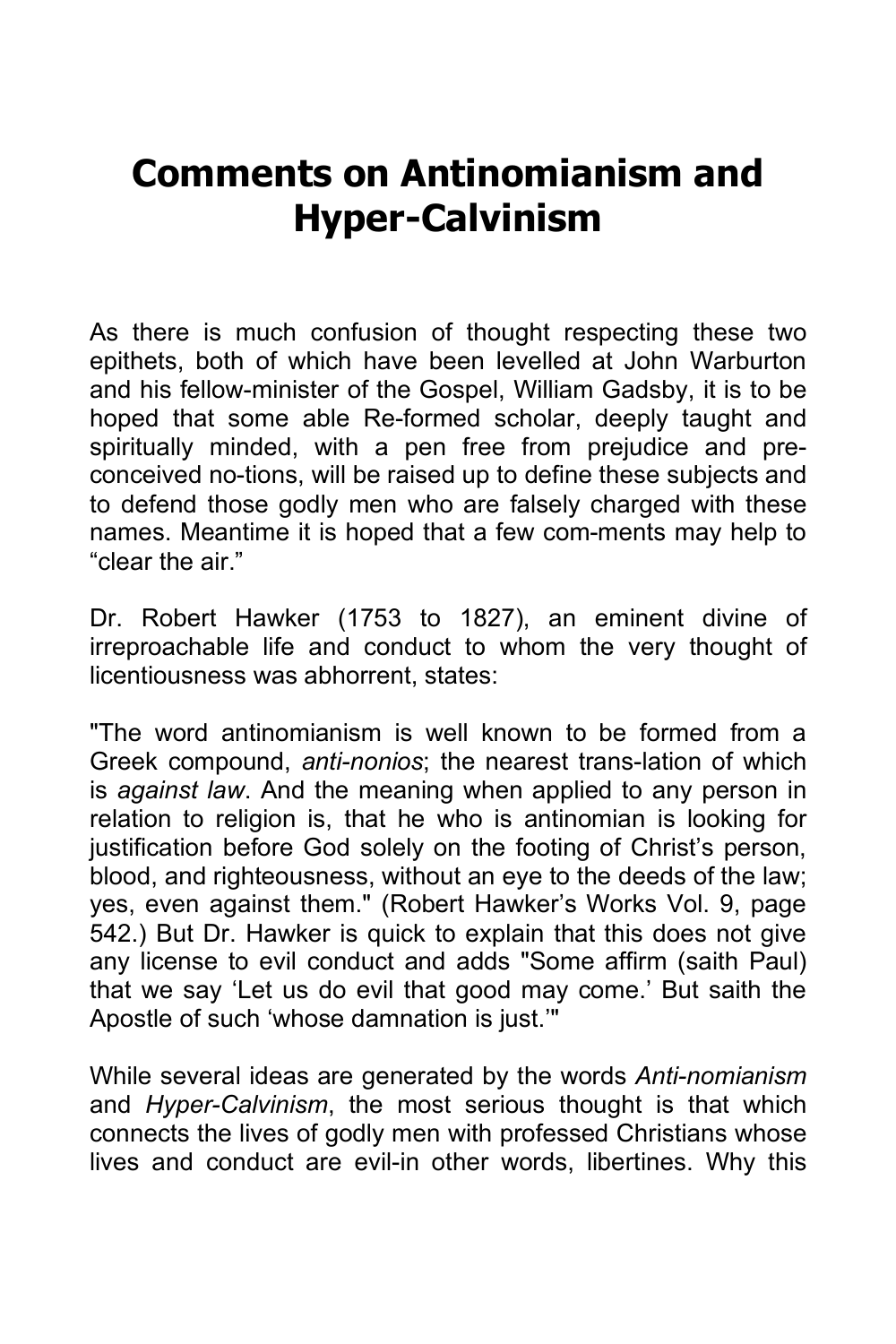# Comments on Antinomianism and Hyper-Calvinism

As there is much confusion of thought respecting these two epithets, both of which have been levelled at John Warburton and his fellow-minister of the Gospel, William Gadsby, it is to be hoped that some able Re-formed scholar, deeply taught and spiritually minded, with a pen free from prejudice and pre-conceived no-tions, will be raised up to define these subjects and to defend those godly men who are falsely charged with these names. Meantime it is hoped that a few com-ments may help to "clear the air."

Dr. Robert Hawker (1753 to 1827), an eminent divine of irreproachable life and conduct to whom the very thought of licentiousness was abhorrent, states:

"The word antinomianism is well known to be formed from a Greek compound, *anti-nonios*; the nearest trans-lation of which is *against law*. And the meaning when applied to any person in relation to religion is, that he who is antinomian is looking for justification before God solely on the footing of Christ's person, blood, and righteousness, without an eye to the deeds of the law; yes, even against them." (Robert Hawker's Works Vol. 9, page 542.) But Dr. Hawker is quick to explain that this does not give any license to evil conduct and adds "Some affirm (saith Paul) that we say 'Let us do evil that good may come.' But saith the Apostle of such 'whose damnation is just.'"

While several ideas are generated by the words *Anti-nomianism* and *Hyper-Calvinism*, the most serious thought is that which connects the lives of godly men with professed Christians whose lives and conduct are evil-in other words, libertines. Why this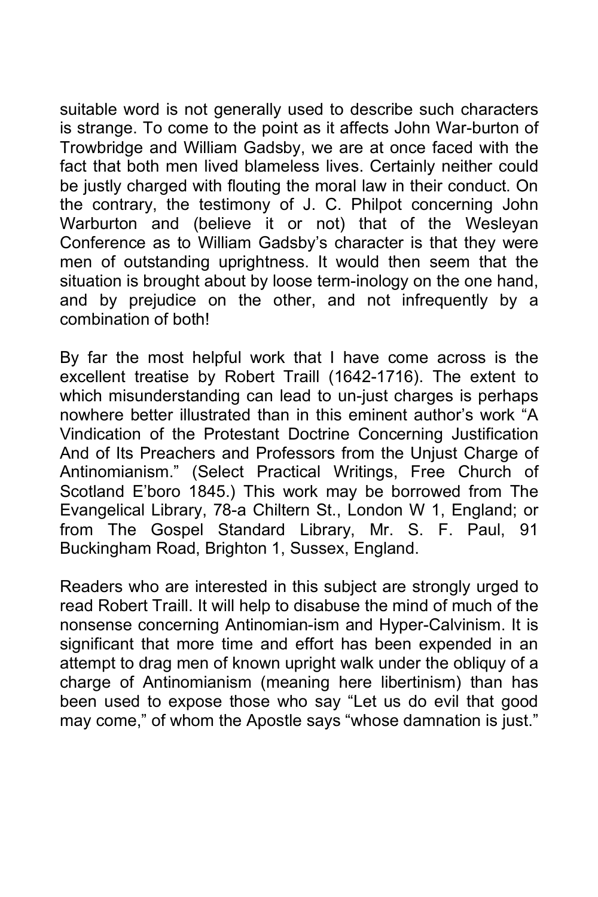suitable word is not generally used to describe such characters is strange. To come to the point as it affects John War-burton of Trowbridge and William Gadsby, we are at once faced with the fact that both men lived blameless lives. Certainly neither could be justly charged with flouting the moral law in their conduct. On the contrary, the testimony of J. C. Philpot concerning John Warburton and (believe it or not) that of the Wesleyan Conference as to William Gadsby's character is that they were men of outstanding uprightness. It would then seem that the situation is brought about by loose term-inology on the one hand, and by prejudice on the other, and not infrequently by a combination of both!

By far the most helpful work that I have come across is the excellent treatise by Robert Traill (1642-1716). The extent to which misunderstanding can lead to un-just charges is perhaps nowhere better illustrated than in this eminent author's work "A Vindication of the Protestant Doctrine Concerning Justification And of Its Preachers and Professors from the Unjust Charge of Antinomianism." (Select Practical Writings, Free Church of Scotland E'boro 1845.) This work may be borrowed from The Evangelical Library, 78-a Chiltern St., London W 1, England; or from The Gospel Standard Library, Mr. S. F. Paul, 91 Buckingham Road, Brighton 1, Sussex, England.

Readers who are interested in this subject are strongly urged to read Robert Traill. It will help to disabuse the mind of much of the nonsense concerning Antinomian-ism and Hyper-Calvinism. It is significant that more time and effort has been expended in an attempt to drag men of known upright walk under the obliquy of a charge of Antinomianism (meaning here libertinism) than has been used to expose those who say "Let us do evil that good may come," of whom the Apostle says "whose damnation is just."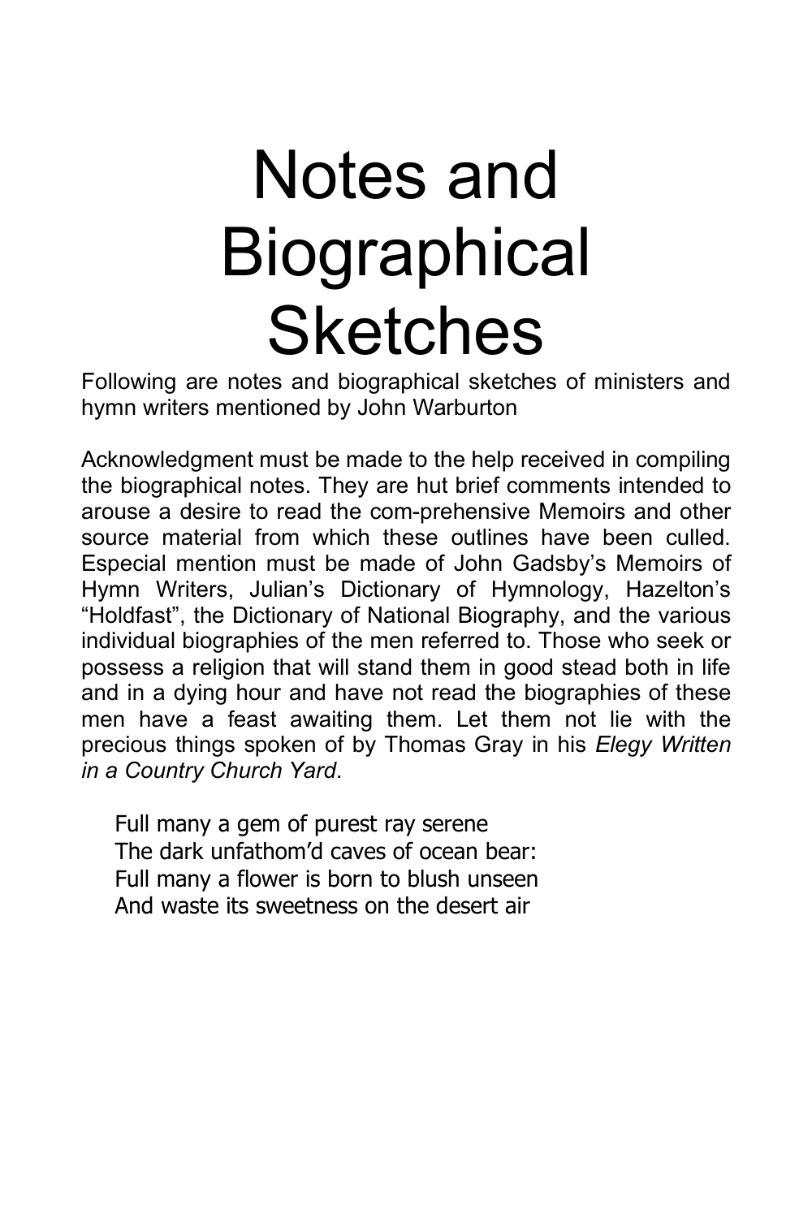# Notes and Biographical Sketches

Following are notes and biographical sketches of ministers and hymn writers mentioned by John Warburton

Acknowledgment must be made to the help received in compiling the biographical notes. They are hut brief comments intended to arouse a desire to read the com-prehensive Memoirs and other source material from which these outlines have been culled. Especial mention must be made of John Gadsby's Memoirs of Hymn Writers, Julian's Dictionary of Hymnology, Hazelton's "Holdfast", the Dictionary of National Biography, and the various individual biographies of the men referred to. Those who seek or possess a religion that will stand them in good stead both in life and in a dying hour and have not read the biographies of these men have a feast awaiting them. Let them not lie with the precious things spoken of by Thomas Gray in his *Elegy Written in a Country Church Yard*.

> Full many a gem of purest ray serene
> The dark unfathom'd caves of ocean bear:
> Full many a flower is born to blush unseen
> And waste its sweetness on the desert air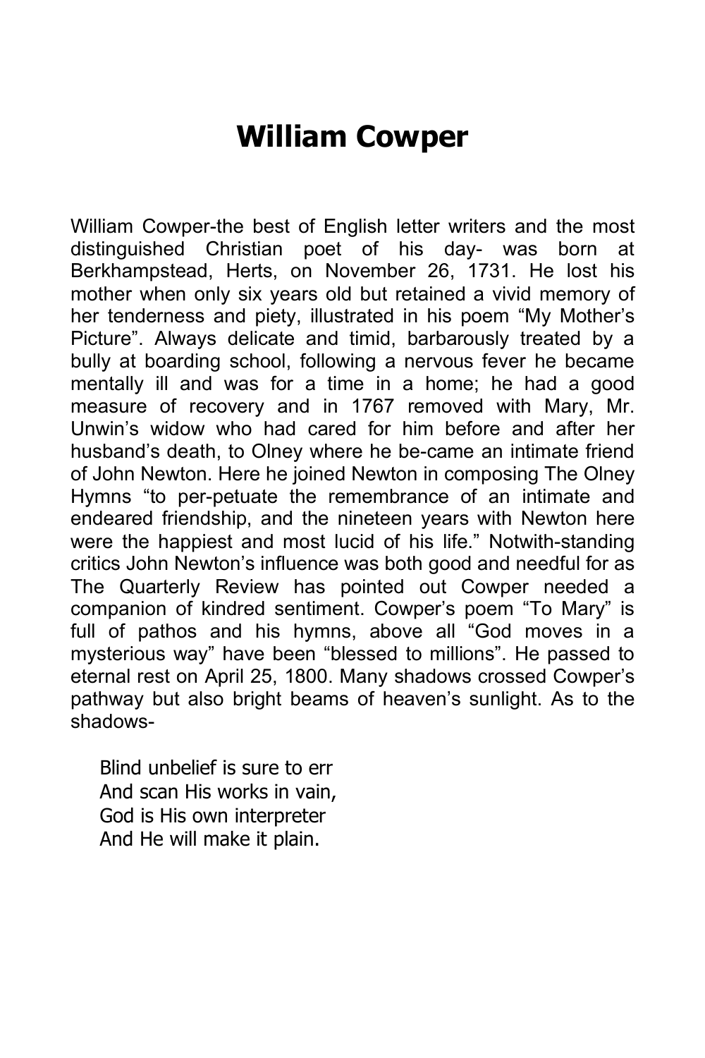# William Cowper

William Cowper-the best of English letter writers and the most distinguished Christian poet of his day- was born at Berkhampstead, Herts, on November 26, 1731. He lost his mother when only six years old but retained a vivid memory of her tenderness and piety, illustrated in his poem "My Mother's Picture". Always delicate and timid, barbarously treated by a bully at boarding school, following a nervous fever he became mentally ill and was for a time in a home; he had a good measure of recovery and in 1767 removed with Mary, Mr. Unwin's widow who had cared for him before and after her husband's death, to Olney where he be-came an intimate friend of John Newton. Here he joined Newton in composing The Olney Hymns "to per-petuate the remembrance of an intimate and endeared friendship, and the nineteen years with Newton here were the happiest and most lucid of his life." Notwith-standing critics John Newton's influence was both good and needful for as The Quarterly Review has pointed out Cowper needed a companion of kindred sentiment. Cowper's poem "To Mary" is full of pathos and his hymns, above all "God moves in a mysterious way" have been "blessed to millions". He passed to eternal rest on April 25, 1800. Many shadows crossed Cowper's pathway but also bright beams of heaven's sunlight. As to the shadows-

Blind unbelief is sure to err  
And scan His works in vain,  
God is His own interpreter  
And He will make it plain.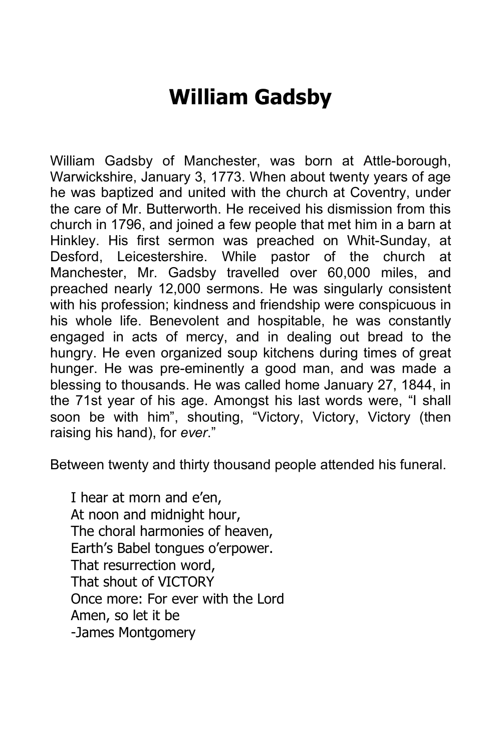# William Gadsby

William Gadsby of Manchester, was born at Attle-borough, Warwickshire, January 3, 1773. When about twenty years of age he was baptized and united with the church at Coventry, under the care of Mr. Butterworth. He received his dismission from this church in 1796, and joined a few people that met him in a barn at Hinkley. His first sermon was preached on Whit-Sunday, at Desford, Leicestershire. While pastor of the church at Manchester, Mr. Gadsby travelled over 60,000 miles, and preached nearly 12,000 sermons. He was singularly consistent with his profession; kindness and friendship were conspicuous in his whole life. Benevolent and hospitable, he was constantly engaged in acts of mercy, and in dealing out bread to the hungry. He even organized soup kitchens during times of great hunger. He was pre-eminently a good man, and was made a blessing to thousands. He was called home January 27, 1844, in the 71st year of his age. Amongst his last words were, "I shall soon be with him", shouting, "Victory, Victory, Victory (then raising his hand), for *ever*."

Between twenty and thirty thousand people attended his funeral.

I hear at morn and e'en,  
At noon and midnight hour,  
The choral harmonies of heaven,  
Earth's Babel tongues o'erpower.  
That resurrection word,  
That shout of VICTORY  
Once more: For ever with the Lord  
Amen, so let it be  
-James Montgomery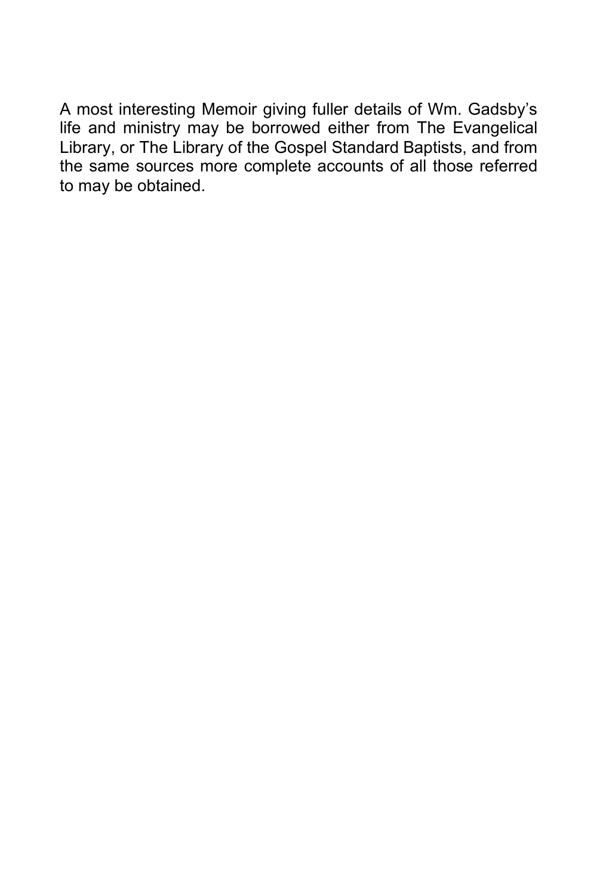A most interesting Memoir giving fuller details of Wm. Gadsby's life and ministry may be borrowed either from The Evangelical Library, or The Library of the Gospel Standard Baptists, and from the same sources more complete accounts of all those referred to may be obtained.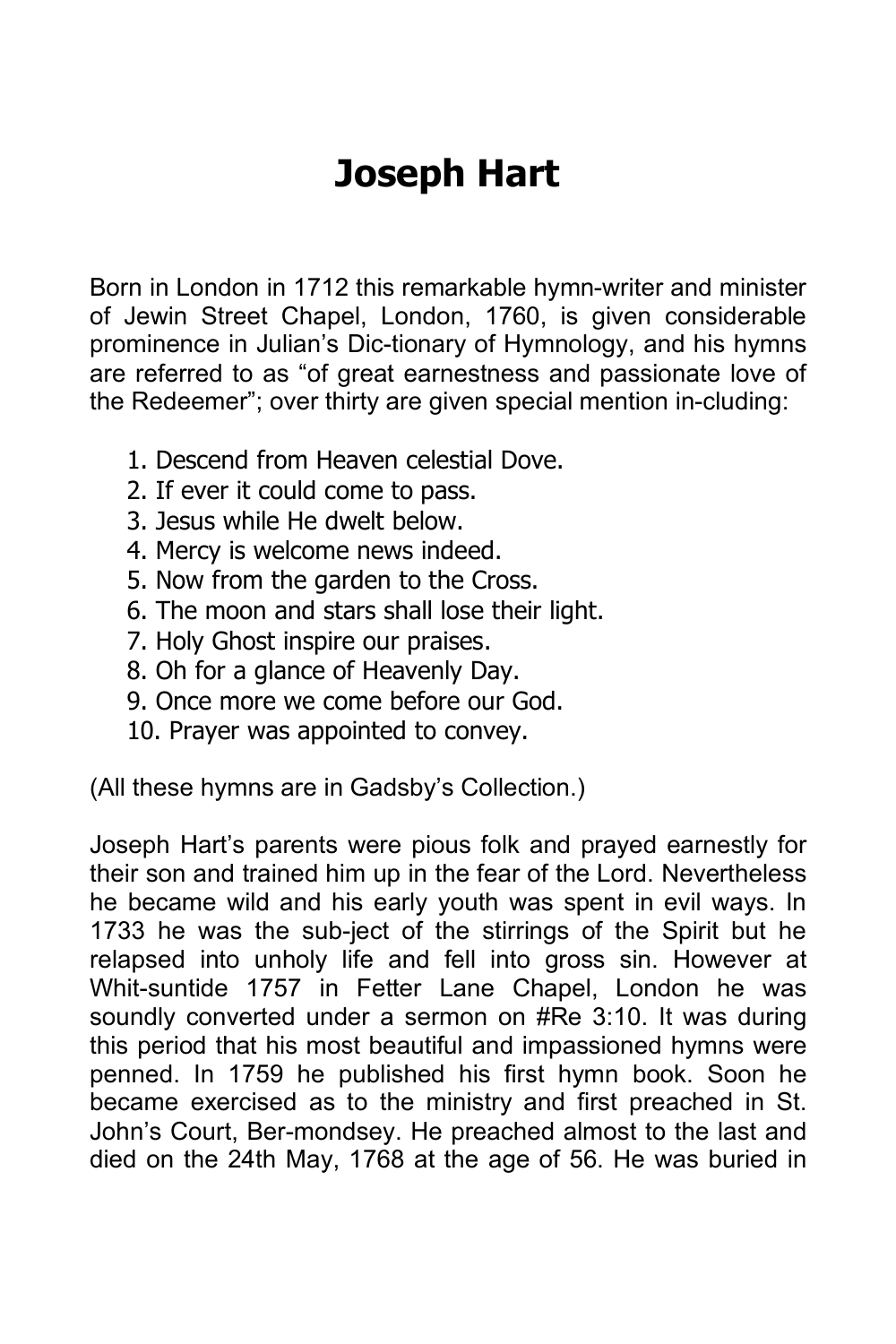# Joseph Hart

Born in London in 1712 this remarkable hymn-writer and minister of Jewin Street Chapel, London, 1760, is given considerable prominence in Julian's Dic-tionary of Hymnology, and his hymns are referred to as "of great earnestness and passionate love of the Redeemer"; over thirty are given special mention in-cluding:

1. Descend from Heaven celestial Dove.
2. If ever it could come to pass.
3. Jesus while He dwelt below.
4. Mercy is welcome news indeed.
5. Now from the garden to the Cross.
6. The moon and stars shall lose their light.
7. Holy Ghost inspire our praises.
8. Oh for a glance of Heavenly Day.
9. Once more we come before our God.
10. Prayer was appointed to convey.

(All these hymns are in Gadsby's Collection.)

Joseph Hart's parents were pious folk and prayed earnestly for their son and trained him up in the fear of the Lord. Nevertheless he became wild and his early youth was spent in evil ways. In 1733 he was the sub-ject of the stirrings of the Spirit but he relapsed into unholy life and fell into gross sin. However at Whit-suntide 1757 in Fetter Lane Chapel, London he was soundly converted under a sermon on #Re 3:10. It was during this period that his most beautiful and impassioned hymns were penned. In 1759 he published his first hymn book. Soon he became exercised as to the ministry and first preached in St. John's Court, Ber-mondsey. He preached almost to the last and died on the 24th May, 1768 at the age of 56. He was buried in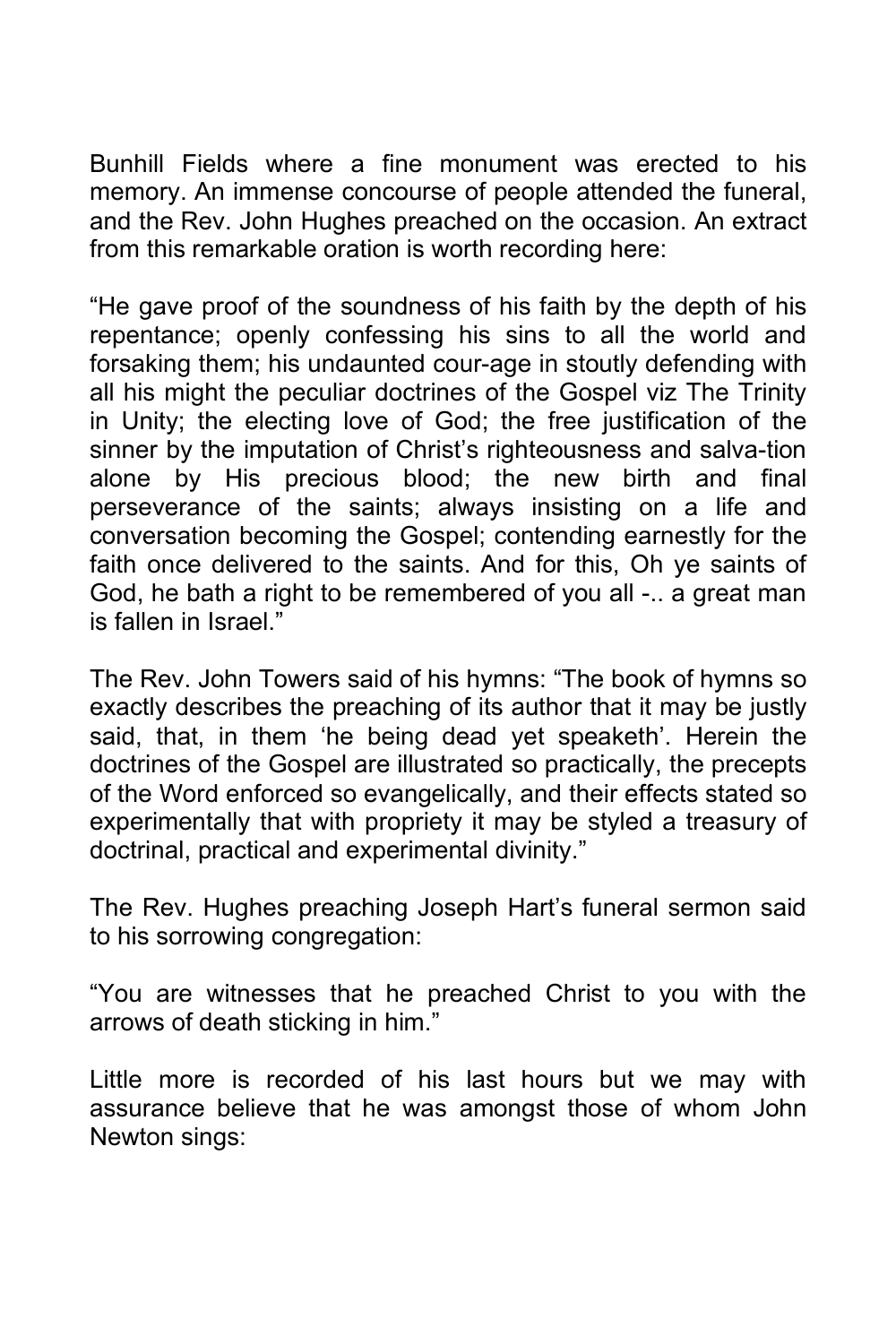Bunhill Fields where a fine monument was erected to his memory. An immense concourse of people attended the funeral, and the Rev. John Hughes preached on the occasion. An extract from this remarkable oration is worth recording here:

“He gave proof of the soundness of his faith by the depth of his repentance; openly confessing his sins to all the world and forsaking them; his undaunted cour-age in stoutly defending with all his might the peculiar doctrines of the Gospel viz The Trinity in Unity; the electing love of God; the free justification of the sinner by the imputation of Christ’s righteousness and salva-tion alone by His precious blood; the new birth and final perseverance of the saints; always insisting on a life and conversation becoming the Gospel; contending earnestly for the faith once delivered to the saints. And for this, Oh ye saints of God, he bath a right to be remembered of you all -.. a great man is fallen in Israel.”

The Rev. John Towers said of his hymns: “The book of hymns so exactly describes the preaching of its author that it may be justly said, that, in them ‘he being dead yet speaketh’. Herein the doctrines of the Gospel are illustrated so practically, the precepts of the Word enforced so evangelically, and their effects stated so experimentally that with propriety it may be styled a treasury of doctrinal, practical and experimental divinity.”

The Rev. Hughes preaching Joseph Hart’s funeral sermon said to his sorrowing congregation:

“You are witnesses that he preached Christ to you with the arrows of death sticking in him.”

Little more is recorded of his last hours but we may with assurance believe that he was amongst those of whom John Newton sings: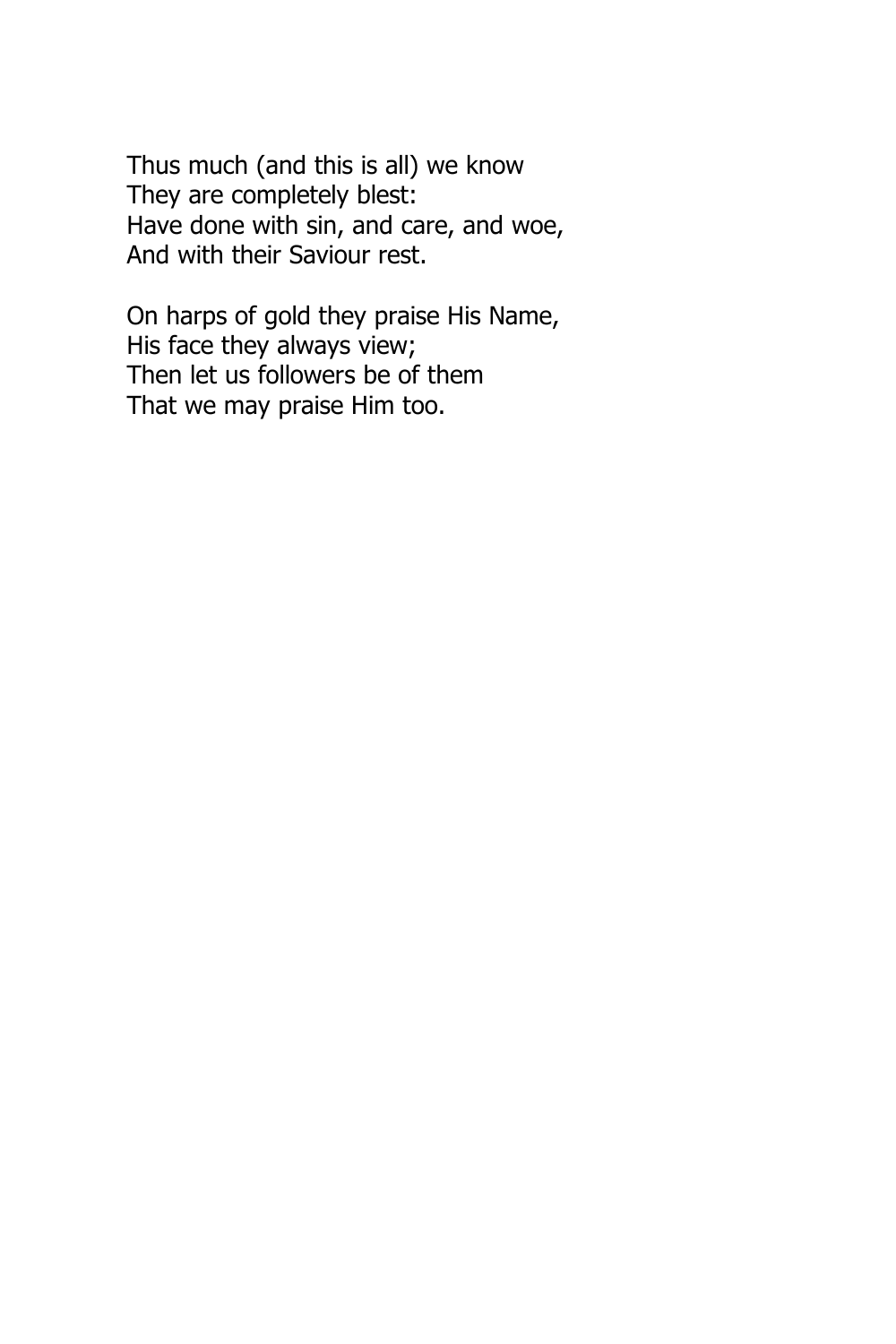Thus much (and this is all) we know  
They are completely blest:  
Have done with sin, and care, and woe,  
And with their Saviour rest.

On harps of gold they praise His Name,  
His face they always view;  
Then let us followers be of them  
That we may praise Him too.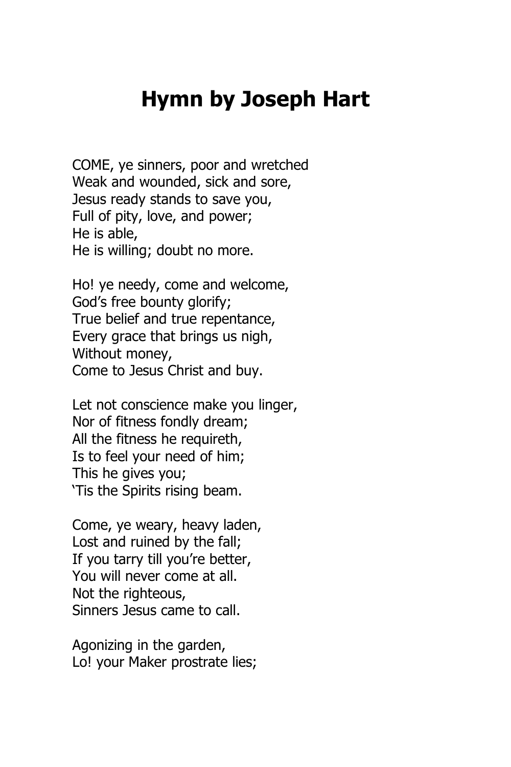# Hymn by Joseph Hart

COME, ye sinners, poor and wretched
Weak and wounded, sick and sore,
Jesus ready stands to save you,
Full of pity, love, and power;
He is able,
He is willing; doubt no more.

Ho! ye needy, come and welcome,
God's free bounty glorify;
True belief and true repentance,
Every grace that brings us nigh,
Without money,
Come to Jesus Christ and buy.

Let not conscience make you linger,
Nor of fitness fondly dream;
All the fitness he requireth,
Is to feel your need of him;
This he gives you;
'Tis the Spirits rising beam.

Come, ye weary, heavy laden,
Lost and ruined by the fall;
If you tarry till you're better,
You will never come at all.
Not the righteous,
Sinners Jesus came to call.

Agonizing in the garden,
Lo! your Maker prostrate lies;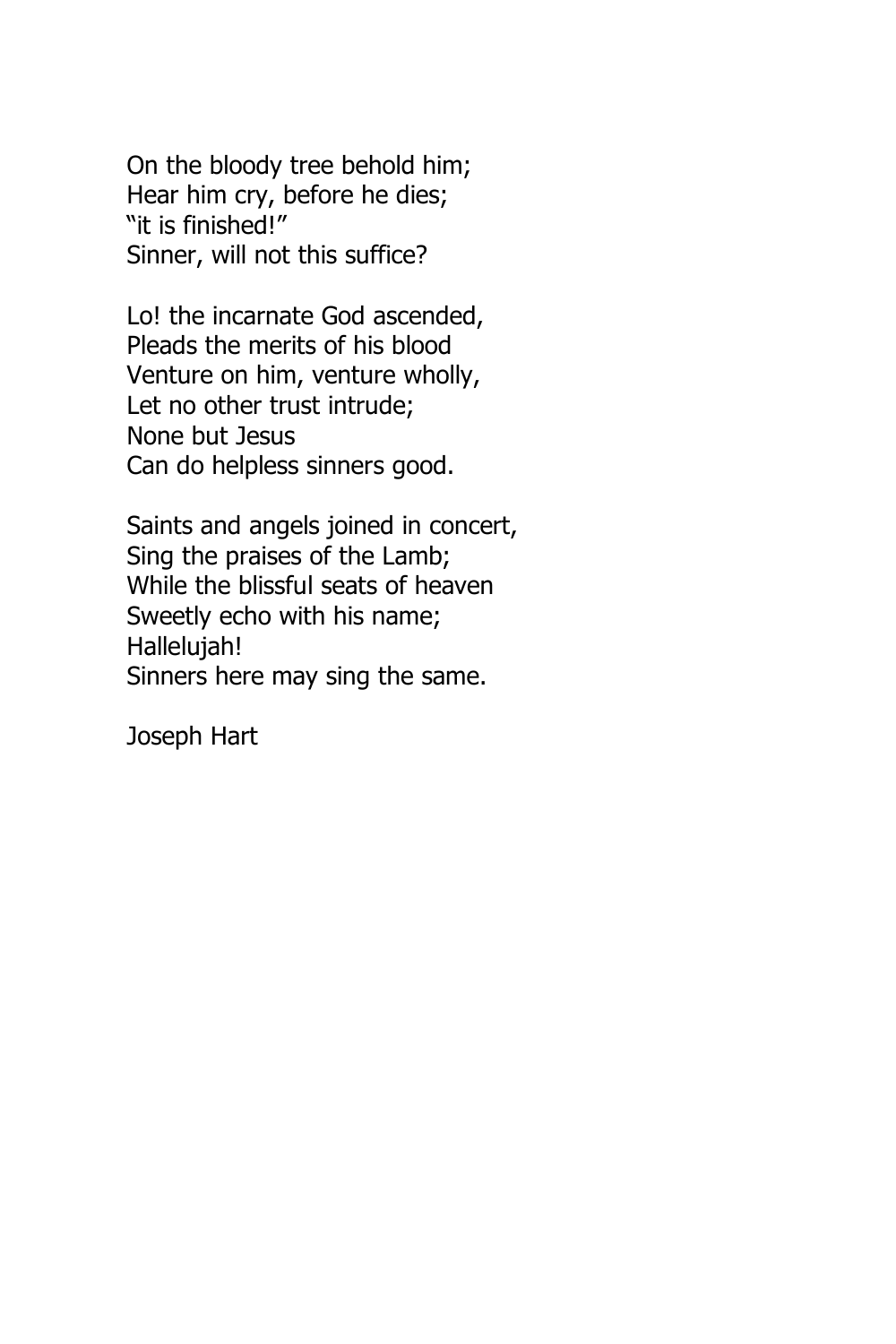On the bloody tree behold him;
Hear him cry, before he dies;
"it is finished!"
Sinner, will not this suffice?

Lo! the incarnate God ascended,
Pleads the merits of his blood
Venture on him, venture wholly,
Let no other trust intrude;
None but Jesus
Can do helpless sinners good.

Saints and angels joined in concert,
Sing the praises of the Lamb;
While the blissful seats of heaven
Sweetly echo with his name;
Hallelujah!
Sinners here may sing the same.

Joseph Hart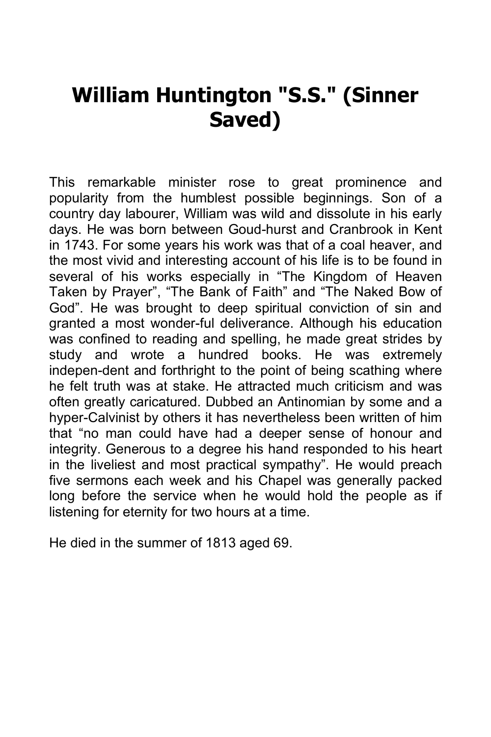# William Huntington "S.S." (Sinner Saved)

This remarkable minister rose to great prominence and popularity from the humblest possible beginnings. Son of a country day labourer, William was wild and dissolute in his early days. He was born between Goud-hurst and Cranbrook in Kent in 1743. For some years his work was that of a coal heaver, and the most vivid and interesting account of his life is to be found in several of his works especially in “The Kingdom of Heaven Taken by Prayer”, “The Bank of Faith” and “The Naked Bow of God”. He was brought to deep spiritual conviction of sin and granted a most wonder-ful deliverance. Although his education was confined to reading and spelling, he made great strides by study and wrote a hundred books. He was extremely indepen-dent and forthright to the point of being scathing where he felt truth was at stake. He attracted much criticism and was often greatly caricatured. Dubbed an Antinomian by some and a hyper-Calvinist by others it has nevertheless been written of him that “no man could have had a deeper sense of honour and integrity. Generous to a degree his hand responded to his heart in the liveliest and most practical sympathy”. He would preach five sermons each week and his Chapel was generally packed long before the service when he would hold the people as if listening for eternity for two hours at a time.

He died in the summer of 1813 aged 69.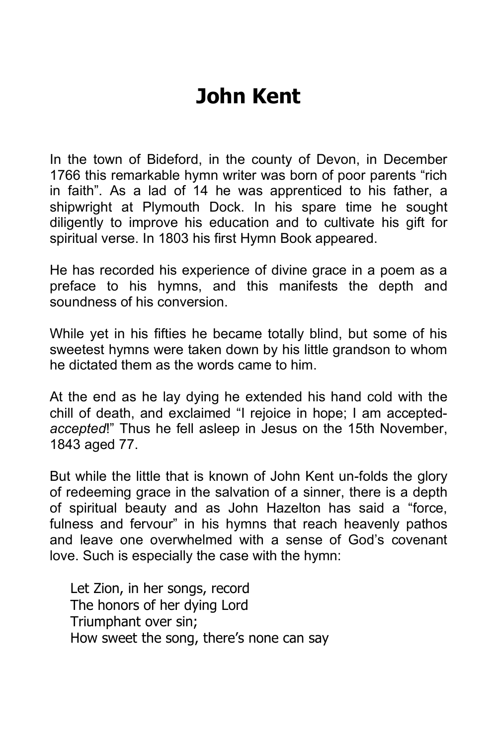# John Kent

In the town of Bideford, in the county of Devon, in December 1766 this remarkable hymn writer was born of poor parents “rich in faith”. As a lad of 14 he was apprenticed to his father, a shipwright at Plymouth Dock. In his spare time he sought diligently to improve his education and to cultivate his gift for spiritual verse. In 1803 his first Hymn Book appeared.

He has recorded his experience of divine grace in a poem as a preface to his hymns, and this manifests the depth and soundness of his conversion.

While yet in his fifties he became totally blind, but some of his sweetest hymns were taken down by his little grandson to whom he dictated them as the words came to him.

At the end as he lay dying he extended his hand cold with the chill of death, and exclaimed “I rejoice in hope; I am accepted-*accepted*!” Thus he fell asleep in Jesus on the 15th November, 1843 aged 77.

But while the little that is known of John Kent un-folds the glory of redeeming grace in the salvation of a sinner, there is a depth of spiritual beauty and as John Hazelton has said a “force, fulness and fervour” in his hymns that reach heavenly pathos and leave one overwhelmed with a sense of God’s covenant love. Such is especially the case with the hymn:

> Let Zion, in her songs, record
> The honors of her dying Lord
> Triumphant over sin;
> How sweet the song, there’s none can say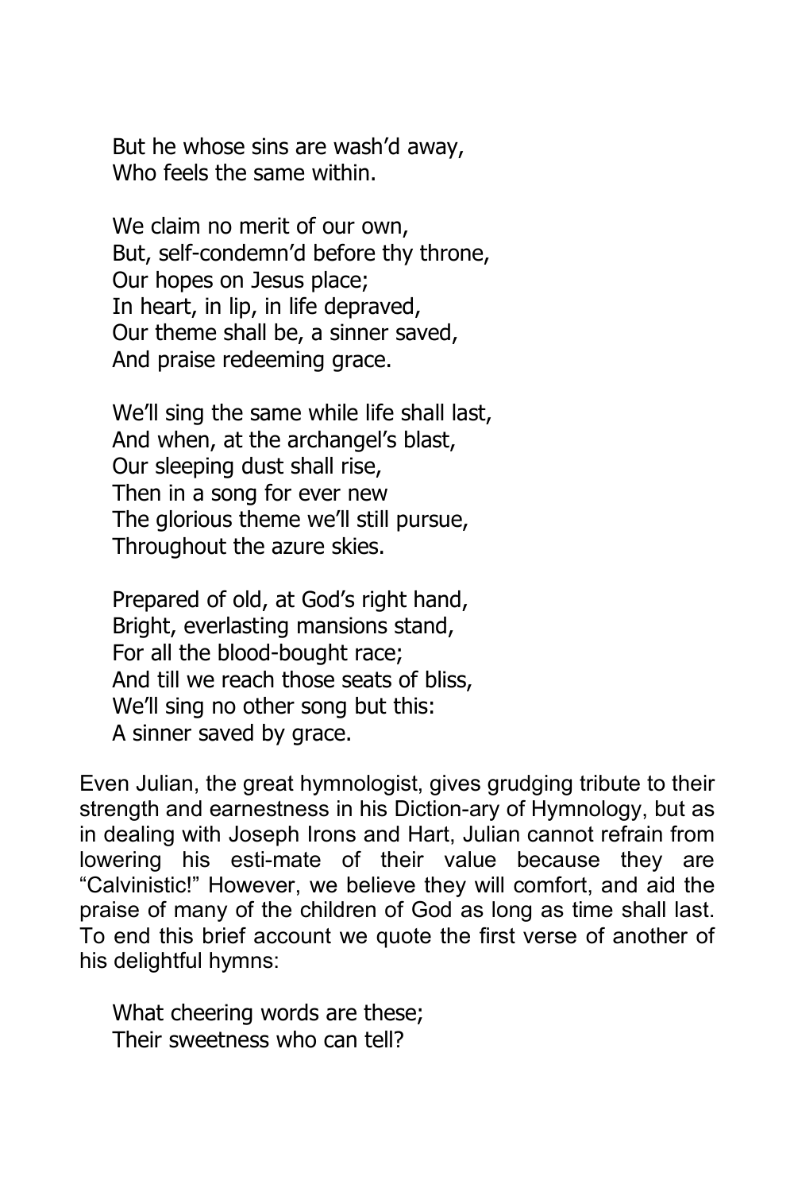But he whose sins are wash'd away,
Who feels the same within.

We claim no merit of our own,
But, self-condemn'd before thy throne,
Our hopes on Jesus place;
In heart, in lip, in life depraved,
Our theme shall be, a sinner saved,
And praise redeeming grace.

We'll sing the same while life shall last,
And when, at the archangel's blast,
Our sleeping dust shall rise,
Then in a song for ever new
The glorious theme we'll still pursue,
Throughout the azure skies.

Prepared of old, at God's right hand,
Bright, everlasting mansions stand,
For all the blood-bought race;
And till we reach those seats of bliss,
We'll sing no other song but this:
A sinner saved by grace.

Even Julian, the great hymnologist, gives grudging tribute to their strength and earnestness in his Diction-ary of Hymnology, but as in dealing with Joseph Irons and Hart, Julian cannot refrain from lowering his esti-mate of their value because they are "Calvinistic!" However, we believe they will comfort, and aid the praise of many of the children of God as long as time shall last. To end this brief account we quote the first verse of another of his delightful hymns:

What cheering words are these;
Their sweetness who can tell?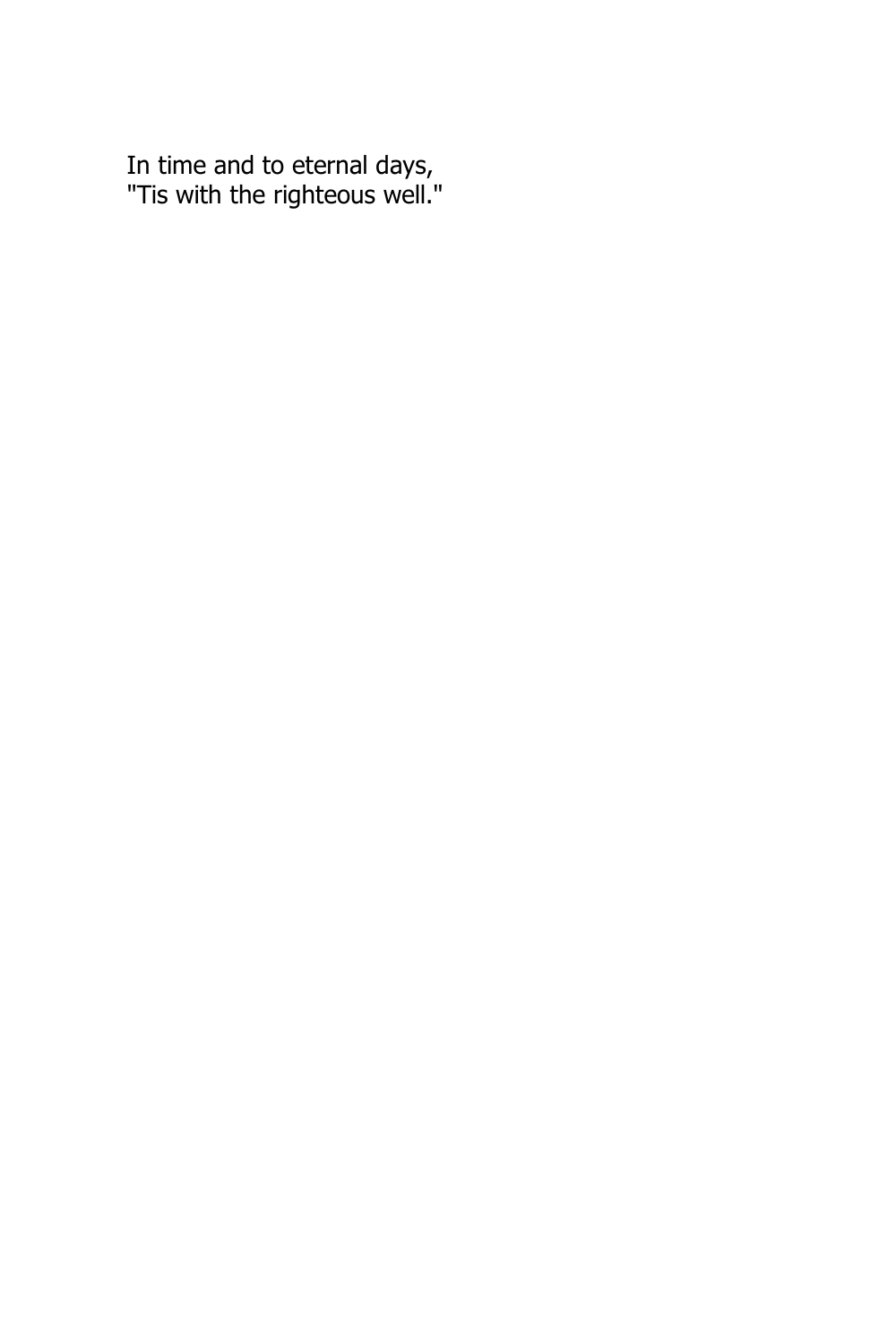In time and to eternal days,  
"Tis with the righteous well."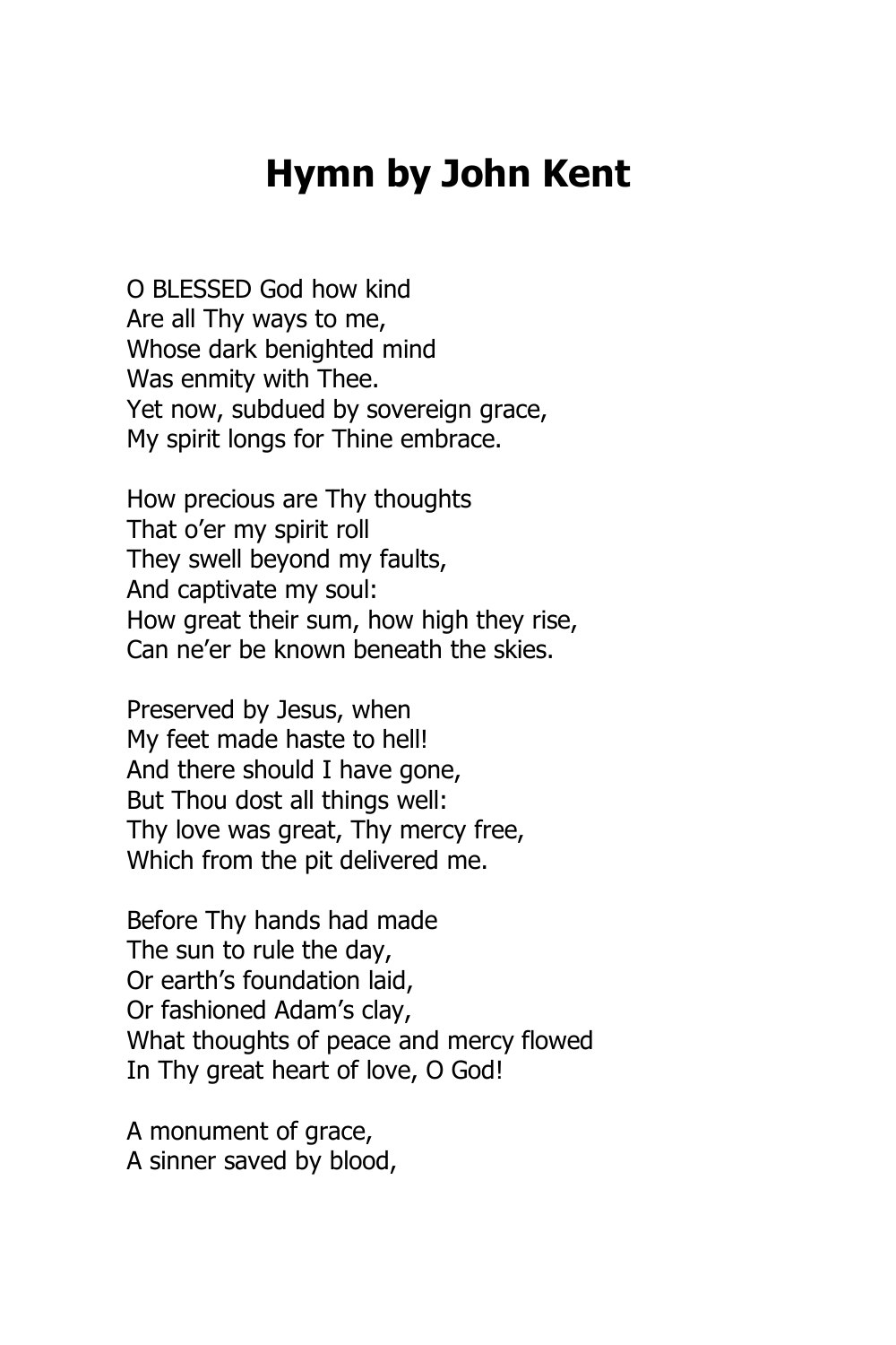# Hymn by John Kent

O BLESSED God how kind
Are all Thy ways to me,
Whose dark benighted mind
Was enmity with Thee.
Yet now, subdued by sovereign grace,
My spirit longs for Thine embrace.

How precious are Thy thoughts
That o'er my spirit roll
They swell beyond my faults,
And captivate my soul:
How great their sum, how high they rise,
Can ne'er be known beneath the skies.

Preserved by Jesus, when
My feet made haste to hell!
And there should I have gone,
But Thou dost all things well:
Thy love was great, Thy mercy free,
Which from the pit delivered me.

Before Thy hands had made
The sun to rule the day,
Or earth's foundation laid,
Or fashioned Adam's clay,
What thoughts of peace and mercy flowed
In Thy great heart of love, O God!

A monument of grace,
A sinner saved by blood,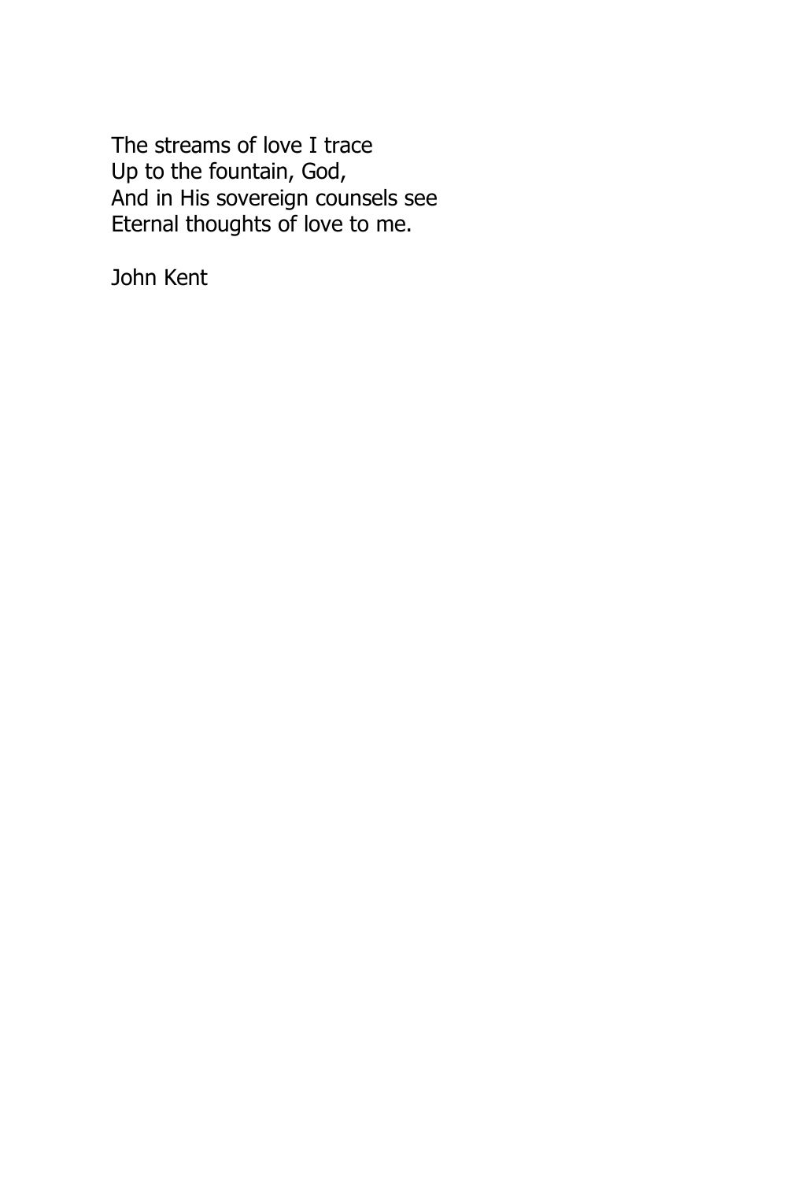The streams of love I trace  
Up to the fountain, God,  
And in His sovereign counsels see  
Eternal thoughts of love to me.

John Kent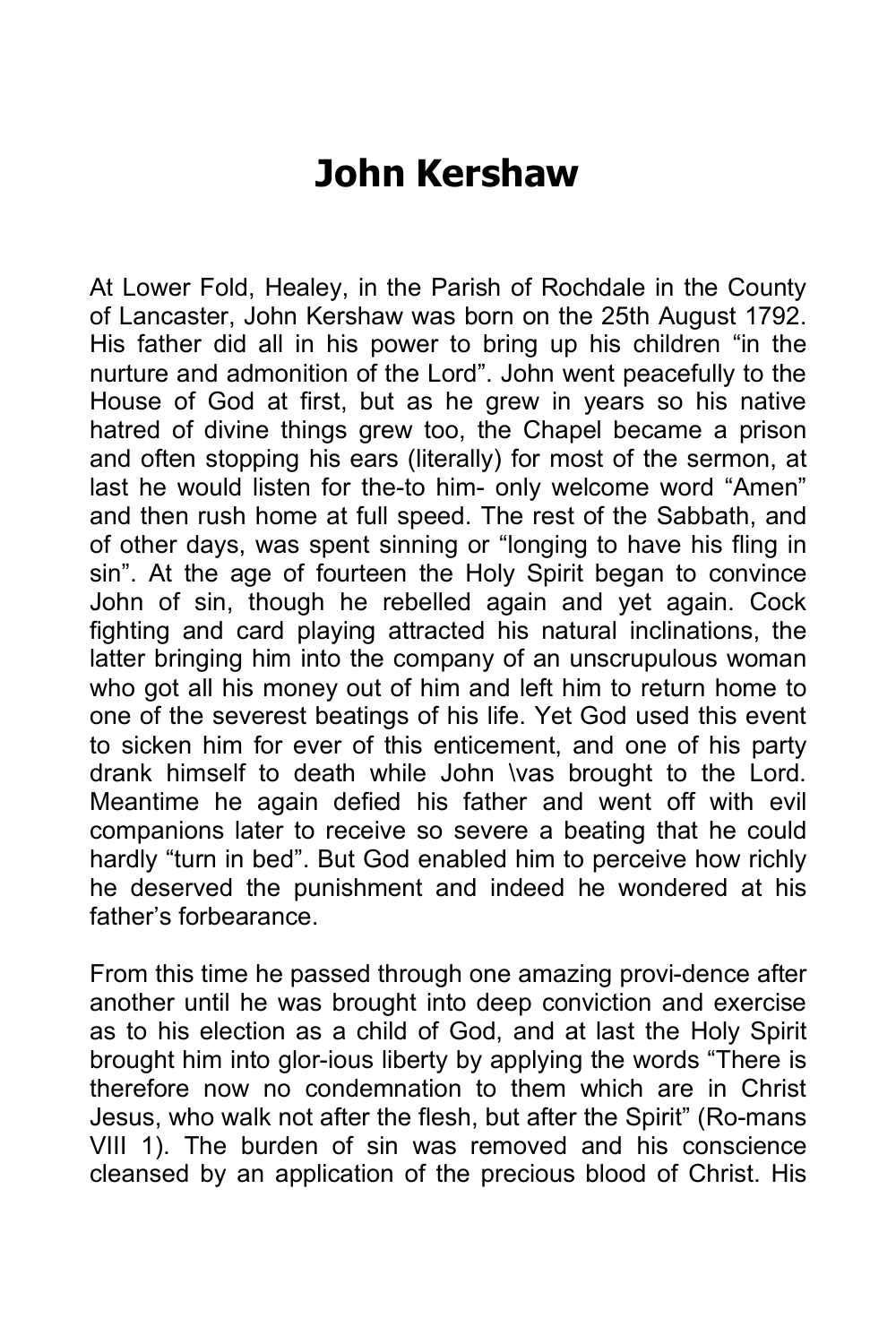# John Kershaw

At Lower Fold, Healey, in the Parish of Rochdale in the County of Lancaster, John Kershaw was born on the 25th August 1792. His father did all in his power to bring up his children "in the nurture and admonition of the Lord". John went peacefully to the House of God at first, but as he grew in years so his native hatred of divine things grew too, the Chapel became a prison and often stopping his ears (literally) for most of the sermon, at last he would listen for the-to him- only welcome word "Amen" and then rush home at full speed. The rest of the Sabbath, and of other days, was spent sinning or "longing to have his fling in sin". At the age of fourteen the Holy Spirit began to convince John of sin, though he rebelled again and yet again. Cock fighting and card playing attracted his natural inclinations, the latter bringing him into the company of an unscrupulous woman who got all his money out of him and left him to return home to one of the severest beatings of his life. Yet God used this event to sicken him for ever of this enticement, and one of his party drank himself to death while John \vas brought to the Lord. Meantime he again defied his father and went off with evil companions later to receive so severe a beating that he could hardly "turn in bed". But God enabled him to perceive how richly he deserved the punishment and indeed he wondered at his father's forbearance.

From this time he passed through one amazing provi-dence after another until he was brought into deep conviction and exercise as to his election as a child of God, and at last the Holy Spirit brought him into glor-ious liberty by applying the words "There is therefore now no condemnation to them which are in Christ Jesus, who walk not after the flesh, but after the Spirit" (Ro-mans VIII 1). The burden of sin was removed and his conscience cleansed by an application of the precious blood of Christ. His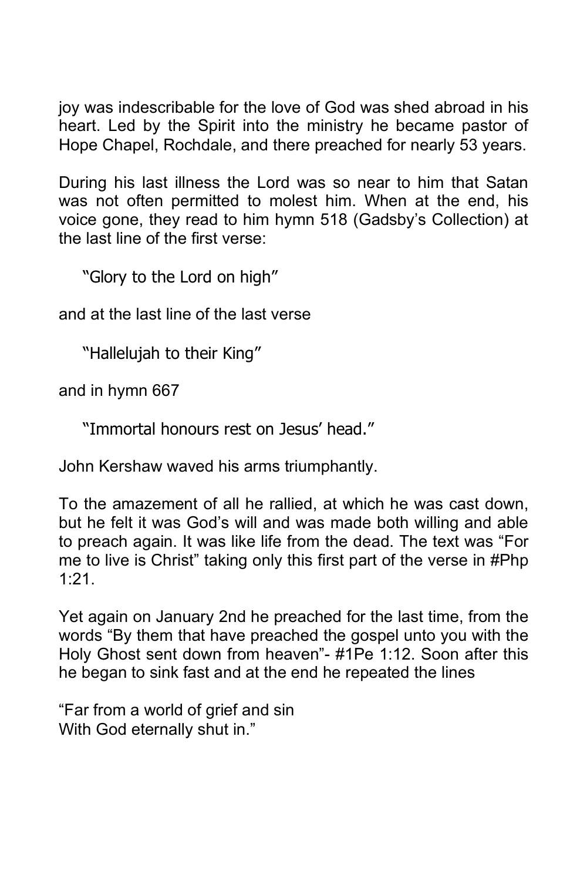joy was indescribable for the love of God was shed abroad in his heart. Led by the Spirit into the ministry he became pastor of Hope Chapel, Rochdale, and there preached for nearly 53 years.

During his last illness the Lord was so near to him that Satan was not often permitted to molest him. When at the end, his voice gone, they read to him hymn 518 (Gadsby's Collection) at the last line of the first verse:

> "Glory to the Lord on high"

and at the last line of the last verse

> "Hallelujah to their King"

and in hymn 667

> "Immortal honours rest on Jesus' head."

John Kershaw waved his arms triumphantly.

To the amazement of all he rallied, at which he was cast down, but he felt it was God's will and was made both willing and able to preach again. It was like life from the dead. The text was "For me to live is Christ" taking only this first part of the verse in #Php 1:21.

Yet again on January 2nd he preached for the last time, from the words "By them that have preached the gospel unto you with the Holy Ghost sent down from heaven"- #1Pe 1:12. Soon after this he began to sink fast and at the end he repeated the lines

"Far from a world of grief and sin  
With God eternally shut in."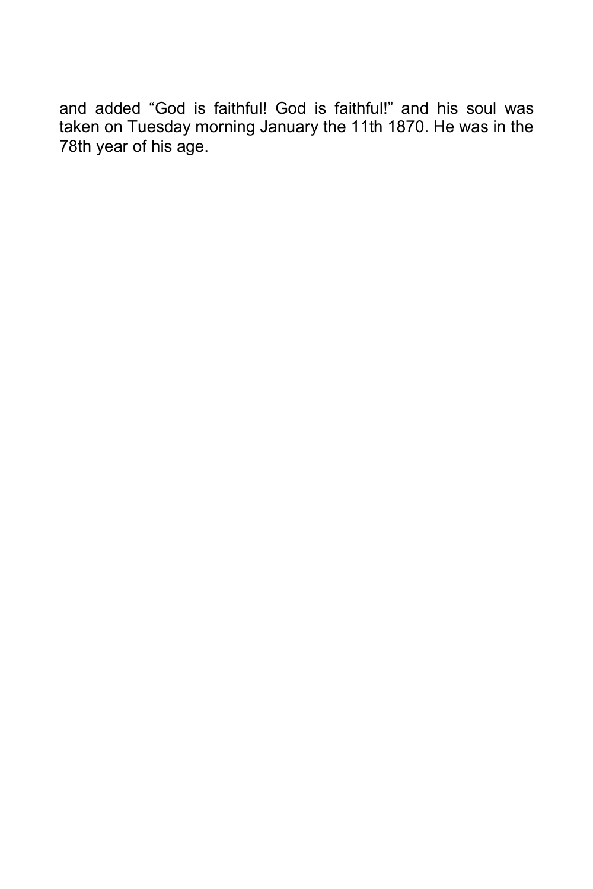and added “God is faithful! God is faithful!” and his soul was taken on Tuesday morning January the 11th 1870. He was in the 78th year of his age.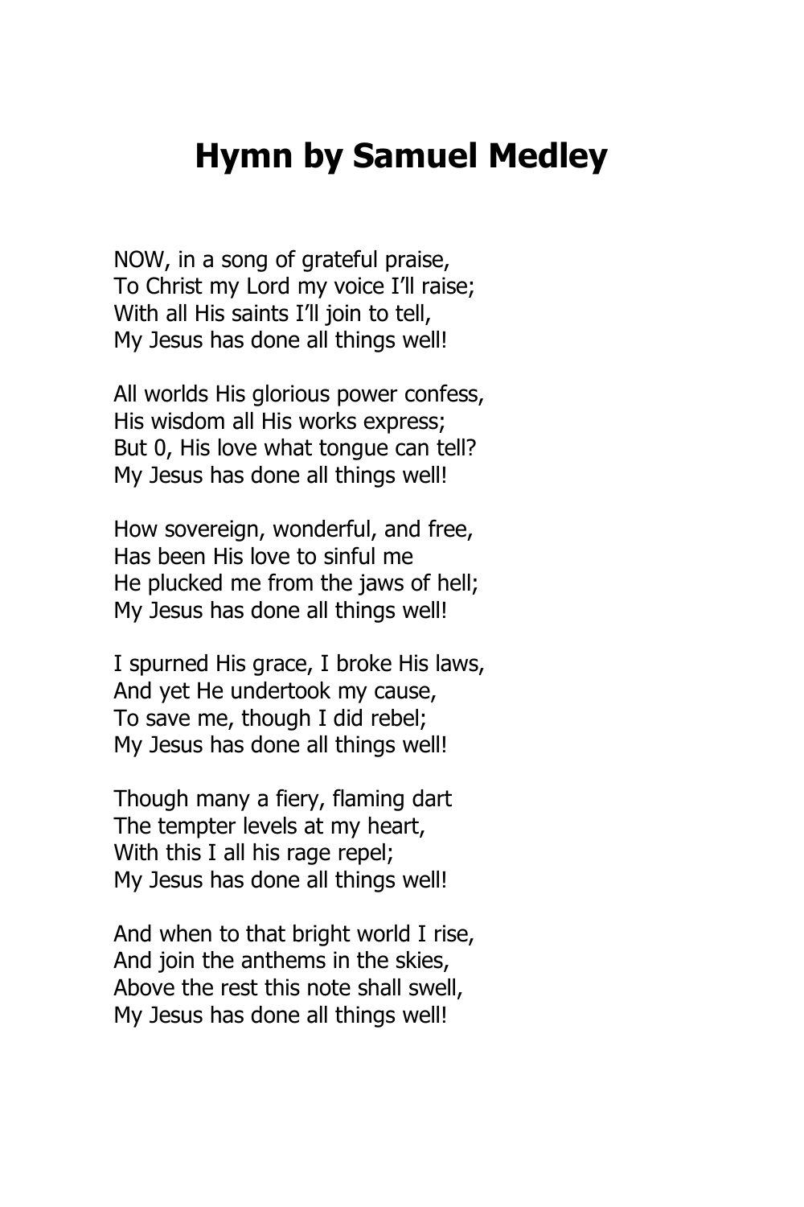# Hymn by Samuel Medley

NOW, in a song of grateful praise,
To Christ my Lord my voice I'll raise;
With all His saints I'll join to tell,
My Jesus has done all things well!

All worlds His glorious power confess,
His wisdom all His works express;
But 0, His love what tongue can tell?
My Jesus has done all things well!

How sovereign, wonderful, and free,
Has been His love to sinful me
He plucked me from the jaws of hell;
My Jesus has done all things well!

I spurned His grace, I broke His laws,
And yet He undertook my cause,
To save me, though I did rebel;
My Jesus has done all things well!

Though many a fiery, flaming dart
The tempter levels at my heart,
With this I all his rage repel;
My Jesus has done all things well!

And when to that bright world I rise,
And join the anthems in the skies,
Above the rest this note shall swell,
My Jesus has done all things well!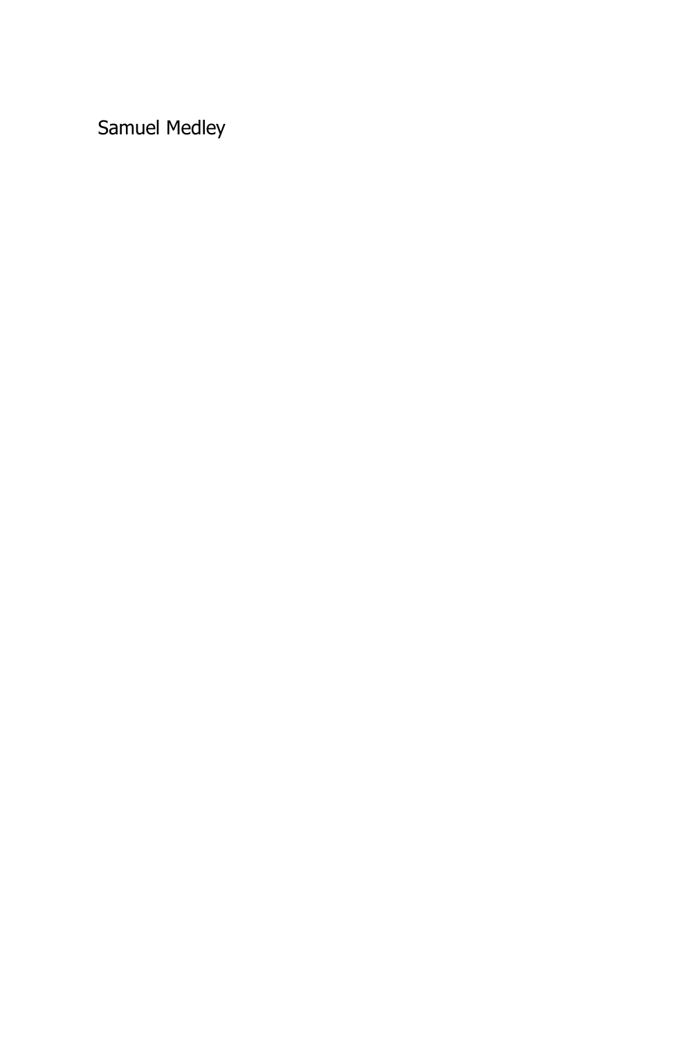Samuel Medley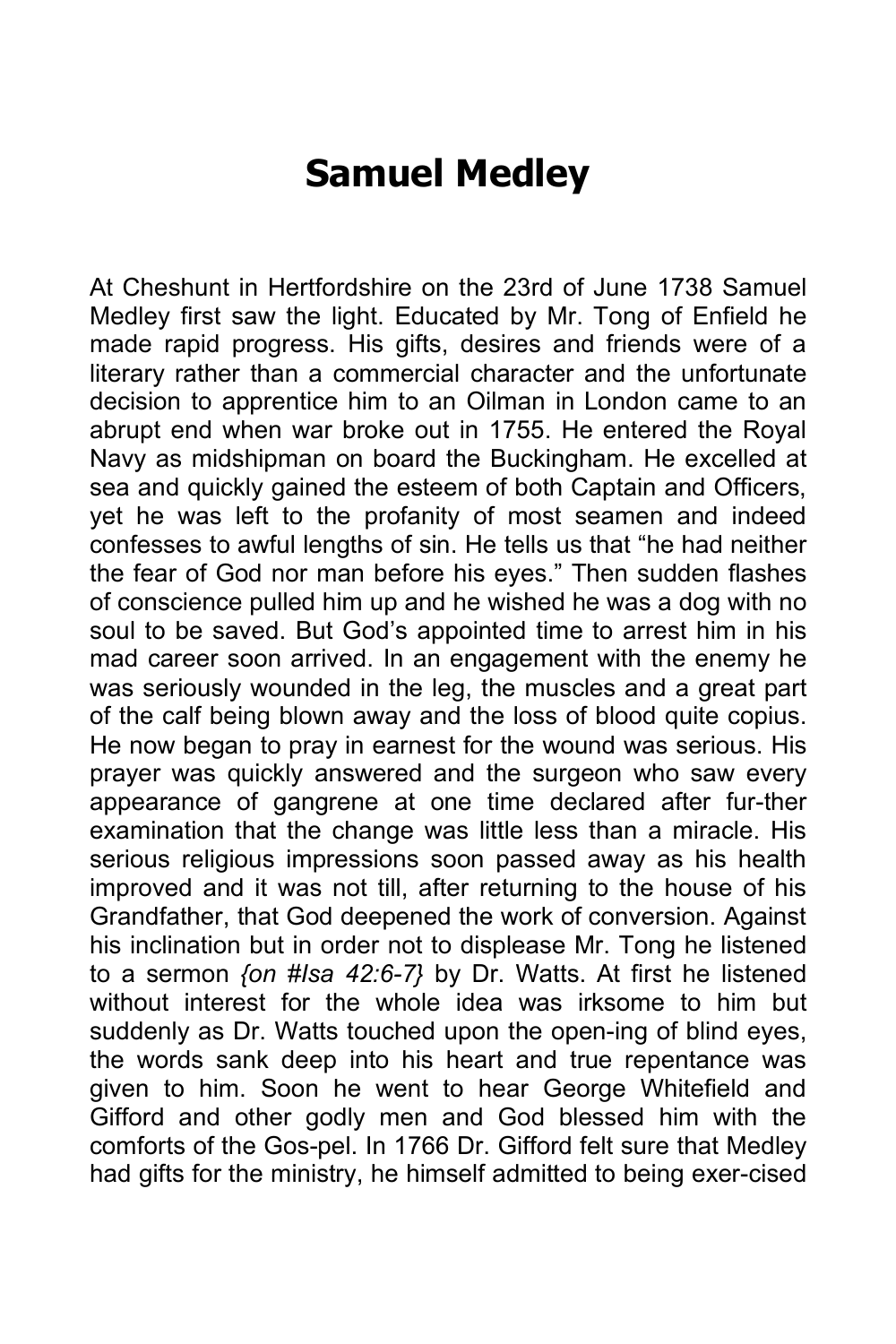# Samuel Medley

At Cheshunt in Hertfordshire on the 23rd of June 1738 Samuel Medley first saw the light. Educated by Mr. Tong of Enfield he made rapid progress. His gifts, desires and friends were of a literary rather than a commercial character and the unfortunate decision to apprentice him to an Oilman in London came to an abrupt end when war broke out in 1755. He entered the Royal Navy as midshipman on board the Buckingham. He excelled at sea and quickly gained the esteem of both Captain and Officers, yet he was left to the profanity of most seamen and indeed confesses to awful lengths of sin. He tells us that "he had neither the fear of God nor man before his eyes." Then sudden flashes of conscience pulled him up and he wished he was a dog with no soul to be saved. But God's appointed time to arrest him in his mad career soon arrived. In an engagement with the enemy he was seriously wounded in the leg, the muscles and a great part of the calf being blown away and the loss of blood quite copius. He now began to pray in earnest for the wound was serious. His prayer was quickly answered and the surgeon who saw every appearance of gangrene at one time declared after fur-ther examination that the change was little less than a miracle. His serious religious impressions soon passed away as his health improved and it was not till, after returning to the house of his Grandfather, that God deepened the work of conversion. Against his inclination but in order not to displease Mr. Tong he listened to a sermon *{on #Isa 42:6-7}* by Dr. Watts. At first he listened without interest for the whole idea was irksome to him but suddenly as Dr. Watts touched upon the open-ing of blind eyes, the words sank deep into his heart and true repentance was given to him. Soon he went to hear George Whitefield and Gifford and other godly men and God blessed him with the comforts of the Gos-pel. In 1766 Dr. Gifford felt sure that Medley had gifts for the ministry, he himself admitted to being exer-cised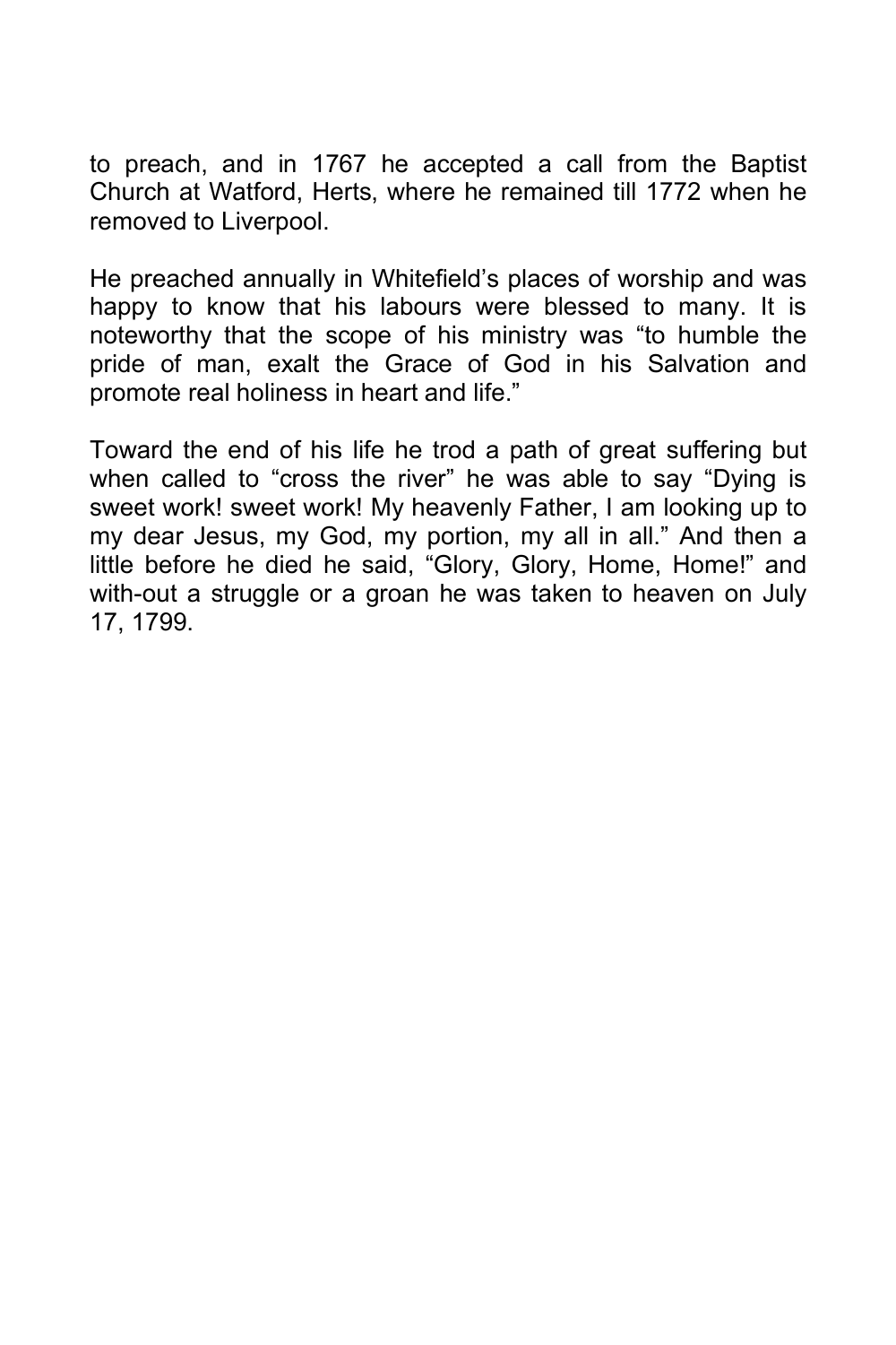to preach, and in 1767 he accepted a call from the Baptist Church at Watford, Herts, where he remained till 1772 when he removed to Liverpool.

He preached annually in Whitefield's places of worship and was happy to know that his labours were blessed to many. It is noteworthy that the scope of his ministry was "to humble the pride of man, exalt the Grace of God in his Salvation and promote real holiness in heart and life."

Toward the end of his life he trod a path of great suffering but when called to "cross the river" he was able to say "Dying is sweet work! sweet work! My heavenly Father, I am looking up to my dear Jesus, my God, my portion, my all in all." And then a little before he died he said, "Glory, Glory, Home, Home!" and with-out a struggle or a groan he was taken to heaven on July 17, 1799.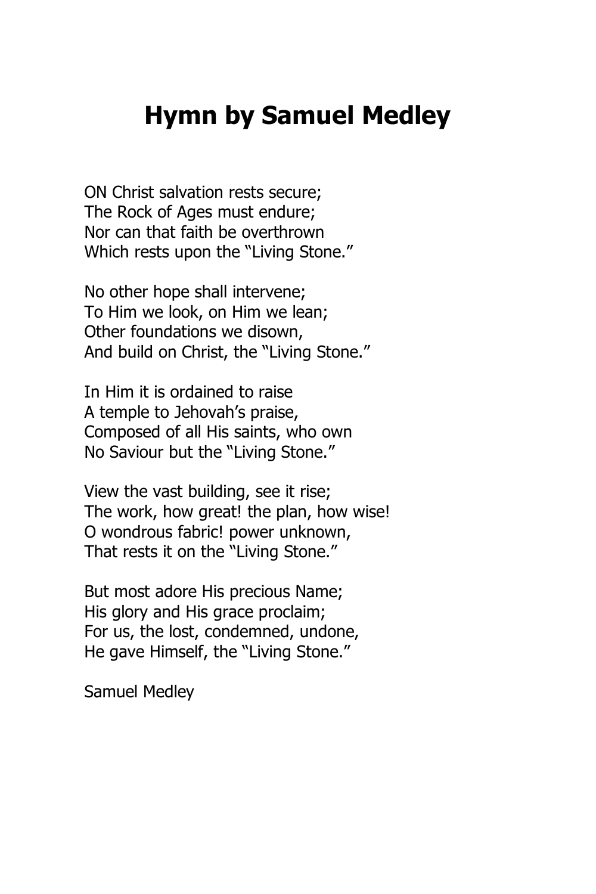# Hymn by Samuel Medley

ON Christ salvation rests secure;
The Rock of Ages must endure;
Nor can that faith be overthrown
Which rests upon the "Living Stone."

No other hope shall intervene;
To Him we look, on Him we lean;
Other foundations we disown,
And build on Christ, the "Living Stone."

In Him it is ordained to raise
A temple to Jehovah's praise,
Composed of all His saints, who own
No Saviour but the "Living Stone."

View the vast building, see it rise;
The work, how great! the plan, how wise!
O wondrous fabric! power unknown,
That rests it on the "Living Stone."

But most adore His precious Name;
His glory and His grace proclaim;
For us, the lost, condemned, undone,
He gave Himself, the "Living Stone."

Samuel Medley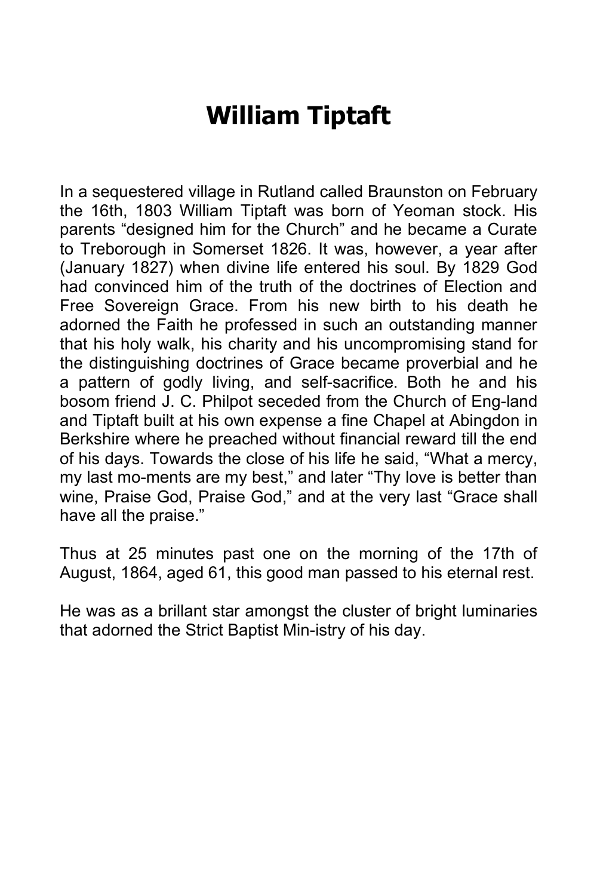# William Tiptaft

In a sequestered village in Rutland called Braunston on February the 16th, 1803 William Tiptaft was born of Yeoman stock. His parents "designed him for the Church" and he became a Curate to Treborough in Somerset 1826. It was, however, a year after (January 1827) when divine life entered his soul. By 1829 God had convinced him of the truth of the doctrines of Election and Free Sovereign Grace. From his new birth to his death he adorned the Faith he professed in such an outstanding manner that his holy walk, his charity and his uncompromising stand for the distinguishing doctrines of Grace became proverbial and he a pattern of godly living, and self-sacrifice. Both he and his bosom friend J. C. Philpot seceded from the Church of Eng-land and Tiptaft built at his own expense a fine Chapel at Abingdon in Berkshire where he preached without financial reward till the end of his days. Towards the close of his life he said, "What a mercy, my last mo-ments are my best," and later "Thy love is better than wine, Praise God, Praise God," and at the very last "Grace shall have all the praise."

Thus at 25 minutes past one on the morning of the 17th of August, 1864, aged 61, this good man passed to his eternal rest.

He was as a brillant star amongst the cluster of bright luminaries that adorned the Strict Baptist Min-istry of his day.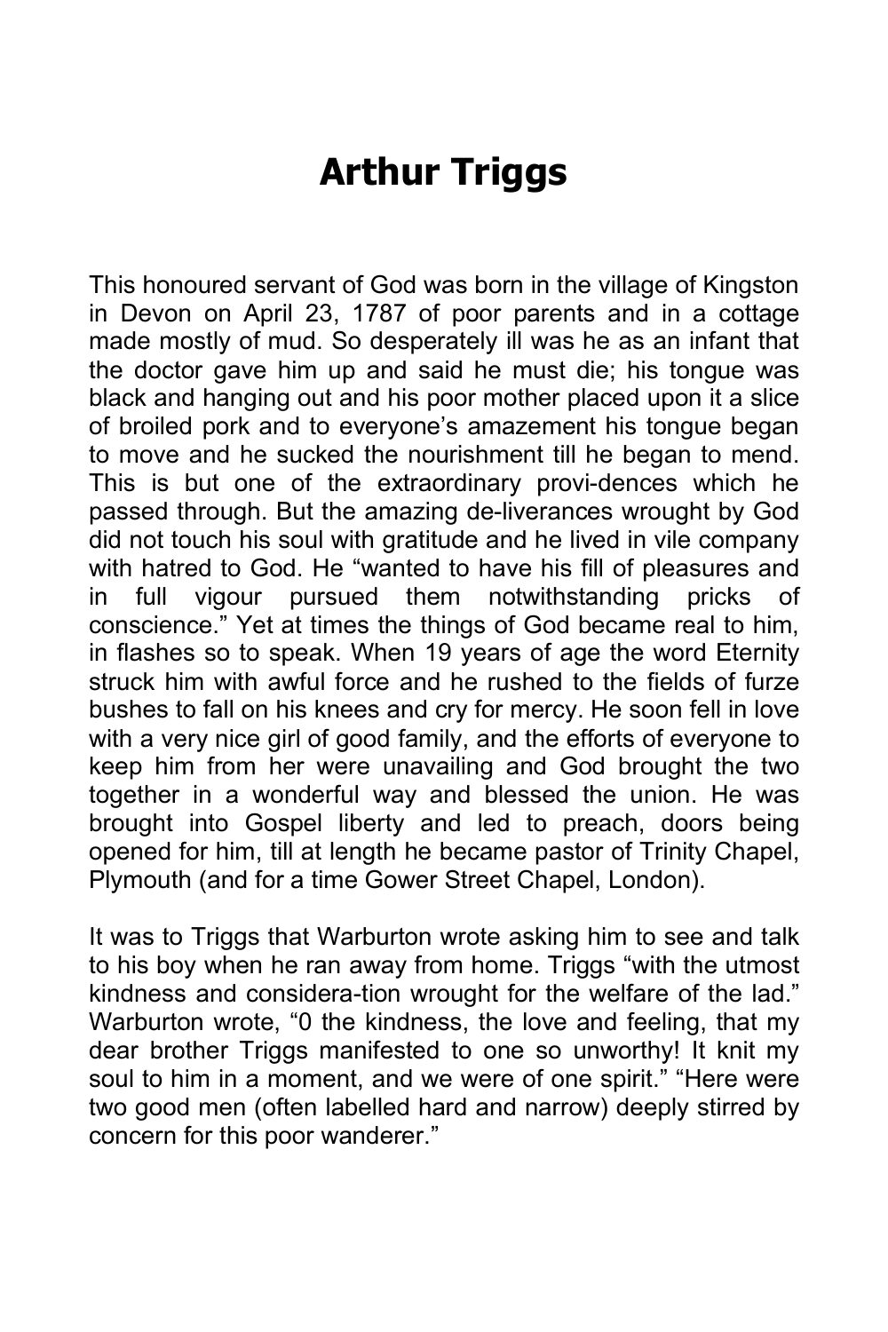# Arthur Triggs

This honoured servant of God was born in the village of Kingston in Devon on April 23, 1787 of poor parents and in a cottage made mostly of mud. So desperately ill was he as an infant that the doctor gave him up and said he must die; his tongue was black and hanging out and his poor mother placed upon it a slice of broiled pork and to everyone's amazement his tongue began to move and he sucked the nourishment till he began to mend. This is but one of the extraordinary provi-dences which he passed through. But the amazing de-liverances wrought by God did not touch his soul with gratitude and he lived in vile company with hatred to God. He "wanted to have his fill of pleasures and in full vigour pursued them notwithstanding pricks of conscience." Yet at times the things of God became real to him, in flashes so to speak. When 19 years of age the word Eternity struck him with awful force and he rushed to the fields of furze bushes to fall on his knees and cry for mercy. He soon fell in love with a very nice girl of good family, and the efforts of everyone to keep him from her were unavailing and God brought the two together in a wonderful way and blessed the union. He was brought into Gospel liberty and led to preach, doors being opened for him, till at length he became pastor of Trinity Chapel, Plymouth (and for a time Gower Street Chapel, London).

It was to Triggs that Warburton wrote asking him to see and talk to his boy when he ran away from home. Triggs "with the utmost kindness and considera-tion wrought for the welfare of the lad." Warburton wrote, "0 the kindness, the love and feeling, that my dear brother Triggs manifested to one so unworthy! It knit my soul to him in a moment, and we were of one spirit." "Here were two good men (often labelled hard and narrow) deeply stirred by concern for this poor wanderer."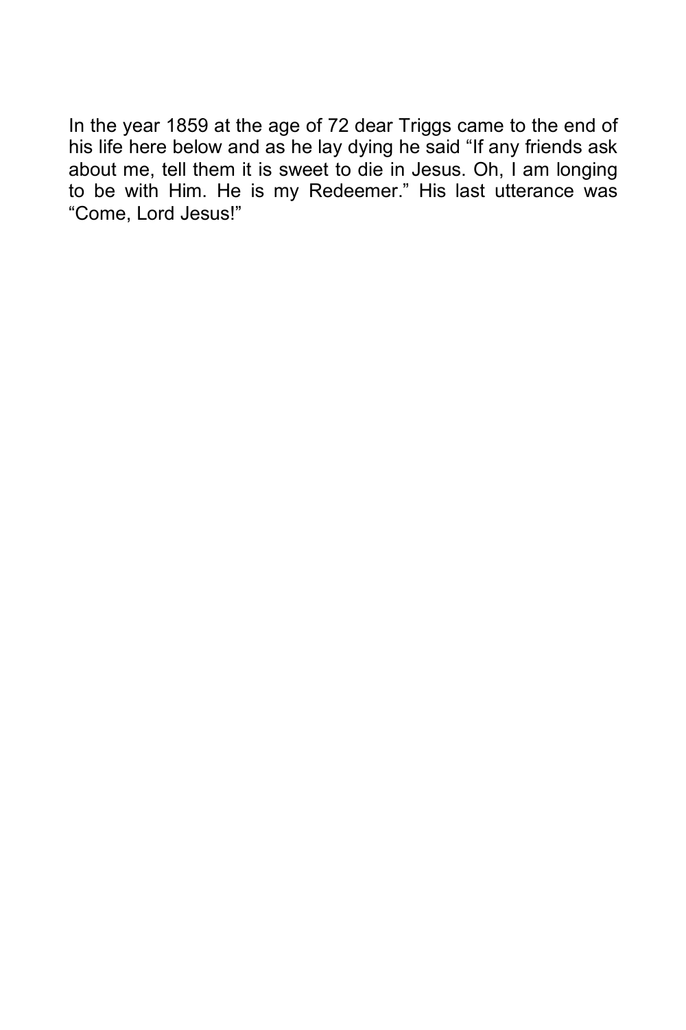In the year 1859 at the age of 72 dear Triggs came to the end of his life here below and as he lay dying he said “If any friends ask about me, tell them it is sweet to die in Jesus. Oh, I am longing to be with Him. He is my Redeemer.” His last utterance was “Come, Lord Jesus!”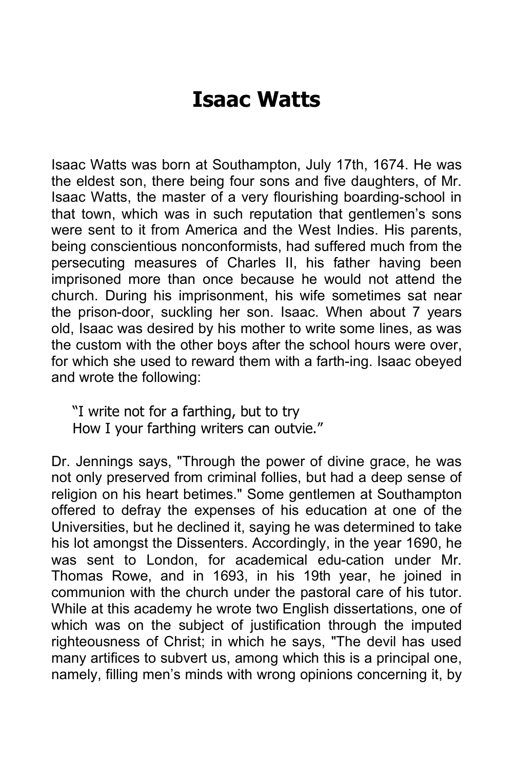# Isaac Watts

Isaac Watts was born at Southampton, July 17th, 1674. He was the eldest son, there being four sons and five daughters, of Mr. Isaac Watts, the master of a very flourishing boarding-school in that town, which was in such reputation that gentlemen's sons were sent to it from America and the West Indies. His parents, being conscientious nonconformists, had suffered much from the persecuting measures of Charles II, his father having been imprisoned more than once because he would not attend the church. During his imprisonment, his wife sometimes sat near the prison-door, suckling her son. Isaac. When about 7 years old, Isaac was desired by his mother to write some lines, as was the custom with the other boys after the school hours were over, for which she used to reward them with a farth-ing. Isaac obeyed and wrote the following:

> "I write not for a farthing, but to try
> How I your farthing writers can outvie."

Dr. Jennings says, "Through the power of divine grace, he was not only preserved from criminal follies, but had a deep sense of religion on his heart betimes." Some gentlemen at Southampton offered to defray the expenses of his education at one of the Universities, but he declined it, saying he was determined to take his lot amongst the Dissenters. Accordingly, in the year 1690, he was sent to London, for academical edu-cation under Mr. Thomas Rowe, and in 1693, in his 19th year, he joined in communion with the church under the pastoral care of his tutor. While at this academy he wrote two English dissertations, one of which was on the subject of justification through the imputed righteousness of Christ; in which he says, "The devil has used many artifices to subvert us, among which this is a principal one, namely, filling men's minds with wrong opinions concerning it, by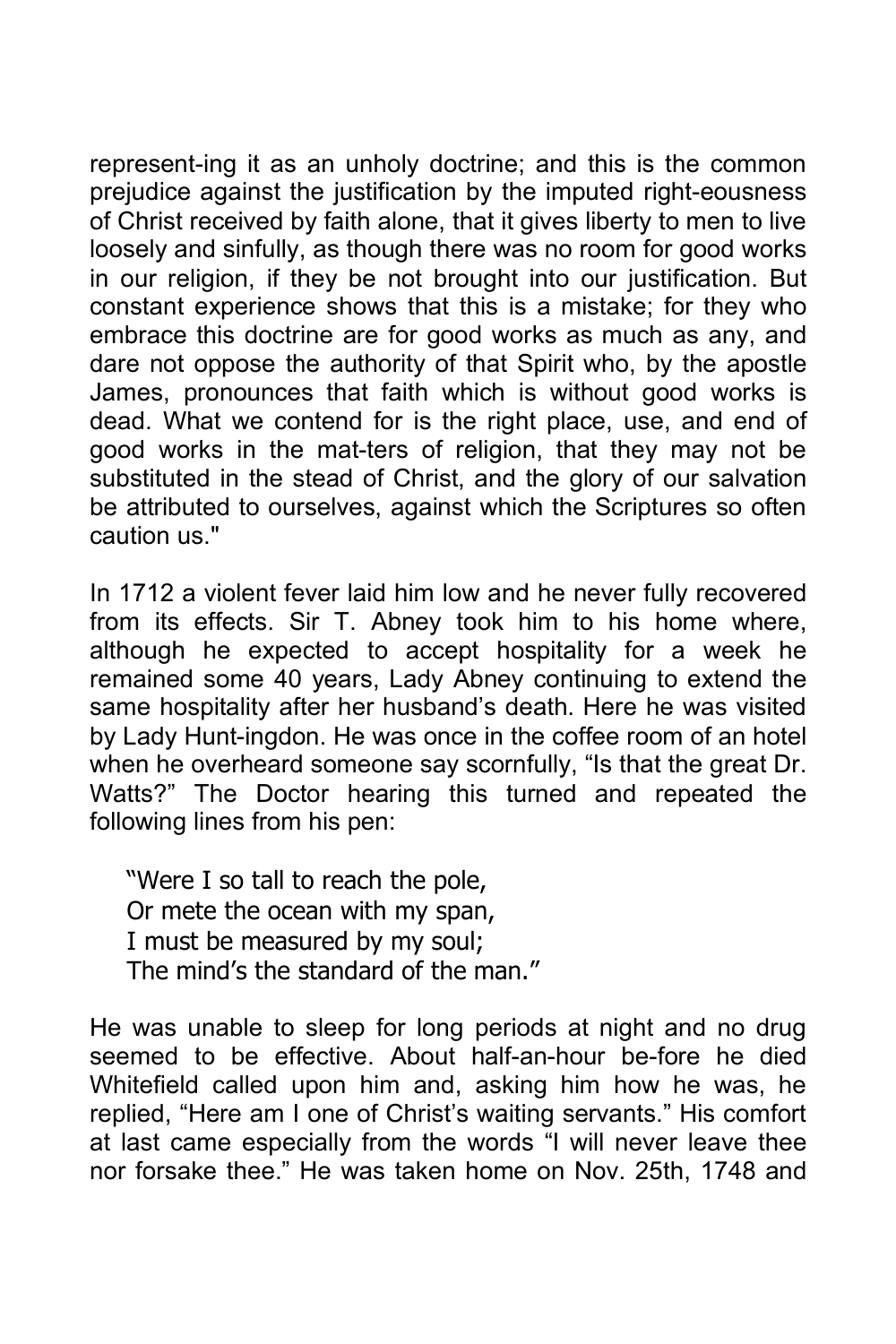represent-ing it as an unholy doctrine; and this is the common prejudice against the justification by the imputed right-eousness of Christ received by faith alone, that it gives liberty to men to live loosely and sinfully, as though there was no room for good works in our religion, if they be not brought into our justification. But constant experience shows that this is a mistake; for they who embrace this doctrine are for good works as much as any, and dare not oppose the authority of that Spirit who, by the apostle James, pronounces that faith which is without good works is dead. What we contend for is the right place, use, and end of good works in the mat-ters of religion, that they may not be substituted in the stead of Christ, and the glory of our salvation be attributed to ourselves, against which the Scriptures so often caution us."

In 1712 a violent fever laid him low and he never fully recovered from its effects. Sir T. Abney took him to his home where, although he expected to accept hospitality for a week he remained some 40 years, Lady Abney continuing to extend the same hospitality after her husband's death. Here he was visited by Lady Hunt-ingdon. He was once in the coffee room of an hotel when he overheard someone say scornfully, "Is that the great Dr. Watts?" The Doctor hearing this turned and repeated the following lines from his pen:

> "Were I so tall to reach the pole,
> Or mete the ocean with my span,
> I must be measured by my soul;
> The mind's the standard of the man."

He was unable to sleep for long periods at night and no drug seemed to be effective. About half-an-hour be-fore he died Whitefield called upon him and, asking him how he was, he replied, "Here am I one of Christ's waiting servants." His comfort at last came especially from the words "I will never leave thee nor forsake thee." He was taken home on Nov. 25th, 1748 and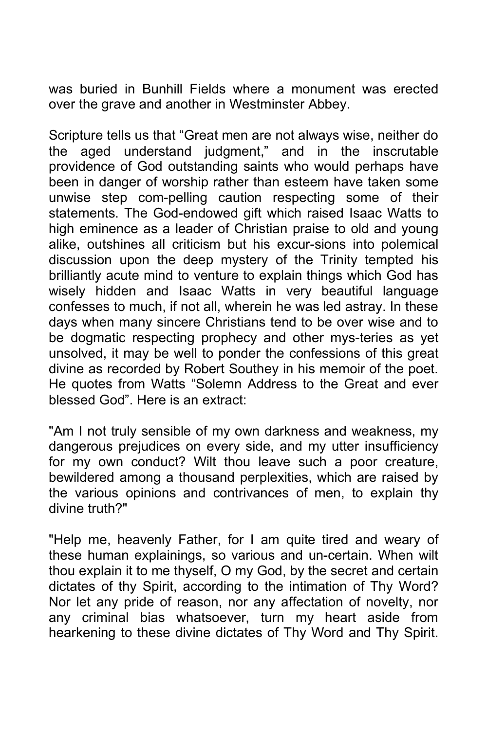was buried in Bunhill Fields where a monument was erected over the grave and another in Westminster Abbey.

Scripture tells us that "Great men are not always wise, neither do the aged understand judgment," and in the inscrutable providence of God outstanding saints who would perhaps have been in danger of worship rather than esteem have taken some unwise step com-pelling caution respecting some of their statements. The God-endowed gift which raised Isaac Watts to high eminence as a leader of Christian praise to old and young alike, outshines all criticism but his excur-sions into polemical discussion upon the deep mystery of the Trinity tempted his brilliantly acute mind to venture to explain things which God has wisely hidden and Isaac Watts in very beautiful language confesses to much, if not all, wherein he was led astray. In these days when many sincere Christians tend to be over wise and to be dogmatic respecting prophecy and other mys-teries as yet unsolved, it may be well to ponder the confessions of this great divine as recorded by Robert Southey in his memoir of the poet. He quotes from Watts "Solemn Address to the Great and ever blessed God". Here is an extract:

"Am I not truly sensible of my own darkness and weakness, my dangerous prejudices on every side, and my utter insufficiency for my own conduct? Wilt thou leave such a poor creature, bewildered among a thousand perplexities, which are raised by the various opinions and contrivances of men, to explain thy divine truth?"

"Help me, heavenly Father, for I am quite tired and weary of these human explainings, so various and un-certain. When wilt thou explain it to me thyself, O my God, by the secret and certain dictates of thy Spirit, according to the intimation of Thy Word? Nor let any pride of reason, nor any affectation of novelty, nor any criminal bias whatsoever, turn my heart aside from hearkening to these divine dictates of Thy Word and Thy Spirit.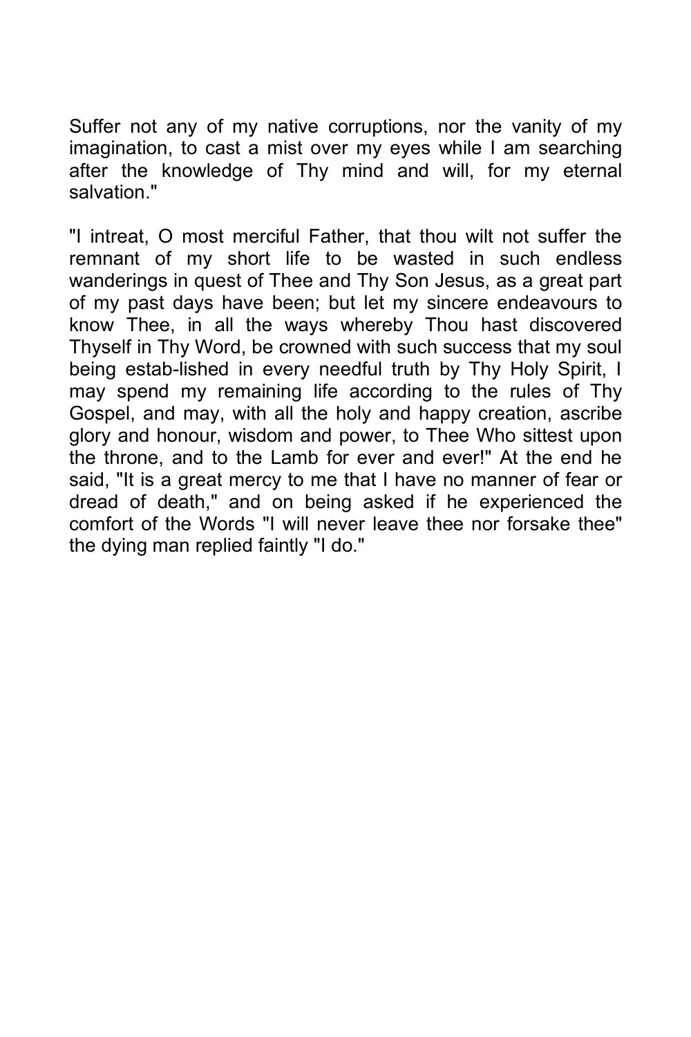Suffer not any of my native corruptions, nor the vanity of my imagination, to cast a mist over my eyes while I am searching after the knowledge of Thy mind and will, for my eternal salvation."

"I intreat, O most merciful Father, that thou wilt not suffer the remnant of my short life to be wasted in such endless wanderings in quest of Thee and Thy Son Jesus, as a great part of my past days have been; but let my sincere endeavours to know Thee, in all the ways whereby Thou hast discovered Thyself in Thy Word, be crowned with such success that my soul being estab-lished in every needful truth by Thy Holy Spirit, I may spend my remaining life according to the rules of Thy Gospel, and may, with all the holy and happy creation, ascribe glory and honour, wisdom and power, to Thee Who sittest upon the throne, and to the Lamb for ever and ever!" At the end he said, "It is a great mercy to me that I have no manner of fear or dread of death," and on being asked if he experienced the comfort of the Words "I will never leave thee nor forsake thee" the dying man replied faintly "I do."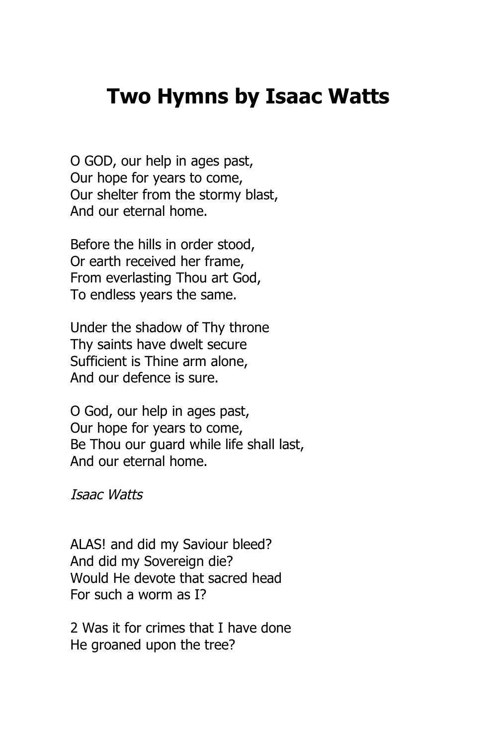# Two Hymns by Isaac Watts

O GOD, our help in ages past,  
Our hope for years to come,  
Our shelter from the stormy blast,  
And our eternal home.

Before the hills in order stood,  
Or earth received her frame,  
From everlasting Thou art God,  
To endless years the same.

Under the shadow of Thy throne  
Thy saints have dwelt secure  
Sufficient is Thine arm alone,  
And our defence is sure.

O God, our help in ages past,  
Our hope for years to come,  
Be Thou our guard while life shall last,  
And our eternal home.

*Isaac Watts*

ALAS! and did my Saviour bleed?  
And did my Sovereign die?  
Would He devote that sacred head  
For such a worm as I?

2 Was it for crimes that I have done  
He groaned upon the tree?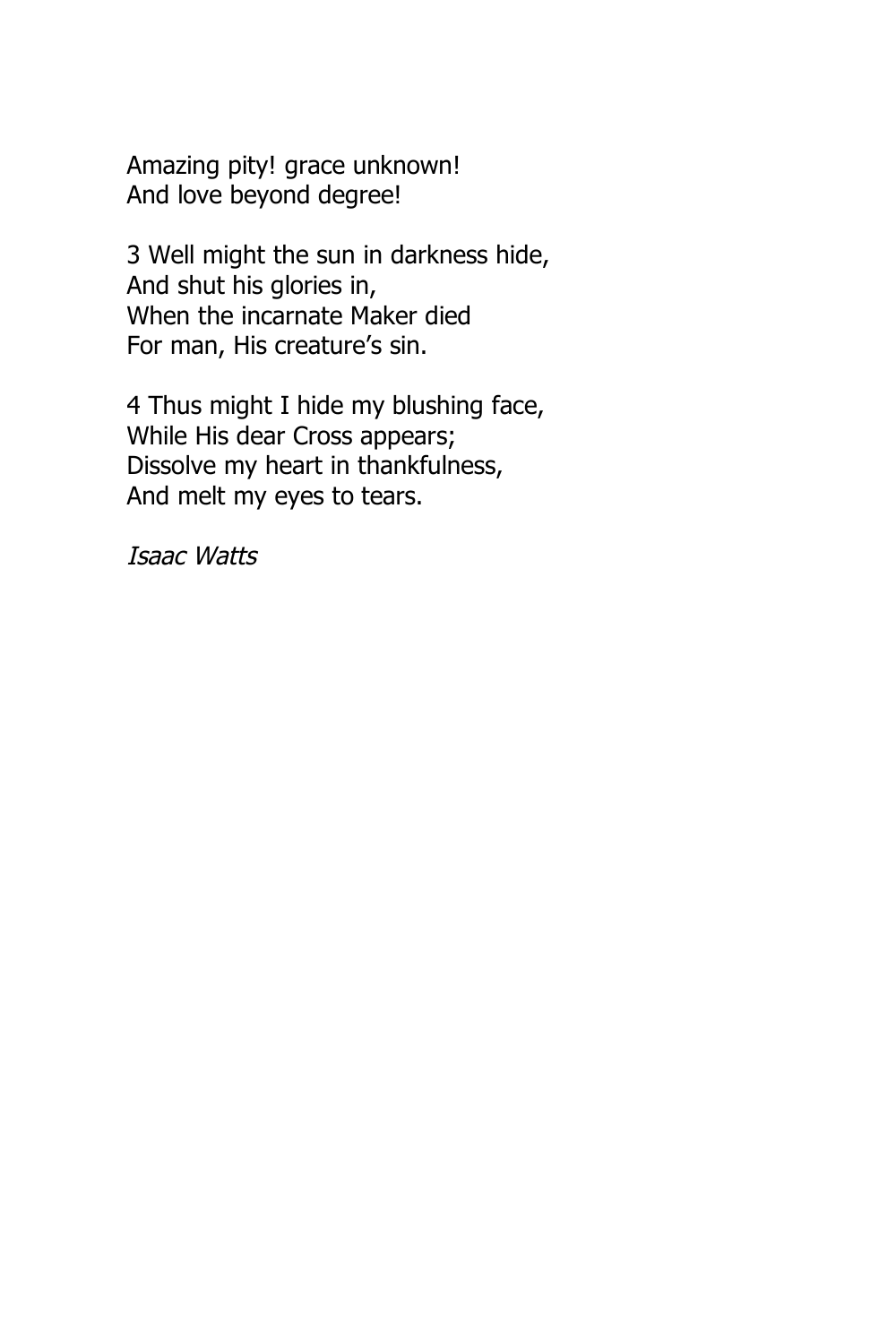Amazing pity! grace unknown!
And love beyond degree!

3 Well might the sun in darkness hide,
And shut his glories in,
When the incarnate Maker died
For man, His creature's sin.

4 Thus might I hide my blushing face,
While His dear Cross appears;
Dissolve my heart in thankfulness,
And melt my eyes to tears.

*Isaac Watts*